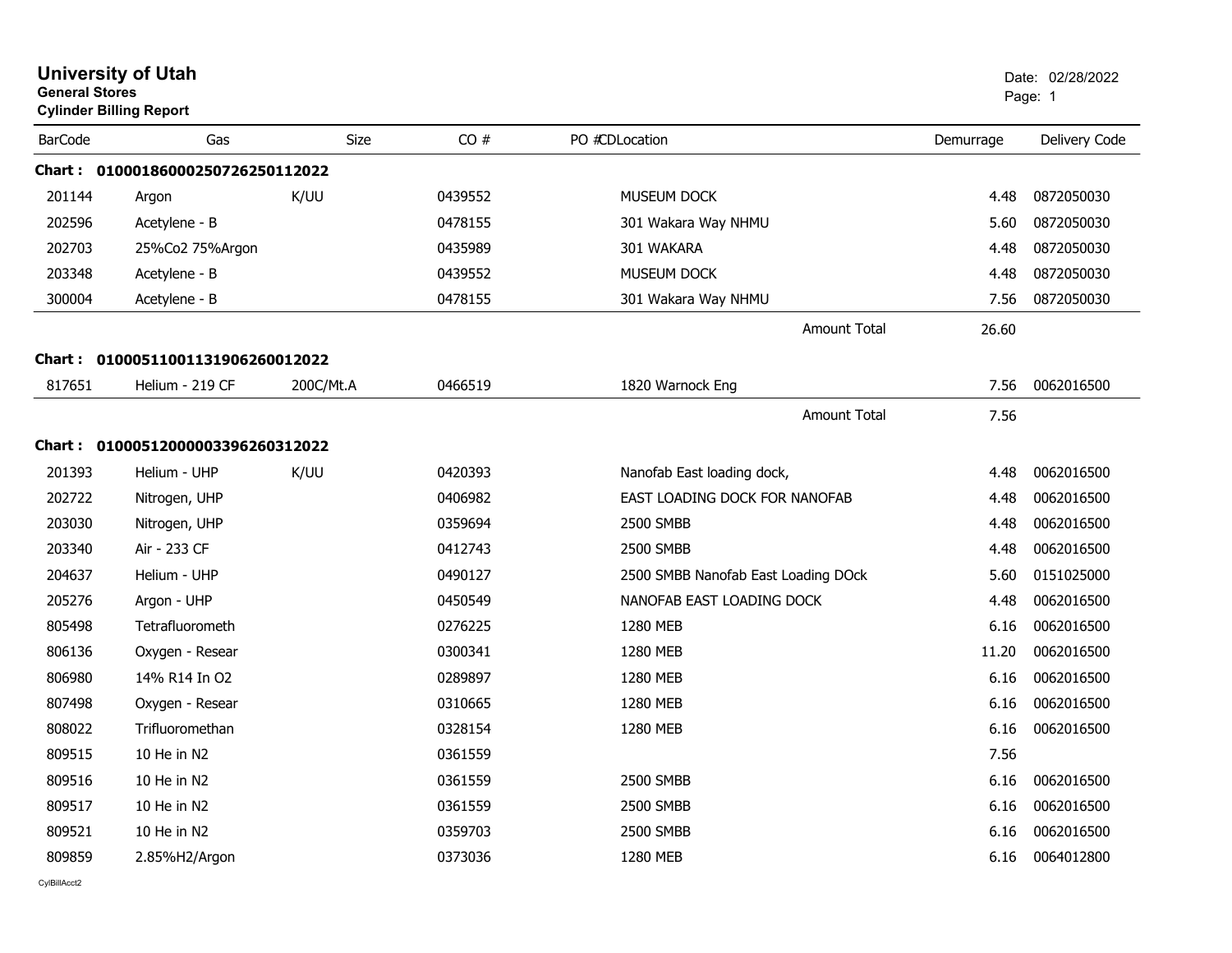# University of Utah

**General Stores**

**Cylinder Billing Report**

Date: 02/28/2022

| BarCode | Gas | Size | CO # | PO #CDLocation | Demurrage | Delivery Code |
|---|---|---|---|---|---|---|
| **Chart : 01000186000250726250112022** | | | | | | |
| 201144 | Argon | K/UU | 0439552 | MUSEUM DOCK | 4.48 | 0872050030 |
| 202596 | Acetylene - B | | 0478155 | 301 Wakara Way NHMU | 5.60 | 0872050030 |
| 202703 | 25%Co2 75%Argon | | 0435989 | 301 WAKARA | 4.48 | 0872050030 |
| 203348 | Acetylene - B | | 0439552 | MUSEUM DOCK | 4.48 | 0872050030 |
| 300004 | Acetylene - B | | 0478155 | 301 Wakara Way NHMU | 7.56 | 0872050030 |
| | | | | Amount Total | 26.60 | |
| **Chart : 01000511001131906260012022** | | | | | | |
| 817651 | Helium - 219 CF | 200C/Mt.A | 0466519 | 1820 Warnock Eng | 7.56 | 0062016500 |
| | | | | Amount Total | 7.56 | |
| **Chart : 01000512000003396260312022** | | | | | | |
| 201393 | Helium - UHP | K/UU | 0420393 | Nanofab East loading dock, | 4.48 | 0062016500 |
| 202722 | Nitrogen, UHP | | 0406982 | EAST LOADING DOCK FOR NANOFAB | 4.48 | 0062016500 |
| 203030 | Nitrogen, UHP | | 0359694 | 2500 SMBB | 4.48 | 0062016500 |
| 203340 | Air - 233 CF | | 0412743 | 2500 SMBB | 4.48 | 0062016500 |
| 204637 | Helium - UHP | | 0490127 | 2500 SMBB Nanofab East Loading DOck | 5.60 | 0151025000 |
| 205276 | Argon - UHP | | 0450549 | NANOFAB EAST LOADING DOCK | 4.48 | 0062016500 |
| 805498 | Tetrafluorometh | | 0276225 | 1280 MEB | 6.16 | 0062016500 |
| 806136 | Oxygen - Resear | | 0300341 | 1280 MEB | 11.20 | 0062016500 |
| 806980 | 14% R14 In O2 | | 0289897 | 1280 MEB | 6.16 | 0062016500 |
| 807498 | Oxygen - Resear | | 0310665 | 1280 MEB | 6.16 | 0062016500 |
| 808022 | Trifluoromethan | | 0328154 | 1280 MEB | 6.16 | 0062016500 |
| 809515 | 10 He in N2 | | 0361559 | | 7.56 | |
| 809516 | 10 He in N2 | | 0361559 | 2500 SMBB | 6.16 | 0062016500 |
| 809517 | 10 He in N2 | | 0361559 | 2500 SMBB | 6.16 | 0062016500 |
| 809521 | 10 He in N2 | | 0359703 | 2500 SMBB | 6.16 | 0062016500 |
| 809859 | 2.85%H2/Argon | | 0373036 | 1280 MEB | 6.16 | 0064012800 |

CylBillAcct2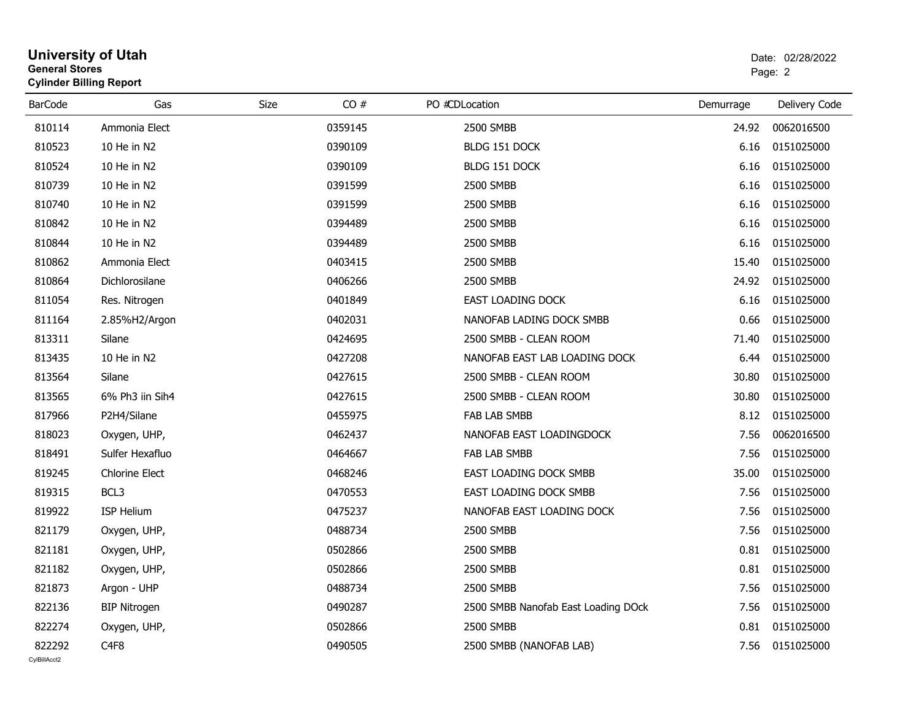# University of Utah

**General Stores**

**Cylinder Billing Report**

Date: 02/28/2022

| BarCode | Gas | Size | CO # | PO # | CDLocation | Demurrage | Delivery Code |
|---|---|---|---|---|---|---|---|
| 810114 | Ammonia Elect | | 0359145 | | 2500 SMBB | 24.92 | 0062016500 |
| 810523 | 10 He in N2 | | 0390109 | | BLDG 151 DOCK | 6.16 | 0151025000 |
| 810524 | 10 He in N2 | | 0390109 | | BLDG 151 DOCK | 6.16 | 0151025000 |
| 810739 | 10 He in N2 | | 0391599 | | 2500 SMBB | 6.16 | 0151025000 |
| 810740 | 10 He in N2 | | 0391599 | | 2500 SMBB | 6.16 | 0151025000 |
| 810842 | 10 He in N2 | | 0394489 | | 2500 SMBB | 6.16 | 0151025000 |
| 810844 | 10 He in N2 | | 0394489 | | 2500 SMBB | 6.16 | 0151025000 |
| 810862 | Ammonia Elect | | 0403415 | | 2500 SMBB | 15.40 | 0151025000 |
| 810864 | Dichlorosilane | | 0406266 | | 2500 SMBB | 24.92 | 0151025000 |
| 811054 | Res. Nitrogen | | 0401849 | | EAST LOADING DOCK | 6.16 | 0151025000 |
| 811164 | 2.85%H2/Argon | | 0402031 | | NANOFAB LADING DOCK SMBB | 0.66 | 0151025000 |
| 813311 | Silane | | 0424695 | | 2500 SMBB - CLEAN ROOM | 71.40 | 0151025000 |
| 813435 | 10 He in N2 | | 0427208 | | NANOFAB EAST LAB LOADING DOCK | 6.44 | 0151025000 |
| 813564 | Silane | | 0427615 | | 2500 SMBB - CLEAN ROOM | 30.80 | 0151025000 |
| 813565 | 6% Ph3 iin Sih4 | | 0427615 | | 2500 SMBB - CLEAN ROOM | 30.80 | 0151025000 |
| 817966 | P2H4/Silane | | 0455975 | | FAB LAB SMBB | 8.12 | 0151025000 |
| 818023 | Oxygen, UHP, | | 0462437 | | NANOFAB EAST LOADINGDOCK | 7.56 | 0062016500 |
| 818491 | Sulfer Hexafluo | | 0464667 | | FAB LAB SMBB | 7.56 | 0151025000 |
| 819245 | Chlorine Elect | | 0468246 | | EAST LOADING DOCK SMBB | 35.00 | 0151025000 |
| 819315 | BCL3 | | 0470553 | | EAST LOADING DOCK SMBB | 7.56 | 0151025000 |
| 819922 | ISP Helium | | 0475237 | | NANOFAB EAST LOADING DOCK | 7.56 | 0151025000 |
| 821179 | Oxygen, UHP, | | 0488734 | | 2500 SMBB | 7.56 | 0151025000 |
| 821181 | Oxygen, UHP, | | 0502866 | | 2500 SMBB | 0.81 | 0151025000 |
| 821182 | Oxygen, UHP, | | 0502866 | | 2500 SMBB | 0.81 | 0151025000 |
| 821873 | Argon - UHP | | 0488734 | | 2500 SMBB | 7.56 | 0151025000 |
| 822136 | BIP Nitrogen | | 0490287 | | 2500 SMBB Nanofab East Loading DOck | 7.56 | 0151025000 |
| 822274 | Oxygen, UHP, | | 0502866 | | 2500 SMBB | 0.81 | 0151025000 |
| 822292 | C4F8 | | 0490505 | | 2500 SMBB (NANOFAB LAB) | 7.56 | 0151025000 |

CylBillAcct2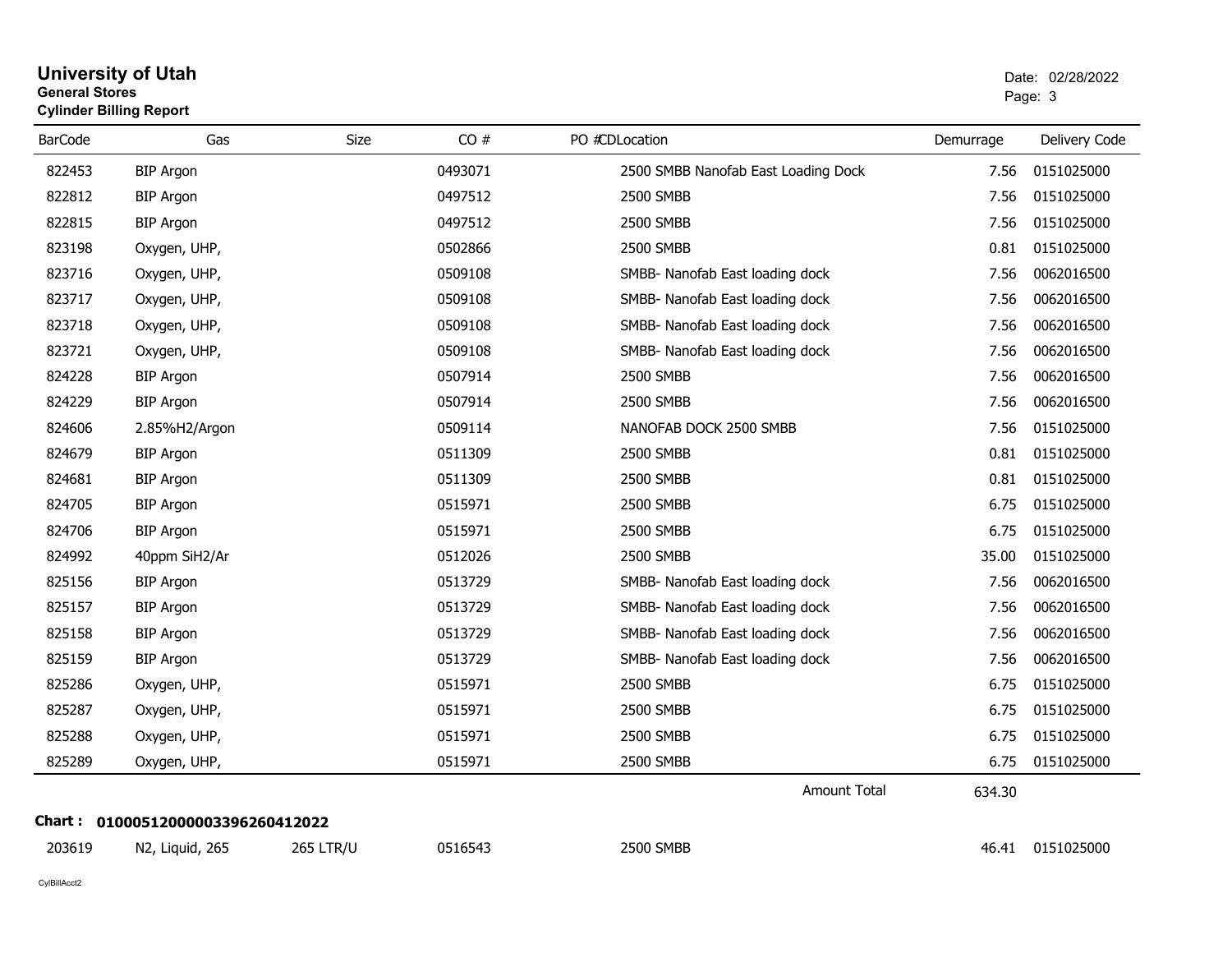# University of Utah

**General Stores**

**Cylinder Billing Report**

Date: 02/28/2022

| BarCode | Gas | Size | CO # | PO # | CDLocation | Demurrage | Delivery Code |
|---|---|---|---|---|---|---|---|
| 822453 | BIP Argon | | 0493071 | | 2500 SMBB Nanofab East Loading Dock | 7.56 | 0151025000 |
| 822812 | BIP Argon | | 0497512 | | 2500 SMBB | 7.56 | 0151025000 |
| 822815 | BIP Argon | | 0497512 | | 2500 SMBB | 7.56 | 0151025000 |
| 823198 | Oxygen, UHP, | | 0502866 | | 2500 SMBB | 0.81 | 0151025000 |
| 823716 | Oxygen, UHP, | | 0509108 | | SMBB- Nanofab East loading dock | 7.56 | 0062016500 |
| 823717 | Oxygen, UHP, | | 0509108 | | SMBB- Nanofab East loading dock | 7.56 | 0062016500 |
| 823718 | Oxygen, UHP, | | 0509108 | | SMBB- Nanofab East loading dock | 7.56 | 0062016500 |
| 823721 | Oxygen, UHP, | | 0509108 | | SMBB- Nanofab East loading dock | 7.56 | 0062016500 |
| 824228 | BIP Argon | | 0507914 | | 2500 SMBB | 7.56 | 0062016500 |
| 824229 | BIP Argon | | 0507914 | | 2500 SMBB | 7.56 | 0062016500 |
| 824606 | 2.85%H2/Argon | | 0509114 | | NANOFAB DOCK 2500 SMBB | 7.56 | 0151025000 |
| 824679 | BIP Argon | | 0511309 | | 2500 SMBB | 0.81 | 0151025000 |
| 824681 | BIP Argon | | 0511309 | | 2500 SMBB | 0.81 | 0151025000 |
| 824705 | BIP Argon | | 0515971 | | 2500 SMBB | 6.75 | 0151025000 |
| 824706 | BIP Argon | | 0515971 | | 2500 SMBB | 6.75 | 0151025000 |
| 824992 | 40ppm SiH2/Ar | | 0512026 | | 2500 SMBB | 35.00 | 0151025000 |
| 825156 | BIP Argon | | 0513729 | | SMBB- Nanofab East loading dock | 7.56 | 0062016500 |
| 825157 | BIP Argon | | 0513729 | | SMBB- Nanofab East loading dock | 7.56 | 0062016500 |
| 825158 | BIP Argon | | 0513729 | | SMBB- Nanofab East loading dock | 7.56 | 0062016500 |
| 825159 | BIP Argon | | 0513729 | | SMBB- Nanofab East loading dock | 7.56 | 0062016500 |
| 825286 | Oxygen, UHP, | | 0515971 | | 2500 SMBB | 6.75 | 0151025000 |
| 825287 | Oxygen, UHP, | | 0515971 | | 2500 SMBB | 6.75 | 0151025000 |
| 825288 | Oxygen, UHP, | | 0515971 | | 2500 SMBB | 6.75 | 0151025000 |
| 825289 | Oxygen, UHP, | | 0515971 | | 2500 SMBB | 6.75 | 0151025000 |
| | | | | | Amount Total | 634.30 | |

**Chart : 01000512000003396260412022**

| BarCode | Gas | Size | CO # | PO # | CDLocation | Demurrage | Delivery Code |
|---|---|---|---|---|---|---|---|
| 203619 | N2, Liquid, 265 | 265 LTR/U | 0516543 | | 2500 SMBB | 46.41 | 0151025000 |

CylBillAcct2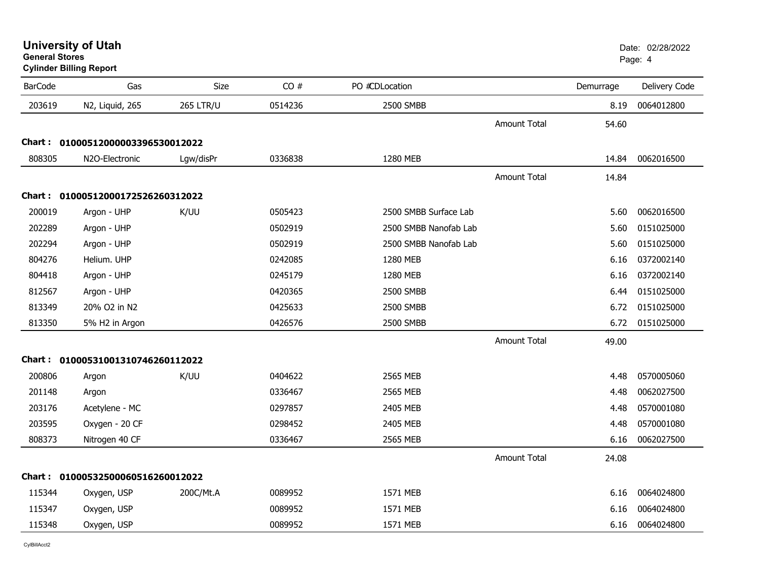# University of Utah

**General Stores**

**Cylinder Billing Report**

Date: 02/28/2022

| BarCode | Gas | Size | CO # | PO # | CDLocation | | Demurrage | Delivery Code |
|---|---|---|---|---|---|---|---|---|
| 203619 | N2, Liquid, 265 | 265 LTR/U | 0514236 | | 2500 SMBB | | 8.19 | 0064012800 |
| | | | | | | Amount Total | 54.60 | |
| **Chart :** | **01000512000003396530012022** | | | | | | | |
| 808305 | N2O-Electronic | Lgw/disPr | 0336838 | | 1280 MEB | | 14.84 | 0062016500 |
| | | | | | | Amount Total | 14.84 | |
| **Chart :** | **01000512000172526260312022** | | | | | | | |
| 200019 | Argon - UHP | K/UU | 0505423 | | 2500 SMBB Surface Lab | | 5.60 | 0062016500 |
| 202289 | Argon - UHP | | 0502919 | | 2500 SMBB Nanofab Lab | | 5.60 | 0151025000 |
| 202294 | Argon - UHP | | 0502919 | | 2500 SMBB Nanofab Lab | | 5.60 | 0151025000 |
| 804276 | Helium. UHP | | 0242085 | | 1280 MEB | | 6.16 | 0372002140 |
| 804418 | Argon - UHP | | 0245179 | | 1280 MEB | | 6.16 | 0372002140 |
| 812567 | Argon - UHP | | 0420365 | | 2500 SMBB | | 6.44 | 0151025000 |
| 813349 | 20% O2 in N2 | | 0425633 | | 2500 SMBB | | 6.72 | 0151025000 |
| 813350 | 5% H2 in Argon | | 0426576 | | 2500 SMBB | | 6.72 | 0151025000 |
| | | | | | | Amount Total | 49.00 | |
| **Chart :** | **01000531001310746260112022** | | | | | | | |
| 200806 | Argon | K/UU | 0404622 | | 2565 MEB | | 4.48 | 0570005060 |
| 201148 | Argon | | 0336467 | | 2565 MEB | | 4.48 | 0062027500 |
| 203176 | Acetylene - MC | | 0297857 | | 2405 MEB | | 4.48 | 0570001080 |
| 203595 | Oxygen - 20 CF | | 0298452 | | 2405 MEB | | 4.48 | 0570001080 |
| 808373 | Nitrogen 40 CF | | 0336467 | | 2565 MEB | | 6.16 | 0062027500 |
| | | | | | | Amount Total | 24.08 | |
| **Chart :** | **01000532500060516260012022** | | | | | | | |
| 115344 | Oxygen, USP | 200C/Mt.A | 0089952 | | 1571 MEB | | 6.16 | 0064024800 |
| 115347 | Oxygen, USP | | 0089952 | | 1571 MEB | | 6.16 | 0064024800 |
| 115348 | Oxygen, USP | | 0089952 | | 1571 MEB | | 6.16 | 0064024800 |

CylBillAcct2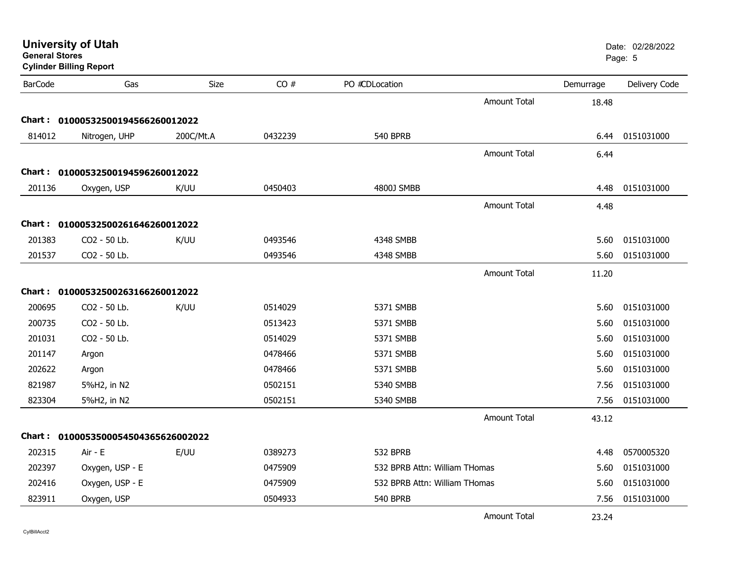# University of Utah

**General Stores**

**Cylinder Billing Report**

Date: 02/28/2022

| BarCode | Gas | Size | CO # | PO # | CDLocation | | Demurrage | Delivery Code |
|---|---|---|---|---|---|---|---|---|
| | | | | | | Amount Total | 18.48 | |
| **Chart :** | **01000532500194566260012022** | | | | | | | |
| 814012 | Nitrogen, UHP | 200C/Mt.A | 0432239 | | 540 BPRB | | 6.44 | 0151031000 |
| | | | | | | Amount Total | 6.44 | |
| **Chart :** | **01000532500194596260012022** | | | | | | | |
| 201136 | Oxygen, USP | K/UU | 0450403 | | 4800J SMBB | | 4.48 | 0151031000 |
| | | | | | | Amount Total | 4.48 | |
| **Chart :** | **01000532500261646260012022** | | | | | | | |
| 201383 | CO2 - 50 Lb. | K/UU | 0493546 | | 4348 SMBB | | 5.60 | 0151031000 |
| 201537 | CO2 - 50 Lb. | | 0493546 | | 4348 SMBB | | 5.60 | 0151031000 |
| | | | | | | Amount Total | 11.20 | |
| **Chart :** | **01000532500263166260012022** | | | | | | | |
| 200695 | CO2 - 50 Lb. | K/UU | 0514029 | | 5371 SMBB | | 5.60 | 0151031000 |
| 200735 | CO2 - 50 Lb. | | 0513423 | | 5371 SMBB | | 5.60 | 0151031000 |
| 201031 | CO2 - 50 Lb. | | 0514029 | | 5371 SMBB | | 5.60 | 0151031000 |
| 201147 | Argon | | 0478466 | | 5371 SMBB | | 5.60 | 0151031000 |
| 202622 | Argon | | 0478466 | | 5371 SMBB | | 5.60 | 0151031000 |
| 821987 | 5%H2, in N2 | | 0502151 | | 5340 SMBB | | 7.56 | 0151031000 |
| 823304 | 5%H2, in N2 | | 0502151 | | 5340 SMBB | | 7.56 | 0151031000 |
| | | | | | | Amount Total | 43.12 | |
| **Chart :** | **01000535000545043656260022022** | | | | | | | |
| 202315 | Air - E | E/UU | 0389273 | | 532 BPRB | | 4.48 | 0570005320 |
| 202397 | Oxygen, USP - E | | 0475909 | | 532 BPRB Attn: William THomas | | 5.60 | 0151031000 |
| 202416 | Oxygen, USP - E | | 0475909 | | 532 BPRB Attn: William THomas | | 5.60 | 0151031000 |
| 823911 | Oxygen, USP | | 0504933 | | 540 BPRB | | 7.56 | 0151031000 |
| | | | | | | Amount Total | 23.24 | |

CylBillAcct2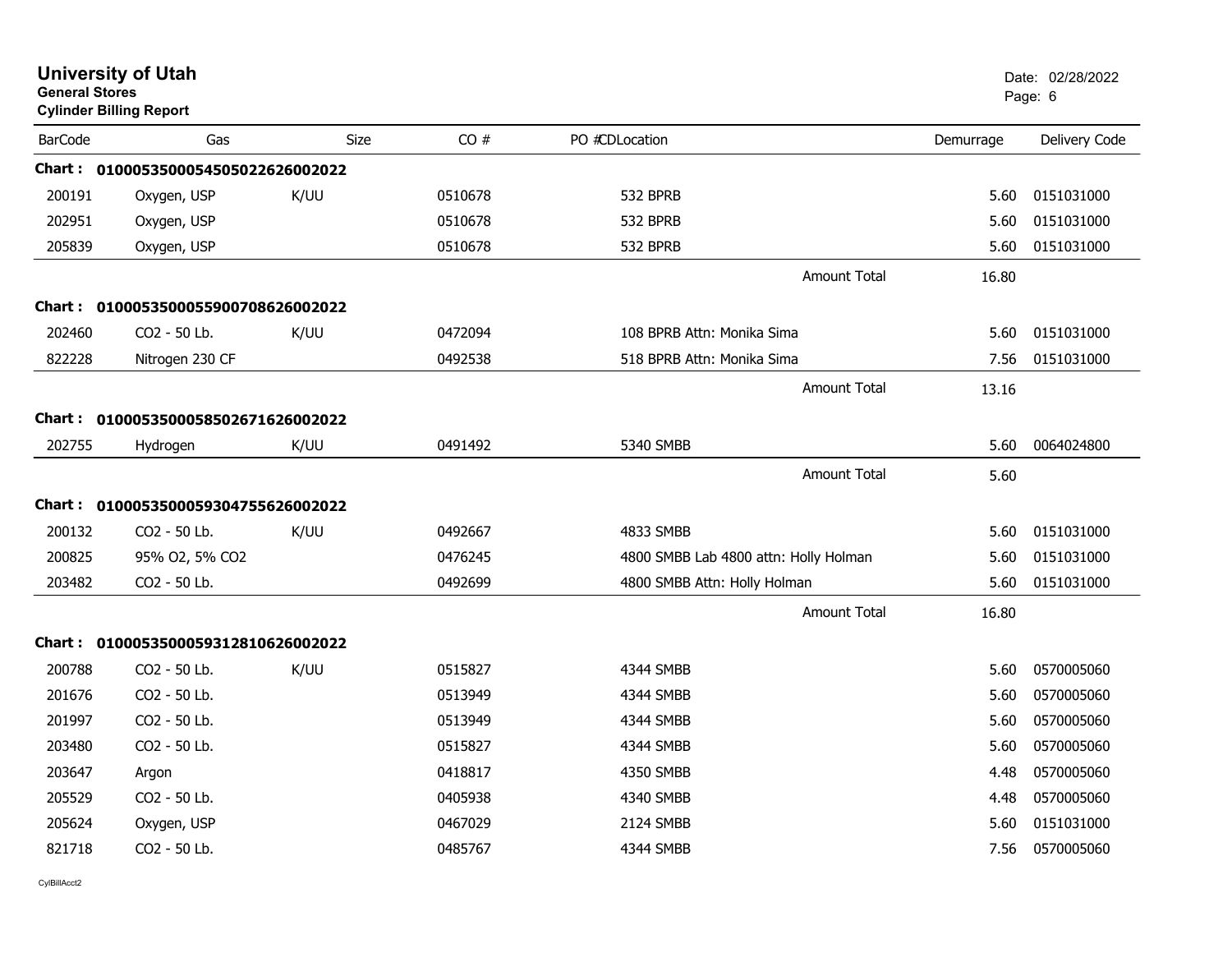# University of Utah

**General Stores**

**Cylinder Billing Report**

Date: 02/28/2022

| BarCode | Gas | Size | CO # | PO #CDLocation | Demurrage | Delivery Code |
|---|---|---|---|---|---|---|
| **Chart : 01000535000545050226260020222** | | | | | | |
| 200191 | Oxygen, USP | K/UU | 0510678 | 532 BPRB | 5.60 | 0151031000 |
| 202951 | Oxygen, USP | | 0510678 | 532 BPRB | 5.60 | 0151031000 |
| 205839 | Oxygen, USP | | 0510678 | 532 BPRB | 5.60 | 0151031000 |
| | | | | Amount Total | 16.80 | |
| **Chart : 01000535000559007086260020222** | | | | | | |
| 202460 | CO2 - 50 Lb. | K/UU | 0472094 | 108 BPRB Attn: Monika Sima | 5.60 | 0151031000 |
| 822228 | Nitrogen 230 CF | | 0492538 | 518 BPRB Attn: Monika Sima | 7.56 | 0151031000 |
| | | | | Amount Total | 13.16 | |
| **Chart : 01000535000585026716260020222** | | | | | | |
| 202755 | Hydrogen | K/UU | 0491492 | 5340 SMBB | 5.60 | 0064024800 |
| | | | | Amount Total | 5.60 | |
| **Chart : 01000535000593047556260020222** | | | | | | |
| 200132 | CO2 - 50 Lb. | K/UU | 0492667 | 4833 SMBB | 5.60 | 0151031000 |
| 200825 | 95% O2, 5% CO2 | | 0476245 | 4800 SMBB Lab 4800 attn: Holly Holman | 5.60 | 0151031000 |
| 203482 | CO2 - 50 Lb. | | 0492699 | 4800 SMBB Attn: Holly Holman | 5.60 | 0151031000 |
| | | | | Amount Total | 16.80 | |
| **Chart : 01000535000593128106260020222** | | | | | | |
| 200788 | CO2 - 50 Lb. | K/UU | 0515827 | 4344 SMBB | 5.60 | 0570005060 |
| 201676 | CO2 - 50 Lb. | | 0513949 | 4344 SMBB | 5.60 | 0570005060 |
| 201997 | CO2 - 50 Lb. | | 0513949 | 4344 SMBB | 5.60 | 0570005060 |
| 203480 | CO2 - 50 Lb. | | 0515827 | 4344 SMBB | 5.60 | 0570005060 |
| 203647 | Argon | | 0418817 | 4350 SMBB | 4.48 | 0570005060 |
| 205529 | CO2 - 50 Lb. | | 0405938 | 4340 SMBB | 4.48 | 0570005060 |
| 205624 | Oxygen, USP | | 0467029 | 2124 SMBB | 5.60 | 0151031000 |
| 821718 | CO2 - 50 Lb. | | 0485767 | 4344 SMBB | 7.56 | 0570005060 |

CylBillAcct2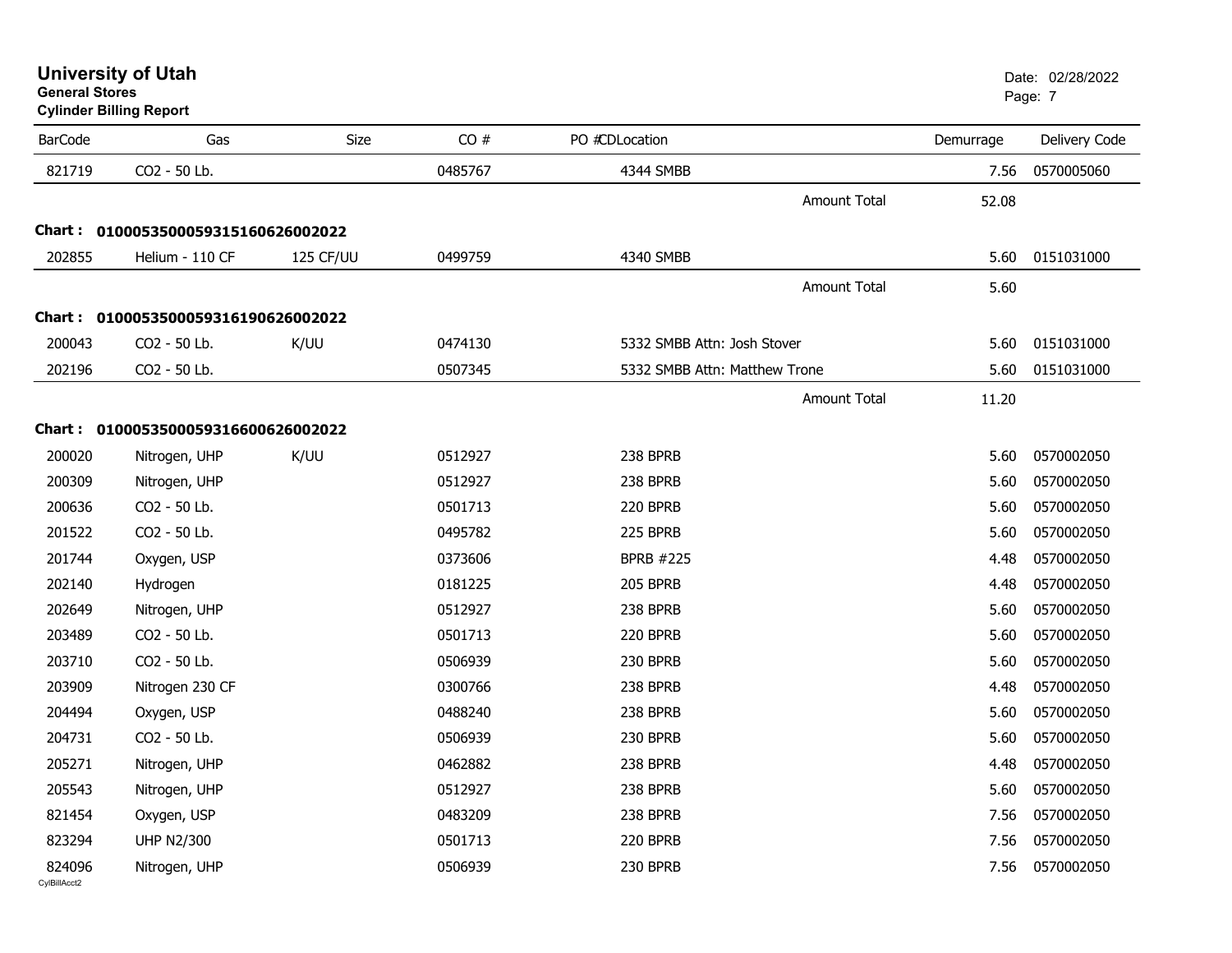# University of Utah

**General Stores**

**Cylinder Billing Report**

Date: 02/28/2022

| BarCode | Gas | Size | CO # | PO #CDLocation | Demurrage | Delivery Code |
|---|---|---|---|---|---|---|
| 821719 | CO2 - 50 Lb. | | 0485767 | 4344 SMBB | 7.56 | 0570005060 |
| | | | | Amount Total | 52.08 | |
| **Chart : 01000535000593151606260020 22** | | | | | | |
| 202855 | Helium - 110 CF | 125 CF/UU | 0499759 | 4340 SMBB | 5.60 | 0151031000 |
| | | | | Amount Total | 5.60 | |
| **Chart : 01000535000593161906260020 22** | | | | | | |
| 200043 | CO2 - 50 Lb. | K/UU | 0474130 | 5332 SMBB Attn: Josh Stover | 5.60 | 0151031000 |
| 202196 | CO2 - 50 Lb. | | 0507345 | 5332 SMBB Attn: Matthew Trone | 5.60 | 0151031000 |
| | | | | Amount Total | 11.20 | |
| **Chart : 01000535000593166006260020 22** | | | | | | |
| 200020 | Nitrogen, UHP | K/UU | 0512927 | 238 BPRB | 5.60 | 0570002050 |
| 200309 | Nitrogen, UHP | | 0512927 | 238 BPRB | 5.60 | 0570002050 |
| 200636 | CO2 - 50 Lb. | | 0501713 | 220 BPRB | 5.60 | 0570002050 |
| 201522 | CO2 - 50 Lb. | | 0495782 | 225 BPRB | 5.60 | 0570002050 |
| 201744 | Oxygen, USP | | 0373606 | BPRB #225 | 4.48 | 0570002050 |
| 202140 | Hydrogen | | 0181225 | 205 BPRB | 4.48 | 0570002050 |
| 202649 | Nitrogen, UHP | | 0512927 | 238 BPRB | 5.60 | 0570002050 |
| 203489 | CO2 - 50 Lb. | | 0501713 | 220 BPRB | 5.60 | 0570002050 |
| 203710 | CO2 - 50 Lb. | | 0506939 | 230 BPRB | 5.60 | 0570002050 |
| 203909 | Nitrogen 230 CF | | 0300766 | 238 BPRB | 4.48 | 0570002050 |
| 204494 | Oxygen, USP | | 0488240 | 238 BPRB | 5.60 | 0570002050 |
| 204731 | CO2 - 50 Lb. | | 0506939 | 230 BPRB | 5.60 | 0570002050 |
| 205271 | Nitrogen, UHP | | 0462882 | 238 BPRB | 4.48 | 0570002050 |
| 205543 | Nitrogen, UHP | | 0512927 | 238 BPRB | 5.60 | 0570002050 |
| 821454 | Oxygen, USP | | 0483209 | 238 BPRB | 7.56 | 0570002050 |
| 823294 | UHP N2/300 | | 0501713 | 220 BPRB | 7.56 | 0570002050 |
| 824096 | Nitrogen, UHP | | 0506939 | 230 BPRB | 7.56 | 0570002050 |

CylBillAcct2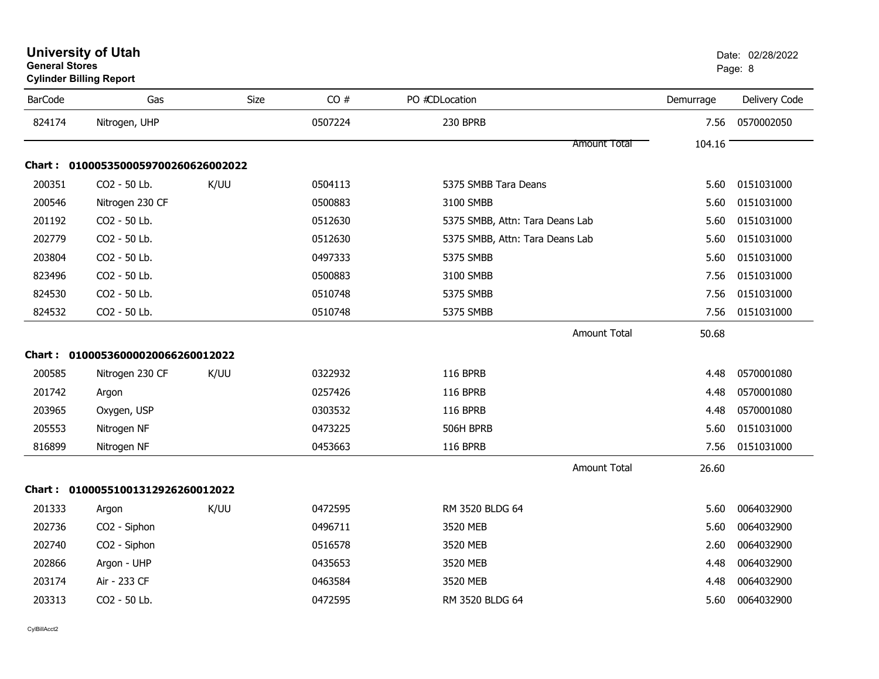# University of Utah
**General Stores**
**Cylinder Billing Report**

Date: 02/28/2022

| BarCode | Gas | Size | CO # | PO #CDLocation | Demurrage | Delivery Code |
|---|---|---|---|---|---|---|
| 824174 | Nitrogen, UHP | | 0507224 | 230 BPRB | 7.56 | 0570002050 |
| | | | | Amount Total | 104.16 | |

**Chart : 01000535000597002606260020 22**

| BarCode | Gas | Size | CO # | PO #CDLocation | Demurrage | Delivery Code |
|---|---|---|---|---|---|---|
| 200351 | CO2 - 50 Lb. | K/UU | 0504113 | 5375 SMBB Tara Deans | 5.60 | 0151031000 |
| 200546 | Nitrogen 230 CF | | 0500883 | 3100 SMBB | 5.60 | 0151031000 |
| 201192 | CO2 - 50 Lb. | | 0512630 | 5375 SMBB, Attn: Tara Deans Lab | 5.60 | 0151031000 |
| 202779 | CO2 - 50 Lb. | | 0512630 | 5375 SMBB, Attn: Tara Deans Lab | 5.60 | 0151031000 |
| 203804 | CO2 - 50 Lb. | | 0497333 | 5375 SMBB | 5.60 | 0151031000 |
| 823496 | CO2 - 50 Lb. | | 0500883 | 3100 SMBB | 7.56 | 0151031000 |
| 824530 | CO2 - 50 Lb. | | 0510748 | 5375 SMBB | 7.56 | 0151031000 |
| 824532 | CO2 - 50 Lb. | | 0510748 | 5375 SMBB | 7.56 | 0151031000 |
| | | | | Amount Total | 50.68 | |

**Chart : 01000536000020066260012022**

| BarCode | Gas | Size | CO # | PO #CDLocation | Demurrage | Delivery Code |
|---|---|---|---|---|---|---|
| 200585 | Nitrogen 230 CF | K/UU | 0322932 | 116 BPRB | 4.48 | 0570001080 |
| 201742 | Argon | | 0257426 | 116 BPRB | 4.48 | 0570001080 |
| 203965 | Oxygen, USP | | 0303532 | 116 BPRB | 4.48 | 0570001080 |
| 205553 | Nitrogen NF | | 0473225 | 506H BPRB | 5.60 | 0151031000 |
| 816899 | Nitrogen NF | | 0453663 | 116 BPRB | 7.56 | 0151031000 |
| | | | | Amount Total | 26.60 | |

**Chart : 01000551001312926260012022**

| BarCode | Gas | Size | CO # | PO #CDLocation | Demurrage | Delivery Code |
|---|---|---|---|---|---|---|
| 201333 | Argon | K/UU | 0472595 | RM 3520 BLDG 64 | 5.60 | 0064032900 |
| 202736 | CO2 - Siphon | | 0496711 | 3520 MEB | 5.60 | 0064032900 |
| 202740 | CO2 - Siphon | | 0516578 | 3520 MEB | 2.60 | 0064032900 |
| 202866 | Argon - UHP | | 0435653 | 3520 MEB | 4.48 | 0064032900 |
| 203174 | Air - 233 CF | | 0463584 | 3520 MEB | 4.48 | 0064032900 |
| 203313 | CO2 - 50 Lb. | | 0472595 | RM 3520 BLDG 64 | 5.60 | 0064032900 |

CylBillAcct2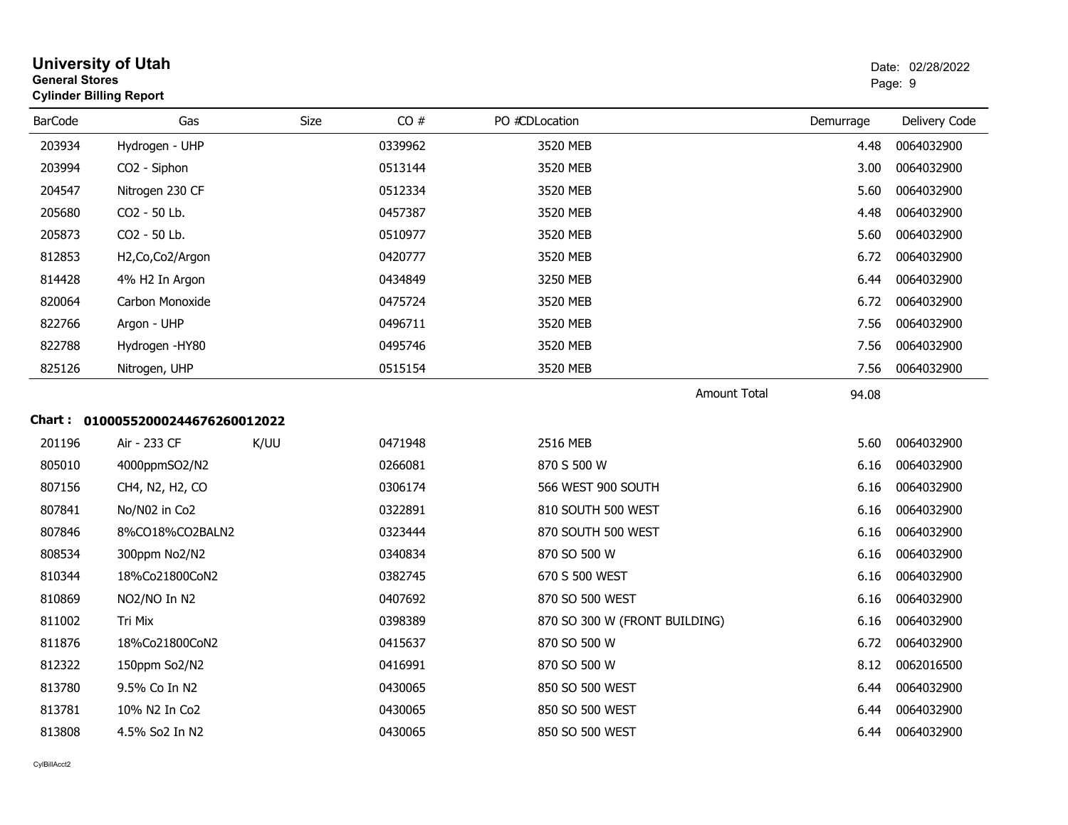# University of Utah

**General Stores**

**Cylinder Billing Report**

Date: 02/28/2022

| BarCode | Gas | Size | CO # | PO #CDLocation | Demurrage | Delivery Code |
|---|---|---|---|---|---|---|
| 203934 | Hydrogen - UHP | | 0339962 | 3520 MEB | 4.48 | 0064032900 |
| 203994 | CO2 - Siphon | | 0513144 | 3520 MEB | 3.00 | 0064032900 |
| 204547 | Nitrogen 230 CF | | 0512334 | 3520 MEB | 5.60 | 0064032900 |
| 205680 | CO2 - 50 Lb. | | 0457387 | 3520 MEB | 4.48 | 0064032900 |
| 205873 | CO2 - 50 Lb. | | 0510977 | 3520 MEB | 5.60 | 0064032900 |
| 812853 | H2,Co,Co2/Argon | | 0420777 | 3520 MEB | 6.72 | 0064032900 |
| 814428 | 4% H2 In Argon | | 0434849 | 3250 MEB | 6.44 | 0064032900 |
| 820064 | Carbon Monoxide | | 0475724 | 3520 MEB | 6.72 | 0064032900 |
| 822766 | Argon - UHP | | 0496711 | 3520 MEB | 7.56 | 0064032900 |
| 822788 | Hydrogen -HY80 | | 0495746 | 3520 MEB | 7.56 | 0064032900 |
| 825126 | Nitrogen, UHP | | 0515154 | 3520 MEB | 7.56 | 0064032900 |
| | | | | Amount Total | 94.08 | |

**Chart : 01000552000244676260012022**

| BarCode | Gas | Size | CO # | PO #CDLocation | Demurrage | Delivery Code |
|---|---|---|---|---|---|---|
| 201196 | Air - 233 CF | K/UU | 0471948 | 2516 MEB | 5.60 | 0064032900 |
| 805010 | 4000ppmSO2/N2 | | 0266081 | 870 S 500 W | 6.16 | 0064032900 |
| 807156 | CH4, N2, H2, CO | | 0306174 | 566 WEST 900 SOUTH | 6.16 | 0064032900 |
| 807841 | No/N02 in Co2 | | 0322891 | 810 SOUTH 500 WEST | 6.16 | 0064032900 |
| 807846 | 8%CO18%CO2BALN2 | | 0323444 | 870 SOUTH 500 WEST | 6.16 | 0064032900 |
| 808534 | 300ppm No2/N2 | | 0340834 | 870 SO 500 W | 6.16 | 0064032900 |
| 810344 | 18%Co21800CoN2 | | 0382745 | 670 S 500 WEST | 6.16 | 0064032900 |
| 810869 | NO2/NO In N2 | | 0407692 | 870 SO 500 WEST | 6.16 | 0064032900 |
| 811002 | Tri Mix | | 0398389 | 870 SO 300 W (FRONT BUILDING) | 6.16 | 0064032900 |
| 811876 | 18%Co21800CoN2 | | 0415637 | 870 SO 500 W | 6.72 | 0064032900 |
| 812322 | 150ppm So2/N2 | | 0416991 | 870 SO 500 W | 8.12 | 0062016500 |
| 813780 | 9.5% Co In N2 | | 0430065 | 850 SO 500 WEST | 6.44 | 0064032900 |
| 813781 | 10% N2 In Co2 | | 0430065 | 850 SO 500 WEST | 6.44 | 0064032900 |
| 813808 | 4.5% So2 In N2 | | 0430065 | 850 SO 500 WEST | 6.44 | 0064032900 |

CylBillAcct2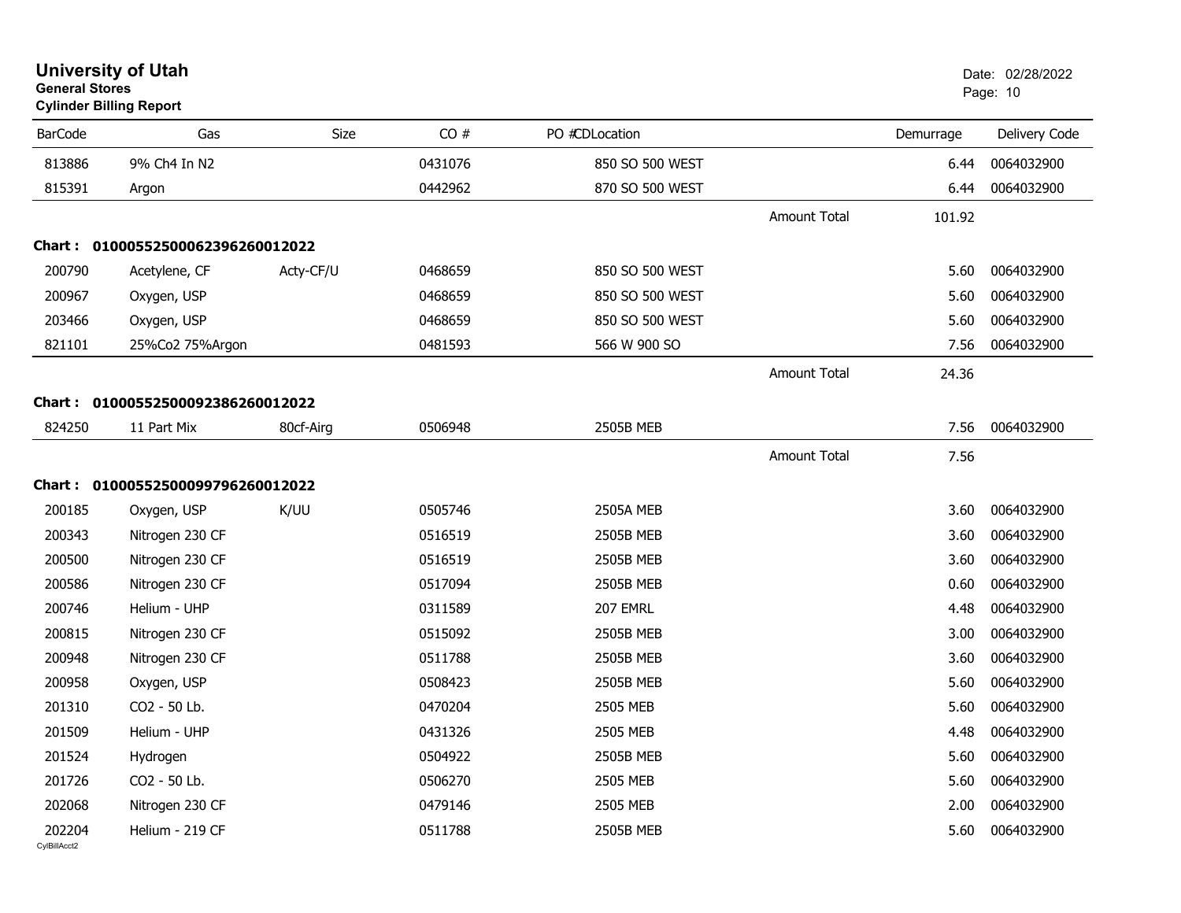# University of Utah

**General Stores**

**Cylinder Billing Report**

Date: 02/28/2022

| BarCode | Gas | Size | CO # | PO #CDLocation | | Demurrage | Delivery Code |
|---|---|---|---|---|---|---|---|
| 813886 | 9% Ch4 In N2 | | 0431076 | 850 SO 500 WEST | | 6.44 | 0064032900 |
| 815391 | Argon | | 0442962 | 870 SO 500 WEST | | 6.44 | 0064032900 |
| | | | | | Amount Total | 101.92 | |
| **Chart :** | **01000552500062396260012022** | | | | | | |
| 200790 | Acetylene, CF | Acty-CF/U | 0468659 | 850 SO 500 WEST | | 5.60 | 0064032900 |
| 200967 | Oxygen, USP | | 0468659 | 850 SO 500 WEST | | 5.60 | 0064032900 |
| 203466 | Oxygen, USP | | 0468659 | 850 SO 500 WEST | | 5.60 | 0064032900 |
| 821101 | 25%Co2 75%Argon | | 0481593 | 566 W 900 SO | | 7.56 | 0064032900 |
| | | | | | Amount Total | 24.36 | |
| **Chart :** | **01000552500092386260012022** | | | | | | |
| 824250 | 11 Part Mix | 80cf-Airg | 0506948 | 2505B MEB | | 7.56 | 0064032900 |
| | | | | | Amount Total | 7.56 | |
| **Chart :** | **01000552500099796260012022** | | | | | | |
| 200185 | Oxygen, USP | K/UU | 0505746 | 2505A MEB | | 3.60 | 0064032900 |
| 200343 | Nitrogen 230 CF | | 0516519 | 2505B MEB | | 3.60 | 0064032900 |
| 200500 | Nitrogen 230 CF | | 0516519 | 2505B MEB | | 3.60 | 0064032900 |
| 200586 | Nitrogen 230 CF | | 0517094 | 2505B MEB | | 0.60 | 0064032900 |
| 200746 | Helium - UHP | | 0311589 | 207 EMRL | | 4.48 | 0064032900 |
| 200815 | Nitrogen 230 CF | | 0515092 | 2505B MEB | | 3.00 | 0064032900 |
| 200948 | Nitrogen 230 CF | | 0511788 | 2505B MEB | | 3.60 | 0064032900 |
| 200958 | Oxygen, USP | | 0508423 | 2505B MEB | | 5.60 | 0064032900 |
| 201310 | CO2 - 50 Lb. | | 0470204 | 2505 MEB | | 5.60 | 0064032900 |
| 201509 | Helium - UHP | | 0431326 | 2505 MEB | | 4.48 | 0064032900 |
| 201524 | Hydrogen | | 0504922 | 2505B MEB | | 5.60 | 0064032900 |
| 201726 | CO2 - 50 Lb. | | 0506270 | 2505 MEB | | 5.60 | 0064032900 |
| 202068 | Nitrogen 230 CF | | 0479146 | 2505 MEB | | 2.00 | 0064032900 |
| 202204 | Helium - 219 CF | | 0511788 | 2505B MEB | | 5.60 | 0064032900 |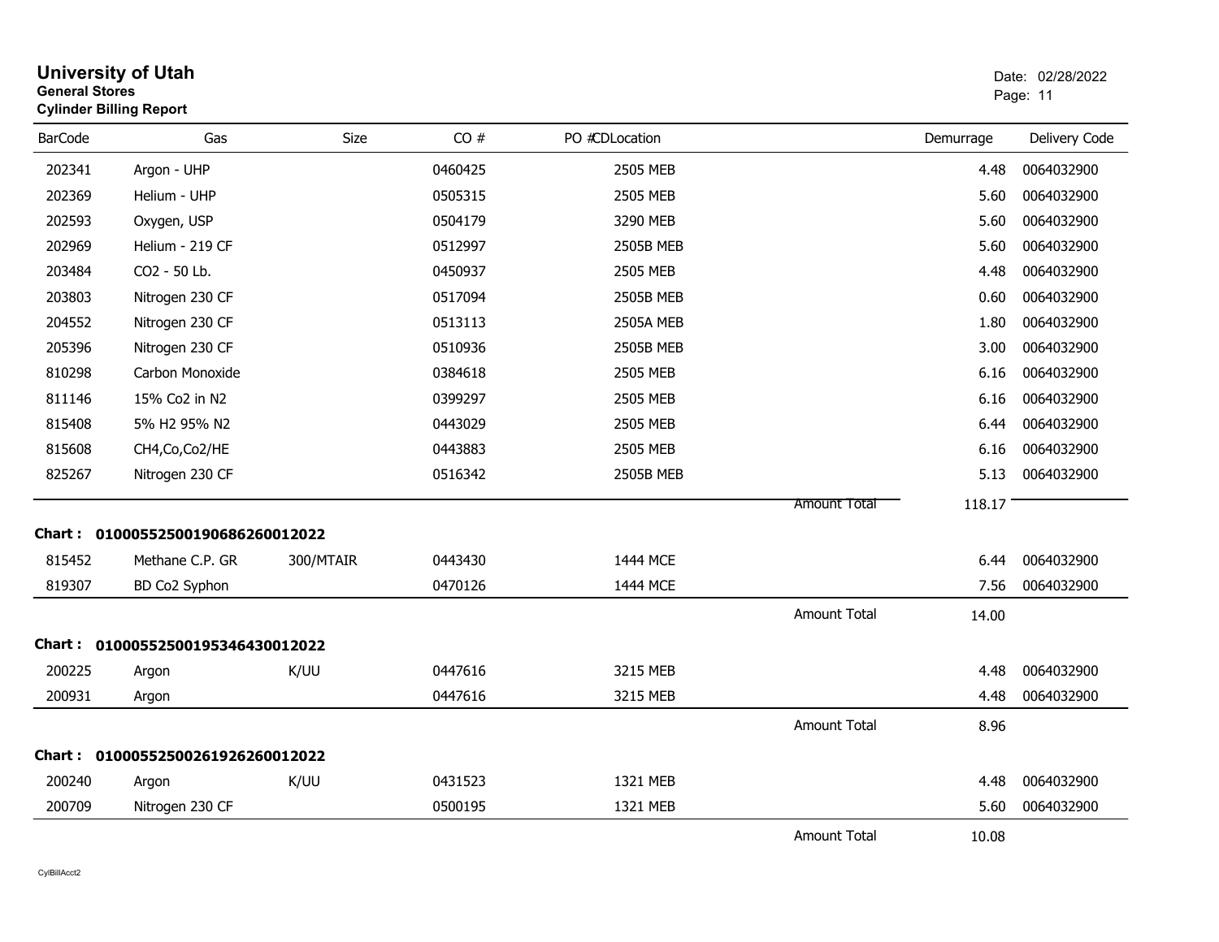# University of Utah

**General Stores**

**Cylinder Billing Report**

Date: 02/28/2022

| BarCode | Gas | Size | CO # | PO # | CDLocation | | Demurrage | Delivery Code |
|---|---|---|---|---|---|---|---|---|
| 202341 | Argon - UHP | | 0460425 | | 2505 MEB | | 4.48 | 0064032900 |
| 202369 | Helium - UHP | | 0505315 | | 2505 MEB | | 5.60 | 0064032900 |
| 202593 | Oxygen, USP | | 0504179 | | 3290 MEB | | 5.60 | 0064032900 |
| 202969 | Helium - 219 CF | | 0512997 | | 2505B MEB | | 5.60 | 0064032900 |
| 203484 | CO2 - 50 Lb. | | 0450937 | | 2505 MEB | | 4.48 | 0064032900 |
| 203803 | Nitrogen 230 CF | | 0517094 | | 2505B MEB | | 0.60 | 0064032900 |
| 204552 | Nitrogen 230 CF | | 0513113 | | 2505A MEB | | 1.80 | 0064032900 |
| 205396 | Nitrogen 230 CF | | 0510936 | | 2505B MEB | | 3.00 | 0064032900 |
| 810298 | Carbon Monoxide | | 0384618 | | 2505 MEB | | 6.16 | 0064032900 |
| 811146 | 15% Co2 in N2 | | 0399297 | | 2505 MEB | | 6.16 | 0064032900 |
| 815408 | 5% H2 95% N2 | | 0443029 | | 2505 MEB | | 6.44 | 0064032900 |
| 815608 | CH4,Co,Co2/HE | | 0443883 | | 2505 MEB | | 6.16 | 0064032900 |
| 825267 | Nitrogen 230 CF | | 0516342 | | 2505B MEB | | 5.13 | 0064032900 |
| | | | | | | Amount Total | 118.17 | |

**Chart : 0100055250019068626001 2022**

| BarCode | Gas | Size | CO # | PO # | CDLocation | | Demurrage | Delivery Code |
|---|---|---|---|---|---|---|---|---|
| 815452 | Methane C.P. GR | 300/MTAIR | 0443430 | | 1444 MCE | | 6.44 | 0064032900 |
| 819307 | BD Co2 Syphon | | 0470126 | | 1444 MCE | | 7.56 | 0064032900 |
| | | | | | | Amount Total | 14.00 | |

**Chart : 01000552500195346430012022**

| BarCode | Gas | Size | CO # | PO # | CDLocation | | Demurrage | Delivery Code |
|---|---|---|---|---|---|---|---|---|
| 200225 | Argon | K/UU | 0447616 | | 3215 MEB | | 4.48 | 0064032900 |
| 200931 | Argon | | 0447616 | | 3215 MEB | | 4.48 | 0064032900 |
| | | | | | | Amount Total | 8.96 | |

**Chart : 01000552500261926260012022**

| BarCode | Gas | Size | CO # | PO # | CDLocation | | Demurrage | Delivery Code |
|---|---|---|---|---|---|---|---|---|
| 200240 | Argon | K/UU | 0431523 | | 1321 MEB | | 4.48 | 0064032900 |
| 200709 | Nitrogen 230 CF | | 0500195 | | 1321 MEB | | 5.60 | 0064032900 |
| | | | | | | Amount Total | 10.08 | |

CylBillAcct2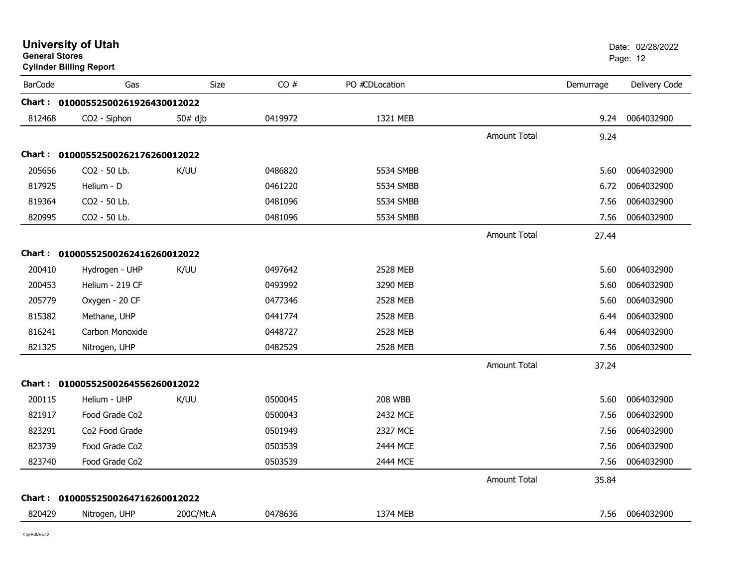# University of Utah

**General Stores**

**Cylinder Billing Report**

Date: 02/28/2022

| BarCode | Gas | Size | CO # | PO #CDLocation | | Demurrage | Delivery Code |
|---|---|---|---|---|---|---|---|
| **Chart :** | **0100055250026192643001 2022** | | | | | | |
| 812468 | CO2 - Siphon | 50# djb | 0419972 | 1321 MEB | | 9.24 | 0064032900 |
| | | | | | Amount Total | 9.24 | |
| **Chart :** | **01000552500262176260012022** | | | | | | |
| 205656 | CO2 - 50 Lb. | K/UU | 0486820 | 5534 SMBB | | 5.60 | 0064032900 |
| 817925 | Helium - D | | 0461220 | 5534 SMBB | | 6.72 | 0064032900 |
| 819364 | CO2 - 50 Lb. | | 0481096 | 5534 SMBB | | 7.56 | 0064032900 |
| 820995 | CO2 - 50 Lb. | | 0481096 | 5534 SMBB | | 7.56 | 0064032900 |
| | | | | | Amount Total | 27.44 | |
| **Chart :** | **01000552500262416260012022** | | | | | | |
| 200410 | Hydrogen - UHP | K/UU | 0497642 | 2528 MEB | | 5.60 | 0064032900 |
| 200453 | Helium - 219 CF | | 0493992 | 3290 MEB | | 5.60 | 0064032900 |
| 205779 | Oxygen - 20 CF | | 0477346 | 2528 MEB | | 5.60 | 0064032900 |
| 815382 | Methane, UHP | | 0441774 | 2528 MEB | | 6.44 | 0064032900 |
| 816241 | Carbon Monoxide | | 0448727 | 2528 MEB | | 6.44 | 0064032900 |
| 821325 | Nitrogen, UHP | | 0482529 | 2528 MEB | | 7.56 | 0064032900 |
| | | | | | Amount Total | 37.24 | |
| **Chart :** | **01000552500264556260012022** | | | | | | |
| 200115 | Helium - UHP | K/UU | 0500045 | 208 WBB | | 5.60 | 0064032900 |
| 821917 | Food Grade Co2 | | 0500043 | 2432 MCE | | 7.56 | 0064032900 |
| 823291 | Co2 Food Grade | | 0501949 | 2327 MCE | | 7.56 | 0064032900 |
| 823739 | Food Grade Co2 | | 0503539 | 2444 MCE | | 7.56 | 0064032900 |
| 823740 | Food Grade Co2 | | 0503539 | 2444 MCE | | 7.56 | 0064032900 |
| | | | | | Amount Total | 35.84 | |
| **Chart :** | **01000552500264716260012022** | | | | | | |
| 820429 | Nitrogen, UHP | 200C/Mt.A | 0478636 | 1374 MEB | | 7.56 | 0064032900 |

CylBillAcct2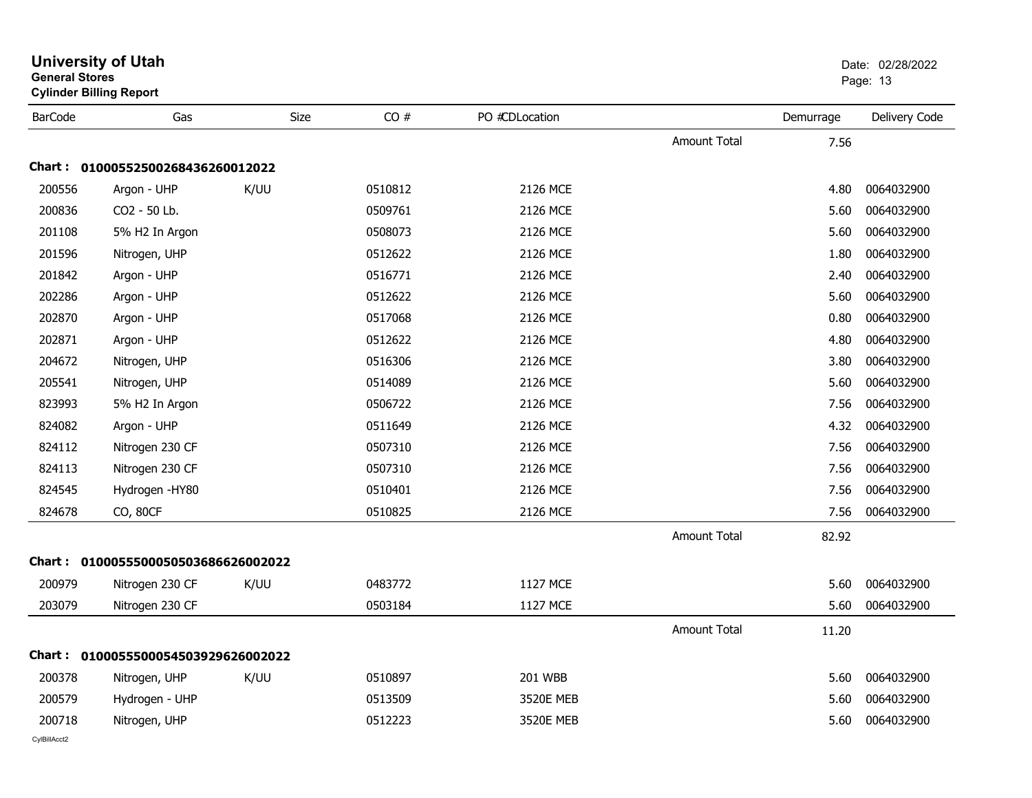# University of Utah

**General Stores**

**Cylinder Billing Report**

Date: 02/28/2022

| BarCode | Gas | Size | CO # | PO # | CDLocation | | Demurrage | Delivery Code |
|---|---|---|---|---|---|---|---|---|
| | | | | | | Amount Total | 7.56 | |

**Chart : 01000552500268436260012022**

| BarCode | Gas | Size | CO # | PO # | CDLocation | | Demurrage | Delivery Code |
|---|---|---|---|---|---|---|---|---|
| 200556 | Argon - UHP | K/UU | 0510812 | | 2126 MCE | | 4.80 | 0064032900 |
| 200836 | CO2 - 50 Lb. | | 0509761 | | 2126 MCE | | 5.60 | 0064032900 |
| 201108 | 5% H2 In Argon | | 0508073 | | 2126 MCE | | 5.60 | 0064032900 |
| 201596 | Nitrogen, UHP | | 0512622 | | 2126 MCE | | 1.80 | 0064032900 |
| 201842 | Argon - UHP | | 0516771 | | 2126 MCE | | 2.40 | 0064032900 |
| 202286 | Argon - UHP | | 0512622 | | 2126 MCE | | 5.60 | 0064032900 |
| 202870 | Argon - UHP | | 0517068 | | 2126 MCE | | 0.80 | 0064032900 |
| 202871 | Argon - UHP | | 0512622 | | 2126 MCE | | 4.80 | 0064032900 |
| 204672 | Nitrogen, UHP | | 0516306 | | 2126 MCE | | 3.80 | 0064032900 |
| 205541 | Nitrogen, UHP | | 0514089 | | 2126 MCE | | 5.60 | 0064032900 |
| 823993 | 5% H2 In Argon | | 0506722 | | 2126 MCE | | 7.56 | 0064032900 |
| 824082 | Argon - UHP | | 0511649 | | 2126 MCE | | 4.32 | 0064032900 |
| 824112 | Nitrogen 230 CF | | 0507310 | | 2126 MCE | | 7.56 | 0064032900 |
| 824113 | Nitrogen 230 CF | | 0507310 | | 2126 MCE | | 7.56 | 0064032900 |
| 824545 | Hydrogen -HY80 | | 0510401 | | 2126 MCE | | 7.56 | 0064032900 |
| 824678 | CO, 80CF | | 0510825 | | 2126 MCE | | 7.56 | 0064032900 |
| | | | | | | Amount Total | 82.92 | |

**Chart : 01000555000505036866260020​22**

| BarCode | Gas | Size | CO # | PO # | CDLocation | | Demurrage | Delivery Code |
|---|---|---|---|---|---|---|---|---|
| 200979 | Nitrogen 230 CF | K/UU | 0483772 | | 1127 MCE | | 5.60 | 0064032900 |
| 203079 | Nitrogen 230 CF | | 0503184 | | 1127 MCE | | 5.60 | 0064032900 |
| | | | | | | Amount Total | 11.20 | |

**Chart : 01000555000545039296260020​22**

| BarCode | Gas | Size | CO # | PO # | CDLocation | | Demurrage | Delivery Code |
|---|---|---|---|---|---|---|---|---|
| 200378 | Nitrogen, UHP | K/UU | 0510897 | | 201 WBB | | 5.60 | 0064032900 |
| 200579 | Hydrogen - UHP | | 0513509 | | 3520E MEB | | 5.60 | 0064032900 |
| 200718 | Nitrogen, UHP | | 0512223 | | 3520E MEB | | 5.60 | 0064032900 |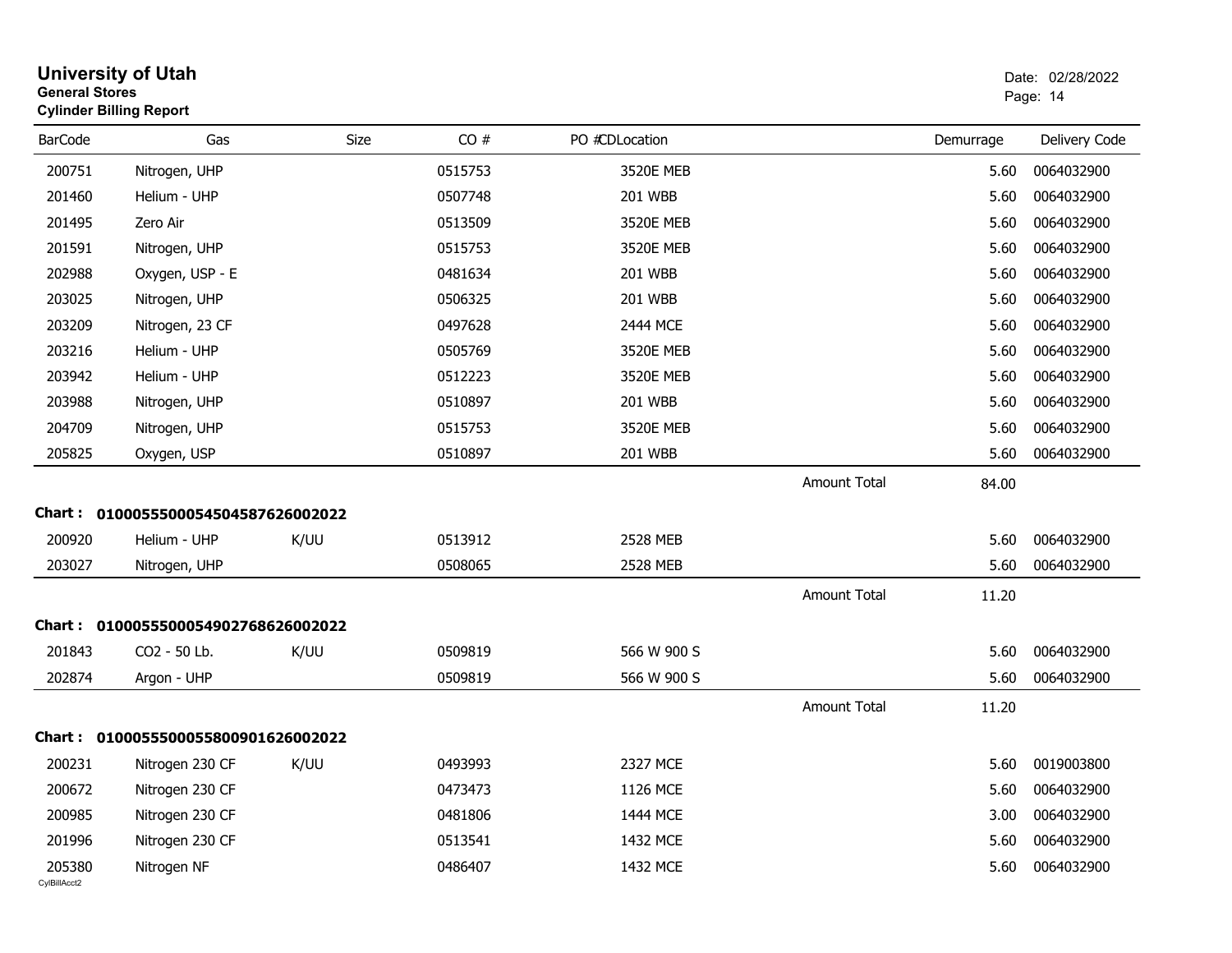# University of Utah

**General Stores**

**Cylinder Billing Report**

Date: 02/28/2022

| BarCode | Gas | Size | CO # | PO #CDLocation | | Demurrage | Delivery Code |
|---|---|---|---|---|---|---|---|
| 200751 | Nitrogen, UHP | | 0515753 | 3520E MEB | | 5.60 | 0064032900 |
| 201460 | Helium - UHP | | 0507748 | 201 WBB | | 5.60 | 0064032900 |
| 201495 | Zero Air | | 0513509 | 3520E MEB | | 5.60 | 0064032900 |
| 201591 | Nitrogen, UHP | | 0515753 | 3520E MEB | | 5.60 | 0064032900 |
| 202988 | Oxygen, USP - E | | 0481634 | 201 WBB | | 5.60 | 0064032900 |
| 203025 | Nitrogen, UHP | | 0506325 | 201 WBB | | 5.60 | 0064032900 |
| 203209 | Nitrogen, 23 CF | | 0497628 | 2444 MCE | | 5.60 | 0064032900 |
| 203216 | Helium - UHP | | 0505769 | 3520E MEB | | 5.60 | 0064032900 |
| 203942 | Helium - UHP | | 0512223 | 3520E MEB | | 5.60 | 0064032900 |
| 203988 | Nitrogen, UHP | | 0510897 | 201 WBB | | 5.60 | 0064032900 |
| 204709 | Nitrogen, UHP | | 0515753 | 3520E MEB | | 5.60 | 0064032900 |
| 205825 | Oxygen, USP | | 0510897 | 201 WBB | | 5.60 | 0064032900 |
| | | | | | Amount Total | 84.00 | |

**Chart : 01000555000545045876260020 22**

| BarCode | Gas | Size | CO # | PO #CDLocation | | Demurrage | Delivery Code |
|---|---|---|---|---|---|---|---|
| 200920 | Helium - UHP | K/UU | 0513912 | 2528 MEB | | 5.60 | 0064032900 |
| 203027 | Nitrogen, UHP | | 0508065 | 2528 MEB | | 5.60 | 0064032900 |
| | | | | | Amount Total | 11.20 | |

**Chart : 0100055500054902768626002022**

| BarCode | Gas | Size | CO # | PO #CDLocation | | Demurrage | Delivery Code |
|---|---|---|---|---|---|---|---|
| 201843 | CO2 - 50 Lb. | K/UU | 0509819 | 566 W 900 S | | 5.60 | 0064032900 |
| 202874 | Argon - UHP | | 0509819 | 566 W 900 S | | 5.60 | 0064032900 |
| | | | | | Amount Total | 11.20 | |

**Chart : 0100055500055800901626002022**

| BarCode | Gas | Size | CO # | PO #CDLocation | | Demurrage | Delivery Code |
|---|---|---|---|---|---|---|---|
| 200231 | Nitrogen 230 CF | K/UU | 0493993 | 2327 MCE | | 5.60 | 0019003800 |
| 200672 | Nitrogen 230 CF | | 0473473 | 1126 MCE | | 5.60 | 0064032900 |
| 200985 | Nitrogen 230 CF | | 0481806 | 1444 MCE | | 3.00 | 0064032900 |
| 201996 | Nitrogen 230 CF | | 0513541 | 1432 MCE | | 5.60 | 0064032900 |
| 205380 | Nitrogen NF | | 0486407 | 1432 MCE | | 5.60 | 0064032900 |

CylBillAcct2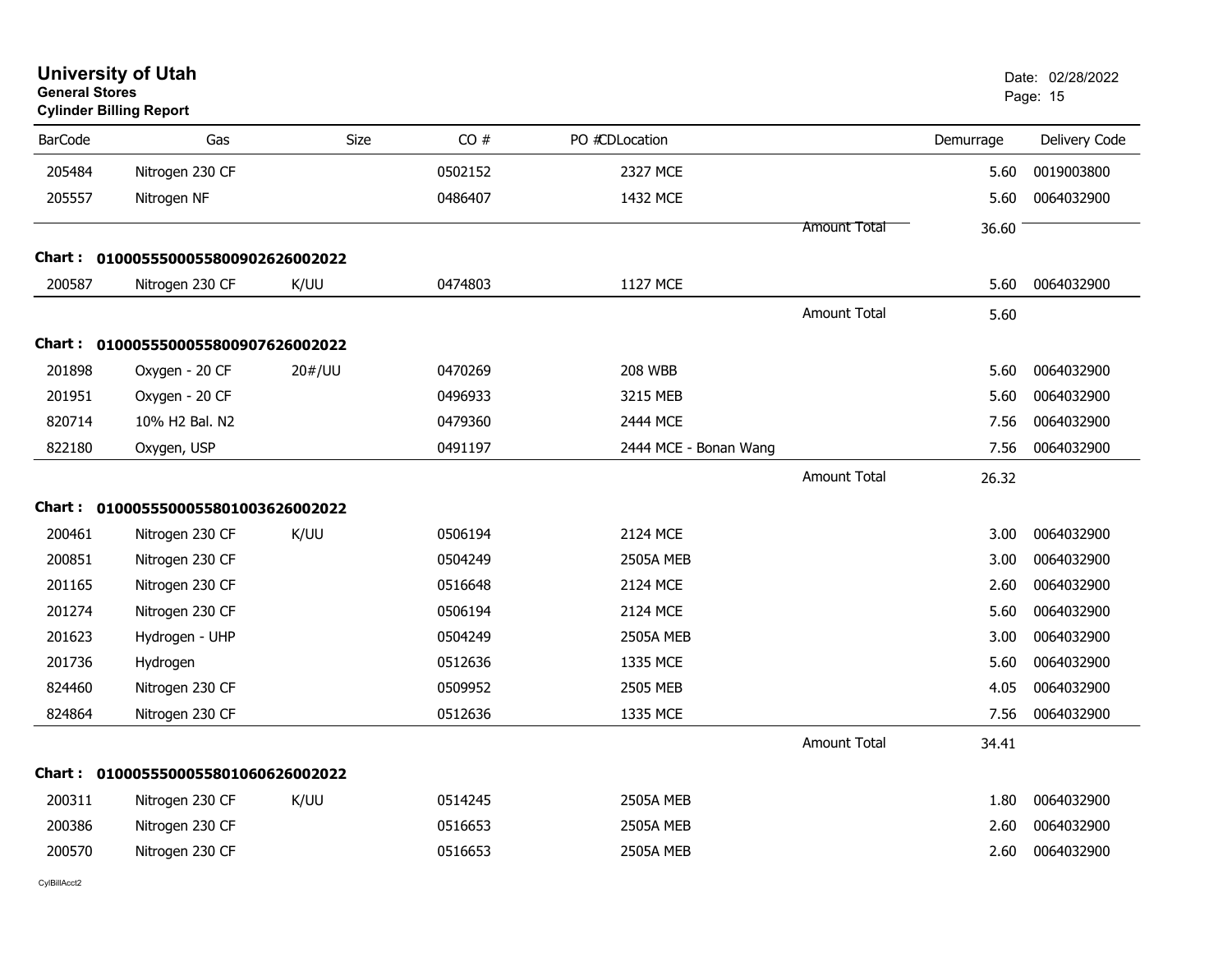# University of Utah
**General Stores**
**Cylinder Billing Report**

Date: 02/28/2022

| BarCode | Gas | Size | CO # | PO #CDLocation | | Demurrage | Delivery Code |
|---|---|---|---|---|---|---|---|
| 205484 | Nitrogen 230 CF | | 0502152 | 2327 MCE | | 5.60 | 0019003800 |
| 205557 | Nitrogen NF | | 0486407 | 1432 MCE | | 5.60 | 0064032900 |
| | | | | | Amount Total | 36.60 | |
| **Chart :** | **0100055500055800902626002022** | | | | | | |
| 200587 | Nitrogen 230 CF | K/UU | 0474803 | 1127 MCE | | 5.60 | 0064032900 |
| | | | | | Amount Total | 5.60 | |
| **Chart :** | **0100055500055800907626002022** | | | | | | |
| 201898 | Oxygen - 20 CF | 20#/UU | 0470269 | 208 WBB | | 5.60 | 0064032900 |
| 201951 | Oxygen - 20 CF | | 0496933 | 3215 MEB | | 5.60 | 0064032900 |
| 820714 | 10% H2 Bal. N2 | | 0479360 | 2444 MCE | | 7.56 | 0064032900 |
| 822180 | Oxygen, USP | | 0491197 | 2444 MCE - Bonan Wang | | 7.56 | 0064032900 |
| | | | | | Amount Total | 26.32 | |
| **Chart :** | **0100055500055801003626002022** | | | | | | |
| 200461 | Nitrogen 230 CF | K/UU | 0506194 | 2124 MCE | | 3.00 | 0064032900 |
| 200851 | Nitrogen 230 CF | | 0504249 | 2505A MEB | | 3.00 | 0064032900 |
| 201165 | Nitrogen 230 CF | | 0516648 | 2124 MCE | | 2.60 | 0064032900 |
| 201274 | Nitrogen 230 CF | | 0506194 | 2124 MCE | | 5.60 | 0064032900 |
| 201623 | Hydrogen - UHP | | 0504249 | 2505A MEB | | 3.00 | 0064032900 |
| 201736 | Hydrogen | | 0512636 | 1335 MCE | | 5.60 | 0064032900 |
| 824460 | Nitrogen 230 CF | | 0509952 | 2505 MEB | | 4.05 | 0064032900 |
| 824864 | Nitrogen 230 CF | | 0512636 | 1335 MCE | | 7.56 | 0064032900 |
| | | | | | Amount Total | 34.41 | |
| **Chart :** | **0100055500055801060626002022** | | | | | | |
| 200311 | Nitrogen 230 CF | K/UU | 0514245 | 2505A MEB | | 1.80 | 0064032900 |
| 200386 | Nitrogen 230 CF | | 0516653 | 2505A MEB | | 2.60 | 0064032900 |
| 200570 | Nitrogen 230 CF | | 0516653 | 2505A MEB | | 2.60 | 0064032900 |

CylBillAcct2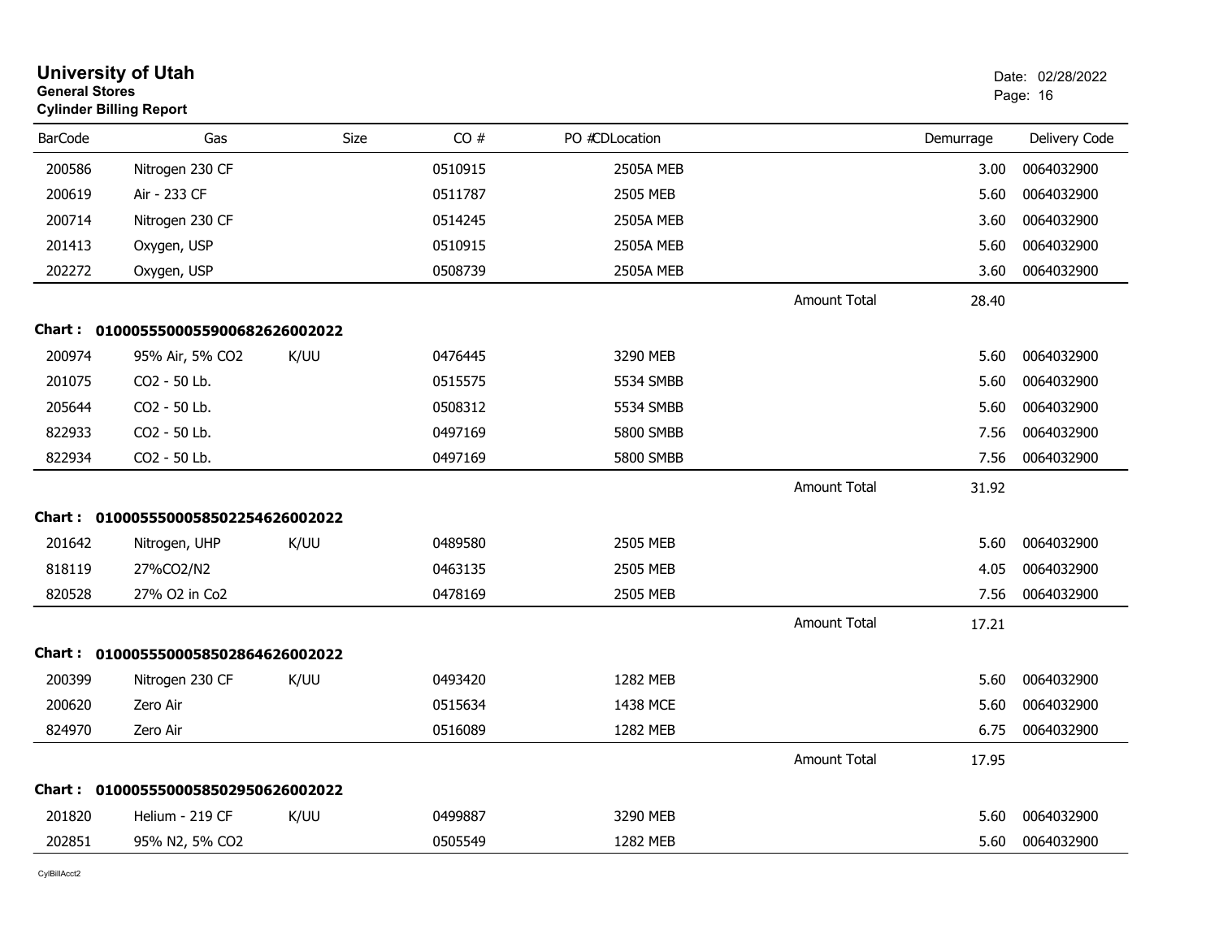# University of Utah

**General Stores**

**Cylinder Billing Report**

Date: 02/28/2022

| BarCode | Gas | Size | CO # | PO # | CDLocation | | Demurrage | Delivery Code |
|---|---|---|---|---|---|---|---|---|
| 200586 | Nitrogen 230 CF | | 0510915 | | 2505A MEB | | 3.00 | 0064032900 |
| 200619 | Air - 233 CF | | 0511787 | | 2505 MEB | | 5.60 | 0064032900 |
| 200714 | Nitrogen 230 CF | | 0514245 | | 2505A MEB | | 3.60 | 0064032900 |
| 201413 | Oxygen, USP | | 0510915 | | 2505A MEB | | 5.60 | 0064032900 |
| 202272 | Oxygen, USP | | 0508739 | | 2505A MEB | | 3.60 | 0064032900 |
| | | | | | | Amount Total | 28.40 | |
| **Chart :** | **01000555000559006826260020​22** | | | | | | | |
| 200974 | 95% Air, 5% CO2 | K/UU | 0476445 | | 3290 MEB | | 5.60 | 0064032900 |
| 201075 | CO2 - 50 Lb. | | 0515575 | | 5534 SMBB | | 5.60 | 0064032900 |
| 205644 | CO2 - 50 Lb. | | 0508312 | | 5534 SMBB | | 5.60 | 0064032900 |
| 822933 | CO2 - 50 Lb. | | 0497169 | | 5800 SMBB | | 7.56 | 0064032900 |
| 822934 | CO2 - 50 Lb. | | 0497169 | | 5800 SMBB | | 7.56 | 0064032900 |
| | | | | | | Amount Total | 31.92 | |
| **Chart :** | **01000555000585022546260020​22** | | | | | | | |
| 201642 | Nitrogen, UHP | K/UU | 0489580 | | 2505 MEB | | 5.60 | 0064032900 |
| 818119 | 27%CO2/N2 | | 0463135 | | 2505 MEB | | 4.05 | 0064032900 |
| 820528 | 27% O2 in Co2 | | 0478169 | | 2505 MEB | | 7.56 | 0064032900 |
| | | | | | | Amount Total | 17.21 | |
| **Chart :** | **01000555000585028646260020​22** | | | | | | | |
| 200399 | Nitrogen 230 CF | K/UU | 0493420 | | 1282 MEB | | 5.60 | 0064032900 |
| 200620 | Zero Air | | 0515634 | | 1438 MCE | | 5.60 | 0064032900 |
| 824970 | Zero Air | | 0516089 | | 1282 MEB | | 6.75 | 0064032900 |
| | | | | | | Amount Total | 17.95 | |
| **Chart :** | **01000555000585029506260020​22** | | | | | | | |
| 201820 | Helium - 219 CF | K/UU | 0499887 | | 3290 MEB | | 5.60 | 0064032900 |
| 202851 | 95% N2, 5% CO2 | | 0505549 | | 1282 MEB | | 5.60 | 0064032900 |

CylBillAcct2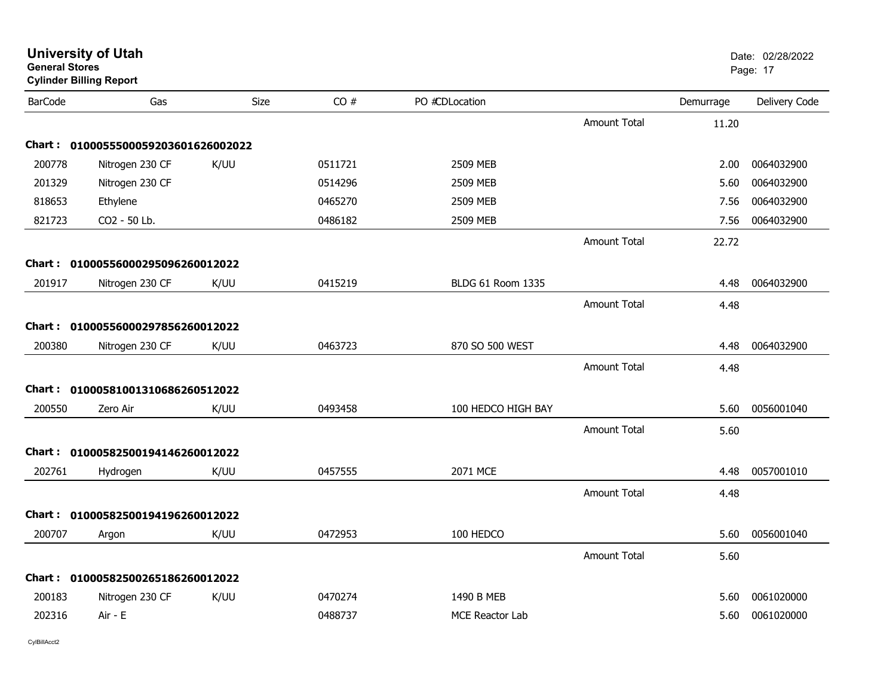**University of Utah**
**General Stores**
**Cylinder Billing Report**

Date: 02/28/2022

| BarCode | Gas | Size | CO # | PO # | CD | Location | | Demurrage | Delivery Code |
|---|---|---|---|---|---|---|---|---|---|
| | | | | | | | Amount Total | 11.20 | |
| **Chart :** | **01000555000592036016260020​22** | | | | | | | | |
| 200778 | Nitrogen 230 CF | K/UU | 0511721 | | | 2509 MEB | | 2.00 | 0064032900 |
| 201329 | Nitrogen 230 CF | | 0514296 | | | 2509 MEB | | 5.60 | 0064032900 |
| 818653 | Ethylene | | 0465270 | | | 2509 MEB | | 7.56 | 0064032900 |
| 821723 | CO2 - 50 Lb. | | 0486182 | | | 2509 MEB | | 7.56 | 0064032900 |
| | | | | | | | Amount Total | 22.72 | |
| **Chart :** | **01000556000295096260012022** | | | | | | | | |
| 201917 | Nitrogen 230 CF | K/UU | 0415219 | | | BLDG 61 Room 1335 | | 4.48 | 0064032900 |
| | | | | | | | Amount Total | 4.48 | |
| **Chart :** | **01000556000297856260012022** | | | | | | | | |
| 200380 | Nitrogen 230 CF | K/UU | 0463723 | | | 870 SO 500 WEST | | 4.48 | 0064032900 |
| | | | | | | | Amount Total | 4.48 | |
| **Chart :** | **01000581001310686260512022** | | | | | | | | |
| 200550 | Zero Air | K/UU | 0493458 | | | 100 HEDCO HIGH BAY | | 5.60 | 0056001040 |
| | | | | | | | Amount Total | 5.60 | |
| **Chart :** | **01000582500194146260012022** | | | | | | | | |
| 202761 | Hydrogen | K/UU | 0457555 | | | 2071 MCE | | 4.48 | 0057001010 |
| | | | | | | | Amount Total | 4.48 | |
| **Chart :** | **01000582500194196260012022** | | | | | | | | |
| 200707 | Argon | K/UU | 0472953 | | | 100 HEDCO | | 5.60 | 0056001040 |
| | | | | | | | Amount Total | 5.60 | |
| **Chart :** | **01000582500265186260012022** | | | | | | | | |
| 200183 | Nitrogen 230 CF | K/UU | 0470274 | | | 1490 B MEB | | 5.60 | 0061020000 |
| 202316 | Air - E | | 0488737 | | | MCE Reactor Lab | | 5.60 | 0061020000 |

CylBillAcct2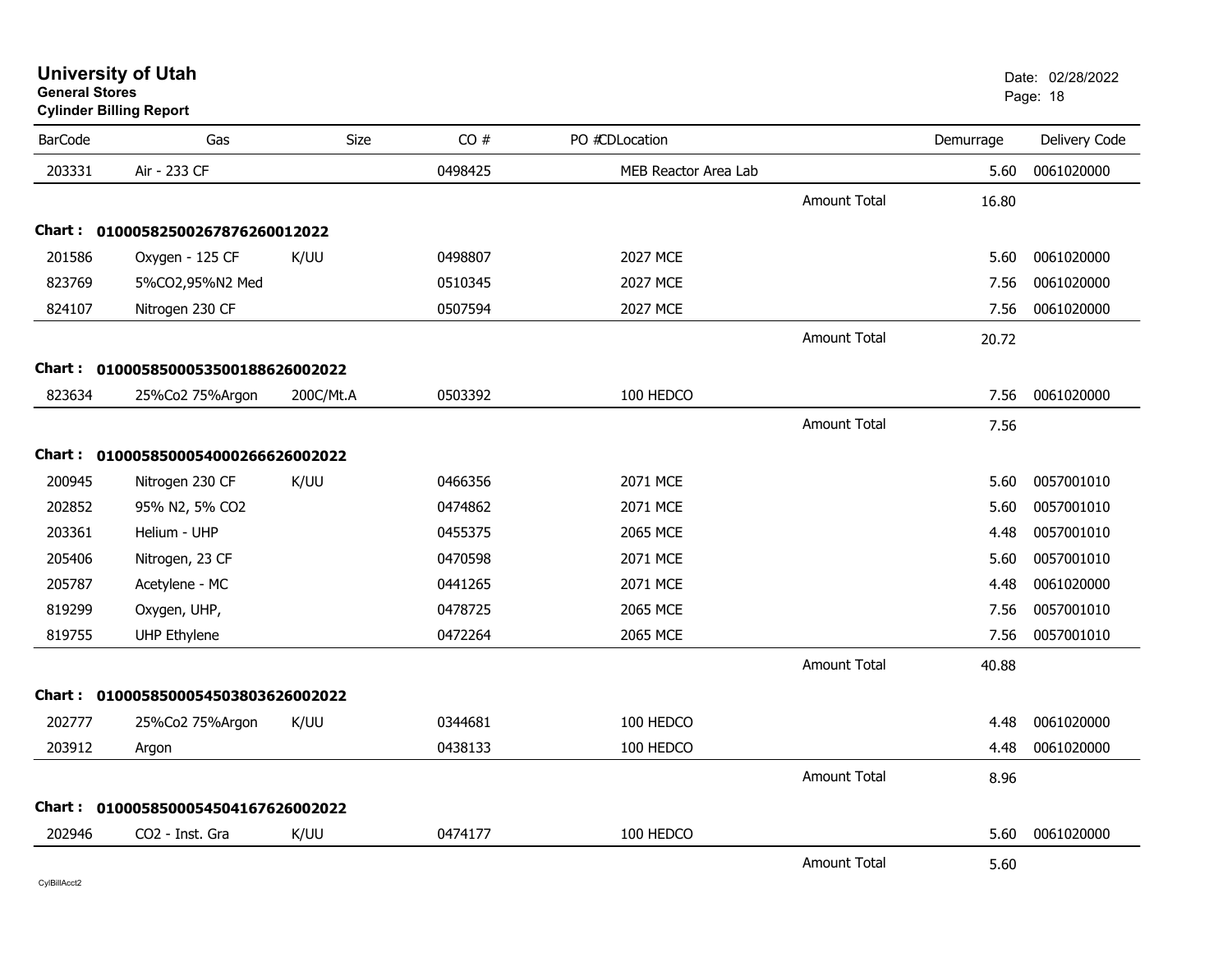**University of Utah**
**General Stores**
**Cylinder Billing Report**

Date: 02/28/2022

| BarCode | Gas | Size | CO # | PO # | CDLocation | | Demurrage | Delivery Code |
|---|---|---|---|---|---|---|---|---|
| 203331 | Air - 233 CF | | 0498425 | | MEB Reactor Area Lab | | 5.60 | 0061020000 |
| | | | | | | Amount Total | 16.80 | |
| **Chart :** | **01000582500267876260012022** | | | | | | | |
| 201586 | Oxygen - 125 CF | K/UU | 0498807 | | 2027 MCE | | 5.60 | 0061020000 |
| 823769 | 5%CO2,95%N2 Med | | 0510345 | | 2027 MCE | | 7.56 | 0061020000 |
| 824107 | Nitrogen 230 CF | | 0507594 | | 2027 MCE | | 7.56 | 0061020000 |
| | | | | | | Amount Total | 20.72 | |
| **Chart :** | **01000585000535001886260020022** | | | | | | | |
| 823634 | 25%Co2 75%Argon | 200C/Mt.A | 0503392 | | 100 HEDCO | | 7.56 | 0061020000 |
| | | | | | | Amount Total | 7.56 | |
| **Chart :** | **01000585000540002666260020222** | | | | | | | |
| 200945 | Nitrogen 230 CF | K/UU | 0466356 | | 2071 MCE | | 5.60 | 0057001010 |
| 202852 | 95% N2, 5% CO2 | | 0474862 | | 2071 MCE | | 5.60 | 0057001010 |
| 203361 | Helium - UHP | | 0455375 | | 2065 MCE | | 4.48 | 0057001010 |
| 205406 | Nitrogen, 23 CF | | 0470598 | | 2071 MCE | | 5.60 | 0057001010 |
| 205787 | Acetylene - MC | | 0441265 | | 2071 MCE | | 4.48 | 0061020000 |
| 819299 | Oxygen, UHP, | | 0478725 | | 2065 MCE | | 7.56 | 0057001010 |
| 819755 | UHP Ethylene | | 0472264 | | 2065 MCE | | 7.56 | 0057001010 |
| | | | | | | Amount Total | 40.88 | |
| **Chart :** | **01000585000545038036260020222** | | | | | | | |
| 202777 | 25%Co2 75%Argon | K/UU | 0344681 | | 100 HEDCO | | 4.48 | 0061020000 |
| 203912 | Argon | | 0438133 | | 100 HEDCO | | 4.48 | 0061020000 |
| | | | | | | Amount Total | 8.96 | |
| **Chart :** | **01000585000545041676260020222** | | | | | | | |
| 202946 | CO2 - Inst. Gra | K/UU | 0474177 | | 100 HEDCO | | 5.60 | 0061020000 |
| | | | | | | Amount Total | 5.60 | |

CylBillAcct2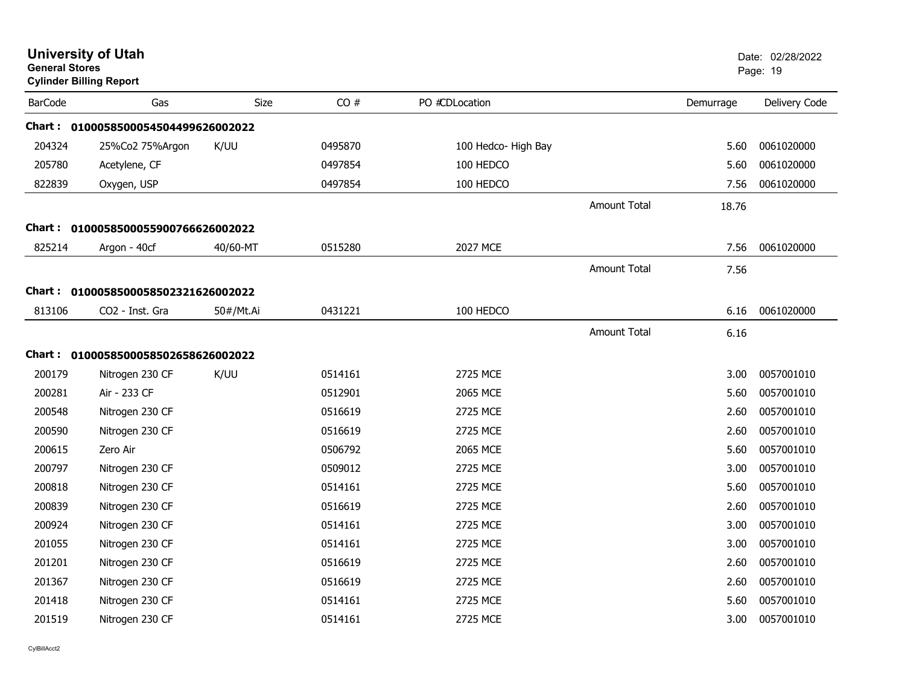**University of Utah**
**General Stores**
**Cylinder Billing Report**

Date: 02/28/2022

| BarCode | Gas | Size | CO # | PO #CDLocation | | Demurrage | Delivery Code |
|---|---|---|---|---|---|---|---|
| **Chart :** | **01000585000545044996260020 22** | | | | | | |
| 204324 | 25%Co2 75%Argon | K/UU | 0495870 | 100 Hedco- High Bay | | 5.60 | 0061020000 |
| 205780 | Acetylene, CF | | 0497854 | 100 HEDCO | | 5.60 | 0061020000 |
| 822839 | Oxygen, USP | | 0497854 | 100 HEDCO | | 7.56 | 0061020000 |
| | | | | | Amount Total | 18.76 | |
| **Chart :** | **0100058500055900766626002022** | | | | | | |
| 825214 | Argon - 40cf | 40/60-MT | 0515280 | 2027 MCE | | 7.56 | 0061020000 |
| | | | | | Amount Total | 7.56 | |
| **Chart :** | **0100058500058502321626002022** | | | | | | |
| 813106 | CO2 - Inst. Gra | 50#/Mt.Ai | 0431221 | 100 HEDCO | | 6.16 | 0061020000 |
| | | | | | Amount Total | 6.16 | |
| **Chart :** | **0100058500058502658626002022** | | | | | | |
| 200179 | Nitrogen 230 CF | K/UU | 0514161 | 2725 MCE | | 3.00 | 0057001010 |
| 200281 | Air - 233 CF | | 0512901 | 2065 MCE | | 5.60 | 0057001010 |
| 200548 | Nitrogen 230 CF | | 0516619 | 2725 MCE | | 2.60 | 0057001010 |
| 200590 | Nitrogen 230 CF | | 0516619 | 2725 MCE | | 2.60 | 0057001010 |
| 200615 | Zero Air | | 0506792 | 2065 MCE | | 5.60 | 0057001010 |
| 200797 | Nitrogen 230 CF | | 0509012 | 2725 MCE | | 3.00 | 0057001010 |
| 200818 | Nitrogen 230 CF | | 0514161 | 2725 MCE | | 5.60 | 0057001010 |
| 200839 | Nitrogen 230 CF | | 0516619 | 2725 MCE | | 2.60 | 0057001010 |
| 200924 | Nitrogen 230 CF | | 0514161 | 2725 MCE | | 3.00 | 0057001010 |
| 201055 | Nitrogen 230 CF | | 0514161 | 2725 MCE | | 3.00 | 0057001010 |
| 201201 | Nitrogen 230 CF | | 0516619 | 2725 MCE | | 2.60 | 0057001010 |
| 201367 | Nitrogen 230 CF | | 0516619 | 2725 MCE | | 2.60 | 0057001010 |
| 201418 | Nitrogen 230 CF | | 0514161 | 2725 MCE | | 5.60 | 0057001010 |
| 201519 | Nitrogen 230 CF | | 0514161 | 2725 MCE | | 3.00 | 0057001010 |

CylBillAcct2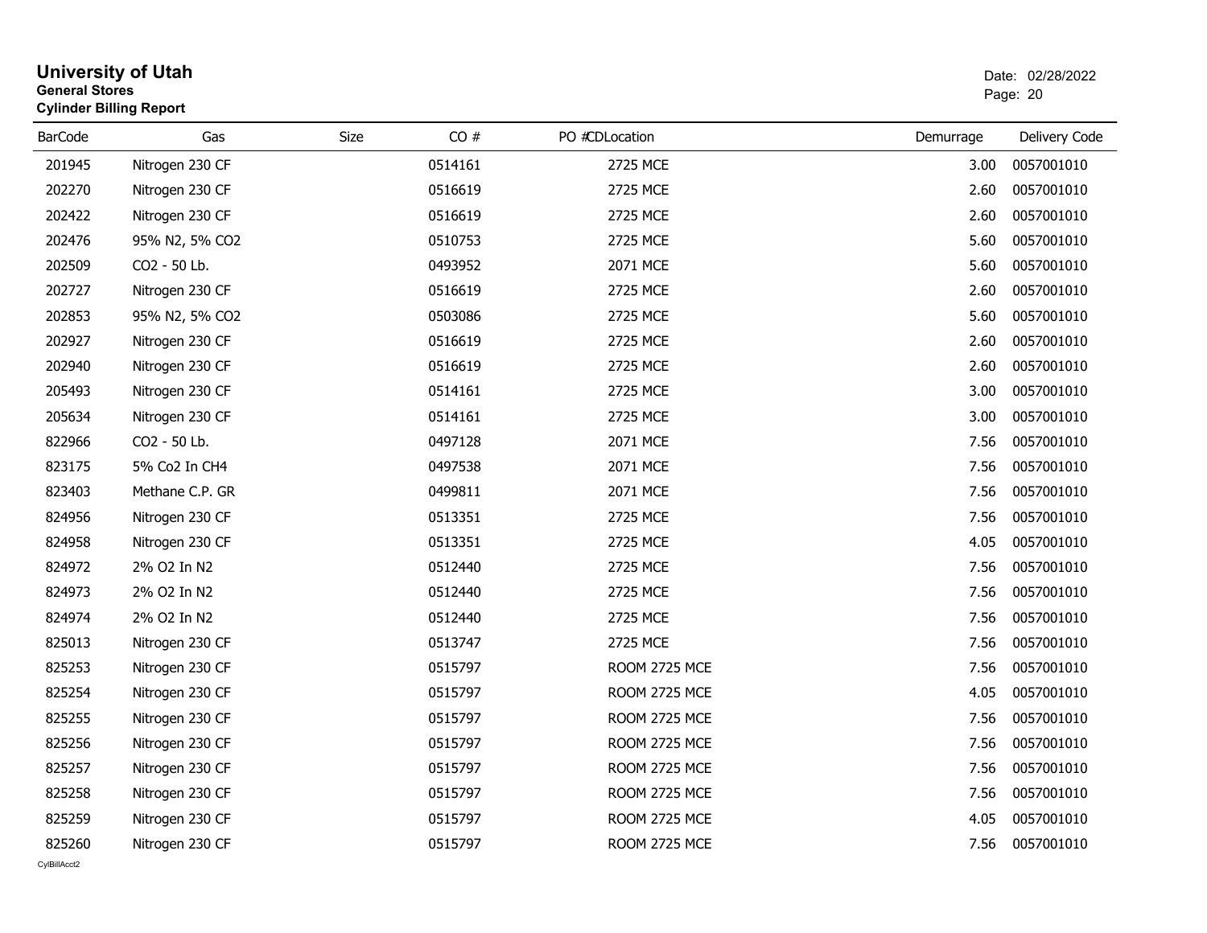# University of Utah

**General Stores**

**Cylinder Billing Report**

Date: 02/28/2022

| BarCode | Gas | Size | CO # | PO # | CDLocation | Demurrage | Delivery Code |
|---|---|---|---|---|---|---|---|
| 201945 | Nitrogen 230 CF | | 0514161 | | 2725 MCE | 3.00 | 0057001010 |
| 202270 | Nitrogen 230 CF | | 0516619 | | 2725 MCE | 2.60 | 0057001010 |
| 202422 | Nitrogen 230 CF | | 0516619 | | 2725 MCE | 2.60 | 0057001010 |
| 202476 | 95% N2, 5% CO2 | | 0510753 | | 2725 MCE | 5.60 | 0057001010 |
| 202509 | CO2 - 50 Lb. | | 0493952 | | 2071 MCE | 5.60 | 0057001010 |
| 202727 | Nitrogen 230 CF | | 0516619 | | 2725 MCE | 2.60 | 0057001010 |
| 202853 | 95% N2, 5% CO2 | | 0503086 | | 2725 MCE | 5.60 | 0057001010 |
| 202927 | Nitrogen 230 CF | | 0516619 | | 2725 MCE | 2.60 | 0057001010 |
| 202940 | Nitrogen 230 CF | | 0516619 | | 2725 MCE | 2.60 | 0057001010 |
| 205493 | Nitrogen 230 CF | | 0514161 | | 2725 MCE | 3.00 | 0057001010 |
| 205634 | Nitrogen 230 CF | | 0514161 | | 2725 MCE | 3.00 | 0057001010 |
| 822966 | CO2 - 50 Lb. | | 0497128 | | 2071 MCE | 7.56 | 0057001010 |
| 823175 | 5% Co2 In CH4 | | 0497538 | | 2071 MCE | 7.56 | 0057001010 |
| 823403 | Methane C.P. GR | | 0499811 | | 2071 MCE | 7.56 | 0057001010 |
| 824956 | Nitrogen 230 CF | | 0513351 | | 2725 MCE | 7.56 | 0057001010 |
| 824958 | Nitrogen 230 CF | | 0513351 | | 2725 MCE | 4.05 | 0057001010 |
| 824972 | 2% O2 In N2 | | 0512440 | | 2725 MCE | 7.56 | 0057001010 |
| 824973 | 2% O2 In N2 | | 0512440 | | 2725 MCE | 7.56 | 0057001010 |
| 824974 | 2% O2 In N2 | | 0512440 | | 2725 MCE | 7.56 | 0057001010 |
| 825013 | Nitrogen 230 CF | | 0513747 | | 2725 MCE | 7.56 | 0057001010 |
| 825253 | Nitrogen 230 CF | | 0515797 | | ROOM 2725 MCE | 7.56 | 0057001010 |
| 825254 | Nitrogen 230 CF | | 0515797 | | ROOM 2725 MCE | 4.05 | 0057001010 |
| 825255 | Nitrogen 230 CF | | 0515797 | | ROOM 2725 MCE | 7.56 | 0057001010 |
| 825256 | Nitrogen 230 CF | | 0515797 | | ROOM 2725 MCE | 7.56 | 0057001010 |
| 825257 | Nitrogen 230 CF | | 0515797 | | ROOM 2725 MCE | 7.56 | 0057001010 |
| 825258 | Nitrogen 230 CF | | 0515797 | | ROOM 2725 MCE | 7.56 | 0057001010 |
| 825259 | Nitrogen 230 CF | | 0515797 | | ROOM 2725 MCE | 4.05 | 0057001010 |
| 825260 | Nitrogen 230 CF | | 0515797 | | ROOM 2725 MCE | 7.56 | 0057001010 |

CylBillAcct2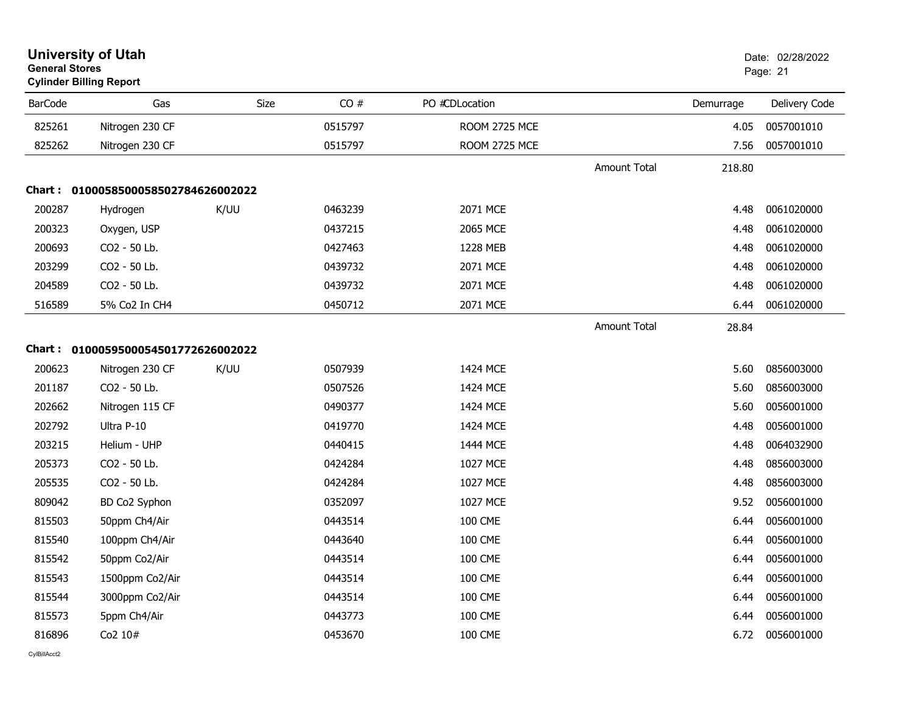# University of Utah

**General Stores**

**Cylinder Billing Report**

Date: 02/28/2022

| BarCode | Gas | Size | CO # | PO # | CDLocation | | Demurrage | Delivery Code |
|---|---|---|---|---|---|---|---|---|
| 825261 | Nitrogen 230 CF | | 0515797 | | ROOM 2725 MCE | | 4.05 | 0057001010 |
| 825262 | Nitrogen 230 CF | | 0515797 | | ROOM 2725 MCE | | 7.56 | 0057001010 |
| | | | | | | Amount Total | 218.80 | |

**Chart : 01000585000585027846260022022**

| BarCode | Gas | Size | CO # | PO # | CDLocation | | Demurrage | Delivery Code |
|---|---|---|---|---|---|---|---|---|
| 200287 | Hydrogen | K/UU | 0463239 | | 2071 MCE | | 4.48 | 0061020000 |
| 200323 | Oxygen, USP | | 0437215 | | 2065 MCE | | 4.48 | 0061020000 |
| 200693 | CO2 - 50 Lb. | | 0427463 | | 1228 MEB | | 4.48 | 0061020000 |
| 203299 | CO2 - 50 Lb. | | 0439732 | | 2071 MCE | | 4.48 | 0061020000 |
| 204589 | CO2 - 50 Lb. | | 0439732 | | 2071 MCE | | 4.48 | 0061020000 |
| 516589 | 5% Co2 In CH4 | | 0450712 | | 2071 MCE | | 6.44 | 0061020000 |
| | | | | | | Amount Total | 28.84 | |

**Chart : 01000595000545017726260022022**

| BarCode | Gas | Size | CO # | PO # | CDLocation | | Demurrage | Delivery Code |
|---|---|---|---|---|---|---|---|---|
| 200623 | Nitrogen 230 CF | K/UU | 0507939 | | 1424 MCE | | 5.60 | 0856003000 |
| 201187 | CO2 - 50 Lb. | | 0507526 | | 1424 MCE | | 5.60 | 0856003000 |
| 202662 | Nitrogen 115 CF | | 0490377 | | 1424 MCE | | 5.60 | 0056001000 |
| 202792 | Ultra P-10 | | 0419770 | | 1424 MCE | | 4.48 | 0056001000 |
| 203215 | Helium - UHP | | 0440415 | | 1444 MCE | | 4.48 | 0064032900 |
| 205373 | CO2 - 50 Lb. | | 0424284 | | 1027 MCE | | 4.48 | 0856003000 |
| 205535 | CO2 - 50 Lb. | | 0424284 | | 1027 MCE | | 4.48 | 0856003000 |
| 809042 | BD Co2 Syphon | | 0352097 | | 1027 MCE | | 9.52 | 0056001000 |
| 815503 | 50ppm Ch4/Air | | 0443514 | | 100 CME | | 6.44 | 0056001000 |
| 815540 | 100ppm Ch4/Air | | 0443640 | | 100 CME | | 6.44 | 0056001000 |
| 815542 | 50ppm Co2/Air | | 0443514 | | 100 CME | | 6.44 | 0056001000 |
| 815543 | 1500ppm Co2/Air | | 0443514 | | 100 CME | | 6.44 | 0056001000 |
| 815544 | 3000ppm Co2/Air | | 0443514 | | 100 CME | | 6.44 | 0056001000 |
| 815573 | 5ppm Ch4/Air | | 0443773 | | 100 CME | | 6.44 | 0056001000 |
| 816896 | Co2 10# | | 0453670 | | 100 CME | | 6.72 | 0056001000 |

CylBillAcct2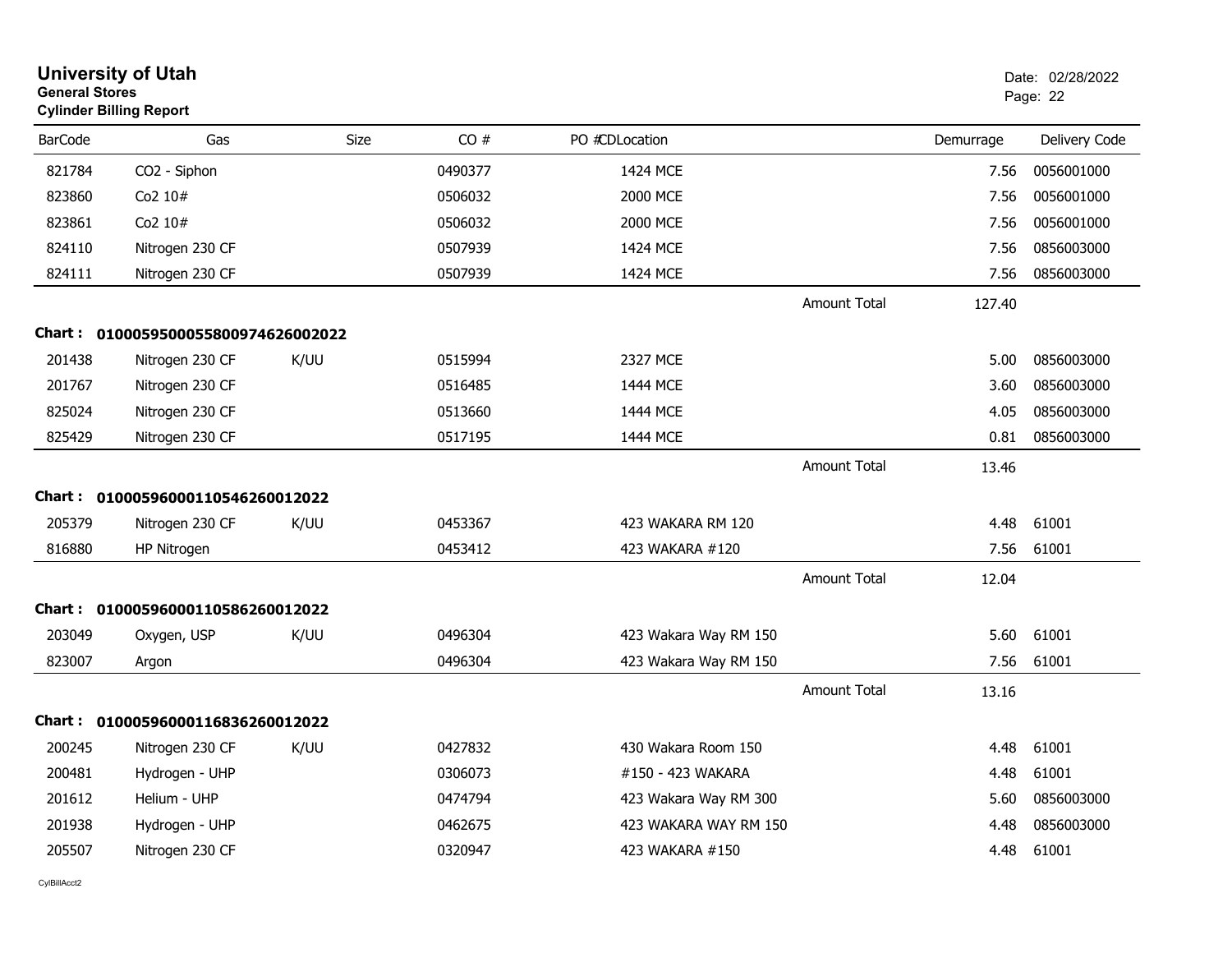# University of Utah
**General Stores**
**Cylinder Billing Report**

Date: 02/28/2022

| BarCode | Gas | Size | CO # | PO #CDLocation | | Demurrage | Delivery Code |
|---|---|---|---|---|---|---|---|
| 821784 | CO2 - Siphon | | 0490377 | 1424 MCE | | 7.56 | 0056001000 |
| 823860 | Co2 10# | | 0506032 | 2000 MCE | | 7.56 | 0056001000 |
| 823861 | Co2 10# | | 0506032 | 2000 MCE | | 7.56 | 0056001000 |
| 824110 | Nitrogen 230 CF | | 0507939 | 1424 MCE | | 7.56 | 0856003000 |
| 824111 | Nitrogen 230 CF | | 0507939 | 1424 MCE | | 7.56 | 0856003000 |
| | | | | | Amount Total | 127.40 | |

**Chart : 01000595000558009746260020 22**

| BarCode | Gas | Size | CO # | PO #CDLocation | | Demurrage | Delivery Code |
|---|---|---|---|---|---|---|---|
| 201438 | Nitrogen 230 CF | K/UU | 0515994 | 2327 MCE | | 5.00 | 0856003000 |
| 201767 | Nitrogen 230 CF | | 0516485 | 1444 MCE | | 3.60 | 0856003000 |
| 825024 | Nitrogen 230 CF | | 0513660 | 1444 MCE | | 4.05 | 0856003000 |
| 825429 | Nitrogen 230 CF | | 0517195 | 1444 MCE | | 0.81 | 0856003000 |
| | | | | | Amount Total | 13.46 | |

**Chart : 01000596000110546260012022**

| BarCode | Gas | Size | CO # | PO #CDLocation | | Demurrage | Delivery Code |
|---|---|---|---|---|---|---|---|
| 205379 | Nitrogen 230 CF | K/UU | 0453367 | 423 WAKARA RM 120 | | 4.48 | 61001 |
| 816880 | HP Nitrogen | | 0453412 | 423 WAKARA #120 | | 7.56 | 61001 |
| | | | | | Amount Total | 12.04 | |

**Chart : 01000596000110586260012022**

| BarCode | Gas | Size | CO # | PO #CDLocation | | Demurrage | Delivery Code |
|---|---|---|---|---|---|---|---|
| 203049 | Oxygen, USP | K/UU | 0496304 | 423 Wakara Way RM 150 | | 5.60 | 61001 |
| 823007 | Argon | | 0496304 | 423 Wakara Way RM 150 | | 7.56 | 61001 |
| | | | | | Amount Total | 13.16 | |

**Chart : 01000596000116836260012022**

| BarCode | Gas | Size | CO # | PO #CDLocation | | Demurrage | Delivery Code |
|---|---|---|---|---|---|---|---|
| 200245 | Nitrogen 230 CF | K/UU | 0427832 | 430 Wakara Room 150 | | 4.48 | 61001 |
| 200481 | Hydrogen - UHP | | 0306073 | #150 - 423 WAKARA | | 4.48 | 61001 |
| 201612 | Helium - UHP | | 0474794 | 423 Wakara Way RM 300 | | 5.60 | 0856003000 |
| 201938 | Hydrogen - UHP | | 0462675 | 423 WAKARA WAY RM 150 | | 4.48 | 0856003000 |
| 205507 | Nitrogen 230 CF | | 0320947 | 423 WAKARA #150 | | 4.48 | 61001 |

CylBillAcct2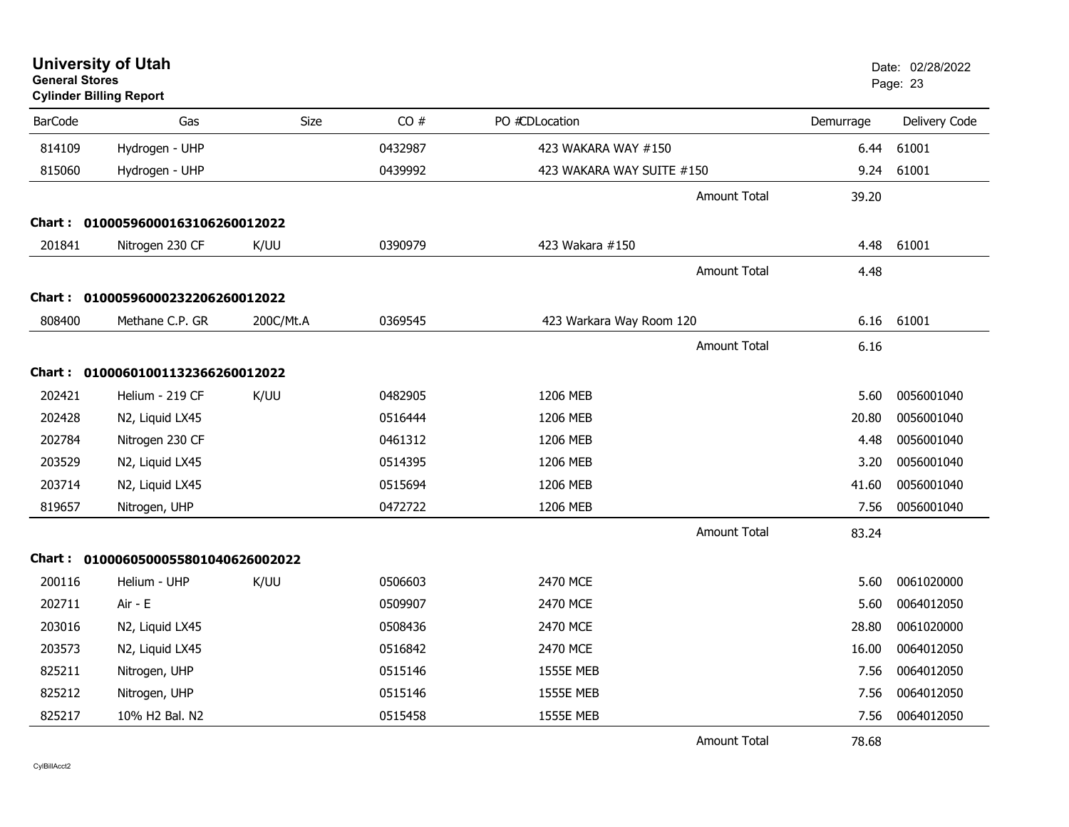# University of Utah

**General Stores**

**Cylinder Billing Report**

Date: 02/28/2022

| BarCode | Gas | Size | CO # | PO # | CDLocation | Demurrage | Delivery Code |
|---|---|---|---|---|---|---|---|
| 814109 | Hydrogen - UHP | | 0432987 | | 423 WAKARA WAY #150 | 6.44 | 61001 |
| 815060 | Hydrogen - UHP | | 0439992 | | 423 WAKARA WAY SUITE #150 | 9.24 | 61001 |
| | | | | | Amount Total | 39.20 | |
| **Chart :** | **010005960001631062600120​22** | | | | | | |
| 201841 | Nitrogen 230 CF | K/UU | 0390979 | | 423 Wakara #150 | 4.48 | 61001 |
| | | | | | Amount Total | 4.48 | |
| **Chart :** | **01000596000232206260012022** | | | | | | |
| 808400 | Methane C.P. GR | 200C/Mt.A | 0369545 | | 423 Warkara Way Room 120 | 6.16 | 61001 |
| | | | | | Amount Total | 6.16 | |
| **Chart :** | **01000601001132366260012022** | | | | | | |
| 202421 | Helium - 219 CF | K/UU | 0482905 | | 1206 MEB | 5.60 | 0056001040 |
| 202428 | N2, Liquid LX45 | | 0516444 | | 1206 MEB | 20.80 | 0056001040 |
| 202784 | Nitrogen 230 CF | | 0461312 | | 1206 MEB | 4.48 | 0056001040 |
| 203529 | N2, Liquid LX45 | | 0514395 | | 1206 MEB | 3.20 | 0056001040 |
| 203714 | N2, Liquid LX45 | | 0515694 | | 1206 MEB | 41.60 | 0056001040 |
| 819657 | Nitrogen, UHP | | 0472722 | | 1206 MEB | 7.56 | 0056001040 |
| | | | | | Amount Total | 83.24 | |
| **Chart :** | **01000605000558010406260020​22** | | | | | | |
| 200116 | Helium - UHP | K/UU | 0506603 | | 2470 MCE | 5.60 | 0061020000 |
| 202711 | Air - E | | 0509907 | | 2470 MCE | 5.60 | 0064012050 |
| 203016 | N2, Liquid LX45 | | 0508436 | | 2470 MCE | 28.80 | 0061020000 |
| 203573 | N2, Liquid LX45 | | 0516842 | | 2470 MCE | 16.00 | 0064012050 |
| 825211 | Nitrogen, UHP | | 0515146 | | 1555E MEB | 7.56 | 0064012050 |
| 825212 | Nitrogen, UHP | | 0515146 | | 1555E MEB | 7.56 | 0064012050 |
| 825217 | 10% H2 Bal. N2 | | 0515458 | | 1555E MEB | 7.56 | 0064012050 |
| | | | | | Amount Total | 78.68 | |

CylBillAcct2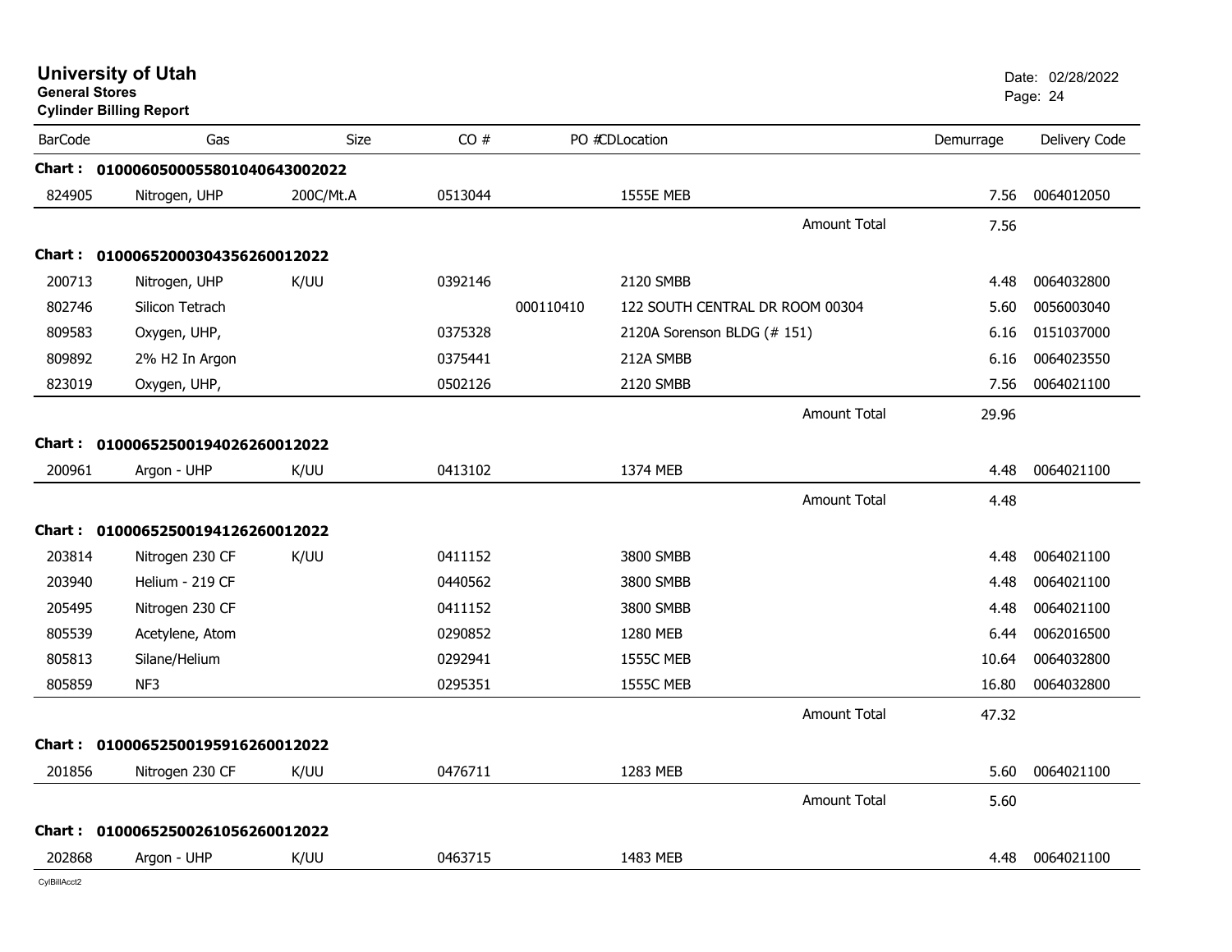**University of Utah**
**General Stores**
**Cylinder Billing Report**

Date: 02/28/2022

| BarCode | Gas | Size | CO # | PO # | CDLocation | Demurrage | Delivery Code |
|---|---|---|---|---|---|---|---|
| **Chart :** | **01000605000558010406430022022** | | | | | | |
| 824905 | Nitrogen, UHP | 200C/Mt.A | 0513044 | | 1555E MEB | 7.56 | 0064012050 |
| | | | | | Amount Total | 7.56 | |
| **Chart :** | **01000652000304356260012022** | | | | | | |
| 200713 | Nitrogen, UHP | K/UU | 0392146 | | 2120 SMBB | 4.48 | 0064032800 |
| 802746 | Silicon Tetrach | | | 000110410 | 122 SOUTH CENTRAL DR ROOM 00304 | 5.60 | 0056003040 |
| 809583 | Oxygen, UHP, | | 0375328 | | 2120A Sorenson BLDG (# 151) | 6.16 | 0151037000 |
| 809892 | 2% H2 In Argon | | 0375441 | | 212A SMBB | 6.16 | 0064023550 |
| 823019 | Oxygen, UHP, | | 0502126 | | 2120 SMBB | 7.56 | 0064021100 |
| | | | | | Amount Total | 29.96 | |
| **Chart :** | **01000652500194026260012022** | | | | | | |
| 200961 | Argon - UHP | K/UU | 0413102 | | 1374 MEB | 4.48 | 0064021100 |
| | | | | | Amount Total | 4.48 | |
| **Chart :** | **01000652500194126260012022** | | | | | | |
| 203814 | Nitrogen 230 CF | K/UU | 0411152 | | 3800 SMBB | 4.48 | 0064021100 |
| 203940 | Helium - 219 CF | | 0440562 | | 3800 SMBB | 4.48 | 0064021100 |
| 205495 | Nitrogen 230 CF | | 0411152 | | 3800 SMBB | 4.48 | 0064021100 |
| 805539 | Acetylene, Atom | | 0290852 | | 1280 MEB | 6.44 | 0062016500 |
| 805813 | Silane/Helium | | 0292941 | | 1555C MEB | 10.64 | 0064032800 |
| 805859 | NF3 | | 0295351 | | 1555C MEB | 16.80 | 0064032800 |
| | | | | | Amount Total | 47.32 | |
| **Chart :** | **01000652500195916260012022** | | | | | | |
| 201856 | Nitrogen 230 CF | K/UU | 0476711 | | 1283 MEB | 5.60 | 0064021100 |
| | | | | | Amount Total | 5.60 | |
| **Chart :** | **01000652500261056260012022** | | | | | | |
| 202868 | Argon - UHP | K/UU | 0463715 | | 1483 MEB | 4.48 | 0064021100 |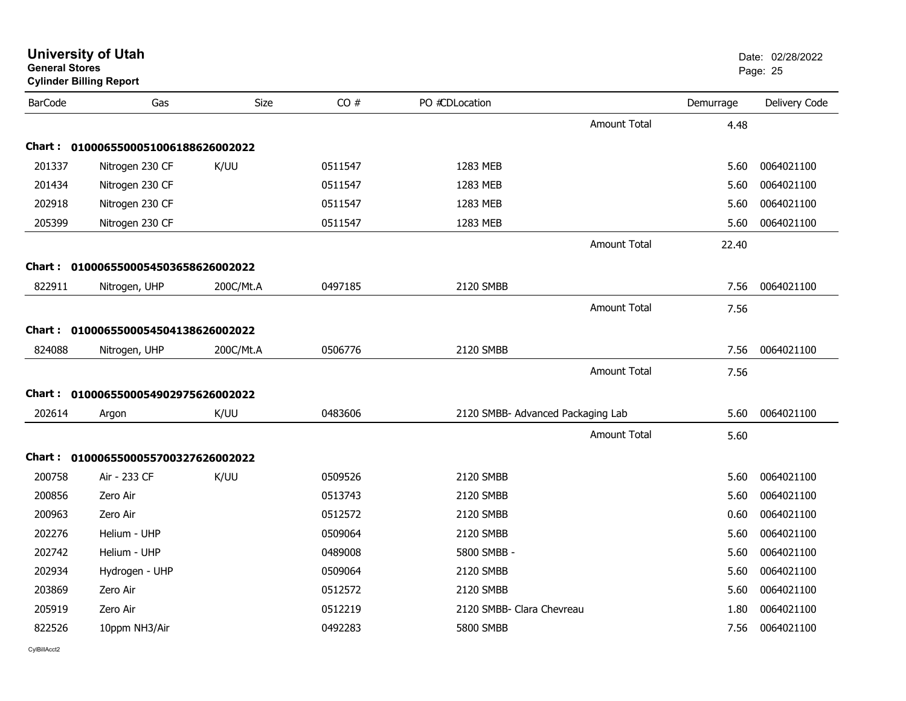# University of Utah
**General Stores**
**Cylinder Billing Report**

Date: 02/28/2022

| BarCode | Gas | Size | CO # | PO #CDLocation | | Demurrage | Delivery Code |
|---|---|---|---|---|---|---|---|
| | | | | | Amount Total | 4.48 | |
| **Chart : 01000655000510061886260020 22** | | | | | | | |
| 201337 | Nitrogen 230 CF | K/UU | 0511547 | 1283 MEB | | 5.60 | 0064021100 |
| 201434 | Nitrogen 230 CF | | 0511547 | 1283 MEB | | 5.60 | 0064021100 |
| 202918 | Nitrogen 230 CF | | 0511547 | 1283 MEB | | 5.60 | 0064021100 |
| 205399 | Nitrogen 230 CF | | 0511547 | 1283 MEB | | 5.60 | 0064021100 |
| | | | | | Amount Total | 22.40 | |
| **Chart : 0100065500054503658626002022** | | | | | | | |
| 822911 | Nitrogen, UHP | 200C/Mt.A | 0497185 | 2120 SMBB | | 7.56 | 0064021100 |
| | | | | | Amount Total | 7.56 | |
| **Chart : 0100065500054504138626002022** | | | | | | | |
| 824088 | Nitrogen, UHP | 200C/Mt.A | 0506776 | 2120 SMBB | | 7.56 | 0064021100 |
| | | | | | Amount Total | 7.56 | |
| **Chart : 0100065500054902975626002022** | | | | | | | |
| 202614 | Argon | K/UU | 0483606 | 2120 SMBB- Advanced Packaging Lab | | 5.60 | 0064021100 |
| | | | | | Amount Total | 5.60 | |
| **Chart : 0100065500055700327626002022** | | | | | | | |
| 200758 | Air - 233 CF | K/UU | 0509526 | 2120 SMBB | | 5.60 | 0064021100 |
| 200856 | Zero Air | | 0513743 | 2120 SMBB | | 5.60 | 0064021100 |
| 200963 | Zero Air | | 0512572 | 2120 SMBB | | 0.60 | 0064021100 |
| 202276 | Helium - UHP | | 0509064 | 2120 SMBB | | 5.60 | 0064021100 |
| 202742 | Helium - UHP | | 0489008 | 5800 SMBB - | | 5.60 | 0064021100 |
| 202934 | Hydrogen - UHP | | 0509064 | 2120 SMBB | | 5.60 | 0064021100 |
| 203869 | Zero Air | | 0512572 | 2120 SMBB | | 5.60 | 0064021100 |
| 205919 | Zero Air | | 0512219 | 2120 SMBB- Clara Chevreau | | 1.80 | 0064021100 |
| 822526 | 10ppm NH3/Air | | 0492283 | 5800 SMBB | | 7.56 | 0064021100 |

CylBillAcct2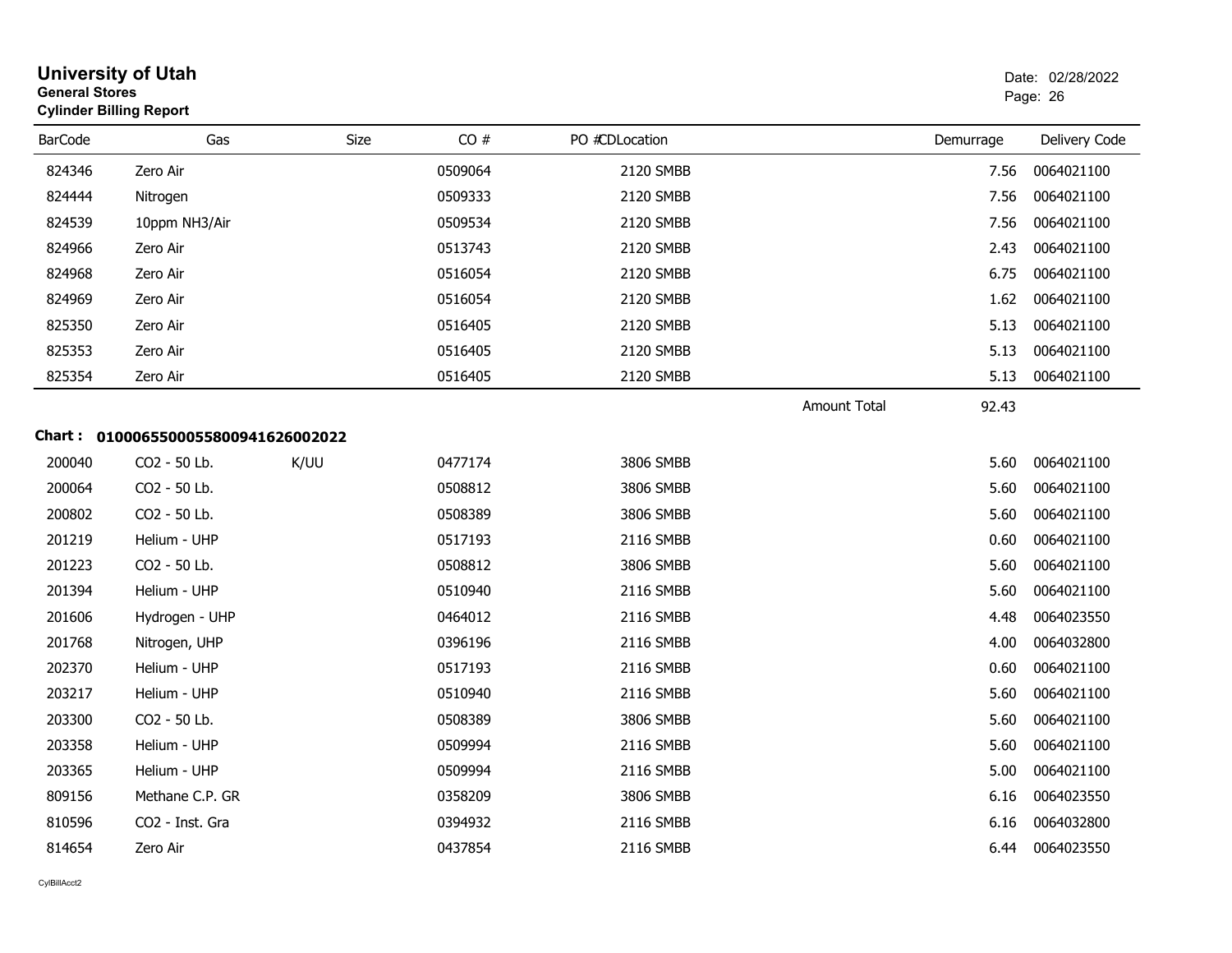# University of Utah
**General Stores**
**Cylinder Billing Report**

Date: 02/28/2022

| BarCode | Gas | Size | CO # | PO # | CDLocation | Demurrage | Delivery Code |
|---|---|---|---|---|---|---|---|
| 824346 | Zero Air | | 0509064 | | 2120 SMBB | 7.56 | 0064021100 |
| 824444 | Nitrogen | | 0509333 | | 2120 SMBB | 7.56 | 0064021100 |
| 824539 | 10ppm NH3/Air | | 0509534 | | 2120 SMBB | 7.56 | 0064021100 |
| 824966 | Zero Air | | 0513743 | | 2120 SMBB | 2.43 | 0064021100 |
| 824968 | Zero Air | | 0516054 | | 2120 SMBB | 6.75 | 0064021100 |
| 824969 | Zero Air | | 0516054 | | 2120 SMBB | 1.62 | 0064021100 |
| 825350 | Zero Air | | 0516405 | | 2120 SMBB | 5.13 | 0064021100 |
| 825353 | Zero Air | | 0516405 | | 2120 SMBB | 5.13 | 0064021100 |
| 825354 | Zero Air | | 0516405 | | 2120 SMBB | 5.13 | 0064021100 |
| | | | | | Amount Total | 92.43 | |

**Chart : 01000655000558009416260020​22**

| BarCode | Gas | Size | CO # | PO # | CDLocation | Demurrage | Delivery Code |
|---|---|---|---|---|---|---|---|
| 200040 | CO2 - 50 Lb. | K/UU | 0477174 | | 3806 SMBB | 5.60 | 0064021100 |
| 200064 | CO2 - 50 Lb. | | 0508812 | | 3806 SMBB | 5.60 | 0064021100 |
| 200802 | CO2 - 50 Lb. | | 0508389 | | 3806 SMBB | 5.60 | 0064021100 |
| 201219 | Helium - UHP | | 0517193 | | 2116 SMBB | 0.60 | 0064021100 |
| 201223 | CO2 - 50 Lb. | | 0508812 | | 3806 SMBB | 5.60 | 0064021100 |
| 201394 | Helium - UHP | | 0510940 | | 2116 SMBB | 5.60 | 0064021100 |
| 201606 | Hydrogen - UHP | | 0464012 | | 2116 SMBB | 4.48 | 0064023550 |
| 201768 | Nitrogen, UHP | | 0396196 | | 2116 SMBB | 4.00 | 0064032800 |
| 202370 | Helium - UHP | | 0517193 | | 2116 SMBB | 0.60 | 0064021100 |
| 203217 | Helium - UHP | | 0510940 | | 2116 SMBB | 5.60 | 0064021100 |
| 203300 | CO2 - 50 Lb. | | 0508389 | | 3806 SMBB | 5.60 | 0064021100 |
| 203358 | Helium - UHP | | 0509994 | | 2116 SMBB | 5.60 | 0064021100 |
| 203365 | Helium - UHP | | 0509994 | | 2116 SMBB | 5.00 | 0064021100 |
| 809156 | Methane C.P. GR | | 0358209 | | 3806 SMBB | 6.16 | 0064023550 |
| 810596 | CO2 - Inst. Gra | | 0394932 | | 2116 SMBB | 6.16 | 0064032800 |
| 814654 | Zero Air | | 0437854 | | 2116 SMBB | 6.44 | 0064023550 |

CylBillAcct2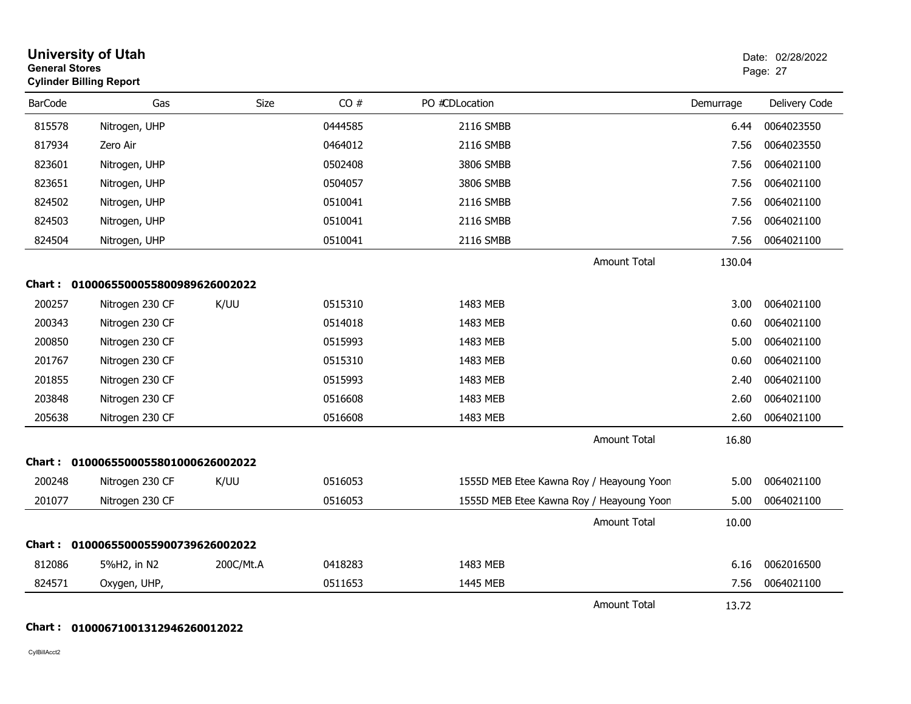# University of Utah
**General Stores**
**Cylinder Billing Report**

Date: 02/28/2022

| BarCode | Gas | Size | CO # | PO # CDLocation | Demurrage | Delivery Code |
|---|---|---|---|---|---|---|
| 815578 | Nitrogen, UHP | | 0444585 | 2116 SMBB | 6.44 | 0064023550 |
| 817934 | Zero Air | | 0464012 | 2116 SMBB | 7.56 | 0064023550 |
| 823601 | Nitrogen, UHP | | 0502408 | 3806 SMBB | 7.56 | 0064021100 |
| 823651 | Nitrogen, UHP | | 0504057 | 3806 SMBB | 7.56 | 0064021100 |
| 824502 | Nitrogen, UHP | | 0510041 | 2116 SMBB | 7.56 | 0064021100 |
| 824503 | Nitrogen, UHP | | 0510041 | 2116 SMBB | 7.56 | 0064021100 |
| 824504 | Nitrogen, UHP | | 0510041 | 2116 SMBB | 7.56 | 0064021100 |
| | | | | Amount Total | 130.04 | |

**Chart : 01000655000558009896260020​22**

| BarCode | Gas | Size | CO # | PO # CDLocation | Demurrage | Delivery Code |
|---|---|---|---|---|---|---|
| 200257 | Nitrogen 230 CF | K/UU | 0515310 | 1483 MEB | 3.00 | 0064021100 |
| 200343 | Nitrogen 230 CF | | 0514018 | 1483 MEB | 0.60 | 0064021100 |
| 200850 | Nitrogen 230 CF | | 0515993 | 1483 MEB | 5.00 | 0064021100 |
| 201767 | Nitrogen 230 CF | | 0515310 | 1483 MEB | 0.60 | 0064021100 |
| 201855 | Nitrogen 230 CF | | 0515993 | 1483 MEB | 2.40 | 0064021100 |
| 203848 | Nitrogen 230 CF | | 0516608 | 1483 MEB | 2.60 | 0064021100 |
| 205638 | Nitrogen 230 CF | | 0516608 | 1483 MEB | 2.60 | 0064021100 |
| | | | | Amount Total | 16.80 | |

**Chart : 0100065500055801000626002022**

| BarCode | Gas | Size | CO # | PO # CDLocation | Demurrage | Delivery Code |
|---|---|---|---|---|---|---|
| 200248 | Nitrogen 230 CF | K/UU | 0516053 | 1555D MEB Etee Kawna Roy / Heayoung Yoon | 5.00 | 0064021100 |
| 201077 | Nitrogen 230 CF | | 0516053 | 1555D MEB Etee Kawna Roy / Heayoung Yoon | 5.00 | 0064021100 |
| | | | | Amount Total | 10.00 | |

**Chart : 0100065500055900739626002022**

| BarCode | Gas | Size | CO # | PO # CDLocation | Demurrage | Delivery Code |
|---|---|---|---|---|---|---|
| 812086 | 5%H2, in N2 | 200C/Mt.A | 0418283 | 1483 MEB | 6.16 | 0062016500 |
| 824571 | Oxygen, UHP, | | 0511653 | 1445 MEB | 7.56 | 0064021100 |
| | | | | Amount Total | 13.72 | |

**Chart : 0100067100131294626001​2022**

CylBillAcct2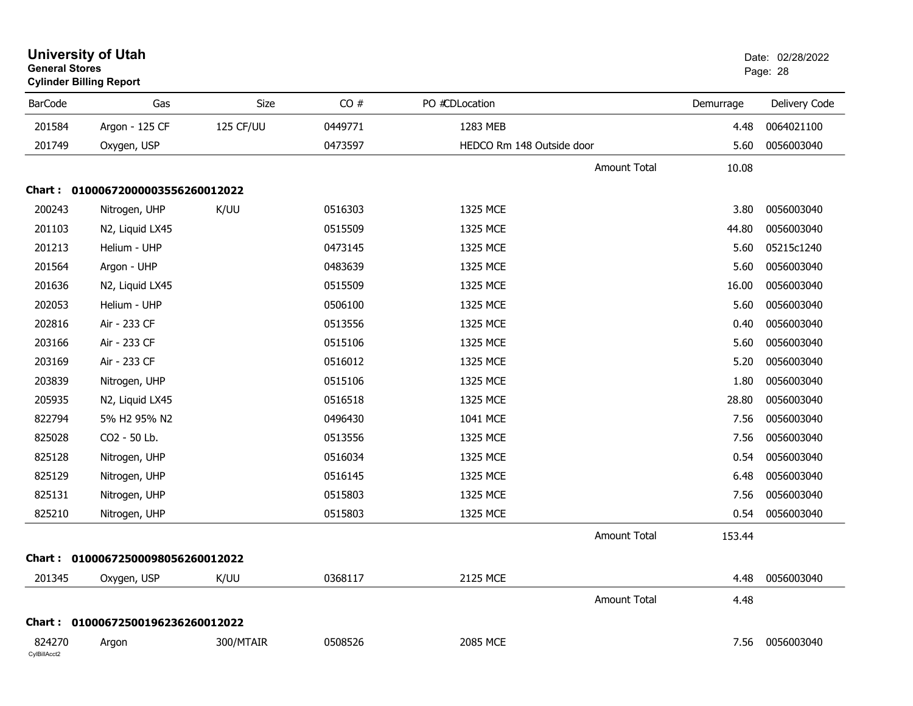# University of Utah

**General Stores**

**Cylinder Billing Report**

Date: 02/28/2022

| BarCode | Gas | Size | CO # | PO # | CDLocation | Demurrage | Delivery Code |
|---|---|---|---|---|---|---|---|
| 201584 | Argon - 125 CF | 125 CF/UU | 0449771 | | 1283 MEB | 4.48 | 0064021100 |
| 201749 | Oxygen, USP | | 0473597 | | HEDCO Rm 148 Outside door | 5.60 | 0056003040 |
| | | | | | Amount Total | 10.08 | |
| **Chart :** | **01000672000003556260012022** | | | | | | |
| 200243 | Nitrogen, UHP | K/UU | 0516303 | | 1325 MCE | 3.80 | 0056003040 |
| 201103 | N2, Liquid LX45 | | 0515509 | | 1325 MCE | 44.80 | 0056003040 |
| 201213 | Helium - UHP | | 0473145 | | 1325 MCE | 5.60 | 05215c1240 |
| 201564 | Argon - UHP | | 0483639 | | 1325 MCE | 5.60 | 0056003040 |
| 201636 | N2, Liquid LX45 | | 0515509 | | 1325 MCE | 16.00 | 0056003040 |
| 202053 | Helium - UHP | | 0506100 | | 1325 MCE | 5.60 | 0056003040 |
| 202816 | Air - 233 CF | | 0513556 | | 1325 MCE | 0.40 | 0056003040 |
| 203166 | Air - 233 CF | | 0515106 | | 1325 MCE | 5.60 | 0056003040 |
| 203169 | Air - 233 CF | | 0516012 | | 1325 MCE | 5.20 | 0056003040 |
| 203839 | Nitrogen, UHP | | 0515106 | | 1325 MCE | 1.80 | 0056003040 |
| 205935 | N2, Liquid LX45 | | 0516518 | | 1325 MCE | 28.80 | 0056003040 |
| 822794 | 5% H2 95% N2 | | 0496430 | | 1041 MCE | 7.56 | 0056003040 |
| 825028 | CO2 - 50 Lb. | | 0513556 | | 1325 MCE | 7.56 | 0056003040 |
| 825128 | Nitrogen, UHP | | 0516034 | | 1325 MCE | 0.54 | 0056003040 |
| 825129 | Nitrogen, UHP | | 0516145 | | 1325 MCE | 6.48 | 0056003040 |
| 825131 | Nitrogen, UHP | | 0515803 | | 1325 MCE | 7.56 | 0056003040 |
| 825210 | Nitrogen, UHP | | 0515803 | | 1325 MCE | 0.54 | 0056003040 |
| | | | | | Amount Total | 153.44 | |
| **Chart :** | **01000672500098056260012022** | | | | | | |
| 201345 | Oxygen, USP | K/UU | 0368117 | | 2125 MCE | 4.48 | 0056003040 |
| | | | | | Amount Total | 4.48 | |
| **Chart :** | **01000672500196236260012022** | | | | | | |
| 824270 | Argon | 300/MTAIR | 0508526 | | 2085 MCE | 7.56 | 0056003040 |

CylBillAcct2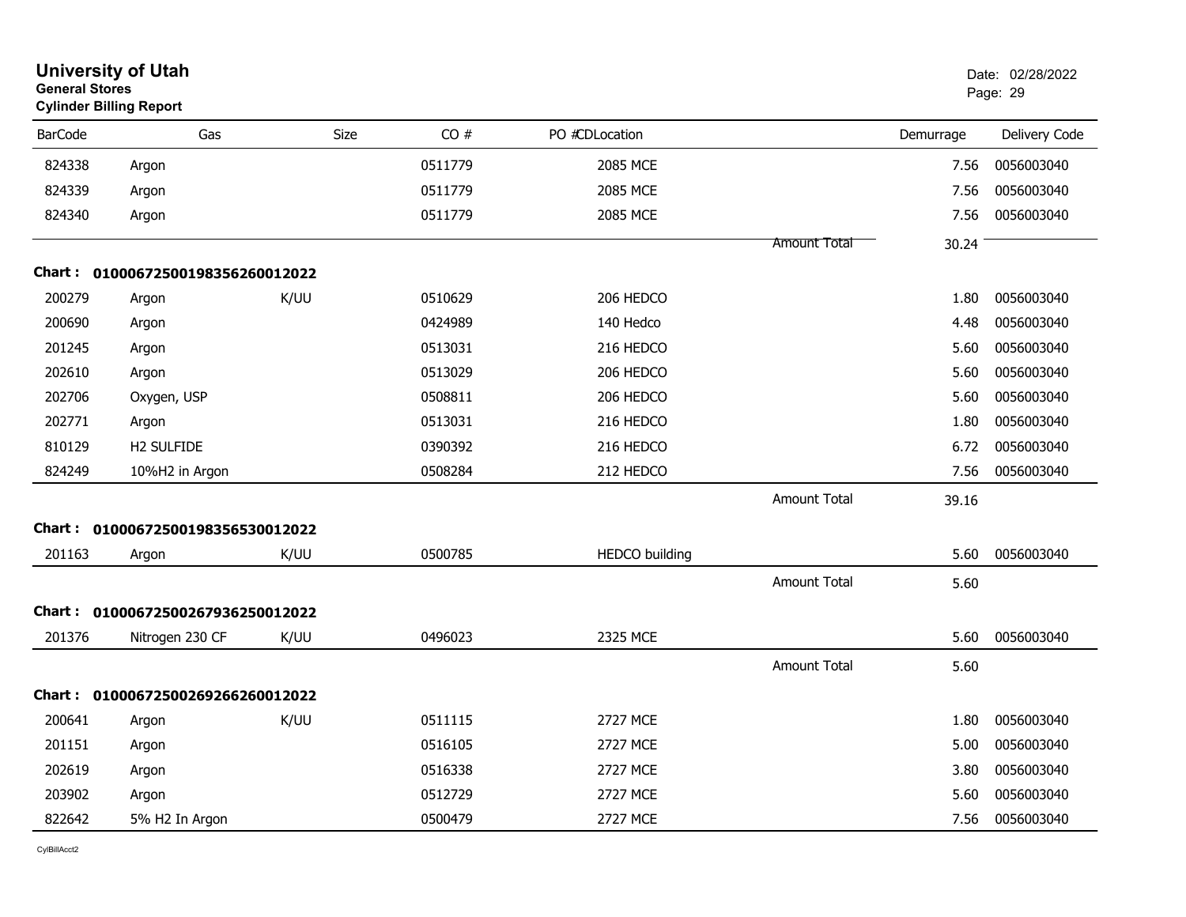# University of Utah

**General Stores**

**Cylinder Billing Report**

Date: 02/28/2022

| BarCode | Gas | Size | CO # | PO #CDLocation | | Demurrage | Delivery Code |
|---|---|---|---|---|---|---|---|
| 824338 | Argon | | 0511779 | 2085 MCE | | 7.56 | 0056003040 |
| 824339 | Argon | | 0511779 | 2085 MCE | | 7.56 | 0056003040 |
| 824340 | Argon | | 0511779 | 2085 MCE | | 7.56 | 0056003040 |
| | | | | | Amount Total | 30.24 | |

**Chart : 01000672500198356260012022**

| BarCode | Gas | Size | CO # | PO #CDLocation | | Demurrage | Delivery Code |
|---|---|---|---|---|---|---|---|
| 200279 | Argon | K/UU | 0510629 | 206 HEDCO | | 1.80 | 0056003040 |
| 200690 | Argon | | 0424989 | 140 Hedco | | 4.48 | 0056003040 |
| 201245 | Argon | | 0513031 | 216 HEDCO | | 5.60 | 0056003040 |
| 202610 | Argon | | 0513029 | 206 HEDCO | | 5.60 | 0056003040 |
| 202706 | Oxygen, USP | | 0508811 | 206 HEDCO | | 5.60 | 0056003040 |
| 202771 | Argon | | 0513031 | 216 HEDCO | | 1.80 | 0056003040 |
| 810129 | H2 SULFIDE | | 0390392 | 216 HEDCO | | 6.72 | 0056003040 |
| 824249 | 10%H2 in Argon | | 0508284 | 212 HEDCO | | 7.56 | 0056003040 |
| | | | | | Amount Total | 39.16 | |

**Chart : 01000672500198356530012022**

| BarCode | Gas | Size | CO # | PO #CDLocation | | Demurrage | Delivery Code |
|---|---|---|---|---|---|---|---|
| 201163 | Argon | K/UU | 0500785 | HEDCO building | | 5.60 | 0056003040 |
| | | | | | Amount Total | 5.60 | |

**Chart : 01000672500267936250012022**

| BarCode | Gas | Size | CO # | PO #CDLocation | | Demurrage | Delivery Code |
|---|---|---|---|---|---|---|---|
| 201376 | Nitrogen 230 CF | K/UU | 0496023 | 2325 MCE | | 5.60 | 0056003040 |
| | | | | | Amount Total | 5.60 | |

**Chart : 01000672500269266260012022**

| BarCode | Gas | Size | CO # | PO #CDLocation | | Demurrage | Delivery Code |
|---|---|---|---|---|---|---|---|
| 200641 | Argon | K/UU | 0511115 | 2727 MCE | | 1.80 | 0056003040 |
| 201151 | Argon | | 0516105 | 2727 MCE | | 5.00 | 0056003040 |
| 202619 | Argon | | 0516338 | 2727 MCE | | 3.80 | 0056003040 |
| 203902 | Argon | | 0512729 | 2727 MCE | | 5.60 | 0056003040 |
| 822642 | 5% H2 In Argon | | 0500479 | 2727 MCE | | 7.56 | 0056003040 |

CylBillAcct2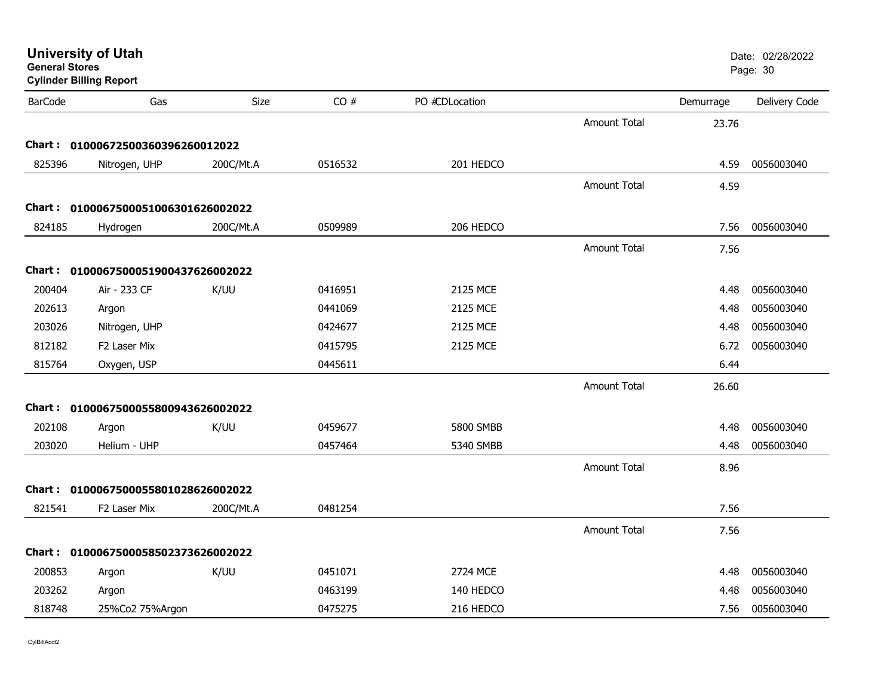**University of Utah**
**General Stores**
**Cylinder Billing Report**

Date: 02/28/2022
Page: 30

| BarCode | Gas | Size | CO # | PO #CDLocation | | Demurrage | Delivery Code |
|---|---|---|---|---|---|---|---|
| | | | | | Amount Total | 23.76 | |
| **Chart :** | **01000672500360396260012022** | | | | | | |
| 825396 | Nitrogen, UHP | 200C/Mt.A | 0516532 | 201 HEDCO | | 4.59 | 0056003040 |
| | | | | | Amount Total | 4.59 | |
| **Chart :** | **01000675000510063016260020​22** | | | | | | |
| 824185 | Hydrogen | 200C/Mt.A | 0509989 | 206 HEDCO | | 7.56 | 0056003040 |
| | | | | | Amount Total | 7.56 | |
| **Chart :** | **0100067500051900437626002022** | | | | | | |
| 200404 | Air - 233 CF | K/UU | 0416951 | 2125 MCE | | 4.48 | 0056003040 |
| 202613 | Argon | | 0441069 | 2125 MCE | | 4.48 | 0056003040 |
| 203026 | Nitrogen, UHP | | 0424677 | 2125 MCE | | 4.48 | 0056003040 |
| 812182 | F2 Laser Mix | | 0415795 | 2125 MCE | | 6.72 | 0056003040 |
| 815764 | Oxygen, USP | | 0445611 | | | 6.44 | |
| | | | | | Amount Total | 26.60 | |
| **Chart :** | **0100067500055800943626002022** | | | | | | |
| 202108 | Argon | K/UU | 0459677 | 5800 SMBB | | 4.48 | 0056003040 |
| 203020 | Helium - UHP | | 0457464 | 5340 SMBB | | 4.48 | 0056003040 |
| | | | | | Amount Total | 8.96 | |
| **Chart :** | **0100067500055801028626002022** | | | | | | |
| 821541 | F2 Laser Mix | 200C/Mt.A | 0481254 | | | 7.56 | |
| | | | | | Amount Total | 7.56 | |
| **Chart :** | **0100067500058502373626002022** | | | | | | |
| 200853 | Argon | K/UU | 0451071 | 2724 MCE | | 4.48 | 0056003040 |
| 203262 | Argon | | 0463199 | 140 HEDCO | | 4.48 | 0056003040 |
| 818748 | 25%Co2 75%Argon | | 0475275 | 216 HEDCO | | 7.56 | 0056003040 |

CylBillAcct2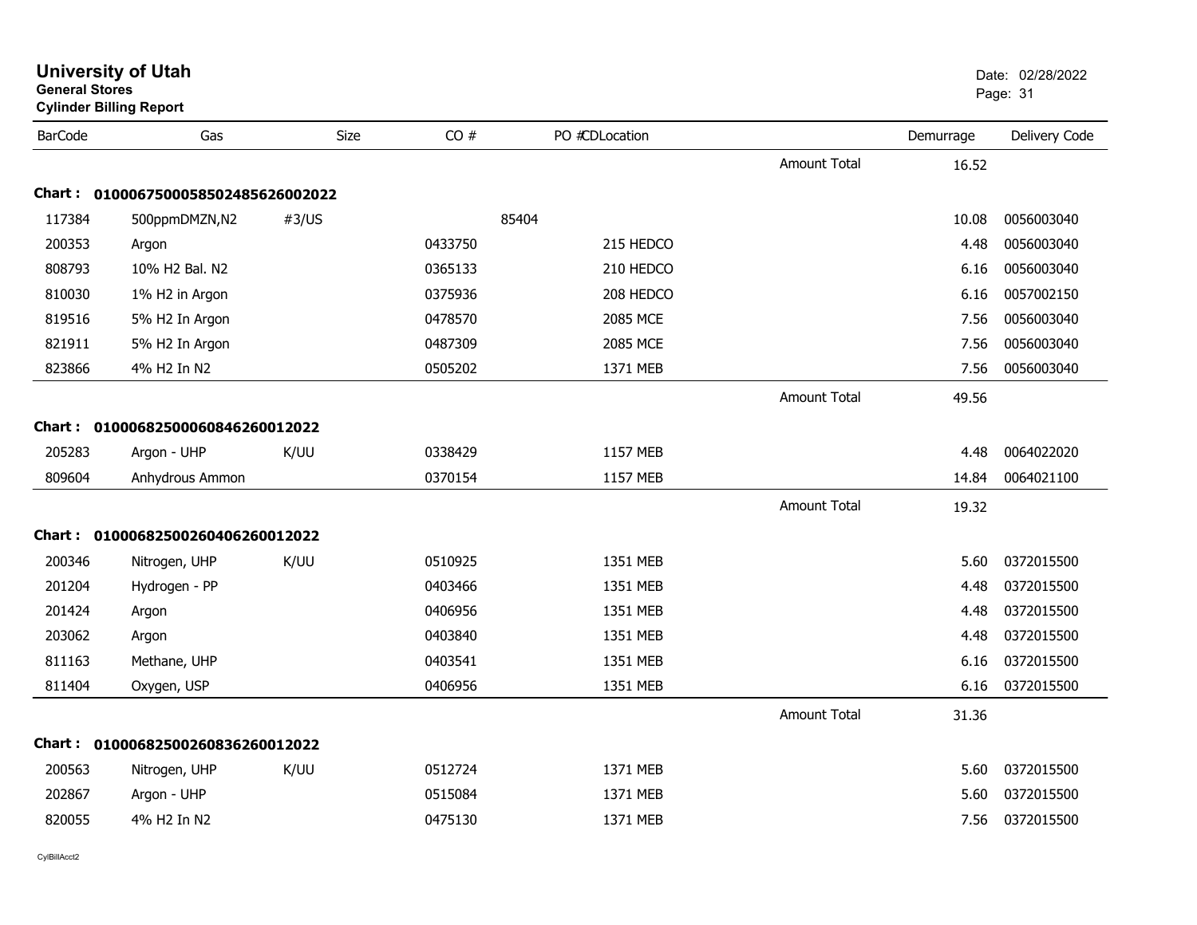# University of Utah

**General Stores**

**Cylinder Billing Report**

Date: 02/28/2022

| BarCode | Gas | Size | CO # | PO # | CDLocation | | Demurrage | Delivery Code |
|---|---|---|---|---|---|---|---|---|
| | | | | | | Amount Total | 16.52 | |
| **Chart :** | **01000675000585024856260020 22** | | | | | | | |
| 117384 | 500ppmDMZN,N2 | #3/US | | 85404 | | | 10.08 | 0056003040 |
| 200353 | Argon | | 0433750 | | 215 HEDCO | | 4.48 | 0056003040 |
| 808793 | 10% H2 Bal. N2 | | 0365133 | | 210 HEDCO | | 6.16 | 0056003040 |
| 810030 | 1% H2 in Argon | | 0375936 | | 208 HEDCO | | 6.16 | 0057002150 |
| 819516 | 5% H2 In Argon | | 0478570 | | 2085 MCE | | 7.56 | 0056003040 |
| 821911 | 5% H2 In Argon | | 0487309 | | 2085 MCE | | 7.56 | 0056003040 |
| 823866 | 4% H2 In N2 | | 0505202 | | 1371 MEB | | 7.56 | 0056003040 |
| | | | | | | Amount Total | 49.56 | |
| **Chart :** | **01000682500060846260012022** | | | | | | | |
| 205283 | Argon - UHP | K/UU | 0338429 | | 1157 MEB | | 4.48 | 0064022020 |
| 809604 | Anhydrous Ammon | | 0370154 | | 1157 MEB | | 14.84 | 0064021100 |
| | | | | | | Amount Total | 19.32 | |
| **Chart :** | **01000682500260406260012022** | | | | | | | |
| 200346 | Nitrogen, UHP | K/UU | 0510925 | | 1351 MEB | | 5.60 | 0372015500 |
| 201204 | Hydrogen - PP | | 0403466 | | 1351 MEB | | 4.48 | 0372015500 |
| 201424 | Argon | | 0406956 | | 1351 MEB | | 4.48 | 0372015500 |
| 203062 | Argon | | 0403840 | | 1351 MEB | | 4.48 | 0372015500 |
| 811163 | Methane, UHP | | 0403541 | | 1351 MEB | | 6.16 | 0372015500 |
| 811404 | Oxygen, USP | | 0406956 | | 1351 MEB | | 6.16 | 0372015500 |
| | | | | | | Amount Total | 31.36 | |
| **Chart :** | **01000682500260836260012022** | | | | | | | |
| 200563 | Nitrogen, UHP | K/UU | 0512724 | | 1371 MEB | | 5.60 | 0372015500 |
| 202867 | Argon - UHP | | 0515084 | | 1371 MEB | | 5.60 | 0372015500 |
| 820055 | 4% H2 In N2 | | 0475130 | | 1371 MEB | | 7.56 | 0372015500 |

CylBillAcct2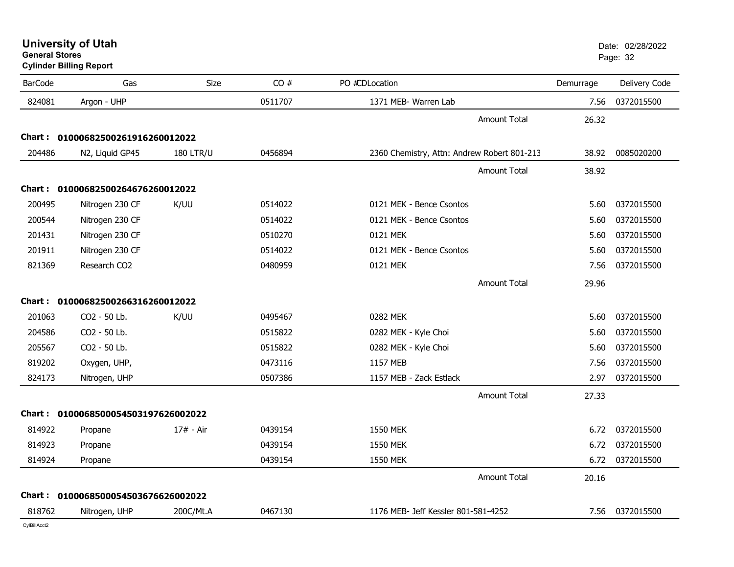# University of Utah

**General Stores**

**Cylinder Billing Report**

Date: 02/28/2022

| BarCode | Gas | Size | CO # | PO #CDLocation | Demurrage | Delivery Code |
|---|---|---|---|---|---|---|
| 824081 | Argon - UHP | | 0511707 | 1371 MEB- Warren Lab | 7.56 | 0372015500 |
| | | | | Amount Total | 26.32 | |
| **Chart : 01000682500261916260012022** | | | | | | |
| 204486 | N2, Liquid GP45 | 180 LTR/U | 0456894 | 2360 Chemistry, Attn: Andrew Robert 801-213 | 38.92 | 0085020200 |
| | | | | Amount Total | 38.92 | |
| **Chart : 01000682500264676260012022** | | | | | | |
| 200495 | Nitrogen 230 CF | K/UU | 0514022 | 0121 MEK - Bence Csontos | 5.60 | 0372015500 |
| 200544 | Nitrogen 230 CF | | 0514022 | 0121 MEK - Bence Csontos | 5.60 | 0372015500 |
| 201431 | Nitrogen 230 CF | | 0510270 | 0121 MEK | 5.60 | 0372015500 |
| 201911 | Nitrogen 230 CF | | 0514022 | 0121 MEK - Bence Csontos | 5.60 | 0372015500 |
| 821369 | Research CO2 | | 0480959 | 0121 MEK | 7.56 | 0372015500 |
| | | | | Amount Total | 29.96 | |
| **Chart : 01000682500266316260012022** | | | | | | |
| 201063 | CO2 - 50 Lb. | K/UU | 0495467 | 0282 MEK | 5.60 | 0372015500 |
| 204586 | CO2 - 50 Lb. | | 0515822 | 0282 MEK - Kyle Choi | 5.60 | 0372015500 |
| 205567 | CO2 - 50 Lb. | | 0515822 | 0282 MEK - Kyle Choi | 5.60 | 0372015500 |
| 819202 | Oxygen, UHP, | | 0473116 | 1157 MEB | 7.56 | 0372015500 |
| 824173 | Nitrogen, UHP | | 0507386 | 1157 MEB - Zack Estlack | 2.97 | 0372015500 |
| | | | | Amount Total | 27.33 | |
| **Chart : 01000685000545031976260020​22** | | | | | | |
| 814922 | Propane | 17# - Air | 0439154 | 1550 MEK | 6.72 | 0372015500 |
| 814923 | Propane | | 0439154 | 1550 MEK | 6.72 | 0372015500 |
| 814924 | Propane | | 0439154 | 1550 MEK | 6.72 | 0372015500 |
| | | | | Amount Total | 20.16 | |
| **Chart : 01000685000545036766260020​22** | | | | | | |
| 818762 | Nitrogen, UHP | 200C/Mt.A | 0467130 | 1176 MEB- Jeff Kessler 801-581-4252 | 7.56 | 0372015500 |

CylBillAcct2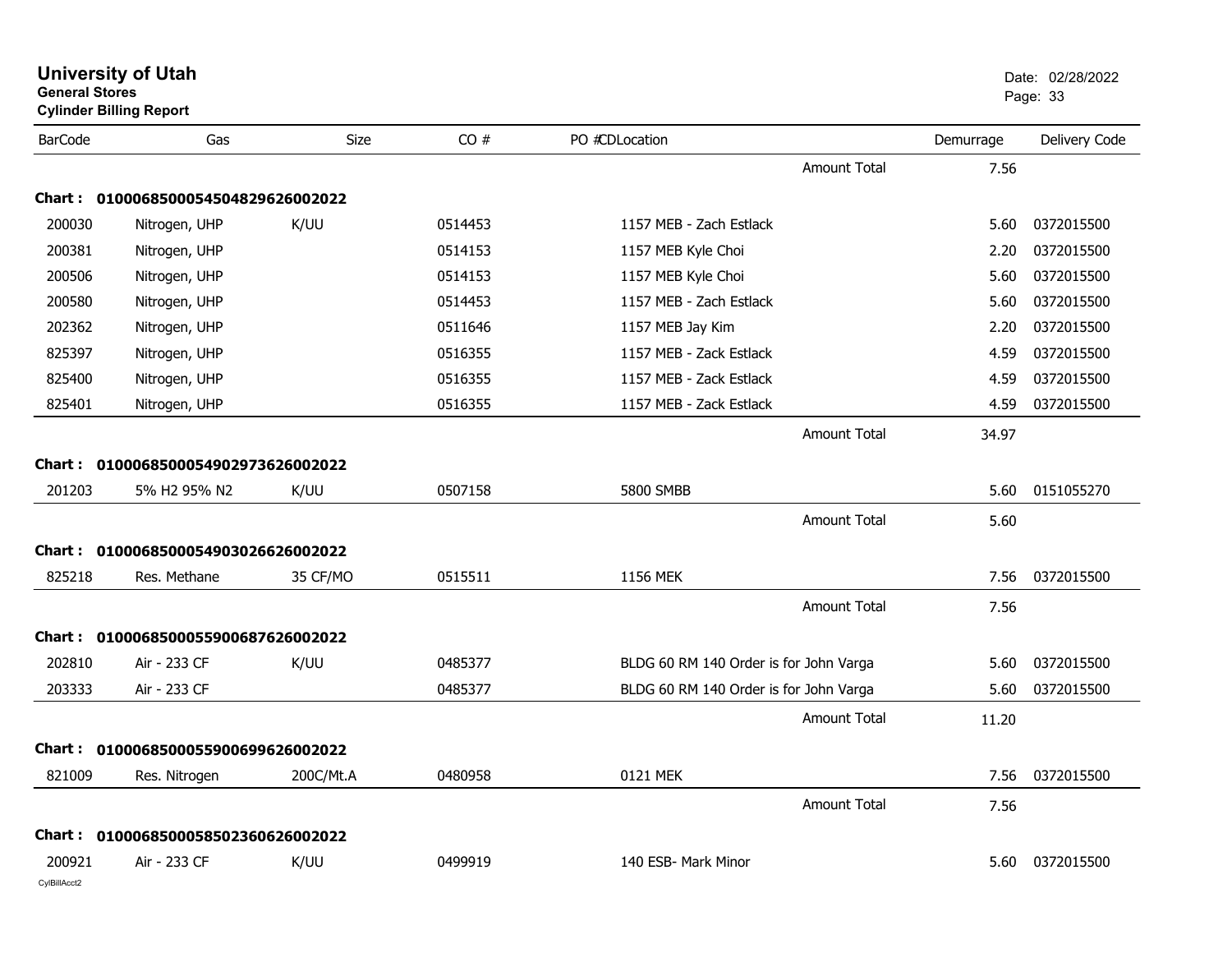**University of Utah**
**General Stores**
**Cylinder Billing Report**

Date: 02/28/2022

| BarCode | Gas | Size | CO # | PO # CD Location | | Demurrage | Delivery Code |
|---|---|---|---|---|---|---|---|
| | | | | | Amount Total | 7.56 | |
| **Chart :** | **01000685000545048296260022022** | | | | | | |
| 200030 | Nitrogen, UHP | K/UU | 0514453 | 1157 MEB - Zach Estlack | | 5.60 | 0372015500 |
| 200381 | Nitrogen, UHP | | 0514153 | 1157 MEB Kyle Choi | | 2.20 | 0372015500 |
| 200506 | Nitrogen, UHP | | 0514153 | 1157 MEB Kyle Choi | | 5.60 | 0372015500 |
| 200580 | Nitrogen, UHP | | 0514453 | 1157 MEB - Zach Estlack | | 5.60 | 0372015500 |
| 202362 | Nitrogen, UHP | | 0511646 | 1157 MEB Jay Kim | | 2.20 | 0372015500 |
| 825397 | Nitrogen, UHP | | 0516355 | 1157 MEB - Zack Estlack | | 4.59 | 0372015500 |
| 825400 | Nitrogen, UHP | | 0516355 | 1157 MEB - Zack Estlack | | 4.59 | 0372015500 |
| 825401 | Nitrogen, UHP | | 0516355 | 1157 MEB - Zack Estlack | | 4.59 | 0372015500 |
| | | | | | Amount Total | 34.97 | |
| **Chart :** | **01000685000549029736260022022** | | | | | | |
| 201203 | 5% H2 95% N2 | K/UU | 0507158 | 5800 SMBB | | 5.60 | 0151055270 |
| | | | | | Amount Total | 5.60 | |
| **Chart :** | **01000685000549030266260022022** | | | | | | |
| 825218 | Res. Methane | 35 CF/MO | 0515511 | 1156 MEK | | 7.56 | 0372015500 |
| | | | | | Amount Total | 7.56 | |
| **Chart :** | **01000685000559006876260022022** | | | | | | |
| 202810 | Air - 233 CF | K/UU | 0485377 | BLDG 60 RM 140 Order is for John Varga | | 5.60 | 0372015500 |
| 203333 | Air - 233 CF | | 0485377 | BLDG 60 RM 140 Order is for John Varga | | 5.60 | 0372015500 |
| | | | | | Amount Total | 11.20 | |
| **Chart :** | **01000685000559006996260022022** | | | | | | |
| 821009 | Res. Nitrogen | 200C/Mt.A | 0480958 | 0121 MEK | | 7.56 | 0372015500 |
| | | | | | Amount Total | 7.56 | |
| **Chart :** | **01000685000585023606260022022** | | | | | | |
| 200921 | Air - 233 CF | K/UU | 0499919 | 140 ESB- Mark Minor | | 5.60 | 0372015500 |

CylBillAcct2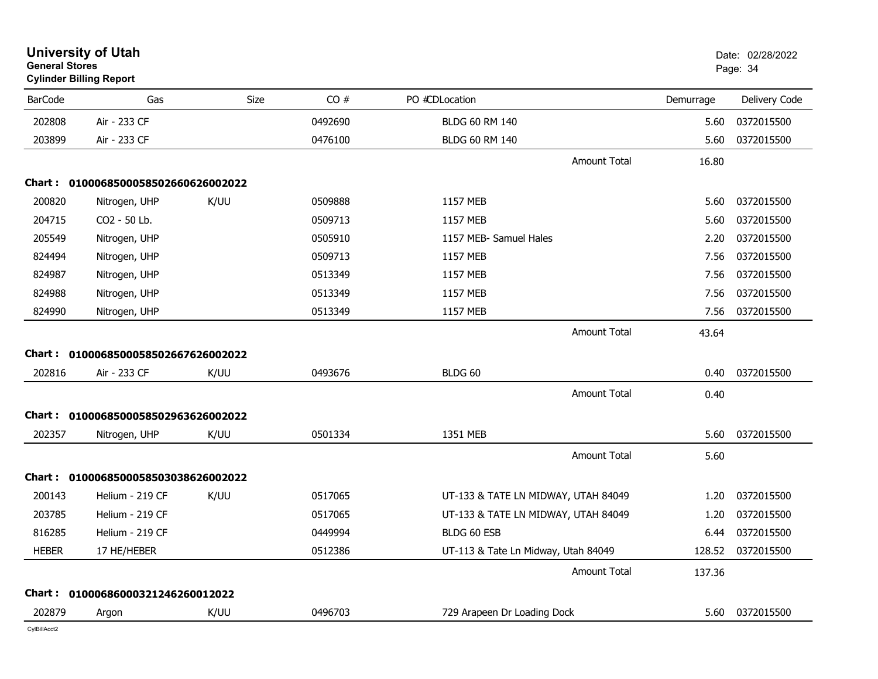**University of Utah**
**General Stores**
**Cylinder Billing Report**

Date: 02/28/2022

| BarCode | Gas | Size | CO # | PO # | CDLocation | Demurrage | Delivery Code |
|---|---|---|---|---|---|---|---|
| 202808 | Air - 233 CF | | 0492690 | | BLDG 60 RM 140 | 5.60 | 0372015500 |
| 203899 | Air - 233 CF | | 0476100 | | BLDG 60 RM 140 | 5.60 | 0372015500 |
| | | | | | Amount Total | 16.80 | |
| **Chart :** | **01000685000585026606260022022** | | | | | | |
| 200820 | Nitrogen, UHP | K/UU | 0509888 | | 1157 MEB | 5.60 | 0372015500 |
| 204715 | CO2 - 50 Lb. | | 0509713 | | 1157 MEB | 5.60 | 0372015500 |
| 205549 | Nitrogen, UHP | | 0505910 | | 1157 MEB- Samuel Hales | 2.20 | 0372015500 |
| 824494 | Nitrogen, UHP | | 0509713 | | 1157 MEB | 7.56 | 0372015500 |
| 824987 | Nitrogen, UHP | | 0513349 | | 1157 MEB | 7.56 | 0372015500 |
| 824988 | Nitrogen, UHP | | 0513349 | | 1157 MEB | 7.56 | 0372015500 |
| 824990 | Nitrogen, UHP | | 0513349 | | 1157 MEB | 7.56 | 0372015500 |
| | | | | | Amount Total | 43.64 | |
| **Chart :** | **01000685000585026676260022022** | | | | | | |
| 202816 | Air - 233 CF | K/UU | 0493676 | | BLDG 60 | 0.40 | 0372015500 |
| | | | | | Amount Total | 0.40 | |
| **Chart :** | **01000685000585029636260022022** | | | | | | |
| 202357 | Nitrogen, UHP | K/UU | 0501334 | | 1351 MEB | 5.60 | 0372015500 |
| | | | | | Amount Total | 5.60 | |
| **Chart :** | **01000685000585030386260022022** | | | | | | |
| 200143 | Helium - 219 CF | K/UU | 0517065 | | UT-133 & TATE LN MIDWAY, UTAH 84049 | 1.20 | 0372015500 |
| 203785 | Helium - 219 CF | | 0517065 | | UT-133 & TATE LN MIDWAY, UTAH 84049 | 1.20 | 0372015500 |
| 816285 | Helium - 219 CF | | 0449994 | | BLDG 60 ESB | 6.44 | 0372015500 |
| HEBER | 17 HE/HEBER | | 0512386 | | UT-113 & Tate Ln Midway, Utah 84049 | 128.52 | 0372015500 |
| | | | | | Amount Total | 137.36 | |
| **Chart :** | **0100068600032124626001202​2** | | | | | | |
| 202879 | Argon | K/UU | 0496703 | | 729 Arapeen Dr Loading Dock | 5.60 | 0372015500 |

CylBillAcct2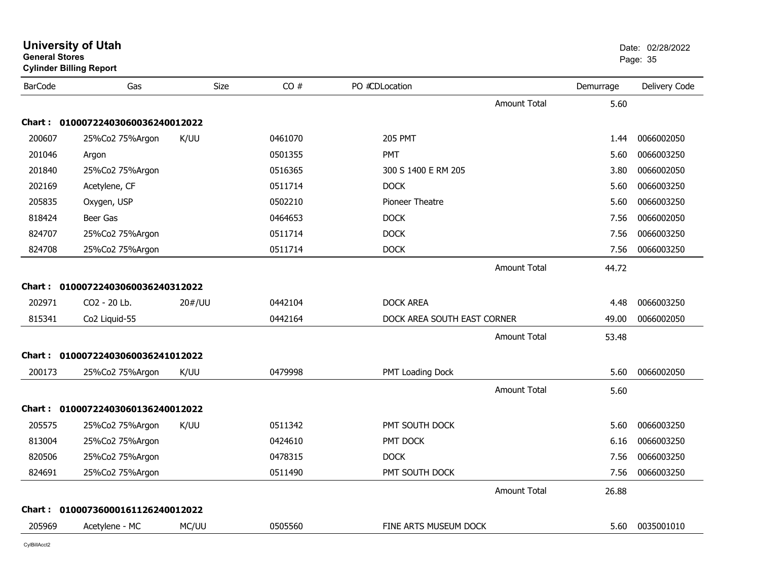# University of Utah
**General Stores**
**Cylinder Billing Report**

Date: 02/28/2022

| BarCode | Gas | Size | CO # | PO # | CD | Location | Demurrage | Delivery Code |
|---|---|---|---|---|---|---|---|---|
| | | | | | | Amount Total | 5.60 | |
| **Chart :** | **0100072240306003624001 2022** | | | | | | | |
| 200607 | 25%Co2 75%Argon | K/UU | 0461070 | | | 205 PMT | 1.44 | 0066002050 |
| 201046 | Argon | | 0501355 | | | PMT | 5.60 | 0066003250 |
| 201840 | 25%Co2 75%Argon | | 0516365 | | | 300 S 1400 E RM 205 | 3.80 | 0066002050 |
| 202169 | Acetylene, CF | | 0511714 | | | DOCK | 5.60 | 0066003250 |
| 205835 | Oxygen, USP | | 0502210 | | | Pioneer Theatre | 5.60 | 0066003250 |
| 818424 | Beer Gas | | 0464653 | | | DOCK | 7.56 | 0066002050 |
| 824707 | 25%Co2 75%Argon | | 0511714 | | | DOCK | 7.56 | 0066003250 |
| 824708 | 25%Co2 75%Argon | | 0511714 | | | DOCK | 7.56 | 0066003250 |
| | | | | | | Amount Total | 44.72 | |
| **Chart :** | **01000722403060036240312022** | | | | | | | |
| 202971 | CO2 - 20 Lb. | 20#/UU | 0442104 | | | DOCK AREA | 4.48 | 0066003250 |
| 815341 | Co2 Liquid-55 | | 0442164 | | | DOCK AREA SOUTH EAST CORNER | 49.00 | 0066002050 |
| | | | | | | Amount Total | 53.48 | |
| **Chart :** | **01000722403060036241012022** | | | | | | | |
| 200173 | 25%Co2 75%Argon | K/UU | 0479998 | | | PMT Loading Dock | 5.60 | 0066002050 |
| | | | | | | Amount Total | 5.60 | |
| **Chart :** | **01000722403060136240012022** | | | | | | | |
| 205575 | 25%Co2 75%Argon | K/UU | 0511342 | | | PMT SOUTH DOCK | 5.60 | 0066003250 |
| 813004 | 25%Co2 75%Argon | | 0424610 | | | PMT DOCK | 6.16 | 0066003250 |
| 820506 | 25%Co2 75%Argon | | 0478315 | | | DOCK | 7.56 | 0066003250 |
| 824691 | 25%Co2 75%Argon | | 0511490 | | | PMT SOUTH DOCK | 7.56 | 0066003250 |
| | | | | | | Amount Total | 26.88 | |
| **Chart :** | **01000736000161126240012022** | | | | | | | |
| 205969 | Acetylene - MC | MC/UU | 0505560 | | | FINE ARTS MUSEUM DOCK | 5.60 | 0035001010 |

CylBillAcct2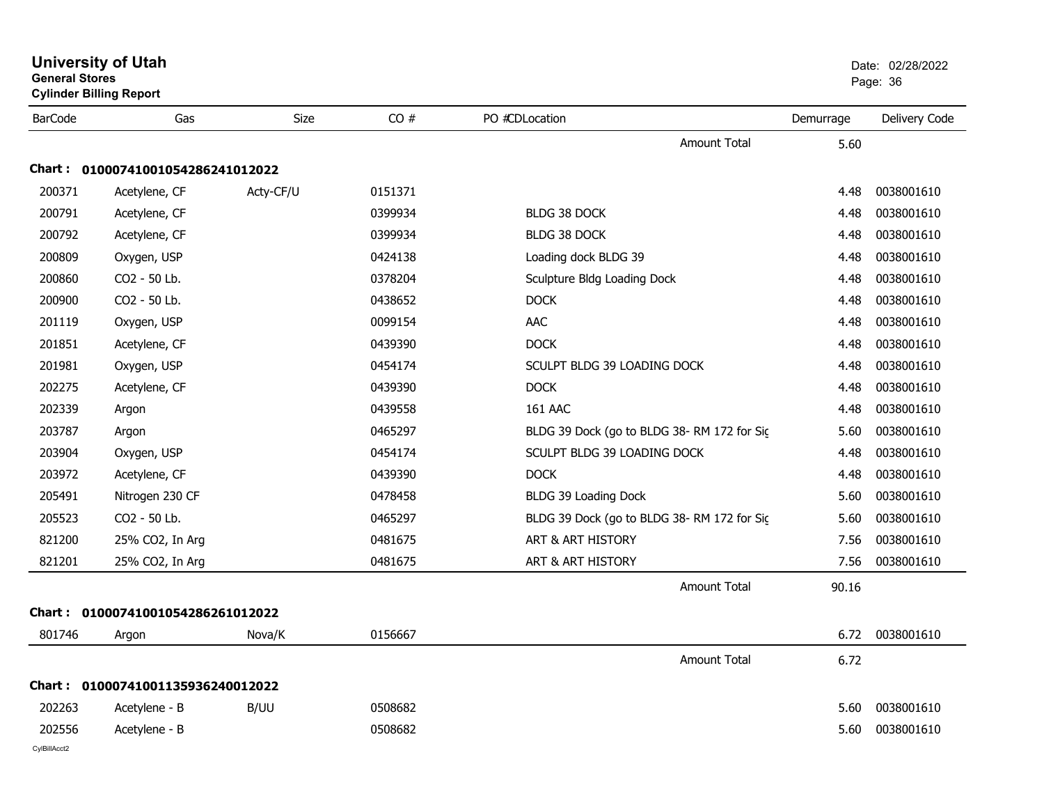# University of Utah

**General Stores**

**Cylinder Billing Report**

Date: 02/28/2022

| BarCode | Gas | Size | CO # | PO # | CD | Location | Demurrage | Delivery Code |
|---|---|---|---|---|---|---|---|---|
| | | | | | | Amount Total | 5.60 | |
| **Chart :** | **01000741001054286241012022** | | | | | | | |
| 200371 | Acetylene, CF | Acty-CF/U | 0151371 | | | | 4.48 | 0038001610 |
| 200791 | Acetylene, CF | | 0399934 | | | BLDG 38 DOCK | 4.48 | 0038001610 |
| 200792 | Acetylene, CF | | 0399934 | | | BLDG 38 DOCK | 4.48 | 0038001610 |
| 200809 | Oxygen, USP | | 0424138 | | | Loading dock BLDG 39 | 4.48 | 0038001610 |
| 200860 | CO2 - 50 Lb. | | 0378204 | | | Sculpture Bldg Loading Dock | 4.48 | 0038001610 |
| 200900 | CO2 - 50 Lb. | | 0438652 | | | DOCK | 4.48 | 0038001610 |
| 201119 | Oxygen, USP | | 0099154 | | | AAC | 4.48 | 0038001610 |
| 201851 | Acetylene, CF | | 0439390 | | | DOCK | 4.48 | 0038001610 |
| 201981 | Oxygen, USP | | 0454174 | | | SCULPT BLDG 39 LOADING DOCK | 4.48 | 0038001610 |
| 202275 | Acetylene, CF | | 0439390 | | | DOCK | 4.48 | 0038001610 |
| 202339 | Argon | | 0439558 | | | 161 AAC | 4.48 | 0038001610 |
| 203787 | Argon | | 0465297 | | | BLDG 39 Dock (go to BLDG 38- RM 172 for Sig | 5.60 | 0038001610 |
| 203904 | Oxygen, USP | | 0454174 | | | SCULPT BLDG 39 LOADING DOCK | 4.48 | 0038001610 |
| 203972 | Acetylene, CF | | 0439390 | | | DOCK | 4.48 | 0038001610 |
| 205491 | Nitrogen 230 CF | | 0478458 | | | BLDG 39 Loading Dock | 5.60 | 0038001610 |
| 205523 | CO2 - 50 Lb. | | 0465297 | | | BLDG 39 Dock (go to BLDG 38- RM 172 for Sig | 5.60 | 0038001610 |
| 821200 | 25% CO2, In Arg | | 0481675 | | | ART & ART HISTORY | 7.56 | 0038001610 |
| 821201 | 25% CO2, In Arg | | 0481675 | | | ART & ART HISTORY | 7.56 | 0038001610 |
| | | | | | | Amount Total | 90.16 | |
| **Chart :** | **01000741001054286261012022** | | | | | | | |
| 801746 | Argon | Nova/K | 0156667 | | | | 6.72 | 0038001610 |
| | | | | | | Amount Total | 6.72 | |
| **Chart :** | **01000741001135936240012022** | | | | | | | |
| 202263 | Acetylene - B | B/UU | 0508682 | | | | 5.60 | 0038001610 |
| 202556 | Acetylene - B | | 0508682 | | | | 5.60 | 0038001610 |

CylBillAcct2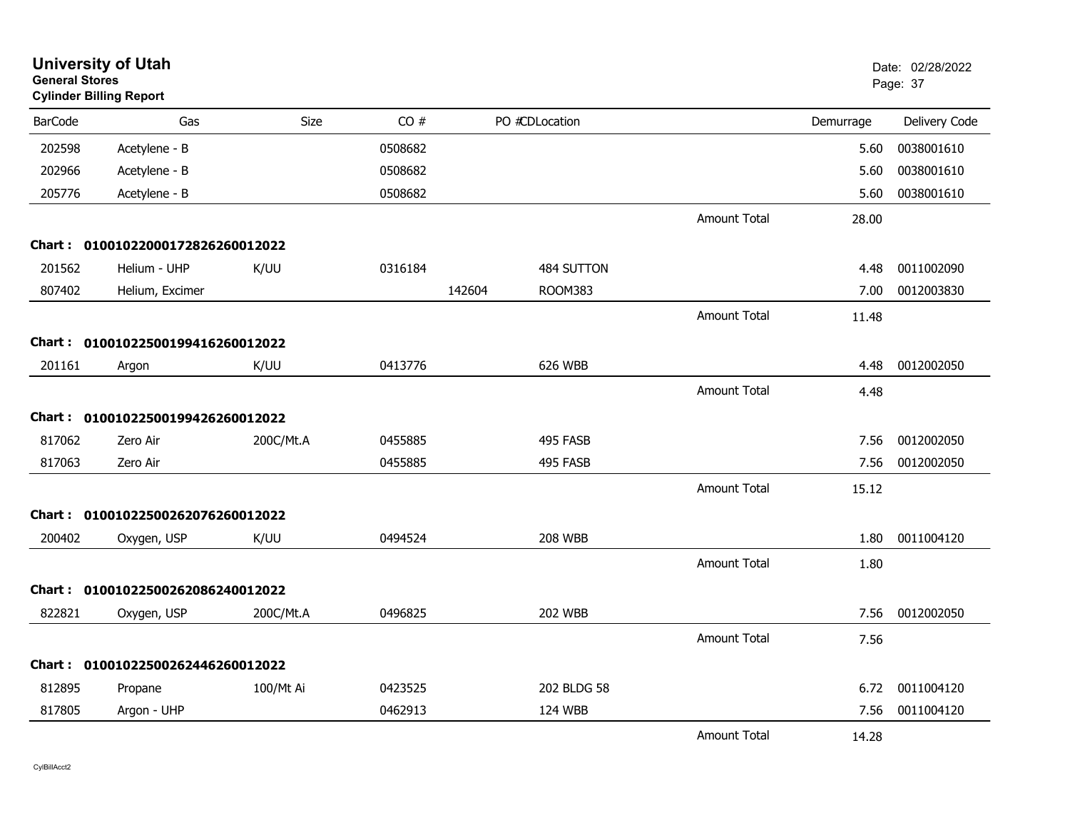# University of Utah

**General Stores**

**Cylinder Billing Report**

Date: 02/28/2022

| BarCode | Gas | Size | CO # | PO # | CDLocation | | Demurrage | Delivery Code |
|---|---|---|---|---|---|---|---|---|
| 202598 | Acetylene - B | | 0508682 | | | | 5.60 | 0038001610 |
| 202966 | Acetylene - B | | 0508682 | | | | 5.60 | 0038001610 |
| 205776 | Acetylene - B | | 0508682 | | | | 5.60 | 0038001610 |
| | | | | | | Amount Total | 28.00 | |
| **Chart :** | **01001022000172826260012022** | | | | | | | |
| 201562 | Helium - UHP | K/UU | 0316184 | | 484 SUTTON | | 4.48 | 0011002090 |
| 807402 | Helium, Excimer | | | 142604 | ROOM383 | | 7.00 | 0012003830 |
| | | | | | | Amount Total | 11.48 | |
| **Chart :** | **01001022500199416260012022** | | | | | | | |
| 201161 | Argon | K/UU | 0413776 | | 626 WBB | | 4.48 | 0012002050 |
| | | | | | | Amount Total | 4.48 | |
| **Chart :** | **01001022500199426260012022** | | | | | | | |
| 817062 | Zero Air | 200C/Mt.A | 0455885 | | 495 FASB | | 7.56 | 0012002050 |
| 817063 | Zero Air | | 0455885 | | 495 FASB | | 7.56 | 0012002050 |
| | | | | | | Amount Total | 15.12 | |
| **Chart :** | **01001022500262076260012022** | | | | | | | |
| 200402 | Oxygen, USP | K/UU | 0494524 | | 208 WBB | | 1.80 | 0011004120 |
| | | | | | | Amount Total | 1.80 | |
| **Chart :** | **01001022500262086240012022** | | | | | | | |
| 822821 | Oxygen, USP | 200C/Mt.A | 0496825 | | 202 WBB | | 7.56 | 0012002050 |
| | | | | | | Amount Total | 7.56 | |
| **Chart :** | **01001022500262446260012022** | | | | | | | |
| 812895 | Propane | 100/Mt Ai | 0423525 | | 202 BLDG 58 | | 6.72 | 0011004120 |
| 817805 | Argon - UHP | | 0462913 | | 124 WBB | | 7.56 | 0011004120 |
| | | | | | | Amount Total | 14.28 | |

CylBillAcct2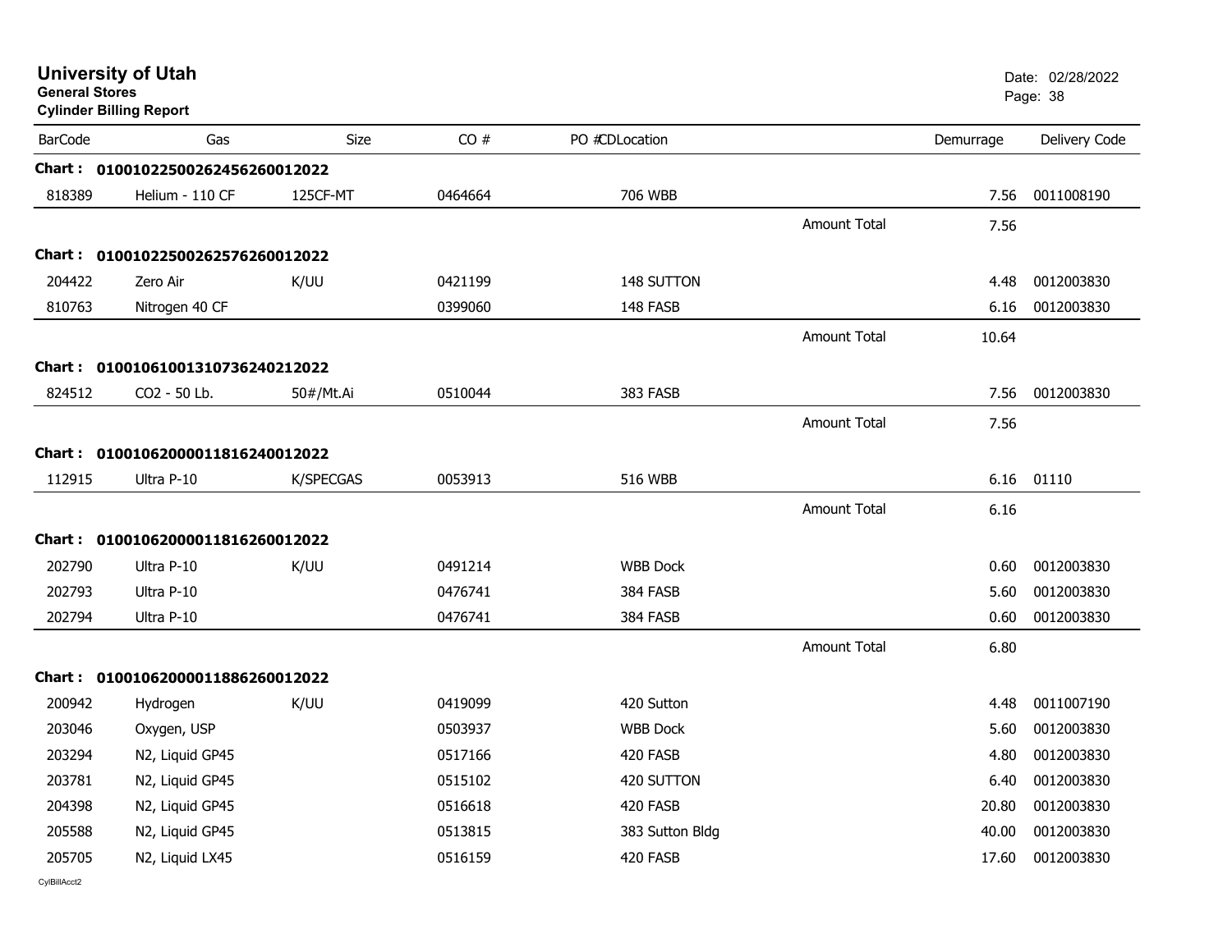# University of Utah

**General Stores**

**Cylinder Billing Report**

Date: 02/28/2022

| BarCode | Gas | Size | CO # | PO #CDLocation | | Demurrage | Delivery Code |
|---|---|---|---|---|---|---|---|
| **Chart : 01001022500262456260012022** | | | | | | | |
| 818389 | Helium - 110 CF | 125CF-MT | 0464664 | 706 WBB | | 7.56 | 0011008190 |
| | | | | | Amount Total | 7.56 | |
| **Chart : 01001022500262576260012022** | | | | | | | |
| 204422 | Zero Air | K/UU | 0421199 | 148 SUTTON | | 4.48 | 0012003830 |
| 810763 | Nitrogen 40 CF | | 0399060 | 148 FASB | | 6.16 | 0012003830 |
| | | | | | Amount Total | 10.64 | |
| **Chart : 01001061001310736240212022** | | | | | | | |
| 824512 | CO2 - 50 Lb. | 50#/Mt.Ai | 0510044 | 383 FASB | | 7.56 | 0012003830 |
| | | | | | Amount Total | 7.56 | |
| **Chart : 01001062000011816240012022** | | | | | | | |
| 112915 | Ultra P-10 | K/SPECGAS | 0053913 | 516 WBB | | 6.16 | 01110 |
| | | | | | Amount Total | 6.16 | |
| **Chart : 01001062000011816260012022** | | | | | | | |
| 202790 | Ultra P-10 | K/UU | 0491214 | WBB Dock | | 0.60 | 0012003830 |
| 202793 | Ultra P-10 | | 0476741 | 384 FASB | | 5.60 | 0012003830 |
| 202794 | Ultra P-10 | | 0476741 | 384 FASB | | 0.60 | 0012003830 |
| | | | | | Amount Total | 6.80 | |
| **Chart : 01001062000011886260012022** | | | | | | | |
| 200942 | Hydrogen | K/UU | 0419099 | 420 Sutton | | 4.48 | 0011007190 |
| 203046 | Oxygen, USP | | 0503937 | WBB Dock | | 5.60 | 0012003830 |
| 203294 | N2, Liquid GP45 | | 0517166 | 420 FASB | | 4.80 | 0012003830 |
| 203781 | N2, Liquid GP45 | | 0515102 | 420 SUTTON | | 6.40 | 0012003830 |
| 204398 | N2, Liquid GP45 | | 0516618 | 420 FASB | | 20.80 | 0012003830 |
| 205588 | N2, Liquid GP45 | | 0513815 | 383 Sutton Bldg | | 40.00 | 0012003830 |
| 205705 | N2, Liquid LX45 | | 0516159 | 420 FASB | | 17.60 | 0012003830 |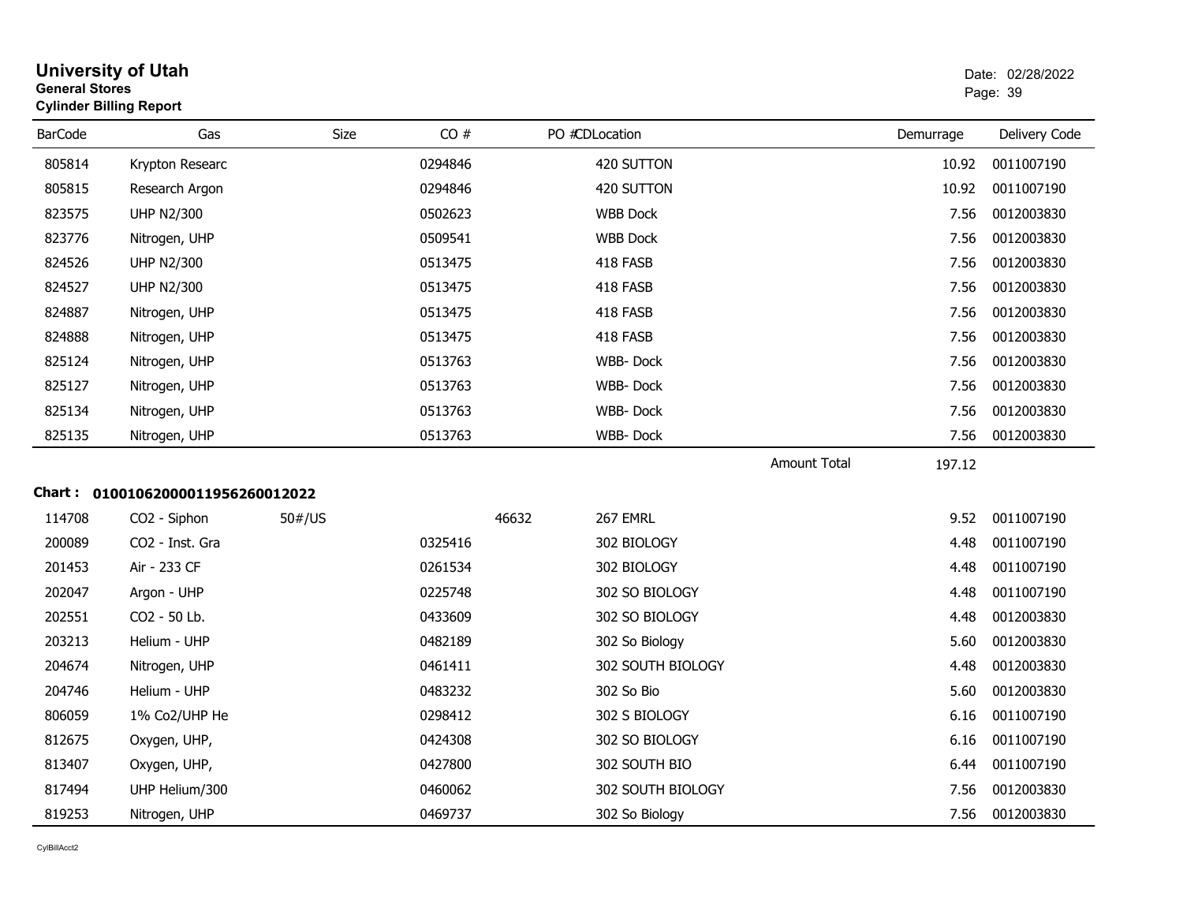# University of Utah
**General Stores**
**Cylinder Billing Report**

Date: 02/28/2022

| BarCode | Gas | Size | CO # | PO # | CDLocation | Demurrage | Delivery Code |
|---|---|---|---|---|---|---|---|
| 805814 | Krypton Researc | | 0294846 | | 420 SUTTON | 10.92 | 0011007190 |
| 805815 | Research Argon | | 0294846 | | 420 SUTTON | 10.92 | 0011007190 |
| 823575 | UHP N2/300 | | 0502623 | | WBB Dock | 7.56 | 0012003830 |
| 823776 | Nitrogen, UHP | | 0509541 | | WBB Dock | 7.56 | 0012003830 |
| 824526 | UHP N2/300 | | 0513475 | | 418 FASB | 7.56 | 0012003830 |
| 824527 | UHP N2/300 | | 0513475 | | 418 FASB | 7.56 | 0012003830 |
| 824887 | Nitrogen, UHP | | 0513475 | | 418 FASB | 7.56 | 0012003830 |
| 824888 | Nitrogen, UHP | | 0513475 | | 418 FASB | 7.56 | 0012003830 |
| 825124 | Nitrogen, UHP | | 0513763 | | WBB- Dock | 7.56 | 0012003830 |
| 825127 | Nitrogen, UHP | | 0513763 | | WBB- Dock | 7.56 | 0012003830 |
| 825134 | Nitrogen, UHP | | 0513763 | | WBB- Dock | 7.56 | 0012003830 |
| 825135 | Nitrogen, UHP | | 0513763 | | WBB- Dock | 7.56 | 0012003830 |
| | | | | | Amount Total | 197.12 | |

**Chart : 01001062000011956260012022**

| BarCode | Gas | Size | CO # | PO # | CDLocation | Demurrage | Delivery Code |
|---|---|---|---|---|---|---|---|
| 114708 | CO2 - Siphon | 50#/US | | 46632 | 267 EMRL | 9.52 | 0011007190 |
| 200089 | CO2 - Inst. Gra | | 0325416 | | 302 BIOLOGY | 4.48 | 0011007190 |
| 201453 | Air - 233 CF | | 0261534 | | 302 BIOLOGY | 4.48 | 0011007190 |
| 202047 | Argon - UHP | | 0225748 | | 302 SO BIOLOGY | 4.48 | 0011007190 |
| 202551 | CO2 - 50 Lb. | | 0433609 | | 302 SO BIOLOGY | 4.48 | 0012003830 |
| 203213 | Helium - UHP | | 0482189 | | 302 So Biology | 5.60 | 0012003830 |
| 204674 | Nitrogen, UHP | | 0461411 | | 302 SOUTH BIOLOGY | 4.48 | 0012003830 |
| 204746 | Helium - UHP | | 0483232 | | 302 So Bio | 5.60 | 0012003830 |
| 806059 | 1% Co2/UHP He | | 0298412 | | 302 S BIOLOGY | 6.16 | 0011007190 |
| 812675 | Oxygen, UHP, | | 0424308 | | 302 SO BIOLOGY | 6.16 | 0011007190 |
| 813407 | Oxygen, UHP, | | 0427800 | | 302 SOUTH BIO | 6.44 | 0011007190 |
| 817494 | UHP Helium/300 | | 0460062 | | 302 SOUTH BIOLOGY | 7.56 | 0012003830 |
| 819253 | Nitrogen, UHP | | 0469737 | | 302 So Biology | 7.56 | 0012003830 |

CylBillAcct2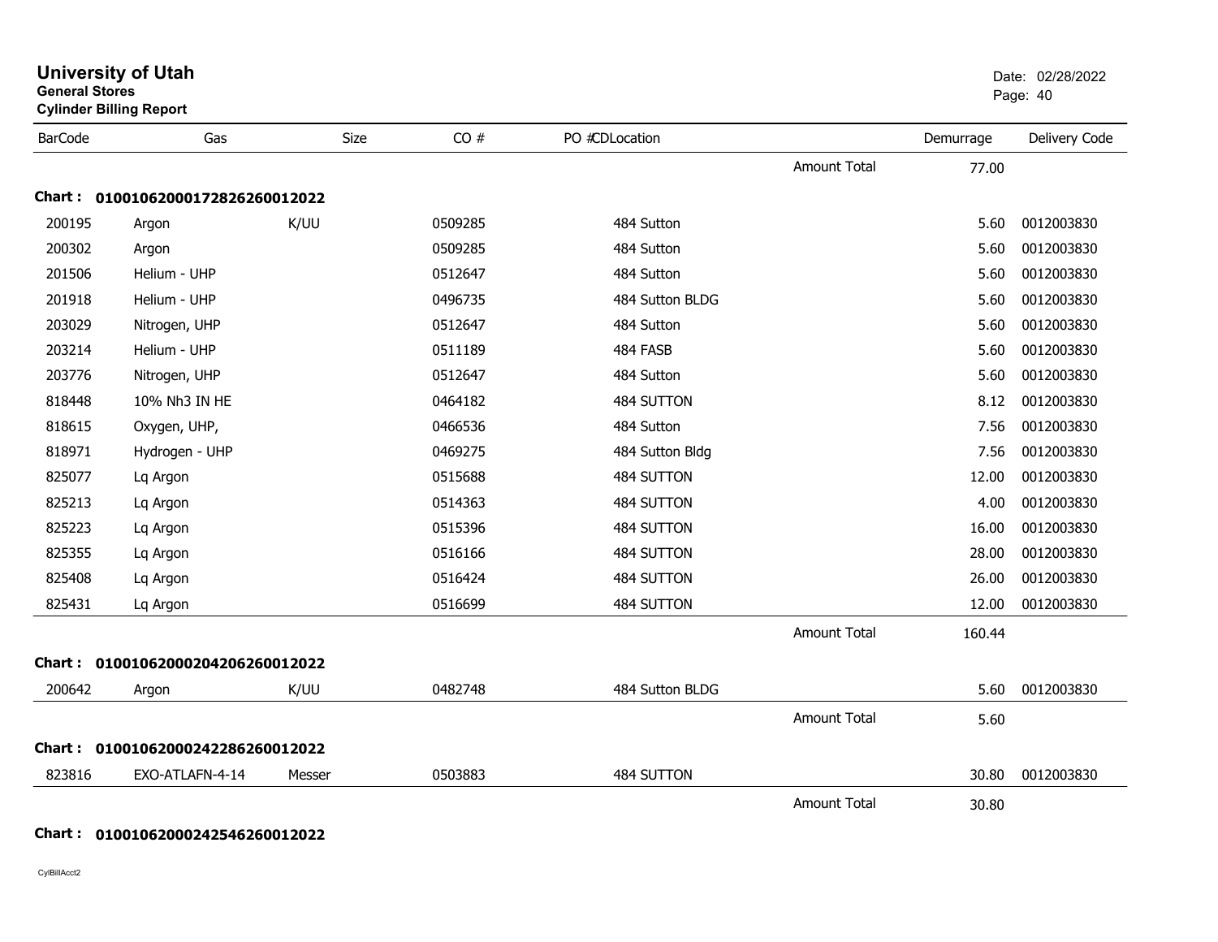# University of Utah
**General Stores**
**Cylinder Billing Report**

Date: 02/28/2022

| BarCode | Gas | Size | CO # | PO #CDLocation | | Demurrage | Delivery Code |
|---|---|---|---|---|---|---|---|
| | | | | | Amount Total | 77.00 | |

**Chart : 01001062000172826260012022**

| BarCode | Gas | Size | CO # | PO #CDLocation | | Demurrage | Delivery Code |
|---|---|---|---|---|---|---|---|
| 200195 | Argon | K/UU | 0509285 | 484 Sutton | | 5.60 | 0012003830 |
| 200302 | Argon | | 0509285 | 484 Sutton | | 5.60 | 0012003830 |
| 201506 | Helium - UHP | | 0512647 | 484 Sutton | | 5.60 | 0012003830 |
| 201918 | Helium - UHP | | 0496735 | 484 Sutton BLDG | | 5.60 | 0012003830 |
| 203029 | Nitrogen, UHP | | 0512647 | 484 Sutton | | 5.60 | 0012003830 |
| 203214 | Helium - UHP | | 0511189 | 484 FASB | | 5.60 | 0012003830 |
| 203776 | Nitrogen, UHP | | 0512647 | 484 Sutton | | 5.60 | 0012003830 |
| 818448 | 10% Nh3 IN HE | | 0464182 | 484 SUTTON | | 8.12 | 0012003830 |
| 818615 | Oxygen, UHP, | | 0466536 | 484 Sutton | | 7.56 | 0012003830 |
| 818971 | Hydrogen - UHP | | 0469275 | 484 Sutton Bldg | | 7.56 | 0012003830 |
| 825077 | Lq Argon | | 0515688 | 484 SUTTON | | 12.00 | 0012003830 |
| 825213 | Lq Argon | | 0514363 | 484 SUTTON | | 4.00 | 0012003830 |
| 825223 | Lq Argon | | 0515396 | 484 SUTTON | | 16.00 | 0012003830 |
| 825355 | Lq Argon | | 0516166 | 484 SUTTON | | 28.00 | 0012003830 |
| 825408 | Lq Argon | | 0516424 | 484 SUTTON | | 26.00 | 0012003830 |
| 825431 | Lq Argon | | 0516699 | 484 SUTTON | | 12.00 | 0012003830 |
| | | | | | Amount Total | 160.44 | |

**Chart : 01001062000204206260012022**

| BarCode | Gas | Size | CO # | PO #CDLocation | | Demurrage | Delivery Code |
|---|---|---|---|---|---|---|---|
| 200642 | Argon | K/UU | 0482748 | 484 Sutton BLDG | | 5.60 | 0012003830 |
| | | | | | Amount Total | 5.60 | |

**Chart : 01001062000242286260012022**

| BarCode | Gas | Size | CO # | PO #CDLocation | | Demurrage | Delivery Code |
|---|---|---|---|---|---|---|---|
| 823816 | EXO-ATLAFN-4-14 | Messer | 0503883 | 484 SUTTON | | 30.80 | 0012003830 |
| | | | | | Amount Total | 30.80 | |

**Chart : 01001062000242546260012022**

CylBillAcct2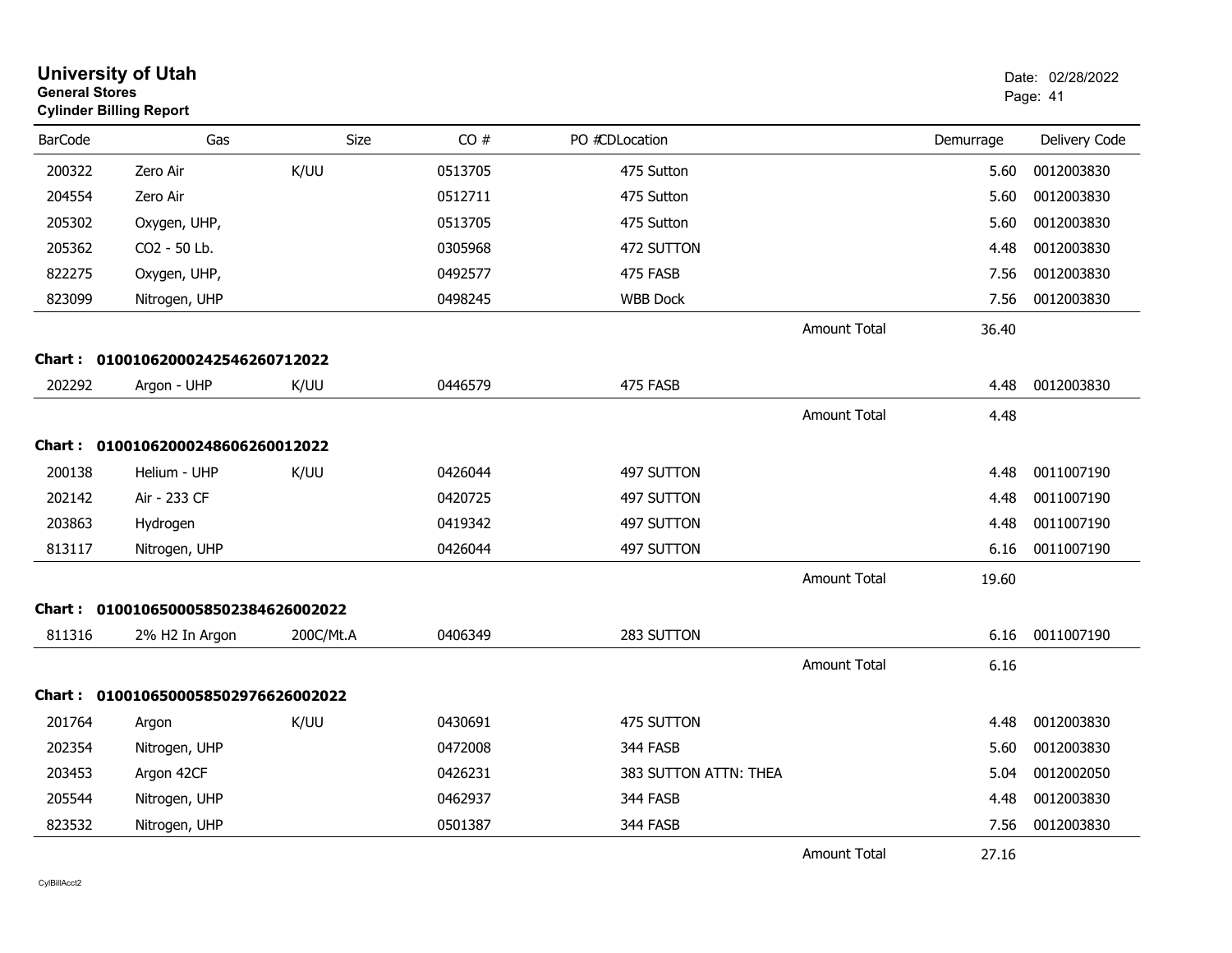# University of Utah

**General Stores**

**Cylinder Billing Report**

Date: 02/28/2022

| BarCode | Gas | Size | CO # | PO # | CDLocation | | Demurrage | Delivery Code |
|---|---|---|---|---|---|---|---|---|
| 200322 | Zero Air | K/UU | 0513705 | | 475 Sutton | | 5.60 | 0012003830 |
| 204554 | Zero Air | | 0512711 | | 475 Sutton | | 5.60 | 0012003830 |
| 205302 | Oxygen, UHP, | | 0513705 | | 475 Sutton | | 5.60 | 0012003830 |
| 205362 | CO2 - 50 Lb. | | 0305968 | | 472 SUTTON | | 4.48 | 0012003830 |
| 822275 | Oxygen, UHP, | | 0492577 | | 475 FASB | | 7.56 | 0012003830 |
| 823099 | Nitrogen, UHP | | 0498245 | | WBB Dock | | 7.56 | 0012003830 |
| | | | | | | Amount Total | 36.40 | |

**Chart : 01001062000242546260712022**

| BarCode | Gas | Size | CO # | PO # | CDLocation | | Demurrage | Delivery Code |
|---|---|---|---|---|---|---|---|---|
| 202292 | Argon - UHP | K/UU | 0446579 | | 475 FASB | | 4.48 | 0012003830 |
| | | | | | | Amount Total | 4.48 | |

**Chart : 01001062000248606260012022**

| BarCode | Gas | Size | CO # | PO # | CDLocation | | Demurrage | Delivery Code |
|---|---|---|---|---|---|---|---|---|
| 200138 | Helium - UHP | K/UU | 0426044 | | 497 SUTTON | | 4.48 | 0011007190 |
| 202142 | Air - 233 CF | | 0420725 | | 497 SUTTON | | 4.48 | 0011007190 |
| 203863 | Hydrogen | | 0419342 | | 497 SUTTON | | 4.48 | 0011007190 |
| 813117 | Nitrogen, UHP | | 0426044 | | 497 SUTTON | | 6.16 | 0011007190 |
| | | | | | | Amount Total | 19.60 | |

**Chart : 01001065000585023846260020222**

| BarCode | Gas | Size | CO # | PO # | CDLocation | | Demurrage | Delivery Code |
|---|---|---|---|---|---|---|---|---|
| 811316 | 2% H2 In Argon | 200C/Mt.A | 0406349 | | 283 SUTTON | | 6.16 | 0011007190 |
| | | | | | | Amount Total | 6.16 | |

**Chart : 01001065000585029766260020222**

| BarCode | Gas | Size | CO # | PO # | CDLocation | | Demurrage | Delivery Code |
|---|---|---|---|---|---|---|---|---|
| 201764 | Argon | K/UU | 0430691 | | 475 SUTTON | | 4.48 | 0012003830 |
| 202354 | Nitrogen, UHP | | 0472008 | | 344 FASB | | 5.60 | 0012003830 |
| 203453 | Argon 42CF | | 0426231 | | 383 SUTTON ATTN: THEA | | 5.04 | 0012002050 |
| 205544 | Nitrogen, UHP | | 0462937 | | 344 FASB | | 4.48 | 0012003830 |
| 823532 | Nitrogen, UHP | | 0501387 | | 344 FASB | | 7.56 | 0012003830 |
| | | | | | | Amount Total | 27.16 | |

CylBillAcct2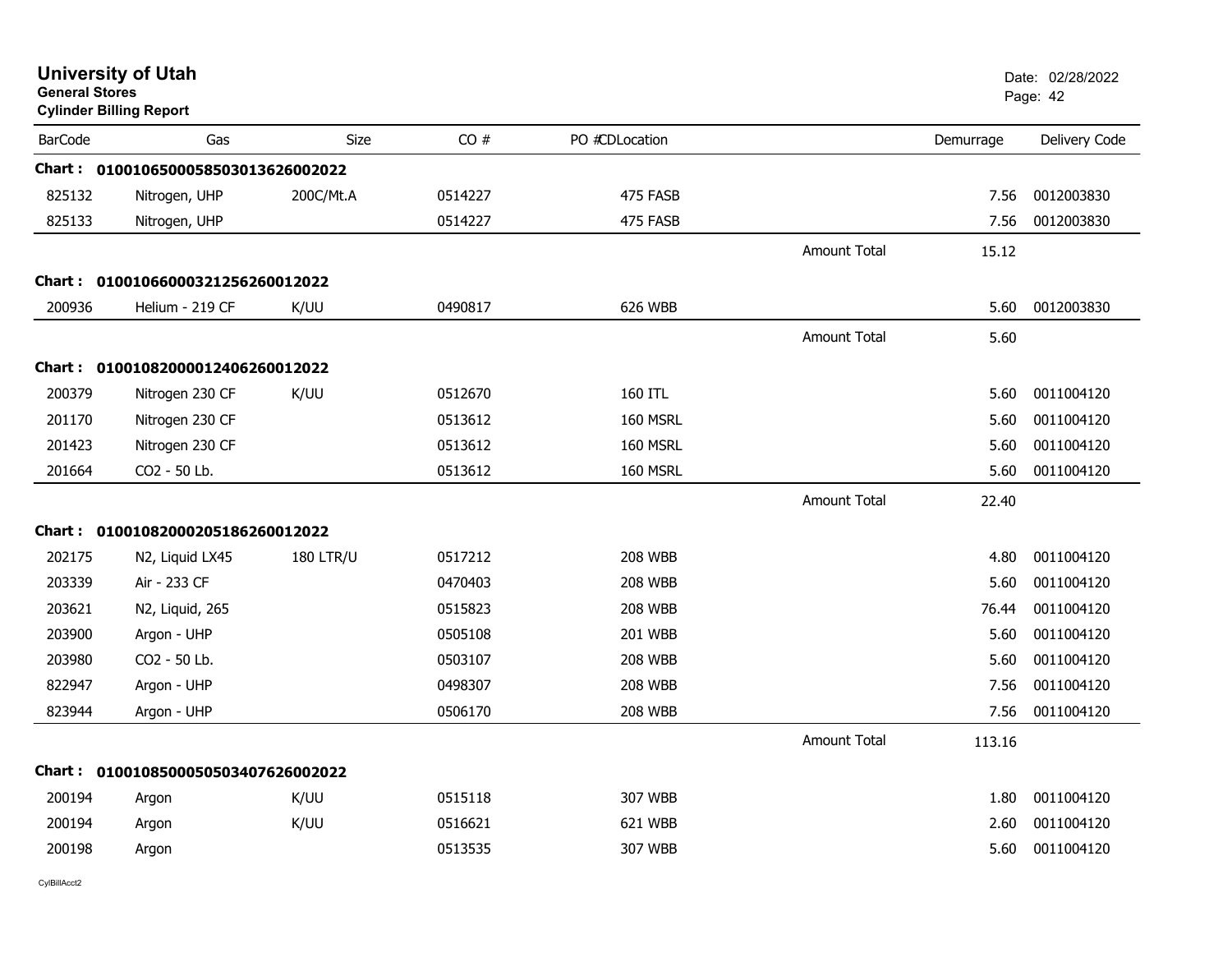# University of Utah

**General Stores**

**Cylinder Billing Report**

Date: 02/28/2022

| BarCode | Gas | Size | CO # | PO # | CDLocation | | Demurrage | Delivery Code |
|---|---|---|---|---|---|---|---|---|
| **Chart : 0100106500058503013626002022** | | | | | | | | |
| 825132 | Nitrogen, UHP | 200C/Mt.A | 0514227 | | 475 FASB | | 7.56 | 0012003830 |
| 825133 | Nitrogen, UHP | | 0514227 | | 475 FASB | | 7.56 | 0012003830 |
| | | | | | | Amount Total | 15.12 | |
| **Chart : 0100106600032125626001 2022** | | | | | | | | |
| 200936 | Helium - 219 CF | K/UU | 0490817 | | 626 WBB | | 5.60 | 0012003830 |
| | | | | | | Amount Total | 5.60 | |
| **Chart : 0100108200001240626001 2022** | | | | | | | | |
| 200379 | Nitrogen 230 CF | K/UU | 0512670 | | 160 ITL | | 5.60 | 0011004120 |
| 201170 | Nitrogen 230 CF | | 0513612 | | 160 MSRL | | 5.60 | 0011004120 |
| 201423 | Nitrogen 230 CF | | 0513612 | | 160 MSRL | | 5.60 | 0011004120 |
| 201664 | CO2 - 50 Lb. | | 0513612 | | 160 MSRL | | 5.60 | 0011004120 |
| | | | | | | Amount Total | 22.40 | |
| **Chart : 0100108200020518626001 2022** | | | | | | | | |
| 202175 | N2, Liquid LX45 | 180 LTR/U | 0517212 | | 208 WBB | | 4.80 | 0011004120 |
| 203339 | Air - 233 CF | | 0470403 | | 208 WBB | | 5.60 | 0011004120 |
| 203621 | N2, Liquid, 265 | | 0515823 | | 208 WBB | | 76.44 | 0011004120 |
| 203900 | Argon - UHP | | 0505108 | | 201 WBB | | 5.60 | 0011004120 |
| 203980 | CO2 - 50 Lb. | | 0503107 | | 208 WBB | | 5.60 | 0011004120 |
| 822947 | Argon - UHP | | 0498307 | | 208 WBB | | 7.56 | 0011004120 |
| 823944 | Argon - UHP | | 0506170 | | 208 WBB | | 7.56 | 0011004120 |
| | | | | | | Amount Total | 113.16 | |
| **Chart : 0100108500050503407626002022** | | | | | | | | |
| 200194 | Argon | K/UU | 0515118 | | 307 WBB | | 1.80 | 0011004120 |
| 200194 | Argon | K/UU | 0516621 | | 621 WBB | | 2.60 | 0011004120 |
| 200198 | Argon | | 0513535 | | 307 WBB | | 5.60 | 0011004120 |

CylBillAcct2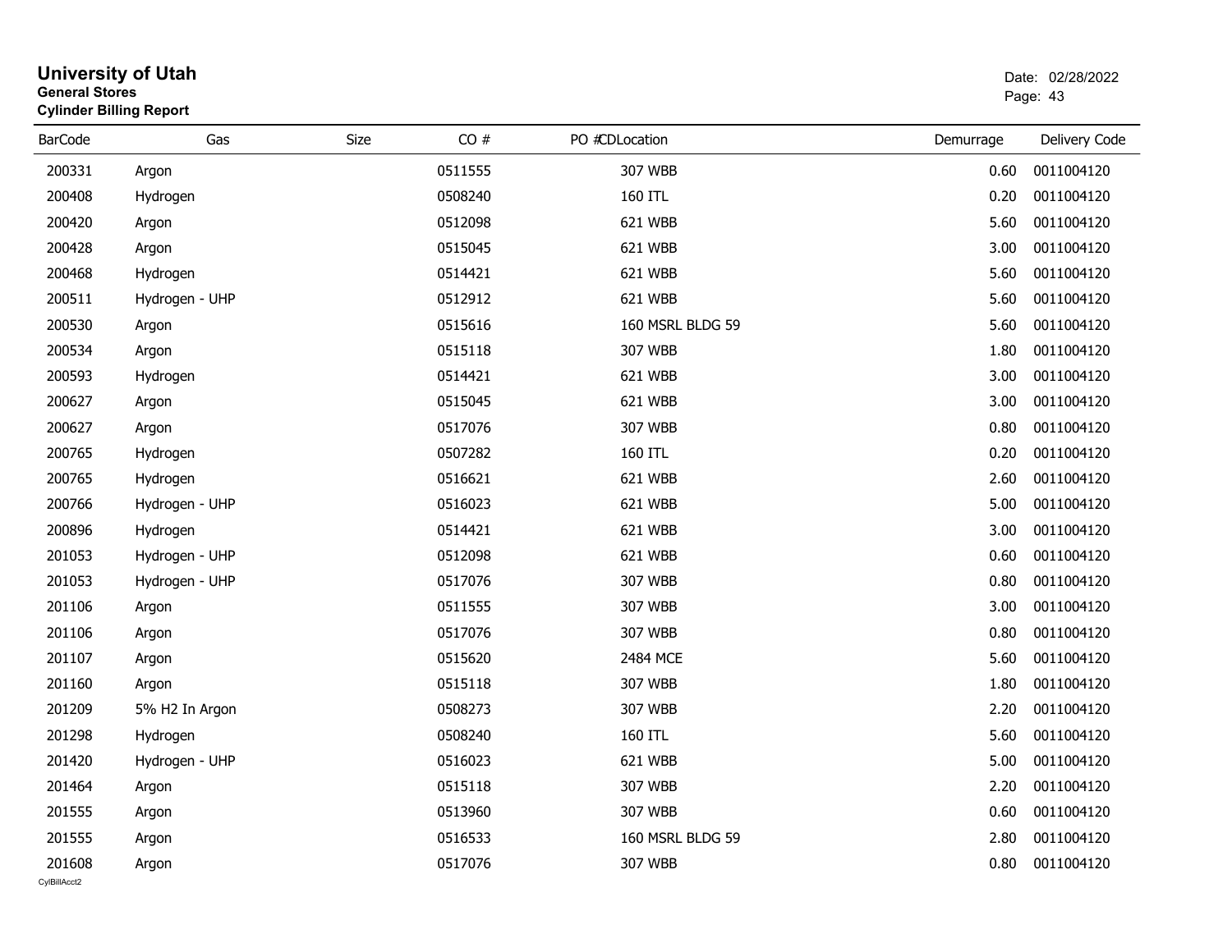# University of Utah

**General Stores**

**Cylinder Billing Report**

Date: 02/28/2022

| BarCode | Gas | Size | CO # | PO # | CDLocation | Demurrage | Delivery Code |
|---|---|---|---|---|---|---|---|
| 200331 | Argon | | 0511555 | | 307 WBB | 0.60 | 0011004120 |
| 200408 | Hydrogen | | 0508240 | | 160 ITL | 0.20 | 0011004120 |
| 200420 | Argon | | 0512098 | | 621 WBB | 5.60 | 0011004120 |
| 200428 | Argon | | 0515045 | | 621 WBB | 3.00 | 0011004120 |
| 200468 | Hydrogen | | 0514421 | | 621 WBB | 5.60 | 0011004120 |
| 200511 | Hydrogen - UHP | | 0512912 | | 621 WBB | 5.60 | 0011004120 |
| 200530 | Argon | | 0515616 | | 160 MSRL BLDG 59 | 5.60 | 0011004120 |
| 200534 | Argon | | 0515118 | | 307 WBB | 1.80 | 0011004120 |
| 200593 | Hydrogen | | 0514421 | | 621 WBB | 3.00 | 0011004120 |
| 200627 | Argon | | 0515045 | | 621 WBB | 3.00 | 0011004120 |
| 200627 | Argon | | 0517076 | | 307 WBB | 0.80 | 0011004120 |
| 200765 | Hydrogen | | 0507282 | | 160 ITL | 0.20 | 0011004120 |
| 200765 | Hydrogen | | 0516621 | | 621 WBB | 2.60 | 0011004120 |
| 200766 | Hydrogen - UHP | | 0516023 | | 621 WBB | 5.00 | 0011004120 |
| 200896 | Hydrogen | | 0514421 | | 621 WBB | 3.00 | 0011004120 |
| 201053 | Hydrogen - UHP | | 0512098 | | 621 WBB | 0.60 | 0011004120 |
| 201053 | Hydrogen - UHP | | 0517076 | | 307 WBB | 0.80 | 0011004120 |
| 201106 | Argon | | 0511555 | | 307 WBB | 3.00 | 0011004120 |
| 201106 | Argon | | 0517076 | | 307 WBB | 0.80 | 0011004120 |
| 201107 | Argon | | 0515620 | | 2484 MCE | 5.60 | 0011004120 |
| 201160 | Argon | | 0515118 | | 307 WBB | 1.80 | 0011004120 |
| 201209 | 5% H2 In Argon | | 0508273 | | 307 WBB | 2.20 | 0011004120 |
| 201298 | Hydrogen | | 0508240 | | 160 ITL | 5.60 | 0011004120 |
| 201420 | Hydrogen - UHP | | 0516023 | | 621 WBB | 5.00 | 0011004120 |
| 201464 | Argon | | 0515118 | | 307 WBB | 2.20 | 0011004120 |
| 201555 | Argon | | 0513960 | | 307 WBB | 0.60 | 0011004120 |
| 201555 | Argon | | 0516533 | | 160 MSRL BLDG 59 | 2.80 | 0011004120 |
| 201608 | Argon | | 0517076 | | 307 WBB | 0.80 | 0011004120 |

CylBillAcct2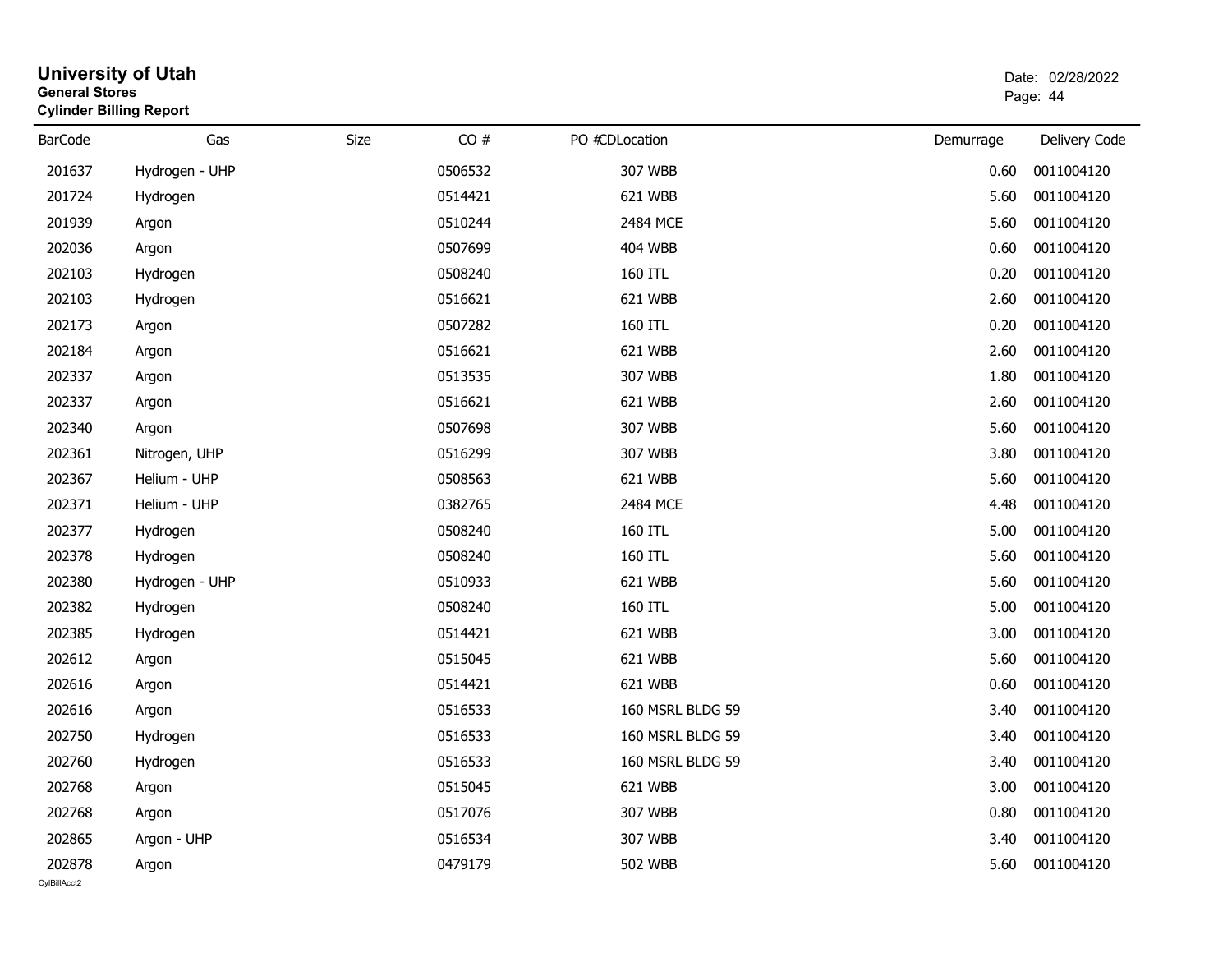# University of Utah

**General Stores**

**Cylinder Billing Report**

Date: 02/28/2022

| BarCode | Gas | Size | CO # | PO #CDLocation | Demurrage | Delivery Code |
|---|---|---|---|---|---|---|
| 201637 | Hydrogen - UHP | | 0506532 | 307 WBB | 0.60 | 0011004120 |
| 201724 | Hydrogen | | 0514421 | 621 WBB | 5.60 | 0011004120 |
| 201939 | Argon | | 0510244 | 2484 MCE | 5.60 | 0011004120 |
| 202036 | Argon | | 0507699 | 404 WBB | 0.60 | 0011004120 |
| 202103 | Hydrogen | | 0508240 | 160 ITL | 0.20 | 0011004120 |
| 202103 | Hydrogen | | 0516621 | 621 WBB | 2.60 | 0011004120 |
| 202173 | Argon | | 0507282 | 160 ITL | 0.20 | 0011004120 |
| 202184 | Argon | | 0516621 | 621 WBB | 2.60 | 0011004120 |
| 202337 | Argon | | 0513535 | 307 WBB | 1.80 | 0011004120 |
| 202337 | Argon | | 0516621 | 621 WBB | 2.60 | 0011004120 |
| 202340 | Argon | | 0507698 | 307 WBB | 5.60 | 0011004120 |
| 202361 | Nitrogen, UHP | | 0516299 | 307 WBB | 3.80 | 0011004120 |
| 202367 | Helium - UHP | | 0508563 | 621 WBB | 5.60 | 0011004120 |
| 202371 | Helium - UHP | | 0382765 | 2484 MCE | 4.48 | 0011004120 |
| 202377 | Hydrogen | | 0508240 | 160 ITL | 5.00 | 0011004120 |
| 202378 | Hydrogen | | 0508240 | 160 ITL | 5.60 | 0011004120 |
| 202380 | Hydrogen - UHP | | 0510933 | 621 WBB | 5.60 | 0011004120 |
| 202382 | Hydrogen | | 0508240 | 160 ITL | 5.00 | 0011004120 |
| 202385 | Hydrogen | | 0514421 | 621 WBB | 3.00 | 0011004120 |
| 202612 | Argon | | 0515045 | 621 WBB | 5.60 | 0011004120 |
| 202616 | Argon | | 0514421 | 621 WBB | 0.60 | 0011004120 |
| 202616 | Argon | | 0516533 | 160 MSRL BLDG 59 | 3.40 | 0011004120 |
| 202750 | Hydrogen | | 0516533 | 160 MSRL BLDG 59 | 3.40 | 0011004120 |
| 202760 | Hydrogen | | 0516533 | 160 MSRL BLDG 59 | 3.40 | 0011004120 |
| 202768 | Argon | | 0515045 | 621 WBB | 3.00 | 0011004120 |
| 202768 | Argon | | 0517076 | 307 WBB | 0.80 | 0011004120 |
| 202865 | Argon - UHP | | 0516534 | 307 WBB | 3.40 | 0011004120 |
| 202878 | Argon | | 0479179 | 502 WBB | 5.60 | 0011004120 |

CylBillAcct2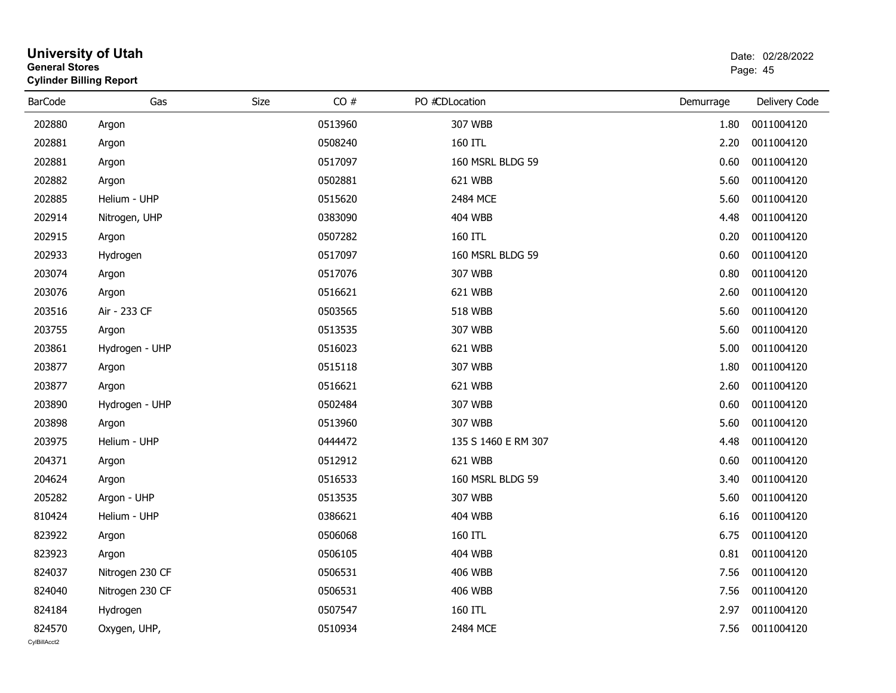# University of Utah
**General Stores**
**Cylinder Billing Report**

Date: 02/28/2022

| BarCode | Gas | Size | CO # | PO #CDLocation | Demurrage | Delivery Code |
|---|---|---|---|---|---|---|
| 202880 | Argon | | 0513960 | 307 WBB | 1.80 | 0011004120 |
| 202881 | Argon | | 0508240 | 160 ITL | 2.20 | 0011004120 |
| 202881 | Argon | | 0517097 | 160 MSRL BLDG 59 | 0.60 | 0011004120 |
| 202882 | Argon | | 0502881 | 621 WBB | 5.60 | 0011004120 |
| 202885 | Helium - UHP | | 0515620 | 2484 MCE | 5.60 | 0011004120 |
| 202914 | Nitrogen, UHP | | 0383090 | 404 WBB | 4.48 | 0011004120 |
| 202915 | Argon | | 0507282 | 160 ITL | 0.20 | 0011004120 |
| 202933 | Hydrogen | | 0517097 | 160 MSRL BLDG 59 | 0.60 | 0011004120 |
| 203074 | Argon | | 0517076 | 307 WBB | 0.80 | 0011004120 |
| 203076 | Argon | | 0516621 | 621 WBB | 2.60 | 0011004120 |
| 203516 | Air - 233 CF | | 0503565 | 518 WBB | 5.60 | 0011004120 |
| 203755 | Argon | | 0513535 | 307 WBB | 5.60 | 0011004120 |
| 203861 | Hydrogen - UHP | | 0516023 | 621 WBB | 5.00 | 0011004120 |
| 203877 | Argon | | 0515118 | 307 WBB | 1.80 | 0011004120 |
| 203877 | Argon | | 0516621 | 621 WBB | 2.60 | 0011004120 |
| 203890 | Hydrogen - UHP | | 0502484 | 307 WBB | 0.60 | 0011004120 |
| 203898 | Argon | | 0513960 | 307 WBB | 5.60 | 0011004120 |
| 203975 | Helium - UHP | | 0444472 | 135 S 1460 E RM 307 | 4.48 | 0011004120 |
| 204371 | Argon | | 0512912 | 621 WBB | 0.60 | 0011004120 |
| 204624 | Argon | | 0516533 | 160 MSRL BLDG 59 | 3.40 | 0011004120 |
| 205282 | Argon - UHP | | 0513535 | 307 WBB | 5.60 | 0011004120 |
| 810424 | Helium - UHP | | 0386621 | 404 WBB | 6.16 | 0011004120 |
| 823922 | Argon | | 0506068 | 160 ITL | 6.75 | 0011004120 |
| 823923 | Argon | | 0506105 | 404 WBB | 0.81 | 0011004120 |
| 824037 | Nitrogen 230 CF | | 0506531 | 406 WBB | 7.56 | 0011004120 |
| 824040 | Nitrogen 230 CF | | 0506531 | 406 WBB | 7.56 | 0011004120 |
| 824184 | Hydrogen | | 0507547 | 160 ITL | 2.97 | 0011004120 |
| 824570 | Oxygen, UHP, | | 0510934 | 2484 MCE | 7.56 | 0011004120 |

CylBillAcct2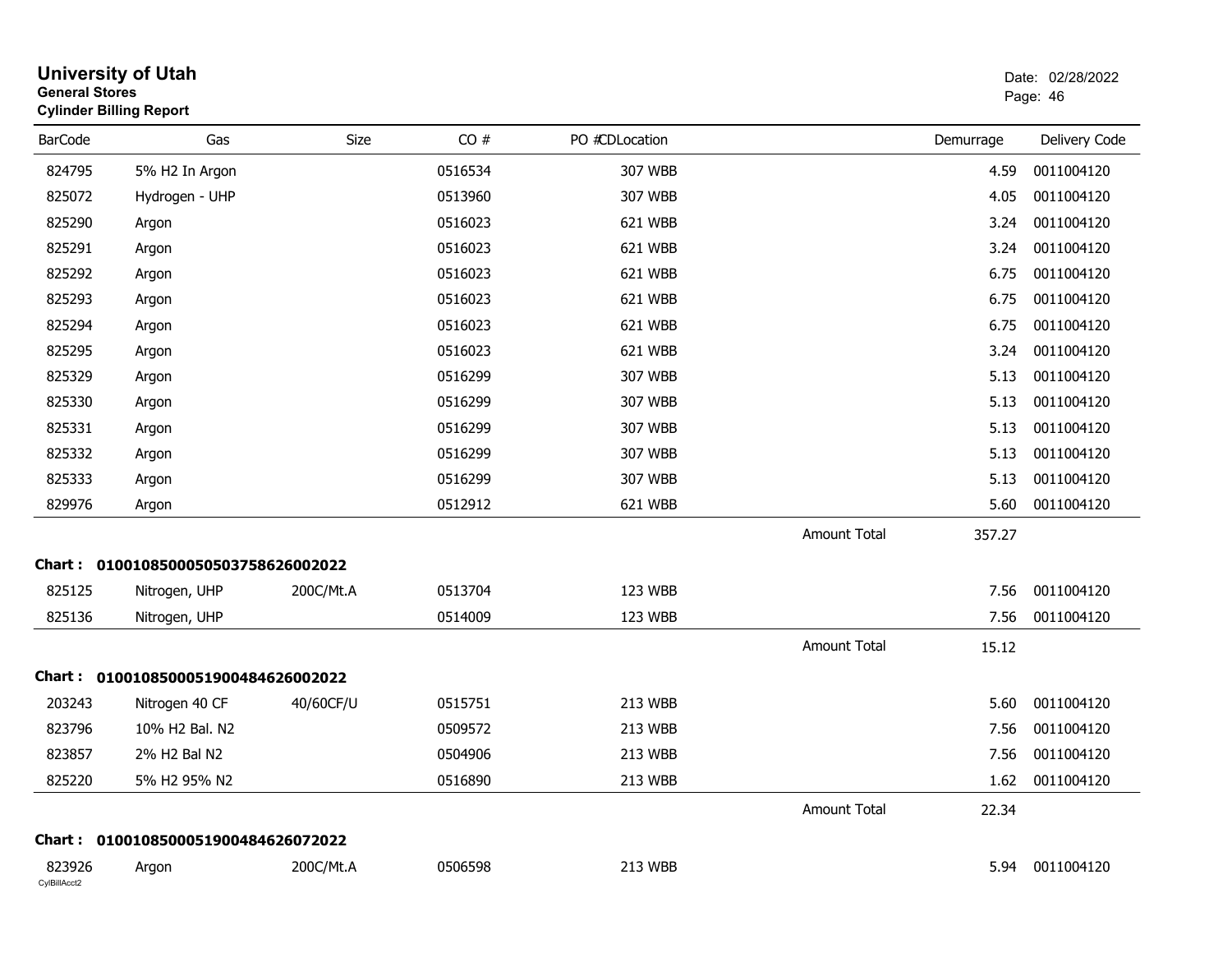# University of Utah
**General Stores**
**Cylinder Billing Report**

Date: 02/28/2022
Page: 46

| BarCode | Gas | Size | CO # | PO #CDLocation | | Demurrage | Delivery Code |
|---|---|---|---|---|---|---|---|
| 824795 | 5% H2 In Argon | | 0516534 | 307 WBB | | 4.59 | 0011004120 |
| 825072 | Hydrogen - UHP | | 0513960 | 307 WBB | | 4.05 | 0011004120 |
| 825290 | Argon | | 0516023 | 621 WBB | | 3.24 | 0011004120 |
| 825291 | Argon | | 0516023 | 621 WBB | | 3.24 | 0011004120 |
| 825292 | Argon | | 0516023 | 621 WBB | | 6.75 | 0011004120 |
| 825293 | Argon | | 0516023 | 621 WBB | | 6.75 | 0011004120 |
| 825294 | Argon | | 0516023 | 621 WBB | | 6.75 | 0011004120 |
| 825295 | Argon | | 0516023 | 621 WBB | | 3.24 | 0011004120 |
| 825329 | Argon | | 0516299 | 307 WBB | | 5.13 | 0011004120 |
| 825330 | Argon | | 0516299 | 307 WBB | | 5.13 | 0011004120 |
| 825331 | Argon | | 0516299 | 307 WBB | | 5.13 | 0011004120 |
| 825332 | Argon | | 0516299 | 307 WBB | | 5.13 | 0011004120 |
| 825333 | Argon | | 0516299 | 307 WBB | | 5.13 | 0011004120 |
| 829976 | Argon | | 0512912 | 621 WBB | | 5.60 | 0011004120 |
| | | | | | Amount Total | 357.27 | |

**Chart : 01001085000505037586260020222**

| BarCode | Gas | Size | CO # | PO #CDLocation | | Demurrage | Delivery Code |
|---|---|---|---|---|---|---|---|
| 825125 | Nitrogen, UHP | 200C/Mt.A | 0513704 | 123 WBB | | 7.56 | 0011004120 |
| 825136 | Nitrogen, UHP | | 0514009 | 123 WBB | | 7.56 | 0011004120 |
| | | | | | Amount Total | 15.12 | |

**Chart : 01001085000519004846260020222**

| BarCode | Gas | Size | CO # | PO #CDLocation | | Demurrage | Delivery Code |
|---|---|---|---|---|---|---|---|
| 203243 | Nitrogen 40 CF | 40/60CF/U | 0515751 | 213 WBB | | 5.60 | 0011004120 |
| 823796 | 10% H2 Bal. N2 | | 0509572 | 213 WBB | | 7.56 | 0011004120 |
| 823857 | 2% H2 Bal N2 | | 0504906 | 213 WBB | | 7.56 | 0011004120 |
| 825220 | 5% H2 95% N2 | | 0516890 | 213 WBB | | 1.62 | 0011004120 |
| | | | | | Amount Total | 22.34 | |

**Chart : 01001085000519004846260720222**

| BarCode | Gas | Size | CO # | PO #CDLocation | | Demurrage | Delivery Code |
|---|---|---|---|---|---|---|---|
| 823926 | Argon | 200C/Mt.A | 0506598 | 213 WBB | | 5.94 | 0011004120 |

CylBillAcct2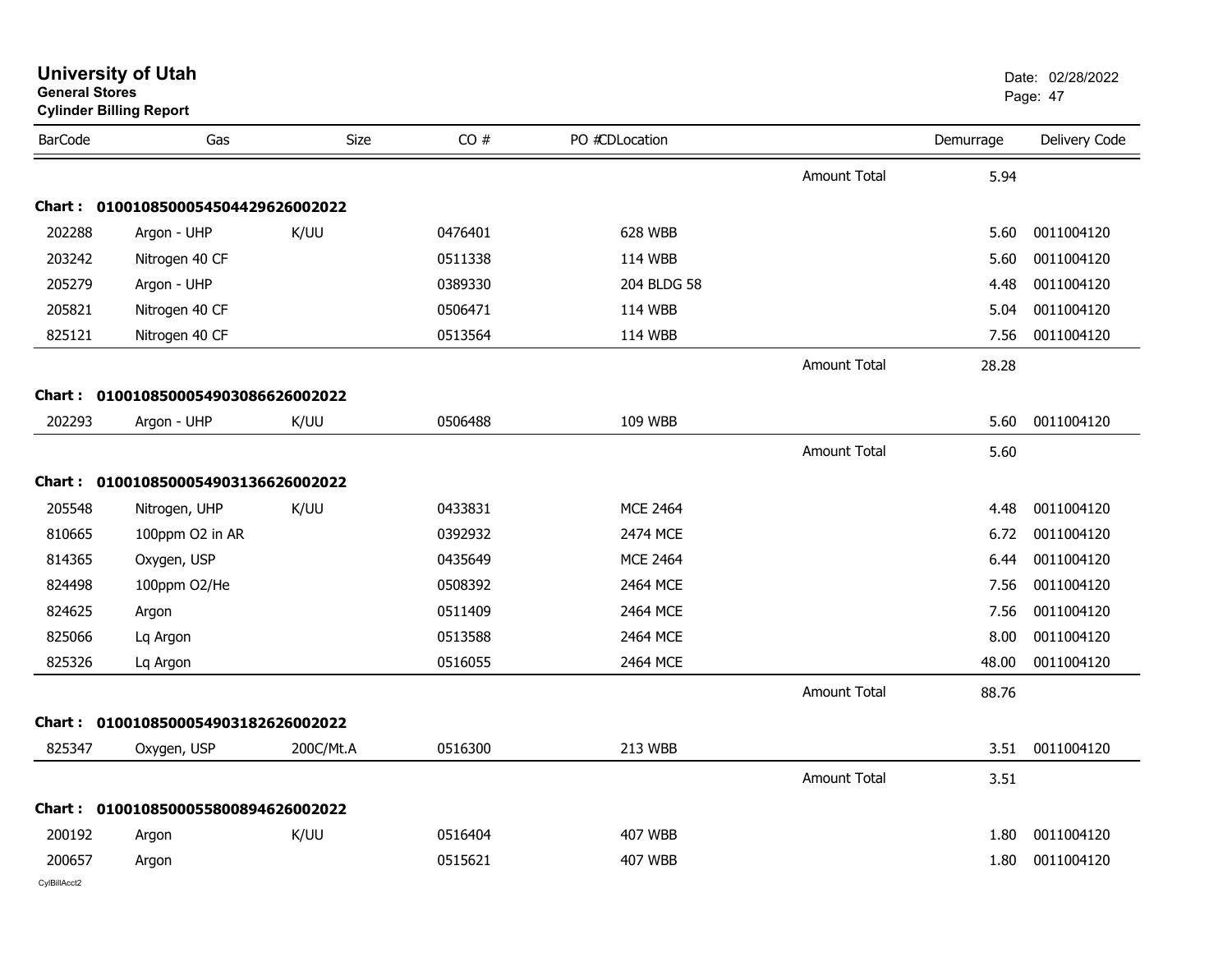# University of Utah

**General Stores**

**Cylinder Billing Report**

Date: 02/28/2022

| BarCode | Gas | Size | CO # | PO #CDLocation | | Demurrage | Delivery Code |
|---|---|---|---|---|---|---|---|
| | | | | | Amount Total | 5.94 | |
| **Chart :** | **010010850005450442962600​2022** | | | | | | |
| 202288 | Argon - UHP | K/UU | 0476401 | 628 WBB | | 5.60 | 0011004120 |
| 203242 | Nitrogen 40 CF | | 0511338 | 114 WBB | | 5.60 | 0011004120 |
| 205279 | Argon - UHP | | 0389330 | 204 BLDG 58 | | 4.48 | 0011004120 |
| 205821 | Nitrogen 40 CF | | 0506471 | 114 WBB | | 5.04 | 0011004120 |
| 825121 | Nitrogen 40 CF | | 0513564 | 114 WBB | | 7.56 | 0011004120 |
| | | | | | Amount Total | 28.28 | |
| **Chart :** | **01001085000549030866260​02022** | | | | | | |
| 202293 | Argon - UHP | K/UU | 0506488 | 109 WBB | | 5.60 | 0011004120 |
| | | | | | Amount Total | 5.60 | |
| **Chart :** | **01001085000549031366260​02022** | | | | | | |
| 205548 | Nitrogen, UHP | K/UU | 0433831 | MCE 2464 | | 4.48 | 0011004120 |
| 810665 | 100ppm O2 in AR | | 0392932 | 2474 MCE | | 6.72 | 0011004120 |
| 814365 | Oxygen, USP | | 0435649 | MCE 2464 | | 6.44 | 0011004120 |
| 824498 | 100ppm O2/He | | 0508392 | 2464 MCE | | 7.56 | 0011004120 |
| 824625 | Argon | | 0511409 | 2464 MCE | | 7.56 | 0011004120 |
| 825066 | Lq Argon | | 0513588 | 2464 MCE | | 8.00 | 0011004120 |
| 825326 | Lq Argon | | 0516055 | 2464 MCE | | 48.00 | 0011004120 |
| | | | | | Amount Total | 88.76 | |
| **Chart :** | **01001085000549031826260​02022** | | | | | | |
| 825347 | Oxygen, USP | 200C/Mt.A | 0516300 | 213 WBB | | 3.51 | 0011004120 |
| | | | | | Amount Total | 3.51 | |
| **Chart :** | **01001085000558008946260​02022** | | | | | | |
| 200192 | Argon | K/UU | 0516404 | 407 WBB | | 1.80 | 0011004120 |
| 200657 | Argon | | 0515621 | 407 WBB | | 1.80 | 0011004120 |

CylBillAcct2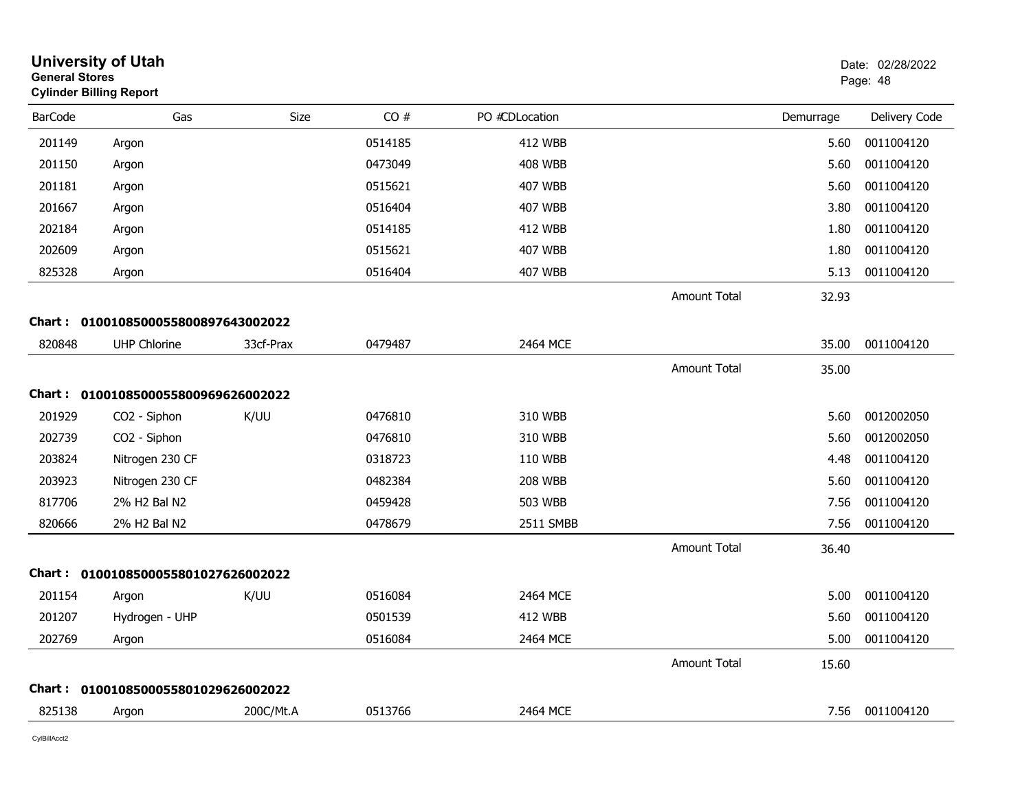# University of Utah
**General Stores**
**Cylinder Billing Report**

Date: 02/28/2022
Page: 48

| BarCode | Gas | Size | CO # | PO #CDLocation | | Demurrage | Delivery Code |
|---|---|---|---|---|---|---|---|
| 201149 | Argon | | 0514185 | 412 WBB | | 5.60 | 0011004120 |
| 201150 | Argon | | 0473049 | 408 WBB | | 5.60 | 0011004120 |
| 201181 | Argon | | 0515621 | 407 WBB | | 5.60 | 0011004120 |
| 201667 | Argon | | 0516404 | 407 WBB | | 3.80 | 0011004120 |
| 202184 | Argon | | 0514185 | 412 WBB | | 1.80 | 0011004120 |
| 202609 | Argon | | 0515621 | 407 WBB | | 1.80 | 0011004120 |
| 825328 | Argon | | 0516404 | 407 WBB | | 5.13 | 0011004120 |
| | | | | | Amount Total | 32.93 | |
| **Chart :** | **01001085000558008976430022022** | | | | | | |
| 820848 | UHP Chlorine | 33cf-Prax | 0479487 | 2464 MCE | | 35.00 | 0011004120 |
| | | | | | Amount Total | 35.00 | |
| **Chart :** | **01001085000558009696260022022** | | | | | | |
| 201929 | CO2 - Siphon | K/UU | 0476810 | 310 WBB | | 5.60 | 0012002050 |
| 202739 | CO2 - Siphon | | 0476810 | 310 WBB | | 5.60 | 0012002050 |
| 203824 | Nitrogen 230 CF | | 0318723 | 110 WBB | | 4.48 | 0011004120 |
| 203923 | Nitrogen 230 CF | | 0482384 | 208 WBB | | 5.60 | 0011004120 |
| 817706 | 2% H2 Bal N2 | | 0459428 | 503 WBB | | 7.56 | 0011004120 |
| 820666 | 2% H2 Bal N2 | | 0478679 | 2511 SMBB | | 7.56 | 0011004120 |
| | | | | | Amount Total | 36.40 | |
| **Chart :** | **01001085000558010276260022022** | | | | | | |
| 201154 | Argon | K/UU | 0516084 | 2464 MCE | | 5.00 | 0011004120 |
| 201207 | Hydrogen - UHP | | 0501539 | 412 WBB | | 5.60 | 0011004120 |
| 202769 | Argon | | 0516084 | 2464 MCE | | 5.00 | 0011004120 |
| | | | | | Amount Total | 15.60 | |
| **Chart :** | **01001085000558010296260022022** | | | | | | |
| 825138 | Argon | 200C/Mt.A | 0513766 | 2464 MCE | | 7.56 | 0011004120 |

CylBillAcct2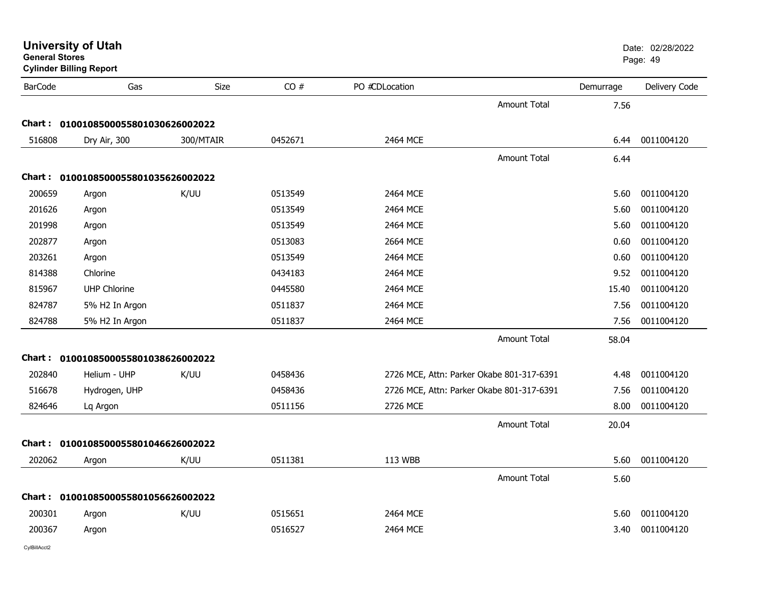# University of Utah

**General Stores**

**Cylinder Billing Report**

Date: 02/28/2022

| BarCode | Gas | Size | CO # | PO # | CDLocation | Demurrage | Delivery Code |
|---|---|---|---|---|---|---|---|
| | | | | | Amount Total | 7.56 | |
| **Chart : 0100108500055801030626002022** | | | | | | | |
| 516808 | Dry Air, 300 | 300/MTAIR | 0452671 | | 2464 MCE | 6.44 | 0011004120 |
| | | | | | Amount Total | 6.44 | |
| **Chart : 0100108500055801035626002022** | | | | | | | |
| 200659 | Argon | K/UU | 0513549 | | 2464 MCE | 5.60 | 0011004120 |
| 201626 | Argon | | 0513549 | | 2464 MCE | 5.60 | 0011004120 |
| 201998 | Argon | | 0513549 | | 2464 MCE | 5.60 | 0011004120 |
| 202877 | Argon | | 0513083 | | 2664 MCE | 0.60 | 0011004120 |
| 203261 | Argon | | 0513549 | | 2464 MCE | 0.60 | 0011004120 |
| 814388 | Chlorine | | 0434183 | | 2464 MCE | 9.52 | 0011004120 |
| 815967 | UHP Chlorine | | 0445580 | | 2464 MCE | 15.40 | 0011004120 |
| 824787 | 5% H2 In Argon | | 0511837 | | 2464 MCE | 7.56 | 0011004120 |
| 824788 | 5% H2 In Argon | | 0511837 | | 2464 MCE | 7.56 | 0011004120 |
| | | | | | Amount Total | 58.04 | |
| **Chart : 0100108500055801038626002022** | | | | | | | |
| 202840 | Helium - UHP | K/UU | 0458436 | | 2726 MCE, Attn: Parker Okabe 801-317-6391 | 4.48 | 0011004120 |
| 516678 | Hydrogen, UHP | | 0458436 | | 2726 MCE, Attn: Parker Okabe 801-317-6391 | 7.56 | 0011004120 |
| 824646 | Lq Argon | | 0511156 | | 2726 MCE | 8.00 | 0011004120 |
| | | | | | Amount Total | 20.04 | |
| **Chart : 0100108500055801046626002022** | | | | | | | |
| 202062 | Argon | K/UU | 0511381 | | 113 WBB | 5.60 | 0011004120 |
| | | | | | Amount Total | 5.60 | |
| **Chart : 0100108500055801056626002022** | | | | | | | |
| 200301 | Argon | K/UU | 0515651 | | 2464 MCE | 5.60 | 0011004120 |
| 200367 | Argon | | 0516527 | | 2464 MCE | 3.40 | 0011004120 |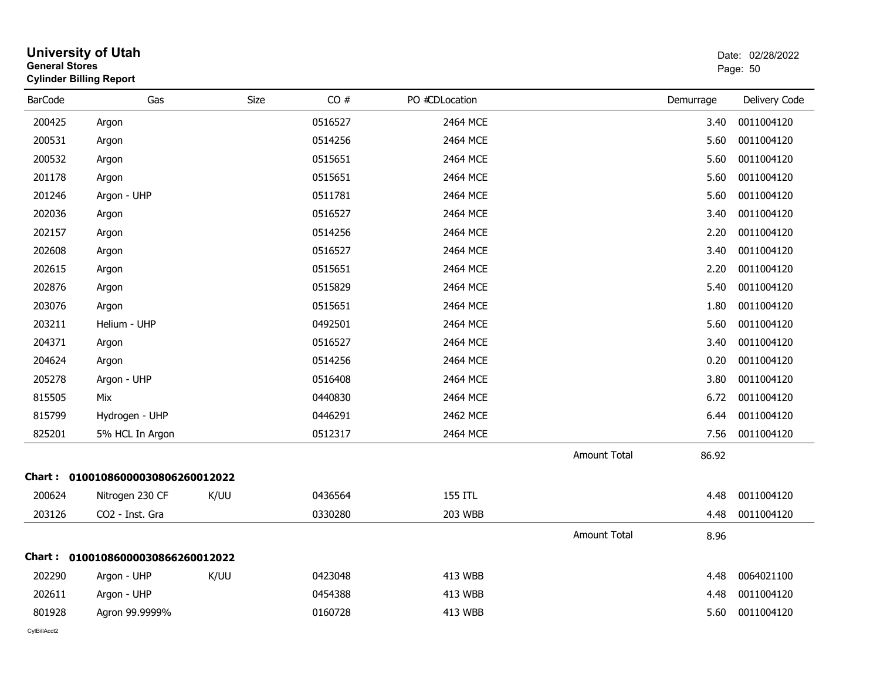**University of Utah**
**General Stores**
**Cylinder Billing Report**

Date: 02/28/2022

| BarCode | Gas | Size | CO # | PO # | CDLocation | | Demurrage | Delivery Code |
|---|---|---|---|---|---|---|---|---|
| 200425 | Argon | | 0516527 | | 2464 MCE | | 3.40 | 0011004120 |
| 200531 | Argon | | 0514256 | | 2464 MCE | | 5.60 | 0011004120 |
| 200532 | Argon | | 0515651 | | 2464 MCE | | 5.60 | 0011004120 |
| 201178 | Argon | | 0515651 | | 2464 MCE | | 5.60 | 0011004120 |
| 201246 | Argon - UHP | | 0511781 | | 2464 MCE | | 5.60 | 0011004120 |
| 202036 | Argon | | 0516527 | | 2464 MCE | | 3.40 | 0011004120 |
| 202157 | Argon | | 0514256 | | 2464 MCE | | 2.20 | 0011004120 |
| 202608 | Argon | | 0516527 | | 2464 MCE | | 3.40 | 0011004120 |
| 202615 | Argon | | 0515651 | | 2464 MCE | | 2.20 | 0011004120 |
| 202876 | Argon | | 0515829 | | 2464 MCE | | 5.40 | 0011004120 |
| 203076 | Argon | | 0515651 | | 2464 MCE | | 1.80 | 0011004120 |
| 203211 | Helium - UHP | | 0492501 | | 2464 MCE | | 5.60 | 0011004120 |
| 204371 | Argon | | 0516527 | | 2464 MCE | | 3.40 | 0011004120 |
| 204624 | Argon | | 0514256 | | 2464 MCE | | 0.20 | 0011004120 |
| 205278 | Argon - UHP | | 0516408 | | 2464 MCE | | 3.80 | 0011004120 |
| 815505 | Mix | | 0440830 | | 2464 MCE | | 6.72 | 0011004120 |
| 815799 | Hydrogen - UHP | | 0446291 | | 2462 MCE | | 6.44 | 0011004120 |
| 825201 | 5% HCL In Argon | | 0512317 | | 2464 MCE | | 7.56 | 0011004120 |
| | | | | | | Amount Total | 86.92 | |

**Chart : 01001086000030806260012022**

| BarCode | Gas | Size | CO # | PO # | CDLocation | | Demurrage | Delivery Code |
|---|---|---|---|---|---|---|---|---|
| 200624 | Nitrogen 230 CF | K/UU | 0436564 | | 155 ITL | | 4.48 | 0011004120 |
| 203126 | CO2 - Inst. Gra | | 0330280 | | 203 WBB | | 4.48 | 0011004120 |
| | | | | | | Amount Total | 8.96 | |

**Chart : 01001086000030866260012022**

| BarCode | Gas | Size | CO # | PO # | CDLocation | | Demurrage | Delivery Code |
|---|---|---|---|---|---|---|---|---|
| 202290 | Argon - UHP | K/UU | 0423048 | | 413 WBB | | 4.48 | 0064021100 |
| 202611 | Argon - UHP | | 0454388 | | 413 WBB | | 4.48 | 0011004120 |
| 801928 | Agron 99.9999% | | 0160728 | | 413 WBB | | 5.60 | 0011004120 |

CylBillAcct2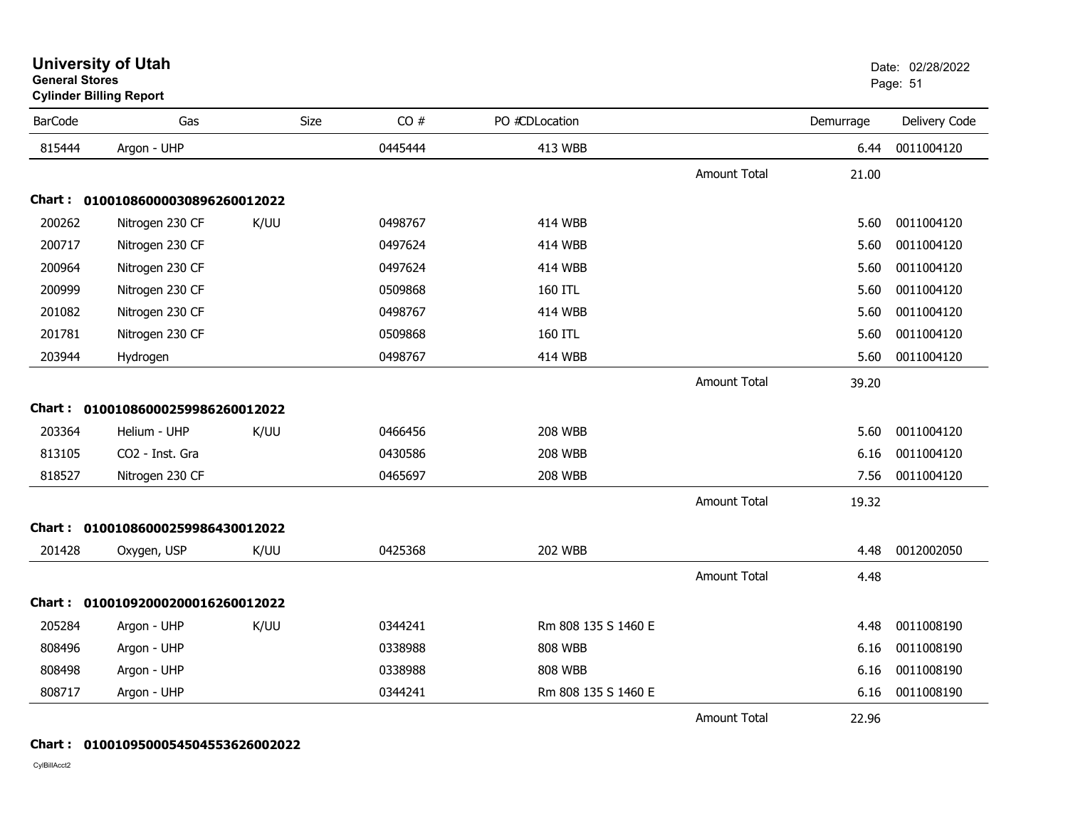# University of Utah
**General Stores**
**Cylinder Billing Report**

Date: 02/28/2022

| BarCode | Gas | Size | CO # | PO # | CDLocation | | Demurrage | Delivery Code |
|---|---|---|---|---|---|---|---|---|
| 815444 | Argon - UHP | | 0445444 | | 413 WBB | | 6.44 | 0011004120 |
| | | | | | | Amount Total | 21.00 | |
| **Chart :** | **01001086000030896260012022** | | | | | | | |
| 200262 | Nitrogen 230 CF | K/UU | 0498767 | | 414 WBB | | 5.60 | 0011004120 |
| 200717 | Nitrogen 230 CF | | 0497624 | | 414 WBB | | 5.60 | 0011004120 |
| 200964 | Nitrogen 230 CF | | 0497624 | | 414 WBB | | 5.60 | 0011004120 |
| 200999 | Nitrogen 230 CF | | 0509868 | | 160 ITL | | 5.60 | 0011004120 |
| 201082 | Nitrogen 230 CF | | 0498767 | | 414 WBB | | 5.60 | 0011004120 |
| 201781 | Nitrogen 230 CF | | 0509868 | | 160 ITL | | 5.60 | 0011004120 |
| 203944 | Hydrogen | | 0498767 | | 414 WBB | | 5.60 | 0011004120 |
| | | | | | | Amount Total | 39.20 | |
| **Chart :** | **01001086000259986260012022** | | | | | | | |
| 203364 | Helium - UHP | K/UU | 0466456 | | 208 WBB | | 5.60 | 0011004120 |
| 813105 | CO2 - Inst. Gra | | 0430586 | | 208 WBB | | 6.16 | 0011004120 |
| 818527 | Nitrogen 230 CF | | 0465697 | | 208 WBB | | 7.56 | 0011004120 |
| | | | | | | Amount Total | 19.32 | |
| **Chart :** | **01001086000259986430012022** | | | | | | | |
| 201428 | Oxygen, USP | K/UU | 0425368 | | 202 WBB | | 4.48 | 0012002050 |
| | | | | | | Amount Total | 4.48 | |
| **Chart :** | **01001092000200016260012022** | | | | | | | |
| 205284 | Argon - UHP | K/UU | 0344241 | | Rm 808 135 S 1460 E | | 4.48 | 0011008190 |
| 808496 | Argon - UHP | | 0338988 | | 808 WBB | | 6.16 | 0011008190 |
| 808498 | Argon - UHP | | 0338988 | | 808 WBB | | 6.16 | 0011008190 |
| 808717 | Argon - UHP | | 0344241 | | Rm 808 135 S 1460 E | | 6.16 | 0011008190 |
| | | | | | | Amount Total | 22.96 | |
| **Chart :** | **01001095000545045536260020​22** | | | | | | | |

CylBillAcct2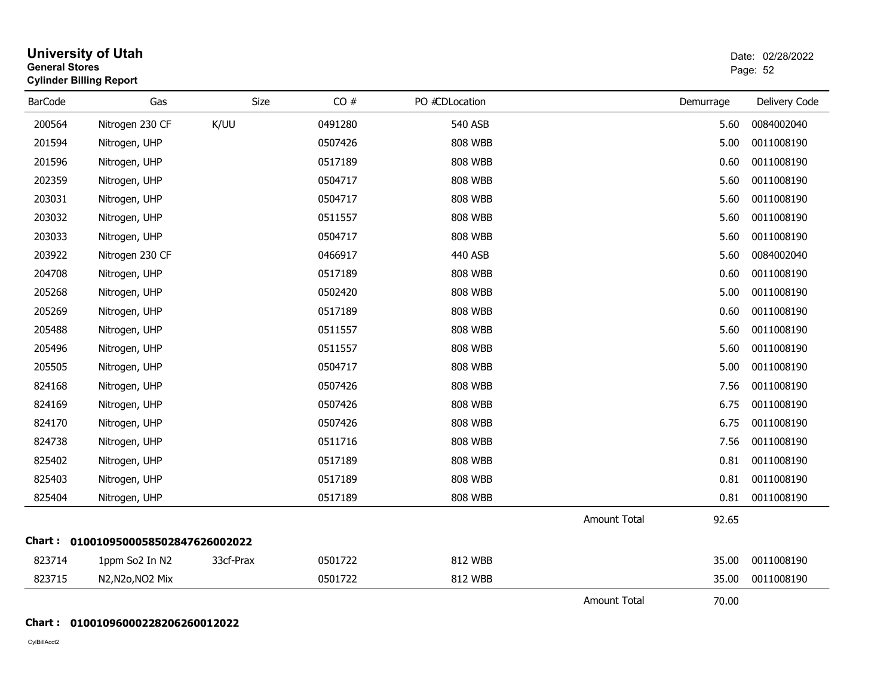# University of Utah

**General Stores**
**Cylinder Billing Report**

Date: 02/28/2022

| BarCode | Gas | Size | CO # | PO # | CDLocation | Demurrage | Delivery Code |
|---|---|---|---|---|---|---|---|
| 200564 | Nitrogen 230 CF | K/UU | 0491280 | | 540 ASB | 5.60 | 0084002040 |
| 201594 | Nitrogen, UHP | | 0507426 | | 808 WBB | 5.00 | 0011008190 |
| 201596 | Nitrogen, UHP | | 0517189 | | 808 WBB | 0.60 | 0011008190 |
| 202359 | Nitrogen, UHP | | 0504717 | | 808 WBB | 5.60 | 0011008190 |
| 203031 | Nitrogen, UHP | | 0504717 | | 808 WBB | 5.60 | 0011008190 |
| 203032 | Nitrogen, UHP | | 0511557 | | 808 WBB | 5.60 | 0011008190 |
| 203033 | Nitrogen, UHP | | 0504717 | | 808 WBB | 5.60 | 0011008190 |
| 203922 | Nitrogen 230 CF | | 0466917 | | 440 ASB | 5.60 | 0084002040 |
| 204708 | Nitrogen, UHP | | 0517189 | | 808 WBB | 0.60 | 0011008190 |
| 205268 | Nitrogen, UHP | | 0502420 | | 808 WBB | 5.00 | 0011008190 |
| 205269 | Nitrogen, UHP | | 0517189 | | 808 WBB | 0.60 | 0011008190 |
| 205488 | Nitrogen, UHP | | 0511557 | | 808 WBB | 5.60 | 0011008190 |
| 205496 | Nitrogen, UHP | | 0511557 | | 808 WBB | 5.60 | 0011008190 |
| 205505 | Nitrogen, UHP | | 0504717 | | 808 WBB | 5.00 | 0011008190 |
| 824168 | Nitrogen, UHP | | 0507426 | | 808 WBB | 7.56 | 0011008190 |
| 824169 | Nitrogen, UHP | | 0507426 | | 808 WBB | 6.75 | 0011008190 |
| 824170 | Nitrogen, UHP | | 0507426 | | 808 WBB | 6.75 | 0011008190 |
| 824738 | Nitrogen, UHP | | 0511716 | | 808 WBB | 7.56 | 0011008190 |
| 825402 | Nitrogen, UHP | | 0517189 | | 808 WBB | 0.81 | 0011008190 |
| 825403 | Nitrogen, UHP | | 0517189 | | 808 WBB | 0.81 | 0011008190 |
| 825404 | Nitrogen, UHP | | 0517189 | | 808 WBB | 0.81 | 0011008190 |
| | | | | | Amount Total | 92.65 | |

**Chart : 01001095000585028476260022022**

| BarCode | Gas | Size | CO # | PO # | CDLocation | Demurrage | Delivery Code |
|---|---|---|---|---|---|---|---|
| 823714 | 1ppm So2 In N2 | 33cf-Prax | 0501722 | | 812 WBB | 35.00 | 0011008190 |
| 823715 | N2,N2o,NO2 Mix | | 0501722 | | 812 WBB | 35.00 | 0011008190 |
| | | | | | Amount Total | 70.00 | |

**Chart : 0100109600022820626001 2022**

CylBillAcct2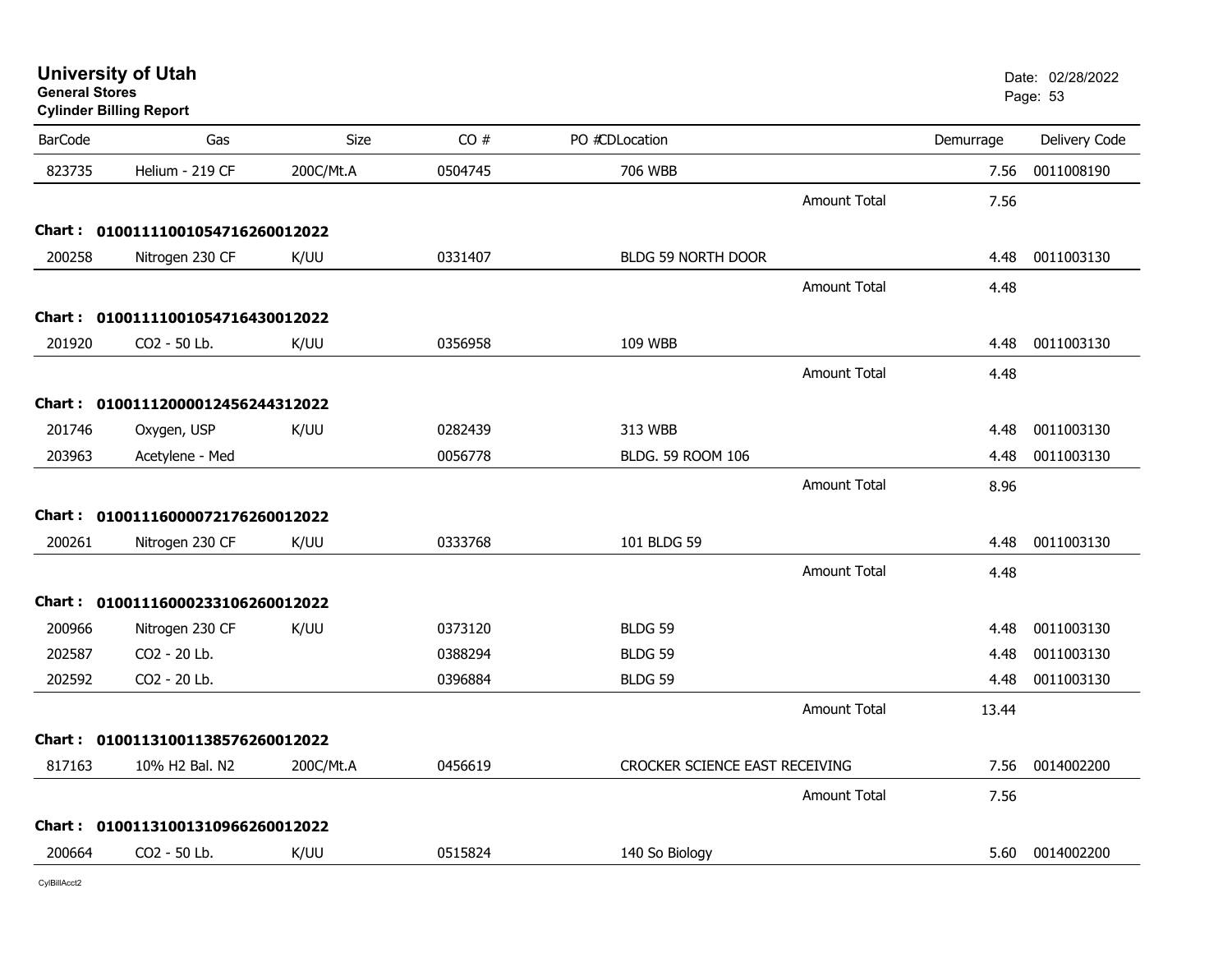# University of Utah

**General Stores**

**Cylinder Billing Report**

Date: 02/28/2022

| BarCode | Gas | Size | CO # | PO #CDLocation | | Demurrage | Delivery Code |
|---|---|---|---|---|---|---|---|
| 823735 | Helium - 219 CF | 200C/Mt.A | 0504745 | 706 WBB | | 7.56 | 0011008190 |
| | | | | | Amount Total | 7.56 | |
| **Chart :** | **01001111001054716260012022** | | | | | | |
| 200258 | Nitrogen 230 CF | K/UU | 0331407 | BLDG 59 NORTH DOOR | | 4.48 | 0011003130 |
| | | | | | Amount Total | 4.48 | |
| **Chart :** | **01001111001054716430012022** | | | | | | |
| 201920 | CO2 - 50 Lb. | K/UU | 0356958 | 109 WBB | | 4.48 | 0011003130 |
| | | | | | Amount Total | 4.48 | |
| **Chart :** | **01001112000012456244312022** | | | | | | |
| 201746 | Oxygen, USP | K/UU | 0282439 | 313 WBB | | 4.48 | 0011003130 |
| 203963 | Acetylene - Med | | 0056778 | BLDG. 59 ROOM 106 | | 4.48 | 0011003130 |
| | | | | | Amount Total | 8.96 | |
| **Chart :** | **01001116000072176260012022** | | | | | | |
| 200261 | Nitrogen 230 CF | K/UU | 0333768 | 101 BLDG 59 | | 4.48 | 0011003130 |
| | | | | | Amount Total | 4.48 | |
| **Chart :** | **01001116000233106260012022** | | | | | | |
| 200966 | Nitrogen 230 CF | K/UU | 0373120 | BLDG 59 | | 4.48 | 0011003130 |
| 202587 | CO2 - 20 Lb. | | 0388294 | BLDG 59 | | 4.48 | 0011003130 |
| 202592 | CO2 - 20 Lb. | | 0396884 | BLDG 59 | | 4.48 | 0011003130 |
| | | | | | Amount Total | 13.44 | |
| **Chart :** | **01001131001138576260012022** | | | | | | |
| 817163 | 10% H2 Bal. N2 | 200C/Mt.A | 0456619 | CROCKER SCIENCE EAST RECEIVING | | 7.56 | 0014002200 |
| | | | | | Amount Total | 7.56 | |
| **Chart :** | **01001131001310966260012022** | | | | | | |
| 200664 | CO2 - 50 Lb. | K/UU | 0515824 | 140 So Biology | | 5.60 | 0014002200 |

CylBillAcct2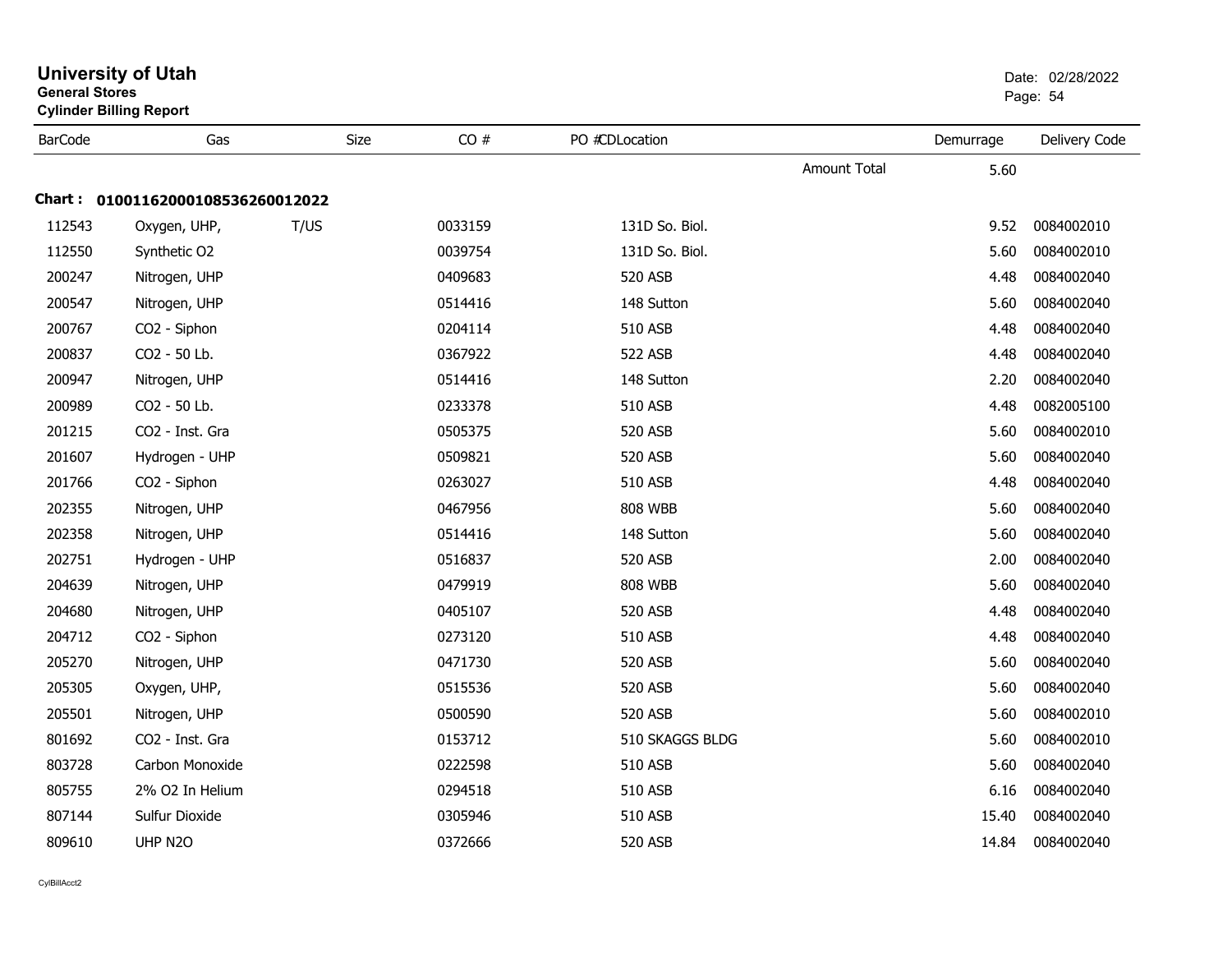# University of Utah

**General Stores**

**Cylinder Billing Report**

Date: 02/28/2022

| BarCode | Gas | Size | CO # | PO #CDLocation | | Demurrage | Delivery Code |
|---|---|---|---|---|---|---|---|
| | | | | | Amount Total | 5.60 | |
| **Chart :** | **01001162000108536260012022** | | | | | | |
| 112543 | Oxygen, UHP, | T/US | 0033159 | 131D So. Biol. | | 9.52 | 0084002010 |
| 112550 | Synthetic O2 | | 0039754 | 131D So. Biol. | | 5.60 | 0084002010 |
| 200247 | Nitrogen, UHP | | 0409683 | 520 ASB | | 4.48 | 0084002040 |
| 200547 | Nitrogen, UHP | | 0514416 | 148 Sutton | | 5.60 | 0084002040 |
| 200767 | CO2 - Siphon | | 0204114 | 510 ASB | | 4.48 | 0084002040 |
| 200837 | CO2 - 50 Lb. | | 0367922 | 522 ASB | | 4.48 | 0084002040 |
| 200947 | Nitrogen, UHP | | 0514416 | 148 Sutton | | 2.20 | 0084002040 |
| 200989 | CO2 - 50 Lb. | | 0233378 | 510 ASB | | 4.48 | 0082005100 |
| 201215 | CO2 - Inst. Gra | | 0505375 | 520 ASB | | 5.60 | 0084002010 |
| 201607 | Hydrogen - UHP | | 0509821 | 520 ASB | | 5.60 | 0084002040 |
| 201766 | CO2 - Siphon | | 0263027 | 510 ASB | | 4.48 | 0084002040 |
| 202355 | Nitrogen, UHP | | 0467956 | 808 WBB | | 5.60 | 0084002040 |
| 202358 | Nitrogen, UHP | | 0514416 | 148 Sutton | | 5.60 | 0084002040 |
| 202751 | Hydrogen - UHP | | 0516837 | 520 ASB | | 2.00 | 0084002040 |
| 204639 | Nitrogen, UHP | | 0479919 | 808 WBB | | 5.60 | 0084002040 |
| 204680 | Nitrogen, UHP | | 0405107 | 520 ASB | | 4.48 | 0084002040 |
| 204712 | CO2 - Siphon | | 0273120 | 510 ASB | | 4.48 | 0084002040 |
| 205270 | Nitrogen, UHP | | 0471730 | 520 ASB | | 5.60 | 0084002040 |
| 205305 | Oxygen, UHP, | | 0515536 | 520 ASB | | 5.60 | 0084002040 |
| 205501 | Nitrogen, UHP | | 0500590 | 520 ASB | | 5.60 | 0084002010 |
| 801692 | CO2 - Inst. Gra | | 0153712 | 510 SKAGGS BLDG | | 5.60 | 0084002010 |
| 803728 | Carbon Monoxide | | 0222598 | 510 ASB | | 5.60 | 0084002040 |
| 805755 | 2% O2 In Helium | | 0294518 | 510 ASB | | 6.16 | 0084002040 |
| 807144 | Sulfur Dioxide | | 0305946 | 510 ASB | | 15.40 | 0084002040 |
| 809610 | UHP N2O | | 0372666 | 520 ASB | | 14.84 | 0084002040 |

CylBillAcct2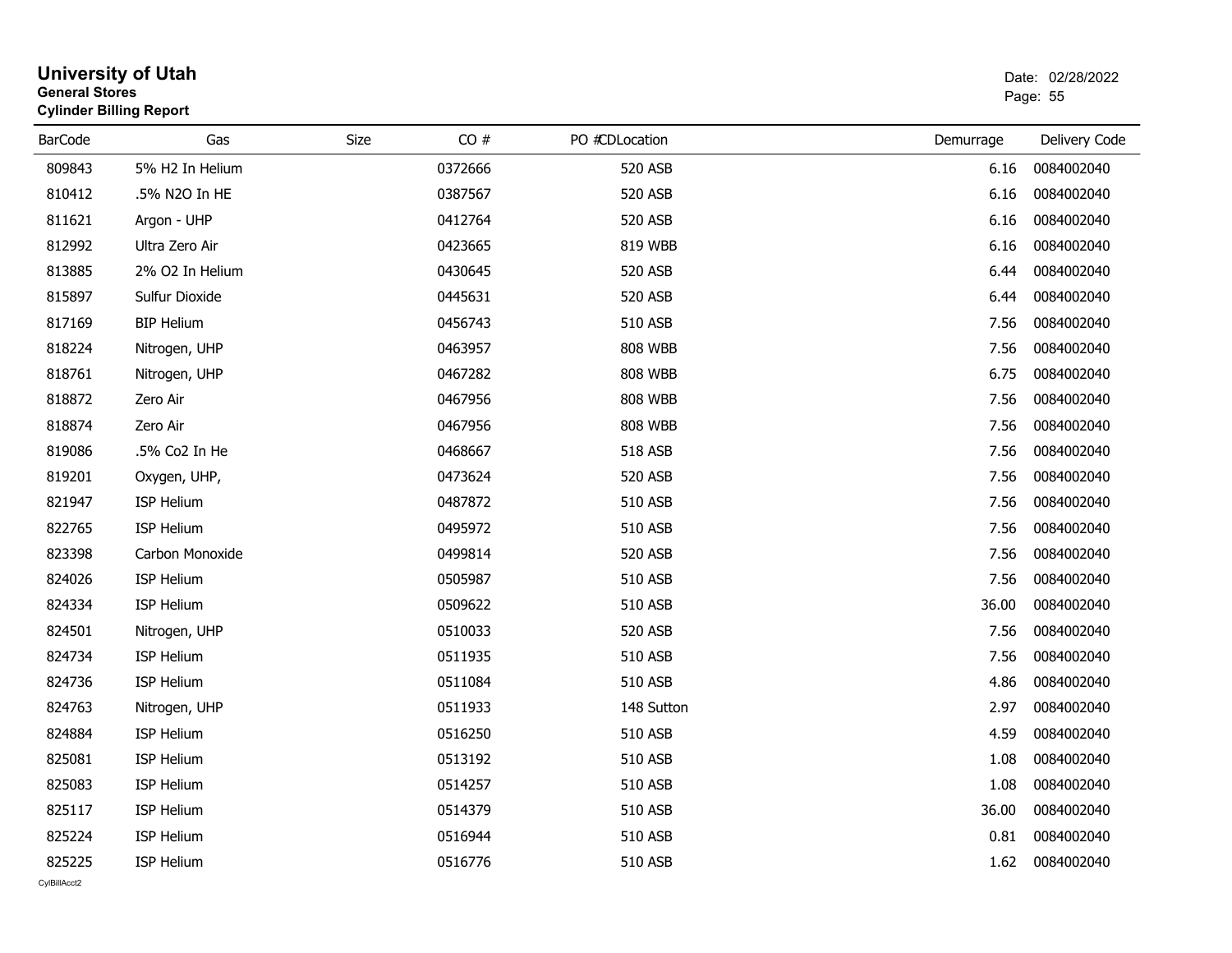# University of Utah

**General Stores**

**Cylinder Billing Report**

Date: 02/28/2022

| BarCode | Gas | Size | CO # | PO # | CDLocation | Demurrage | Delivery Code |
|---|---|---|---|---|---|---|---|
| 809843 | 5% H2 In Helium | | 0372666 | | 520 ASB | 6.16 | 0084002040 |
| 810412 | .5% N2O In HE | | 0387567 | | 520 ASB | 6.16 | 0084002040 |
| 811621 | Argon - UHP | | 0412764 | | 520 ASB | 6.16 | 0084002040 |
| 812992 | Ultra Zero Air | | 0423665 | | 819 WBB | 6.16 | 0084002040 |
| 813885 | 2% O2 In Helium | | 0430645 | | 520 ASB | 6.44 | 0084002040 |
| 815897 | Sulfur Dioxide | | 0445631 | | 520 ASB | 6.44 | 0084002040 |
| 817169 | BIP Helium | | 0456743 | | 510 ASB | 7.56 | 0084002040 |
| 818224 | Nitrogen, UHP | | 0463957 | | 808 WBB | 7.56 | 0084002040 |
| 818761 | Nitrogen, UHP | | 0467282 | | 808 WBB | 6.75 | 0084002040 |
| 818872 | Zero Air | | 0467956 | | 808 WBB | 7.56 | 0084002040 |
| 818874 | Zero Air | | 0467956 | | 808 WBB | 7.56 | 0084002040 |
| 819086 | .5% Co2 In He | | 0468667 | | 518 ASB | 7.56 | 0084002040 |
| 819201 | Oxygen, UHP, | | 0473624 | | 520 ASB | 7.56 | 0084002040 |
| 821947 | ISP Helium | | 0487872 | | 510 ASB | 7.56 | 0084002040 |
| 822765 | ISP Helium | | 0495972 | | 510 ASB | 7.56 | 0084002040 |
| 823398 | Carbon Monoxide | | 0499814 | | 520 ASB | 7.56 | 0084002040 |
| 824026 | ISP Helium | | 0505987 | | 510 ASB | 7.56 | 0084002040 |
| 824334 | ISP Helium | | 0509622 | | 510 ASB | 36.00 | 0084002040 |
| 824501 | Nitrogen, UHP | | 0510033 | | 520 ASB | 7.56 | 0084002040 |
| 824734 | ISP Helium | | 0511935 | | 510 ASB | 7.56 | 0084002040 |
| 824736 | ISP Helium | | 0511084 | | 510 ASB | 4.86 | 0084002040 |
| 824763 | Nitrogen, UHP | | 0511933 | | 148 Sutton | 2.97 | 0084002040 |
| 824884 | ISP Helium | | 0516250 | | 510 ASB | 4.59 | 0084002040 |
| 825081 | ISP Helium | | 0513192 | | 510 ASB | 1.08 | 0084002040 |
| 825083 | ISP Helium | | 0514257 | | 510 ASB | 1.08 | 0084002040 |
| 825117 | ISP Helium | | 0514379 | | 510 ASB | 36.00 | 0084002040 |
| 825224 | ISP Helium | | 0516944 | | 510 ASB | 0.81 | 0084002040 |
| 825225 | ISP Helium | | 0516776 | | 510 ASB | 1.62 | 0084002040 |

CylBillAcct2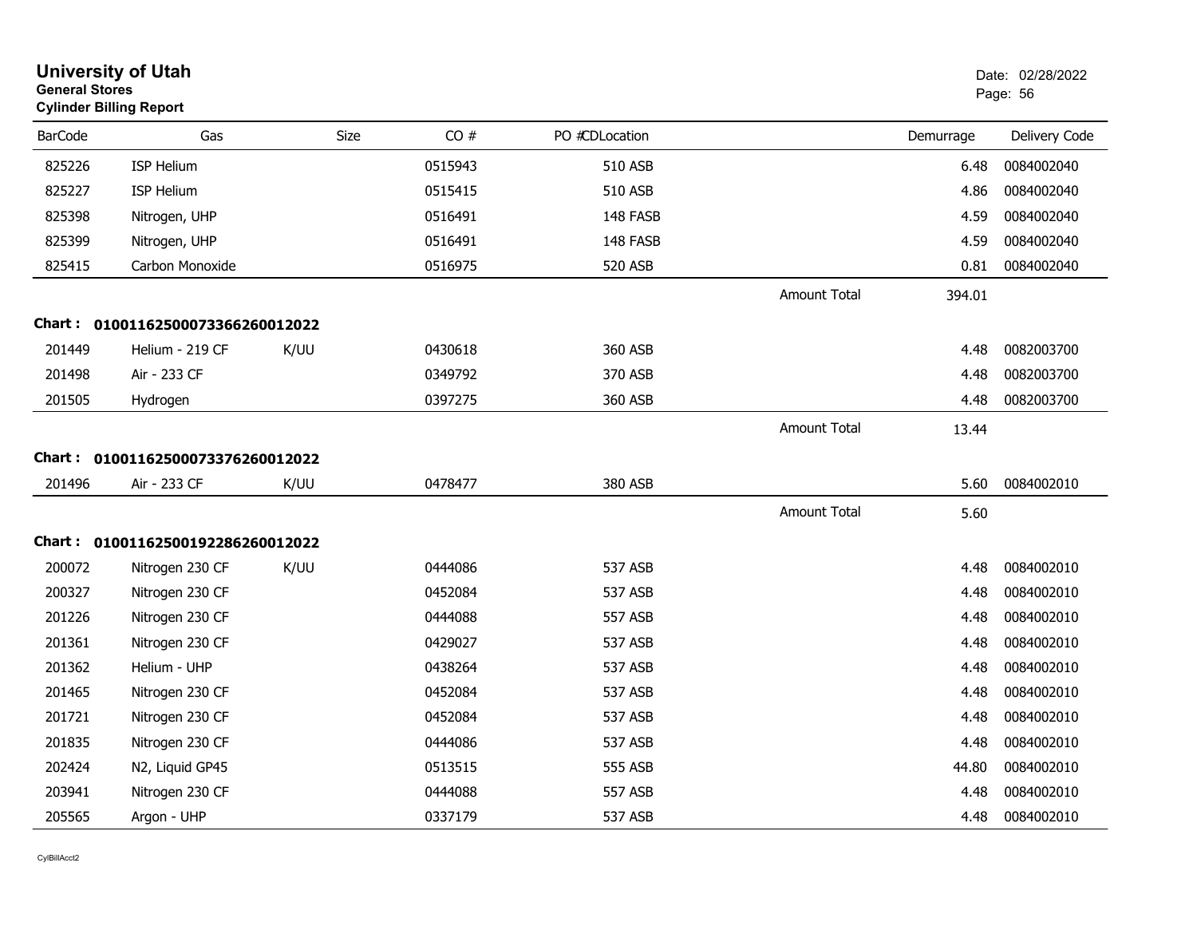# University of Utah

**General Stores**

**Cylinder Billing Report**

Date: 02/28/2022

| BarCode | Gas | Size | CO # | PO #CDLocation | | Demurrage | Delivery Code |
|---|---|---|---|---|---|---|---|
| 825226 | ISP Helium | | 0515943 | 510 ASB | | 6.48 | 0084002040 |
| 825227 | ISP Helium | | 0515415 | 510 ASB | | 4.86 | 0084002040 |
| 825398 | Nitrogen, UHP | | 0516491 | 148 FASB | | 4.59 | 0084002040 |
| 825399 | Nitrogen, UHP | | 0516491 | 148 FASB | | 4.59 | 0084002040 |
| 825415 | Carbon Monoxide | | 0516975 | 520 ASB | | 0.81 | 0084002040 |
| | | | | | Amount Total | 394.01 | |

**Chart : 01001162500073366260012022**

| BarCode | Gas | Size | CO # | PO #CDLocation | | Demurrage | Delivery Code |
|---|---|---|---|---|---|---|---|
| 201449 | Helium - 219 CF | K/UU | 0430618 | 360 ASB | | 4.48 | 0082003700 |
| 201498 | Air - 233 CF | | 0349792 | 370 ASB | | 4.48 | 0082003700 |
| 201505 | Hydrogen | | 0397275 | 360 ASB | | 4.48 | 0082003700 |
| | | | | | Amount Total | 13.44 | |

**Chart : 01001162500073376260012022**

| BarCode | Gas | Size | CO # | PO #CDLocation | | Demurrage | Delivery Code |
|---|---|---|---|---|---|---|---|
| 201496 | Air - 233 CF | K/UU | 0478477 | 380 ASB | | 5.60 | 0084002010 |
| | | | | | Amount Total | 5.60 | |

**Chart : 01001162500192286260012022**

| BarCode | Gas | Size | CO # | PO #CDLocation | | Demurrage | Delivery Code |
|---|---|---|---|---|---|---|---|
| 200072 | Nitrogen 230 CF | K/UU | 0444086 | 537 ASB | | 4.48 | 0084002010 |
| 200327 | Nitrogen 230 CF | | 0452084 | 537 ASB | | 4.48 | 0084002010 |
| 201226 | Nitrogen 230 CF | | 0444088 | 557 ASB | | 4.48 | 0084002010 |
| 201361 | Nitrogen 230 CF | | 0429027 | 537 ASB | | 4.48 | 0084002010 |
| 201362 | Helium - UHP | | 0438264 | 537 ASB | | 4.48 | 0084002010 |
| 201465 | Nitrogen 230 CF | | 0452084 | 537 ASB | | 4.48 | 0084002010 |
| 201721 | Nitrogen 230 CF | | 0452084 | 537 ASB | | 4.48 | 0084002010 |
| 201835 | Nitrogen 230 CF | | 0444086 | 537 ASB | | 4.48 | 0084002010 |
| 202424 | N2, Liquid GP45 | | 0513515 | 555 ASB | | 44.80 | 0084002010 |
| 203941 | Nitrogen 230 CF | | 0444088 | 557 ASB | | 4.48 | 0084002010 |
| 205565 | Argon - UHP | | 0337179 | 537 ASB | | 4.48 | 0084002010 |

CylBillAcct2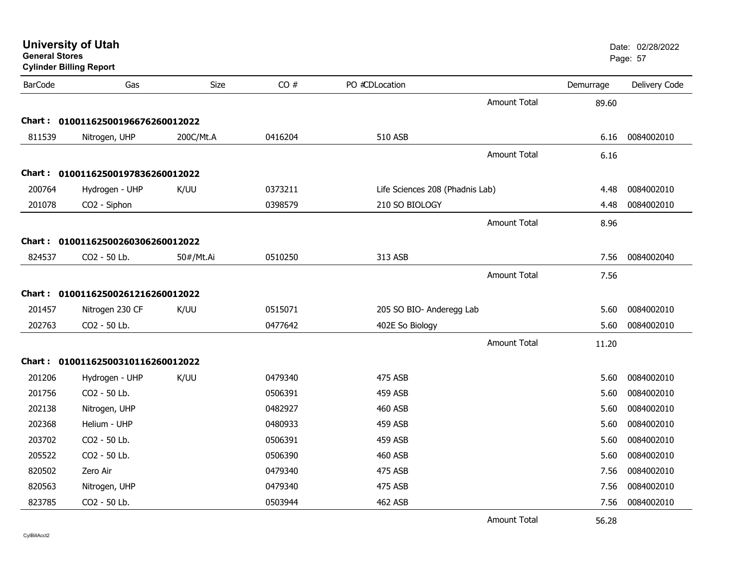# University of Utah

**General Stores**

**Cylinder Billing Report**

Date: 02/28/2022

| BarCode | Gas | Size | CO # | PO # | CD | Location | | Demurrage | Delivery Code |
|---|---|---|---|---|---|---|---|---|---|
| | | | | | | | Amount Total | 89.60 | |
| **Chart :** | **0100116250019667626001 2022** | | | | | | | | |
| 811539 | Nitrogen, UHP | 200C/Mt.A | 0416204 | | | 510 ASB | | 6.16 | 0084002010 |
| | | | | | | | Amount Total | 6.16 | |
| **Chart :** | **01001162500197836260012022** | | | | | | | | |
| 200764 | Hydrogen - UHP | K/UU | 0373211 | | | Life Sciences 208 (Phadnis Lab) | | 4.48 | 0084002010 |
| 201078 | CO2 - Siphon | | 0398579 | | | 210 SO BIOLOGY | | 4.48 | 0084002010 |
| | | | | | | | Amount Total | 8.96 | |
| **Chart :** | **01001162500260306260012022** | | | | | | | | |
| 824537 | CO2 - 50 Lb. | 50#/Mt.Ai | 0510250 | | | 313 ASB | | 7.56 | 0084002040 |
| | | | | | | | Amount Total | 7.56 | |
| **Chart :** | **01001162500261216260012022** | | | | | | | | |
| 201457 | Nitrogen 230 CF | K/UU | 0515071 | | | 205 SO BIO- Anderegg Lab | | 5.60 | 0084002010 |
| 202763 | CO2 - 50 Lb. | | 0477642 | | | 402E So Biology | | 5.60 | 0084002010 |
| | | | | | | | Amount Total | 11.20 | |
| **Chart :** | **01001162500310116260012022** | | | | | | | | |
| 201206 | Hydrogen - UHP | K/UU | 0479340 | | | 475 ASB | | 5.60 | 0084002010 |
| 201756 | CO2 - 50 Lb. | | 0506391 | | | 459 ASB | | 5.60 | 0084002010 |
| 202138 | Nitrogen, UHP | | 0482927 | | | 460 ASB | | 5.60 | 0084002010 |
| 202368 | Helium - UHP | | 0480933 | | | 459 ASB | | 5.60 | 0084002010 |
| 203702 | CO2 - 50 Lb. | | 0506391 | | | 459 ASB | | 5.60 | 0084002010 |
| 205522 | CO2 - 50 Lb. | | 0506390 | | | 460 ASB | | 5.60 | 0084002010 |
| 820502 | Zero Air | | 0479340 | | | 475 ASB | | 7.56 | 0084002010 |
| 820563 | Nitrogen, UHP | | 0479340 | | | 475 ASB | | 7.56 | 0084002010 |
| 823785 | CO2 - 50 Lb. | | 0503944 | | | 462 ASB | | 7.56 | 0084002010 |
| | | | | | | | Amount Total | 56.28 | |

CylBillAcct2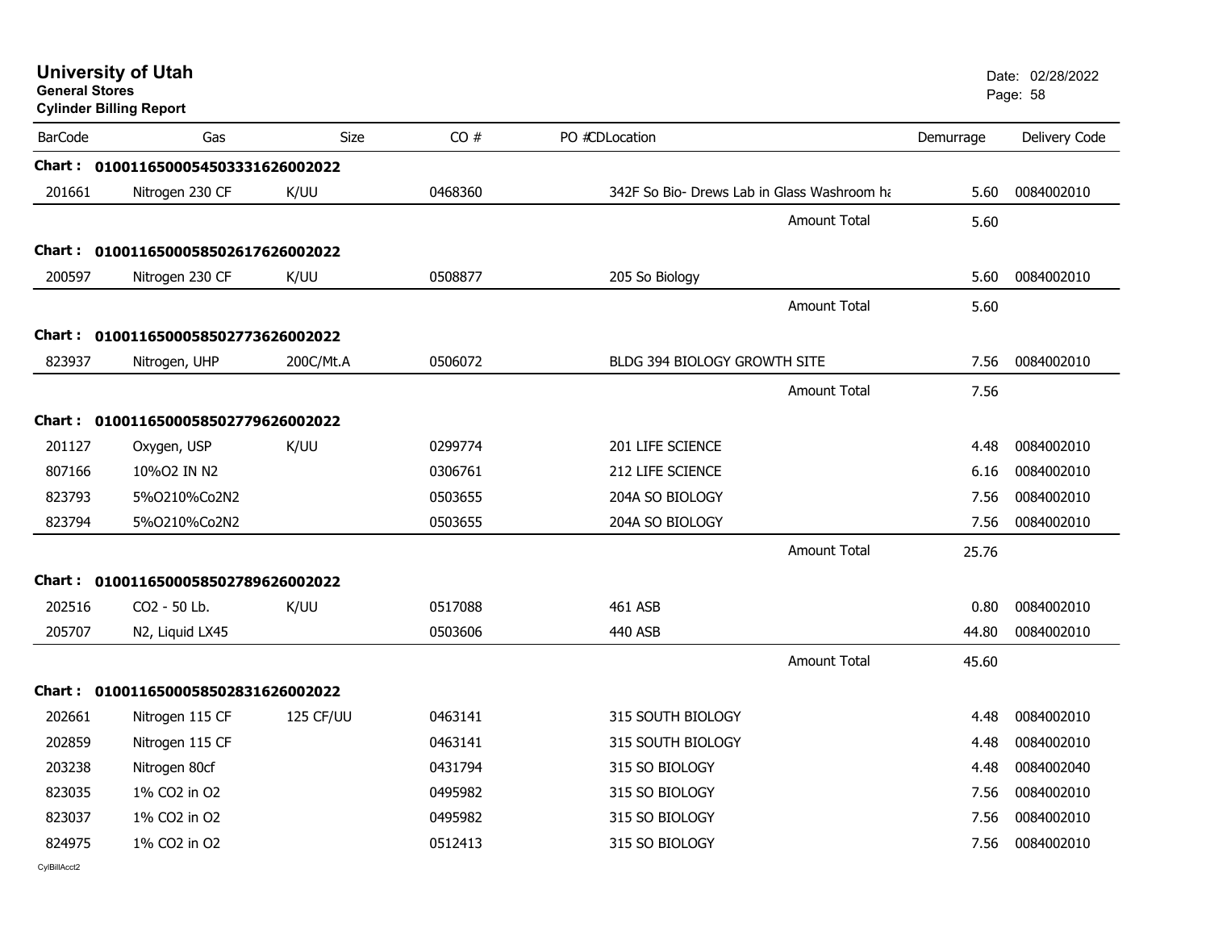# University of Utah

**General Stores**

**Cylinder Billing Report**

Date: 02/28/2022

| BarCode | Gas | Size | CO # | PO #CDLocation | Demurrage | Delivery Code |
|---|---|---|---|---|---|---|
| **Chart :** | **0100116500054503331626002022** | | | | | |
| 201661 | Nitrogen 230 CF | K/UU | 0468360 | 342F So Bio- Drews Lab in Glass Washroom ha | 5.60 | 0084002010 |
| | | | | Amount Total | 5.60 | |
| **Chart :** | **0100116500058502617626002022** | | | | | |
| 200597 | Nitrogen 230 CF | K/UU | 0508877 | 205 So Biology | 5.60 | 0084002010 |
| | | | | Amount Total | 5.60 | |
| **Chart :** | **0100116500058502773626002022** | | | | | |
| 823937 | Nitrogen, UHP | 200C/Mt.A | 0506072 | BLDG 394 BIOLOGY GROWTH SITE | 7.56 | 0084002010 |
| | | | | Amount Total | 7.56 | |
| **Chart :** | **0100116500058502779626002022** | | | | | |
| 201127 | Oxygen, USP | K/UU | 0299774 | 201 LIFE SCIENCE | 4.48 | 0084002010 |
| 807166 | 10%O2 IN N2 | | 0306761 | 212 LIFE SCIENCE | 6.16 | 0084002010 |
| 823793 | 5%O210%Co2N2 | | 0503655 | 204A SO BIOLOGY | 7.56 | 0084002010 |
| 823794 | 5%O210%Co2N2 | | 0503655 | 204A SO BIOLOGY | 7.56 | 0084002010 |
| | | | | Amount Total | 25.76 | |
| **Chart :** | **0100116500058502789626002022** | | | | | |
| 202516 | CO2 - 50 Lb. | K/UU | 0517088 | 461 ASB | 0.80 | 0084002010 |
| 205707 | N2, Liquid LX45 | | 0503606 | 440 ASB | 44.80 | 0084002010 |
| | | | | Amount Total | 45.60 | |
| **Chart :** | **0100116500058502831626002022** | | | | | |
| 202661 | Nitrogen 115 CF | 125 CF/UU | 0463141 | 315 SOUTH BIOLOGY | 4.48 | 0084002010 |
| 202859 | Nitrogen 115 CF | | 0463141 | 315 SOUTH BIOLOGY | 4.48 | 0084002010 |
| 203238 | Nitrogen 80cf | | 0431794 | 315 SO BIOLOGY | 4.48 | 0084002040 |
| 823035 | 1% CO2 in O2 | | 0495982 | 315 SO BIOLOGY | 7.56 | 0084002010 |
| 823037 | 1% CO2 in O2 | | 0495982 | 315 SO BIOLOGY | 7.56 | 0084002010 |
| 824975 | 1% CO2 in O2 | | 0512413 | 315 SO BIOLOGY | 7.56 | 0084002010 |

CylBillAcct2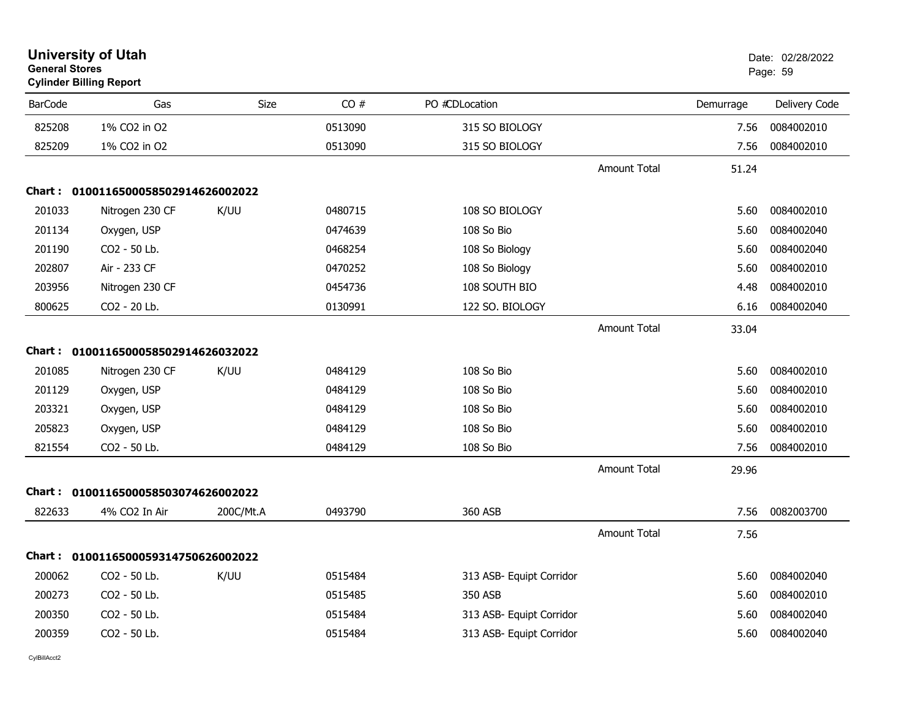**University of Utah**
**General Stores**
**Cylinder Billing Report**

Date: 02/28/2022

| BarCode | Gas | Size | CO # | PO # | CDLocation | | Demurrage | Delivery Code |
|---|---|---|---|---|---|---|---|---|
| 825208 | 1% CO2 in O2 | | 0513090 | | 315 SO BIOLOGY | | 7.56 | 0084002010 |
| 825209 | 1% CO2 in O2 | | 0513090 | | 315 SO BIOLOGY | | 7.56 | 0084002010 |
| | | | | | | Amount Total | 51.24 | |
| **Chart :** | **01001165000585029146260020​22** | | | | | | | |
| 201033 | Nitrogen 230 CF | K/UU | 0480715 | | 108 SO BIOLOGY | | 5.60 | 0084002010 |
| 201134 | Oxygen, USP | | 0474639 | | 108 So Bio | | 5.60 | 0084002040 |
| 201190 | CO2 - 50 Lb. | | 0468254 | | 108 So Biology | | 5.60 | 0084002040 |
| 202807 | Air - 233 CF | | 0470252 | | 108 So Biology | | 5.60 | 0084002010 |
| 203956 | Nitrogen 230 CF | | 0454736 | | 108 SOUTH BIO | | 4.48 | 0084002010 |
| 800625 | CO2 - 20 Lb. | | 0130991 | | 122 SO. BIOLOGY | | 6.16 | 0084002040 |
| | | | | | | Amount Total | 33.04 | |
| **Chart :** | **01001165000585029146260320​22** | | | | | | | |
| 201085 | Nitrogen 230 CF | K/UU | 0484129 | | 108 So Bio | | 5.60 | 0084002010 |
| 201129 | Oxygen, USP | | 0484129 | | 108 So Bio | | 5.60 | 0084002010 |
| 203321 | Oxygen, USP | | 0484129 | | 108 So Bio | | 5.60 | 0084002010 |
| 205823 | Oxygen, USP | | 0484129 | | 108 So Bio | | 5.60 | 0084002010 |
| 821554 | CO2 - 50 Lb. | | 0484129 | | 108 So Bio | | 7.56 | 0084002010 |
| | | | | | | Amount Total | 29.96 | |
| **Chart :** | **01001165000585030746260020​22** | | | | | | | |
| 822633 | 4% CO2 In Air | 200C/Mt.A | 0493790 | | 360 ASB | | 7.56 | 0082003700 |
| | | | | | | Amount Total | 7.56 | |
| **Chart :** | **01001165000593147506260020​22** | | | | | | | |
| 200062 | CO2 - 50 Lb. | K/UU | 0515484 | | 313 ASB- Equipt Corridor | | 5.60 | 0084002040 |
| 200273 | CO2 - 50 Lb. | | 0515485 | | 350 ASB | | 5.60 | 0084002010 |
| 200350 | CO2 - 50 Lb. | | 0515484 | | 313 ASB- Equipt Corridor | | 5.60 | 0084002040 |
| 200359 | CO2 - 50 Lb. | | 0515484 | | 313 ASB- Equipt Corridor | | 5.60 | 0084002040 |

CylBillAcct2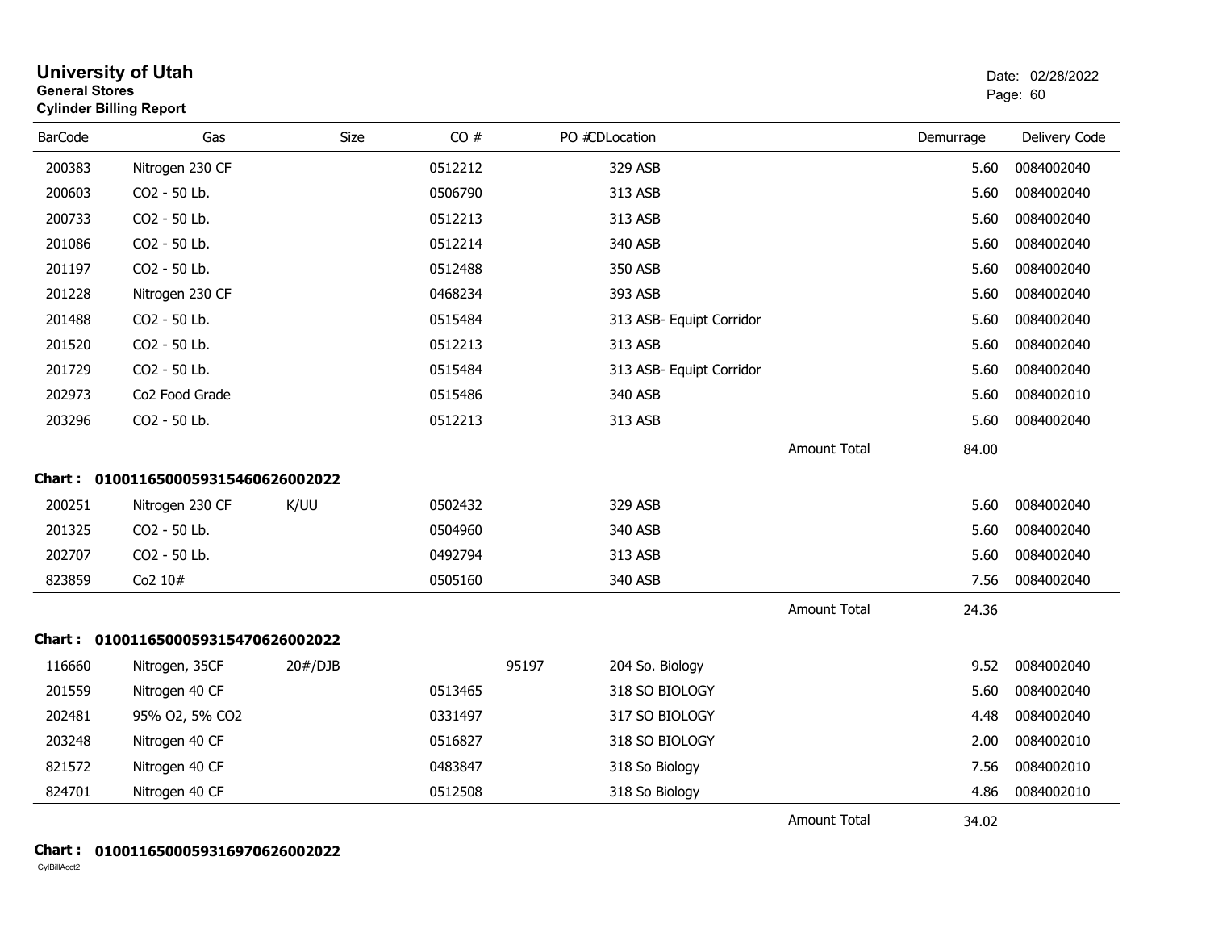# University of Utah
**General Stores**
**Cylinder Billing Report**

Date: 02/28/2022
Page: 60

| BarCode | Gas | Size | CO # | PO # | CDLocation | | Demurrage | Delivery Code |
|---|---|---|---|---|---|---|---|---|
| 200383 | Nitrogen 230 CF | | 0512212 | | 329 ASB | | 5.60 | 0084002040 |
| 200603 | CO2 - 50 Lb. | | 0506790 | | 313 ASB | | 5.60 | 0084002040 |
| 200733 | CO2 - 50 Lb. | | 0512213 | | 313 ASB | | 5.60 | 0084002040 |
| 201086 | CO2 - 50 Lb. | | 0512214 | | 340 ASB | | 5.60 | 0084002040 |
| 201197 | CO2 - 50 Lb. | | 0512488 | | 350 ASB | | 5.60 | 0084002040 |
| 201228 | Nitrogen 230 CF | | 0468234 | | 393 ASB | | 5.60 | 0084002040 |
| 201488 | CO2 - 50 Lb. | | 0515484 | | 313 ASB- Equipt Corridor | | 5.60 | 0084002040 |
| 201520 | CO2 - 50 Lb. | | 0512213 | | 313 ASB | | 5.60 | 0084002040 |
| 201729 | CO2 - 50 Lb. | | 0515484 | | 313 ASB- Equipt Corridor | | 5.60 | 0084002040 |
| 202973 | Co2 Food Grade | | 0515486 | | 340 ASB | | 5.60 | 0084002010 |
| 203296 | CO2 - 50 Lb. | | 0512213 | | 313 ASB | | 5.60 | 0084002040 |
| | | | | | | Amount Total | 84.00 | |

**Chart : 01001165000593154606260020222**

| BarCode | Gas | Size | CO # | PO # | CDLocation | | Demurrage | Delivery Code |
|---|---|---|---|---|---|---|---|---|
| 200251 | Nitrogen 230 CF | K/UU | 0502432 | | 329 ASB | | 5.60 | 0084002040 |
| 201325 | CO2 - 50 Lb. | | 0504960 | | 340 ASB | | 5.60 | 0084002040 |
| 202707 | CO2 - 50 Lb. | | 0492794 | | 313 ASB | | 5.60 | 0084002040 |
| 823859 | Co2 10# | | 0505160 | | 340 ASB | | 7.56 | 0084002040 |
| | | | | | | Amount Total | 24.36 | |

**Chart : 01001165000593154706260020222**

| BarCode | Gas | Size | CO # | PO # | CDLocation | | Demurrage | Delivery Code |
|---|---|---|---|---|---|---|---|---|
| 116660 | Nitrogen, 35CF | 20#/DJB | | 95197 | 204 So. Biology | | 9.52 | 0084002040 |
| 201559 | Nitrogen 40 CF | | 0513465 | | 318 SO BIOLOGY | | 5.60 | 0084002040 |
| 202481 | 95% O2, 5% CO2 | | 0331497 | | 317 SO BIOLOGY | | 4.48 | 0084002040 |
| 203248 | Nitrogen 40 CF | | 0516827 | | 318 SO BIOLOGY | | 2.00 | 0084002010 |
| 821572 | Nitrogen 40 CF | | 0483847 | | 318 So Biology | | 7.56 | 0084002010 |
| 824701 | Nitrogen 40 CF | | 0512508 | | 318 So Biology | | 4.86 | 0084002010 |
| | | | | | | Amount Total | 34.02 | |

**Chart : 01001165000593169706260020222**

CylBillAcct2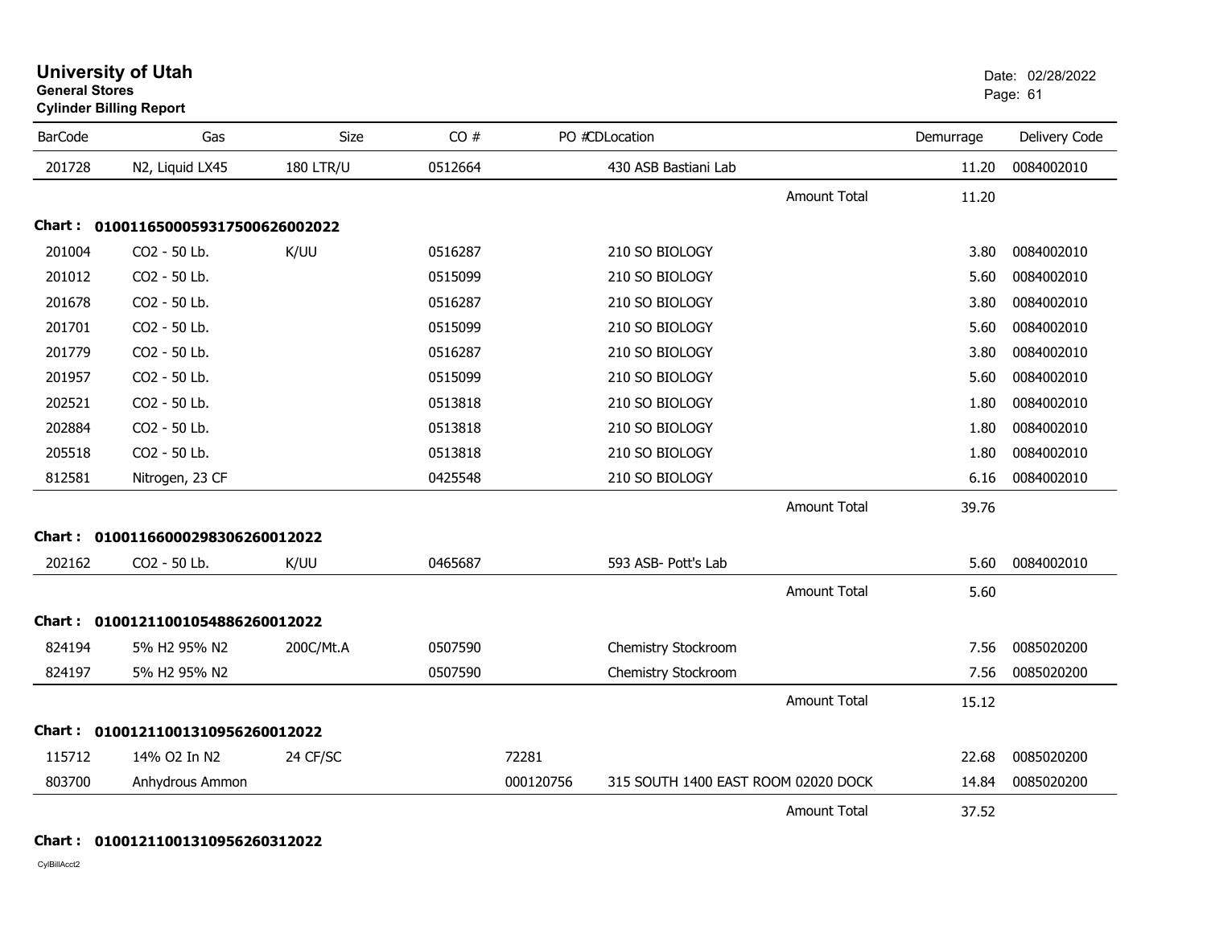# University of Utah

**General Stores**
**Cylinder Billing Report**

Date: 02/28/2022

| BarCode | Gas | Size | CO # | PO # | CD | Location | | Demurrage | Delivery Code |
|---|---|---|---|---|---|---|---|---|---|
| 201728 | N2, Liquid LX45 | 180 LTR/U | 0512664 | | | 430 ASB Bastiani Lab | | 11.20 | 0084002010 |
| | | | | | | | Amount Total | 11.20 | |
| **Chart :** | **01001165000593175006260020​22** | | | | | | | | |
| 201004 | CO2 - 50 Lb. | K/UU | 0516287 | | | 210 SO BIOLOGY | | 3.80 | 0084002010 |
| 201012 | CO2 - 50 Lb. | | 0515099 | | | 210 SO BIOLOGY | | 5.60 | 0084002010 |
| 201678 | CO2 - 50 Lb. | | 0516287 | | | 210 SO BIOLOGY | | 3.80 | 0084002010 |
| 201701 | CO2 - 50 Lb. | | 0515099 | | | 210 SO BIOLOGY | | 5.60 | 0084002010 |
| 201779 | CO2 - 50 Lb. | | 0516287 | | | 210 SO BIOLOGY | | 3.80 | 0084002010 |
| 201957 | CO2 - 50 Lb. | | 0515099 | | | 210 SO BIOLOGY | | 5.60 | 0084002010 |
| 202521 | CO2 - 50 Lb. | | 0513818 | | | 210 SO BIOLOGY | | 1.80 | 0084002010 |
| 202884 | CO2 - 50 Lb. | | 0513818 | | | 210 SO BIOLOGY | | 1.80 | 0084002010 |
| 205518 | CO2 - 50 Lb. | | 0513818 | | | 210 SO BIOLOGY | | 1.80 | 0084002010 |
| 812581 | Nitrogen, 23 CF | | 0425548 | | | 210 SO BIOLOGY | | 6.16 | 0084002010 |
| | | | | | | | Amount Total | 39.76 | |
| **Chart :** | **01001166000298306260012022** | | | | | | | | |
| 202162 | CO2 - 50 Lb. | K/UU | 0465687 | | | 593 ASB- Pott's Lab | | 5.60 | 0084002010 |
| | | | | | | | Amount Total | 5.60 | |
| **Chart :** | **01001211001054886260012022** | | | | | | | | |
| 824194 | 5% H2 95% N2 | 200C/Mt.A | 0507590 | | | Chemistry Stockroom | | 7.56 | 0085020200 |
| 824197 | 5% H2 95% N2 | | 0507590 | | | Chemistry Stockroom | | 7.56 | 0085020200 |
| | | | | | | | Amount Total | 15.12 | |
| **Chart :** | **01001211001310956260012022** | | | | | | | | |
| 115712 | 14% O2 In N2 | 24 CF/SC | | 72281 | | | | 22.68 | 0085020200 |
| 803700 | Anhydrous Ammon | | | 000120756 | | 315 SOUTH 1400 EAST ROOM 02020 DOCK | | 14.84 | 0085020200 |
| | | | | | | | Amount Total | 37.52 | |
| **Chart :** | **01001211001310956260312022** | | | | | | | | |

CylBillAcct2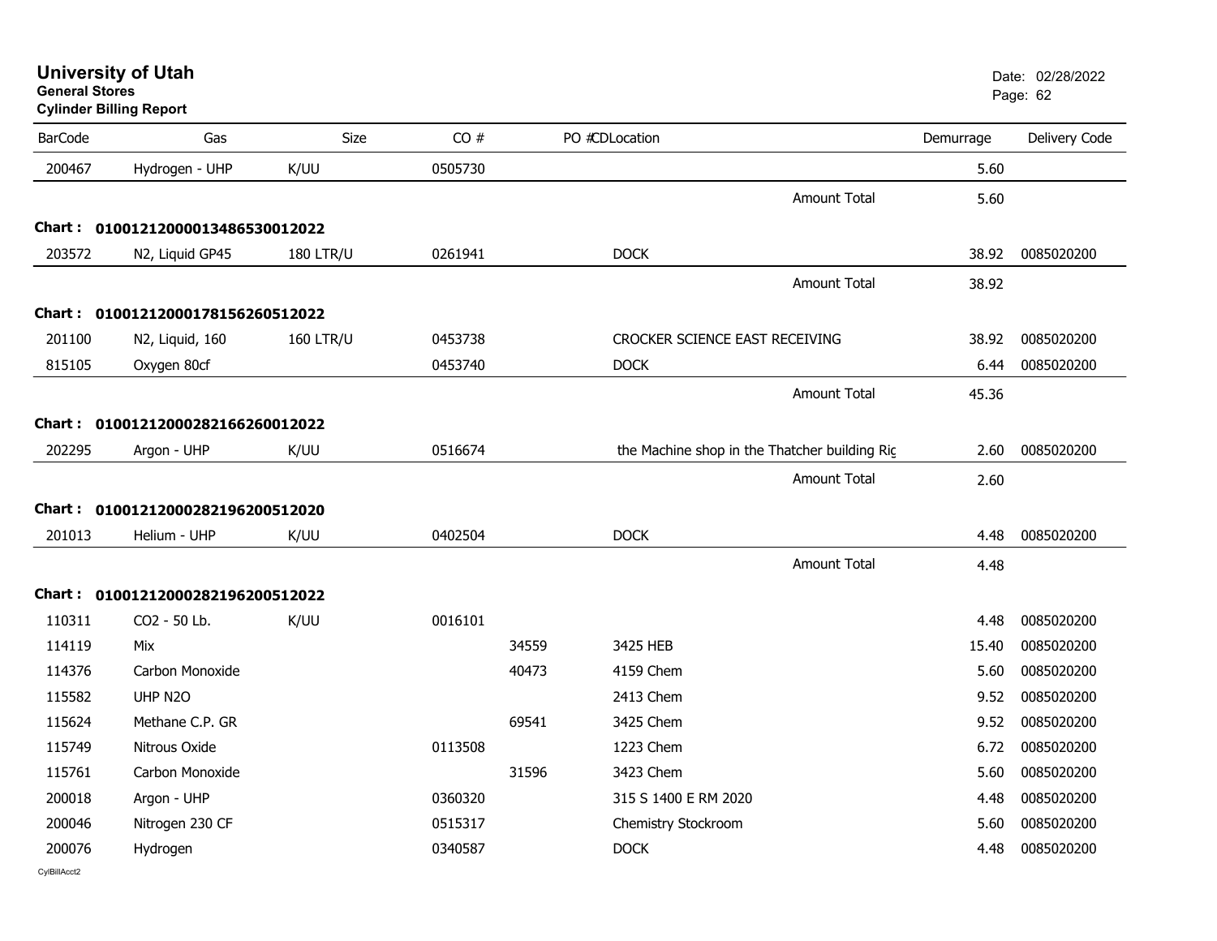**University of Utah**
**General Stores**
**Cylinder Billing Report**

Date: 02/28/2022

| BarCode | Gas | Size | CO # | PO # | CDLocation | Demurrage | Delivery Code |
|---|---|---|---|---|---|---|---|
| 200467 | Hydrogen - UHP | K/UU | 0505730 | | | 5.60 | |
| | | | | | Amount Total | 5.60 | |
| **Chart :** | **01001212000013486530012022** | | | | | | |
| 203572 | N2, Liquid GP45 | 180 LTR/U | 0261941 | | DOCK | 38.92 | 0085020200 |
| | | | | | Amount Total | 38.92 | |
| **Chart :** | **01001212000178156260512022** | | | | | | |
| 201100 | N2, Liquid, 160 | 160 LTR/U | 0453738 | | CROCKER SCIENCE EAST RECEIVING | 38.92 | 0085020200 |
| 815105 | Oxygen 80cf | | 0453740 | | DOCK | 6.44 | 0085020200 |
| | | | | | Amount Total | 45.36 | |
| **Chart :** | **01001212000282166260012022** | | | | | | |
| 202295 | Argon - UHP | K/UU | 0516674 | | the Machine shop in the Thatcher building Riç | 2.60 | 0085020200 |
| | | | | | Amount Total | 2.60 | |
| **Chart :** | **01001212000282196200512020** | | | | | | |
| 201013 | Helium - UHP | K/UU | 0402504 | | DOCK | 4.48 | 0085020200 |
| | | | | | Amount Total | 4.48 | |
| **Chart :** | **01001212000282196200512022** | | | | | | |
| 110311 | CO2 - 50 Lb. | K/UU | 0016101 | | | 4.48 | 0085020200 |
| 114119 | Mix | | | 34559 | 3425 HEB | 15.40 | 0085020200 |
| 114376 | Carbon Monoxide | | | 40473 | 4159 Chem | 5.60 | 0085020200 |
| 115582 | UHP N2O | | | | 2413 Chem | 9.52 | 0085020200 |
| 115624 | Methane C.P. GR | | | 69541 | 3425 Chem | 9.52 | 0085020200 |
| 115749 | Nitrous Oxide | | 0113508 | | 1223 Chem | 6.72 | 0085020200 |
| 115761 | Carbon Monoxide | | | 31596 | 3423 Chem | 5.60 | 0085020200 |
| 200018 | Argon - UHP | | 0360320 | | 315 S 1400 E RM 2020 | 4.48 | 0085020200 |
| 200046 | Nitrogen 230 CF | | 0515317 | | Chemistry Stockroom | 5.60 | 0085020200 |
| 200076 | Hydrogen | | 0340587 | | DOCK | 4.48 | 0085020200 |

CylBillAcct2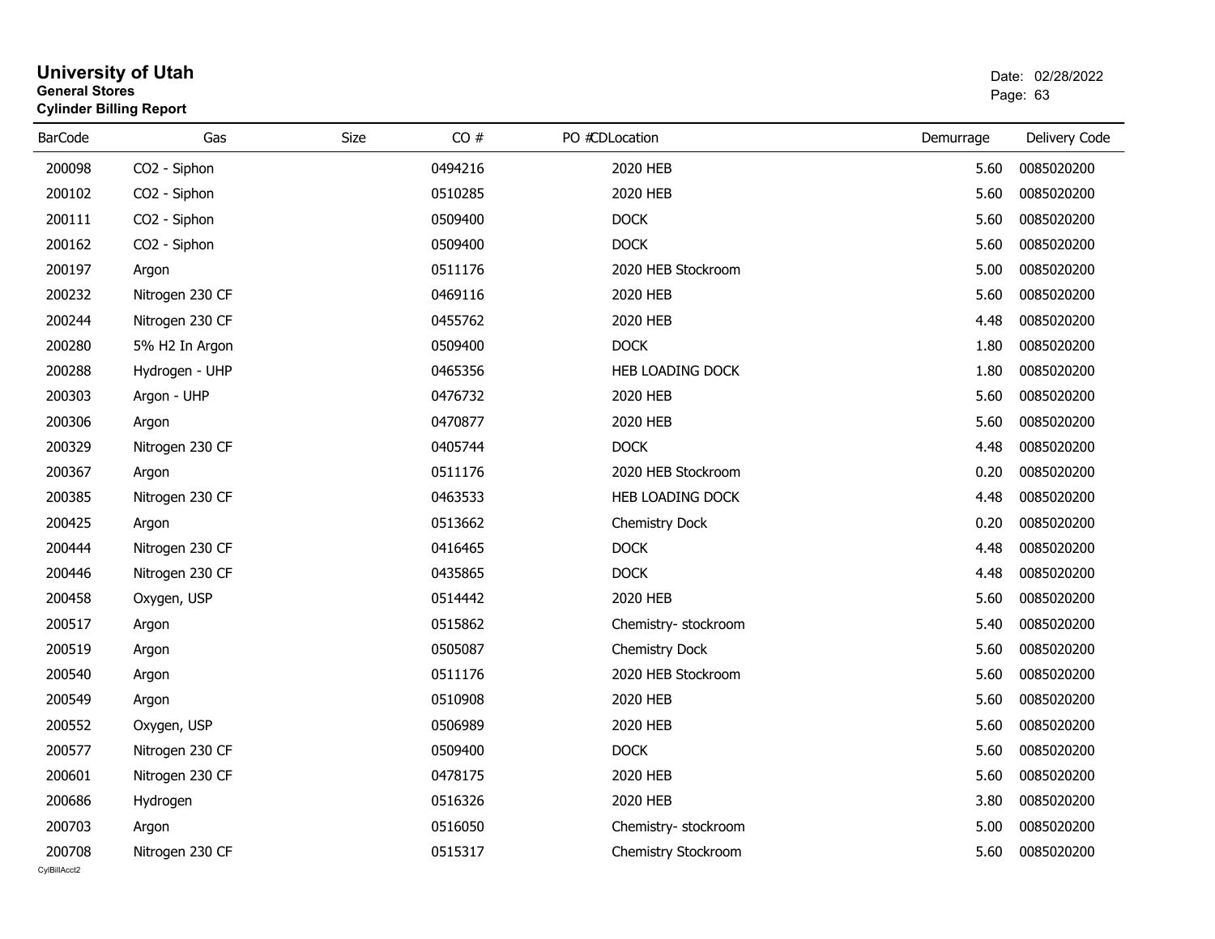# University of Utah

**General Stores**

**Cylinder Billing Report**

Date: 02/28/2022

| BarCode | Gas | Size | CO # | PO # | CDLocation | Demurrage | Delivery Code |
|---|---|---|---|---|---|---|---|
| 200098 | CO2 - Siphon | | 0494216 | | 2020 HEB | 5.60 | 0085020200 |
| 200102 | CO2 - Siphon | | 0510285 | | 2020 HEB | 5.60 | 0085020200 |
| 200111 | CO2 - Siphon | | 0509400 | | DOCK | 5.60 | 0085020200 |
| 200162 | CO2 - Siphon | | 0509400 | | DOCK | 5.60 | 0085020200 |
| 200197 | Argon | | 0511176 | | 2020 HEB Stockroom | 5.00 | 0085020200 |
| 200232 | Nitrogen 230 CF | | 0469116 | | 2020 HEB | 5.60 | 0085020200 |
| 200244 | Nitrogen 230 CF | | 0455762 | | 2020 HEB | 4.48 | 0085020200 |
| 200280 | 5% H2 In Argon | | 0509400 | | DOCK | 1.80 | 0085020200 |
| 200288 | Hydrogen - UHP | | 0465356 | | HEB LOADING DOCK | 1.80 | 0085020200 |
| 200303 | Argon - UHP | | 0476732 | | 2020 HEB | 5.60 | 0085020200 |
| 200306 | Argon | | 0470877 | | 2020 HEB | 5.60 | 0085020200 |
| 200329 | Nitrogen 230 CF | | 0405744 | | DOCK | 4.48 | 0085020200 |
| 200367 | Argon | | 0511176 | | 2020 HEB Stockroom | 0.20 | 0085020200 |
| 200385 | Nitrogen 230 CF | | 0463533 | | HEB LOADING DOCK | 4.48 | 0085020200 |
| 200425 | Argon | | 0513662 | | Chemistry Dock | 0.20 | 0085020200 |
| 200444 | Nitrogen 230 CF | | 0416465 | | DOCK | 4.48 | 0085020200 |
| 200446 | Nitrogen 230 CF | | 0435865 | | DOCK | 4.48 | 0085020200 |
| 200458 | Oxygen, USP | | 0514442 | | 2020 HEB | 5.60 | 0085020200 |
| 200517 | Argon | | 0515862 | | Chemistry- stockroom | 5.40 | 0085020200 |
| 200519 | Argon | | 0505087 | | Chemistry Dock | 5.60 | 0085020200 |
| 200540 | Argon | | 0511176 | | 2020 HEB Stockroom | 5.60 | 0085020200 |
| 200549 | Argon | | 0510908 | | 2020 HEB | 5.60 | 0085020200 |
| 200552 | Oxygen, USP | | 0506989 | | 2020 HEB | 5.60 | 0085020200 |
| 200577 | Nitrogen 230 CF | | 0509400 | | DOCK | 5.60 | 0085020200 |
| 200601 | Nitrogen 230 CF | | 0478175 | | 2020 HEB | 5.60 | 0085020200 |
| 200686 | Hydrogen | | 0516326 | | 2020 HEB | 3.80 | 0085020200 |
| 200703 | Argon | | 0516050 | | Chemistry- stockroom | 5.00 | 0085020200 |
| 200708 | Nitrogen 230 CF | | 0515317 | | Chemistry Stockroom | 5.60 | 0085020200 |

CylBillAcct2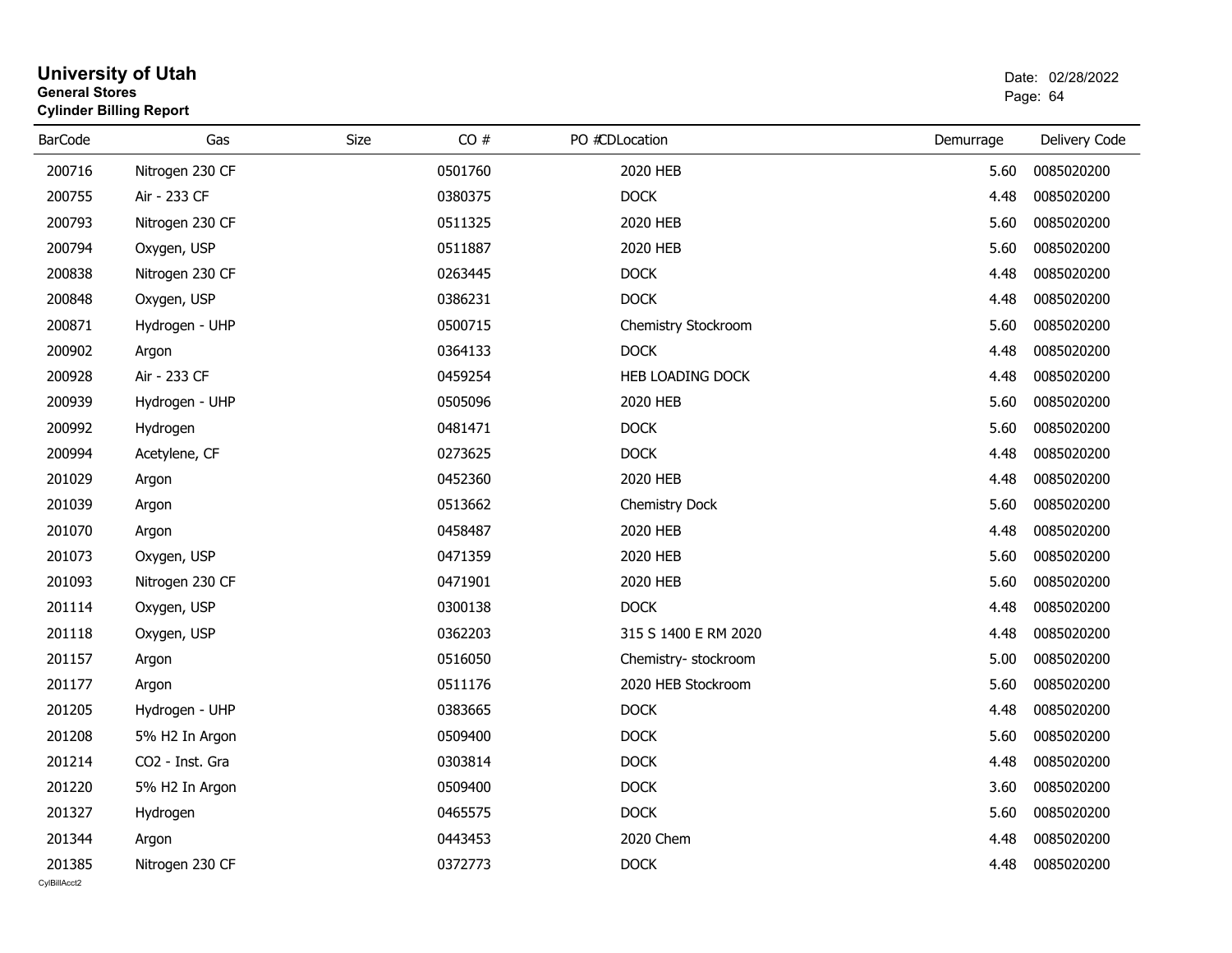# University of Utah

**General Stores**

**Cylinder Billing Report**

Date: 02/28/2022

| BarCode | Gas | Size | CO # | PO # | CDLocation | Demurrage | Delivery Code |
|---|---|---|---|---|---|---|---|
| 200716 | Nitrogen 230 CF | | 0501760 | | 2020 HEB | 5.60 | 0085020200 |
| 200755 | Air - 233 CF | | 0380375 | | DOCK | 4.48 | 0085020200 |
| 200793 | Nitrogen 230 CF | | 0511325 | | 2020 HEB | 5.60 | 0085020200 |
| 200794 | Oxygen, USP | | 0511887 | | 2020 HEB | 5.60 | 0085020200 |
| 200838 | Nitrogen 230 CF | | 0263445 | | DOCK | 4.48 | 0085020200 |
| 200848 | Oxygen, USP | | 0386231 | | DOCK | 4.48 | 0085020200 |
| 200871 | Hydrogen - UHP | | 0500715 | | Chemistry Stockroom | 5.60 | 0085020200 |
| 200902 | Argon | | 0364133 | | DOCK | 4.48 | 0085020200 |
| 200928 | Air - 233 CF | | 0459254 | | HEB LOADING DOCK | 4.48 | 0085020200 |
| 200939 | Hydrogen - UHP | | 0505096 | | 2020 HEB | 5.60 | 0085020200 |
| 200992 | Hydrogen | | 0481471 | | DOCK | 5.60 | 0085020200 |
| 200994 | Acetylene, CF | | 0273625 | | DOCK | 4.48 | 0085020200 |
| 201029 | Argon | | 0452360 | | 2020 HEB | 4.48 | 0085020200 |
| 201039 | Argon | | 0513662 | | Chemistry Dock | 5.60 | 0085020200 |
| 201070 | Argon | | 0458487 | | 2020 HEB | 4.48 | 0085020200 |
| 201073 | Oxygen, USP | | 0471359 | | 2020 HEB | 5.60 | 0085020200 |
| 201093 | Nitrogen 230 CF | | 0471901 | | 2020 HEB | 5.60 | 0085020200 |
| 201114 | Oxygen, USP | | 0300138 | | DOCK | 4.48 | 0085020200 |
| 201118 | Oxygen, USP | | 0362203 | | 315 S 1400 E RM 2020 | 4.48 | 0085020200 |
| 201157 | Argon | | 0516050 | | Chemistry- stockroom | 5.00 | 0085020200 |
| 201177 | Argon | | 0511176 | | 2020 HEB Stockroom | 5.60 | 0085020200 |
| 201205 | Hydrogen - UHP | | 0383665 | | DOCK | 4.48 | 0085020200 |
| 201208 | 5% H2 In Argon | | 0509400 | | DOCK | 5.60 | 0085020200 |
| 201214 | CO2 - Inst. Gra | | 0303814 | | DOCK | 4.48 | 0085020200 |
| 201220 | 5% H2 In Argon | | 0509400 | | DOCK | 3.60 | 0085020200 |
| 201327 | Hydrogen | | 0465575 | | DOCK | 5.60 | 0085020200 |
| 201344 | Argon | | 0443453 | | 2020 Chem | 4.48 | 0085020200 |
| 201385 | Nitrogen 230 CF | | 0372773 | | DOCK | 4.48 | 0085020200 |

CylBillAcct2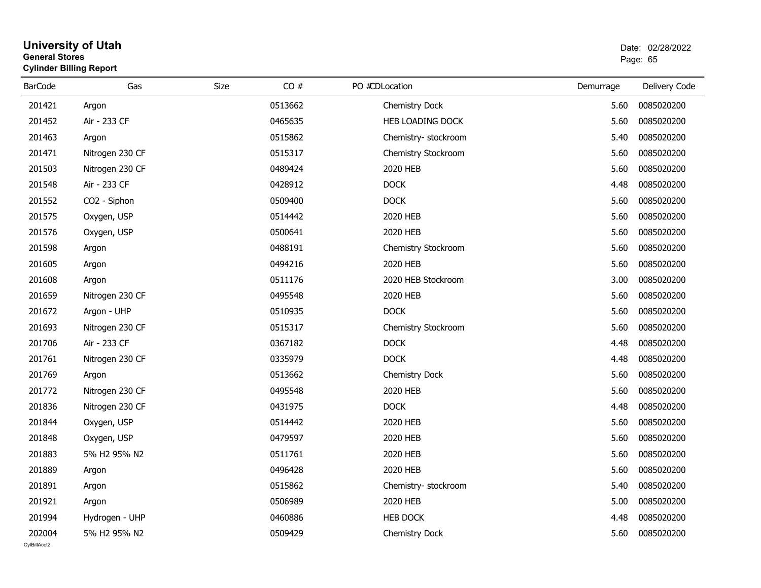# University of Utah
**General Stores**
**Cylinder Billing Report**

Date: 02/28/2022

| BarCode | Gas | Size | CO # | PO # | CDLocation | Demurrage | Delivery Code |
|---|---|---|---|---|---|---|---|
| 201421 | Argon | | 0513662 | | Chemistry Dock | 5.60 | 0085020200 |
| 201452 | Air - 233 CF | | 0465635 | | HEB LOADING DOCK | 5.60 | 0085020200 |
| 201463 | Argon | | 0515862 | | Chemistry- stockroom | 5.40 | 0085020200 |
| 201471 | Nitrogen 230 CF | | 0515317 | | Chemistry Stockroom | 5.60 | 0085020200 |
| 201503 | Nitrogen 230 CF | | 0489424 | | 2020 HEB | 5.60 | 0085020200 |
| 201548 | Air - 233 CF | | 0428912 | | DOCK | 4.48 | 0085020200 |
| 201552 | CO2 - Siphon | | 0509400 | | DOCK | 5.60 | 0085020200 |
| 201575 | Oxygen, USP | | 0514442 | | 2020 HEB | 5.60 | 0085020200 |
| 201576 | Oxygen, USP | | 0500641 | | 2020 HEB | 5.60 | 0085020200 |
| 201598 | Argon | | 0488191 | | Chemistry Stockroom | 5.60 | 0085020200 |
| 201605 | Argon | | 0494216 | | 2020 HEB | 5.60 | 0085020200 |
| 201608 | Argon | | 0511176 | | 2020 HEB Stockroom | 3.00 | 0085020200 |
| 201659 | Nitrogen 230 CF | | 0495548 | | 2020 HEB | 5.60 | 0085020200 |
| 201672 | Argon - UHP | | 0510935 | | DOCK | 5.60 | 0085020200 |
| 201693 | Nitrogen 230 CF | | 0515317 | | Chemistry Stockroom | 5.60 | 0085020200 |
| 201706 | Air - 233 CF | | 0367182 | | DOCK | 4.48 | 0085020200 |
| 201761 | Nitrogen 230 CF | | 0335979 | | DOCK | 4.48 | 0085020200 |
| 201769 | Argon | | 0513662 | | Chemistry Dock | 5.60 | 0085020200 |
| 201772 | Nitrogen 230 CF | | 0495548 | | 2020 HEB | 5.60 | 0085020200 |
| 201836 | Nitrogen 230 CF | | 0431975 | | DOCK | 4.48 | 0085020200 |
| 201844 | Oxygen, USP | | 0514442 | | 2020 HEB | 5.60 | 0085020200 |
| 201848 | Oxygen, USP | | 0479597 | | 2020 HEB | 5.60 | 0085020200 |
| 201883 | 5% H2 95% N2 | | 0511761 | | 2020 HEB | 5.60 | 0085020200 |
| 201889 | Argon | | 0496428 | | 2020 HEB | 5.60 | 0085020200 |
| 201891 | Argon | | 0515862 | | Chemistry- stockroom | 5.40 | 0085020200 |
| 201921 | Argon | | 0506989 | | 2020 HEB | 5.00 | 0085020200 |
| 201994 | Hydrogen - UHP | | 0460886 | | HEB DOCK | 4.48 | 0085020200 |
| 202004 | 5% H2 95% N2 | | 0509429 | | Chemistry Dock | 5.60 | 0085020200 |

CylBillAcct2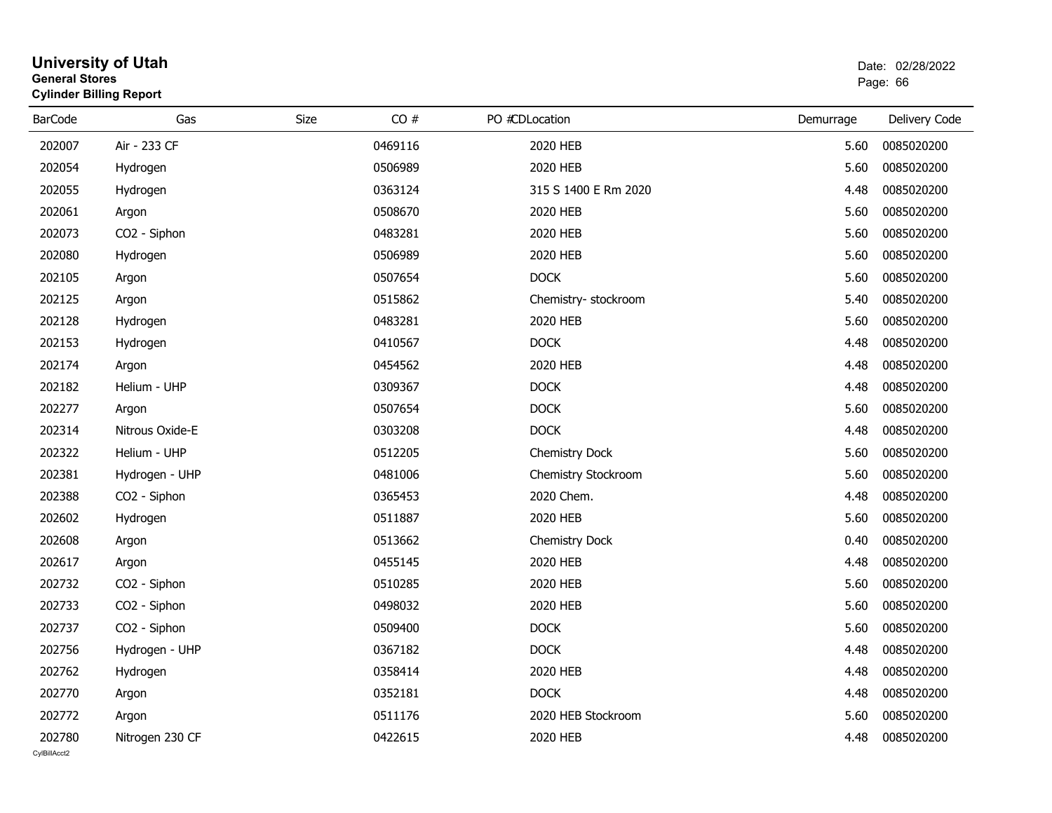# University of Utah

**General Stores**

**Cylinder Billing Report**

Date: 02/28/2022

| BarCode | Gas | Size | CO # | PO # | CDLocation | Demurrage | Delivery Code |
|---|---|---|---|---|---|---|---|
| 202007 | Air - 233 CF | | 0469116 | | 2020 HEB | 5.60 | 0085020200 |
| 202054 | Hydrogen | | 0506989 | | 2020 HEB | 5.60 | 0085020200 |
| 202055 | Hydrogen | | 0363124 | | 315 S 1400 E Rm 2020 | 4.48 | 0085020200 |
| 202061 | Argon | | 0508670 | | 2020 HEB | 5.60 | 0085020200 |
| 202073 | CO2 - Siphon | | 0483281 | | 2020 HEB | 5.60 | 0085020200 |
| 202080 | Hydrogen | | 0506989 | | 2020 HEB | 5.60 | 0085020200 |
| 202105 | Argon | | 0507654 | | DOCK | 5.60 | 0085020200 |
| 202125 | Argon | | 0515862 | | Chemistry- stockroom | 5.40 | 0085020200 |
| 202128 | Hydrogen | | 0483281 | | 2020 HEB | 5.60 | 0085020200 |
| 202153 | Hydrogen | | 0410567 | | DOCK | 4.48 | 0085020200 |
| 202174 | Argon | | 0454562 | | 2020 HEB | 4.48 | 0085020200 |
| 202182 | Helium - UHP | | 0309367 | | DOCK | 4.48 | 0085020200 |
| 202277 | Argon | | 0507654 | | DOCK | 5.60 | 0085020200 |
| 202314 | Nitrous Oxide-E | | 0303208 | | DOCK | 4.48 | 0085020200 |
| 202322 | Helium - UHP | | 0512205 | | Chemistry Dock | 5.60 | 0085020200 |
| 202381 | Hydrogen - UHP | | 0481006 | | Chemistry Stockroom | 5.60 | 0085020200 |
| 202388 | CO2 - Siphon | | 0365453 | | 2020 Chem. | 4.48 | 0085020200 |
| 202602 | Hydrogen | | 0511887 | | 2020 HEB | 5.60 | 0085020200 |
| 202608 | Argon | | 0513662 | | Chemistry Dock | 0.40 | 0085020200 |
| 202617 | Argon | | 0455145 | | 2020 HEB | 4.48 | 0085020200 |
| 202732 | CO2 - Siphon | | 0510285 | | 2020 HEB | 5.60 | 0085020200 |
| 202733 | CO2 - Siphon | | 0498032 | | 2020 HEB | 5.60 | 0085020200 |
| 202737 | CO2 - Siphon | | 0509400 | | DOCK | 5.60 | 0085020200 |
| 202756 | Hydrogen - UHP | | 0367182 | | DOCK | 4.48 | 0085020200 |
| 202762 | Hydrogen | | 0358414 | | 2020 HEB | 4.48 | 0085020200 |
| 202770 | Argon | | 0352181 | | DOCK | 4.48 | 0085020200 |
| 202772 | Argon | | 0511176 | | 2020 HEB Stockroom | 5.60 | 0085020200 |
| 202780 | Nitrogen 230 CF | | 0422615 | | 2020 HEB | 4.48 | 0085020200 |

CylBillAcct2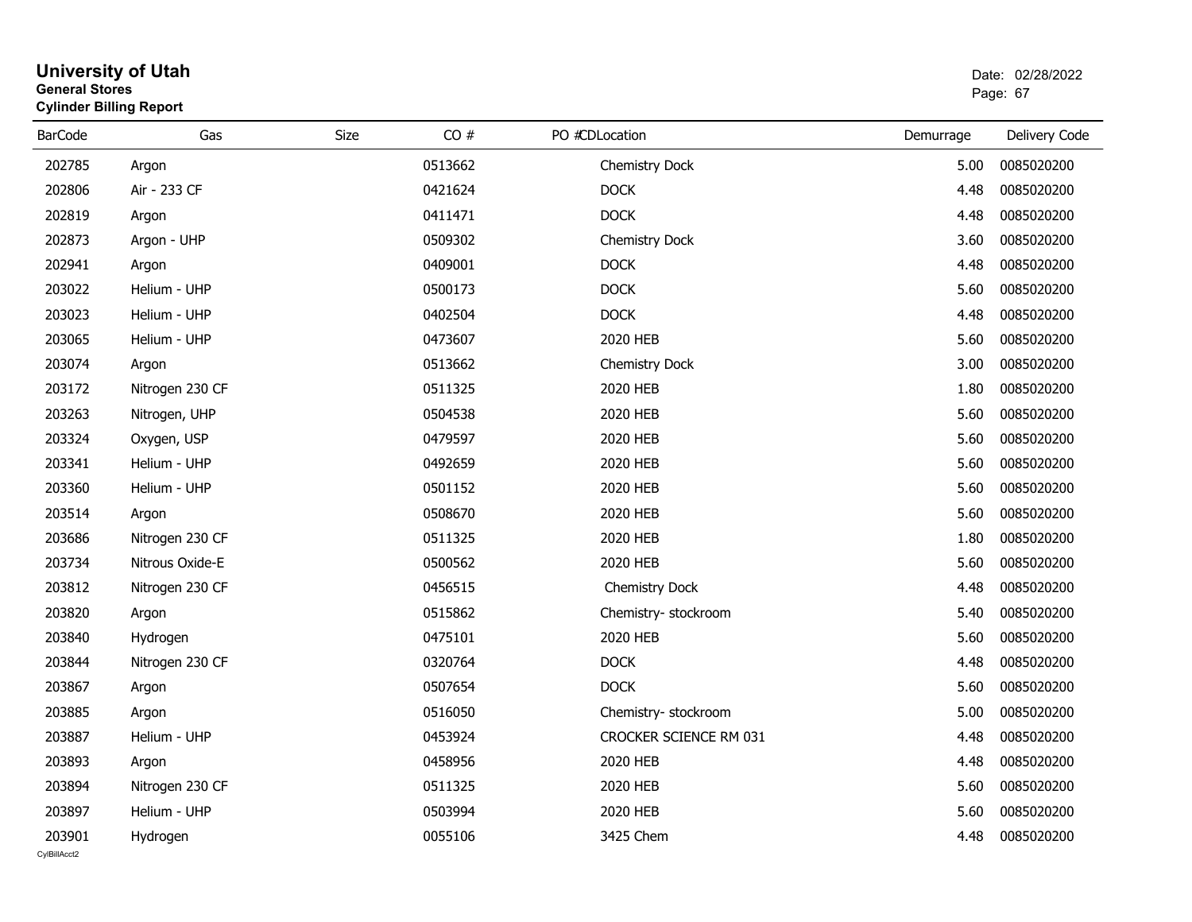# University of Utah
## General Stores
### Cylinder Billing Report

Date: 02/28/2022

| BarCode | Gas | Size | CO # | PO # | CDLocation | Demurrage | Delivery Code |
|---|---|---|---|---|---|---|---|
| 202785 | Argon | | 0513662 | | Chemistry Dock | 5.00 | 0085020200 |
| 202806 | Air - 233 CF | | 0421624 | | DOCK | 4.48 | 0085020200 |
| 202819 | Argon | | 0411471 | | DOCK | 4.48 | 0085020200 |
| 202873 | Argon - UHP | | 0509302 | | Chemistry Dock | 3.60 | 0085020200 |
| 202941 | Argon | | 0409001 | | DOCK | 4.48 | 0085020200 |
| 203022 | Helium - UHP | | 0500173 | | DOCK | 5.60 | 0085020200 |
| 203023 | Helium - UHP | | 0402504 | | DOCK | 4.48 | 0085020200 |
| 203065 | Helium - UHP | | 0473607 | | 2020 HEB | 5.60 | 0085020200 |
| 203074 | Argon | | 0513662 | | Chemistry Dock | 3.00 | 0085020200 |
| 203172 | Nitrogen 230 CF | | 0511325 | | 2020 HEB | 1.80 | 0085020200 |
| 203263 | Nitrogen, UHP | | 0504538 | | 2020 HEB | 5.60 | 0085020200 |
| 203324 | Oxygen, USP | | 0479597 | | 2020 HEB | 5.60 | 0085020200 |
| 203341 | Helium - UHP | | 0492659 | | 2020 HEB | 5.60 | 0085020200 |
| 203360 | Helium - UHP | | 0501152 | | 2020 HEB | 5.60 | 0085020200 |
| 203514 | Argon | | 0508670 | | 2020 HEB | 5.60 | 0085020200 |
| 203686 | Nitrogen 230 CF | | 0511325 | | 2020 HEB | 1.80 | 0085020200 |
| 203734 | Nitrous Oxide-E | | 0500562 | | 2020 HEB | 5.60 | 0085020200 |
| 203812 | Nitrogen 230 CF | | 0456515 | | Chemistry Dock | 4.48 | 0085020200 |
| 203820 | Argon | | 0515862 | | Chemistry- stockroom | 5.40 | 0085020200 |
| 203840 | Hydrogen | | 0475101 | | 2020 HEB | 5.60 | 0085020200 |
| 203844 | Nitrogen 230 CF | | 0320764 | | DOCK | 4.48 | 0085020200 |
| 203867 | Argon | | 0507654 | | DOCK | 5.60 | 0085020200 |
| 203885 | Argon | | 0516050 | | Chemistry- stockroom | 5.00 | 0085020200 |
| 203887 | Helium - UHP | | 0453924 | | CROCKER SCIENCE RM 031 | 4.48 | 0085020200 |
| 203893 | Argon | | 0458956 | | 2020 HEB | 4.48 | 0085020200 |
| 203894 | Nitrogen 230 CF | | 0511325 | | 2020 HEB | 5.60 | 0085020200 |
| 203897 | Helium - UHP | | 0503994 | | 2020 HEB | 5.60 | 0085020200 |
| 203901 | Hydrogen | | 0055106 | | 3425 Chem | 4.48 | 0085020200 |

CylBillAcct2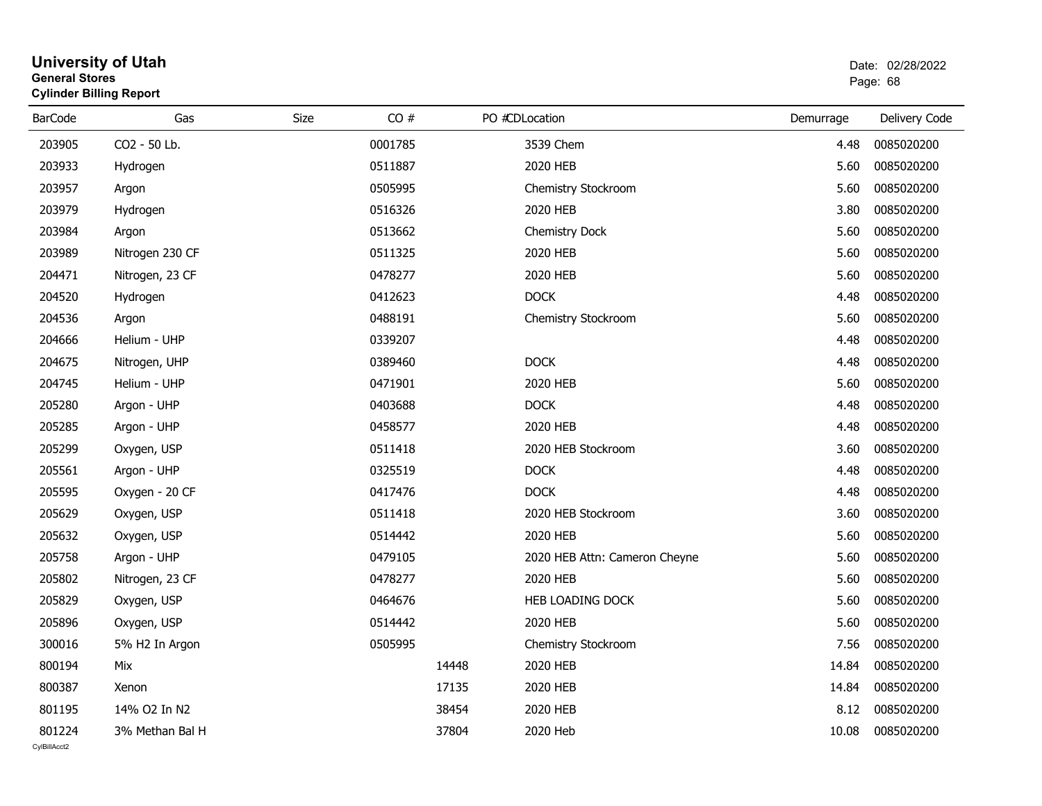# University of Utah

**General Stores**

**Cylinder Billing Report**

Date: 02/28/2022

| BarCode | Gas | Size | CO # | PO # | CDLocation | Demurrage | Delivery Code |
|---|---|---|---|---|---|---|---|
| 203905 | CO2 - 50 Lb. | | 0001785 | | 3539 Chem | 4.48 | 0085020200 |
| 203933 | Hydrogen | | 0511887 | | 2020 HEB | 5.60 | 0085020200 |
| 203957 | Argon | | 0505995 | | Chemistry Stockroom | 5.60 | 0085020200 |
| 203979 | Hydrogen | | 0516326 | | 2020 HEB | 3.80 | 0085020200 |
| 203984 | Argon | | 0513662 | | Chemistry Dock | 5.60 | 0085020200 |
| 203989 | Nitrogen 230 CF | | 0511325 | | 2020 HEB | 5.60 | 0085020200 |
| 204471 | Nitrogen, 23 CF | | 0478277 | | 2020 HEB | 5.60 | 0085020200 |
| 204520 | Hydrogen | | 0412623 | | DOCK | 4.48 | 0085020200 |
| 204536 | Argon | | 0488191 | | Chemistry Stockroom | 5.60 | 0085020200 |
| 204666 | Helium - UHP | | 0339207 | | | 4.48 | 0085020200 |
| 204675 | Nitrogen, UHP | | 0389460 | | DOCK | 4.48 | 0085020200 |
| 204745 | Helium - UHP | | 0471901 | | 2020 HEB | 5.60 | 0085020200 |
| 205280 | Argon - UHP | | 0403688 | | DOCK | 4.48 | 0085020200 |
| 205285 | Argon - UHP | | 0458577 | | 2020 HEB | 4.48 | 0085020200 |
| 205299 | Oxygen, USP | | 0511418 | | 2020 HEB Stockroom | 3.60 | 0085020200 |
| 205561 | Argon - UHP | | 0325519 | | DOCK | 4.48 | 0085020200 |
| 205595 | Oxygen - 20 CF | | 0417476 | | DOCK | 4.48 | 0085020200 |
| 205629 | Oxygen, USP | | 0511418 | | 2020 HEB Stockroom | 3.60 | 0085020200 |
| 205632 | Oxygen, USP | | 0514442 | | 2020 HEB | 5.60 | 0085020200 |
| 205758 | Argon - UHP | | 0479105 | | 2020 HEB Attn: Cameron Cheyne | 5.60 | 0085020200 |
| 205802 | Nitrogen, 23 CF | | 0478277 | | 2020 HEB | 5.60 | 0085020200 |
| 205829 | Oxygen, USP | | 0464676 | | HEB LOADING DOCK | 5.60 | 0085020200 |
| 205896 | Oxygen, USP | | 0514442 | | 2020 HEB | 5.60 | 0085020200 |
| 300016 | 5% H2 In Argon | | 0505995 | | Chemistry Stockroom | 7.56 | 0085020200 |
| 800194 | Mix | | | 14448 | 2020 HEB | 14.84 | 0085020200 |
| 800387 | Xenon | | | 17135 | 2020 HEB | 14.84 | 0085020200 |
| 801195 | 14% O2 In N2 | | | 38454 | 2020 HEB | 8.12 | 0085020200 |
| 801224 | 3% Methan Bal H | | | 37804 | 2020 Heb | 10.08 | 0085020200 |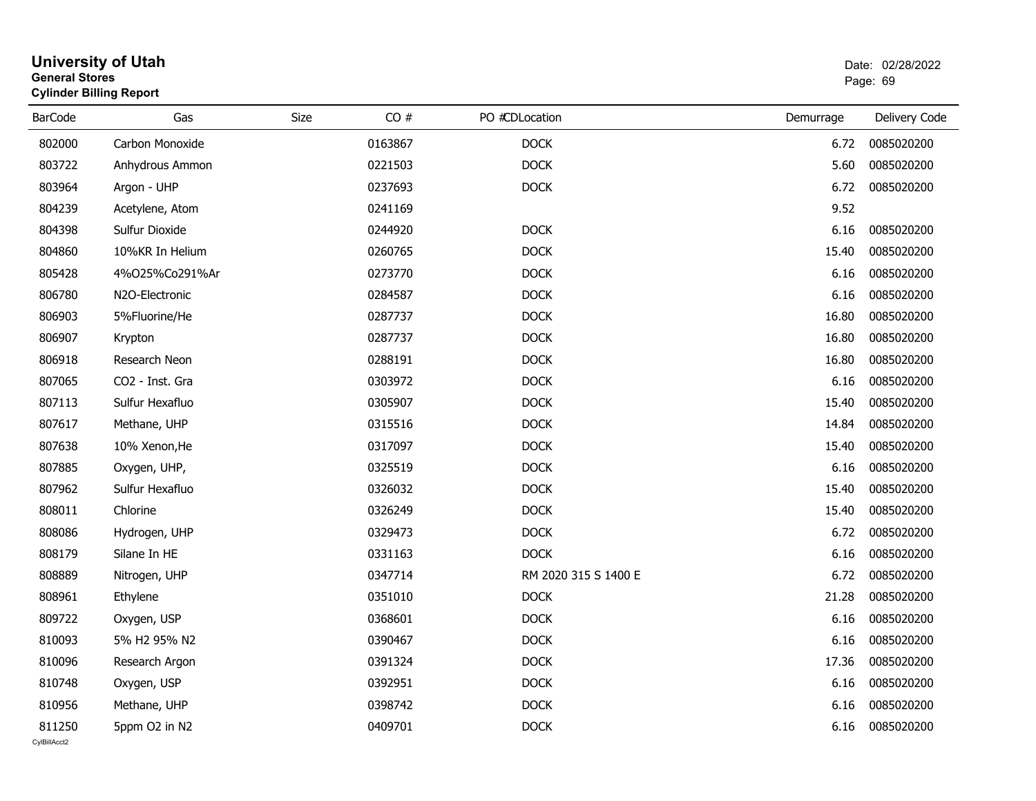# University of Utah

**General Stores**

**Cylinder Billing Report**

Date: 02/28/2022

| BarCode | Gas | Size | CO # | PO #CDLocation | Demurrage | Delivery Code |
|---|---|---|---|---|---|---|
| 802000 | Carbon Monoxide | | 0163867 | DOCK | 6.72 | 0085020200 |
| 803722 | Anhydrous Ammon | | 0221503 | DOCK | 5.60 | 0085020200 |
| 803964 | Argon - UHP | | 0237693 | DOCK | 6.72 | 0085020200 |
| 804239 | Acetylene, Atom | | 0241169 | | 9.52 | |
| 804398 | Sulfur Dioxide | | 0244920 | DOCK | 6.16 | 0085020200 |
| 804860 | 10%KR In Helium | | 0260765 | DOCK | 15.40 | 0085020200 |
| 805428 | 4%O25%Co291%Ar | | 0273770 | DOCK | 6.16 | 0085020200 |
| 806780 | N2O-Electronic | | 0284587 | DOCK | 6.16 | 0085020200 |
| 806903 | 5%Fluorine/He | | 0287737 | DOCK | 16.80 | 0085020200 |
| 806907 | Krypton | | 0287737 | DOCK | 16.80 | 0085020200 |
| 806918 | Research Neon | | 0288191 | DOCK | 16.80 | 0085020200 |
| 807065 | CO2 - Inst. Gra | | 0303972 | DOCK | 6.16 | 0085020200 |
| 807113 | Sulfur Hexafluo | | 0305907 | DOCK | 15.40 | 0085020200 |
| 807617 | Methane, UHP | | 0315516 | DOCK | 14.84 | 0085020200 |
| 807638 | 10% Xenon,He | | 0317097 | DOCK | 15.40 | 0085020200 |
| 807885 | Oxygen, UHP, | | 0325519 | DOCK | 6.16 | 0085020200 |
| 807962 | Sulfur Hexafluo | | 0326032 | DOCK | 15.40 | 0085020200 |
| 808011 | Chlorine | | 0326249 | DOCK | 15.40 | 0085020200 |
| 808086 | Hydrogen, UHP | | 0329473 | DOCK | 6.72 | 0085020200 |
| 808179 | Silane In HE | | 0331163 | DOCK | 6.16 | 0085020200 |
| 808889 | Nitrogen, UHP | | 0347714 | RM 2020 315 S 1400 E | 6.72 | 0085020200 |
| 808961 | Ethylene | | 0351010 | DOCK | 21.28 | 0085020200 |
| 809722 | Oxygen, USP | | 0368601 | DOCK | 6.16 | 0085020200 |
| 810093 | 5% H2 95% N2 | | 0390467 | DOCK | 6.16 | 0085020200 |
| 810096 | Research Argon | | 0391324 | DOCK | 17.36 | 0085020200 |
| 810748 | Oxygen, USP | | 0392951 | DOCK | 6.16 | 0085020200 |
| 810956 | Methane, UHP | | 0398742 | DOCK | 6.16 | 0085020200 |
| 811250 | 5ppm O2 in N2 | | 0409701 | DOCK | 6.16 | 0085020200 |

CylBillAcct2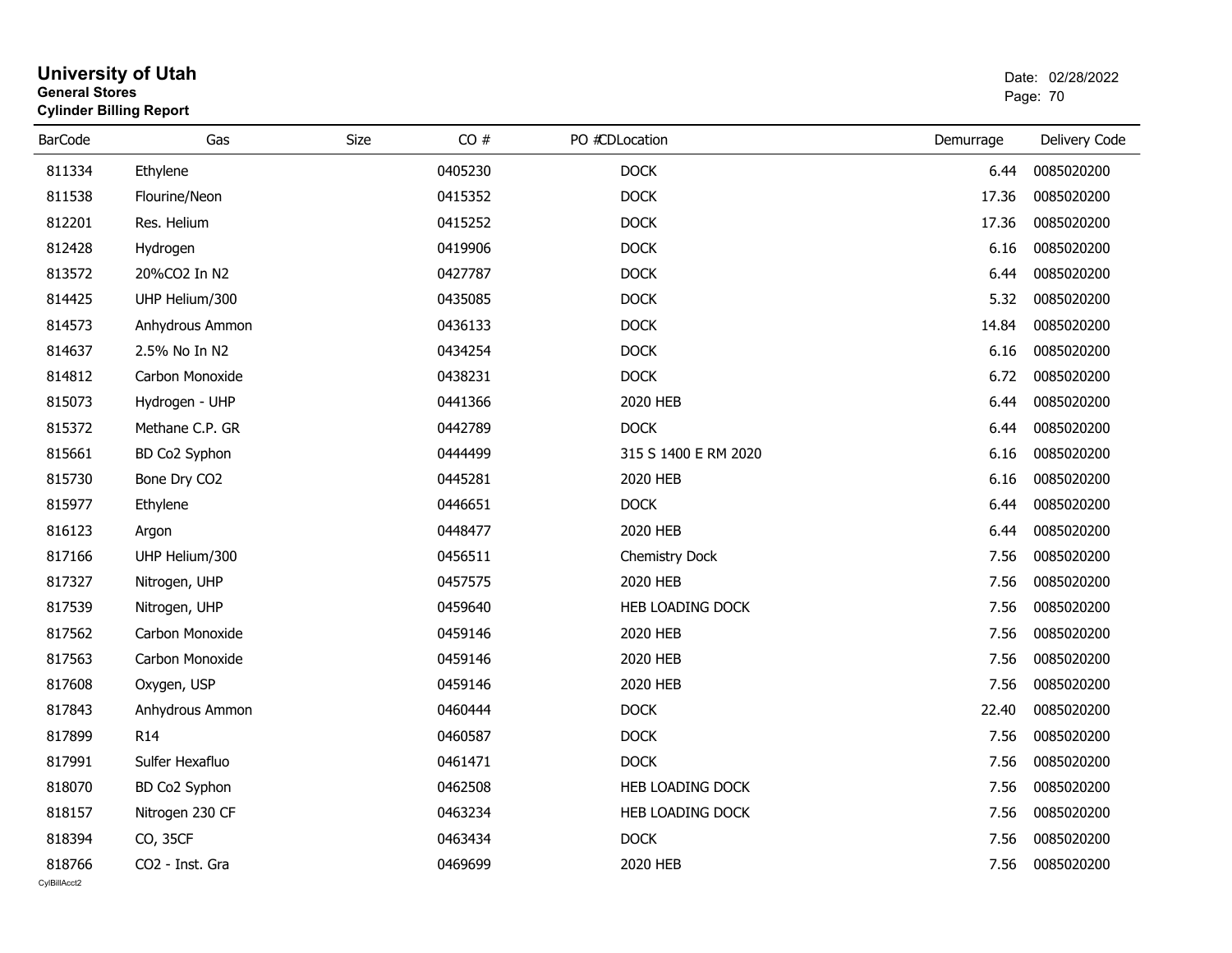# University of Utah
**General Stores**
**Cylinder Billing Report**

Date: 02/28/2022

| BarCode | Gas | Size | CO # | PO # | CDLocation | Demurrage | Delivery Code |
|---|---|---|---|---|---|---|---|
| 811334 | Ethylene | | 0405230 | | DOCK | 6.44 | 0085020200 |
| 811538 | Flourine/Neon | | 0415352 | | DOCK | 17.36 | 0085020200 |
| 812201 | Res. Helium | | 0415252 | | DOCK | 17.36 | 0085020200 |
| 812428 | Hydrogen | | 0419906 | | DOCK | 6.16 | 0085020200 |
| 813572 | 20%CO2 In N2 | | 0427787 | | DOCK | 6.44 | 0085020200 |
| 814425 | UHP Helium/300 | | 0435085 | | DOCK | 5.32 | 0085020200 |
| 814573 | Anhydrous Ammon | | 0436133 | | DOCK | 14.84 | 0085020200 |
| 814637 | 2.5% No In N2 | | 0434254 | | DOCK | 6.16 | 0085020200 |
| 814812 | Carbon Monoxide | | 0438231 | | DOCK | 6.72 | 0085020200 |
| 815073 | Hydrogen - UHP | | 0441366 | | 2020 HEB | 6.44 | 0085020200 |
| 815372 | Methane C.P. GR | | 0442789 | | DOCK | 6.44 | 0085020200 |
| 815661 | BD Co2 Syphon | | 0444499 | | 315 S 1400 E RM 2020 | 6.16 | 0085020200 |
| 815730 | Bone Dry CO2 | | 0445281 | | 2020 HEB | 6.16 | 0085020200 |
| 815977 | Ethylene | | 0446651 | | DOCK | 6.44 | 0085020200 |
| 816123 | Argon | | 0448477 | | 2020 HEB | 6.44 | 0085020200 |
| 817166 | UHP Helium/300 | | 0456511 | | Chemistry Dock | 7.56 | 0085020200 |
| 817327 | Nitrogen, UHP | | 0457575 | | 2020 HEB | 7.56 | 0085020200 |
| 817539 | Nitrogen, UHP | | 0459640 | | HEB LOADING DOCK | 7.56 | 0085020200 |
| 817562 | Carbon Monoxide | | 0459146 | | 2020 HEB | 7.56 | 0085020200 |
| 817563 | Carbon Monoxide | | 0459146 | | 2020 HEB | 7.56 | 0085020200 |
| 817608 | Oxygen, USP | | 0459146 | | 2020 HEB | 7.56 | 0085020200 |
| 817843 | Anhydrous Ammon | | 0460444 | | DOCK | 22.40 | 0085020200 |
| 817899 | R14 | | 0460587 | | DOCK | 7.56 | 0085020200 |
| 817991 | Sulfer Hexafluo | | 0461471 | | DOCK | 7.56 | 0085020200 |
| 818070 | BD Co2 Syphon | | 0462508 | | HEB LOADING DOCK | 7.56 | 0085020200 |
| 818157 | Nitrogen 230 CF | | 0463234 | | HEB LOADING DOCK | 7.56 | 0085020200 |
| 818394 | CO, 35CF | | 0463434 | | DOCK | 7.56 | 0085020200 |
| 818766 | CO2 - Inst. Gra | | 0469699 | | 2020 HEB | 7.56 | 0085020200 |

CylBillAcct2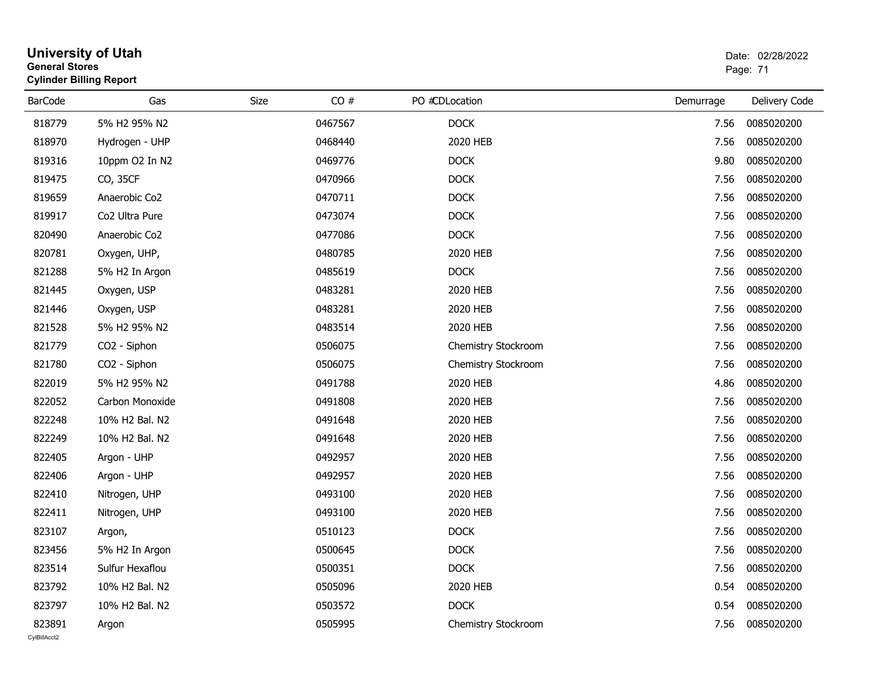# University of Utah

**General Stores**

**Cylinder Billing Report**

Date: 02/28/2022

| BarCode | Gas | Size | CO # | PO # | CDLocation | Demurrage | Delivery Code |
|---|---|---|---|---|---|---|---|
| 818779 | 5% H2 95% N2 | | 0467567 | | DOCK | 7.56 | 0085020200 |
| 818970 | Hydrogen - UHP | | 0468440 | | 2020 HEB | 7.56 | 0085020200 |
| 819316 | 10ppm O2 In N2 | | 0469776 | | DOCK | 9.80 | 0085020200 |
| 819475 | CO, 35CF | | 0470966 | | DOCK | 7.56 | 0085020200 |
| 819659 | Anaerobic Co2 | | 0470711 | | DOCK | 7.56 | 0085020200 |
| 819917 | Co2 Ultra Pure | | 0473074 | | DOCK | 7.56 | 0085020200 |
| 820490 | Anaerobic Co2 | | 0477086 | | DOCK | 7.56 | 0085020200 |
| 820781 | Oxygen, UHP, | | 0480785 | | 2020 HEB | 7.56 | 0085020200 |
| 821288 | 5% H2 In Argon | | 0485619 | | DOCK | 7.56 | 0085020200 |
| 821445 | Oxygen, USP | | 0483281 | | 2020 HEB | 7.56 | 0085020200 |
| 821446 | Oxygen, USP | | 0483281 | | 2020 HEB | 7.56 | 0085020200 |
| 821528 | 5% H2 95% N2 | | 0483514 | | 2020 HEB | 7.56 | 0085020200 |
| 821779 | CO2 - Siphon | | 0506075 | | Chemistry Stockroom | 7.56 | 0085020200 |
| 821780 | CO2 - Siphon | | 0506075 | | Chemistry Stockroom | 7.56 | 0085020200 |
| 822019 | 5% H2 95% N2 | | 0491788 | | 2020 HEB | 4.86 | 0085020200 |
| 822052 | Carbon Monoxide | | 0491808 | | 2020 HEB | 7.56 | 0085020200 |
| 822248 | 10% H2 Bal. N2 | | 0491648 | | 2020 HEB | 7.56 | 0085020200 |
| 822249 | 10% H2 Bal. N2 | | 0491648 | | 2020 HEB | 7.56 | 0085020200 |
| 822405 | Argon - UHP | | 0492957 | | 2020 HEB | 7.56 | 0085020200 |
| 822406 | Argon - UHP | | 0492957 | | 2020 HEB | 7.56 | 0085020200 |
| 822410 | Nitrogen, UHP | | 0493100 | | 2020 HEB | 7.56 | 0085020200 |
| 822411 | Nitrogen, UHP | | 0493100 | | 2020 HEB | 7.56 | 0085020200 |
| 823107 | Argon, | | 0510123 | | DOCK | 7.56 | 0085020200 |
| 823456 | 5% H2 In Argon | | 0500645 | | DOCK | 7.56 | 0085020200 |
| 823514 | Sulfur Hexaflou | | 0500351 | | DOCK | 7.56 | 0085020200 |
| 823792 | 10% H2 Bal. N2 | | 0505096 | | 2020 HEB | 0.54 | 0085020200 |
| 823797 | 10% H2 Bal. N2 | | 0503572 | | DOCK | 0.54 | 0085020200 |
| 823891 | Argon | | 0505995 | | Chemistry Stockroom | 7.56 | 0085020200 |

CylBillAcct2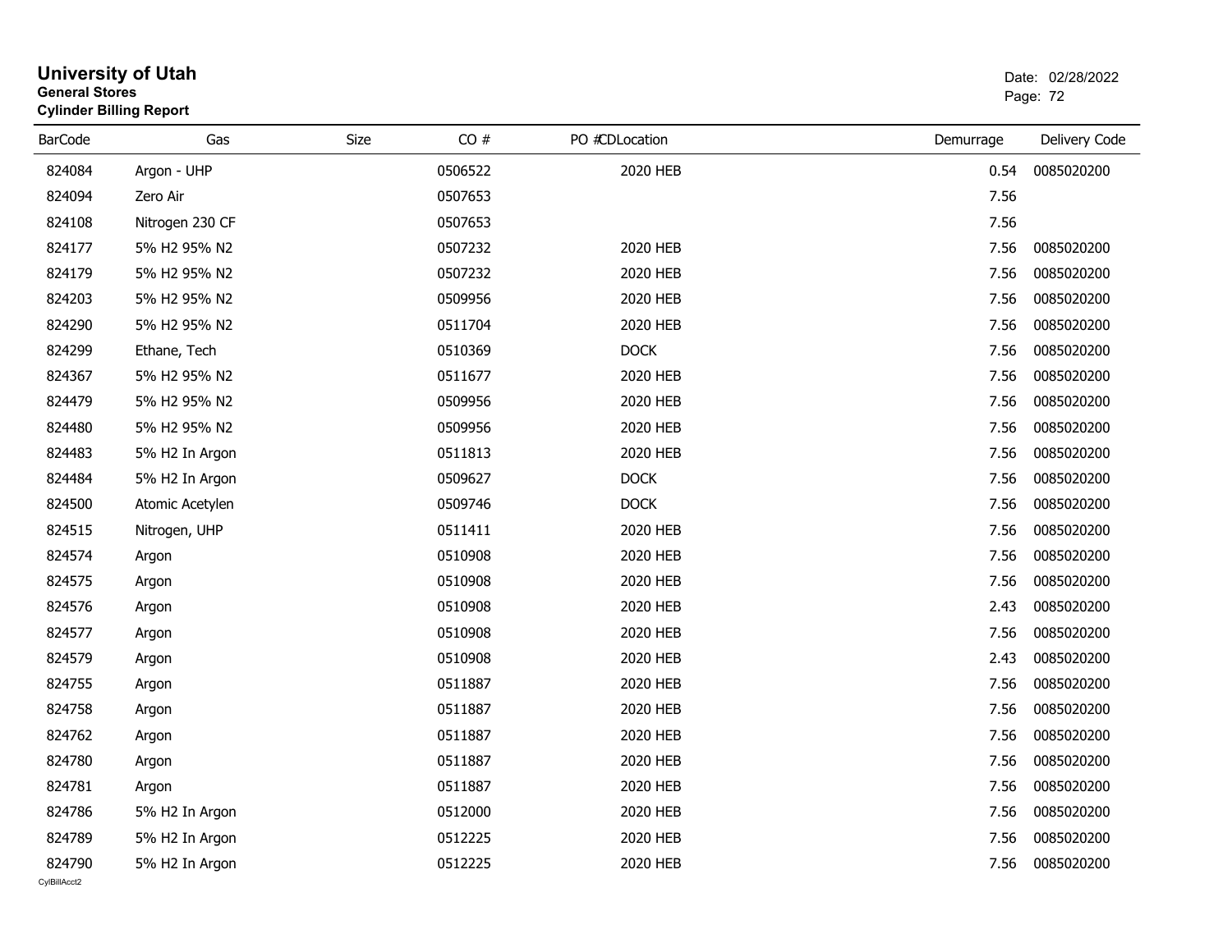# University of Utah
**General Stores**
**Cylinder Billing Report**

Date: 02/28/2022

| BarCode | Gas | Size | CO # | PO # | CDLocation | Demurrage | Delivery Code |
|---|---|---|---|---|---|---|---|
| 824084 | Argon - UHP | | 0506522 | | 2020 HEB | 0.54 | 0085020200 |
| 824094 | Zero Air | | 0507653 | | | 7.56 | |
| 824108 | Nitrogen 230 CF | | 0507653 | | | 7.56 | |
| 824177 | 5% H2 95% N2 | | 0507232 | | 2020 HEB | 7.56 | 0085020200 |
| 824179 | 5% H2 95% N2 | | 0507232 | | 2020 HEB | 7.56 | 0085020200 |
| 824203 | 5% H2 95% N2 | | 0509956 | | 2020 HEB | 7.56 | 0085020200 |
| 824290 | 5% H2 95% N2 | | 0511704 | | 2020 HEB | 7.56 | 0085020200 |
| 824299 | Ethane, Tech | | 0510369 | | DOCK | 7.56 | 0085020200 |
| 824367 | 5% H2 95% N2 | | 0511677 | | 2020 HEB | 7.56 | 0085020200 |
| 824479 | 5% H2 95% N2 | | 0509956 | | 2020 HEB | 7.56 | 0085020200 |
| 824480 | 5% H2 95% N2 | | 0509956 | | 2020 HEB | 7.56 | 0085020200 |
| 824483 | 5% H2 In Argon | | 0511813 | | 2020 HEB | 7.56 | 0085020200 |
| 824484 | 5% H2 In Argon | | 0509627 | | DOCK | 7.56 | 0085020200 |
| 824500 | Atomic Acetylen | | 0509746 | | DOCK | 7.56 | 0085020200 |
| 824515 | Nitrogen, UHP | | 0511411 | | 2020 HEB | 7.56 | 0085020200 |
| 824574 | Argon | | 0510908 | | 2020 HEB | 7.56 | 0085020200 |
| 824575 | Argon | | 0510908 | | 2020 HEB | 7.56 | 0085020200 |
| 824576 | Argon | | 0510908 | | 2020 HEB | 2.43 | 0085020200 |
| 824577 | Argon | | 0510908 | | 2020 HEB | 7.56 | 0085020200 |
| 824579 | Argon | | 0510908 | | 2020 HEB | 2.43 | 0085020200 |
| 824755 | Argon | | 0511887 | | 2020 HEB | 7.56 | 0085020200 |
| 824758 | Argon | | 0511887 | | 2020 HEB | 7.56 | 0085020200 |
| 824762 | Argon | | 0511887 | | 2020 HEB | 7.56 | 0085020200 |
| 824780 | Argon | | 0511887 | | 2020 HEB | 7.56 | 0085020200 |
| 824781 | Argon | | 0511887 | | 2020 HEB | 7.56 | 0085020200 |
| 824786 | 5% H2 In Argon | | 0512000 | | 2020 HEB | 7.56 | 0085020200 |
| 824789 | 5% H2 In Argon | | 0512225 | | 2020 HEB | 7.56 | 0085020200 |
| 824790 | 5% H2 In Argon | | 0512225 | | 2020 HEB | 7.56 | 0085020200 |

CylBillAcct2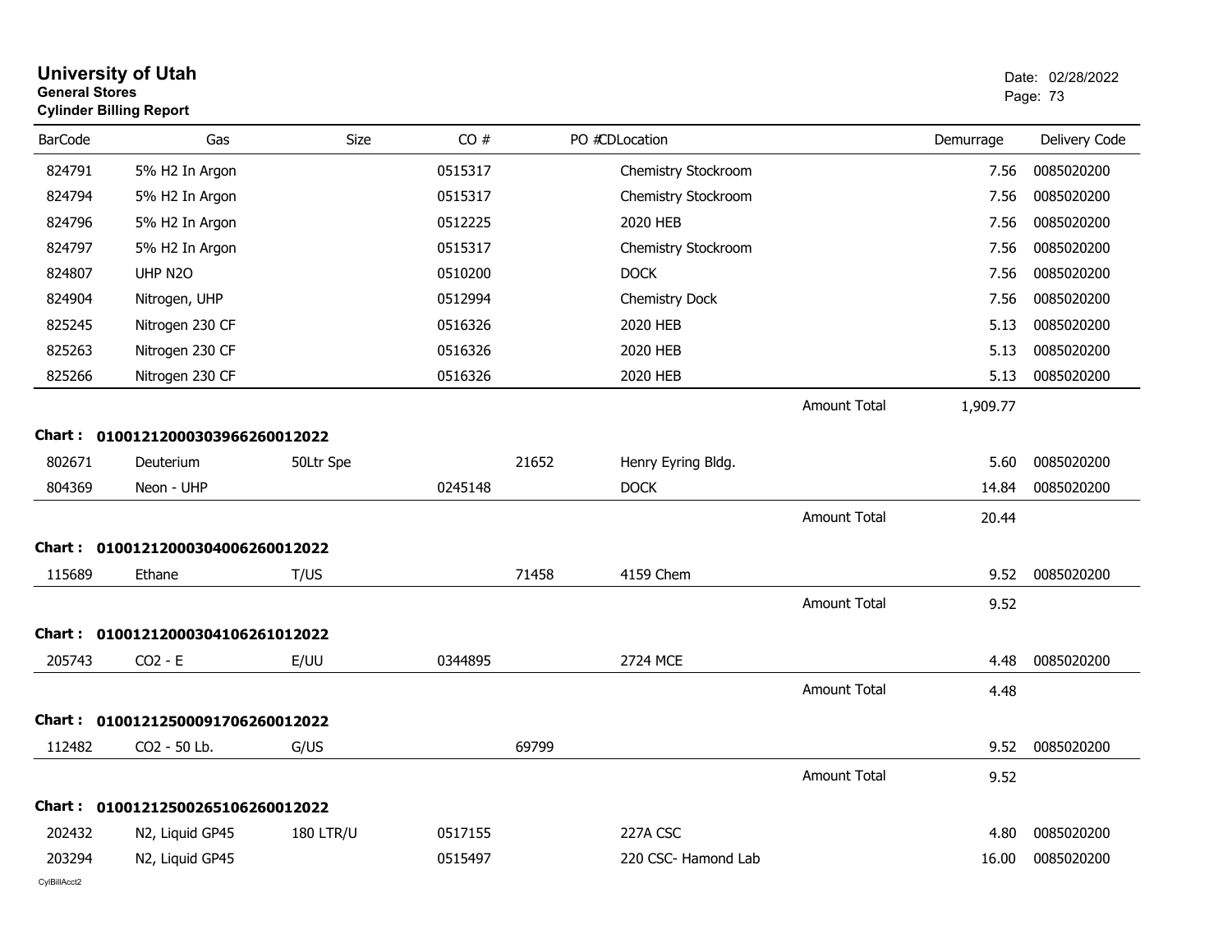# University of Utah
**General Stores**
**Cylinder Billing Report**

Date: 02/28/2022

| BarCode | Gas | Size | CO # | PO # | CD | Location | | Demurrage | Delivery Code |
|---|---|---|---|---|---|---|---|---|---|
| 824791 | 5% H2 In Argon | | 0515317 | | | Chemistry Stockroom | | 7.56 | 0085020200 |
| 824794 | 5% H2 In Argon | | 0515317 | | | Chemistry Stockroom | | 7.56 | 0085020200 |
| 824796 | 5% H2 In Argon | | 0512225 | | | 2020 HEB | | 7.56 | 0085020200 |
| 824797 | 5% H2 In Argon | | 0515317 | | | Chemistry Stockroom | | 7.56 | 0085020200 |
| 824807 | UHP N2O | | 0510200 | | | DOCK | | 7.56 | 0085020200 |
| 824904 | Nitrogen, UHP | | 0512994 | | | Chemistry Dock | | 7.56 | 0085020200 |
| 825245 | Nitrogen 230 CF | | 0516326 | | | 2020 HEB | | 5.13 | 0085020200 |
| 825263 | Nitrogen 230 CF | | 0516326 | | | 2020 HEB | | 5.13 | 0085020200 |
| 825266 | Nitrogen 230 CF | | 0516326 | | | 2020 HEB | | 5.13 | 0085020200 |
| | | | | | | | Amount Total | 1,909.77 | |

**Chart : 01001212000303966260012022**

| BarCode | Gas | Size | CO # | PO # | CD | Location | | Demurrage | Delivery Code |
|---|---|---|---|---|---|---|---|---|---|
| 802671 | Deuterium | 50Ltr Spe | | 21652 | | Henry Eyring Bldg. | | 5.60 | 0085020200 |
| 804369 | Neon - UHP | | 0245148 | | | DOCK | | 14.84 | 0085020200 |
| | | | | | | | Amount Total | 20.44 | |

**Chart : 01001212000304006260012022**

| BarCode | Gas | Size | CO # | PO # | CD | Location | | Demurrage | Delivery Code |
|---|---|---|---|---|---|---|---|---|---|
| 115689 | Ethane | T/US | | 71458 | | 4159 Chem | | 9.52 | 0085020200 |
| | | | | | | | Amount Total | 9.52 | |

**Chart : 01001212000304106261012022**

| BarCode | Gas | Size | CO # | PO # | CD | Location | | Demurrage | Delivery Code |
|---|---|---|---|---|---|---|---|---|---|
| 205743 | CO2 - E | E/UU | 0344895 | | | 2724 MCE | | 4.48 | 0085020200 |
| | | | | | | | Amount Total | 4.48 | |

**Chart : 01001212500091706260012022**

| BarCode | Gas | Size | CO # | PO # | CD | Location | | Demurrage | Delivery Code |
|---|---|---|---|---|---|---|---|---|---|
| 112482 | CO2 - 50 Lb. | G/US | | 69799 | | | | 9.52 | 0085020200 |
| | | | | | | | Amount Total | 9.52 | |

**Chart : 01001212500265106260012022**

| BarCode | Gas | Size | CO # | PO # | CD | Location | | Demurrage | Delivery Code |
|---|---|---|---|---|---|---|---|---|---|
| 202432 | N2, Liquid GP45 | 180 LTR/U | 0517155 | | | 227A CSC | | 4.80 | 0085020200 |
| 203294 | N2, Liquid GP45 | | 0515497 | | | 220 CSC- Hamond Lab | | 16.00 | 0085020200 |

CylBillAcct2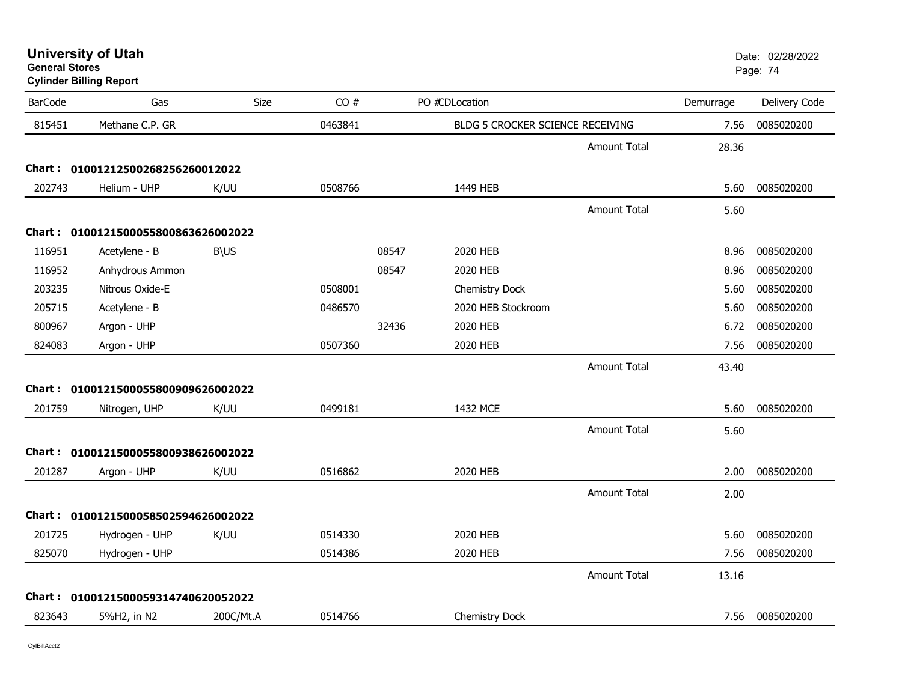# University of Utah

**General Stores**

**Cylinder Billing Report**

Date: 02/28/2022

| BarCode | Gas | Size | CO # | PO # | CD | Location | Demurrage | Delivery Code |
|---|---|---|---|---|---|---|---|---|
| 815451 | Methane C.P. GR | | 0463841 | | | BLDG 5 CROCKER SCIENCE RECEIVING | 7.56 | 0085020200 |
| | | | | | | Amount Total | 28.36 | |
| **Chart :** | **01001212500268256260012022** | | | | | | | |
| 202743 | Helium - UHP | K/UU | 0508766 | | | 1449 HEB | 5.60 | 0085020200 |
| | | | | | | Amount Total | 5.60 | |
| **Chart :** | **01001215000558008636260020 22** | | | | | | | |
| 116951 | Acetylene - B | B\US | | 08547 | | 2020 HEB | 8.96 | 0085020200 |
| 116952 | Anhydrous Ammon | | | 08547 | | 2020 HEB | 8.96 | 0085020200 |
| 203235 | Nitrous Oxide-E | | 0508001 | | | Chemistry Dock | 5.60 | 0085020200 |
| 205715 | Acetylene - B | | 0486570 | | | 2020 HEB Stockroom | 5.60 | 0085020200 |
| 800967 | Argon - UHP | | | 32436 | | 2020 HEB | 6.72 | 0085020200 |
| 824083 | Argon - UHP | | 0507360 | | | 2020 HEB | 7.56 | 0085020200 |
| | | | | | | Amount Total | 43.40 | |
| **Chart :** | **01001215000558009096260020 22** | | | | | | | |
| 201759 | Nitrogen, UHP | K/UU | 0499181 | | | 1432 MCE | 5.60 | 0085020200 |
| | | | | | | Amount Total | 5.60 | |
| **Chart :** | **01001215000558009386260020 22** | | | | | | | |
| 201287 | Argon - UHP | K/UU | 0516862 | | | 2020 HEB | 2.00 | 0085020200 |
| | | | | | | Amount Total | 2.00 | |
| **Chart :** | **01001215000585025946260020 22** | | | | | | | |
| 201725 | Hydrogen - UHP | K/UU | 0514330 | | | 2020 HEB | 5.60 | 0085020200 |
| 825070 | Hydrogen - UHP | | 0514386 | | | 2020 HEB | 7.56 | 0085020200 |
| | | | | | | Amount Total | 13.16 | |
| **Chart :** | **01001215000593147406200520 22** | | | | | | | |
| 823643 | 5%H2, in N2 | 200C/Mt.A | 0514766 | | | Chemistry Dock | 7.56 | 0085020200 |

CylBillAcct2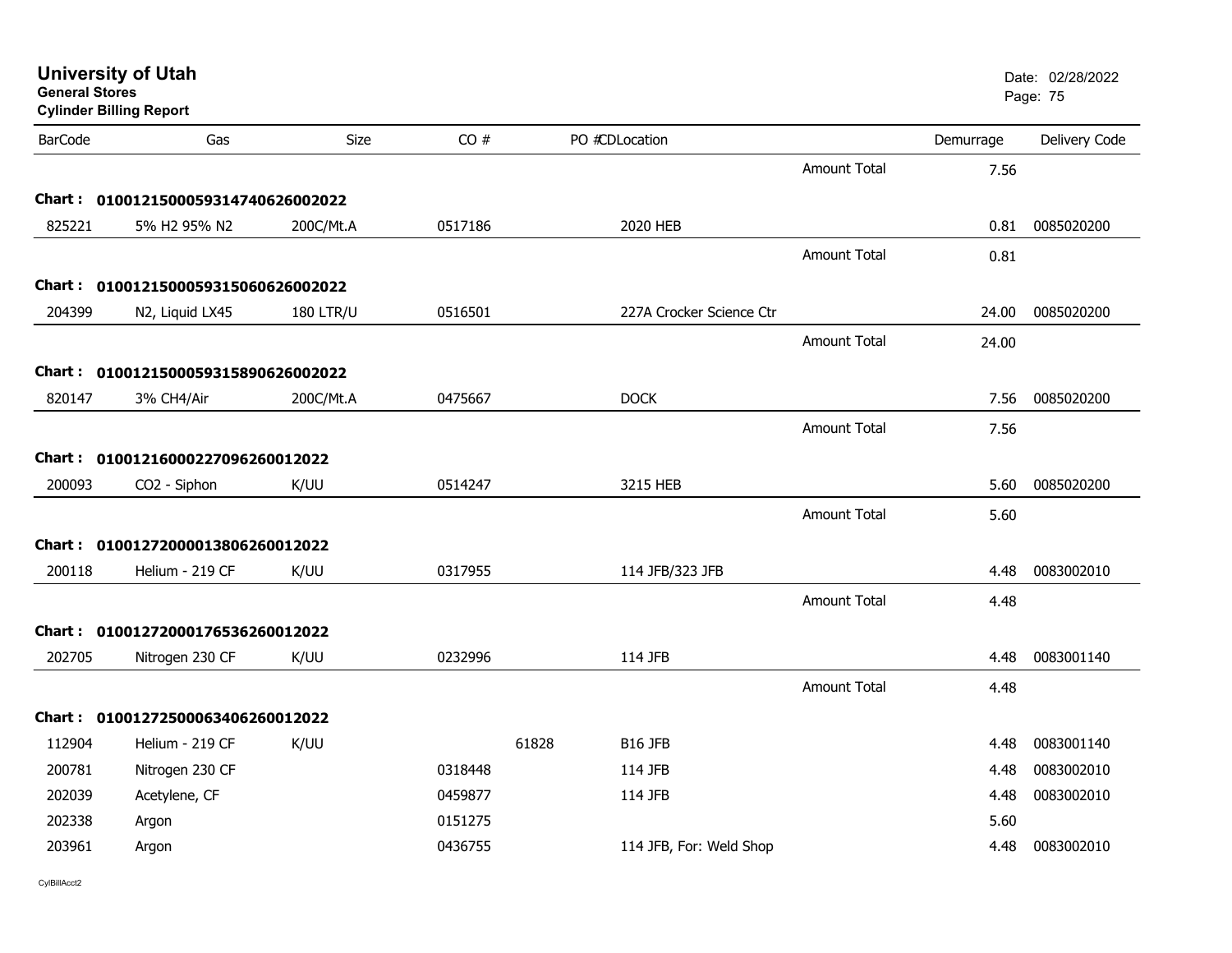# University of Utah

**General Stores**

**Cylinder Billing Report**

Date: 02/28/2022

| BarCode | Gas | Size | CO # | PO # | CD | Location | | Demurrage | Delivery Code |
|---|---|---|---|---|---|---|---|---|---|
| | | | | | | | Amount Total | 7.56 | |
| **Chart :** | **01001215000593147406260002022** | | | | | | | | |
| 825221 | 5% H2 95% N2 | 200C/Mt.A | 0517186 | | | 2020 HEB | | 0.81 | 0085020200 |
| | | | | | | | Amount Total | 0.81 | |
| **Chart :** | **01001215000593150606260002022** | | | | | | | | |
| 204399 | N2, Liquid LX45 | 180 LTR/U | 0516501 | | | 227A Crocker Science Ctr | | 24.00 | 0085020200 |
| | | | | | | | Amount Total | 24.00 | |
| **Chart :** | **01001215000593158906260002022** | | | | | | | | |
| 820147 | 3% CH4/Air | 200C/Mt.A | 0475667 | | | DOCK | | 7.56 | 0085020200 |
| | | | | | | | Amount Total | 7.56 | |
| **Chart :** | **0100121600022709626001202​2** | | | | | | | | |
| 200093 | CO2 - Siphon | K/UU | 0514247 | | | 3215 HEB | | 5.60 | 0085020200 |
| | | | | | | | Amount Total | 5.60 | |
| **Chart :** | **01001272000013806260012022** | | | | | | | | |
| 200118 | Helium - 219 CF | K/UU | 0317955 | | | 114 JFB/323 JFB | | 4.48 | 0083002010 |
| | | | | | | | Amount Total | 4.48 | |
| **Chart :** | **01001272000176536260012022** | | | | | | | | |
| 202705 | Nitrogen 230 CF | K/UU | 0232996 | | | 114 JFB | | 4.48 | 0083001140 |
| | | | | | | | Amount Total | 4.48 | |
| **Chart :** | **01001272500063406260012022** | | | | | | | | |
| 112904 | Helium - 219 CF | K/UU | | 61828 | | B16 JFB | | 4.48 | 0083001140 |
| 200781 | Nitrogen 230 CF | | 0318448 | | | 114 JFB | | 4.48 | 0083002010 |
| 202039 | Acetylene, CF | | 0459877 | | | 114 JFB | | 4.48 | 0083002010 |
| 202338 | Argon | | 0151275 | | | | | 5.60 | |
| 203961 | Argon | | 0436755 | | | 114 JFB, For: Weld Shop | | 4.48 | 0083002010 |

CylBillAcct2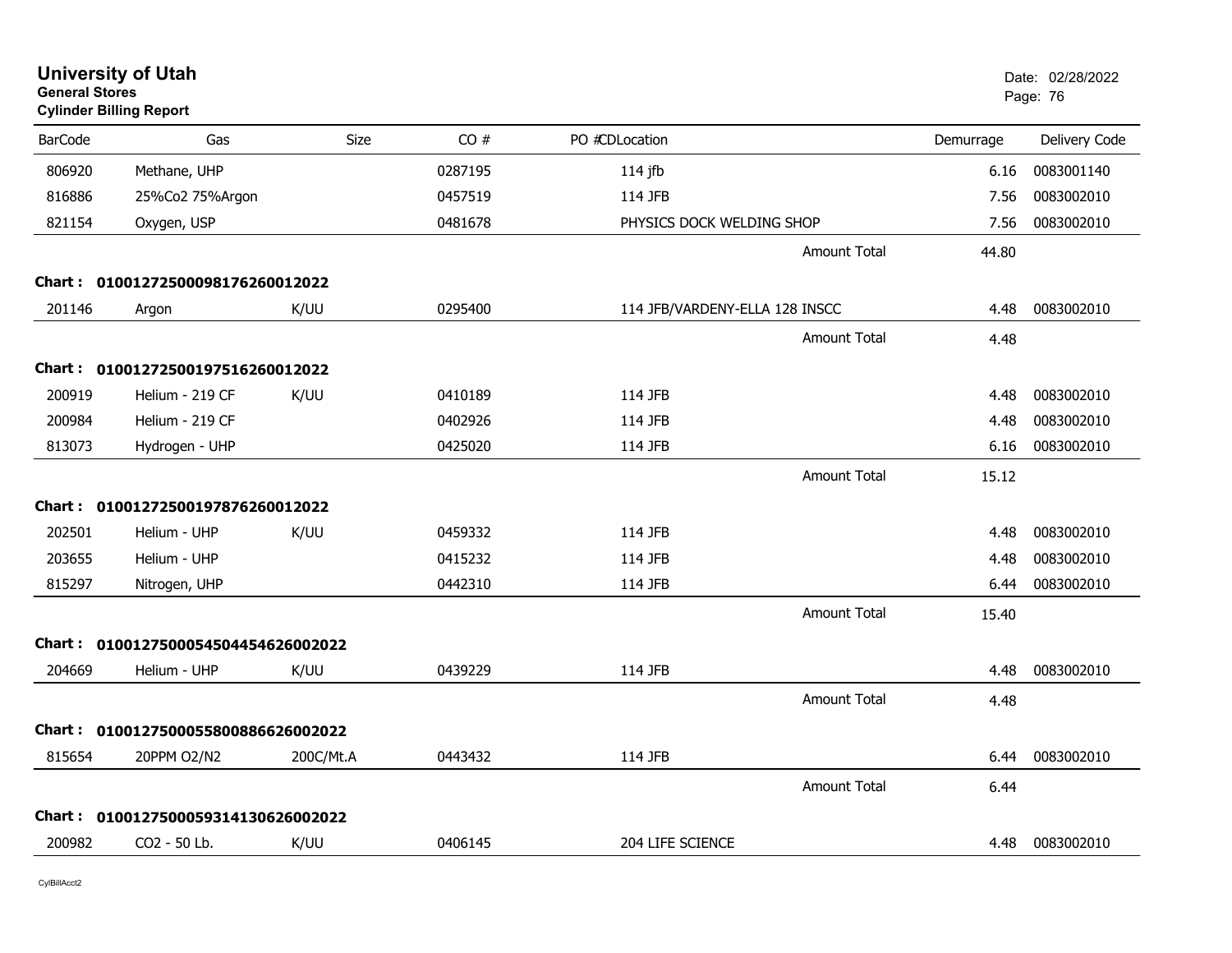# University of Utah

**General Stores**

**Cylinder Billing Report**

Date: 02/28/2022

| BarCode | Gas | Size | CO # | PO # | CDLocation | Demurrage | Delivery Code |
|---|---|---|---|---|---|---|---|
| 806920 | Methane, UHP | | 0287195 | | 114 jfb | 6.16 | 0083001140 |
| 816886 | 25%Co2 75%Argon | | 0457519 | | 114 JFB | 7.56 | 0083002010 |
| 821154 | Oxygen, USP | | 0481678 | | PHYSICS DOCK WELDING SHOP | 7.56 | 0083002010 |
| | | | | | Amount Total | 44.80 | |
| **Chart :** | **01001272500098176260012022** | | | | | | |
| 201146 | Argon | K/UU | 0295400 | | 114 JFB/VARDENY-ELLA 128 INSCC | 4.48 | 0083002010 |
| | | | | | Amount Total | 4.48 | |
| **Chart :** | **01001272500197516260012022** | | | | | | |
| 200919 | Helium - 219 CF | K/UU | 0410189 | | 114 JFB | 4.48 | 0083002010 |
| 200984 | Helium - 219 CF | | 0402926 | | 114 JFB | 4.48 | 0083002010 |
| 813073 | Hydrogen - UHP | | 0425020 | | 114 JFB | 6.16 | 0083002010 |
| | | | | | Amount Total | 15.12 | |
| **Chart :** | **01001272500197876260012022** | | | | | | |
| 202501 | Helium - UHP | K/UU | 0459332 | | 114 JFB | 4.48 | 0083002010 |
| 203655 | Helium - UHP | | 0415232 | | 114 JFB | 4.48 | 0083002010 |
| 815297 | Nitrogen, UHP | | 0442310 | | 114 JFB | 6.44 | 0083002010 |
| | | | | | Amount Total | 15.40 | |
| **Chart :** | **01001275000545044546260020 22** | | | | | | |
| 204669 | Helium - UHP | K/UU | 0439229 | | 114 JFB | 4.48 | 0083002010 |
| | | | | | Amount Total | 4.48 | |
| **Chart :** | **01001275000558008866260020 22** | | | | | | |
| 815654 | 20PPM O2/N2 | 200C/Mt.A | 0443432 | | 114 JFB | 6.44 | 0083002010 |
| | | | | | Amount Total | 6.44 | |
| **Chart :** | **01001275000593141306260020 22** | | | | | | |
| 200982 | CO2 - 50 Lb. | K/UU | 0406145 | | 204 LIFE SCIENCE | 4.48 | 0083002010 |

CylBillAcct2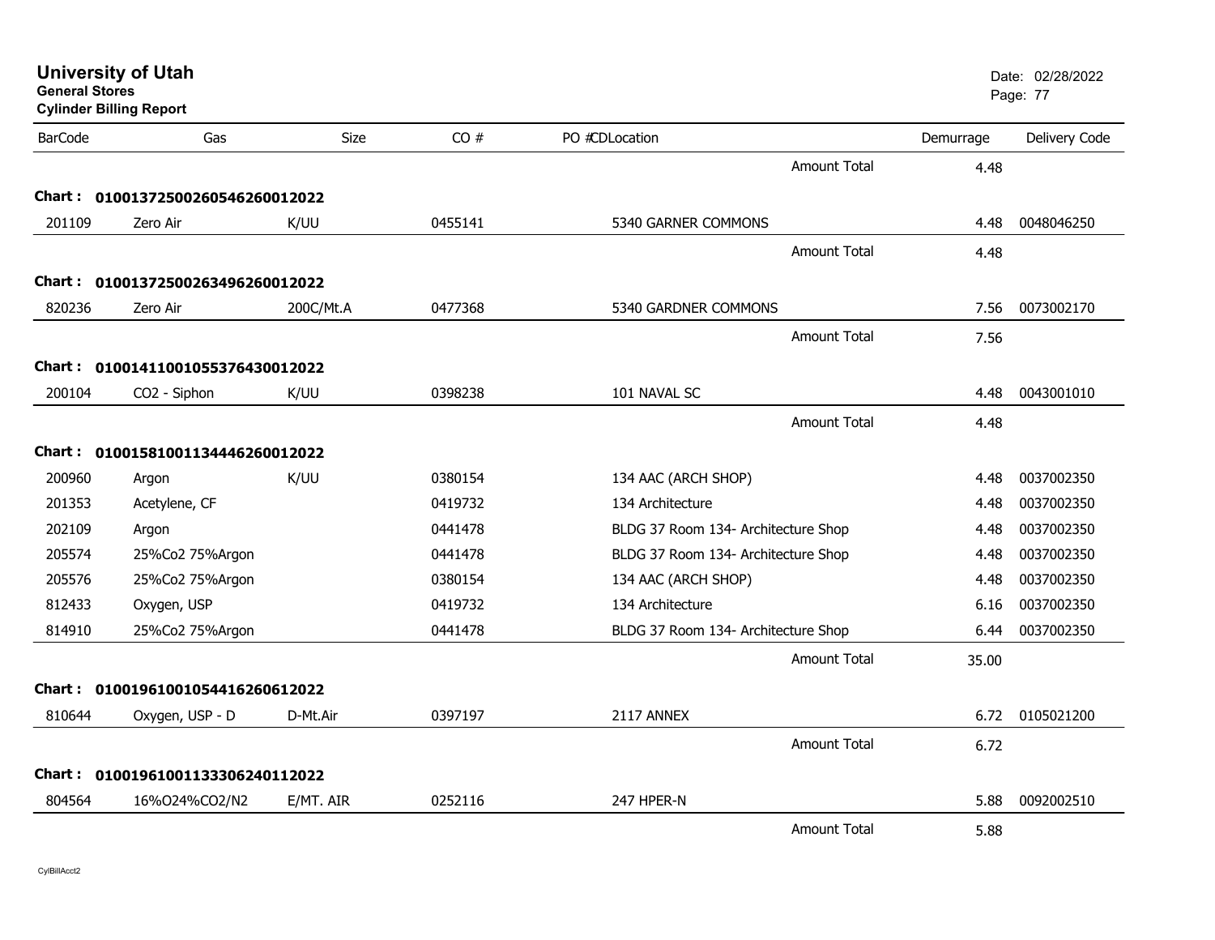# University of Utah

**General Stores**

**Cylinder Billing Report**

Date: 02/28/2022

| BarCode | Gas | Size | CO # | PO #CDLocation | Demurrage | Delivery Code |
|---|---|---|---|---|---|---|
| | | | | Amount Total | 4.48 | |
| **Chart :** | **01001372500260546260012022** | | | | | |
| 201109 | Zero Air | K/UU | 0455141 | 5340 GARNER COMMONS | 4.48 | 0048046250 |
| | | | | Amount Total | 4.48 | |
| **Chart :** | **01001372500263496260012022** | | | | | |
| 820236 | Zero Air | 200C/Mt.A | 0477368 | 5340 GARDNER COMMONS | 7.56 | 0073002170 |
| | | | | Amount Total | 7.56 | |
| **Chart :** | **01001411001055376430012022** | | | | | |
| 200104 | CO2 - Siphon | K/UU | 0398238 | 101 NAVAL SC | 4.48 | 0043001010 |
| | | | | Amount Total | 4.48 | |
| **Chart :** | **01001581001134446260012022** | | | | | |
| 200960 | Argon | K/UU | 0380154 | 134 AAC (ARCH SHOP) | 4.48 | 0037002350 |
| 201353 | Acetylene, CF | | 0419732 | 134 Architecture | 4.48 | 0037002350 |
| 202109 | Argon | | 0441478 | BLDG 37 Room 134- Architecture Shop | 4.48 | 0037002350 |
| 205574 | 25%Co2 75%Argon | | 0441478 | BLDG 37 Room 134- Architecture Shop | 4.48 | 0037002350 |
| 205576 | 25%Co2 75%Argon | | 0380154 | 134 AAC (ARCH SHOP) | 4.48 | 0037002350 |
| 812433 | Oxygen, USP | | 0419732 | 134 Architecture | 6.16 | 0037002350 |
| 814910 | 25%Co2 75%Argon | | 0441478 | BLDG 37 Room 134- Architecture Shop | 6.44 | 0037002350 |
| | | | | Amount Total | 35.00 | |
| **Chart :** | **01001961001054416260612022** | | | | | |
| 810644 | Oxygen, USP - D | D-Mt.Air | 0397197 | 2117 ANNEX | 6.72 | 0105021200 |
| | | | | Amount Total | 6.72 | |
| **Chart :** | **01001961001133306240112022** | | | | | |
| 804564 | 16%O24%CO2/N2 | E/MT. AIR | 0252116 | 247 HPER-N | 5.88 | 0092002510 |
| | | | | Amount Total | 5.88 | |

CylBillAcct2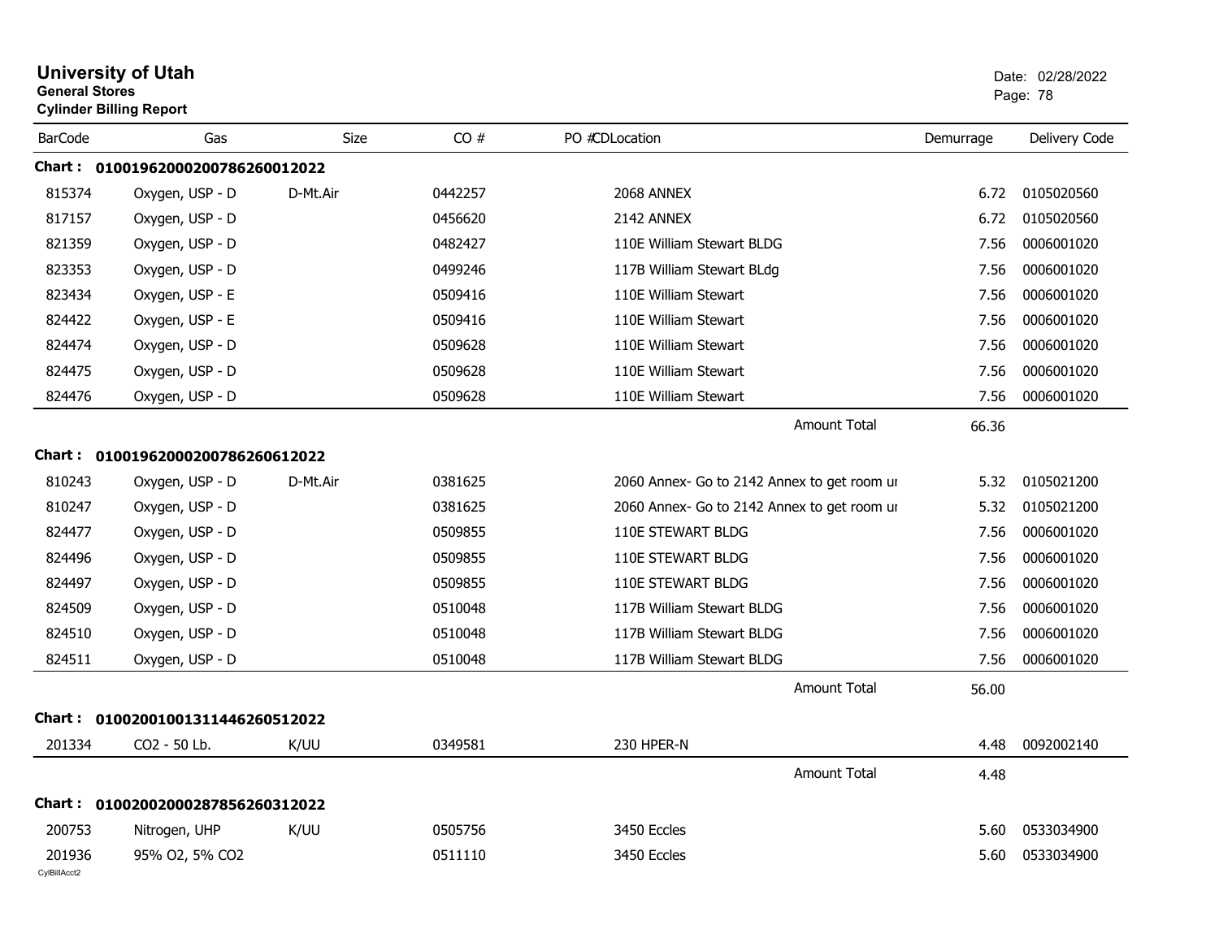# University of Utah

**General Stores**

**Cylinder Billing Report**

Date: 02/28/2022

| BarCode | Gas | Size | CO # | PO # | CD | Location | Demurrage | Delivery Code |
|---|---|---|---|---|---|---|---|---|
| **Chart :** | **01001962000200786260012022** | | | | | | | |
| 815374 | Oxygen, USP - D | D-Mt.Air | 0442257 | | | 2068 ANNEX | 6.72 | 0105020560 |
| 817157 | Oxygen, USP - D | | 0456620 | | | 2142 ANNEX | 6.72 | 0105020560 |
| 821359 | Oxygen, USP - D | | 0482427 | | | 110E William Stewart BLDG | 7.56 | 0006001020 |
| 823353 | Oxygen, USP - D | | 0499246 | | | 117B William Stewart BLdg | 7.56 | 0006001020 |
| 823434 | Oxygen, USP - E | | 0509416 | | | 110E William Stewart | 7.56 | 0006001020 |
| 824422 | Oxygen, USP - E | | 0509416 | | | 110E William Stewart | 7.56 | 0006001020 |
| 824474 | Oxygen, USP - D | | 0509628 | | | 110E William Stewart | 7.56 | 0006001020 |
| 824475 | Oxygen, USP - D | | 0509628 | | | 110E William Stewart | 7.56 | 0006001020 |
| 824476 | Oxygen, USP - D | | 0509628 | | | 110E William Stewart | 7.56 | 0006001020 |
| | | | | | | Amount Total | 66.36 | |
| **Chart :** | **01001962000200786260612022** | | | | | | | |
| 810243 | Oxygen, USP - D | D-Mt.Air | 0381625 | | | 2060 Annex- Go to 2142 Annex to get room ur | 5.32 | 0105021200 |
| 810247 | Oxygen, USP - D | | 0381625 | | | 2060 Annex- Go to 2142 Annex to get room ur | 5.32 | 0105021200 |
| 824477 | Oxygen, USP - D | | 0509855 | | | 110E STEWART BLDG | 7.56 | 0006001020 |
| 824496 | Oxygen, USP - D | | 0509855 | | | 110E STEWART BLDG | 7.56 | 0006001020 |
| 824497 | Oxygen, USP - D | | 0509855 | | | 110E STEWART BLDG | 7.56 | 0006001020 |
| 824509 | Oxygen, USP - D | | 0510048 | | | 117B William Stewart BLDG | 7.56 | 0006001020 |
| 824510 | Oxygen, USP - D | | 0510048 | | | 117B William Stewart BLDG | 7.56 | 0006001020 |
| 824511 | Oxygen, USP - D | | 0510048 | | | 117B William Stewart BLDG | 7.56 | 0006001020 |
| | | | | | | Amount Total | 56.00 | |
| **Chart :** | **01002001001311446260512022** | | | | | | | |
| 201334 | CO2 - 50 Lb. | K/UU | 0349581 | | | 230 HPER-N | 4.48 | 0092002140 |
| | | | | | | Amount Total | 4.48 | |
| **Chart :** | **01002002000287856260312022** | | | | | | | |
| 200753 | Nitrogen, UHP | K/UU | 0505756 | | | 3450 Eccles | 5.60 | 0533034900 |
| 201936 | 95% O2, 5% CO2 | | 0511110 | | | 3450 Eccles | 5.60 | 0533034900 |

CylBillAcct2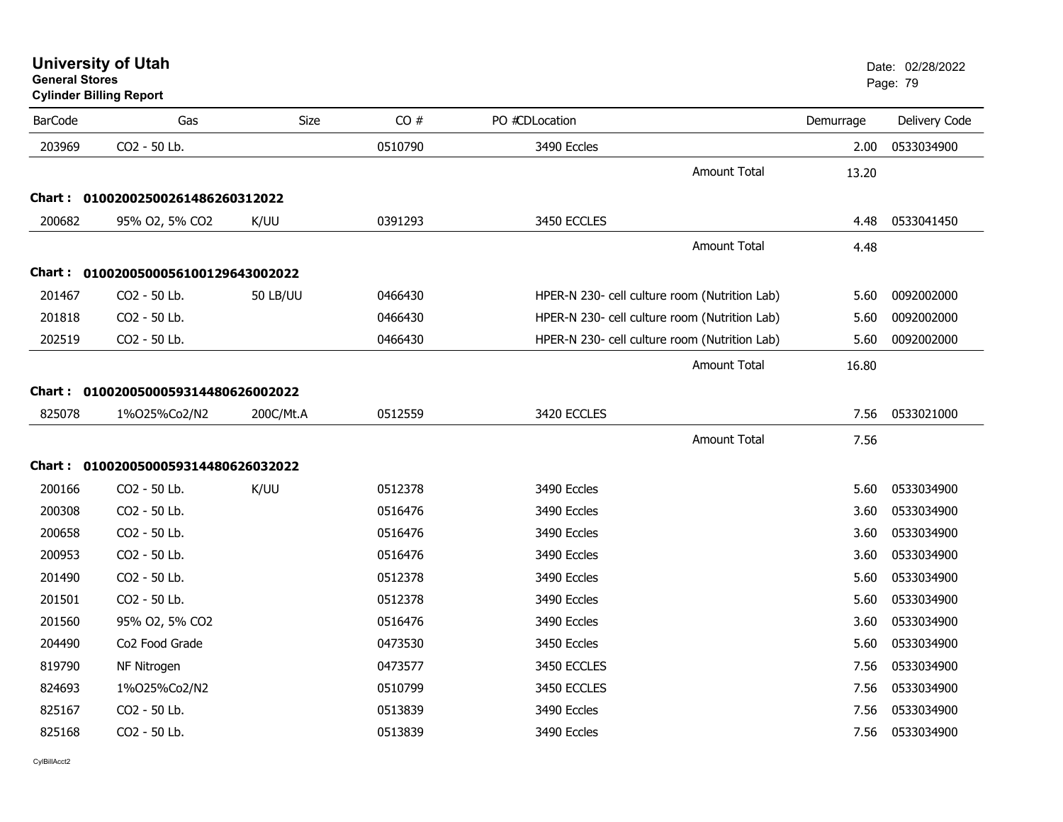# University of Utah
**General Stores**
**Cylinder Billing Report**

Date: 02/28/2022

| BarCode | Gas | Size | CO # | PO #CDLocation | | Demurrage | Delivery Code |
|---|---|---|---|---|---|---|---|
| 203969 | CO2 - 50 Lb. | | 0510790 | 3490 Eccles | | 2.00 | 0533034900 |
| | | | | | Amount Total | 13.20 | |
| **Chart : 01002002500261486260312022** | | | | | | | |
| 200682 | 95% O2, 5% CO2 | K/UU | 0391293 | 3450 ECCLES | | 4.48 | 0533041450 |
| | | | | | Amount Total | 4.48 | |
| **Chart : 01002005000561001296430020 22** | | | | | | | |
| 201467 | CO2 - 50 Lb. | 50 LB/UU | 0466430 | HPER-N 230- cell culture room (Nutrition Lab) | | 5.60 | 0092002000 |
| 201818 | CO2 - 50 Lb. | | 0466430 | HPER-N 230- cell culture room (Nutrition Lab) | | 5.60 | 0092002000 |
| 202519 | CO2 - 50 Lb. | | 0466430 | HPER-N 230- cell culture room (Nutrition Lab) | | 5.60 | 0092002000 |
| | | | | | Amount Total | 16.80 | |
| **Chart : 01002005000593144806260020 22** | | | | | | | |
| 825078 | 1%O25%Co2/N2 | 200C/Mt.A | 0512559 | 3420 ECCLES | | 7.56 | 0533021000 |
| | | | | | Amount Total | 7.56 | |
| **Chart : 01002005000593144806260320 22** | | | | | | | |
| 200166 | CO2 - 50 Lb. | K/UU | 0512378 | 3490 Eccles | | 5.60 | 0533034900 |
| 200308 | CO2 - 50 Lb. | | 0516476 | 3490 Eccles | | 3.60 | 0533034900 |
| 200658 | CO2 - 50 Lb. | | 0516476 | 3490 Eccles | | 3.60 | 0533034900 |
| 200953 | CO2 - 50 Lb. | | 0516476 | 3490 Eccles | | 3.60 | 0533034900 |
| 201490 | CO2 - 50 Lb. | | 0512378 | 3490 Eccles | | 5.60 | 0533034900 |
| 201501 | CO2 - 50 Lb. | | 0512378 | 3490 Eccles | | 5.60 | 0533034900 |
| 201560 | 95% O2, 5% CO2 | | 0516476 | 3490 Eccles | | 3.60 | 0533034900 |
| 204490 | Co2 Food Grade | | 0473530 | 3450 Eccles | | 5.60 | 0533034900 |
| 819790 | NF Nitrogen | | 0473577 | 3450 ECCLES | | 7.56 | 0533034900 |
| 824693 | 1%O25%Co2/N2 | | 0510799 | 3450 ECCLES | | 7.56 | 0533034900 |
| 825167 | CO2 - 50 Lb. | | 0513839 | 3490 Eccles | | 7.56 | 0533034900 |
| 825168 | CO2 - 50 Lb. | | 0513839 | 3490 Eccles | | 7.56 | 0533034900 |

CylBillAcct2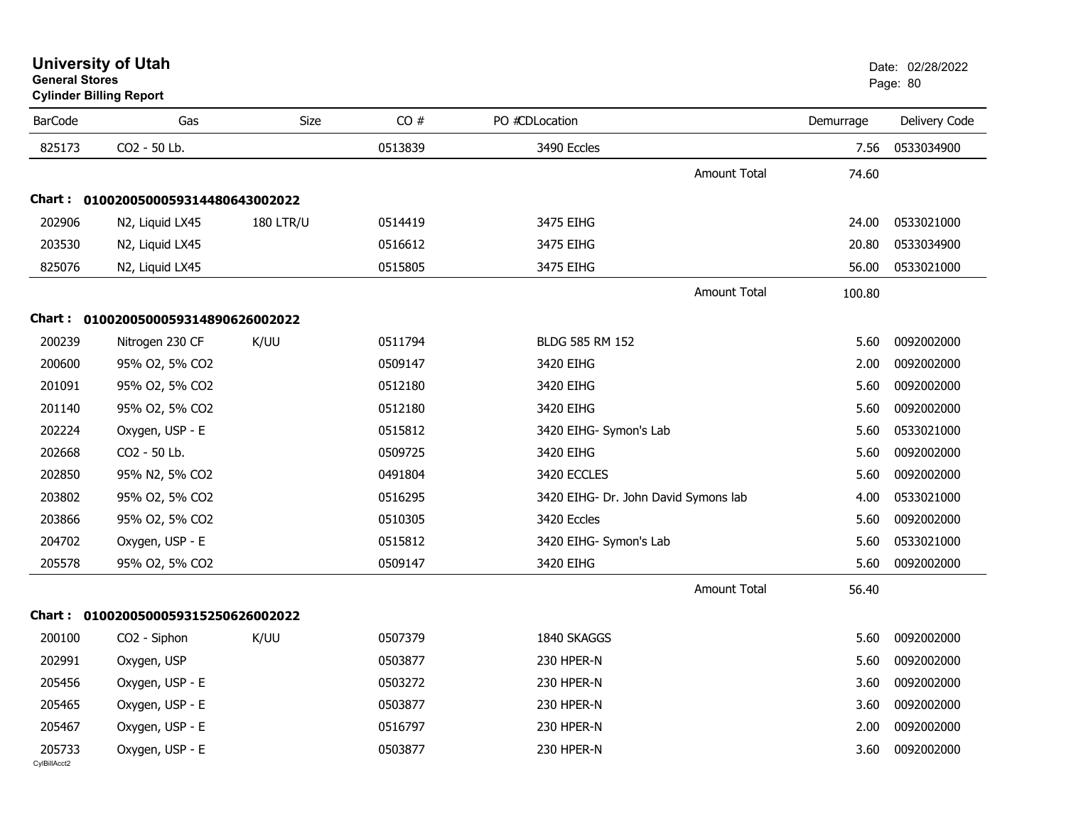# University of Utah

**General Stores**

**Cylinder Billing Report**

Date: 02/28/2022

| BarCode | Gas | Size | CO # | PO #CDLocation | Demurrage | Delivery Code |
|---|---|---|---|---|---|---|
| 825173 | CO2 - 50 Lb. | | 0513839 | 3490 Eccles | 7.56 | 0533034900 |
| | | | | Amount Total | 74.60 | |
| **Chart :** | **01002005000593144806430020 22** | | | | | |
| 202906 | N2, Liquid LX45 | 180 LTR/U | 0514419 | 3475 EIHG | 24.00 | 0533021000 |
| 203530 | N2, Liquid LX45 | | 0516612 | 3475 EIHG | 20.80 | 0533034900 |
| 825076 | N2, Liquid LX45 | | 0515805 | 3475 EIHG | 56.00 | 0533021000 |
| | | | | Amount Total | 100.80 | |
| **Chart :** | **0100200500059314890626002022** | | | | | |
| 200239 | Nitrogen 230 CF | K/UU | 0511794 | BLDG 585 RM 152 | 5.60 | 0092002000 |
| 200600 | 95% O2, 5% CO2 | | 0509147 | 3420 EIHG | 2.00 | 0092002000 |
| 201091 | 95% O2, 5% CO2 | | 0512180 | 3420 EIHG | 5.60 | 0092002000 |
| 201140 | 95% O2, 5% CO2 | | 0512180 | 3420 EIHG | 5.60 | 0092002000 |
| 202224 | Oxygen, USP - E | | 0515812 | 3420 EIHG- Symon's Lab | 5.60 | 0533021000 |
| 202668 | CO2 - 50 Lb. | | 0509725 | 3420 EIHG | 5.60 | 0092002000 |
| 202850 | 95% N2, 5% CO2 | | 0491804 | 3420 ECCLES | 5.60 | 0092002000 |
| 203802 | 95% O2, 5% CO2 | | 0516295 | 3420 EIHG- Dr. John David Symons lab | 4.00 | 0533021000 |
| 203866 | 95% O2, 5% CO2 | | 0510305 | 3420 Eccles | 5.60 | 0092002000 |
| 204702 | Oxygen, USP - E | | 0515812 | 3420 EIHG- Symon's Lab | 5.60 | 0533021000 |
| 205578 | 95% O2, 5% CO2 | | 0509147 | 3420 EIHG | 5.60 | 0092002000 |
| | | | | Amount Total | 56.40 | |
| **Chart :** | **0100200500059315250626002022** | | | | | |
| 200100 | CO2 - Siphon | K/UU | 0507379 | 1840 SKAGGS | 5.60 | 0092002000 |
| 202991 | Oxygen, USP | | 0503877 | 230 HPER-N | 5.60 | 0092002000 |
| 205456 | Oxygen, USP - E | | 0503272 | 230 HPER-N | 3.60 | 0092002000 |
| 205465 | Oxygen, USP - E | | 0503877 | 230 HPER-N | 3.60 | 0092002000 |
| 205467 | Oxygen, USP - E | | 0516797 | 230 HPER-N | 2.00 | 0092002000 |
| 205733 | Oxygen, USP - E | | 0503877 | 230 HPER-N | 3.60 | 0092002000 |

CylBillAcct2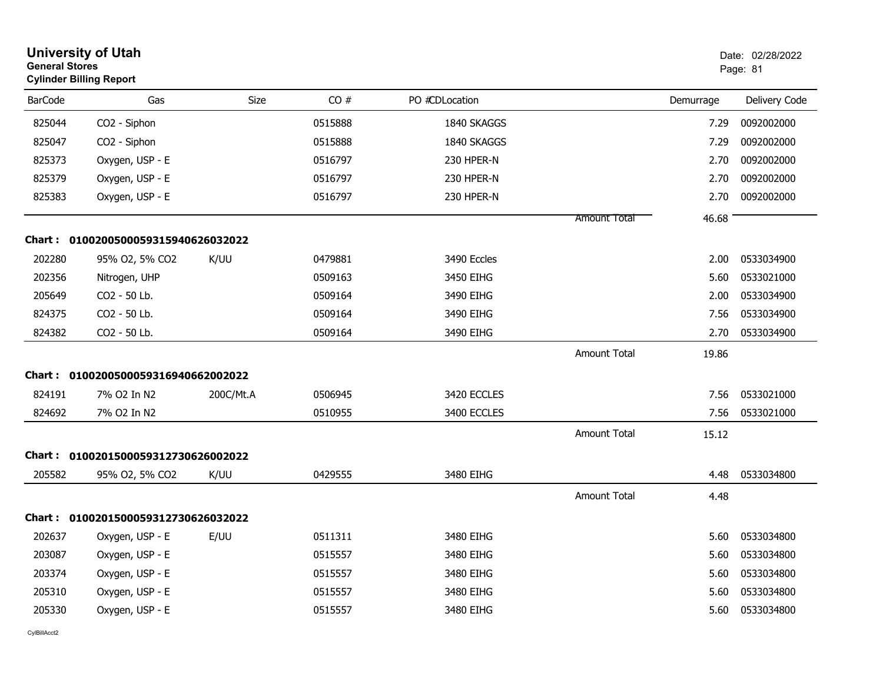**University of Utah**
**General Stores**
**Cylinder Billing Report**

Date: 02/28/2022

| BarCode | Gas | Size | CO # | PO #CDLocation | | Demurrage | Delivery Code |
|---|---|---|---|---|---|---|---|
| 825044 | CO2 - Siphon | | 0515888 | 1840 SKAGGS | | 7.29 | 0092002000 |
| 825047 | CO2 - Siphon | | 0515888 | 1840 SKAGGS | | 7.29 | 0092002000 |
| 825373 | Oxygen, USP - E | | 0516797 | 230 HPER-N | | 2.70 | 0092002000 |
| 825379 | Oxygen, USP - E | | 0516797 | 230 HPER-N | | 2.70 | 0092002000 |
| 825383 | Oxygen, USP - E | | 0516797 | 230 HPER-N | | 2.70 | 0092002000 |
| | | | | | Amount Total | 46.68 | |
| **Chart :** | **01002005000593159406260320​22** | | | | | | |
| 202280 | 95% O2, 5% CO2 | K/UU | 0479881 | 3490 Eccles | | 2.00 | 0533034900 |
| 202356 | Nitrogen, UHP | | 0509163 | 3450 EIHG | | 5.60 | 0533021000 |
| 205649 | CO2 - 50 Lb. | | 0509164 | 3490 EIHG | | 2.00 | 0533034900 |
| 824375 | CO2 - 50 Lb. | | 0509164 | 3490 EIHG | | 7.56 | 0533034900 |
| 824382 | CO2 - 50 Lb. | | 0509164 | 3490 EIHG | | 2.70 | 0533034900 |
| | | | | | Amount Total | 19.86 | |
| **Chart :** | **0100200500059316940662002022** | | | | | | |
| 824191 | 7% O2 In N2 | 200C/Mt.A | 0506945 | 3420 ECCLES | | 7.56 | 0533021000 |
| 824692 | 7% O2 In N2 | | 0510955 | 3400 ECCLES | | 7.56 | 0533021000 |
| | | | | | Amount Total | 15.12 | |
| **Chart :** | **0100201500059312730626002022** | | | | | | |
| 205582 | 95% O2, 5% CO2 | K/UU | 0429555 | 3480 EIHG | | 4.48 | 0533034800 |
| | | | | | Amount Total | 4.48 | |
| **Chart :** | **0100201500059312730626032022** | | | | | | |
| 202637 | Oxygen, USP - E | E/UU | 0511311 | 3480 EIHG | | 5.60 | 0533034800 |
| 203087 | Oxygen, USP - E | | 0515557 | 3480 EIHG | | 5.60 | 0533034800 |
| 203374 | Oxygen, USP - E | | 0515557 | 3480 EIHG | | 5.60 | 0533034800 |
| 205310 | Oxygen, USP - E | | 0515557 | 3480 EIHG | | 5.60 | 0533034800 |
| 205330 | Oxygen, USP - E | | 0515557 | 3480 EIHG | | 5.60 | 0533034800 |

CylBillAcct2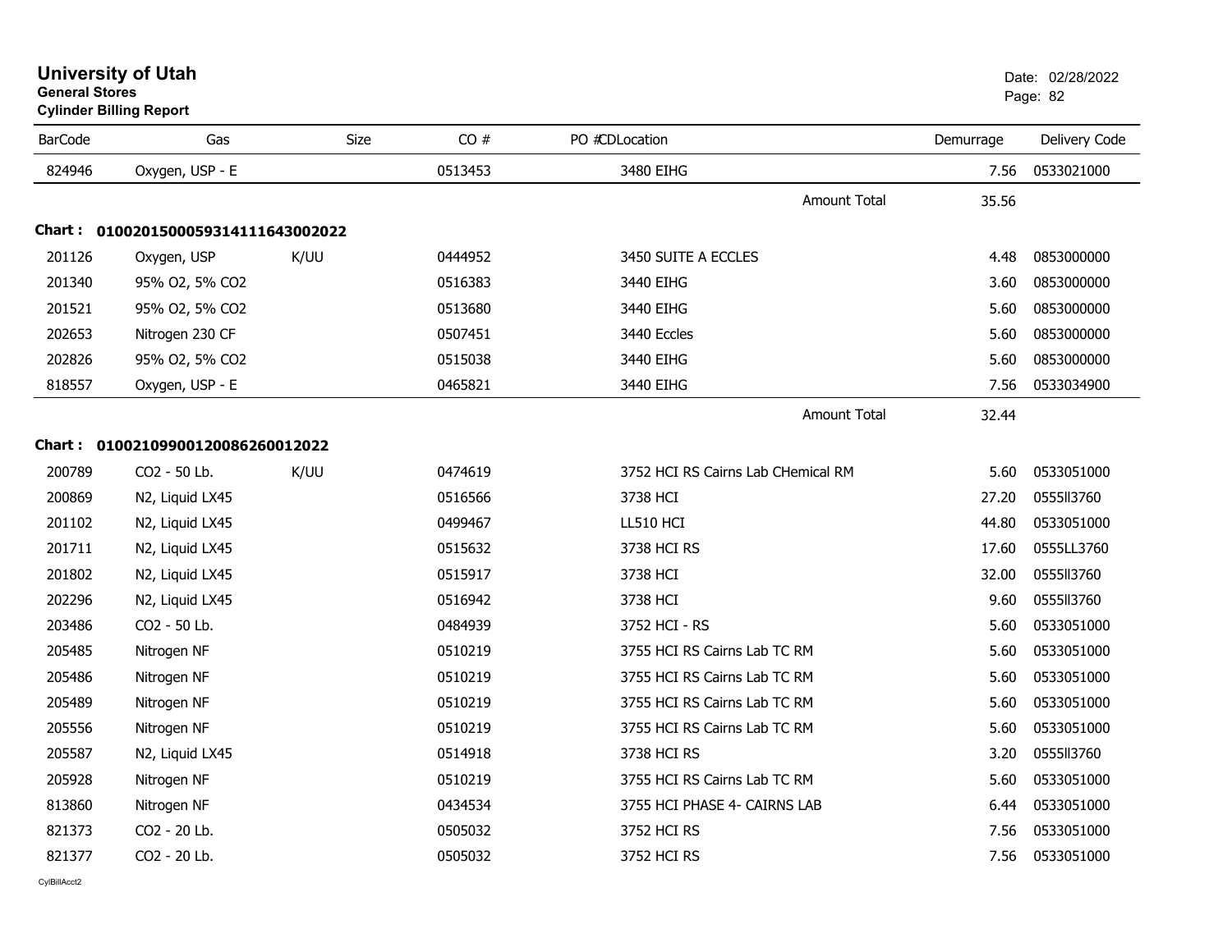# University of Utah
**General Stores**
**Cylinder Billing Report**

Date: 02/28/2022

| BarCode | Gas | Size | CO # | PO # | CDLocation | Demurrage | Delivery Code |
|---|---|---|---|---|---|---|---|
| 824946 | Oxygen, USP - E | | 0513453 | | 3480 EIHG | 7.56 | 0533021000 |
| | | | | | Amount Total | 35.56 | |

**Chart : 01002015000593141116430020​22**

| BarCode | Gas | Size | CO # | PO # | CDLocation | Demurrage | Delivery Code |
|---|---|---|---|---|---|---|---|
| 201126 | Oxygen, USP | K/UU | 0444952 | | 3450 SUITE A ECCLES | 4.48 | 0853000000 |
| 201340 | 95% O2, 5% CO2 | | 0516383 | | 3440 EIHG | 3.60 | 0853000000 |
| 201521 | 95% O2, 5% CO2 | | 0513680 | | 3440 EIHG | 5.60 | 0853000000 |
| 202653 | Nitrogen 230 CF | | 0507451 | | 3440 Eccles | 5.60 | 0853000000 |
| 202826 | 95% O2, 5% CO2 | | 0515038 | | 3440 EIHG | 5.60 | 0853000000 |
| 818557 | Oxygen, USP - E | | 0465821 | | 3440 EIHG | 7.56 | 0533034900 |
| | | | | | Amount Total | 32.44 | |

**Chart : 01002109900120086260012022**

| BarCode | Gas | Size | CO # | PO # | CDLocation | Demurrage | Delivery Code |
|---|---|---|---|---|---|---|---|
| 200789 | CO2 - 50 Lb. | K/UU | 0474619 | | 3752 HCI RS Cairns Lab CHemical RM | 5.60 | 0533051000 |
| 200869 | N2, Liquid LX45 | | 0516566 | | 3738 HCI | 27.20 | 0555ll3760 |
| 201102 | N2, Liquid LX45 | | 0499467 | | LL510 HCI | 44.80 | 0533051000 |
| 201711 | N2, Liquid LX45 | | 0515632 | | 3738 HCI RS | 17.60 | 0555LL3760 |
| 201802 | N2, Liquid LX45 | | 0515917 | | 3738 HCI | 32.00 | 0555ll3760 |
| 202296 | N2, Liquid LX45 | | 0516942 | | 3738 HCI | 9.60 | 0555ll3760 |
| 203486 | CO2 - 50 Lb. | | 0484939 | | 3752 HCI - RS | 5.60 | 0533051000 |
| 205485 | Nitrogen NF | | 0510219 | | 3755 HCI RS Cairns Lab TC RM | 5.60 | 0533051000 |
| 205486 | Nitrogen NF | | 0510219 | | 3755 HCI RS Cairns Lab TC RM | 5.60 | 0533051000 |
| 205489 | Nitrogen NF | | 0510219 | | 3755 HCI RS Cairns Lab TC RM | 5.60 | 0533051000 |
| 205556 | Nitrogen NF | | 0510219 | | 3755 HCI RS Cairns Lab TC RM | 5.60 | 0533051000 |
| 205587 | N2, Liquid LX45 | | 0514918 | | 3738 HCI RS | 3.20 | 0555ll3760 |
| 205928 | Nitrogen NF | | 0510219 | | 3755 HCI RS Cairns Lab TC RM | 5.60 | 0533051000 |
| 813860 | Nitrogen NF | | 0434534 | | 3755 HCI PHASE 4- CAIRNS LAB | 6.44 | 0533051000 |
| 821373 | CO2 - 20 Lb. | | 0505032 | | 3752 HCI RS | 7.56 | 0533051000 |
| 821377 | CO2 - 20 Lb. | | 0505032 | | 3752 HCI RS | 7.56 | 0533051000 |

CylBillAcct2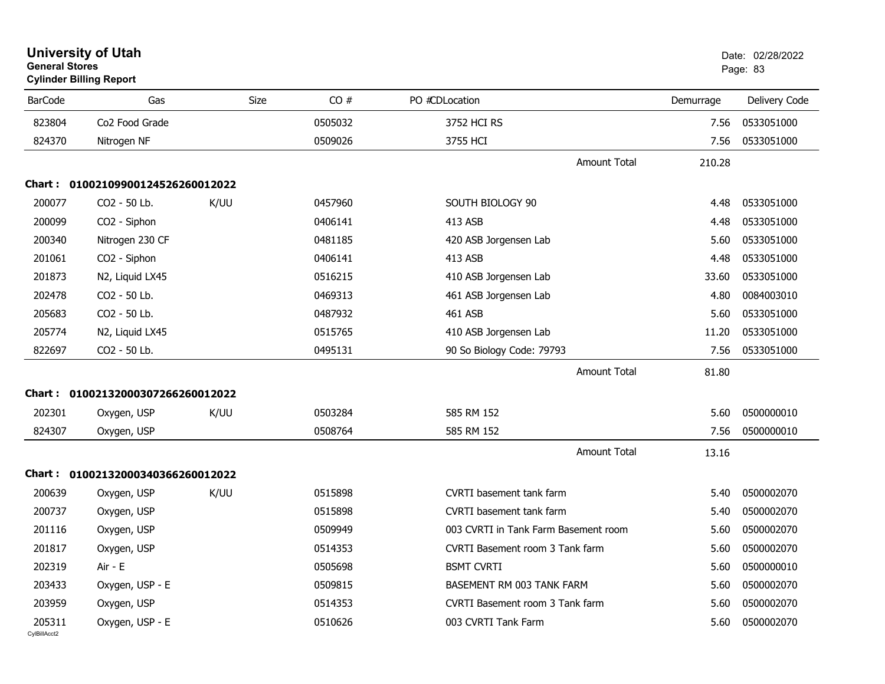# University of Utah
**General Stores**
**Cylinder Billing Report**

Date: 02/28/2022

| BarCode | Gas | Size | CO # | PO # | CD | Location | Demurrage | Delivery Code |
|---|---|---|---|---|---|---|---|---|
| 823804 | Co2 Food Grade | | 0505032 | | | 3752 HCI RS | 7.56 | 0533051000 |
| 824370 | Nitrogen NF | | 0509026 | | | 3755 HCI | 7.56 | 0533051000 |
| | | | | | | Amount Total | 210.28 | |

**Chart : 01002109900124526260012022**

| BarCode | Gas | Size | CO # | PO # | CD | Location | Demurrage | Delivery Code |
|---|---|---|---|---|---|---|---|---|
| 200077 | CO2 - 50 Lb. | K/UU | 0457960 | | | SOUTH BIOLOGY 90 | 4.48 | 0533051000 |
| 200099 | CO2 - Siphon | | 0406141 | | | 413 ASB | 4.48 | 0533051000 |
| 200340 | Nitrogen 230 CF | | 0481185 | | | 420 ASB Jorgensen Lab | 5.60 | 0533051000 |
| 201061 | CO2 - Siphon | | 0406141 | | | 413 ASB | 4.48 | 0533051000 |
| 201873 | N2, Liquid LX45 | | 0516215 | | | 410 ASB Jorgensen Lab | 33.60 | 0533051000 |
| 202478 | CO2 - 50 Lb. | | 0469313 | | | 461 ASB Jorgensen Lab | 4.80 | 0084003010 |
| 205683 | CO2 - 50 Lb. | | 0487932 | | | 461 ASB | 5.60 | 0533051000 |
| 205774 | N2, Liquid LX45 | | 0515765 | | | 410 ASB Jorgensen Lab | 11.20 | 0533051000 |
| 822697 | CO2 - 50 Lb. | | 0495131 | | | 90 So Biology Code: 79793 | 7.56 | 0533051000 |
| | | | | | | Amount Total | 81.80 | |

**Chart : 01002132000307266260012022**

| BarCode | Gas | Size | CO # | PO # | CD | Location | Demurrage | Delivery Code |
|---|---|---|---|---|---|---|---|---|
| 202301 | Oxygen, USP | K/UU | 0503284 | | | 585 RM 152 | 5.60 | 0500000010 |
| 824307 | Oxygen, USP | | 0508764 | | | 585 RM 152 | 7.56 | 0500000010 |
| | | | | | | Amount Total | 13.16 | |

**Chart : 01002132000340366260012022**

| BarCode | Gas | Size | CO # | PO # | CD | Location | Demurrage | Delivery Code |
|---|---|---|---|---|---|---|---|---|
| 200639 | Oxygen, USP | K/UU | 0515898 | | | CVRTI basement tank farm | 5.40 | 0500002070 |
| 200737 | Oxygen, USP | | 0515898 | | | CVRTI basement tank farm | 5.40 | 0500002070 |
| 201116 | Oxygen, USP | | 0509949 | | | 003 CVRTI in Tank Farm Basement room | 5.60 | 0500002070 |
| 201817 | Oxygen, USP | | 0514353 | | | CVRTI Basement room 3 Tank farm | 5.60 | 0500002070 |
| 202319 | Air - E | | 0505698 | | | BSMT CVRTI | 5.60 | 0500000010 |
| 203433 | Oxygen, USP - E | | 0509815 | | | BASEMENT RM 003 TANK FARM | 5.60 | 0500002070 |
| 203959 | Oxygen, USP | | 0514353 | | | CVRTI Basement room 3 Tank farm | 5.60 | 0500002070 |
| 205311 | Oxygen, USP - E | | 0510626 | | | 003 CVRTI Tank Farm | 5.60 | 0500002070 |

CylBillAcct2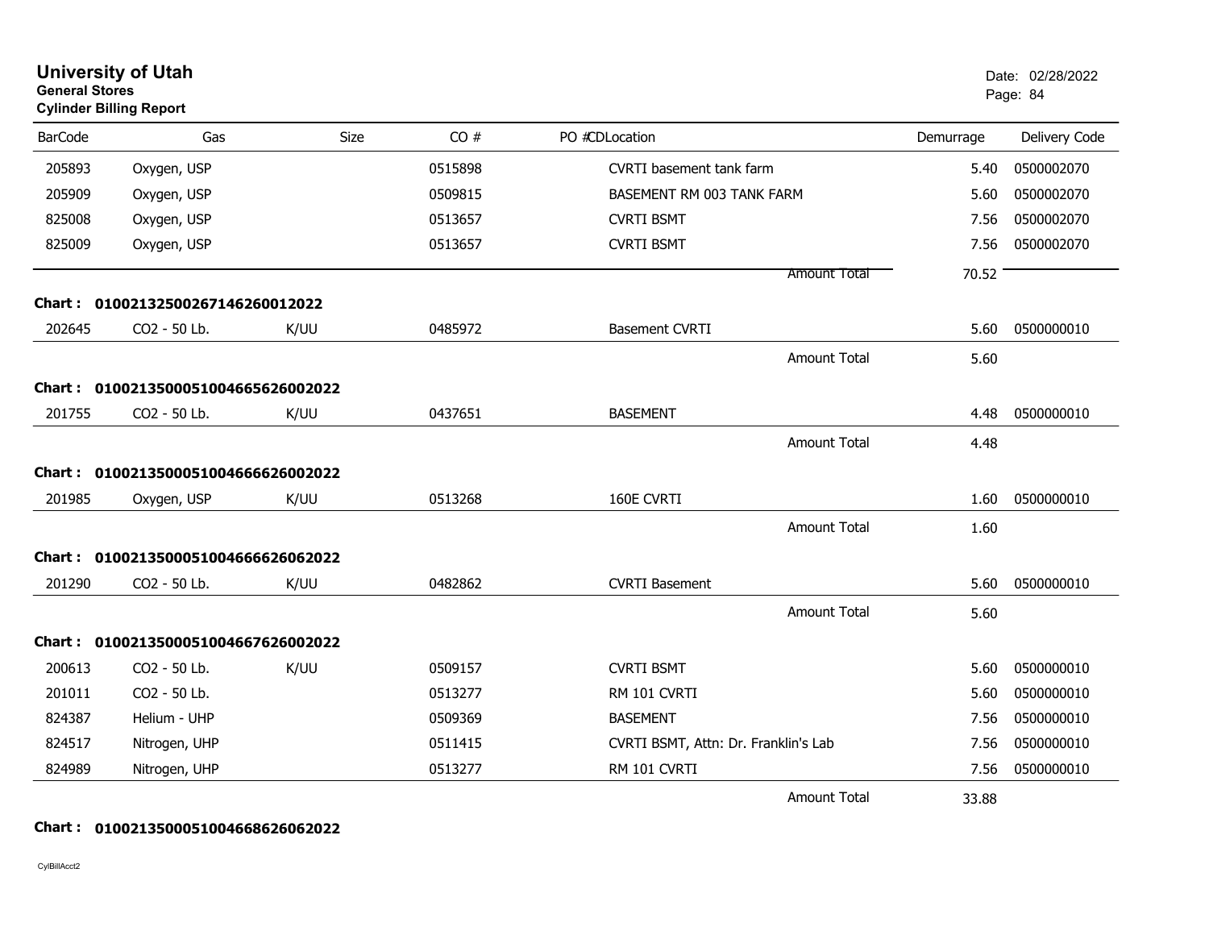# University of Utah
**General Stores**
**Cylinder Billing Report**

Date: 02/28/2022

| BarCode | Gas | Size | CO # | PO # | CD | Location | Demurrage | Delivery Code |
|---|---|---|---|---|---|---|---|---|
| 205893 | Oxygen, USP | | 0515898 | | | CVRTI basement tank farm | 5.40 | 0500002070 |
| 205909 | Oxygen, USP | | 0509815 | | | BASEMENT RM 003 TANK FARM | 5.60 | 0500002070 |
| 825008 | Oxygen, USP | | 0513657 | | | CVRTI BSMT | 7.56 | 0500002070 |
| 825009 | Oxygen, USP | | 0513657 | | | CVRTI BSMT | 7.56 | 0500002070 |
| | | | | | | Amount Total | 70.52 | |

**Chart : 01002132500267146260012022**

| BarCode | Gas | Size | CO # | PO # | CD | Location | Demurrage | Delivery Code |
|---|---|---|---|---|---|---|---|---|
| 202645 | CO2 - 50 Lb. | K/UU | 0485972 | | | Basement CVRTI | 5.60 | 0500000010 |
| | | | | | | Amount Total | 5.60 | |

**Chart : 01002135000510046656260 02022**

| BarCode | Gas | Size | CO # | PO # | CD | Location | Demurrage | Delivery Code |
|---|---|---|---|---|---|---|---|---|
| 201755 | CO2 - 50 Lb. | K/UU | 0437651 | | | BASEMENT | 4.48 | 0500000010 |
| | | | | | | Amount Total | 4.48 | |

**Chart : 01002135000510046666260 02022**

| BarCode | Gas | Size | CO # | PO # | CD | Location | Demurrage | Delivery Code |
|---|---|---|---|---|---|---|---|---|
| 201985 | Oxygen, USP | K/UU | 0513268 | | | 160E CVRTI | 1.60 | 0500000010 |
| | | | | | | Amount Total | 1.60 | |

**Chart : 01002135000510046666260 62022**

| BarCode | Gas | Size | CO # | PO # | CD | Location | Demurrage | Delivery Code |
|---|---|---|---|---|---|---|---|---|
| 201290 | CO2 - 50 Lb. | K/UU | 0482862 | | | CVRTI Basement | 5.60 | 0500000010 |
| | | | | | | Amount Total | 5.60 | |

**Chart : 01002135000510046676260 02022**

| BarCode | Gas | Size | CO # | PO # | CD | Location | Demurrage | Delivery Code |
|---|---|---|---|---|---|---|---|---|
| 200613 | CO2 - 50 Lb. | K/UU | 0509157 | | | CVRTI BSMT | 5.60 | 0500000010 |
| 201011 | CO2 - 50 Lb. | | 0513277 | | | RM 101 CVRTI | 5.60 | 0500000010 |
| 824387 | Helium - UHP | | 0509369 | | | BASEMENT | 7.56 | 0500000010 |
| 824517 | Nitrogen, UHP | | 0511415 | | | CVRTI BSMT, Attn: Dr. Franklin's Lab | 7.56 | 0500000010 |
| 824989 | Nitrogen, UHP | | 0513277 | | | RM 101 CVRTI | 7.56 | 0500000010 |
| | | | | | | Amount Total | 33.88 | |

**Chart : 01002135000510046686260 62022**

CylBillAcct2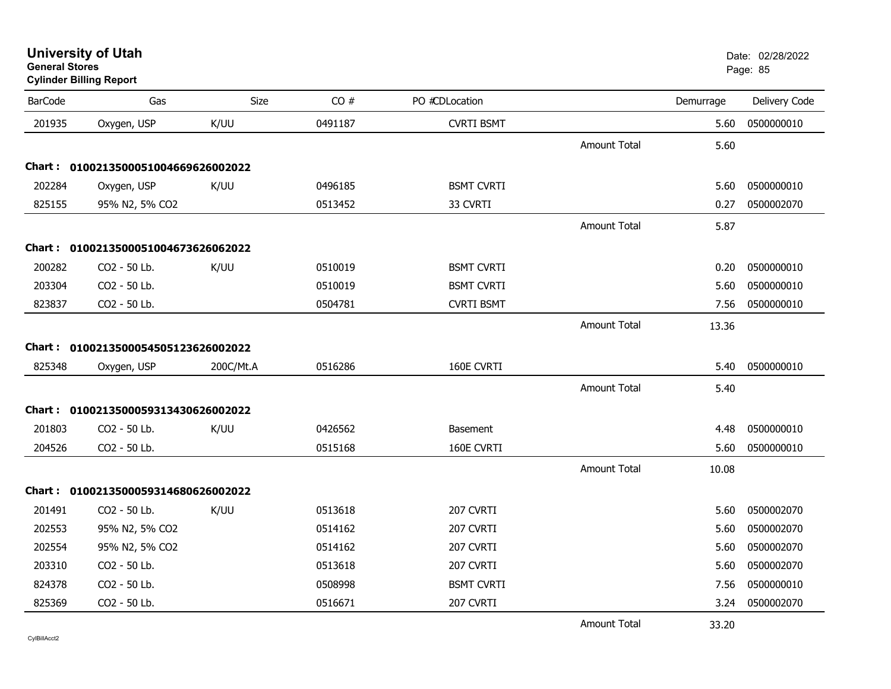# University of Utah

**General Stores**

**Cylinder Billing Report**

Date: 02/28/2022

| BarCode | Gas | Size | CO # | PO #CDLocation | | Demurrage | Delivery Code |
|---|---|---|---|---|---|---|---|
| 201935 | Oxygen, USP | K/UU | 0491187 | CVRTI BSMT | | 5.60 | 0500000010 |
| | | | | | Amount Total | 5.60 | |
| **Chart :** | **01002135000510046696260​02022** | | | | | | |
| 202284 | Oxygen, USP | K/UU | 0496185 | BSMT CVRTI | | 5.60 | 0500000010 |
| 825155 | 95% N2, 5% CO2 | | 0513452 | 33 CVRTI | | 0.27 | 0500002070 |
| | | | | | Amount Total | 5.87 | |
| **Chart :** | **01002135000510046736260​62022** | | | | | | |
| 200282 | CO2 - 50 Lb. | K/UU | 0510019 | BSMT CVRTI | | 0.20 | 0500000010 |
| 203304 | CO2 - 50 Lb. | | 0510019 | BSMT CVRTI | | 5.60 | 0500000010 |
| 823837 | CO2 - 50 Lb. | | 0504781 | CVRTI BSMT | | 7.56 | 0500000010 |
| | | | | | Amount Total | 13.36 | |
| **Chart :** | **01002135000545051236260​02022** | | | | | | |
| 825348 | Oxygen, USP | 200C/Mt.A | 0516286 | 160E CVRTI | | 5.40 | 0500000010 |
| | | | | | Amount Total | 5.40 | |
| **Chart :** | **01002135000593134306260​02022** | | | | | | |
| 201803 | CO2 - 50 Lb. | K/UU | 0426562 | Basement | | 4.48 | 0500000010 |
| 204526 | CO2 - 50 Lb. | | 0515168 | 160E CVRTI | | 5.60 | 0500000010 |
| | | | | | Amount Total | 10.08 | |
| **Chart :** | **01002135000593146806260​02022** | | | | | | |
| 201491 | CO2 - 50 Lb. | K/UU | 0513618 | 207 CVRTI | | 5.60 | 0500002070 |
| 202553 | 95% N2, 5% CO2 | | 0514162 | 207 CVRTI | | 5.60 | 0500002070 |
| 202554 | 95% N2, 5% CO2 | | 0514162 | 207 CVRTI | | 5.60 | 0500002070 |
| 203310 | CO2 - 50 Lb. | | 0513618 | 207 CVRTI | | 5.60 | 0500002070 |
| 824378 | CO2 - 50 Lb. | | 0508998 | BSMT CVRTI | | 7.56 | 0500000010 |
| 825369 | CO2 - 50 Lb. | | 0516671 | 207 CVRTI | | 3.24 | 0500002070 |
| | | | | | Amount Total | 33.20 | |

CylBillAcct2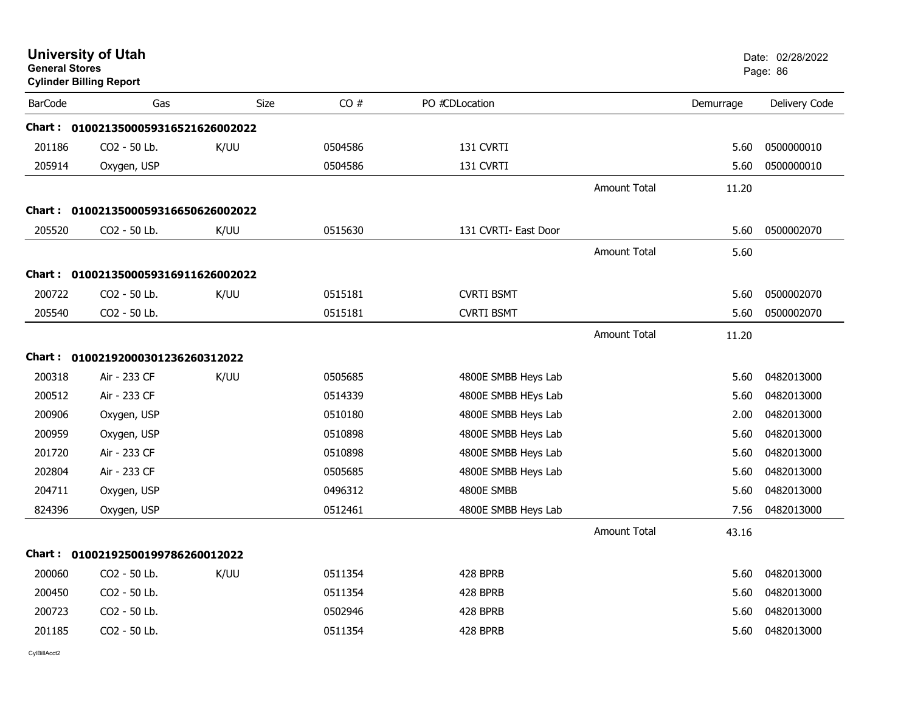**University of Utah**
**General Stores**
**Cylinder Billing Report**

Date: 02/28/2022

| BarCode | Gas | Size | CO # | PO #CDLocation | | Demurrage | Delivery Code |
|---|---|---|---|---|---|---|---|
| **Chart :** | **01002135000593165216260020 22** | | | | | | |
| 201186 | CO2 - 50 Lb. | K/UU | 0504586 | 131 CVRTI | | 5.60 | 0500000010 |
| 205914 | Oxygen, USP | | 0504586 | 131 CVRTI | | 5.60 | 0500000010 |
| | | | | | Amount Total | 11.20 | |
| **Chart :** | **01002135000593166506260020 22** | | | | | | |
| 205520 | CO2 - 50 Lb. | K/UU | 0515630 | 131 CVRTI- East Door | | 5.60 | 0500002070 |
| | | | | | Amount Total | 5.60 | |
| **Chart :** | **01002135000593169116260020 22** | | | | | | |
| 200722 | CO2 - 50 Lb. | K/UU | 0515181 | CVRTI BSMT | | 5.60 | 0500002070 |
| 205540 | CO2 - 50 Lb. | | 0515181 | CVRTI BSMT | | 5.60 | 0500002070 |
| | | | | | Amount Total | 11.20 | |
| **Chart :** | **01002192000301236260312022** | | | | | | |
| 200318 | Air - 233 CF | K/UU | 0505685 | 4800E SMBB Heys Lab | | 5.60 | 0482013000 |
| 200512 | Air - 233 CF | | 0514339 | 4800E SMBB HEys Lab | | 5.60 | 0482013000 |
| 200906 | Oxygen, USP | | 0510180 | 4800E SMBB Heys Lab | | 2.00 | 0482013000 |
| 200959 | Oxygen, USP | | 0510898 | 4800E SMBB Heys Lab | | 5.60 | 0482013000 |
| 201720 | Air - 233 CF | | 0510898 | 4800E SMBB Heys Lab | | 5.60 | 0482013000 |
| 202804 | Air - 233 CF | | 0505685 | 4800E SMBB Heys Lab | | 5.60 | 0482013000 |
| 204711 | Oxygen, USP | | 0496312 | 4800E SMBB | | 5.60 | 0482013000 |
| 824396 | Oxygen, USP | | 0512461 | 4800E SMBB Heys Lab | | 7.56 | 0482013000 |
| | | | | | Amount Total | 43.16 | |
| **Chart :** | **01002192500199786260012022** | | | | | | |
| 200060 | CO2 - 50 Lb. | K/UU | 0511354 | 428 BPRB | | 5.60 | 0482013000 |
| 200450 | CO2 - 50 Lb. | | 0511354 | 428 BPRB | | 5.60 | 0482013000 |
| 200723 | CO2 - 50 Lb. | | 0502946 | 428 BPRB | | 5.60 | 0482013000 |
| 201185 | CO2 - 50 Lb. | | 0511354 | 428 BPRB | | 5.60 | 0482013000 |

CylBillAcct2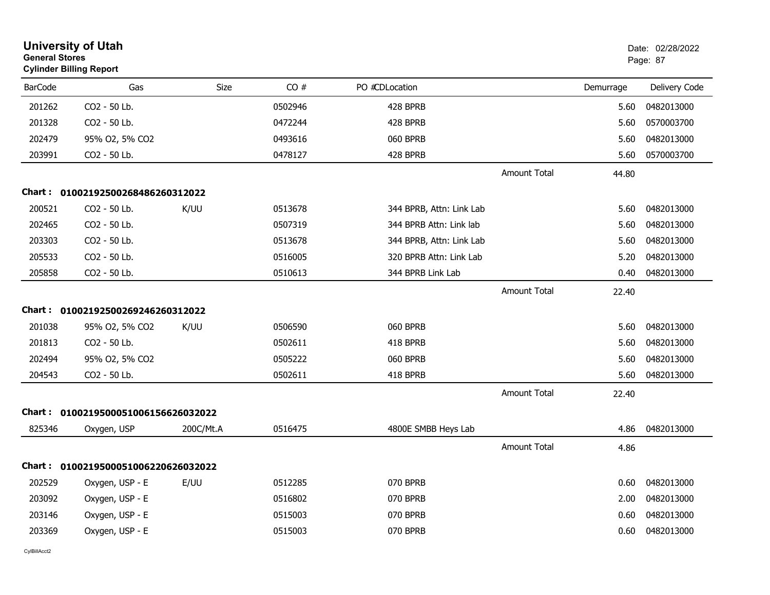# University of Utah
**General Stores**
**Cylinder Billing Report**

Date: 02/28/2022

| BarCode | Gas | Size | CO # | PO # | CDLocation | Demurrage | Delivery Code |
|---|---|---|---|---|---|---|---|
| 201262 | CO2 - 50 Lb. | | 0502946 | | 428 BPRB | 5.60 | 0482013000 |
| 201328 | CO2 - 50 Lb. | | 0472244 | | 428 BPRB | 5.60 | 0570003700 |
| 202479 | 95% O2, 5% CO2 | | 0493616 | | 060 BPRB | 5.60 | 0482013000 |
| 203991 | CO2 - 50 Lb. | | 0478127 | | 428 BPRB | 5.60 | 0570003700 |
| | | | | | Amount Total | 44.80 | |

**Chart : 01002192500268486260312022**

| BarCode | Gas | Size | CO # | PO # | CDLocation | Demurrage | Delivery Code |
|---|---|---|---|---|---|---|---|
| 200521 | CO2 - 50 Lb. | K/UU | 0513678 | | 344 BPRB, Attn: Link Lab | 5.60 | 0482013000 |
| 202465 | CO2 - 50 Lb. | | 0507319 | | 344 BPRB Attn: Link lab | 5.60 | 0482013000 |
| 203303 | CO2 - 50 Lb. | | 0513678 | | 344 BPRB, Attn: Link Lab | 5.60 | 0482013000 |
| 205533 | CO2 - 50 Lb. | | 0516005 | | 320 BPRB Attn: Link Lab | 5.20 | 0482013000 |
| 205858 | CO2 - 50 Lb. | | 0510613 | | 344 BPRB Link Lab | 0.40 | 0482013000 |
| | | | | | Amount Total | 22.40 | |

**Chart : 01002192500269246260312022**

| BarCode | Gas | Size | CO # | PO # | CDLocation | Demurrage | Delivery Code |
|---|---|---|---|---|---|---|---|
| 201038 | 95% O2, 5% CO2 | K/UU | 0506590 | | 060 BPRB | 5.60 | 0482013000 |
| 201813 | CO2 - 50 Lb. | | 0502611 | | 418 BPRB | 5.60 | 0482013000 |
| 202494 | 95% O2, 5% CO2 | | 0505222 | | 060 BPRB | 5.60 | 0482013000 |
| 204543 | CO2 - 50 Lb. | | 0502611 | | 418 BPRB | 5.60 | 0482013000 |
| | | | | | Amount Total | 22.40 | |

**Chart : 01002195000510061566260320222**

| BarCode | Gas | Size | CO # | PO # | CDLocation | Demurrage | Delivery Code |
|---|---|---|---|---|---|---|---|
| 825346 | Oxygen, USP | 200C/Mt.A | 0516475 | | 4800E SMBB Heys Lab | 4.86 | 0482013000 |
| | | | | | Amount Total | 4.86 | |

**Chart : 01002195000510062206260320222**

| BarCode | Gas | Size | CO # | PO # | CDLocation | Demurrage | Delivery Code |
|---|---|---|---|---|---|---|---|
| 202529 | Oxygen, USP - E | E/UU | 0512285 | | 070 BPRB | 0.60 | 0482013000 |
| 203092 | Oxygen, USP - E | | 0516802 | | 070 BPRB | 2.00 | 0482013000 |
| 203146 | Oxygen, USP - E | | 0515003 | | 070 BPRB | 0.60 | 0482013000 |
| 203369 | Oxygen, USP - E | | 0515003 | | 070 BPRB | 0.60 | 0482013000 |

CylBillAcct2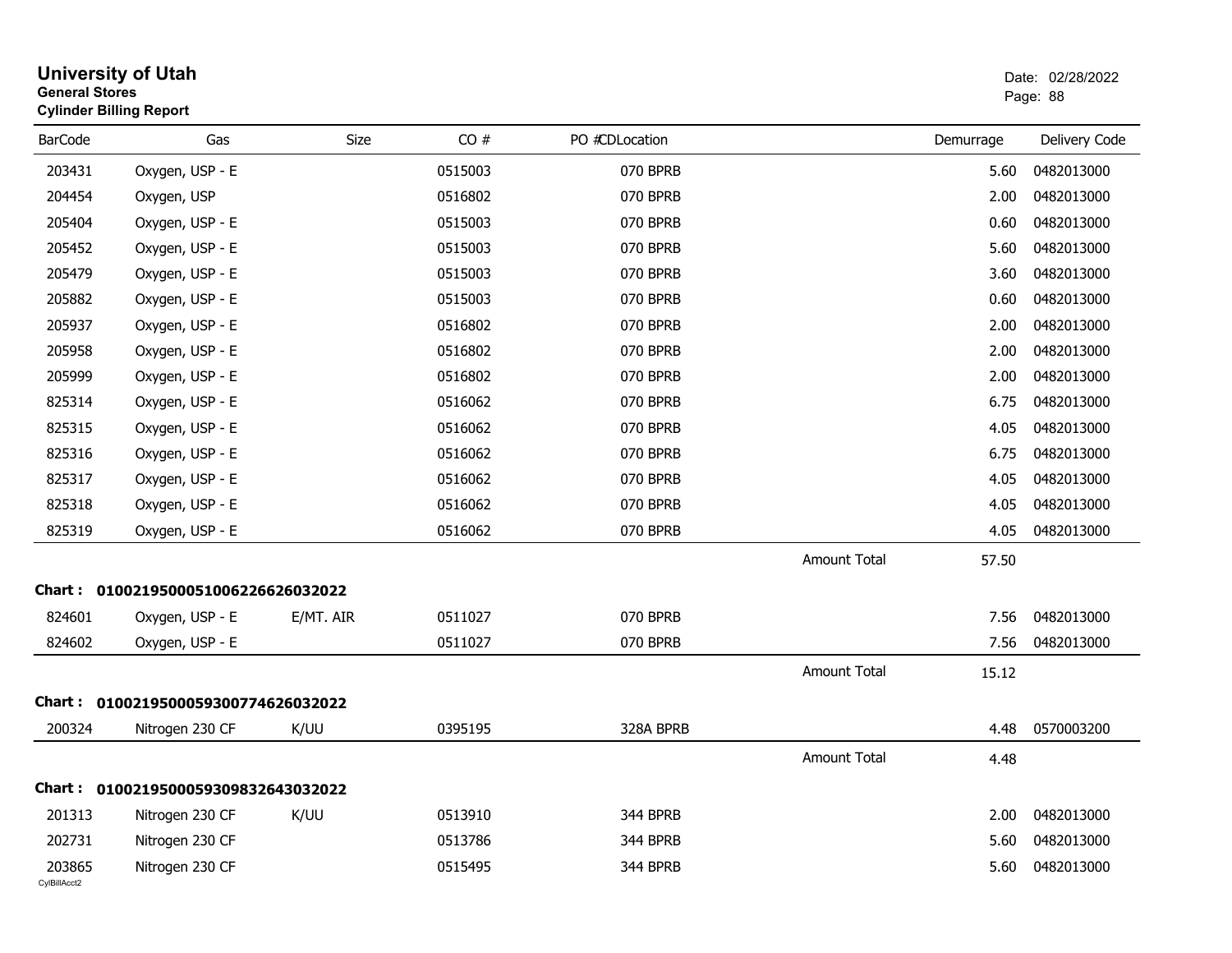# University of Utah
**General Stores**
**Cylinder Billing Report**

Date: 02/28/2022
Page: 88

| BarCode | Gas | Size | CO # | PO #CDLocation | | Demurrage | Delivery Code |
|---|---|---|---|---|---|---|---|
| 203431 | Oxygen, USP - E | | 0515003 | 070 BPRB | | 5.60 | 0482013000 |
| 204454 | Oxygen, USP | | 0516802 | 070 BPRB | | 2.00 | 0482013000 |
| 205404 | Oxygen, USP - E | | 0515003 | 070 BPRB | | 0.60 | 0482013000 |
| 205452 | Oxygen, USP - E | | 0515003 | 070 BPRB | | 5.60 | 0482013000 |
| 205479 | Oxygen, USP - E | | 0515003 | 070 BPRB | | 3.60 | 0482013000 |
| 205882 | Oxygen, USP - E | | 0515003 | 070 BPRB | | 0.60 | 0482013000 |
| 205937 | Oxygen, USP - E | | 0516802 | 070 BPRB | | 2.00 | 0482013000 |
| 205958 | Oxygen, USP - E | | 0516802 | 070 BPRB | | 2.00 | 0482013000 |
| 205999 | Oxygen, USP - E | | 0516802 | 070 BPRB | | 2.00 | 0482013000 |
| 825314 | Oxygen, USP - E | | 0516062 | 070 BPRB | | 6.75 | 0482013000 |
| 825315 | Oxygen, USP - E | | 0516062 | 070 BPRB | | 4.05 | 0482013000 |
| 825316 | Oxygen, USP - E | | 0516062 | 070 BPRB | | 6.75 | 0482013000 |
| 825317 | Oxygen, USP - E | | 0516062 | 070 BPRB | | 4.05 | 0482013000 |
| 825318 | Oxygen, USP - E | | 0516062 | 070 BPRB | | 4.05 | 0482013000 |
| 825319 | Oxygen, USP - E | | 0516062 | 070 BPRB | | 4.05 | 0482013000 |
| | | | | | Amount Total | 57.50 | |

**Chart : 01002195000510062266260320​22**

| BarCode | Gas | Size | CO # | PO #CDLocation | | Demurrage | Delivery Code |
|---|---|---|---|---|---|---|---|
| 824601 | Oxygen, USP - E | E/MT. AIR | 0511027 | 070 BPRB | | 7.56 | 0482013000 |
| 824602 | Oxygen, USP - E | | 0511027 | 070 BPRB | | 7.56 | 0482013000 |
| | | | | | Amount Total | 15.12 | |

**Chart : 01002195000593007746260320​22**

| BarCode | Gas | Size | CO # | PO #CDLocation | | Demurrage | Delivery Code |
|---|---|---|---|---|---|---|---|
| 200324 | Nitrogen 230 CF | K/UU | 0395195 | 328A BPRB | | 4.48 | 0570003200 |
| | | | | | Amount Total | 4.48 | |

**Chart : 01002195000593098326430320​22**

| BarCode | Gas | Size | CO # | PO #CDLocation | | Demurrage | Delivery Code |
|---|---|---|---|---|---|---|---|
| 201313 | Nitrogen 230 CF | K/UU | 0513910 | 344 BPRB | | 2.00 | 0482013000 |
| 202731 | Nitrogen 230 CF | | 0513786 | 344 BPRB | | 5.60 | 0482013000 |
| 203865 | Nitrogen 230 CF | | 0515495 | 344 BPRB | | 5.60 | 0482013000 |

CylBillAcct2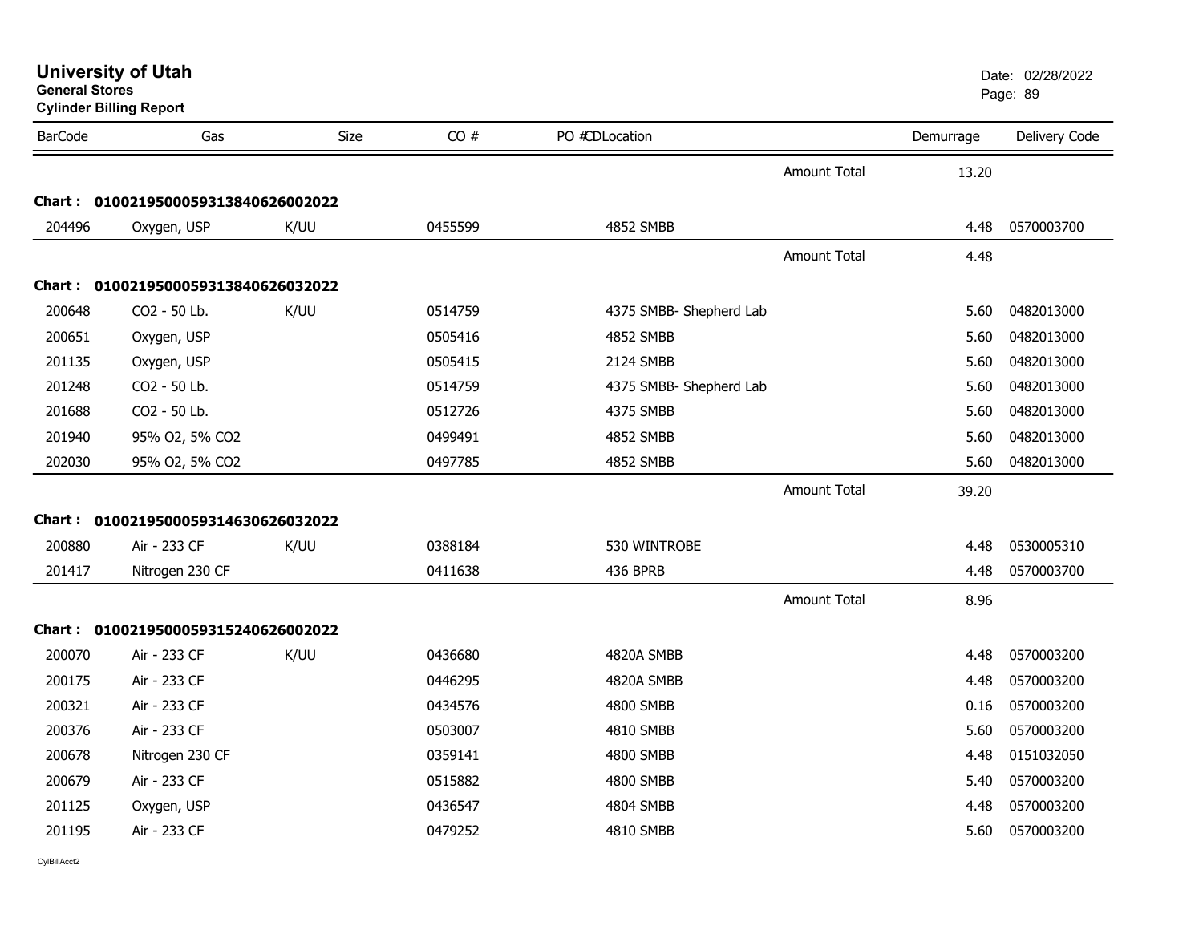# University of Utah

**General Stores**

**Cylinder Billing Report**

Date: 02/28/2022

| BarCode | Gas | Size | CO # | PO # CDLocation | | Demurrage | Delivery Code |
|---|---|---|---|---|---|---|---|
| | | | | | Amount Total | 13.20 | |
| **Chart : 01002195000593138406260020​22** | | | | | | | |
| 204496 | Oxygen, USP | K/UU | 0455599 | 4852 SMBB | | 4.48 | 0570003700 |
| | | | | | Amount Total | 4.48 | |
| **Chart : 0100219500059313840626032022** | | | | | | | |
| 200648 | CO2 - 50 Lb. | K/UU | 0514759 | 4375 SMBB- Shepherd Lab | | 5.60 | 0482013000 |
| 200651 | Oxygen, USP | | 0505416 | 4852 SMBB | | 5.60 | 0482013000 |
| 201135 | Oxygen, USP | | 0505415 | 2124 SMBB | | 5.60 | 0482013000 |
| 201248 | CO2 - 50 Lb. | | 0514759 | 4375 SMBB- Shepherd Lab | | 5.60 | 0482013000 |
| 201688 | CO2 - 50 Lb. | | 0512726 | 4375 SMBB | | 5.60 | 0482013000 |
| 201940 | 95% O2, 5% CO2 | | 0499491 | 4852 SMBB | | 5.60 | 0482013000 |
| 202030 | 95% O2, 5% CO2 | | 0497785 | 4852 SMBB | | 5.60 | 0482013000 |
| | | | | | Amount Total | 39.20 | |
| **Chart : 0100219500059314630626032022** | | | | | | | |
| 200880 | Air - 233 CF | K/UU | 0388184 | 530 WINTROBE | | 4.48 | 0530005310 |
| 201417 | Nitrogen 230 CF | | 0411638 | 436 BPRB | | 4.48 | 0570003700 |
| | | | | | Amount Total | 8.96 | |
| **Chart : 0100219500059315240626002022** | | | | | | | |
| 200070 | Air - 233 CF | K/UU | 0436680 | 4820A SMBB | | 4.48 | 0570003200 |
| 200175 | Air - 233 CF | | 0446295 | 4820A SMBB | | 4.48 | 0570003200 |
| 200321 | Air - 233 CF | | 0434576 | 4800 SMBB | | 0.16 | 0570003200 |
| 200376 | Air - 233 CF | | 0503007 | 4810 SMBB | | 5.60 | 0570003200 |
| 200678 | Nitrogen 230 CF | | 0359141 | 4800 SMBB | | 4.48 | 0151032050 |
| 200679 | Air - 233 CF | | 0515882 | 4800 SMBB | | 5.40 | 0570003200 |
| 201125 | Oxygen, USP | | 0436547 | 4804 SMBB | | 4.48 | 0570003200 |
| 201195 | Air - 233 CF | | 0479252 | 4810 SMBB | | 5.60 | 0570003200 |

CylBillAcct2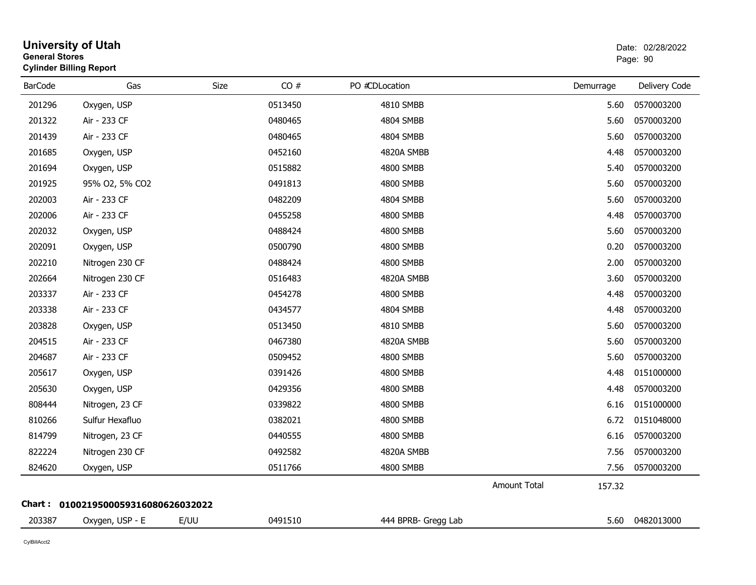# University of Utah
**General Stores**
**Cylinder Billing Report**

Date: 02/28/2022

| BarCode | Gas | Size | CO # | PO # | CDLocation | Demurrage | Delivery Code |
|---|---|---|---|---|---|---|---|
| 201296 | Oxygen, USP | | 0513450 | | 4810 SMBB | 5.60 | 0570003200 |
| 201322 | Air - 233 CF | | 0480465 | | 4804 SMBB | 5.60 | 0570003200 |
| 201439 | Air - 233 CF | | 0480465 | | 4804 SMBB | 5.60 | 0570003200 |
| 201685 | Oxygen, USP | | 0452160 | | 4820A SMBB | 4.48 | 0570003200 |
| 201694 | Oxygen, USP | | 0515882 | | 4800 SMBB | 5.40 | 0570003200 |
| 201925 | 95% O2, 5% CO2 | | 0491813 | | 4800 SMBB | 5.60 | 0570003200 |
| 202003 | Air - 233 CF | | 0482209 | | 4804 SMBB | 5.60 | 0570003200 |
| 202006 | Air - 233 CF | | 0455258 | | 4800 SMBB | 4.48 | 0570003700 |
| 202032 | Oxygen, USP | | 0488424 | | 4800 SMBB | 5.60 | 0570003200 |
| 202091 | Oxygen, USP | | 0500790 | | 4800 SMBB | 0.20 | 0570003200 |
| 202210 | Nitrogen 230 CF | | 0488424 | | 4800 SMBB | 2.00 | 0570003200 |
| 202664 | Nitrogen 230 CF | | 0516483 | | 4820A SMBB | 3.60 | 0570003200 |
| 203337 | Air - 233 CF | | 0454278 | | 4800 SMBB | 4.48 | 0570003200 |
| 203338 | Air - 233 CF | | 0434577 | | 4804 SMBB | 4.48 | 0570003200 |
| 203828 | Oxygen, USP | | 0513450 | | 4810 SMBB | 5.60 | 0570003200 |
| 204515 | Air - 233 CF | | 0467380 | | 4820A SMBB | 5.60 | 0570003200 |
| 204687 | Air - 233 CF | | 0509452 | | 4800 SMBB | 5.60 | 0570003200 |
| 205617 | Oxygen, USP | | 0391426 | | 4800 SMBB | 4.48 | 0151000000 |
| 205630 | Oxygen, USP | | 0429356 | | 4800 SMBB | 4.48 | 0570003200 |
| 808444 | Nitrogen, 23 CF | | 0339822 | | 4800 SMBB | 6.16 | 0151000000 |
| 810266 | Sulfur Hexafluo | | 0382021 | | 4800 SMBB | 6.72 | 0151048000 |
| 814799 | Nitrogen, 23 CF | | 0440555 | | 4800 SMBB | 6.16 | 0570003200 |
| 822224 | Nitrogen 230 CF | | 0492582 | | 4820A SMBB | 7.56 | 0570003200 |
| 824620 | Oxygen, USP | | 0511766 | | 4800 SMBB | 7.56 | 0570003200 |
| | | | | | Amount Total | 157.32 | |

**Chart : 01002195000593160806260032022**

| BarCode | Gas | Size | CO # | PO # | CDLocation | Demurrage | Delivery Code |
|---|---|---|---|---|---|---|---|
| 203387 | Oxygen, USP - E | E/UU | 0491510 | | 444 BPRB- Gregg Lab | 5.60 | 0482013000 |

CylBillAcct2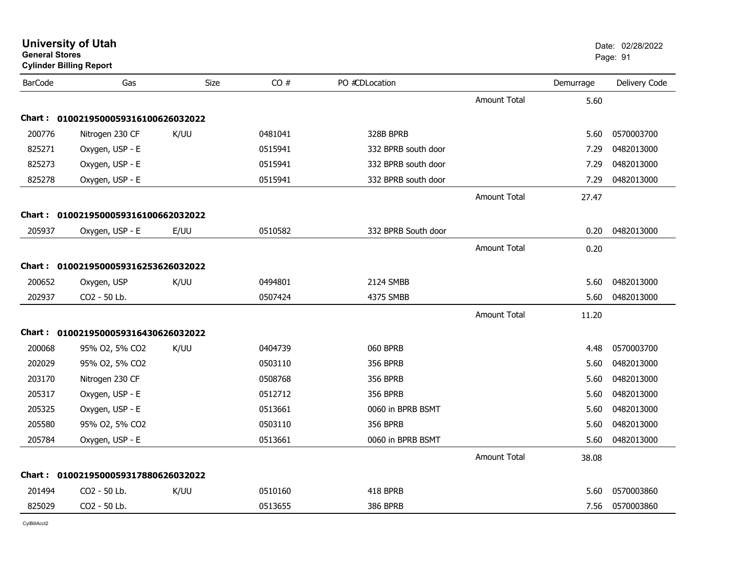# University of Utah

**General Stores**
**Cylinder Billing Report**

Date: 02/28/2022

| BarCode | Gas | Size | CO # | PO # | CDLocation | | Demurrage | Delivery Code |
|---|---|---|---|---|---|---|---|---|
| | | | | | | Amount Total | 5.60 | |
| **Chart : 01002195000593161006260 32022** | | | | | | | | |
| 200776 | Nitrogen 230 CF | K/UU | 0481041 | | 328B BPRB | | 5.60 | 0570003700 |
| 825271 | Oxygen, USP - E | | 0515941 | | 332 BPRB south door | | 7.29 | 0482013000 |
| 825273 | Oxygen, USP - E | | 0515941 | | 332 BPRB south door | | 7.29 | 0482013000 |
| 825278 | Oxygen, USP - E | | 0515941 | | 332 BPRB south door | | 7.29 | 0482013000 |
| | | | | | | Amount Total | 27.47 | |
| **Chart : 01002195000593161006620 32022** | | | | | | | | |
| 205937 | Oxygen, USP - E | E/UU | 0510582 | | 332 BPRB South door | | 0.20 | 0482013000 |
| | | | | | | Amount Total | 0.20 | |
| **Chart : 01002195000593162536260 32022** | | | | | | | | |
| 200652 | Oxygen, USP | K/UU | 0494801 | | 2124 SMBB | | 5.60 | 0482013000 |
| 202937 | CO2 - 50 Lb. | | 0507424 | | 4375 SMBB | | 5.60 | 0482013000 |
| | | | | | | Amount Total | 11.20 | |
| **Chart : 01002195000593164306260 32022** | | | | | | | | |
| 200068 | 95% O2, 5% CO2 | K/UU | 0404739 | | 060 BPRB | | 4.48 | 0570003700 |
| 202029 | 95% O2, 5% CO2 | | 0503110 | | 356 BPRB | | 5.60 | 0482013000 |
| 203170 | Nitrogen 230 CF | | 0508768 | | 356 BPRB | | 5.60 | 0482013000 |
| 205317 | Oxygen, USP - E | | 0512712 | | 356 BPRB | | 5.60 | 0482013000 |
| 205325 | Oxygen, USP - E | | 0513661 | | 0060 in BPRB BSMT | | 5.60 | 0482013000 |
| 205580 | 95% O2, 5% CO2 | | 0503110 | | 356 BPRB | | 5.60 | 0482013000 |
| 205784 | Oxygen, USP - E | | 0513661 | | 0060 in BPRB BSMT | | 5.60 | 0482013000 |
| | | | | | | Amount Total | 38.08 | |
| **Chart : 01002195000593178806260 32022** | | | | | | | | |
| 201494 | CO2 - 50 Lb. | K/UU | 0510160 | | 418 BPRB | | 5.60 | 0570003860 |
| 825029 | CO2 - 50 Lb. | | 0513655 | | 386 BPRB | | 7.56 | 0570003860 |

CylBillAcct2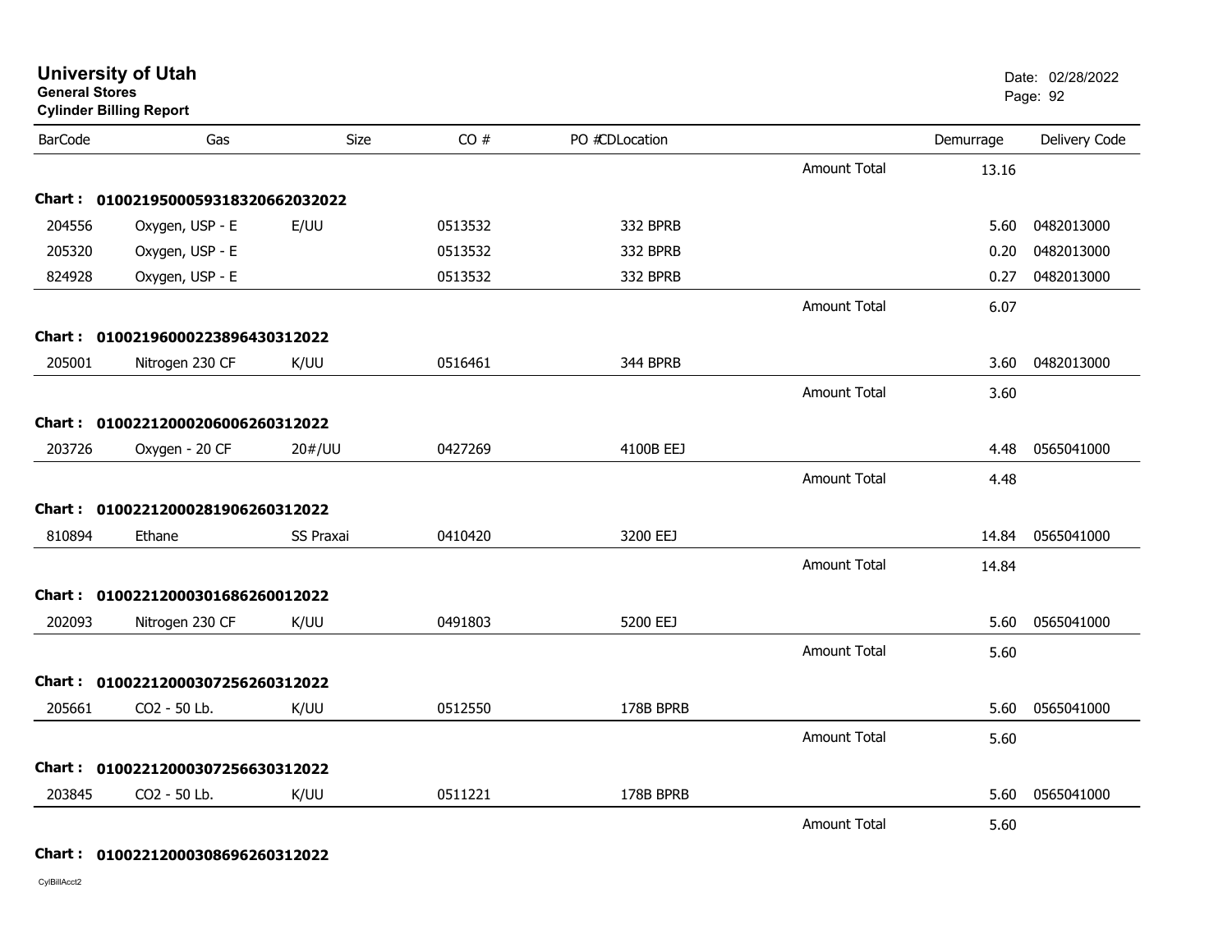# University of Utah

**General Stores**

**Cylinder Billing Report**

Date: 02/28/2022

| BarCode | Gas | Size | CO # | PO # | CDLocation | | Demurrage | Delivery Code |
|---|---|---|---|---|---|---|---|---|
| | | | | | | Amount Total | 13.16 | |
| **Chart :** | **01002195000593183206620320​22** | | | | | | | |
| 204556 | Oxygen, USP - E | E/UU | 0513532 | | 332 BPRB | | 5.60 | 0482013000 |
| 205320 | Oxygen, USP - E | | 0513532 | | 332 BPRB | | 0.20 | 0482013000 |
| 824928 | Oxygen, USP - E | | 0513532 | | 332 BPRB | | 0.27 | 0482013000 |
| | | | | | | Amount Total | 6.07 | |
| **Chart :** | **01002196000223896430312022** | | | | | | | |
| 205001 | Nitrogen 230 CF | K/UU | 0516461 | | 344 BPRB | | 3.60 | 0482013000 |
| | | | | | | Amount Total | 3.60 | |
| **Chart :** | **01002212000206006260312022** | | | | | | | |
| 203726 | Oxygen - 20 CF | 20#/UU | 0427269 | | 4100B EEJ | | 4.48 | 0565041000 |
| | | | | | | Amount Total | 4.48 | |
| **Chart :** | **01002212000281906260312022** | | | | | | | |
| 810894 | Ethane | SS Praxai | 0410420 | | 3200 EEJ | | 14.84 | 0565041000 |
| | | | | | | Amount Total | 14.84 | |
| **Chart :** | **01002212000301686260012022** | | | | | | | |
| 202093 | Nitrogen 230 CF | K/UU | 0491803 | | 5200 EEJ | | 5.60 | 0565041000 |
| | | | | | | Amount Total | 5.60 | |
| **Chart :** | **01002212000307256260312022** | | | | | | | |
| 205661 | CO2 - 50 Lb. | K/UU | 0512550 | | 178B BPRB | | 5.60 | 0565041000 |
| | | | | | | Amount Total | 5.60 | |
| **Chart :** | **01002212000307256630312022** | | | | | | | |
| 203845 | CO2 - 50 Lb. | K/UU | 0511221 | | 178B BPRB | | 5.60 | 0565041000 |
| | | | | | | Amount Total | 5.60 | |
| **Chart :** | **01002212000308696260312022** | | | | | | | |

CylBillAcct2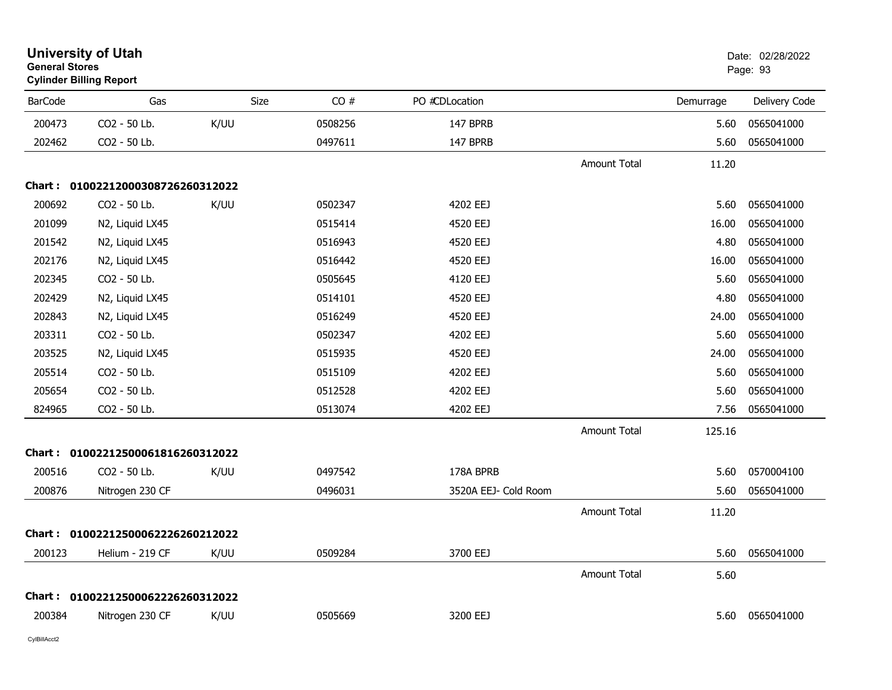# University of Utah
**General Stores**
**Cylinder Billing Report**

Date: 02/28/2022

| BarCode | Gas | Size | CO # | PO # | CDLocation | Demurrage | Delivery Code |
|---|---|---|---|---|---|---|---|
| 200473 | CO2 - 50 Lb. | K/UU | 0508256 | | 147 BPRB | 5.60 | 0565041000 |
| 202462 | CO2 - 50 Lb. | | 0497611 | | 147 BPRB | 5.60 | 0565041000 |
| | | | | | Amount Total | 11.20 | |
| **Chart :** | **01002212000308726260312022** | | | | | | |
| 200692 | CO2 - 50 Lb. | K/UU | 0502347 | | 4202 EEJ | 5.60 | 0565041000 |
| 201099 | N2, Liquid LX45 | | 0515414 | | 4520 EEJ | 16.00 | 0565041000 |
| 201542 | N2, Liquid LX45 | | 0516943 | | 4520 EEJ | 4.80 | 0565041000 |
| 202176 | N2, Liquid LX45 | | 0516442 | | 4520 EEJ | 16.00 | 0565041000 |
| 202345 | CO2 - 50 Lb. | | 0505645 | | 4120 EEJ | 5.60 | 0565041000 |
| 202429 | N2, Liquid LX45 | | 0514101 | | 4520 EEJ | 4.80 | 0565041000 |
| 202843 | N2, Liquid LX45 | | 0516249 | | 4520 EEJ | 24.00 | 0565041000 |
| 203311 | CO2 - 50 Lb. | | 0502347 | | 4202 EEJ | 5.60 | 0565041000 |
| 203525 | N2, Liquid LX45 | | 0515935 | | 4520 EEJ | 24.00 | 0565041000 |
| 205514 | CO2 - 50 Lb. | | 0515109 | | 4202 EEJ | 5.60 | 0565041000 |
| 205654 | CO2 - 50 Lb. | | 0512528 | | 4202 EEJ | 5.60 | 0565041000 |
| 824965 | CO2 - 50 Lb. | | 0513074 | | 4202 EEJ | 7.56 | 0565041000 |
| | | | | | Amount Total | 125.16 | |
| **Chart :** | **01002212500061816260312022** | | | | | | |
| 200516 | CO2 - 50 Lb. | K/UU | 0497542 | | 178A BPRB | 5.60 | 0570004100 |
| 200876 | Nitrogen 230 CF | | 0496031 | | 3520A EEJ- Cold Room | 5.60 | 0565041000 |
| | | | | | Amount Total | 11.20 | |
| **Chart :** | **01002212500062226260212022** | | | | | | |
| 200123 | Helium - 219 CF | K/UU | 0509284 | | 3700 EEJ | 5.60 | 0565041000 |
| | | | | | Amount Total | 5.60 | |
| **Chart :** | **01002212500062226260312022** | | | | | | |
| 200384 | Nitrogen 230 CF | K/UU | 0505669 | | 3200 EEJ | 5.60 | 0565041000 |

CylBillAcct2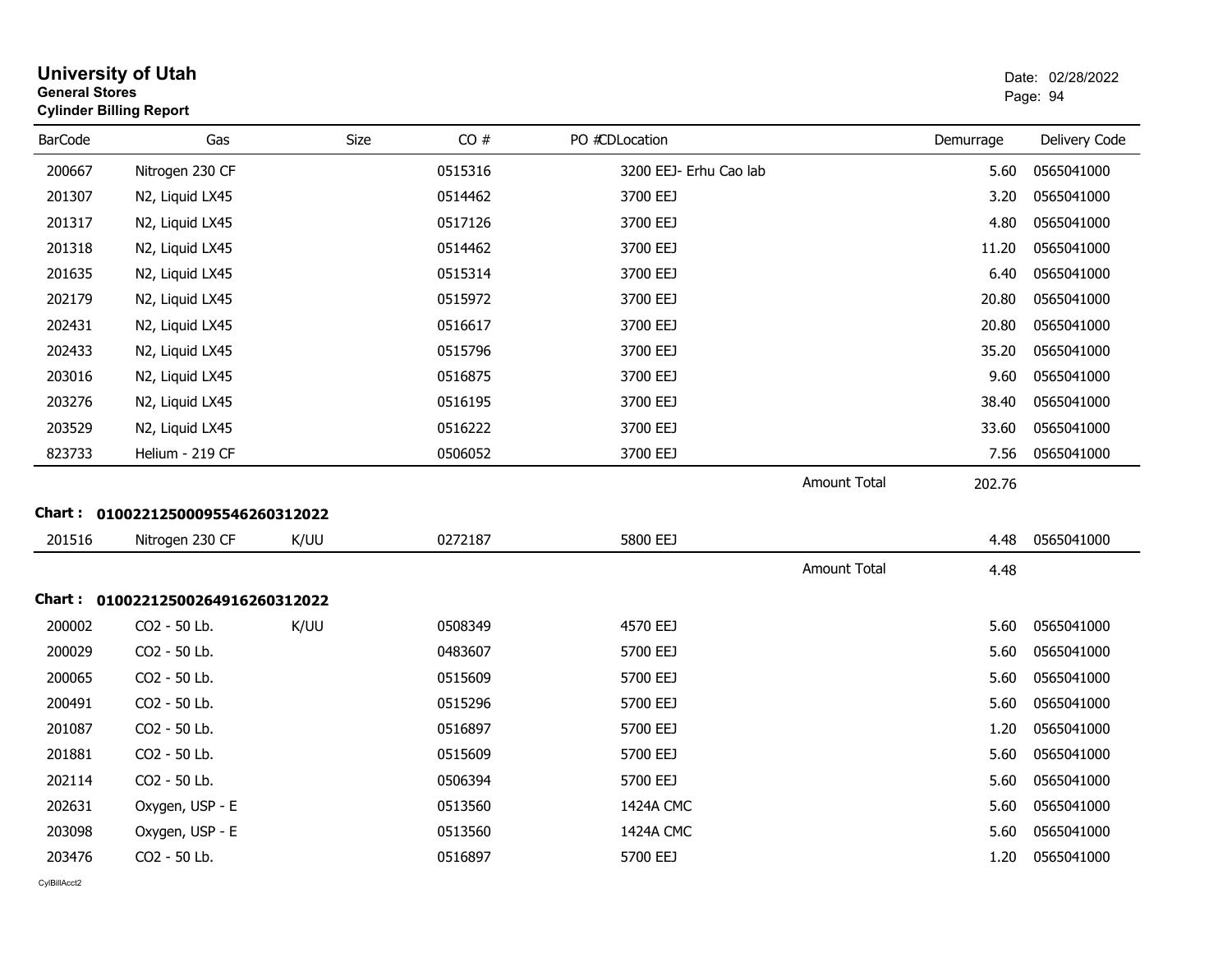**University of Utah**
**General Stores**
**Cylinder Billing Report**

Date: 02/28/2022

| BarCode | Gas | Size | CO # | PO # | CDLocation | Demurrage | Delivery Code |
|---|---|---|---|---|---|---|---|
| 200667 | Nitrogen 230 CF | | 0515316 | | 3200 EEJ- Erhu Cao lab | 5.60 | 0565041000 |
| 201307 | N2, Liquid LX45 | | 0514462 | | 3700 EEJ | 3.20 | 0565041000 |
| 201317 | N2, Liquid LX45 | | 0517126 | | 3700 EEJ | 4.80 | 0565041000 |
| 201318 | N2, Liquid LX45 | | 0514462 | | 3700 EEJ | 11.20 | 0565041000 |
| 201635 | N2, Liquid LX45 | | 0515314 | | 3700 EEJ | 6.40 | 0565041000 |
| 202179 | N2, Liquid LX45 | | 0515972 | | 3700 EEJ | 20.80 | 0565041000 |
| 202431 | N2, Liquid LX45 | | 0516617 | | 3700 EEJ | 20.80 | 0565041000 |
| 202433 | N2, Liquid LX45 | | 0515796 | | 3700 EEJ | 35.20 | 0565041000 |
| 203016 | N2, Liquid LX45 | | 0516875 | | 3700 EEJ | 9.60 | 0565041000 |
| 203276 | N2, Liquid LX45 | | 0516195 | | 3700 EEJ | 38.40 | 0565041000 |
| 203529 | N2, Liquid LX45 | | 0516222 | | 3700 EEJ | 33.60 | 0565041000 |
| 823733 | Helium - 219 CF | | 0506052 | | 3700 EEJ | 7.56 | 0565041000 |
| | | | | | Amount Total | 202.76 | |

**Chart : 01002212500095546260312022**

| BarCode | Gas | Size | CO # | PO # | CDLocation | Demurrage | Delivery Code |
|---|---|---|---|---|---|---|---|
| 201516 | Nitrogen 230 CF | K/UU | 0272187 | | 5800 EEJ | 4.48 | 0565041000 |
| | | | | | Amount Total | 4.48 | |

**Chart : 01002212500264916260312022**

| BarCode | Gas | Size | CO # | PO # | CDLocation | Demurrage | Delivery Code |
|---|---|---|---|---|---|---|---|
| 200002 | CO2 - 50 Lb. | K/UU | 0508349 | | 4570 EEJ | 5.60 | 0565041000 |
| 200029 | CO2 - 50 Lb. | | 0483607 | | 5700 EEJ | 5.60 | 0565041000 |
| 200065 | CO2 - 50 Lb. | | 0515609 | | 5700 EEJ | 5.60 | 0565041000 |
| 200491 | CO2 - 50 Lb. | | 0515296 | | 5700 EEJ | 5.60 | 0565041000 |
| 201087 | CO2 - 50 Lb. | | 0516897 | | 5700 EEJ | 1.20 | 0565041000 |
| 201881 | CO2 - 50 Lb. | | 0515609 | | 5700 EEJ | 5.60 | 0565041000 |
| 202114 | CO2 - 50 Lb. | | 0506394 | | 5700 EEJ | 5.60 | 0565041000 |
| 202631 | Oxygen, USP - E | | 0513560 | | 1424A CMC | 5.60 | 0565041000 |
| 203098 | Oxygen, USP - E | | 0513560 | | 1424A CMC | 5.60 | 0565041000 |
| 203476 | CO2 - 50 Lb. | | 0516897 | | 5700 EEJ | 1.20 | 0565041000 |

CylBillAcct2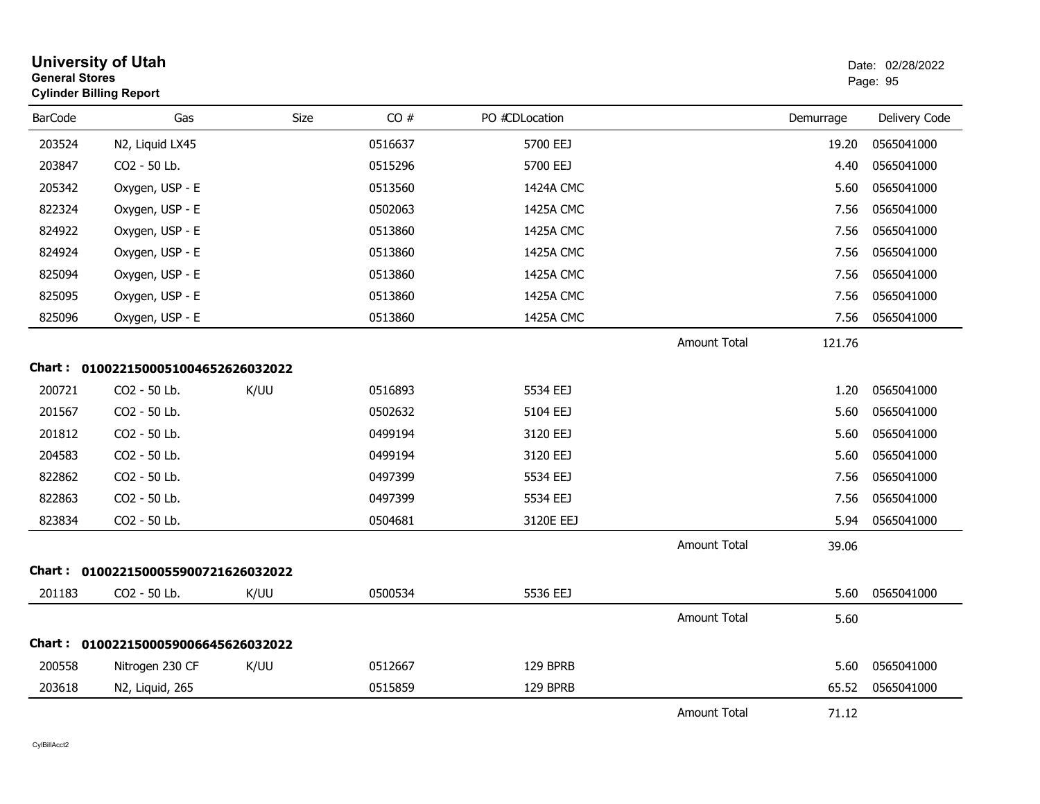# University of Utah

**General Stores**

**Cylinder Billing Report**

Date: 02/28/2022

| BarCode | Gas | Size | CO # | PO #CDLocation | | Demurrage | Delivery Code |
|---|---|---|---|---|---|---|---|
| 203524 | N2, Liquid LX45 | | 0516637 | 5700 EEJ | | 19.20 | 0565041000 |
| 203847 | CO2 - 50 Lb. | | 0515296 | 5700 EEJ | | 4.40 | 0565041000 |
| 205342 | Oxygen, USP - E | | 0513560 | 1424A CMC | | 5.60 | 0565041000 |
| 822324 | Oxygen, USP - E | | 0502063 | 1425A CMC | | 7.56 | 0565041000 |
| 824922 | Oxygen, USP - E | | 0513860 | 1425A CMC | | 7.56 | 0565041000 |
| 824924 | Oxygen, USP - E | | 0513860 | 1425A CMC | | 7.56 | 0565041000 |
| 825094 | Oxygen, USP - E | | 0513860 | 1425A CMC | | 7.56 | 0565041000 |
| 825095 | Oxygen, USP - E | | 0513860 | 1425A CMC | | 7.56 | 0565041000 |
| 825096 | Oxygen, USP - E | | 0513860 | 1425A CMC | | 7.56 | 0565041000 |
| | | | | | Amount Total | 121.76 | |

**Chart : 01002215000510046526260320222**

| BarCode | Gas | Size | CO # | PO #CDLocation | | Demurrage | Delivery Code |
|---|---|---|---|---|---|---|---|
| 200721 | CO2 - 50 Lb. | K/UU | 0516893 | 5534 EEJ | | 1.20 | 0565041000 |
| 201567 | CO2 - 50 Lb. | | 0502632 | 5104 EEJ | | 5.60 | 0565041000 |
| 201812 | CO2 - 50 Lb. | | 0499194 | 3120 EEJ | | 5.60 | 0565041000 |
| 204583 | CO2 - 50 Lb. | | 0499194 | 3120 EEJ | | 5.60 | 0565041000 |
| 822862 | CO2 - 50 Lb. | | 0497399 | 5534 EEJ | | 7.56 | 0565041000 |
| 822863 | CO2 - 50 Lb. | | 0497399 | 5534 EEJ | | 7.56 | 0565041000 |
| 823834 | CO2 - 50 Lb. | | 0504681 | 3120E EEJ | | 5.94 | 0565041000 |
| | | | | | Amount Total | 39.06 | |

**Chart : 01002215000559007216260320222**

| BarCode | Gas | Size | CO # | PO #CDLocation | | Demurrage | Delivery Code |
|---|---|---|---|---|---|---|---|
| 201183 | CO2 - 50 Lb. | K/UU | 0500534 | 5536 EEJ | | 5.60 | 0565041000 |
| | | | | | Amount Total | 5.60 | |

**Chart : 01002215000590066456260320222**

| BarCode | Gas | Size | CO # | PO #CDLocation | | Demurrage | Delivery Code |
|---|---|---|---|---|---|---|---|
| 200558 | Nitrogen 230 CF | K/UU | 0512667 | 129 BPRB | | 5.60 | 0565041000 |
| 203618 | N2, Liquid, 265 | | 0515859 | 129 BPRB | | 65.52 | 0565041000 |
| | | | | | Amount Total | 71.12 | |

CylBillAcct2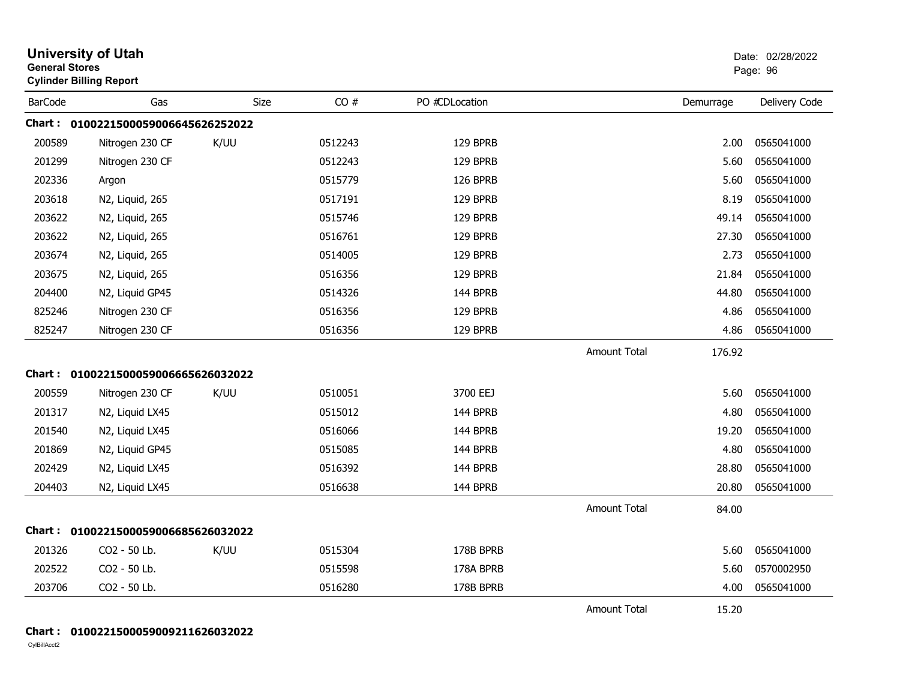# University of Utah

**General Stores**

**Cylinder Billing Report**

Date: 02/28/2022

| BarCode | Gas | Size | CO # | PO #CDLocation | | Demurrage | Delivery Code |
|---|---|---|---|---|---|---|---|
| **Chart : 01002215000590066456262520​22** | | | | | | | |
| 200589 | Nitrogen 230 CF | K/UU | 0512243 | 129 BPRB | | 2.00 | 0565041000 |
| 201299 | Nitrogen 230 CF | | 0512243 | 129 BPRB | | 5.60 | 0565041000 |
| 202336 | Argon | | 0515779 | 126 BPRB | | 5.60 | 0565041000 |
| 203618 | N2, Liquid, 265 | | 0517191 | 129 BPRB | | 8.19 | 0565041000 |
| 203622 | N2, Liquid, 265 | | 0515746 | 129 BPRB | | 49.14 | 0565041000 |
| 203622 | N2, Liquid, 265 | | 0516761 | 129 BPRB | | 27.30 | 0565041000 |
| 203674 | N2, Liquid, 265 | | 0514005 | 129 BPRB | | 2.73 | 0565041000 |
| 203675 | N2, Liquid, 265 | | 0516356 | 129 BPRB | | 21.84 | 0565041000 |
| 204400 | N2, Liquid GP45 | | 0514326 | 144 BPRB | | 44.80 | 0565041000 |
| 825246 | Nitrogen 230 CF | | 0516356 | 129 BPRB | | 4.86 | 0565041000 |
| 825247 | Nitrogen 230 CF | | 0516356 | 129 BPRB | | 4.86 | 0565041000 |
| | | | | | Amount Total | 176.92 | |
| **Chart : 0100221500059006665626032022** | | | | | | | |
| 200559 | Nitrogen 230 CF | K/UU | 0510051 | 3700 EEJ | | 5.60 | 0565041000 |
| 201317 | N2, Liquid LX45 | | 0515012 | 144 BPRB | | 4.80 | 0565041000 |
| 201540 | N2, Liquid LX45 | | 0516066 | 144 BPRB | | 19.20 | 0565041000 |
| 201869 | N2, Liquid GP45 | | 0515085 | 144 BPRB | | 4.80 | 0565041000 |
| 202429 | N2, Liquid LX45 | | 0516392 | 144 BPRB | | 28.80 | 0565041000 |
| 204403 | N2, Liquid LX45 | | 0516638 | 144 BPRB | | 20.80 | 0565041000 |
| | | | | | Amount Total | 84.00 | |
| **Chart : 0100221500059006685626032022** | | | | | | | |
| 201326 | CO2 - 50 Lb. | K/UU | 0515304 | 178B BPRB | | 5.60 | 0565041000 |
| 202522 | CO2 - 50 Lb. | | 0515598 | 178A BPRB | | 5.60 | 0570002950 |
| 203706 | CO2 - 50 Lb. | | 0516280 | 178B BPRB | | 4.00 | 0565041000 |
| | | | | | Amount Total | 15.20 | |

**Chart : 0100221500059009211626032022**

CylBillAcct2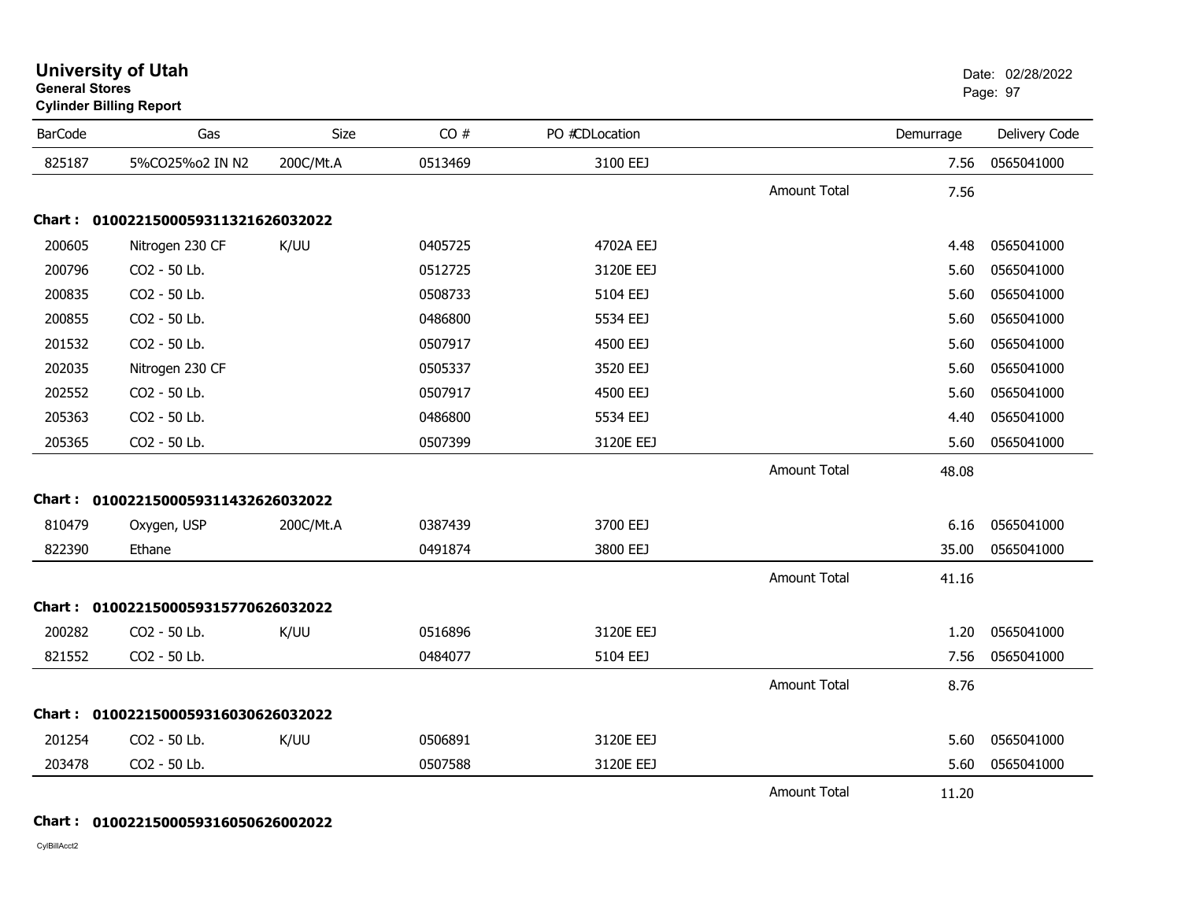# University of Utah
**General Stores**
**Cylinder Billing Report**

Date: 02/28/2022

| BarCode | Gas | Size | CO # | PO # | CDLocation | | Demurrage | Delivery Code |
|---|---|---|---|---|---|---|---|---|
| 825187 | 5%CO25%o2 IN N2 | 200C/Mt.A | 0513469 | | 3100 EEJ | | 7.56 | 0565041000 |
| | | | | | | Amount Total | 7.56 | |

**Chart : 01002215000593113216260320​22**

| BarCode | Gas | Size | CO # | PO # | CDLocation | | Demurrage | Delivery Code |
|---|---|---|---|---|---|---|---|---|
| 200605 | Nitrogen 230 CF | K/UU | 0405725 | | 4702A EEJ | | 4.48 | 0565041000 |
| 200796 | CO2 - 50 Lb. | | 0512725 | | 3120E EEJ | | 5.60 | 0565041000 |
| 200835 | CO2 - 50 Lb. | | 0508733 | | 5104 EEJ | | 5.60 | 0565041000 |
| 200855 | CO2 - 50 Lb. | | 0486800 | | 5534 EEJ | | 5.60 | 0565041000 |
| 201532 | CO2 - 50 Lb. | | 0507917 | | 4500 EEJ | | 5.60 | 0565041000 |
| 202035 | Nitrogen 230 CF | | 0505337 | | 3520 EEJ | | 5.60 | 0565041000 |
| 202552 | CO2 - 50 Lb. | | 0507917 | | 4500 EEJ | | 5.60 | 0565041000 |
| 205363 | CO2 - 50 Lb. | | 0486800 | | 5534 EEJ | | 4.40 | 0565041000 |
| 205365 | CO2 - 50 Lb. | | 0507399 | | 3120E EEJ | | 5.60 | 0565041000 |
| | | | | | | Amount Total | 48.08 | |

**Chart : 0100221500059311432626032022**

| BarCode | Gas | Size | CO # | PO # | CDLocation | | Demurrage | Delivery Code |
|---|---|---|---|---|---|---|---|---|
| 810479 | Oxygen, USP | 200C/Mt.A | 0387439 | | 3700 EEJ | | 6.16 | 0565041000 |
| 822390 | Ethane | | 0491874 | | 3800 EEJ | | 35.00 | 0565041000 |
| | | | | | | Amount Total | 41.16 | |

**Chart : 0100221500059315770626032022**

| BarCode | Gas | Size | CO # | PO # | CDLocation | | Demurrage | Delivery Code |
|---|---|---|---|---|---|---|---|---|
| 200282 | CO2 - 50 Lb. | K/UU | 0516896 | | 3120E EEJ | | 1.20 | 0565041000 |
| 821552 | CO2 - 50 Lb. | | 0484077 | | 5104 EEJ | | 7.56 | 0565041000 |
| | | | | | | Amount Total | 8.76 | |

**Chart : 0100221500059316030626032022**

| BarCode | Gas | Size | CO # | PO # | CDLocation | | Demurrage | Delivery Code |
|---|---|---|---|---|---|---|---|---|
| 201254 | CO2 - 50 Lb. | K/UU | 0506891 | | 3120E EEJ | | 5.60 | 0565041000 |
| 203478 | CO2 - 50 Lb. | | 0507588 | | 3120E EEJ | | 5.60 | 0565041000 |
| | | | | | | Amount Total | 11.20 | |

**Chart : 0100221500059316050626002022**

CylBillAcct2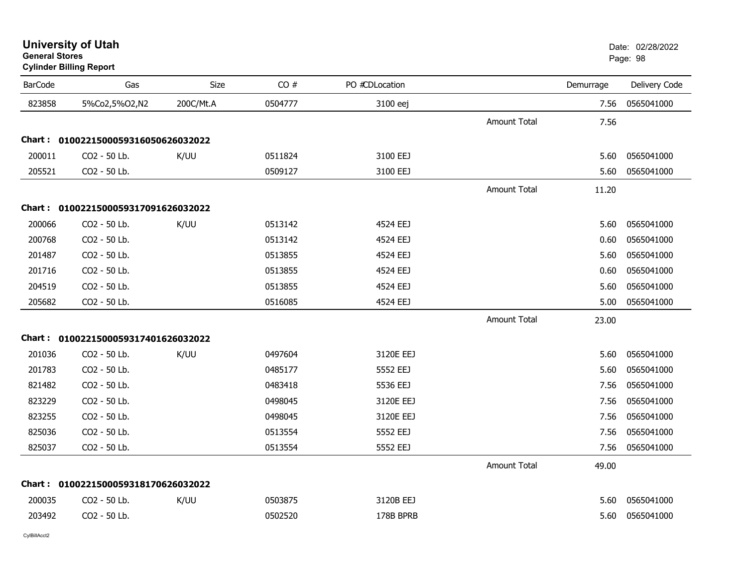# University of Utah
**General Stores**
**Cylinder Billing Report**

Date: 02/28/2022
Page: 98

| BarCode | Gas | Size | CO # | PO #CDLocation | | Demurrage | Delivery Code |
|---|---|---|---|---|---|---|---|
| 823858 | 5%Co2,5%O2,N2 | 200C/Mt.A | 0504777 | 3100 eej | | 7.56 | 0565041000 |
| | | | | | Amount Total | 7.56 | |
| **Chart :** | **01002215000593160506260320​22** | | | | | | |
| 200011 | CO2 - 50 Lb. | K/UU | 0511824 | 3100 EEJ | | 5.60 | 0565041000 |
| 205521 | CO2 - 50 Lb. | | 0509127 | 3100 EEJ | | 5.60 | 0565041000 |
| | | | | | Amount Total | 11.20 | |
| **Chart :** | **01002215000593170916260320​22** | | | | | | |
| 200066 | CO2 - 50 Lb. | K/UU | 0513142 | 4524 EEJ | | 5.60 | 0565041000 |
| 200768 | CO2 - 50 Lb. | | 0513142 | 4524 EEJ | | 0.60 | 0565041000 |
| 201487 | CO2 - 50 Lb. | | 0513855 | 4524 EEJ | | 5.60 | 0565041000 |
| 201716 | CO2 - 50 Lb. | | 0513855 | 4524 EEJ | | 0.60 | 0565041000 |
| 204519 | CO2 - 50 Lb. | | 0513855 | 4524 EEJ | | 5.60 | 0565041000 |
| 205682 | CO2 - 50 Lb. | | 0516085 | 4524 EEJ | | 5.00 | 0565041000 |
| | | | | | Amount Total | 23.00 | |
| **Chart :** | **01002215000593174016260320​22** | | | | | | |
| 201036 | CO2 - 50 Lb. | K/UU | 0497604 | 3120E EEJ | | 5.60 | 0565041000 |
| 201783 | CO2 - 50 Lb. | | 0485177 | 5552 EEJ | | 5.60 | 0565041000 |
| 821482 | CO2 - 50 Lb. | | 0483418 | 5536 EEJ | | 7.56 | 0565041000 |
| 823229 | CO2 - 50 Lb. | | 0498045 | 3120E EEJ | | 7.56 | 0565041000 |
| 823255 | CO2 - 50 Lb. | | 0498045 | 3120E EEJ | | 7.56 | 0565041000 |
| 825036 | CO2 - 50 Lb. | | 0513554 | 5552 EEJ | | 7.56 | 0565041000 |
| 825037 | CO2 - 50 Lb. | | 0513554 | 5552 EEJ | | 7.56 | 0565041000 |
| | | | | | Amount Total | 49.00 | |
| **Chart :** | **01002215000593181706260320​22** | | | | | | |
| 200035 | CO2 - 50 Lb. | K/UU | 0503875 | 3120B EEJ | | 5.60 | 0565041000 |
| 203492 | CO2 - 50 Lb. | | 0502520 | 178B BPRB | | 5.60 | 0565041000 |

CylBillAcct2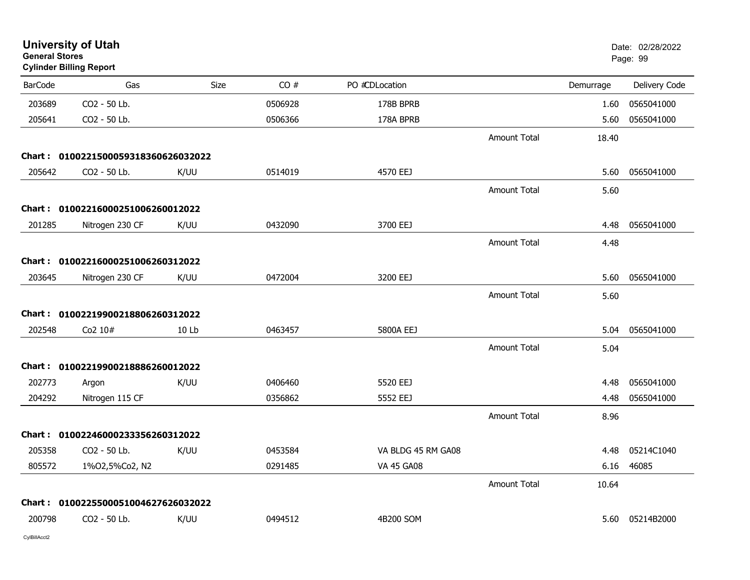# University of Utah
**General Stores**
**Cylinder Billing Report**

Date: 02/28/2022

| BarCode | Gas | Size | CO # | PO # | CDLocation | | Demurrage | Delivery Code |
|---|---|---|---|---|---|---|---|---|
| 203689 | CO2 - 50 Lb. | | 0506928 | | 178B BPRB | | 1.60 | 0565041000 |
| 205641 | CO2 - 50 Lb. | | 0506366 | | 178A BPRB | | 5.60 | 0565041000 |
| | | | | | | Amount Total | 18.40 | |
| **Chart :** | **01002215000593183606260320​22** | | | | | | | |
| 205642 | CO2 - 50 Lb. | K/UU | 0514019 | | 4570 EEJ | | 5.60 | 0565041000 |
| | | | | | | Amount Total | 5.60 | |
| **Chart :** | **0100221600025100626001​2022** | | | | | | | |
| 201285 | Nitrogen 230 CF | K/UU | 0432090 | | 3700 EEJ | | 4.48 | 0565041000 |
| | | | | | | Amount Total | 4.48 | |
| **Chart :** | **01002216000251006260312022** | | | | | | | |
| 203645 | Nitrogen 230 CF | K/UU | 0472004 | | 3200 EEJ | | 5.60 | 0565041000 |
| | | | | | | Amount Total | 5.60 | |
| **Chart :** | **01002219900218806260312022** | | | | | | | |
| 202548 | Co2 10# | 10 Lb | 0463457 | | 5800A EEJ | | 5.04 | 0565041000 |
| | | | | | | Amount Total | 5.04 | |
| **Chart :** | **01002219900218886260012022** | | | | | | | |
| 202773 | Argon | K/UU | 0406460 | | 5520 EEJ | | 4.48 | 0565041000 |
| 204292 | Nitrogen 115 CF | | 0356862 | | 5552 EEJ | | 4.48 | 0565041000 |
| | | | | | | Amount Total | 8.96 | |
| **Chart :** | **01002246000233356260312022** | | | | | | | |
| 205358 | CO2 - 50 Lb. | K/UU | 0453584 | | VA BLDG 45 RM GA08 | | 4.48 | 05214C1040 |
| 805572 | 1%O2,5%Co2, N2 | | 0291485 | | VA 45 GA08 | | 6.16 | 46085 |
| | | | | | | Amount Total | 10.64 | |
| **Chart :** | **01002255000510046276260320​22** | | | | | | | |
| 200798 | CO2 - 50 Lb. | K/UU | 0494512 | | 4B200 SOM | | 5.60 | 05214B2000 |

CylBillAcct2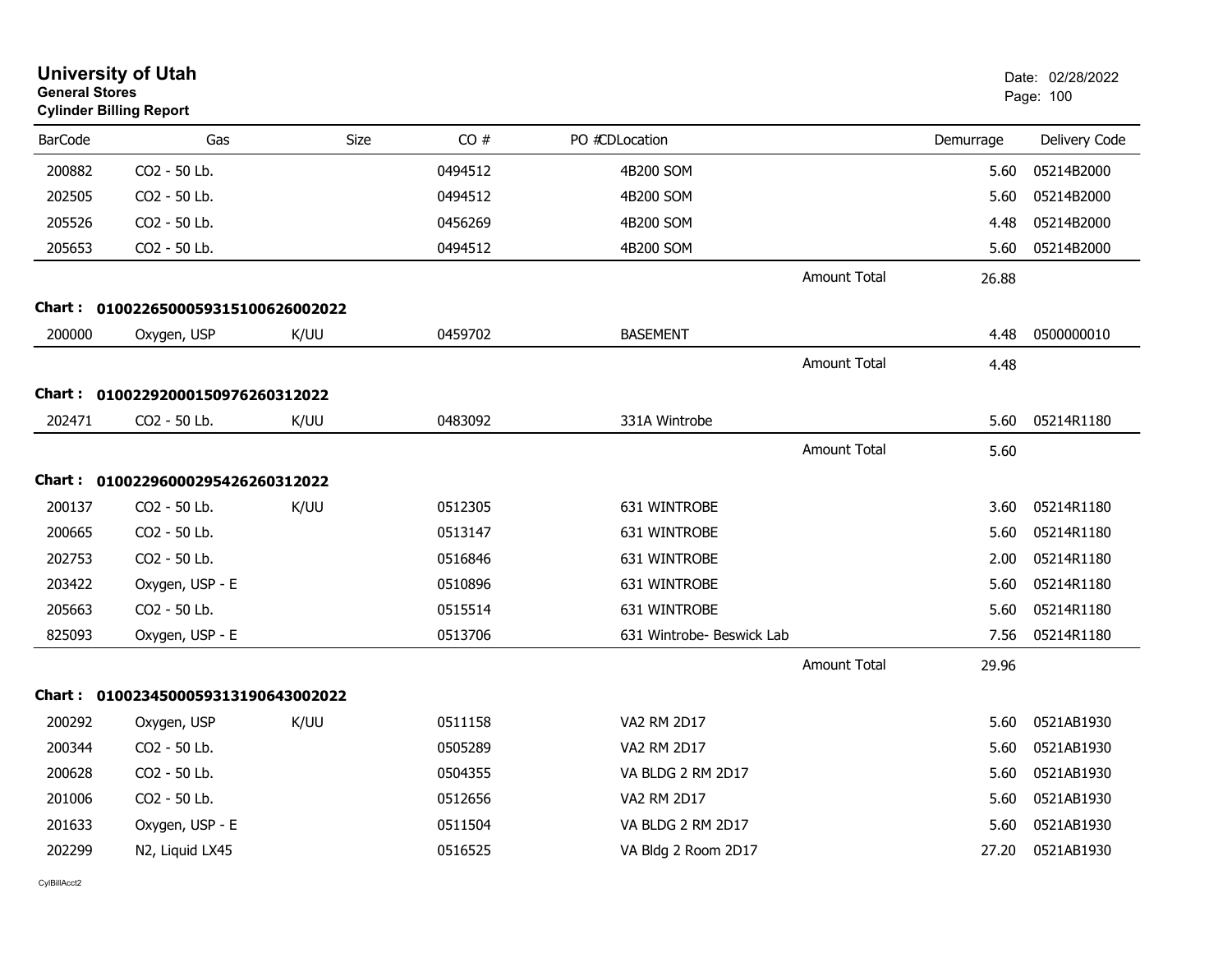# University of Utah
**General Stores**
**Cylinder Billing Report**

Date: 02/28/2022

| BarCode | Gas | Size | CO # | PO # | CDLocation | | Demurrage | Delivery Code |
|---|---|---|---|---|---|---|---|---|
| 200882 | CO2 - 50 Lb. | | 0494512 | | 4B200 SOM | | 5.60 | 05214B2000 |
| 202505 | CO2 - 50 Lb. | | 0494512 | | 4B200 SOM | | 5.60 | 05214B2000 |
| 205526 | CO2 - 50 Lb. | | 0456269 | | 4B200 SOM | | 4.48 | 05214B2000 |
| 205653 | CO2 - 50 Lb. | | 0494512 | | 4B200 SOM | | 5.60 | 05214B2000 |
| | | | | | | Amount Total | 26.88 | |
| **Chart :** | **01002265000593151006260020​22** | | | | | | | |
| 200000 | Oxygen, USP | K/UU | 0459702 | | BASEMENT | | 4.48 | 0500000010 |
| | | | | | | Amount Total | 4.48 | |
| **Chart :** | **0100229200015097626031202​2** | | | | | | | |
| 202471 | CO2 - 50 Lb. | K/UU | 0483092 | | 331A Wintrobe | | 5.60 | 05214R1180 |
| | | | | | | Amount Total | 5.60 | |
| **Chart :** | **0100229600029542626031202​2** | | | | | | | |
| 200137 | CO2 - 50 Lb. | K/UU | 0512305 | | 631 WINTROBE | | 3.60 | 05214R1180 |
| 200665 | CO2 - 50 Lb. | | 0513147 | | 631 WINTROBE | | 5.60 | 05214R1180 |
| 202753 | CO2 - 50 Lb. | | 0516846 | | 631 WINTROBE | | 2.00 | 05214R1180 |
| 203422 | Oxygen, USP - E | | 0510896 | | 631 WINTROBE | | 5.60 | 05214R1180 |
| 205663 | CO2 - 50 Lb. | | 0515514 | | 631 WINTROBE | | 5.60 | 05214R1180 |
| 825093 | Oxygen, USP - E | | 0513706 | | 631 Wintrobe- Beswick Lab | | 7.56 | 05214R1180 |
| | | | | | | Amount Total | 29.96 | |
| **Chart :** | **01002345000593131906430020​22** | | | | | | | |
| 200292 | Oxygen, USP | K/UU | 0511158 | | VA2 RM 2D17 | | 5.60 | 0521AB1930 |
| 200344 | CO2 - 50 Lb. | | 0505289 | | VA2 RM 2D17 | | 5.60 | 0521AB1930 |
| 200628 | CO2 - 50 Lb. | | 0504355 | | VA BLDG 2 RM 2D17 | | 5.60 | 0521AB1930 |
| 201006 | CO2 - 50 Lb. | | 0512656 | | VA2 RM 2D17 | | 5.60 | 0521AB1930 |
| 201633 | Oxygen, USP - E | | 0511504 | | VA BLDG 2 RM 2D17 | | 5.60 | 0521AB1930 |
| 202299 | N2, Liquid LX45 | | 0516525 | | VA Bldg 2 Room 2D17 | | 27.20 | 0521AB1930 |

CylBillAcct2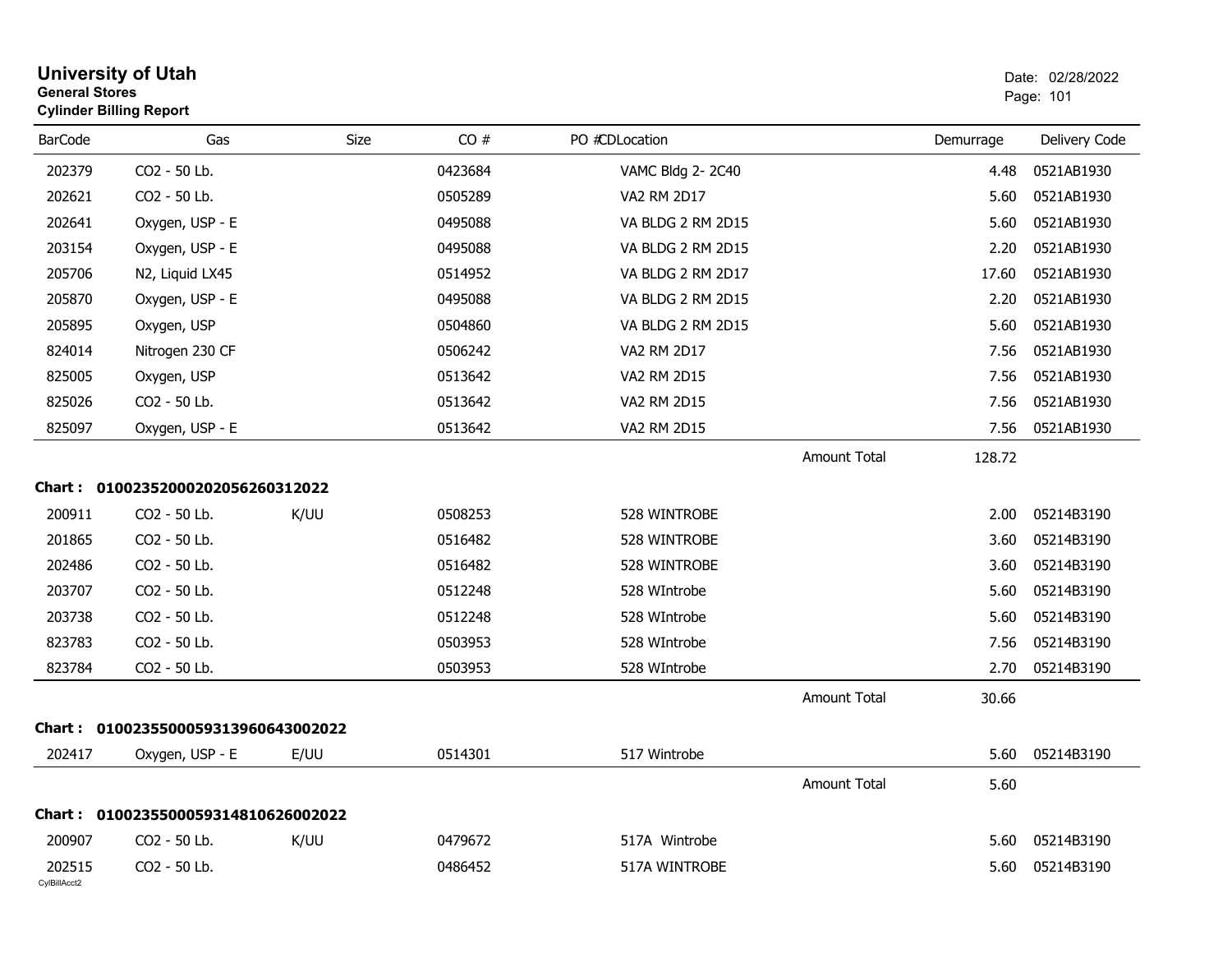# University of Utah

**General Stores**

**Cylinder Billing Report**

Date: 02/28/2022

| BarCode | Gas | Size | CO # | PO # | CDLocation | Demurrage | Delivery Code |
|---|---|---|---|---|---|---|---|
| 202379 | CO2 - 50 Lb. | | 0423684 | | VAMC Bldg 2- 2C40 | 4.48 | 0521AB1930 |
| 202621 | CO2 - 50 Lb. | | 0505289 | | VA2 RM 2D17 | 5.60 | 0521AB1930 |
| 202641 | Oxygen, USP - E | | 0495088 | | VA BLDG 2 RM 2D15 | 5.60 | 0521AB1930 |
| 203154 | Oxygen, USP - E | | 0495088 | | VA BLDG 2 RM 2D15 | 2.20 | 0521AB1930 |
| 205706 | N2, Liquid LX45 | | 0514952 | | VA BLDG 2 RM 2D17 | 17.60 | 0521AB1930 |
| 205870 | Oxygen, USP - E | | 0495088 | | VA BLDG 2 RM 2D15 | 2.20 | 0521AB1930 |
| 205895 | Oxygen, USP | | 0504860 | | VA BLDG 2 RM 2D15 | 5.60 | 0521AB1930 |
| 824014 | Nitrogen 230 CF | | 0506242 | | VA2 RM 2D17 | 7.56 | 0521AB1930 |
| 825005 | Oxygen, USP | | 0513642 | | VA2 RM 2D15 | 7.56 | 0521AB1930 |
| 825026 | CO2 - 50 Lb. | | 0513642 | | VA2 RM 2D15 | 7.56 | 0521AB1930 |
| 825097 | Oxygen, USP - E | | 0513642 | | VA2 RM 2D15 | 7.56 | 0521AB1930 |
| | | | | | Amount Total | 128.72 | |

**Chart : 0100235200020205626031202​2**

| BarCode | Gas | Size | CO # | PO # | CDLocation | Demurrage | Delivery Code |
|---|---|---|---|---|---|---|---|
| 200911 | CO2 - 50 Lb. | K/UU | 0508253 | | 528 WINTROBE | 2.00 | 05214B3190 |
| 201865 | CO2 - 50 Lb. | | 0516482 | | 528 WINTROBE | 3.60 | 05214B3190 |
| 202486 | CO2 - 50 Lb. | | 0516482 | | 528 WINTROBE | 3.60 | 05214B3190 |
| 203707 | CO2 - 50 Lb. | | 0512248 | | 528 WIntrobe | 5.60 | 05214B3190 |
| 203738 | CO2 - 50 Lb. | | 0512248 | | 528 WIntrobe | 5.60 | 05214B3190 |
| 823783 | CO2 - 50 Lb. | | 0503953 | | 528 WIntrobe | 7.56 | 05214B3190 |
| 823784 | CO2 - 50 Lb. | | 0503953 | | 528 WIntrobe | 2.70 | 05214B3190 |
| | | | | | Amount Total | 30.66 | |

**Chart : 01002355000593139606430020​22**

| BarCode | Gas | Size | CO # | PO # | CDLocation | Demurrage | Delivery Code |
|---|---|---|---|---|---|---|---|
| 202417 | Oxygen, USP - E | E/UU | 0514301 | | 517 Wintrobe | 5.60 | 05214B3190 |
| | | | | | Amount Total | 5.60 | |

**Chart : 01002355000593148106260020​22**

| BarCode | Gas | Size | CO # | PO # | CDLocation | Demurrage | Delivery Code |
|---|---|---|---|---|---|---|---|
| 200907 | CO2 - 50 Lb. | K/UU | 0479672 | | 517A Wintrobe | 5.60 | 05214B3190 |
| 202515 | CO2 - 50 Lb. | | 0486452 | | 517A WINTROBE | 5.60 | 05214B3190 |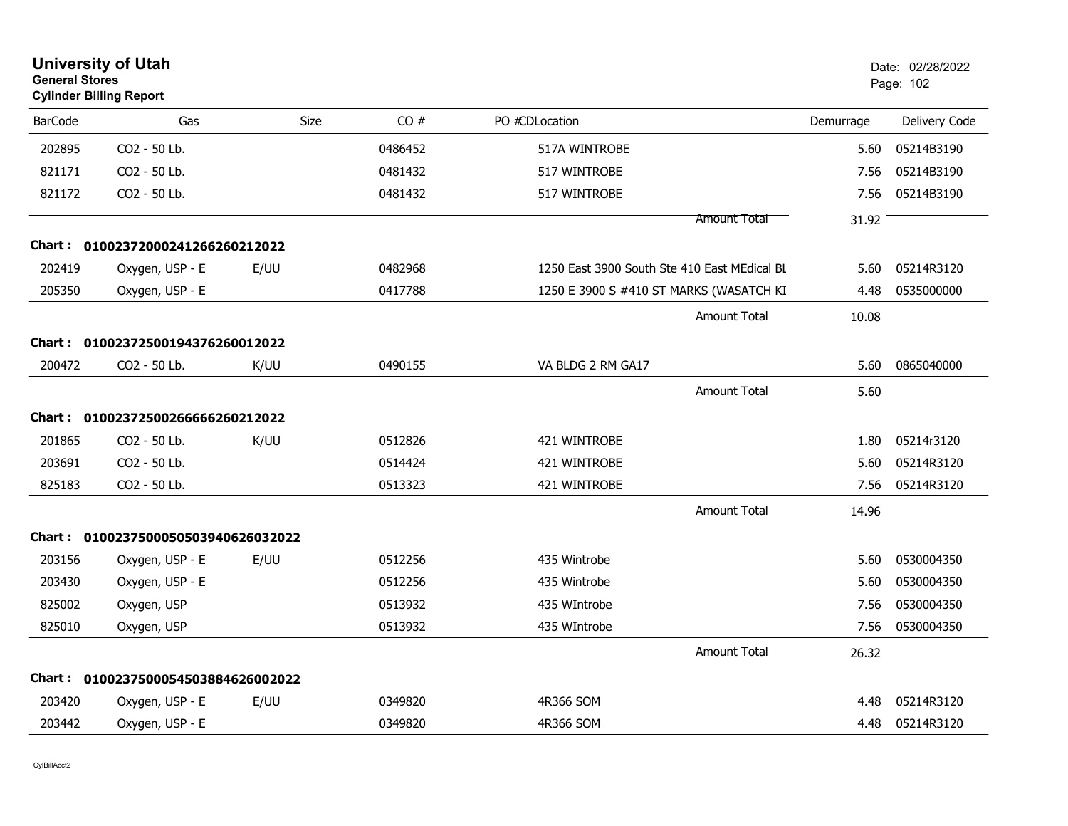# University of Utah
**General Stores**
**Cylinder Billing Report**

Date: 02/28/2022

| BarCode | Gas | Size | CO # | PO #CDLocation | Demurrage | Delivery Code |
|---|---|---|---|---|---|---|
| 202895 | CO2 - 50 Lb. | | 0486452 | 517A WINTROBE | 5.60 | 05214B3190 |
| 821171 | CO2 - 50 Lb. | | 0481432 | 517 WINTROBE | 7.56 | 05214B3190 |
| 821172 | CO2 - 50 Lb. | | 0481432 | 517 WINTROBE | 7.56 | 05214B3190 |
| | | | | Amount Total | 31.92 | |
| **Chart :** | **01002372000241266260212022** | | | | | |
| 202419 | Oxygen, USP - E | E/UU | 0482968 | 1250 East 3900 South Ste 410 East MEdical BL | 5.60 | 05214R3120 |
| 205350 | Oxygen, USP - E | | 0417788 | 1250 E 3900 S #410 ST MARKS (WASATCH KI | 4.48 | 0535000000 |
| | | | | Amount Total | 10.08 | |
| **Chart :** | **01002372500194376260012022** | | | | | |
| 200472 | CO2 - 50 Lb. | K/UU | 0490155 | VA BLDG 2 RM GA17 | 5.60 | 0865040000 |
| | | | | Amount Total | 5.60 | |
| **Chart :** | **01002372500266666260212022** | | | | | |
| 201865 | CO2 - 50 Lb. | K/UU | 0512826 | 421 WINTROBE | 1.80 | 05214r3120 |
| 203691 | CO2 - 50 Lb. | | 0514424 | 421 WINTROBE | 5.60 | 05214R3120 |
| 825183 | CO2 - 50 Lb. | | 0513323 | 421 WINTROBE | 7.56 | 05214R3120 |
| | | | | Amount Total | 14.96 | |
| **Chart :** | **01002375000505039406260320​22** | | | | | |
| 203156 | Oxygen, USP - E | E/UU | 0512256 | 435 Wintrobe | 5.60 | 0530004350 |
| 203430 | Oxygen, USP - E | | 0512256 | 435 Wintrobe | 5.60 | 0530004350 |
| 825002 | Oxygen, USP | | 0513932 | 435 WIntrobe | 7.56 | 0530004350 |
| 825010 | Oxygen, USP | | 0513932 | 435 WIntrobe | 7.56 | 0530004350 |
| | | | | Amount Total | 26.32 | |
| **Chart :** | **01002375000545038846260020​22** | | | | | |
| 203420 | Oxygen, USP - E | E/UU | 0349820 | 4R366 SOM | 4.48 | 05214R3120 |
| 203442 | Oxygen, USP - E | | 0349820 | 4R366 SOM | 4.48 | 05214R3120 |

CylBillAcct2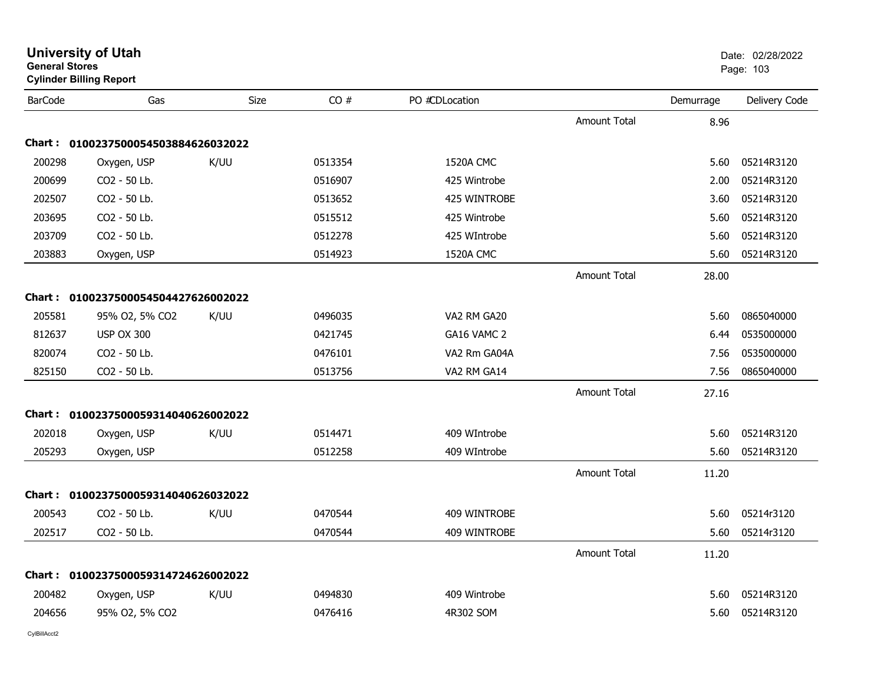**University of Utah**
**General Stores**
**Cylinder Billing Report**

Date: 02/28/2022

| BarCode | Gas | Size | CO # | PO # | CD | Location | | Demurrage | Delivery Code |
|---|---|---|---|---|---|---|---|---|---|
| | | | | | | | Amount Total | 8.96 | |
| **Chart :** | **0100237500054503884626032022** | | | | | | | | |
| 200298 | Oxygen, USP | K/UU | 0513354 | | | 1520A CMC | | 5.60 | 05214R3120 |
| 200699 | CO2 - 50 Lb. | | 0516907 | | | 425 Wintrobe | | 2.00 | 05214R3120 |
| 202507 | CO2 - 50 Lb. | | 0513652 | | | 425 WINTROBE | | 3.60 | 05214R3120 |
| 203695 | CO2 - 50 Lb. | | 0515512 | | | 425 Wintrobe | | 5.60 | 05214R3120 |
| 203709 | CO2 - 50 Lb. | | 0512278 | | | 425 WIntrobe | | 5.60 | 05214R3120 |
| 203883 | Oxygen, USP | | 0514923 | | | 1520A CMC | | 5.60 | 05214R3120 |
| | | | | | | | Amount Total | 28.00 | |
| **Chart :** | **0100237500054504427626002022** | | | | | | | | |
| 205581 | 95% O2, 5% CO2 | K/UU | 0496035 | | | VA2 RM GA20 | | 5.60 | 0865040000 |
| 812637 | USP OX 300 | | 0421745 | | | GA16 VAMC 2 | | 6.44 | 0535000000 |
| 820074 | CO2 - 50 Lb. | | 0476101 | | | VA2 Rm GA04A | | 7.56 | 0535000000 |
| 825150 | CO2 - 50 Lb. | | 0513756 | | | VA2 RM GA14 | | 7.56 | 0865040000 |
| | | | | | | | Amount Total | 27.16 | |
| **Chart :** | **0100237500059314040626002022** | | | | | | | | |
| 202018 | Oxygen, USP | K/UU | 0514471 | | | 409 WIntrobe | | 5.60 | 05214R3120 |
| 205293 | Oxygen, USP | | 0512258 | | | 409 WIntrobe | | 5.60 | 05214R3120 |
| | | | | | | | Amount Total | 11.20 | |
| **Chart :** | **0100237500059314040626032022** | | | | | | | | |
| 200543 | CO2 - 50 Lb. | K/UU | 0470544 | | | 409 WINTROBE | | 5.60 | 05214r3120 |
| 202517 | CO2 - 50 Lb. | | 0470544 | | | 409 WINTROBE | | 5.60 | 05214r3120 |
| | | | | | | | Amount Total | 11.20 | |
| **Chart :** | **0100237500059314724626002022** | | | | | | | | |
| 200482 | Oxygen, USP | K/UU | 0494830 | | | 409 Wintrobe | | 5.60 | 05214R3120 |
| 204656 | 95% O2, 5% CO2 | | 0476416 | | | 4R302 SOM | | 5.60 | 05214R3120 |

CylBillAcct2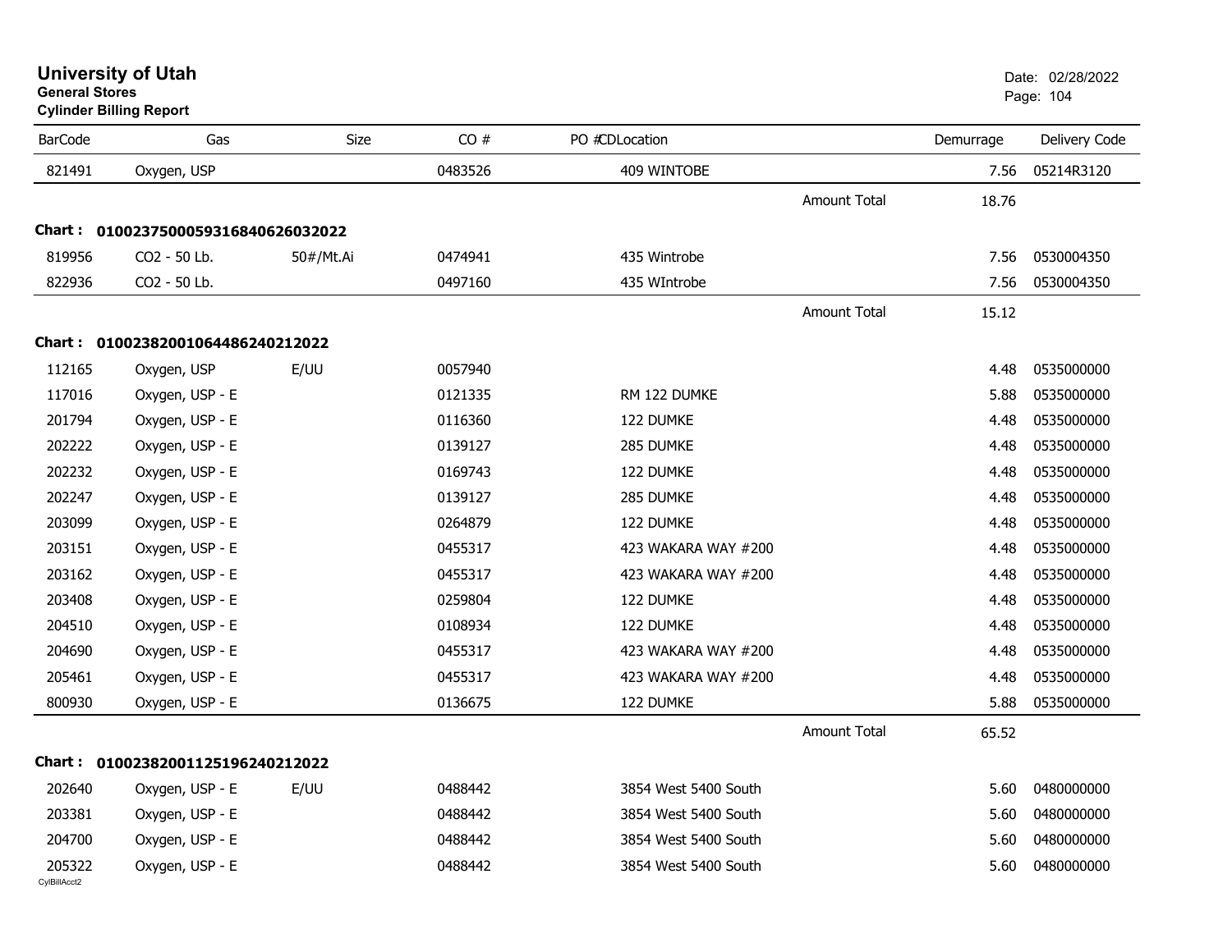# University of Utah

**General Stores**

**Cylinder Billing Report**

Date: 02/28/2022

| BarCode | Gas | Size | CO # | PO #CDLocation | | Demurrage | Delivery Code |
|---|---|---|---|---|---|---|---|
| 821491 | Oxygen, USP | | 0483526 | 409 WINTOBE | | 7.56 | 05214R3120 |
| | | | | | Amount Total | 18.76 | |

**Chart : 01002375000593168406260320​22**

| BarCode | Gas | Size | CO # | PO #CDLocation | | Demurrage | Delivery Code |
|---|---|---|---|---|---|---|---|
| 819956 | CO2 - 50 Lb. | 50#/Mt.Ai | 0474941 | 435 Wintrobe | | 7.56 | 0530004350 |
| 822936 | CO2 - 50 Lb. | | 0497160 | 435 WIntrobe | | 7.56 | 0530004350 |
| | | | | | Amount Total | 15.12 | |

**Chart : 01002382001064486240212022**

| BarCode | Gas | Size | CO # | PO #CDLocation | | Demurrage | Delivery Code |
|---|---|---|---|---|---|---|---|
| 112165 | Oxygen, USP | E/UU | 0057940 | | | 4.48 | 0535000000 |
| 117016 | Oxygen, USP - E | | 0121335 | RM 122 DUMKE | | 5.88 | 0535000000 |
| 201794 | Oxygen, USP - E | | 0116360 | 122 DUMKE | | 4.48 | 0535000000 |
| 202222 | Oxygen, USP - E | | 0139127 | 285 DUMKE | | 4.48 | 0535000000 |
| 202232 | Oxygen, USP - E | | 0169743 | 122 DUMKE | | 4.48 | 0535000000 |
| 202247 | Oxygen, USP - E | | 0139127 | 285 DUMKE | | 4.48 | 0535000000 |
| 203099 | Oxygen, USP - E | | 0264879 | 122 DUMKE | | 4.48 | 0535000000 |
| 203151 | Oxygen, USP - E | | 0455317 | 423 WAKARA WAY #200 | | 4.48 | 0535000000 |
| 203162 | Oxygen, USP - E | | 0455317 | 423 WAKARA WAY #200 | | 4.48 | 0535000000 |
| 203408 | Oxygen, USP - E | | 0259804 | 122 DUMKE | | 4.48 | 0535000000 |
| 204510 | Oxygen, USP - E | | 0108934 | 122 DUMKE | | 4.48 | 0535000000 |
| 204690 | Oxygen, USP - E | | 0455317 | 423 WAKARA WAY #200 | | 4.48 | 0535000000 |
| 205461 | Oxygen, USP - E | | 0455317 | 423 WAKARA WAY #200 | | 4.48 | 0535000000 |
| 800930 | Oxygen, USP - E | | 0136675 | 122 DUMKE | | 5.88 | 0535000000 |
| | | | | | Amount Total | 65.52 | |

**Chart : 01002382001125196240212022**

| BarCode | Gas | Size | CO # | PO #CDLocation | | Demurrage | Delivery Code |
|---|---|---|---|---|---|---|---|
| 202640 | Oxygen, USP - E | E/UU | 0488442 | 3854 West 5400 South | | 5.60 | 0480000000 |
| 203381 | Oxygen, USP - E | | 0488442 | 3854 West 5400 South | | 5.60 | 0480000000 |
| 204700 | Oxygen, USP - E | | 0488442 | 3854 West 5400 South | | 5.60 | 0480000000 |
| 205322 | Oxygen, USP - E | | 0488442 | 3854 West 5400 South | | 5.60 | 0480000000 |

CylBillAcct2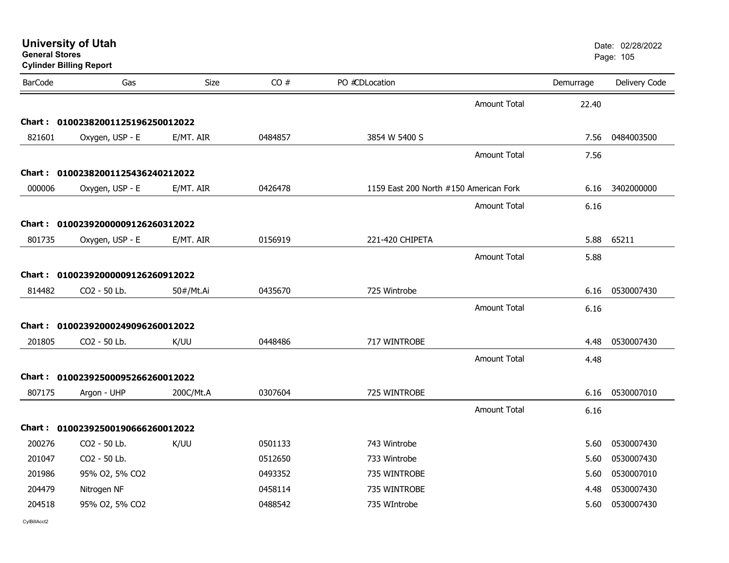# University of Utah
**General Stores**
**Cylinder Billing Report**

Date: 02/28/2022

| BarCode | Gas | Size | CO # | PO #CDLocation | | Demurrage | Delivery Code |
|---|---|---|---|---|---|---|---|
| | | | | | Amount Total | 22.40 | |
| **Chart : 0100238200112519625001202​2** | | | | | | | |
| 821601 | Oxygen, USP - E | E/MT. AIR | 0484857 | 3854 W 5400 S | | 7.56 | 0484003500 |
| | | | | | Amount Total | 7.56 | |
| **Chart : 01002382001125436240212022** | | | | | | | |
| 000006 | Oxygen, USP - E | E/MT. AIR | 0426478 | 1159 East 200 North #150 American Fork | | 6.16 | 3402000000 |
| | | | | | Amount Total | 6.16 | |
| **Chart : 01002392000009126260312022** | | | | | | | |
| 801735 | Oxygen, USP - E | E/MT. AIR | 0156919 | 221-420 CHIPETA | | 5.88 | 65211 |
| | | | | | Amount Total | 5.88 | |
| **Chart : 01002392000009126260912022** | | | | | | | |
| 814482 | CO2 - 50 Lb. | 50#/Mt.Ai | 0435670 | 725 Wintrobe | | 6.16 | 0530007430 |
| | | | | | Amount Total | 6.16 | |
| **Chart : 01002392000249096260012022** | | | | | | | |
| 201805 | CO2 - 50 Lb. | K/UU | 0448486 | 717 WINTROBE | | 4.48 | 0530007430 |
| | | | | | Amount Total | 4.48 | |
| **Chart : 01002392500095266260012022** | | | | | | | |
| 807175 | Argon - UHP | 200C/Mt.A | 0307604 | 725 WINTROBE | | 6.16 | 0530007010 |
| | | | | | Amount Total | 6.16 | |
| **Chart : 01002392500190666260012022** | | | | | | | |
| 200276 | CO2 - 50 Lb. | K/UU | 0501133 | 743 Wintrobe | | 5.60 | 0530007430 |
| 201047 | CO2 - 50 Lb. | | 0512650 | 733 Wintrobe | | 5.60 | 0530007430 |
| 201986 | 95% O2, 5% CO2 | | 0493352 | 735 WINTROBE | | 5.60 | 0530007010 |
| 204479 | Nitrogen NF | | 0458114 | 735 WINTROBE | | 4.48 | 0530007430 |
| 204518 | 95% O2, 5% CO2 | | 0488542 | 735 WIntrobe | | 5.60 | 0530007430 |

CylBillAcct2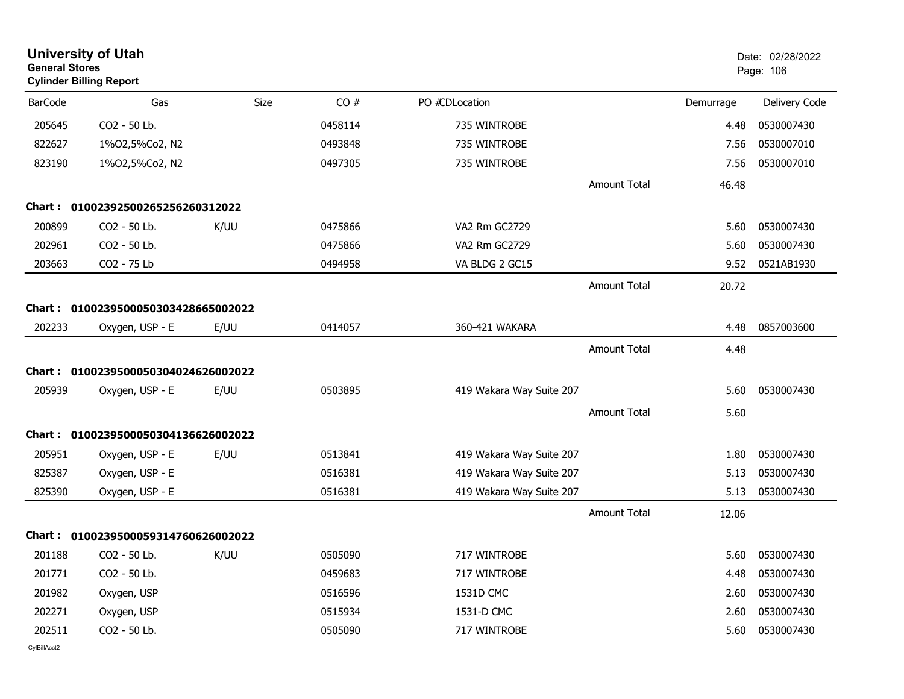# University of Utah
**General Stores**
**Cylinder Billing Report**

Date: 02/28/2022

| BarCode | Gas | Size | CO # | PO #CDLocation | | Demurrage | Delivery Code |
|---|---|---|---|---|---|---|---|
| 205645 | CO2 - 50 Lb. | | 0458114 | 735 WINTROBE | | 4.48 | 0530007430 |
| 822627 | 1%O2,5%Co2, N2 | | 0493848 | 735 WINTROBE | | 7.56 | 0530007010 |
| 823190 | 1%O2,5%Co2, N2 | | 0497305 | 735 WINTROBE | | 7.56 | 0530007010 |
| | | | | | Amount Total | 46.48 | |
| **Chart :** | **01002392500265256260312022** | | | | | | |
| 200899 | CO2 - 50 Lb. | K/UU | 0475866 | VA2 Rm GC2729 | | 5.60 | 0530007430 |
| 202961 | CO2 - 50 Lb. | | 0475866 | VA2 Rm GC2729 | | 5.60 | 0530007430 |
| 203663 | CO2 - 75 Lb | | 0494958 | VA BLDG 2 GC15 | | 9.52 | 0521AB1930 |
| | | | | | Amount Total | 20.72 | |
| **Chart :** | **01002395000503034286650020​22** | | | | | | |
| 202233 | Oxygen, USP - E | E/UU | 0414057 | 360-421 WAKARA | | 4.48 | 0857003600 |
| | | | | | Amount Total | 4.48 | |
| **Chart :** | **01002395000503040246260020​22** | | | | | | |
| 205939 | Oxygen, USP - E | E/UU | 0503895 | 419 Wakara Way Suite 207 | | 5.60 | 0530007430 |
| | | | | | Amount Total | 5.60 | |
| **Chart :** | **01002395000503041366260020​22** | | | | | | |
| 205951 | Oxygen, USP - E | E/UU | 0513841 | 419 Wakara Way Suite 207 | | 1.80 | 0530007430 |
| 825387 | Oxygen, USP - E | | 0516381 | 419 Wakara Way Suite 207 | | 5.13 | 0530007430 |
| 825390 | Oxygen, USP - E | | 0516381 | 419 Wakara Way Suite 207 | | 5.13 | 0530007430 |
| | | | | | Amount Total | 12.06 | |
| **Chart :** | **01002395000593147606260020​22** | | | | | | |
| 201188 | CO2 - 50 Lb. | K/UU | 0505090 | 717 WINTROBE | | 5.60 | 0530007430 |
| 201771 | CO2 - 50 Lb. | | 0459683 | 717 WINTROBE | | 4.48 | 0530007430 |
| 201982 | Oxygen, USP | | 0516596 | 1531D CMC | | 2.60 | 0530007430 |
| 202271 | Oxygen, USP | | 0515934 | 1531-D CMC | | 2.60 | 0530007430 |
| 202511 | CO2 - 50 Lb. | | 0505090 | 717 WINTROBE | | 5.60 | 0530007430 |

CylBillAcct2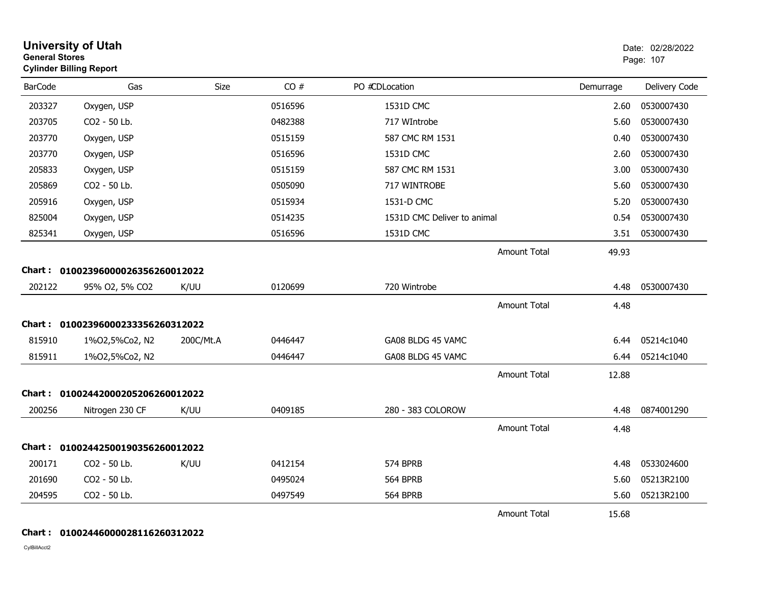# University of Utah

**General Stores**

**Cylinder Billing Report**

Date: 02/28/2022

| BarCode | Gas | Size | CO # | PO #CDLocation | Demurrage | Delivery Code |
|---|---|---|---|---|---|---|
| 203327 | Oxygen, USP | | 0516596 | 1531D CMC | 2.60 | 0530007430 |
| 203705 | CO2 - 50 Lb. | | 0482388 | 717 WIntrobe | 5.60 | 0530007430 |
| 203770 | Oxygen, USP | | 0515159 | 587 CMC RM 1531 | 0.40 | 0530007430 |
| 203770 | Oxygen, USP | | 0516596 | 1531D CMC | 2.60 | 0530007430 |
| 205833 | Oxygen, USP | | 0515159 | 587 CMC RM 1531 | 3.00 | 0530007430 |
| 205869 | CO2 - 50 Lb. | | 0505090 | 717 WINTROBE | 5.60 | 0530007430 |
| 205916 | Oxygen, USP | | 0515934 | 1531-D CMC | 5.20 | 0530007430 |
| 825004 | Oxygen, USP | | 0514235 | 1531D CMC Deliver to animal | 0.54 | 0530007430 |
| 825341 | Oxygen, USP | | 0516596 | 1531D CMC | 3.51 | 0530007430 |
| | | | | Amount Total | 49.93 | |

**Chart : 01002396000026356260012022**

| BarCode | Gas | Size | CO # | PO #CDLocation | Demurrage | Delivery Code |
|---|---|---|---|---|---|---|
| 202122 | 95% O2, 5% CO2 | K/UU | 0120699 | 720 Wintrobe | 4.48 | 0530007430 |
| | | | | Amount Total | 4.48 | |

**Chart : 01002396000233356260312022**

| BarCode | Gas | Size | CO # | PO #CDLocation | Demurrage | Delivery Code |
|---|---|---|---|---|---|---|
| 815910 | 1%O2,5%Co2, N2 | 200C/Mt.A | 0446447 | GA08 BLDG 45 VAMC | 6.44 | 05214c1040 |
| 815911 | 1%O2,5%Co2, N2 | | 0446447 | GA08 BLDG 45 VAMC | 6.44 | 05214c1040 |
| | | | | Amount Total | 12.88 | |

**Chart : 01002442000205206260012022**

| BarCode | Gas | Size | CO # | PO #CDLocation | Demurrage | Delivery Code |
|---|---|---|---|---|---|---|
| 200256 | Nitrogen 230 CF | K/UU | 0409185 | 280 - 383 COLOROW | 4.48 | 0874001290 |
| | | | | Amount Total | 4.48 | |

**Chart : 01002442500190356260012022**

| BarCode | Gas | Size | CO # | PO #CDLocation | Demurrage | Delivery Code |
|---|---|---|---|---|---|---|
| 200171 | CO2 - 50 Lb. | K/UU | 0412154 | 574 BPRB | 4.48 | 0533024600 |
| 201690 | CO2 - 50 Lb. | | 0495024 | 564 BPRB | 5.60 | 05213R2100 |
| 204595 | CO2 - 50 Lb. | | 0497549 | 564 BPRB | 5.60 | 05213R2100 |
| | | | | Amount Total | 15.68 | |

**Chart : 01002446000028116260312022**

CylBillAcct2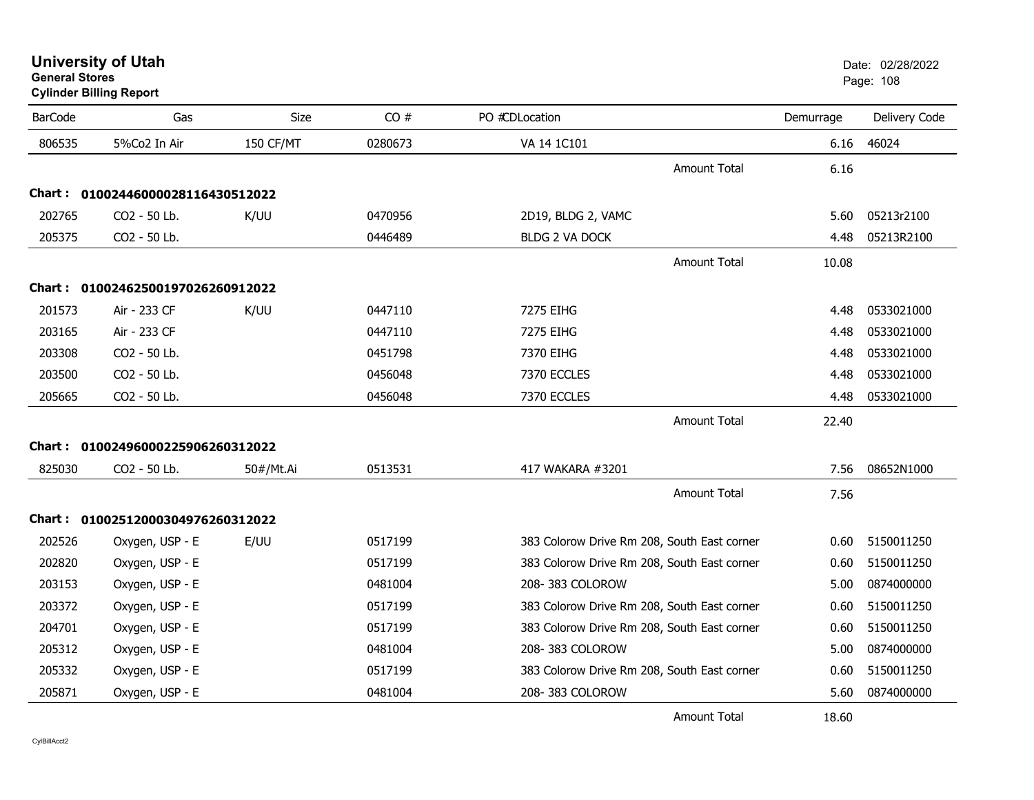# University of Utah
**General Stores**
**Cylinder Billing Report**

Date: 02/28/2022

| BarCode | Gas | Size | CO # | PO #CDLocation | | Demurrage | Delivery Code |
|---|---|---|---|---|---|---|---|
| 806535 | 5%Co2 In Air | 150 CF/MT | 0280673 | VA 14 1C101 | | 6.16 | 46024 |
| | | | | | Amount Total | 6.16 | |
| **Chart :** | **01002446000028116430512022** | | | | | | |
| 202765 | CO2 - 50 Lb. | K/UU | 0470956 | 2D19, BLDG 2, VAMC | | 5.60 | 05213r2100 |
| 205375 | CO2 - 50 Lb. | | 0446489 | BLDG 2 VA DOCK | | 4.48 | 05213R2100 |
| | | | | | Amount Total | 10.08 | |
| **Chart :** | **01002462500197026260912022** | | | | | | |
| 201573 | Air - 233 CF | K/UU | 0447110 | 7275 EIHG | | 4.48 | 0533021000 |
| 203165 | Air - 233 CF | | 0447110 | 7275 EIHG | | 4.48 | 0533021000 |
| 203308 | CO2 - 50 Lb. | | 0451798 | 7370 EIHG | | 4.48 | 0533021000 |
| 203500 | CO2 - 50 Lb. | | 0456048 | 7370 ECCLES | | 4.48 | 0533021000 |
| 205665 | CO2 - 50 Lb. | | 0456048 | 7370 ECCLES | | 4.48 | 0533021000 |
| | | | | | Amount Total | 22.40 | |
| **Chart :** | **01002496000225906260312022** | | | | | | |
| 825030 | CO2 - 50 Lb. | 50#/Mt.Ai | 0513531 | 417 WAKARA #3201 | | 7.56 | 08652N1000 |
| | | | | | Amount Total | 7.56 | |
| **Chart :** | **01002512000304976260312022** | | | | | | |
| 202526 | Oxygen, USP - E | E/UU | 0517199 | 383 Colorow Drive Rm 208, South East corner | | 0.60 | 5150011250 |
| 202820 | Oxygen, USP - E | | 0517199 | 383 Colorow Drive Rm 208, South East corner | | 0.60 | 5150011250 |
| 203153 | Oxygen, USP - E | | 0481004 | 208- 383 COLOROW | | 5.00 | 0874000000 |
| 203372 | Oxygen, USP - E | | 0517199 | 383 Colorow Drive Rm 208, South East corner | | 0.60 | 5150011250 |
| 204701 | Oxygen, USP - E | | 0517199 | 383 Colorow Drive Rm 208, South East corner | | 0.60 | 5150011250 |
| 205312 | Oxygen, USP - E | | 0481004 | 208- 383 COLOROW | | 5.00 | 0874000000 |
| 205332 | Oxygen, USP - E | | 0517199 | 383 Colorow Drive Rm 208, South East corner | | 0.60 | 5150011250 |
| 205871 | Oxygen, USP - E | | 0481004 | 208- 383 COLOROW | | 5.60 | 0874000000 |
| | | | | | Amount Total | 18.60 | |

CylBillAcct2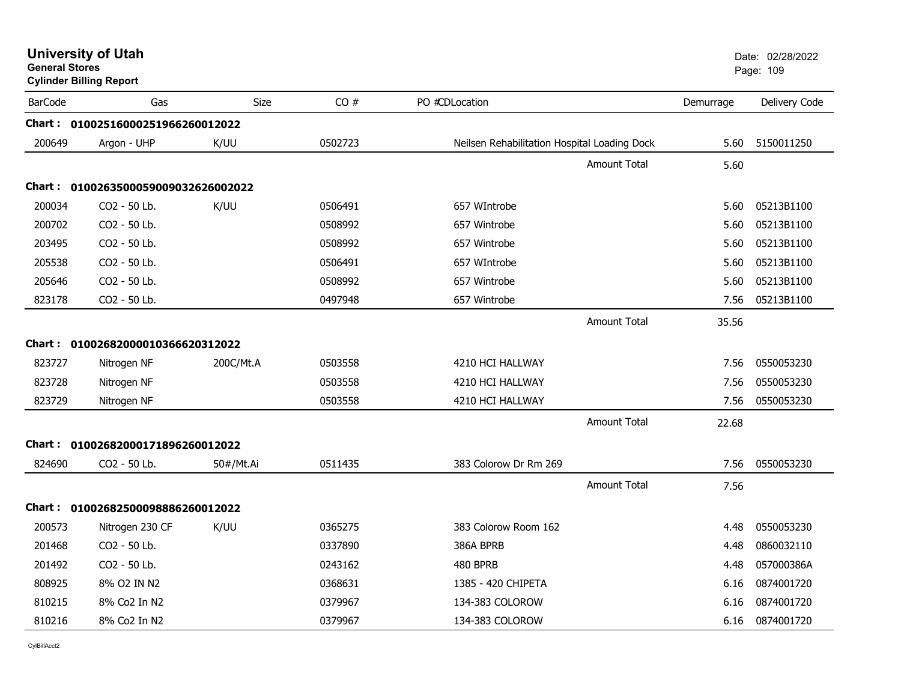# University of Utah

**General Stores**

**Cylinder Billing Report**

Date: 02/28/2022

| BarCode | Gas | Size | CO # | PO #CDLocation | Demurrage | Delivery Code |
|---|---|---|---|---|---|---|
| **Chart :** | **0100251600025196626001​2022** | | | | | |
| 200649 | Argon - UHP | K/UU | 0502723 | Neilsen Rehabilitation Hospital Loading Dock | 5.60 | 5150011250 |
| | | | | Amount Total | 5.60 | |
| **Chart :** | **01002635000590090326260​02022** | | | | | |
| 200034 | CO2 - 50 Lb. | K/UU | 0506491 | 657 WIntrobe | 5.60 | 05213B1100 |
| 200702 | CO2 - 50 Lb. | | 0508992 | 657 Wintrobe | 5.60 | 05213B1100 |
| 203495 | CO2 - 50 Lb. | | 0508992 | 657 Wintrobe | 5.60 | 05213B1100 |
| 205538 | CO2 - 50 Lb. | | 0506491 | 657 WIntrobe | 5.60 | 05213B1100 |
| 205646 | CO2 - 50 Lb. | | 0508992 | 657 Wintrobe | 5.60 | 05213B1100 |
| 823178 | CO2 - 50 Lb. | | 0497948 | 657 Wintrobe | 7.56 | 05213B1100 |
| | | | | Amount Total | 35.56 | |
| **Chart :** | **01002682000010366620312022** | | | | | |
| 823727 | Nitrogen NF | 200C/Mt.A | 0503558 | 4210 HCI HALLWAY | 7.56 | 0550053230 |
| 823728 | Nitrogen NF | | 0503558 | 4210 HCI HALLWAY | 7.56 | 0550053230 |
| 823729 | Nitrogen NF | | 0503558 | 4210 HCI HALLWAY | 7.56 | 0550053230 |
| | | | | Amount Total | 22.68 | |
| **Chart :** | **01002682000171896260012022** | | | | | |
| 824690 | CO2 - 50 Lb. | 50#/Mt.Ai | 0511435 | 383 Colorow Dr Rm 269 | 7.56 | 0550053230 |
| | | | | Amount Total | 7.56 | |
| **Chart :** | **01002682500098886260012022** | | | | | |
| 200573 | Nitrogen 230 CF | K/UU | 0365275 | 383 Colorow Room 162 | 4.48 | 0550053230 |
| 201468 | CO2 - 50 Lb. | | 0337890 | 386A BPRB | 4.48 | 0860032110 |
| 201492 | CO2 - 50 Lb. | | 0243162 | 480 BPRB | 4.48 | 057000386A |
| 808925 | 8% O2 IN N2 | | 0368631 | 1385 - 420 CHIPETA | 6.16 | 0874001720 |
| 810215 | 8% Co2 In N2 | | 0379967 | 134-383 COLOROW | 6.16 | 0874001720 |
| 810216 | 8% Co2 In N2 | | 0379967 | 134-383 COLOROW | 6.16 | 0874001720 |

CylBillAcct2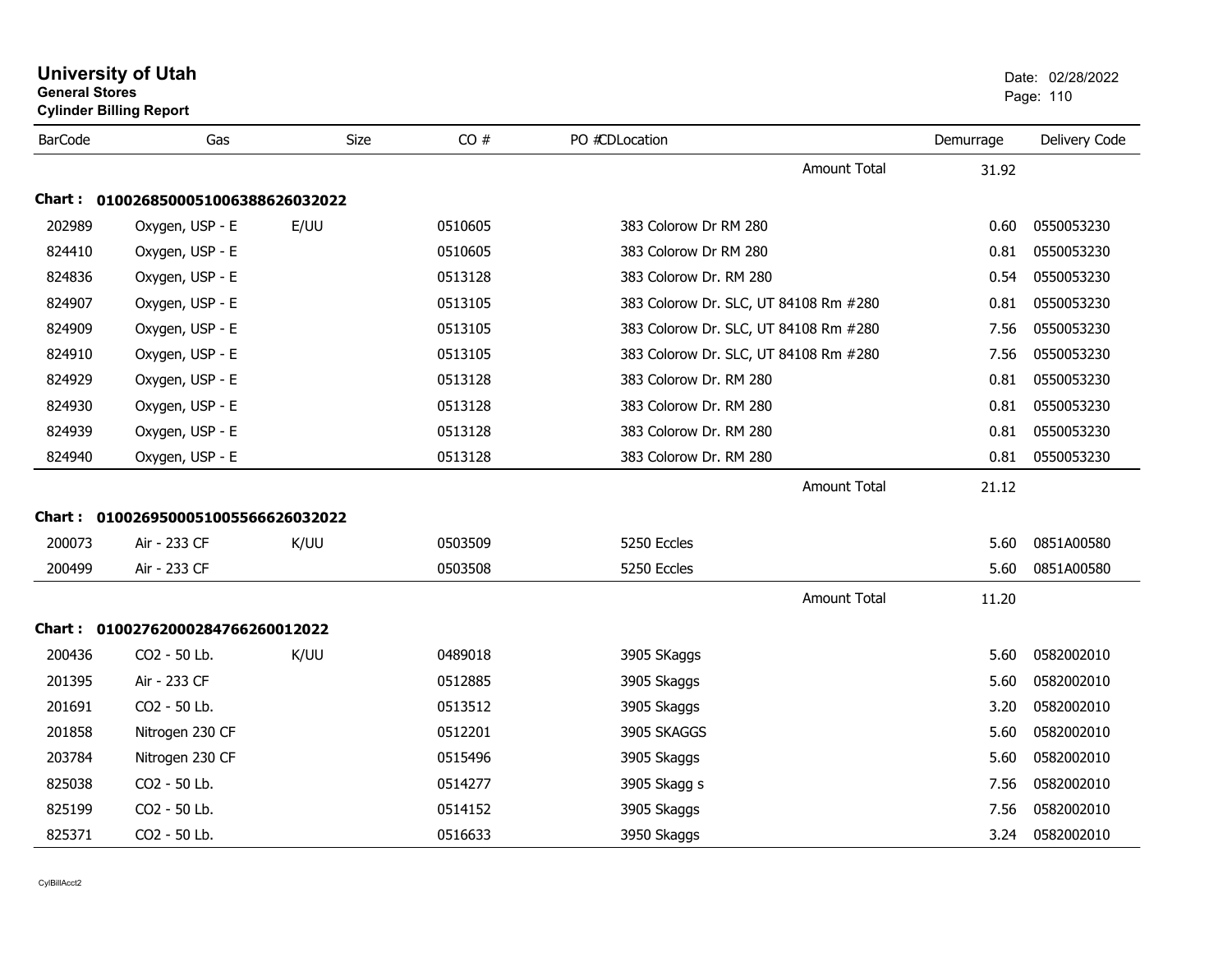# University of Utah

**General Stores**

**Cylinder Billing Report**

Date: 02/28/2022

| BarCode | Gas | Size | CO # | PO #CDLocation | Demurrage | Delivery Code |
|---|---|---|---|---|---|---|
| | | | | Amount Total | 31.92 | |
| **Chart : 01002685000510063886260320​22** | | | | | | |
| 202989 | Oxygen, USP - E | E/UU | 0510605 | 383 Colorow Dr RM 280 | 0.60 | 0550053230 |
| 824410 | Oxygen, USP - E | | 0510605 | 383 Colorow Dr RM 280 | 0.81 | 0550053230 |
| 824836 | Oxygen, USP - E | | 0513128 | 383 Colorow Dr. RM 280 | 0.54 | 0550053230 |
| 824907 | Oxygen, USP - E | | 0513105 | 383 Colorow Dr. SLC, UT 84108 Rm #280 | 0.81 | 0550053230 |
| 824909 | Oxygen, USP - E | | 0513105 | 383 Colorow Dr. SLC, UT 84108 Rm #280 | 7.56 | 0550053230 |
| 824910 | Oxygen, USP - E | | 0513105 | 383 Colorow Dr. SLC, UT 84108 Rm #280 | 7.56 | 0550053230 |
| 824929 | Oxygen, USP - E | | 0513128 | 383 Colorow Dr. RM 280 | 0.81 | 0550053230 |
| 824930 | Oxygen, USP - E | | 0513128 | 383 Colorow Dr. RM 280 | 0.81 | 0550053230 |
| 824939 | Oxygen, USP - E | | 0513128 | 383 Colorow Dr. RM 280 | 0.81 | 0550053230 |
| 824940 | Oxygen, USP - E | | 0513128 | 383 Colorow Dr. RM 280 | 0.81 | 0550053230 |
| | | | | Amount Total | 21.12 | |
| **Chart : 01002695000510055666260320​22** | | | | | | |
| 200073 | Air - 233 CF | K/UU | 0503509 | 5250 Eccles | 5.60 | 0851A00580 |
| 200499 | Air - 233 CF | | 0503508 | 5250 Eccles | 5.60 | 0851A00580 |
| | | | | Amount Total | 11.20 | |
| **Chart : 01002762000284766260012022** | | | | | | |
| 200436 | CO2 - 50 Lb. | K/UU | 0489018 | 3905 SKaggs | 5.60 | 0582002010 |
| 201395 | Air - 233 CF | | 0512885 | 3905 Skaggs | 5.60 | 0582002010 |
| 201691 | CO2 - 50 Lb. | | 0513512 | 3905 Skaggs | 3.20 | 0582002010 |
| 201858 | Nitrogen 230 CF | | 0512201 | 3905 SKAGGS | 5.60 | 0582002010 |
| 203784 | Nitrogen 230 CF | | 0515496 | 3905 Skaggs | 5.60 | 0582002010 |
| 825038 | CO2 - 50 Lb. | | 0514277 | 3905 Skagg s | 7.56 | 0582002010 |
| 825199 | CO2 - 50 Lb. | | 0514152 | 3905 Skaggs | 7.56 | 0582002010 |
| 825371 | CO2 - 50 Lb. | | 0516633 | 3950 Skaggs | 3.24 | 0582002010 |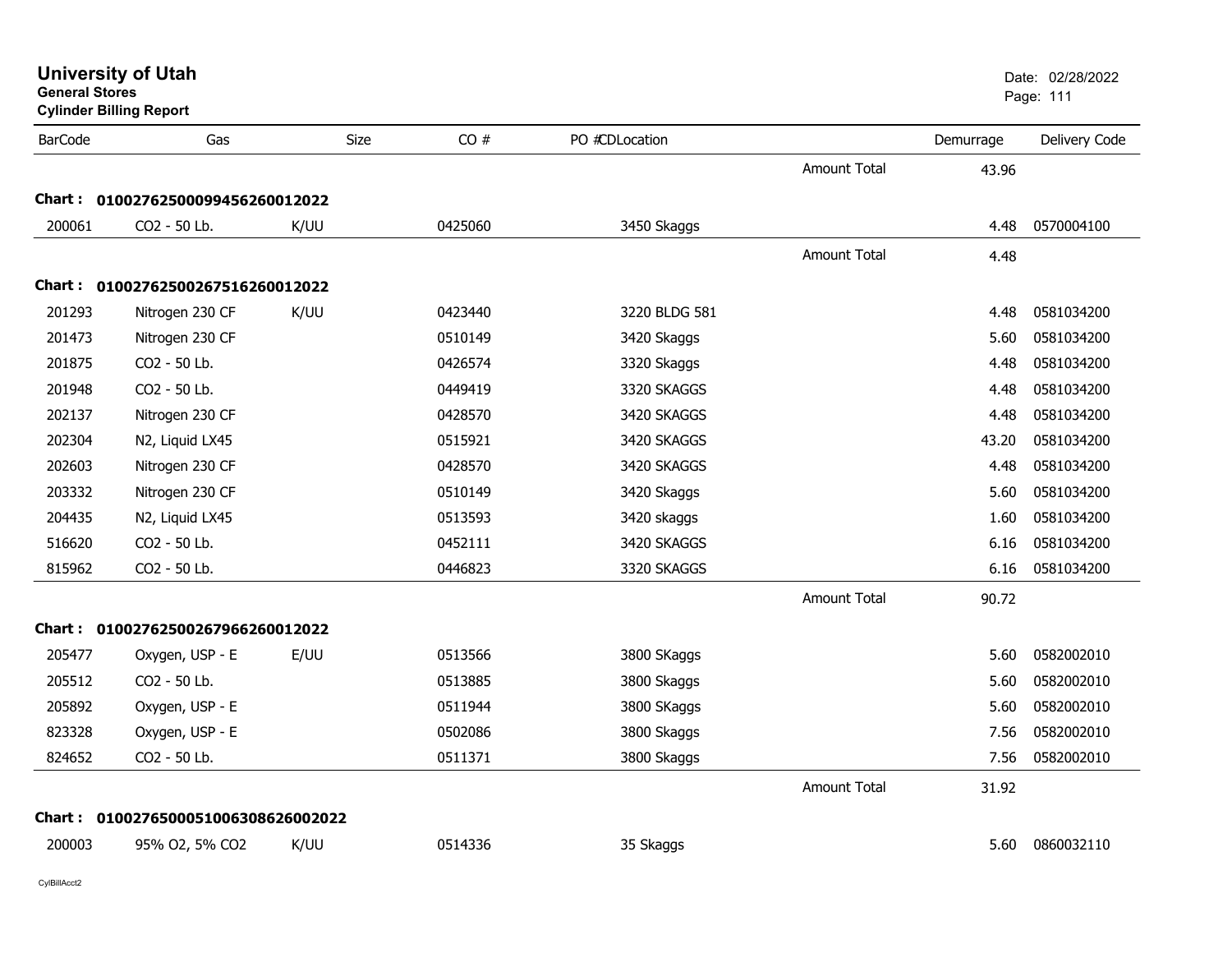# University of Utah
**General Stores**
**Cylinder Billing Report**

Date: 02/28/2022

| BarCode | Gas | Size | CO # | PO #CDLocation | | Demurrage | Delivery Code |
|---|---|---|---|---|---|---|---|
| | | | | | Amount Total | 43.96 | |
| **Chart :** | **01002762500099456260012022** | | | | | | |
| 200061 | CO2 - 50 Lb. | K/UU | 0425060 | 3450 Skaggs | | 4.48 | 0570004100 |
| | | | | | Amount Total | 4.48 | |
| **Chart :** | **01002762500267516260012022** | | | | | | |
| 201293 | Nitrogen 230 CF | K/UU | 0423440 | 3220 BLDG 581 | | 4.48 | 0581034200 |
| 201473 | Nitrogen 230 CF | | 0510149 | 3420 Skaggs | | 5.60 | 0581034200 |
| 201875 | CO2 - 50 Lb. | | 0426574 | 3320 Skaggs | | 4.48 | 0581034200 |
| 201948 | CO2 - 50 Lb. | | 0449419 | 3320 SKAGGS | | 4.48 | 0581034200 |
| 202137 | Nitrogen 230 CF | | 0428570 | 3420 SKAGGS | | 4.48 | 0581034200 |
| 202304 | N2, Liquid LX45 | | 0515921 | 3420 SKAGGS | | 43.20 | 0581034200 |
| 202603 | Nitrogen 230 CF | | 0428570 | 3420 SKAGGS | | 4.48 | 0581034200 |
| 203332 | Nitrogen 230 CF | | 0510149 | 3420 Skaggs | | 5.60 | 0581034200 |
| 204435 | N2, Liquid LX45 | | 0513593 | 3420 skaggs | | 1.60 | 0581034200 |
| 516620 | CO2 - 50 Lb. | | 0452111 | 3420 SKAGGS | | 6.16 | 0581034200 |
| 815962 | CO2 - 50 Lb. | | 0446823 | 3320 SKAGGS | | 6.16 | 0581034200 |
| | | | | | Amount Total | 90.72 | |
| **Chart :** | **01002762500267966260012022** | | | | | | |
| 205477 | Oxygen, USP - E | E/UU | 0513566 | 3800 SKaggs | | 5.60 | 0582002010 |
| 205512 | CO2 - 50 Lb. | | 0513885 | 3800 Skaggs | | 5.60 | 0582002010 |
| 205892 | Oxygen, USP - E | | 0511944 | 3800 SKaggs | | 5.60 | 0582002010 |
| 823328 | Oxygen, USP - E | | 0502086 | 3800 Skaggs | | 7.56 | 0582002010 |
| 824652 | CO2 - 50 Lb. | | 0511371 | 3800 Skaggs | | 7.56 | 0582002010 |
| | | | | | Amount Total | 31.92 | |
| **Chart :** | **01002765000510063086260022022** | | | | | | |
| 200003 | 95% O2, 5% CO2 | K/UU | 0514336 | 35 Skaggs | | 5.60 | 0860032110 |

CylBillAcct2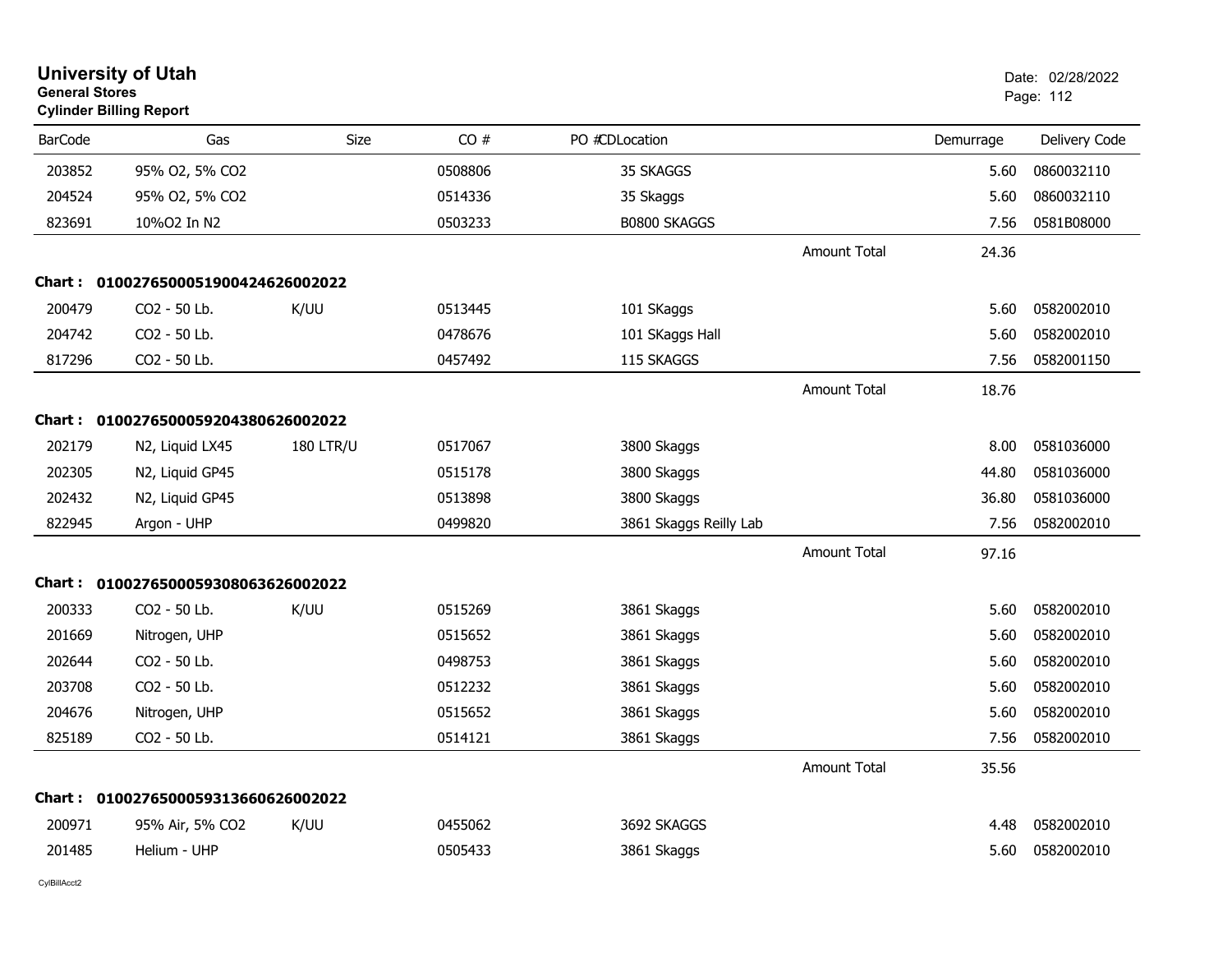# University of Utah
**General Stores**
**Cylinder Billing Report**

Date: 02/28/2022

| BarCode | Gas | Size | CO # | PO # | CDLocation | | Demurrage | Delivery Code |
|---|---|---|---|---|---|---|---|---|
| 203852 | 95% O2, 5% CO2 | | 0508806 | | 35 SKAGGS | | 5.60 | 0860032110 |
| 204524 | 95% O2, 5% CO2 | | 0514336 | | 35 Skaggs | | 5.60 | 0860032110 |
| 823691 | 10%O2 In N2 | | 0503233 | | B0800 SKAGGS | | 7.56 | 0581B08000 |
| | | | | | | Amount Total | 24.36 | |
| **Chart :** | **01002765000519004246260022022** | | | | | | | |
| 200479 | CO2 - 50 Lb. | K/UU | 0513445 | | 101 SKaggs | | 5.60 | 0582002010 |
| 204742 | CO2 - 50 Lb. | | 0478676 | | 101 SKaggs Hall | | 5.60 | 0582002010 |
| 817296 | CO2 - 50 Lb. | | 0457492 | | 115 SKAGGS | | 7.56 | 0582001150 |
| | | | | | | Amount Total | 18.76 | |
| **Chart :** | **01002765000592043806260022022** | | | | | | | |
| 202179 | N2, Liquid LX45 | 180 LTR/U | 0517067 | | 3800 Skaggs | | 8.00 | 0581036000 |
| 202305 | N2, Liquid GP45 | | 0515178 | | 3800 Skaggs | | 44.80 | 0581036000 |
| 202432 | N2, Liquid GP45 | | 0513898 | | 3800 Skaggs | | 36.80 | 0581036000 |
| 822945 | Argon - UHP | | 0499820 | | 3861 Skaggs Reilly Lab | | 7.56 | 0582002010 |
| | | | | | | Amount Total | 97.16 | |
| **Chart :** | **01002765000593080636260022022** | | | | | | | |
| 200333 | CO2 - 50 Lb. | K/UU | 0515269 | | 3861 Skaggs | | 5.60 | 0582002010 |
| 201669 | Nitrogen, UHP | | 0515652 | | 3861 Skaggs | | 5.60 | 0582002010 |
| 202644 | CO2 - 50 Lb. | | 0498753 | | 3861 Skaggs | | 5.60 | 0582002010 |
| 203708 | CO2 - 50 Lb. | | 0512232 | | 3861 Skaggs | | 5.60 | 0582002010 |
| 204676 | Nitrogen, UHP | | 0515652 | | 3861 Skaggs | | 5.60 | 0582002010 |
| 825189 | CO2 - 50 Lb. | | 0514121 | | 3861 Skaggs | | 7.56 | 0582002010 |
| | | | | | | Amount Total | 35.56 | |
| **Chart :** | **01002765000593136606260022022** | | | | | | | |
| 200971 | 95% Air, 5% CO2 | K/UU | 0455062 | | 3692 SKAGGS | | 4.48 | 0582002010 |
| 201485 | Helium - UHP | | 0505433 | | 3861 Skaggs | | 5.60 | 0582002010 |

CylBillAcct2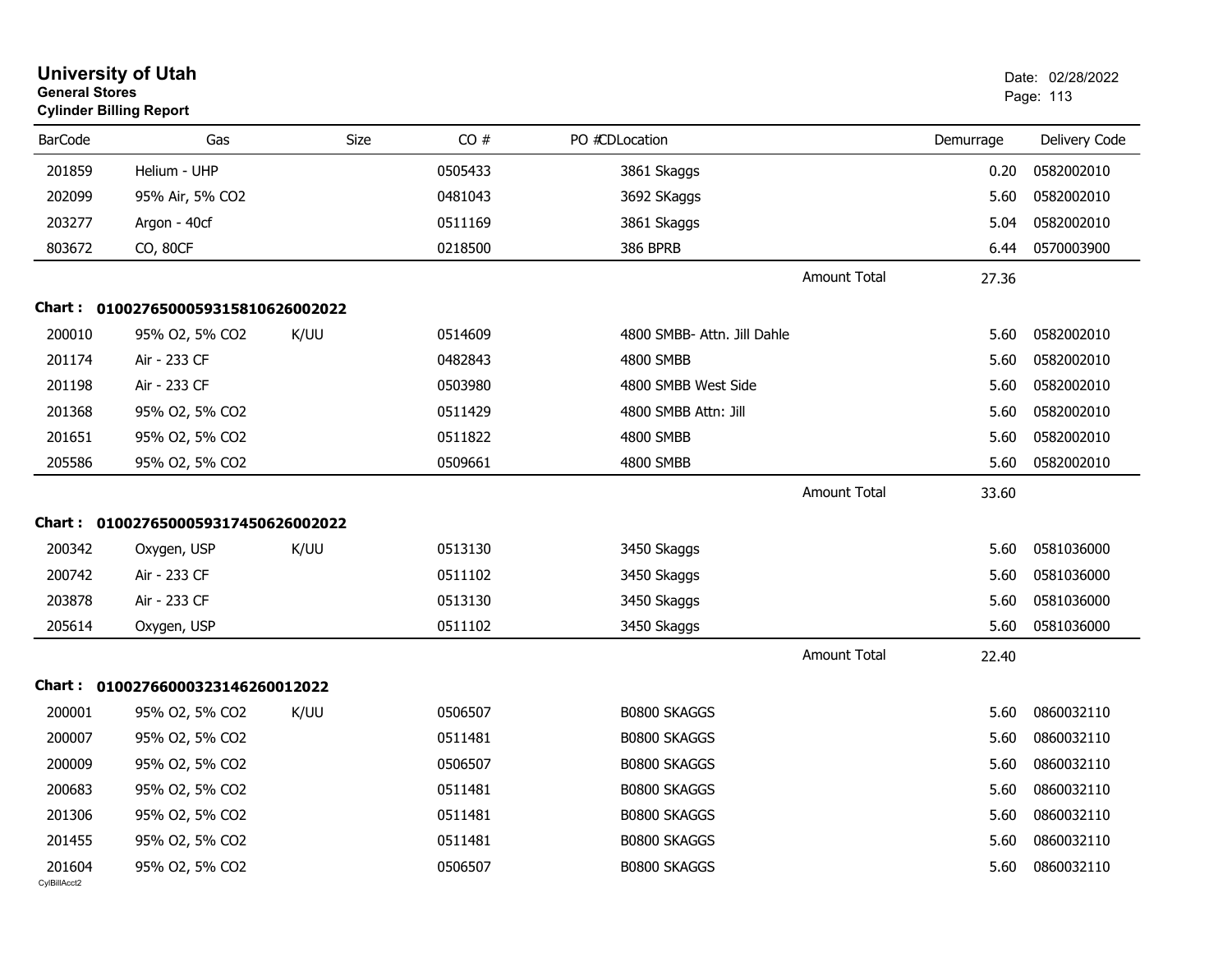# University of Utah

**General Stores**

**Cylinder Billing Report**

Date: 02/28/2022

| BarCode | Gas | Size | CO # | PO #CDLocation | Demurrage | Delivery Code |
|---|---|---|---|---|---|---|
| 201859 | Helium - UHP | | 0505433 | 3861 Skaggs | 0.20 | 0582002010 |
| 202099 | 95% Air, 5% CO2 | | 0481043 | 3692 SKaggs | 5.60 | 0582002010 |
| 203277 | Argon - 40cf | | 0511169 | 3861 Skaggs | 5.04 | 0582002010 |
| 803672 | CO, 80CF | | 0218500 | 386 BPRB | 6.44 | 0570003900 |
| | | | | Amount Total | 27.36 | |

**Chart : 01002765000593158106260020​22**

| BarCode | Gas | Size | CO # | PO #CDLocation | Demurrage | Delivery Code |
|---|---|---|---|---|---|---|
| 200010 | 95% O2, 5% CO2 | K/UU | 0514609 | 4800 SMBB- Attn. Jill Dahle | 5.60 | 0582002010 |
| 201174 | Air - 233 CF | | 0482843 | 4800 SMBB | 5.60 | 0582002010 |
| 201198 | Air - 233 CF | | 0503980 | 4800 SMBB West Side | 5.60 | 0582002010 |
| 201368 | 95% O2, 5% CO2 | | 0511429 | 4800 SMBB Attn: Jill | 5.60 | 0582002010 |
| 201651 | 95% O2, 5% CO2 | | 0511822 | 4800 SMBB | 5.60 | 0582002010 |
| 205586 | 95% O2, 5% CO2 | | 0509661 | 4800 SMBB | 5.60 | 0582002010 |
| | | | | Amount Total | 33.60 | |

**Chart : 0100276500059317450626002022**

| BarCode | Gas | Size | CO # | PO #CDLocation | Demurrage | Delivery Code |
|---|---|---|---|---|---|---|
| 200342 | Oxygen, USP | K/UU | 0513130 | 3450 Skaggs | 5.60 | 0581036000 |
| 200742 | Air - 233 CF | | 0511102 | 3450 Skaggs | 5.60 | 0581036000 |
| 203878 | Air - 233 CF | | 0513130 | 3450 Skaggs | 5.60 | 0581036000 |
| 205614 | Oxygen, USP | | 0511102 | 3450 Skaggs | 5.60 | 0581036000 |
| | | | | Amount Total | 22.40 | |

**Chart : 0100276600032314626001​2022**

| BarCode | Gas | Size | CO # | PO #CDLocation | Demurrage | Delivery Code |
|---|---|---|---|---|---|---|
| 200001 | 95% O2, 5% CO2 | K/UU | 0506507 | B0800 SKAGGS | 5.60 | 0860032110 |
| 200007 | 95% O2, 5% CO2 | | 0511481 | B0800 SKAGGS | 5.60 | 0860032110 |
| 200009 | 95% O2, 5% CO2 | | 0506507 | B0800 SKAGGS | 5.60 | 0860032110 |
| 200683 | 95% O2, 5% CO2 | | 0511481 | B0800 SKAGGS | 5.60 | 0860032110 |
| 201306 | 95% O2, 5% CO2 | | 0511481 | B0800 SKAGGS | 5.60 | 0860032110 |
| 201455 | 95% O2, 5% CO2 | | 0511481 | B0800 SKAGGS | 5.60 | 0860032110 |
| 201604 | 95% O2, 5% CO2 | | 0506507 | B0800 SKAGGS | 5.60 | 0860032110 |

CylBillAcct2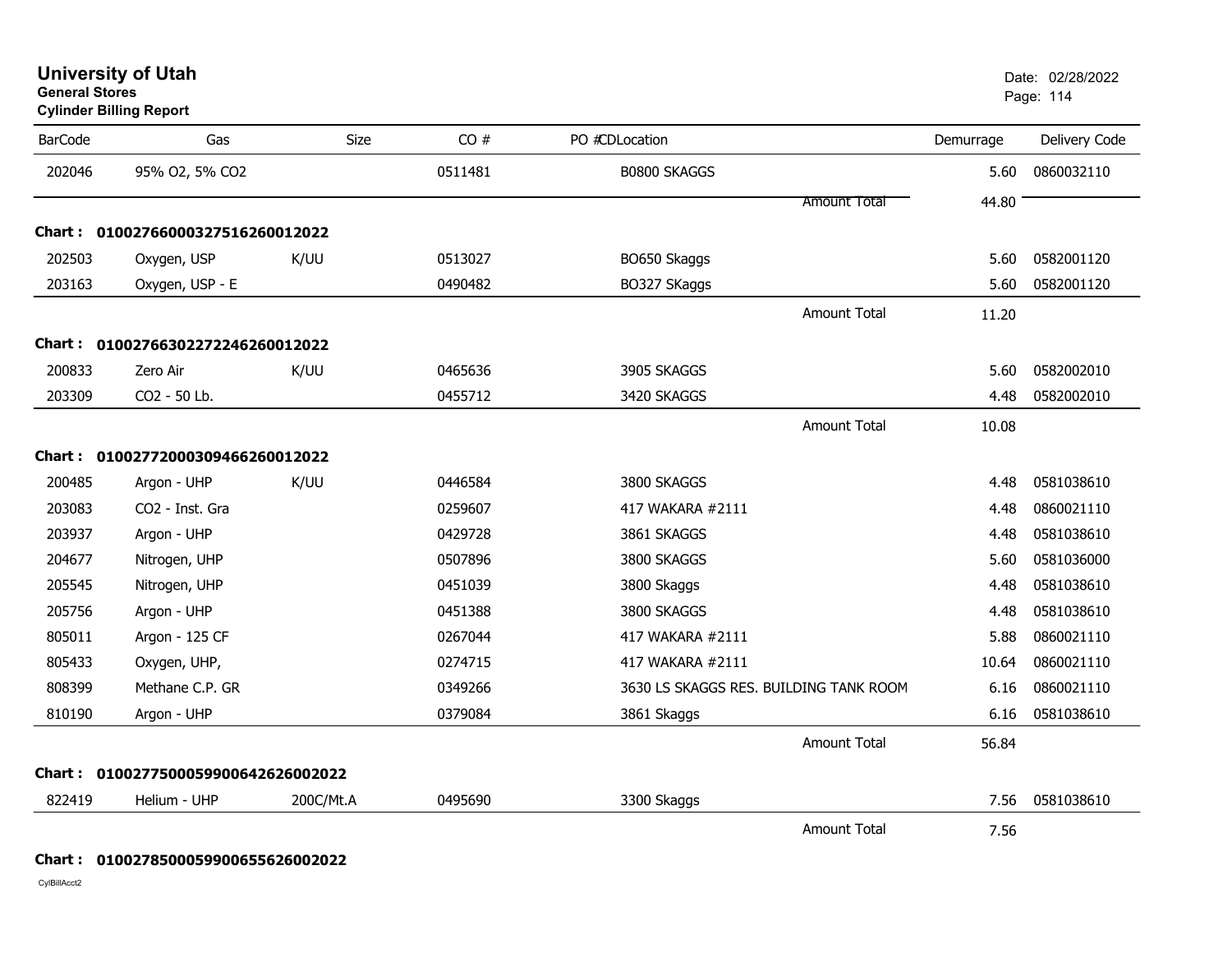# University of Utah
**General Stores**
**Cylinder Billing Report**

Date: 02/28/2022

| BarCode | Gas | Size | CO # | PO #CDLocation | Demurrage | Delivery Code |
|---|---|---|---|---|---|---|
| 202046 | 95% O2, 5% CO2 | | 0511481 | B0800 SKAGGS | 5.60 | 0860032110 |
| | | | | Amount Total | 44.80 | |

**Chart : 01002766000327516260012022**

| BarCode | Gas | Size | CO # | PO #CDLocation | Demurrage | Delivery Code |
|---|---|---|---|---|---|---|
| 202503 | Oxygen, USP | K/UU | 0513027 | BO650 Skaggs | 5.60 | 0582001120 |
| 203163 | Oxygen, USP - E | | 0490482 | BO327 SKaggs | 5.60 | 0582001120 |
| | | | | Amount Total | 11.20 | |

**Chart : 01002766302272246260012022**

| BarCode | Gas | Size | CO # | PO #CDLocation | Demurrage | Delivery Code |
|---|---|---|---|---|---|---|
| 200833 | Zero Air | K/UU | 0465636 | 3905 SKAGGS | 5.60 | 0582002010 |
| 203309 | CO2 - 50 Lb. | | 0455712 | 3420 SKAGGS | 4.48 | 0582002010 |
| | | | | Amount Total | 10.08 | |

**Chart : 01002772000309466260012022**

| BarCode | Gas | Size | CO # | PO #CDLocation | Demurrage | Delivery Code |
|---|---|---|---|---|---|---|
| 200485 | Argon - UHP | K/UU | 0446584 | 3800 SKAGGS | 4.48 | 0581038610 |
| 203083 | CO2 - Inst. Gra | | 0259607 | 417 WAKARA #2111 | 4.48 | 0860021110 |
| 203937 | Argon - UHP | | 0429728 | 3861 SKAGGS | 4.48 | 0581038610 |
| 204677 | Nitrogen, UHP | | 0507896 | 3800 SKAGGS | 5.60 | 0581036000 |
| 205545 | Nitrogen, UHP | | 0451039 | 3800 Skaggs | 4.48 | 0581038610 |
| 205756 | Argon - UHP | | 0451388 | 3800 SKAGGS | 4.48 | 0581038610 |
| 805011 | Argon - 125 CF | | 0267044 | 417 WAKARA #2111 | 5.88 | 0860021110 |
| 805433 | Oxygen, UHP, | | 0274715 | 417 WAKARA #2111 | 10.64 | 0860021110 |
| 808399 | Methane C.P. GR | | 0349266 | 3630 LS SKAGGS RES. BUILDING TANK ROOM | 6.16 | 0860021110 |
| 810190 | Argon - UHP | | 0379084 | 3861 Skaggs | 6.16 | 0581038610 |
| | | | | Amount Total | 56.84 | |

**Chart : 01002775000599006426260022022**

| BarCode | Gas | Size | CO # | PO #CDLocation | Demurrage | Delivery Code |
|---|---|---|---|---|---|---|
| 822419 | Helium - UHP | 200C/Mt.A | 0495690 | 3300 Skaggs | 7.56 | 0581038610 |
| | | | | Amount Total | 7.56 | |

**Chart : 01002785000599006556260022022**

CylBillAcct2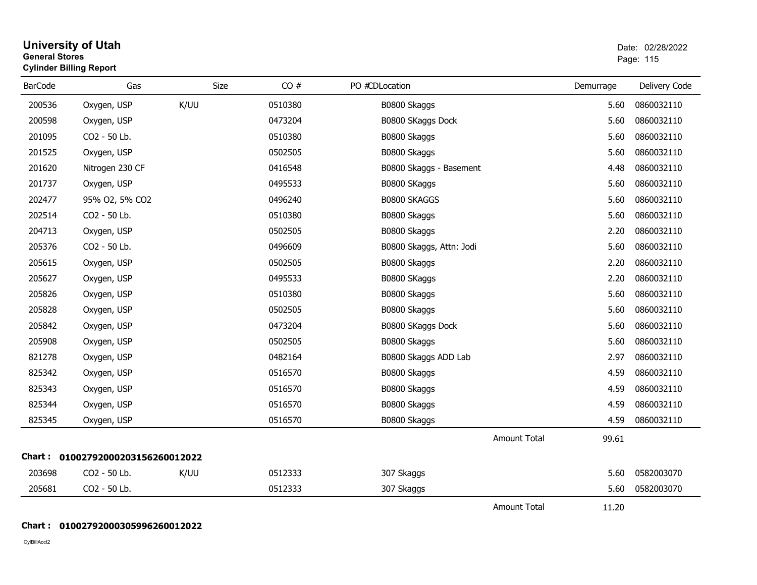# University of Utah
**General Stores**
**Cylinder Billing Report**

Date: 02/28/2022

| BarCode | Gas | Size | CO # | PO # | CDLocation | Demurrage | Delivery Code |
|---|---|---|---|---|---|---|---|
| 200536 | Oxygen, USP | K/UU | 0510380 | | B0800 Skaggs | 5.60 | 0860032110 |
| 200598 | Oxygen, USP | | 0473204 | | B0800 SKaggs Dock | 5.60 | 0860032110 |
| 201095 | CO2 - 50 Lb. | | 0510380 | | B0800 Skaggs | 5.60 | 0860032110 |
| 201525 | Oxygen, USP | | 0502505 | | B0800 Skaggs | 5.60 | 0860032110 |
| 201620 | Nitrogen 230 CF | | 0416548 | | B0800 Skaggs - Basement | 4.48 | 0860032110 |
| 201737 | Oxygen, USP | | 0495533 | | B0800 SKaggs | 5.60 | 0860032110 |
| 202477 | 95% O2, 5% CO2 | | 0496240 | | B0800 SKAGGS | 5.60 | 0860032110 |
| 202514 | CO2 - 50 Lb. | | 0510380 | | B0800 Skaggs | 5.60 | 0860032110 |
| 204713 | Oxygen, USP | | 0502505 | | B0800 Skaggs | 2.20 | 0860032110 |
| 205376 | CO2 - 50 Lb. | | 0496609 | | B0800 Skaggs, Attn: Jodi | 5.60 | 0860032110 |
| 205615 | Oxygen, USP | | 0502505 | | B0800 Skaggs | 2.20 | 0860032110 |
| 205627 | Oxygen, USP | | 0495533 | | B0800 SKaggs | 2.20 | 0860032110 |
| 205826 | Oxygen, USP | | 0510380 | | B0800 Skaggs | 5.60 | 0860032110 |
| 205828 | Oxygen, USP | | 0502505 | | B0800 Skaggs | 5.60 | 0860032110 |
| 205842 | Oxygen, USP | | 0473204 | | B0800 SKaggs Dock | 5.60 | 0860032110 |
| 205908 | Oxygen, USP | | 0502505 | | B0800 Skaggs | 5.60 | 0860032110 |
| 821278 | Oxygen, USP | | 0482164 | | B0800 Skaggs ADD Lab | 2.97 | 0860032110 |
| 825342 | Oxygen, USP | | 0516570 | | B0800 Skaggs | 4.59 | 0860032110 |
| 825343 | Oxygen, USP | | 0516570 | | B0800 Skaggs | 4.59 | 0860032110 |
| 825344 | Oxygen, USP | | 0516570 | | B0800 Skaggs | 4.59 | 0860032110 |
| 825345 | Oxygen, USP | | 0516570 | | B0800 Skaggs | 4.59 | 0860032110 |
| | | | | | Amount Total | 99.61 | |

**Chart : 01002792000203156260012022**

| BarCode | Gas | Size | CO # | PO # | CDLocation | Demurrage | Delivery Code |
|---|---|---|---|---|---|---|---|
| 203698 | CO2 - 50 Lb. | K/UU | 0512333 | | 307 Skaggs | 5.60 | 0582003070 |
| 205681 | CO2 - 50 Lb. | | 0512333 | | 307 Skaggs | 5.60 | 0582003070 |
| | | | | | Amount Total | 11.20 | |

**Chart : 01002792000305996260012022**

CylBillAcct2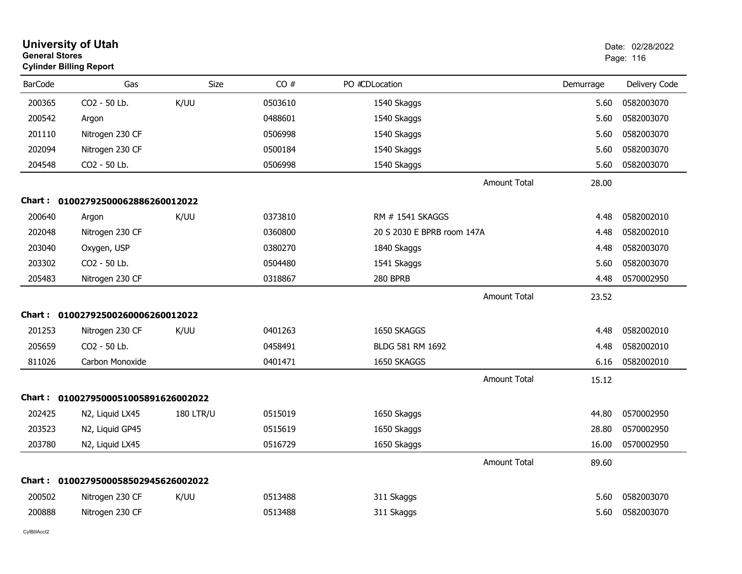# University of Utah
**General Stores**
**Cylinder Billing Report**

Date: 02/28/2022

| BarCode | Gas | Size | CO # | PO # | CDLocation | Demurrage | Delivery Code |
|---|---|---|---|---|---|---|---|
| 200365 | CO2 - 50 Lb. | K/UU | 0503610 | | 1540 Skaggs | 5.60 | 0582003070 |
| 200542 | Argon | | 0488601 | | 1540 Skaggs | 5.60 | 0582003070 |
| 201110 | Nitrogen 230 CF | | 0506998 | | 1540 Skaggs | 5.60 | 0582003070 |
| 202094 | Nitrogen 230 CF | | 0500184 | | 1540 Skaggs | 5.60 | 0582003070 |
| 204548 | CO2 - 50 Lb. | | 0506998 | | 1540 Skaggs | 5.60 | 0582003070 |
| | | | | | Amount Total | 28.00 | |

**Chart : 01002792500062886260012022**

| BarCode | Gas | Size | CO # | PO # | CDLocation | Demurrage | Delivery Code |
|---|---|---|---|---|---|---|---|
| 200640 | Argon | K/UU | 0373810 | | RM # 1541 SKAGGS | 4.48 | 0582002010 |
| 202048 | Nitrogen 230 CF | | 0360800 | | 20 S 2030 E BPRB room 147A | 4.48 | 0582002010 |
| 203040 | Oxygen, USP | | 0380270 | | 1840 Skaggs | 4.48 | 0582003070 |
| 203302 | CO2 - 50 Lb. | | 0504480 | | 1541 Skaggs | 5.60 | 0582003070 |
| 205483 | Nitrogen 230 CF | | 0318867 | | 280 BPRB | 4.48 | 0570002950 |
| | | | | | Amount Total | 23.52 | |

**Chart : 01002792500260006260012022**

| BarCode | Gas | Size | CO # | PO # | CDLocation | Demurrage | Delivery Code |
|---|---|---|---|---|---|---|---|
| 201253 | Nitrogen 230 CF | K/UU | 0401263 | | 1650 SKAGGS | 4.48 | 0582002010 |
| 205659 | CO2 - 50 Lb. | | 0458491 | | BLDG 581 RM 1692 | 4.48 | 0582002010 |
| 811026 | Carbon Monoxide | | 0401471 | | 1650 SKAGGS | 6.16 | 0582002010 |
| | | | | | Amount Total | 15.12 | |

**Chart : 01002795000510058916260020222**

| BarCode | Gas | Size | CO # | PO # | CDLocation | Demurrage | Delivery Code |
|---|---|---|---|---|---|---|---|
| 202425 | N2, Liquid LX45 | 180 LTR/U | 0515019 | | 1650 Skaggs | 44.80 | 0570002950 |
| 203523 | N2, Liquid GP45 | | 0515619 | | 1650 Skaggs | 28.80 | 0570002950 |
| 203780 | N2, Liquid LX45 | | 0516729 | | 1650 Skaggs | 16.00 | 0570002950 |
| | | | | | Amount Total | 89.60 | |

**Chart : 01002795000585029456260020222**

| BarCode | Gas | Size | CO # | PO # | CDLocation | Demurrage | Delivery Code |
|---|---|---|---|---|---|---|---|
| 200502 | Nitrogen 230 CF | K/UU | 0513488 | | 311 Skaggs | 5.60 | 0582003070 |
| 200888 | Nitrogen 230 CF | | 0513488 | | 311 Skaggs | 5.60 | 0582003070 |

CylBillAcct2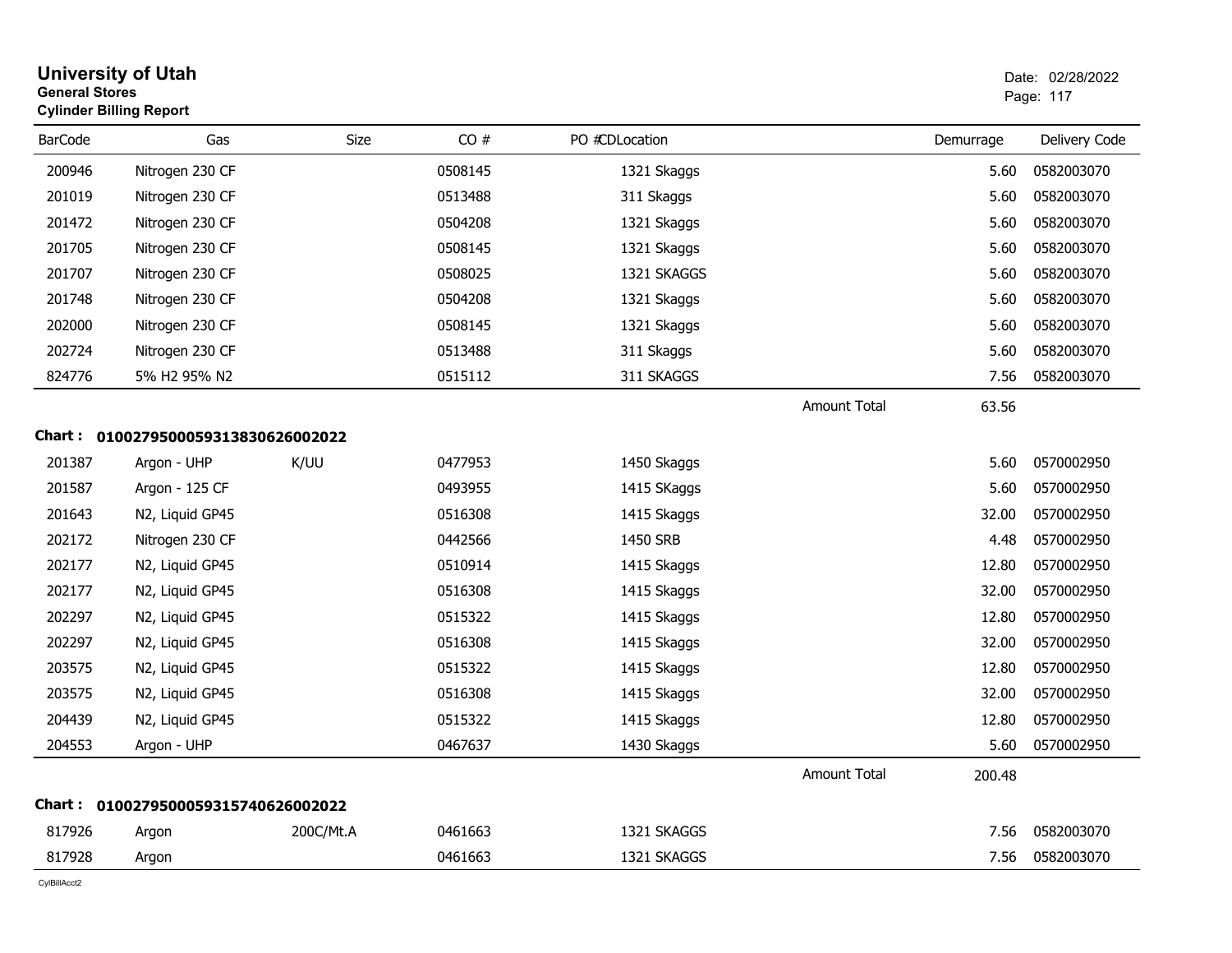# University of Utah

**General Stores**
**Cylinder Billing Report**

Date: 02/28/2022

| BarCode | Gas | Size | CO # | PO # | CDLocation | Demurrage | Delivery Code |
|---|---|---|---|---|---|---|---|
| 200946 | Nitrogen 230 CF | | 0508145 | | 1321 Skaggs | 5.60 | 0582003070 |
| 201019 | Nitrogen 230 CF | | 0513488 | | 311 Skaggs | 5.60 | 0582003070 |
| 201472 | Nitrogen 230 CF | | 0504208 | | 1321 Skaggs | 5.60 | 0582003070 |
| 201705 | Nitrogen 230 CF | | 0508145 | | 1321 Skaggs | 5.60 | 0582003070 |
| 201707 | Nitrogen 230 CF | | 0508025 | | 1321 SKAGGS | 5.60 | 0582003070 |
| 201748 | Nitrogen 230 CF | | 0504208 | | 1321 Skaggs | 5.60 | 0582003070 |
| 202000 | Nitrogen 230 CF | | 0508145 | | 1321 Skaggs | 5.60 | 0582003070 |
| 202724 | Nitrogen 230 CF | | 0513488 | | 311 Skaggs | 5.60 | 0582003070 |
| 824776 | 5% H2 95% N2 | | 0515112 | | 311 SKAGGS | 7.56 | 0582003070 |
| | | | | | Amount Total | 63.56 | |

**Chart : 01002795000593138306260022022**

| BarCode | Gas | Size | CO # | PO # | CDLocation | Demurrage | Delivery Code |
|---|---|---|---|---|---|---|---|
| 201387 | Argon - UHP | K/UU | 0477953 | | 1450 Skaggs | 5.60 | 0570002950 |
| 201587 | Argon - 125 CF | | 0493955 | | 1415 SKaggs | 5.60 | 0570002950 |
| 201643 | N2, Liquid GP45 | | 0516308 | | 1415 Skaggs | 32.00 | 0570002950 |
| 202172 | Nitrogen 230 CF | | 0442566 | | 1450 SRB | 4.48 | 0570002950 |
| 202177 | N2, Liquid GP45 | | 0510914 | | 1415 Skaggs | 12.80 | 0570002950 |
| 202177 | N2, Liquid GP45 | | 0516308 | | 1415 Skaggs | 32.00 | 0570002950 |
| 202297 | N2, Liquid GP45 | | 0515322 | | 1415 Skaggs | 12.80 | 0570002950 |
| 202297 | N2, Liquid GP45 | | 0516308 | | 1415 Skaggs | 32.00 | 0570002950 |
| 203575 | N2, Liquid GP45 | | 0515322 | | 1415 Skaggs | 12.80 | 0570002950 |
| 203575 | N2, Liquid GP45 | | 0516308 | | 1415 Skaggs | 32.00 | 0570002950 |
| 204439 | N2, Liquid GP45 | | 0515322 | | 1415 Skaggs | 12.80 | 0570002950 |
| 204553 | Argon - UHP | | 0467637 | | 1430 Skaggs | 5.60 | 0570002950 |
| | | | | | Amount Total | 200.48 | |

**Chart : 01002795000593157406260022022**

| BarCode | Gas | Size | CO # | PO # | CDLocation | Demurrage | Delivery Code |
|---|---|---|---|---|---|---|---|
| 817926 | Argon | 200C/Mt.A | 0461663 | | 1321 SKAGGS | 7.56 | 0582003070 |
| 817928 | Argon | | 0461663 | | 1321 SKAGGS | 7.56 | 0582003070 |

CylBillAcct2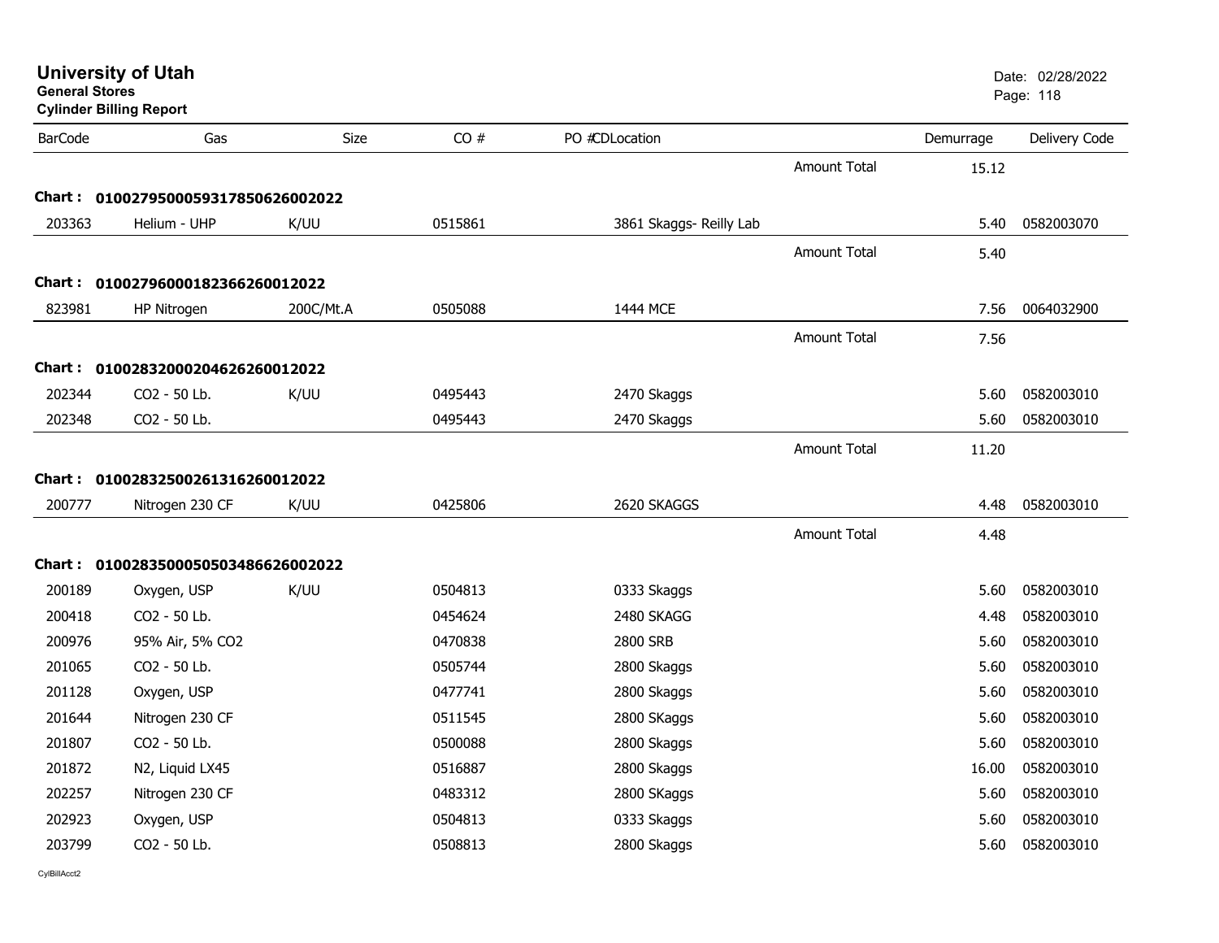**University of Utah**
**General Stores**
**Cylinder Billing Report**

Date: 02/28/2022

| BarCode | Gas | Size | CO # | PO #CDLocation | | Demurrage | Delivery Code |
|---|---|---|---|---|---|---|---|
| | | | | | Amount Total | 15.12 | |
| **Chart : 01002795000593178506260022022** | | | | | | | |
| 203363 | Helium - UHP | K/UU | 0515861 | 3861 Skaggs- Reilly Lab | | 5.40 | 0582003070 |
| | | | | | Amount Total | 5.40 | |
| **Chart : 01002796000182366260012022** | | | | | | | |
| 823981 | HP Nitrogen | 200C/Mt.A | 0505088 | 1444 MCE | | 7.56 | 0064032900 |
| | | | | | Amount Total | 7.56 | |
| **Chart : 01002832000204626260012022** | | | | | | | |
| 202344 | CO2 - 50 Lb. | K/UU | 0495443 | 2470 Skaggs | | 5.60 | 0582003010 |
| 202348 | CO2 - 50 Lb. | | 0495443 | 2470 Skaggs | | 5.60 | 0582003010 |
| | | | | | Amount Total | 11.20 | |
| **Chart : 01002832500261316260012022** | | | | | | | |
| 200777 | Nitrogen 230 CF | K/UU | 0425806 | 2620 SKAGGS | | 4.48 | 0582003010 |
| | | | | | Amount Total | 4.48 | |
| **Chart : 01002835000505034866260022022** | | | | | | | |
| 200189 | Oxygen, USP | K/UU | 0504813 | 0333 Skaggs | | 5.60 | 0582003010 |
| 200418 | CO2 - 50 Lb. | | 0454624 | 2480 SKAGG | | 4.48 | 0582003010 |
| 200976 | 95% Air, 5% CO2 | | 0470838 | 2800 SRB | | 5.60 | 0582003010 |
| 201065 | CO2 - 50 Lb. | | 0505744 | 2800 Skaggs | | 5.60 | 0582003010 |
| 201128 | Oxygen, USP | | 0477741 | 2800 Skaggs | | 5.60 | 0582003010 |
| 201644 | Nitrogen 230 CF | | 0511545 | 2800 SKaggs | | 5.60 | 0582003010 |
| 201807 | CO2 - 50 Lb. | | 0500088 | 2800 Skaggs | | 5.60 | 0582003010 |
| 201872 | N2, Liquid LX45 | | 0516887 | 2800 Skaggs | | 16.00 | 0582003010 |
| 202257 | Nitrogen 230 CF | | 0483312 | 2800 SKaggs | | 5.60 | 0582003010 |
| 202923 | Oxygen, USP | | 0504813 | 0333 Skaggs | | 5.60 | 0582003010 |
| 203799 | CO2 - 50 Lb. | | 0508813 | 2800 Skaggs | | 5.60 | 0582003010 |

CylBillAcct2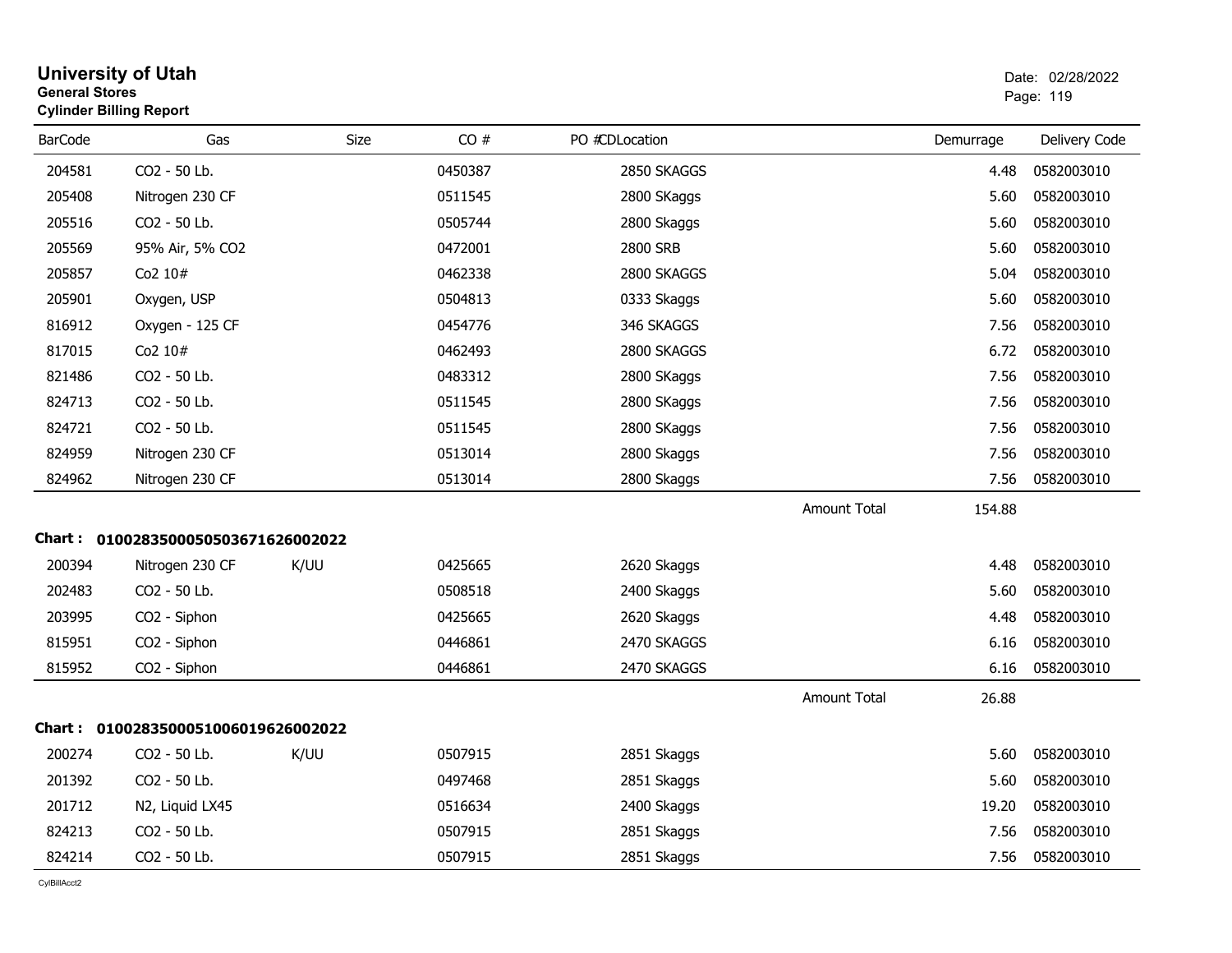# University of Utah

**General Stores**

**Cylinder Billing Report**

Date: 02/28/2022

| BarCode | Gas | Size | CO # | PO #CDLocation | | Demurrage | Delivery Code |
|---|---|---|---|---|---|---|---|
| 204581 | CO2 - 50 Lb. | | 0450387 | 2850 SKAGGS | | 4.48 | 0582003010 |
| 205408 | Nitrogen 230 CF | | 0511545 | 2800 SKaggs | | 5.60 | 0582003010 |
| 205516 | CO2 - 50 Lb. | | 0505744 | 2800 Skaggs | | 5.60 | 0582003010 |
| 205569 | 95% Air, 5% CO2 | | 0472001 | 2800 SRB | | 5.60 | 0582003010 |
| 205857 | Co2 10# | | 0462338 | 2800 SKAGGS | | 5.04 | 0582003010 |
| 205901 | Oxygen, USP | | 0504813 | 0333 Skaggs | | 5.60 | 0582003010 |
| 816912 | Oxygen - 125 CF | | 0454776 | 346 SKAGGS | | 7.56 | 0582003010 |
| 817015 | Co2 10# | | 0462493 | 2800 SKAGGS | | 6.72 | 0582003010 |
| 821486 | CO2 - 50 Lb. | | 0483312 | 2800 SKaggs | | 7.56 | 0582003010 |
| 824713 | CO2 - 50 Lb. | | 0511545 | 2800 SKaggs | | 7.56 | 0582003010 |
| 824721 | CO2 - 50 Lb. | | 0511545 | 2800 SKaggs | | 7.56 | 0582003010 |
| 824959 | Nitrogen 230 CF | | 0513014 | 2800 Skaggs | | 7.56 | 0582003010 |
| 824962 | Nitrogen 230 CF | | 0513014 | 2800 Skaggs | | 7.56 | 0582003010 |
| | | | | | Amount Total | 154.88 | |

**Chart : 01002835000505036716260020​22**

| BarCode | Gas | Size | CO # | PO #CDLocation | | Demurrage | Delivery Code |
|---|---|---|---|---|---|---|---|
| 200394 | Nitrogen 230 CF | K/UU | 0425665 | 2620 Skaggs | | 4.48 | 0582003010 |
| 202483 | CO2 - 50 Lb. | | 0508518 | 2400 Skaggs | | 5.60 | 0582003010 |
| 203995 | CO2 - Siphon | | 0425665 | 2620 Skaggs | | 4.48 | 0582003010 |
| 815951 | CO2 - Siphon | | 0446861 | 2470 SKAGGS | | 6.16 | 0582003010 |
| 815952 | CO2 - Siphon | | 0446861 | 2470 SKAGGS | | 6.16 | 0582003010 |
| | | | | | Amount Total | 26.88 | |

**Chart : 0100283500051006019626002022**

| BarCode | Gas | Size | CO # | PO #CDLocation | | Demurrage | Delivery Code |
|---|---|---|---|---|---|---|---|
| 200274 | CO2 - 50 Lb. | K/UU | 0507915 | 2851 Skaggs | | 5.60 | 0582003010 |
| 201392 | CO2 - 50 Lb. | | 0497468 | 2851 Skaggs | | 5.60 | 0582003010 |
| 201712 | N2, Liquid LX45 | | 0516634 | 2400 Skaggs | | 19.20 | 0582003010 |
| 824213 | CO2 - 50 Lb. | | 0507915 | 2851 Skaggs | | 7.56 | 0582003010 |
| 824214 | CO2 - 50 Lb. | | 0507915 | 2851 Skaggs | | 7.56 | 0582003010 |

CylBillAcct2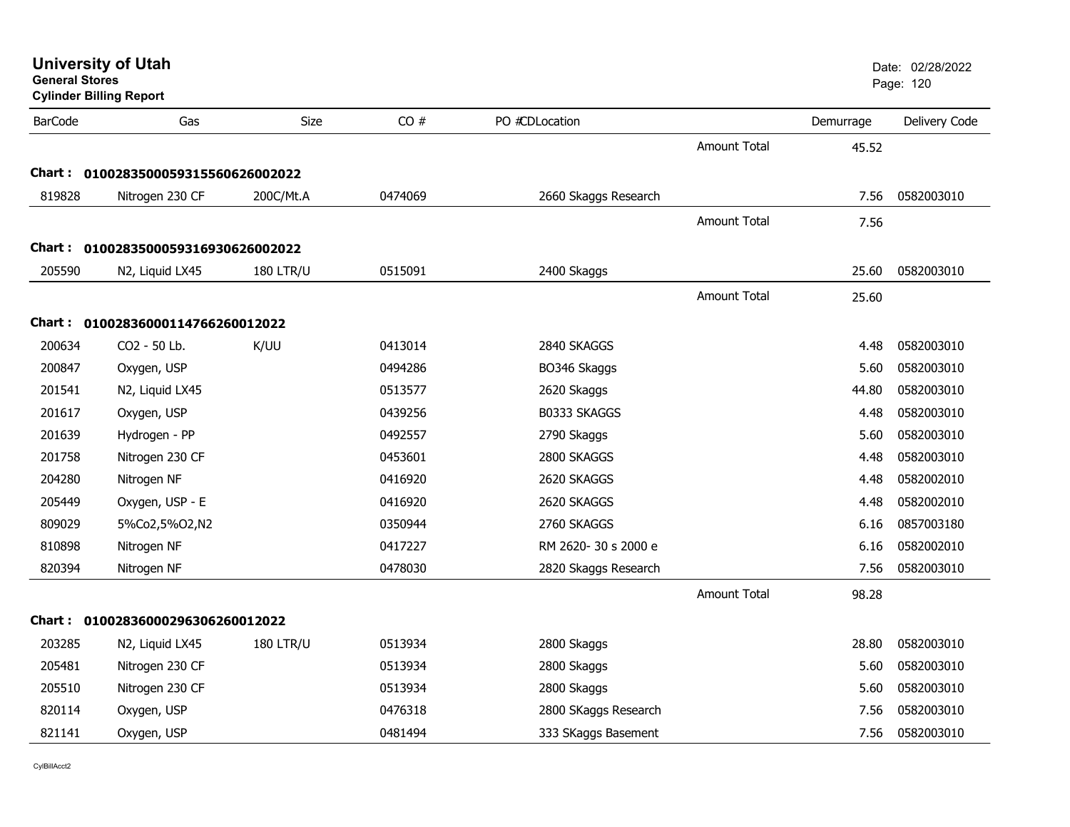# University of Utah
**General Stores**
**Cylinder Billing Report**

Date: 02/28/2022

| BarCode | Gas | Size | CO # | PO # CDLocation | | Demurrage | Delivery Code |
|---|---|---|---|---|---|---|---|
| | | | | | Amount Total | 45.52 | |
| **Chart : 01002835000593155606260O2022** | | | | | | | |
| 819828 | Nitrogen 230 CF | 200C/Mt.A | 0474069 | 2660 Skaggs Research | | 7.56 | 0582003010 |
| | | | | | Amount Total | 7.56 | |
| **Chart : 0100283500059316930626002022** | | | | | | | |
| 205590 | N2, Liquid LX45 | 180 LTR/U | 0515091 | 2400 Skaggs | | 25.60 | 0582003010 |
| | | | | | Amount Total | 25.60 | |
| **Chart : 01002836000114766260012022** | | | | | | | |
| 200634 | CO2 - 50 Lb. | K/UU | 0413014 | 2840 SKAGGS | | 4.48 | 0582003010 |
| 200847 | Oxygen, USP | | 0494286 | BO346 Skaggs | | 5.60 | 0582003010 |
| 201541 | N2, Liquid LX45 | | 0513577 | 2620 Skaggs | | 44.80 | 0582003010 |
| 201617 | Oxygen, USP | | 0439256 | B0333 SKAGGS | | 4.48 | 0582003010 |
| 201639 | Hydrogen - PP | | 0492557 | 2790 Skaggs | | 5.60 | 0582003010 |
| 201758 | Nitrogen 230 CF | | 0453601 | 2800 SKAGGS | | 4.48 | 0582003010 |
| 204280 | Nitrogen NF | | 0416920 | 2620 SKAGGS | | 4.48 | 0582002010 |
| 205449 | Oxygen, USP - E | | 0416920 | 2620 SKAGGS | | 4.48 | 0582002010 |
| 809029 | 5%Co2,5%O2,N2 | | 0350944 | 2760 SKAGGS | | 6.16 | 0857003180 |
| 810898 | Nitrogen NF | | 0417227 | RM 2620- 30 s 2000 e | | 6.16 | 0582002010 |
| 820394 | Nitrogen NF | | 0478030 | 2820 Skaggs Research | | 7.56 | 0582003010 |
| | | | | | Amount Total | 98.28 | |
| **Chart : 01002836000296306260012022** | | | | | | | |
| 203285 | N2, Liquid LX45 | 180 LTR/U | 0513934 | 2800 Skaggs | | 28.80 | 0582003010 |
| 205481 | Nitrogen 230 CF | | 0513934 | 2800 Skaggs | | 5.60 | 0582003010 |
| 205510 | Nitrogen 230 CF | | 0513934 | 2800 Skaggs | | 5.60 | 0582003010 |
| 820114 | Oxygen, USP | | 0476318 | 2800 SKaggs Research | | 7.56 | 0582003010 |
| 821141 | Oxygen, USP | | 0481494 | 333 SKaggs Basement | | 7.56 | 0582003010 |

CylBillAcct2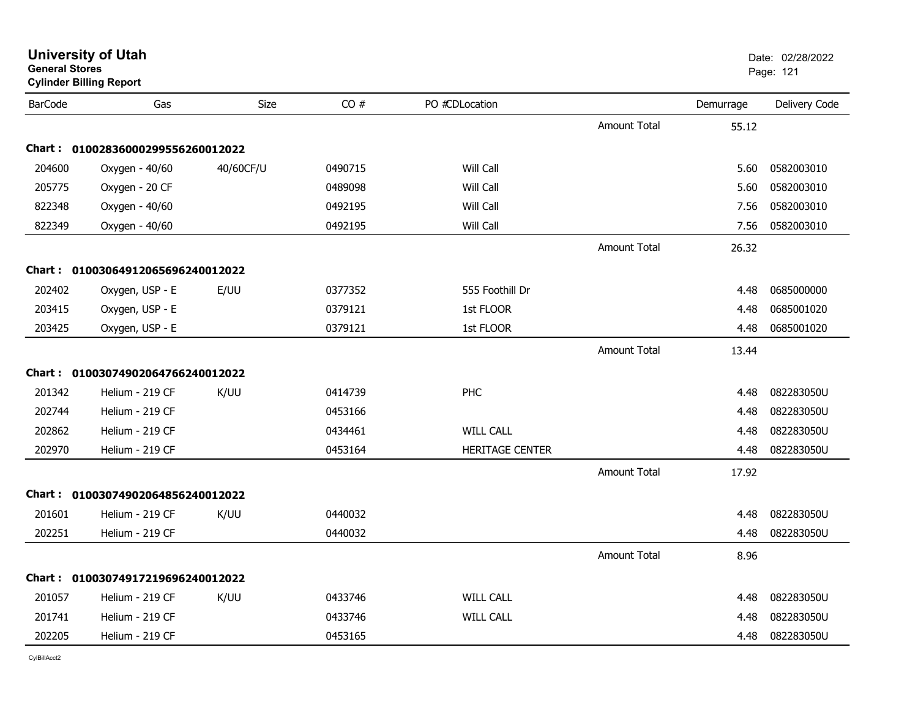# University of Utah
**General Stores**
**Cylinder Billing Report**

Date: 02/28/2022

| BarCode | Gas | Size | CO # | PO #CDLocation | | Demurrage | Delivery Code |
|---|---|---|---|---|---|---|---|
| | | | | | Amount Total | 55.12 | |
| **Chart :** | **0100283600029955626001 2022** | | | | | | |
| 204600 | Oxygen - 40/60 | 40/60CF/U | 0490715 | Will Call | | 5.60 | 0582003010 |
| 205775 | Oxygen - 20 CF | | 0489098 | Will Call | | 5.60 | 0582003010 |
| 822348 | Oxygen - 40/60 | | 0492195 | Will Call | | 7.56 | 0582003010 |
| 822349 | Oxygen - 40/60 | | 0492195 | Will Call | | 7.56 | 0582003010 |
| | | | | | Amount Total | 26.32 | |
| **Chart :** | **01003064912065696240012022** | | | | | | |
| 202402 | Oxygen, USP - E | E/UU | 0377352 | 555 Foothill Dr | | 4.48 | 0685000000 |
| 203415 | Oxygen, USP - E | | 0379121 | 1st FLOOR | | 4.48 | 0685001020 |
| 203425 | Oxygen, USP - E | | 0379121 | 1st FLOOR | | 4.48 | 0685001020 |
| | | | | | Amount Total | 13.44 | |
| **Chart :** | **01003074902064766240012022** | | | | | | |
| 201342 | Helium - 219 CF | K/UU | 0414739 | PHC | | 4.48 | 082283050U |
| 202744 | Helium - 219 CF | | 0453166 | | | 4.48 | 082283050U |
| 202862 | Helium - 219 CF | | 0434461 | WILL CALL | | 4.48 | 082283050U |
| 202970 | Helium - 219 CF | | 0453164 | HERITAGE CENTER | | 4.48 | 082283050U |
| | | | | | Amount Total | 17.92 | |
| **Chart :** | **01003074902064856240012022** | | | | | | |
| 201601 | Helium - 219 CF | K/UU | 0440032 | | | 4.48 | 082283050U |
| 202251 | Helium - 219 CF | | 0440032 | | | 4.48 | 082283050U |
| | | | | | Amount Total | 8.96 | |
| **Chart :** | **01003074917219696240012022** | | | | | | |
| 201057 | Helium - 219 CF | K/UU | 0433746 | WILL CALL | | 4.48 | 082283050U |
| 201741 | Helium - 219 CF | | 0433746 | WILL CALL | | 4.48 | 082283050U |
| 202205 | Helium - 219 CF | | 0453165 | | | 4.48 | 082283050U |

CylBillAcct2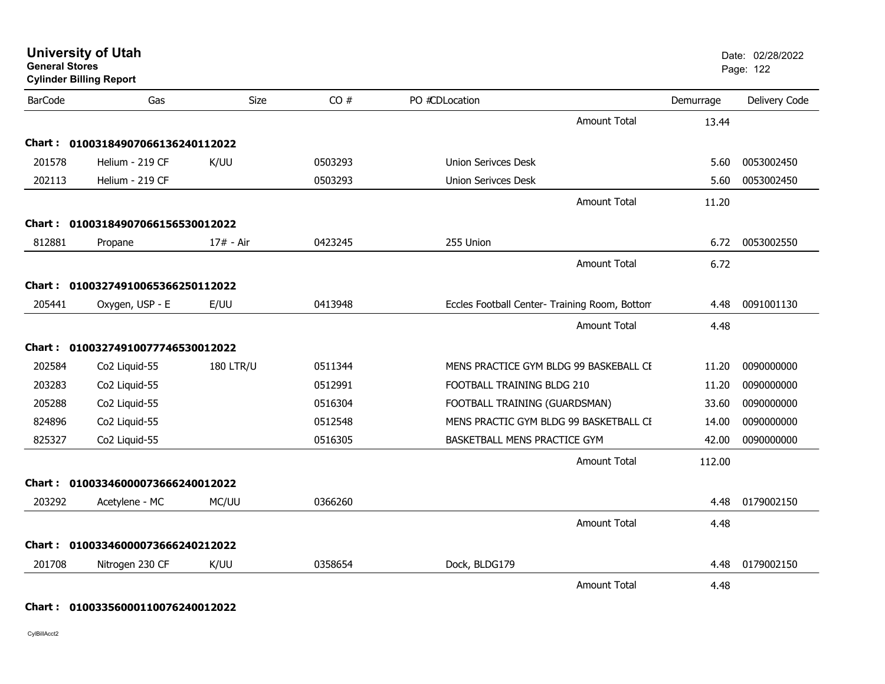# University of Utah

**General Stores**

**Cylinder Billing Report**

Date: 02/28/2022

| BarCode | Gas | Size | CO # | PO # | CD | Location | Demurrage | Delivery Code |
|---|---|---|---|---|---|---|---|---|
| | | | | | | Amount Total | 13.44 | |
| **Chart :** | **01003184907066136240112022** | | | | | | | |
| 201578 | Helium - 219 CF | K/UU | 0503293 | | | Union Serivces Desk | 5.60 | 0053002450 |
| 202113 | Helium - 219 CF | | 0503293 | | | Union Serivces Desk | 5.60 | 0053002450 |
| | | | | | | Amount Total | 11.20 | |
| **Chart :** | **01003184907066156530012022** | | | | | | | |
| 812881 | Propane | 17# - Air | 0423245 | | | 255 Union | 6.72 | 0053002550 |
| | | | | | | Amount Total | 6.72 | |
| **Chart :** | **01003274910065366250112022** | | | | | | | |
| 205441 | Oxygen, USP - E | E/UU | 0413948 | | | Eccles Football Center- Training Room, Bottom | 4.48 | 0091001130 |
| | | | | | | Amount Total | 4.48 | |
| **Chart :** | **01003274910077746530012022** | | | | | | | |
| 202584 | Co2 Liquid-55 | 180 LTR/U | 0511344 | | | MENS PRACTICE GYM BLDG 99 BASKETBALL CE | 11.20 | 0090000000 |
| 203283 | Co2 Liquid-55 | | 0512991 | | | FOOTBALL TRAINING BLDG 210 | 11.20 | 0090000000 |
| 205288 | Co2 Liquid-55 | | 0516304 | | | FOOTBALL TRAINING (GUARDSMAN) | 33.60 | 0090000000 |
| 824896 | Co2 Liquid-55 | | 0512548 | | | MENS PRACTIC GYM BLDG 99 BASKETBALL CE | 14.00 | 0090000000 |
| 825327 | Co2 Liquid-55 | | 0516305 | | | BASKETBALL MENS PRACTICE GYM | 42.00 | 0090000000 |
| | | | | | | Amount Total | 112.00 | |
| **Chart :** | **01003346000073666240012022** | | | | | | | |
| 203292 | Acetylene - MC | MC/UU | 0366260 | | | | 4.48 | 0179002150 |
| | | | | | | Amount Total | 4.48 | |
| **Chart :** | **01003346000073666240212022** | | | | | | | |
| 201708 | Nitrogen 230 CF | K/UU | 0358654 | | | Dock, BLDG179 | 4.48 | 0179002150 |
| | | | | | | Amount Total | 4.48 | |
| **Chart :** | **01003356000110076240012022** | | | | | | | |

CylBillAcct2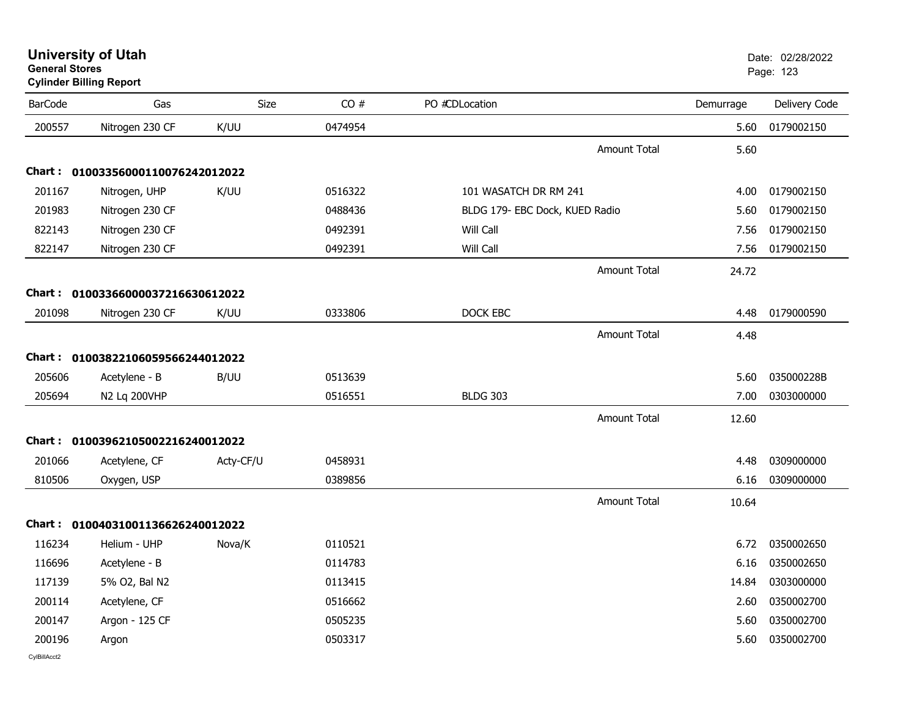# University of Utah

**General Stores**

**Cylinder Billing Report**

Date: 02/28/2022

| BarCode | Gas | Size | CO # | PO #CDLocation | Demurrage | Delivery Code |
|---|---|---|---|---|---|---|
| 200557 | Nitrogen 230 CF | K/UU | 0474954 | | 5.60 | 0179002150 |
| | | | | Amount Total | 5.60 | |
| **Chart :** | **01003356000110076242012022** | | | | | |
| 201167 | Nitrogen, UHP | K/UU | 0516322 | 101 WASATCH DR RM 241 | 4.00 | 0179002150 |
| 201983 | Nitrogen 230 CF | | 0488436 | BLDG 179- EBC Dock, KUED Radio | 5.60 | 0179002150 |
| 822143 | Nitrogen 230 CF | | 0492391 | Will Call | 7.56 | 0179002150 |
| 822147 | Nitrogen 230 CF | | 0492391 | Will Call | 7.56 | 0179002150 |
| | | | | Amount Total | 24.72 | |
| **Chart :** | **01003366000037216630612022** | | | | | |
| 201098 | Nitrogen 230 CF | K/UU | 0333806 | DOCK EBC | 4.48 | 0179000590 |
| | | | | Amount Total | 4.48 | |
| **Chart :** | **01003822106059566244012022** | | | | | |
| 205606 | Acetylene - B | B/UU | 0513639 | | 5.60 | 035000228B |
| 205694 | N2 Lq 200VHP | | 0516551 | BLDG 303 | 7.00 | 0303000000 |
| | | | | Amount Total | 12.60 | |
| **Chart :** | **01003962105002216240012022** | | | | | |
| 201066 | Acetylene, CF | Acty-CF/U | 0458931 | | 4.48 | 0309000000 |
| 810506 | Oxygen, USP | | 0389856 | | 6.16 | 0309000000 |
| | | | | Amount Total | 10.64 | |
| **Chart :** | **01004031001136626240012022** | | | | | |
| 116234 | Helium - UHP | Nova/K | 0110521 | | 6.72 | 0350002650 |
| 116696 | Acetylene - B | | 0114783 | | 6.16 | 0350002650 |
| 117139 | 5% O2, Bal N2 | | 0113415 | | 14.84 | 0303000000 |
| 200114 | Acetylene, CF | | 0516662 | | 2.60 | 0350002700 |
| 200147 | Argon - 125 CF | | 0505235 | | 5.60 | 0350002700 |
| 200196 | Argon | | 0503317 | | 5.60 | 0350002700 |

CylBillAcct2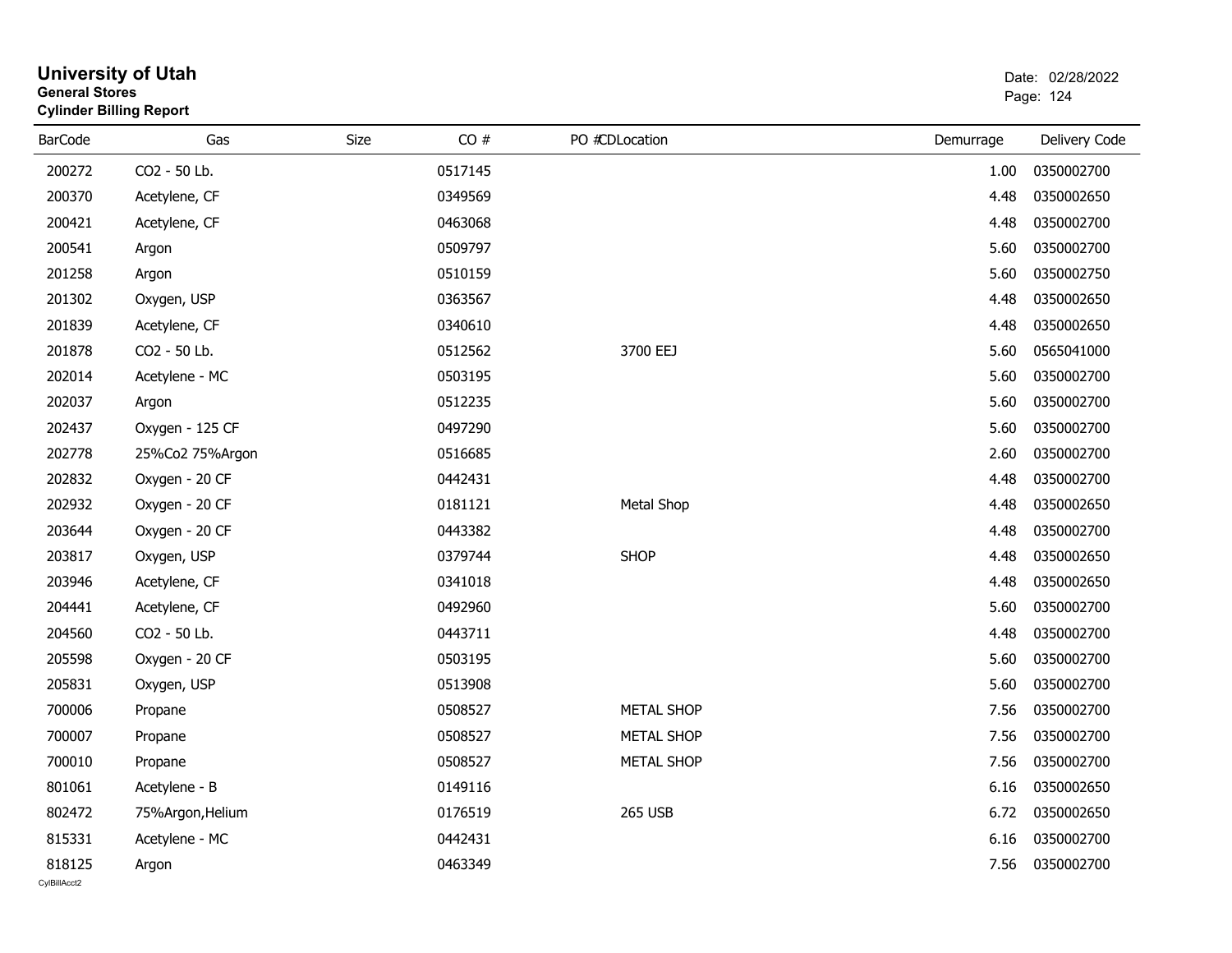# University of Utah

**General Stores**

**Cylinder Billing Report**

Date: 02/28/2022

| BarCode | Gas | Size | CO # | PO # | CDLocation | Demurrage | Delivery Code |
|---|---|---|---|---|---|---|---|
| 200272 | CO2 - 50 Lb. | | 0517145 | | | 1.00 | 0350002700 |
| 200370 | Acetylene, CF | | 0349569 | | | 4.48 | 0350002650 |
| 200421 | Acetylene, CF | | 0463068 | | | 4.48 | 0350002700 |
| 200541 | Argon | | 0509797 | | | 5.60 | 0350002700 |
| 201258 | Argon | | 0510159 | | | 5.60 | 0350002750 |
| 201302 | Oxygen, USP | | 0363567 | | | 4.48 | 0350002650 |
| 201839 | Acetylene, CF | | 0340610 | | | 4.48 | 0350002650 |
| 201878 | CO2 - 50 Lb. | | 0512562 | | 3700 EEJ | 5.60 | 0565041000 |
| 202014 | Acetylene - MC | | 0503195 | | | 5.60 | 0350002700 |
| 202037 | Argon | | 0512235 | | | 5.60 | 0350002700 |
| 202437 | Oxygen - 125 CF | | 0497290 | | | 5.60 | 0350002700 |
| 202778 | 25%Co2 75%Argon | | 0516685 | | | 2.60 | 0350002700 |
| 202832 | Oxygen - 20 CF | | 0442431 | | | 4.48 | 0350002700 |
| 202932 | Oxygen - 20 CF | | 0181121 | | Metal Shop | 4.48 | 0350002650 |
| 203644 | Oxygen - 20 CF | | 0443382 | | | 4.48 | 0350002700 |
| 203817 | Oxygen, USP | | 0379744 | | SHOP | 4.48 | 0350002650 |
| 203946 | Acetylene, CF | | 0341018 | | | 4.48 | 0350002650 |
| 204441 | Acetylene, CF | | 0492960 | | | 5.60 | 0350002700 |
| 204560 | CO2 - 50 Lb. | | 0443711 | | | 4.48 | 0350002700 |
| 205598 | Oxygen - 20 CF | | 0503195 | | | 5.60 | 0350002700 |
| 205831 | Oxygen, USP | | 0513908 | | | 5.60 | 0350002700 |
| 700006 | Propane | | 0508527 | | METAL SHOP | 7.56 | 0350002700 |
| 700007 | Propane | | 0508527 | | METAL SHOP | 7.56 | 0350002700 |
| 700010 | Propane | | 0508527 | | METAL SHOP | 7.56 | 0350002700 |
| 801061 | Acetylene - B | | 0149116 | | | 6.16 | 0350002650 |
| 802472 | 75%Argon,Helium | | 0176519 | | 265 USB | 6.72 | 0350002650 |
| 815331 | Acetylene - MC | | 0442431 | | | 6.16 | 0350002700 |
| 818125 | Argon | | 0463349 | | | 7.56 | 0350002700 |

CylBillAcct2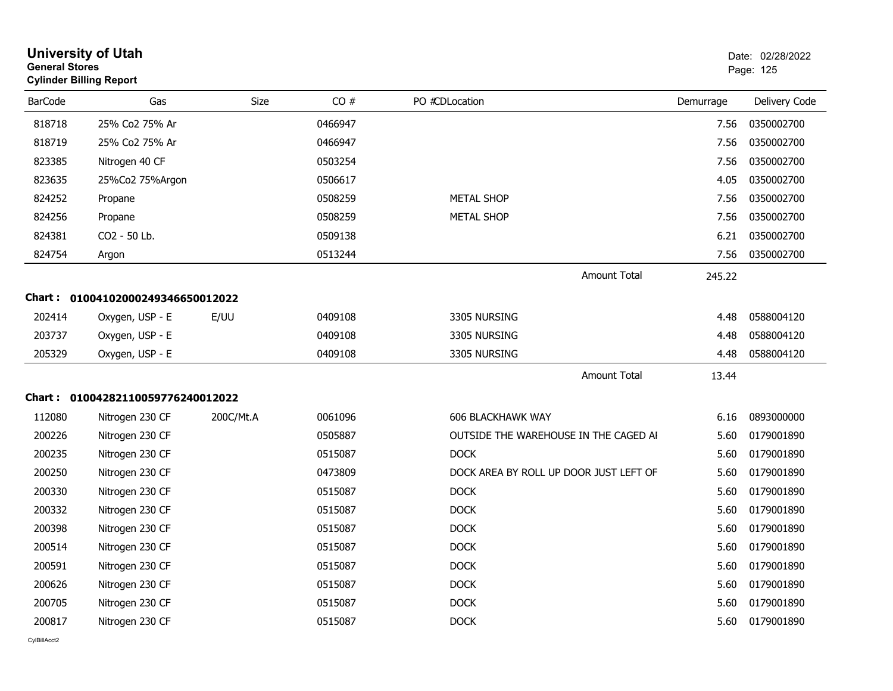# University of Utah
**General Stores**
**Cylinder Billing Report**

Date: 02/28/2022

| BarCode | Gas | Size | CO # | PO #CDLocation | Demurrage | Delivery Code |
|---|---|---|---|---|---|---|
| 818718 | 25% Co2 75% Ar | | 0466947 | | 7.56 | 0350002700 |
| 818719 | 25% Co2 75% Ar | | 0466947 | | 7.56 | 0350002700 |
| 823385 | Nitrogen 40 CF | | 0503254 | | 7.56 | 0350002700 |
| 823635 | 25%Co2 75%Argon | | 0506617 | | 4.05 | 0350002700 |
| 824252 | Propane | | 0508259 | METAL SHOP | 7.56 | 0350002700 |
| 824256 | Propane | | 0508259 | METAL SHOP | 7.56 | 0350002700 |
| 824381 | CO2 - 50 Lb. | | 0509138 | | 6.21 | 0350002700 |
| 824754 | Argon | | 0513244 | | 7.56 | 0350002700 |
| | | | | Amount Total | 245.22 | |

**Chart : 01004102000249346650012022**

| BarCode | Gas | Size | CO # | PO #CDLocation | Demurrage | Delivery Code |
|---|---|---|---|---|---|---|
| 202414 | Oxygen, USP - E | E/UU | 0409108 | 3305 NURSING | 4.48 | 0588004120 |
| 203737 | Oxygen, USP - E | | 0409108 | 3305 NURSING | 4.48 | 0588004120 |
| 205329 | Oxygen, USP - E | | 0409108 | 3305 NURSING | 4.48 | 0588004120 |
| | | | | Amount Total | 13.44 | |

**Chart : 01004282110059776240012022**

| BarCode | Gas | Size | CO # | PO #CDLocation | Demurrage | Delivery Code |
|---|---|---|---|---|---|---|
| 112080 | Nitrogen 230 CF | 200C/Mt.A | 0061096 | 606 BLACKHAWK WAY | 6.16 | 0893000000 |
| 200226 | Nitrogen 230 CF | | 0505887 | OUTSIDE THE WAREHOUSE IN THE CAGED AI | 5.60 | 0179001890 |
| 200235 | Nitrogen 230 CF | | 0515087 | DOCK | 5.60 | 0179001890 |
| 200250 | Nitrogen 230 CF | | 0473809 | DOCK AREA BY ROLL UP DOOR JUST LEFT OF | 5.60 | 0179001890 |
| 200330 | Nitrogen 230 CF | | 0515087 | DOCK | 5.60 | 0179001890 |
| 200332 | Nitrogen 230 CF | | 0515087 | DOCK | 5.60 | 0179001890 |
| 200398 | Nitrogen 230 CF | | 0515087 | DOCK | 5.60 | 0179001890 |
| 200514 | Nitrogen 230 CF | | 0515087 | DOCK | 5.60 | 0179001890 |
| 200591 | Nitrogen 230 CF | | 0515087 | DOCK | 5.60 | 0179001890 |
| 200626 | Nitrogen 230 CF | | 0515087 | DOCK | 5.60 | 0179001890 |
| 200705 | Nitrogen 230 CF | | 0515087 | DOCK | 5.60 | 0179001890 |
| 200817 | Nitrogen 230 CF | | 0515087 | DOCK | 5.60 | 0179001890 |

CylBillAcct2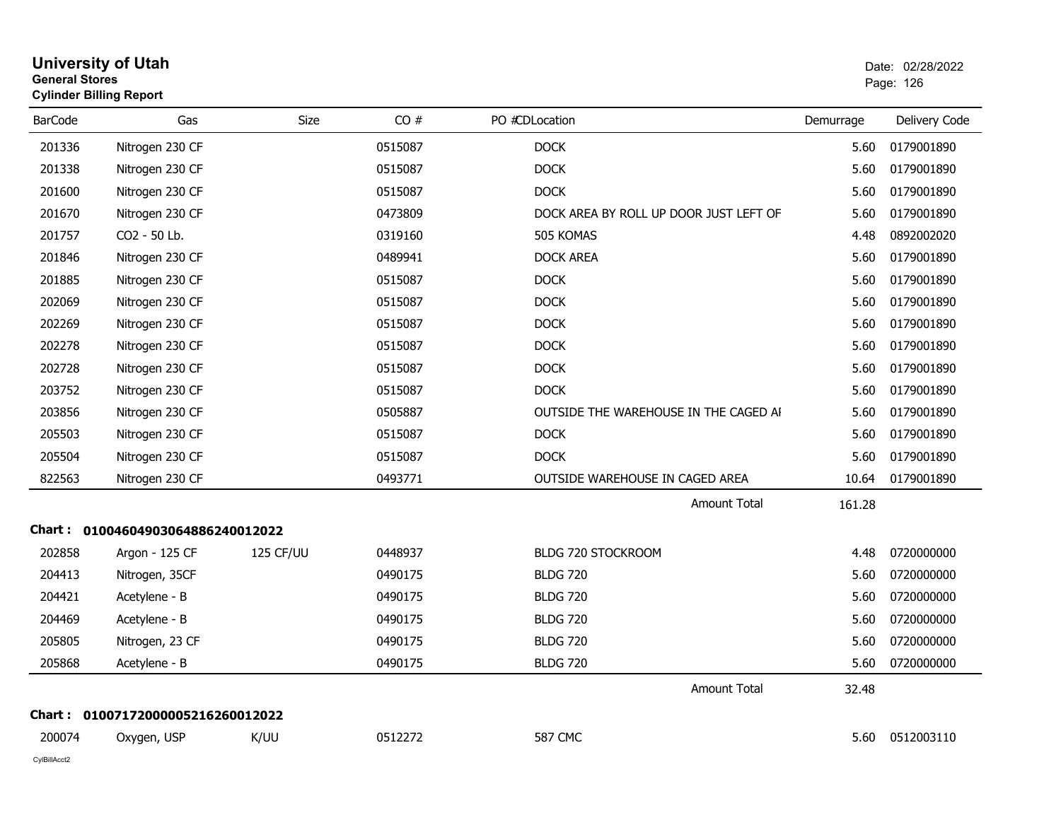# University of Utah
**General Stores**
**Cylinder Billing Report**

Date: 02/28/2022

| BarCode | Gas | Size | CO # | PO #CDLocation | Demurrage | Delivery Code |
|---|---|---|---|---|---|---|
| 201336 | Nitrogen 230 CF | | 0515087 | DOCK | 5.60 | 0179001890 |
| 201338 | Nitrogen 230 CF | | 0515087 | DOCK | 5.60 | 0179001890 |
| 201600 | Nitrogen 230 CF | | 0515087 | DOCK | 5.60 | 0179001890 |
| 201670 | Nitrogen 230 CF | | 0473809 | DOCK AREA BY ROLL UP DOOR JUST LEFT OF | 5.60 | 0179001890 |
| 201757 | CO2 - 50 Lb. | | 0319160 | 505 KOMAS | 4.48 | 0892002020 |
| 201846 | Nitrogen 230 CF | | 0489941 | DOCK AREA | 5.60 | 0179001890 |
| 201885 | Nitrogen 230 CF | | 0515087 | DOCK | 5.60 | 0179001890 |
| 202069 | Nitrogen 230 CF | | 0515087 | DOCK | 5.60 | 0179001890 |
| 202269 | Nitrogen 230 CF | | 0515087 | DOCK | 5.60 | 0179001890 |
| 202278 | Nitrogen 230 CF | | 0515087 | DOCK | 5.60 | 0179001890 |
| 202728 | Nitrogen 230 CF | | 0515087 | DOCK | 5.60 | 0179001890 |
| 203752 | Nitrogen 230 CF | | 0515087 | DOCK | 5.60 | 0179001890 |
| 203856 | Nitrogen 230 CF | | 0505887 | OUTSIDE THE WAREHOUSE IN THE CAGED AI | 5.60 | 0179001890 |
| 205503 | Nitrogen 230 CF | | 0515087 | DOCK | 5.60 | 0179001890 |
| 205504 | Nitrogen 230 CF | | 0515087 | DOCK | 5.60 | 0179001890 |
| 822563 | Nitrogen 230 CF | | 0493771 | OUTSIDE WAREHOUSE IN CAGED AREA | 10.64 | 0179001890 |
| | | | | Amount Total | 161.28 | |

**Chart : 01004604903064886240012022**

| BarCode | Gas | Size | CO # | PO #CDLocation | Demurrage | Delivery Code |
|---|---|---|---|---|---|---|
| 202858 | Argon - 125 CF | 125 CF/UU | 0448937 | BLDG 720 STOCKROOM | 4.48 | 0720000000 |
| 204413 | Nitrogen, 35CF | | 0490175 | BLDG 720 | 5.60 | 0720000000 |
| 204421 | Acetylene - B | | 0490175 | BLDG 720 | 5.60 | 0720000000 |
| 204469 | Acetylene - B | | 0490175 | BLDG 720 | 5.60 | 0720000000 |
| 205805 | Nitrogen, 23 CF | | 0490175 | BLDG 720 | 5.60 | 0720000000 |
| 205868 | Acetylene - B | | 0490175 | BLDG 720 | 5.60 | 0720000000 |
| | | | | Amount Total | 32.48 | |

**Chart : 01007172000005216260012022**

| BarCode | Gas | Size | CO # | PO #CDLocation | Demurrage | Delivery Code |
|---|---|---|---|---|---|---|
| 200074 | Oxygen, USP | K/UU | 0512272 | 587 CMC | 5.60 | 0512003110 |

CylBillAcct2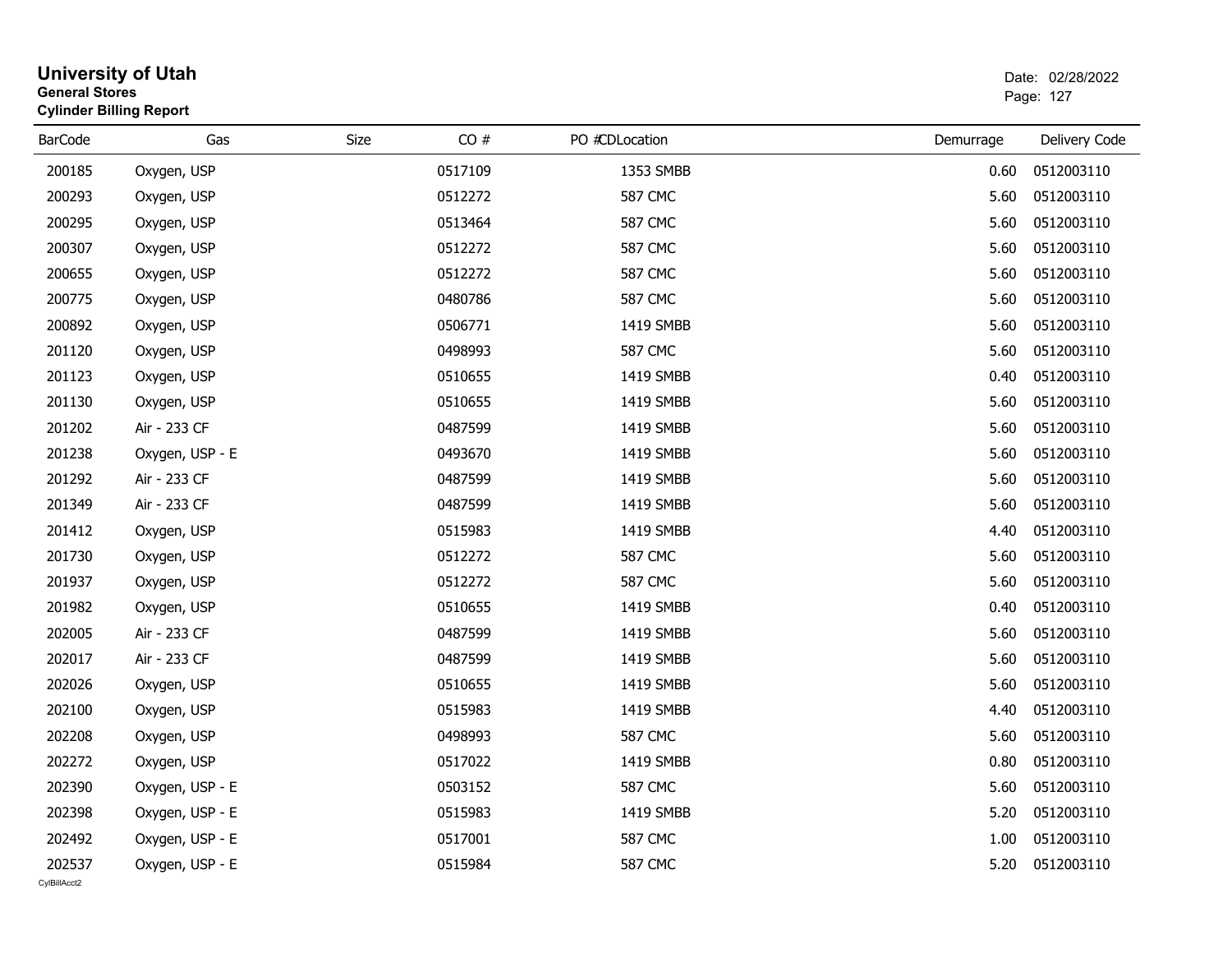# University of Utah
**General Stores**
**Cylinder Billing Report**

Date: 02/28/2022

| BarCode | Gas | Size | CO # | PO # | CDLocation | Demurrage | Delivery Code |
|---|---|---|---|---|---|---|---|
| 200185 | Oxygen, USP | | 0517109 | | 1353 SMBB | 0.60 | 0512003110 |
| 200293 | Oxygen, USP | | 0512272 | | 587 CMC | 5.60 | 0512003110 |
| 200295 | Oxygen, USP | | 0513464 | | 587 CMC | 5.60 | 0512003110 |
| 200307 | Oxygen, USP | | 0512272 | | 587 CMC | 5.60 | 0512003110 |
| 200655 | Oxygen, USP | | 0512272 | | 587 CMC | 5.60 | 0512003110 |
| 200775 | Oxygen, USP | | 0480786 | | 587 CMC | 5.60 | 0512003110 |
| 200892 | Oxygen, USP | | 0506771 | | 1419 SMBB | 5.60 | 0512003110 |
| 201120 | Oxygen, USP | | 0498993 | | 587 CMC | 5.60 | 0512003110 |
| 201123 | Oxygen, USP | | 0510655 | | 1419 SMBB | 0.40 | 0512003110 |
| 201130 | Oxygen, USP | | 0510655 | | 1419 SMBB | 5.60 | 0512003110 |
| 201202 | Air - 233 CF | | 0487599 | | 1419 SMBB | 5.60 | 0512003110 |
| 201238 | Oxygen, USP - E | | 0493670 | | 1419 SMBB | 5.60 | 0512003110 |
| 201292 | Air - 233 CF | | 0487599 | | 1419 SMBB | 5.60 | 0512003110 |
| 201349 | Air - 233 CF | | 0487599 | | 1419 SMBB | 5.60 | 0512003110 |
| 201412 | Oxygen, USP | | 0515983 | | 1419 SMBB | 4.40 | 0512003110 |
| 201730 | Oxygen, USP | | 0512272 | | 587 CMC | 5.60 | 0512003110 |
| 201937 | Oxygen, USP | | 0512272 | | 587 CMC | 5.60 | 0512003110 |
| 201982 | Oxygen, USP | | 0510655 | | 1419 SMBB | 0.40 | 0512003110 |
| 202005 | Air - 233 CF | | 0487599 | | 1419 SMBB | 5.60 | 0512003110 |
| 202017 | Air - 233 CF | | 0487599 | | 1419 SMBB | 5.60 | 0512003110 |
| 202026 | Oxygen, USP | | 0510655 | | 1419 SMBB | 5.60 | 0512003110 |
| 202100 | Oxygen, USP | | 0515983 | | 1419 SMBB | 4.40 | 0512003110 |
| 202208 | Oxygen, USP | | 0498993 | | 587 CMC | 5.60 | 0512003110 |
| 202272 | Oxygen, USP | | 0517022 | | 1419 SMBB | 0.80 | 0512003110 |
| 202390 | Oxygen, USP - E | | 0503152 | | 587 CMC | 5.60 | 0512003110 |
| 202398 | Oxygen, USP - E | | 0515983 | | 1419 SMBB | 5.20 | 0512003110 |
| 202492 | Oxygen, USP - E | | 0517001 | | 587 CMC | 1.00 | 0512003110 |
| 202537 | Oxygen, USP - E | | 0515984 | | 587 CMC | 5.20 | 0512003110 |

CylBillAcct2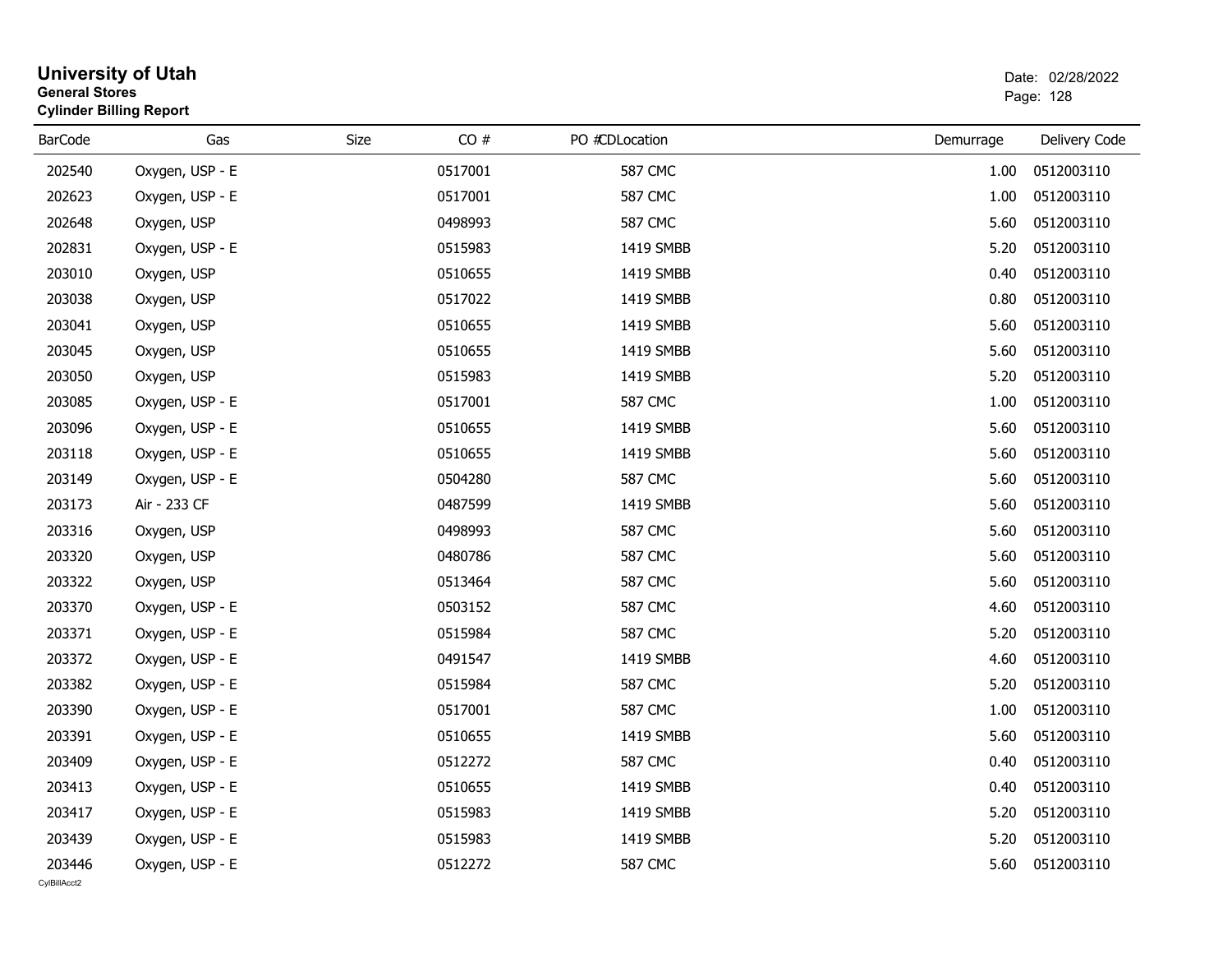# University of Utah
**General Stores**
**Cylinder Billing Report**

Date: 02/28/2022

| BarCode | Gas | Size | CO # | PO # | CDLocation | Demurrage | Delivery Code |
|---|---|---|---|---|---|---|---|
| 202540 | Oxygen, USP - E | | 0517001 | | 587 CMC | 1.00 | 0512003110 |
| 202623 | Oxygen, USP - E | | 0517001 | | 587 CMC | 1.00 | 0512003110 |
| 202648 | Oxygen, USP | | 0498993 | | 587 CMC | 5.60 | 0512003110 |
| 202831 | Oxygen, USP - E | | 0515983 | | 1419 SMBB | 5.20 | 0512003110 |
| 203010 | Oxygen, USP | | 0510655 | | 1419 SMBB | 0.40 | 0512003110 |
| 203038 | Oxygen, USP | | 0517022 | | 1419 SMBB | 0.80 | 0512003110 |
| 203041 | Oxygen, USP | | 0510655 | | 1419 SMBB | 5.60 | 0512003110 |
| 203045 | Oxygen, USP | | 0510655 | | 1419 SMBB | 5.60 | 0512003110 |
| 203050 | Oxygen, USP | | 0515983 | | 1419 SMBB | 5.20 | 0512003110 |
| 203085 | Oxygen, USP - E | | 0517001 | | 587 CMC | 1.00 | 0512003110 |
| 203096 | Oxygen, USP - E | | 0510655 | | 1419 SMBB | 5.60 | 0512003110 |
| 203118 | Oxygen, USP - E | | 0510655 | | 1419 SMBB | 5.60 | 0512003110 |
| 203149 | Oxygen, USP - E | | 0504280 | | 587 CMC | 5.60 | 0512003110 |
| 203173 | Air - 233 CF | | 0487599 | | 1419 SMBB | 5.60 | 0512003110 |
| 203316 | Oxygen, USP | | 0498993 | | 587 CMC | 5.60 | 0512003110 |
| 203320 | Oxygen, USP | | 0480786 | | 587 CMC | 5.60 | 0512003110 |
| 203322 | Oxygen, USP | | 0513464 | | 587 CMC | 5.60 | 0512003110 |
| 203370 | Oxygen, USP - E | | 0503152 | | 587 CMC | 4.60 | 0512003110 |
| 203371 | Oxygen, USP - E | | 0515984 | | 587 CMC | 5.20 | 0512003110 |
| 203372 | Oxygen, USP - E | | 0491547 | | 1419 SMBB | 4.60 | 0512003110 |
| 203382 | Oxygen, USP - E | | 0515984 | | 587 CMC | 5.20 | 0512003110 |
| 203390 | Oxygen, USP - E | | 0517001 | | 587 CMC | 1.00 | 0512003110 |
| 203391 | Oxygen, USP - E | | 0510655 | | 1419 SMBB | 5.60 | 0512003110 |
| 203409 | Oxygen, USP - E | | 0512272 | | 587 CMC | 0.40 | 0512003110 |
| 203413 | Oxygen, USP - E | | 0510655 | | 1419 SMBB | 0.40 | 0512003110 |
| 203417 | Oxygen, USP - E | | 0515983 | | 1419 SMBB | 5.20 | 0512003110 |
| 203439 | Oxygen, USP - E | | 0515983 | | 1419 SMBB | 5.20 | 0512003110 |
| 203446 | Oxygen, USP - E | | 0512272 | | 587 CMC | 5.60 | 0512003110 |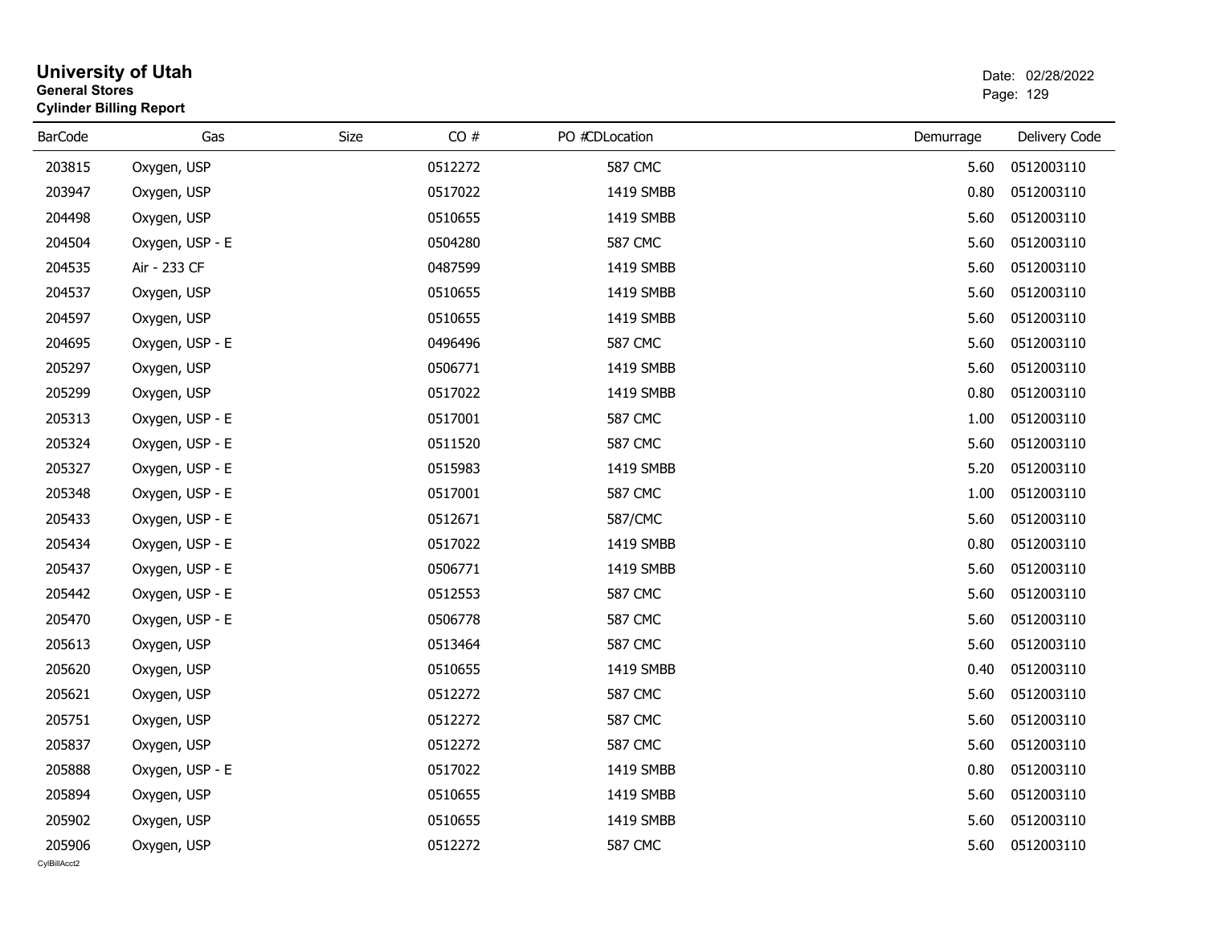# University of Utah

**General Stores**

**Cylinder Billing Report**

Date: 02/28/2022

| BarCode | Gas | Size | CO # | PO # | CDLocation | Demurrage | Delivery Code |
|---|---|---|---|---|---|---|---|
| 203815 | Oxygen, USP | | 0512272 | | 587 CMC | 5.60 | 0512003110 |
| 203947 | Oxygen, USP | | 0517022 | | 1419 SMBB | 0.80 | 0512003110 |
| 204498 | Oxygen, USP | | 0510655 | | 1419 SMBB | 5.60 | 0512003110 |
| 204504 | Oxygen, USP - E | | 0504280 | | 587 CMC | 5.60 | 0512003110 |
| 204535 | Air - 233 CF | | 0487599 | | 1419 SMBB | 5.60 | 0512003110 |
| 204537 | Oxygen, USP | | 0510655 | | 1419 SMBB | 5.60 | 0512003110 |
| 204597 | Oxygen, USP | | 0510655 | | 1419 SMBB | 5.60 | 0512003110 |
| 204695 | Oxygen, USP - E | | 0496496 | | 587 CMC | 5.60 | 0512003110 |
| 205297 | Oxygen, USP | | 0506771 | | 1419 SMBB | 5.60 | 0512003110 |
| 205299 | Oxygen, USP | | 0517022 | | 1419 SMBB | 0.80 | 0512003110 |
| 205313 | Oxygen, USP - E | | 0517001 | | 587 CMC | 1.00 | 0512003110 |
| 205324 | Oxygen, USP - E | | 0511520 | | 587 CMC | 5.60 | 0512003110 |
| 205327 | Oxygen, USP - E | | 0515983 | | 1419 SMBB | 5.20 | 0512003110 |
| 205348 | Oxygen, USP - E | | 0517001 | | 587 CMC | 1.00 | 0512003110 |
| 205433 | Oxygen, USP - E | | 0512671 | | 587/CMC | 5.60 | 0512003110 |
| 205434 | Oxygen, USP - E | | 0517022 | | 1419 SMBB | 0.80 | 0512003110 |
| 205437 | Oxygen, USP - E | | 0506771 | | 1419 SMBB | 5.60 | 0512003110 |
| 205442 | Oxygen, USP - E | | 0512553 | | 587 CMC | 5.60 | 0512003110 |
| 205470 | Oxygen, USP - E | | 0506778 | | 587 CMC | 5.60 | 0512003110 |
| 205613 | Oxygen, USP | | 0513464 | | 587 CMC | 5.60 | 0512003110 |
| 205620 | Oxygen, USP | | 0510655 | | 1419 SMBB | 0.40 | 0512003110 |
| 205621 | Oxygen, USP | | 0512272 | | 587 CMC | 5.60 | 0512003110 |
| 205751 | Oxygen, USP | | 0512272 | | 587 CMC | 5.60 | 0512003110 |
| 205837 | Oxygen, USP | | 0512272 | | 587 CMC | 5.60 | 0512003110 |
| 205888 | Oxygen, USP - E | | 0517022 | | 1419 SMBB | 0.80 | 0512003110 |
| 205894 | Oxygen, USP | | 0510655 | | 1419 SMBB | 5.60 | 0512003110 |
| 205902 | Oxygen, USP | | 0510655 | | 1419 SMBB | 5.60 | 0512003110 |
| 205906 | Oxygen, USP | | 0512272 | | 587 CMC | 5.60 | 0512003110 |

CylBillAcct2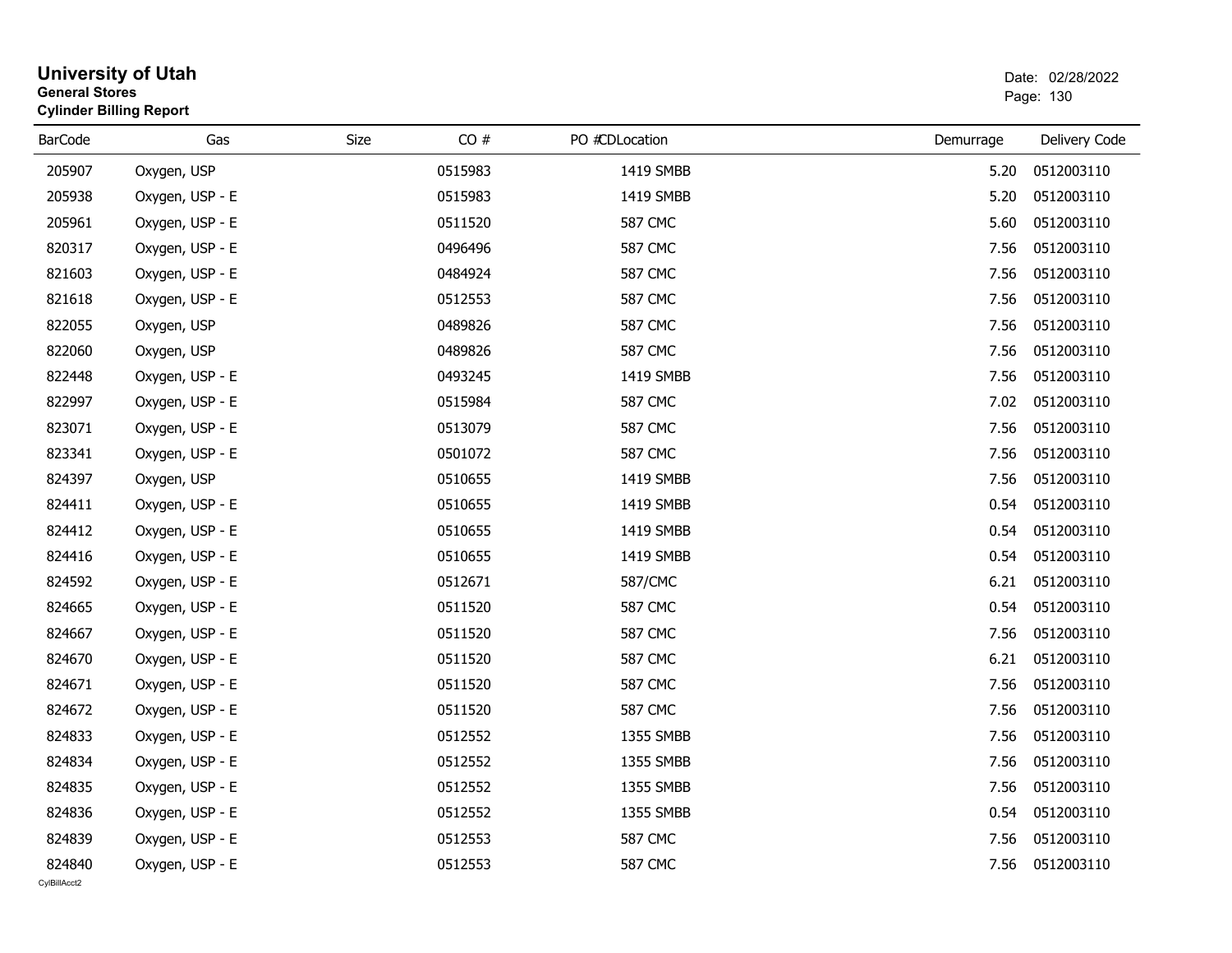# University of Utah
**General Stores**
**Cylinder Billing Report**

Date: 02/28/2022

| BarCode | Gas | Size | CO # | PO # | CDLocation | Demurrage | Delivery Code |
|---|---|---|---|---|---|---|---|
| 205907 | Oxygen, USP | | 0515983 | | 1419 SMBB | 5.20 | 0512003110 |
| 205938 | Oxygen, USP - E | | 0515983 | | 1419 SMBB | 5.20 | 0512003110 |
| 205961 | Oxygen, USP - E | | 0511520 | | 587 CMC | 5.60 | 0512003110 |
| 820317 | Oxygen, USP - E | | 0496496 | | 587 CMC | 7.56 | 0512003110 |
| 821603 | Oxygen, USP - E | | 0484924 | | 587 CMC | 7.56 | 0512003110 |
| 821618 | Oxygen, USP - E | | 0512553 | | 587 CMC | 7.56 | 0512003110 |
| 822055 | Oxygen, USP | | 0489826 | | 587 CMC | 7.56 | 0512003110 |
| 822060 | Oxygen, USP | | 0489826 | | 587 CMC | 7.56 | 0512003110 |
| 822448 | Oxygen, USP - E | | 0493245 | | 1419 SMBB | 7.56 | 0512003110 |
| 822997 | Oxygen, USP - E | | 0515984 | | 587 CMC | 7.02 | 0512003110 |
| 823071 | Oxygen, USP - E | | 0513079 | | 587 CMC | 7.56 | 0512003110 |
| 823341 | Oxygen, USP - E | | 0501072 | | 587 CMC | 7.56 | 0512003110 |
| 824397 | Oxygen, USP | | 0510655 | | 1419 SMBB | 7.56 | 0512003110 |
| 824411 | Oxygen, USP - E | | 0510655 | | 1419 SMBB | 0.54 | 0512003110 |
| 824412 | Oxygen, USP - E | | 0510655 | | 1419 SMBB | 0.54 | 0512003110 |
| 824416 | Oxygen, USP - E | | 0510655 | | 1419 SMBB | 0.54 | 0512003110 |
| 824592 | Oxygen, USP - E | | 0512671 | | 587/CMC | 6.21 | 0512003110 |
| 824665 | Oxygen, USP - E | | 0511520 | | 587 CMC | 0.54 | 0512003110 |
| 824667 | Oxygen, USP - E | | 0511520 | | 587 CMC | 7.56 | 0512003110 |
| 824670 | Oxygen, USP - E | | 0511520 | | 587 CMC | 6.21 | 0512003110 |
| 824671 | Oxygen, USP - E | | 0511520 | | 587 CMC | 7.56 | 0512003110 |
| 824672 | Oxygen, USP - E | | 0511520 | | 587 CMC | 7.56 | 0512003110 |
| 824833 | Oxygen, USP - E | | 0512552 | | 1355 SMBB | 7.56 | 0512003110 |
| 824834 | Oxygen, USP - E | | 0512552 | | 1355 SMBB | 7.56 | 0512003110 |
| 824835 | Oxygen, USP - E | | 0512552 | | 1355 SMBB | 7.56 | 0512003110 |
| 824836 | Oxygen, USP - E | | 0512552 | | 1355 SMBB | 0.54 | 0512003110 |
| 824839 | Oxygen, USP - E | | 0512553 | | 587 CMC | 7.56 | 0512003110 |
| 824840 | Oxygen, USP - E | | 0512553 | | 587 CMC | 7.56 | 0512003110 |

CylBillAcct2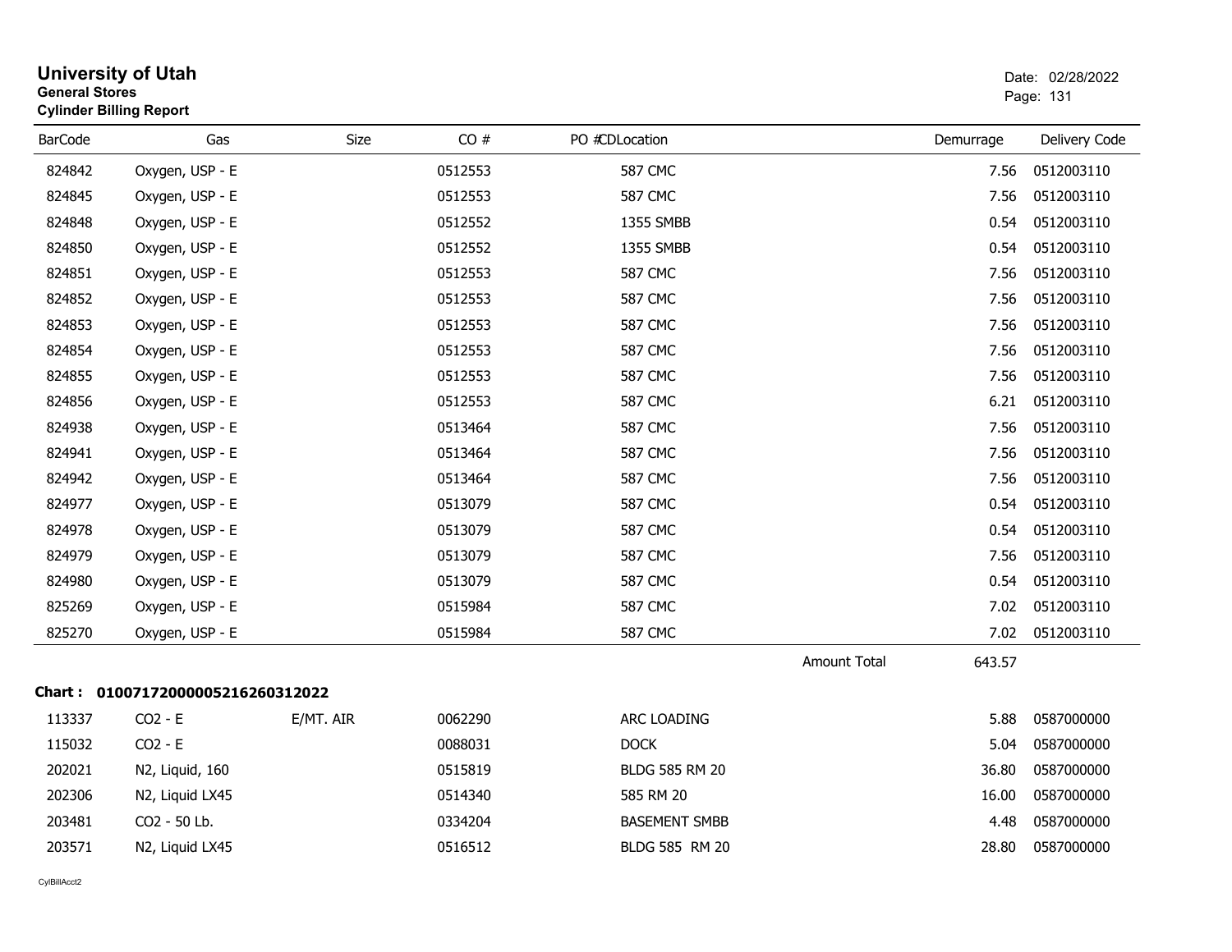# University of Utah

**General Stores**
**Cylinder Billing Report**

Date: 02/28/2022

| BarCode | Gas | Size | CO # | PO #CDLocation | Demurrage | Delivery Code |
|---|---|---|---|---|---|---|
| 824842 | Oxygen, USP - E | | 0512553 | 587 CMC | 7.56 | 0512003110 |
| 824845 | Oxygen, USP - E | | 0512553 | 587 CMC | 7.56 | 0512003110 |
| 824848 | Oxygen, USP - E | | 0512552 | 1355 SMBB | 0.54 | 0512003110 |
| 824850 | Oxygen, USP - E | | 0512552 | 1355 SMBB | 0.54 | 0512003110 |
| 824851 | Oxygen, USP - E | | 0512553 | 587 CMC | 7.56 | 0512003110 |
| 824852 | Oxygen, USP - E | | 0512553 | 587 CMC | 7.56 | 0512003110 |
| 824853 | Oxygen, USP - E | | 0512553 | 587 CMC | 7.56 | 0512003110 |
| 824854 | Oxygen, USP - E | | 0512553 | 587 CMC | 7.56 | 0512003110 |
| 824855 | Oxygen, USP - E | | 0512553 | 587 CMC | 7.56 | 0512003110 |
| 824856 | Oxygen, USP - E | | 0512553 | 587 CMC | 6.21 | 0512003110 |
| 824938 | Oxygen, USP - E | | 0513464 | 587 CMC | 7.56 | 0512003110 |
| 824941 | Oxygen, USP - E | | 0513464 | 587 CMC | 7.56 | 0512003110 |
| 824942 | Oxygen, USP - E | | 0513464 | 587 CMC | 7.56 | 0512003110 |
| 824977 | Oxygen, USP - E | | 0513079 | 587 CMC | 0.54 | 0512003110 |
| 824978 | Oxygen, USP - E | | 0513079 | 587 CMC | 0.54 | 0512003110 |
| 824979 | Oxygen, USP - E | | 0513079 | 587 CMC | 7.56 | 0512003110 |
| 824980 | Oxygen, USP - E | | 0513079 | 587 CMC | 0.54 | 0512003110 |
| 825269 | Oxygen, USP - E | | 0515984 | 587 CMC | 7.02 | 0512003110 |
| 825270 | Oxygen, USP - E | | 0515984 | 587 CMC | 7.02 | 0512003110 |
| | | | | Amount Total | 643.57 | |

**Chart : 01007172000005216260312022**

| BarCode | Gas | Size | CO # | PO #CDLocation | Demurrage | Delivery Code |
|---|---|---|---|---|---|---|
| 113337 | $CO_2$ - E | E/MT. AIR | 0062290 | ARC LOADING | 5.88 | 0587000000 |
| 115032 | $CO_2$ - E | | 0088031 | DOCK | 5.04 | 0587000000 |
| 202021 | N2, Liquid, 160 | | 0515819 | BLDG 585 RM 20 | 36.80 | 0587000000 |
| 202306 | N2, Liquid LX45 | | 0514340 | 585 RM 20 | 16.00 | 0587000000 |
| 203481 | $CO_2$ - 50 Lb. | | 0334204 | BASEMENT SMBB | 4.48 | 0587000000 |
| 203571 | N2, Liquid LX45 | | 0516512 | BLDG 585 RM 20 | 28.80 | 0587000000 |

CylBillAcct2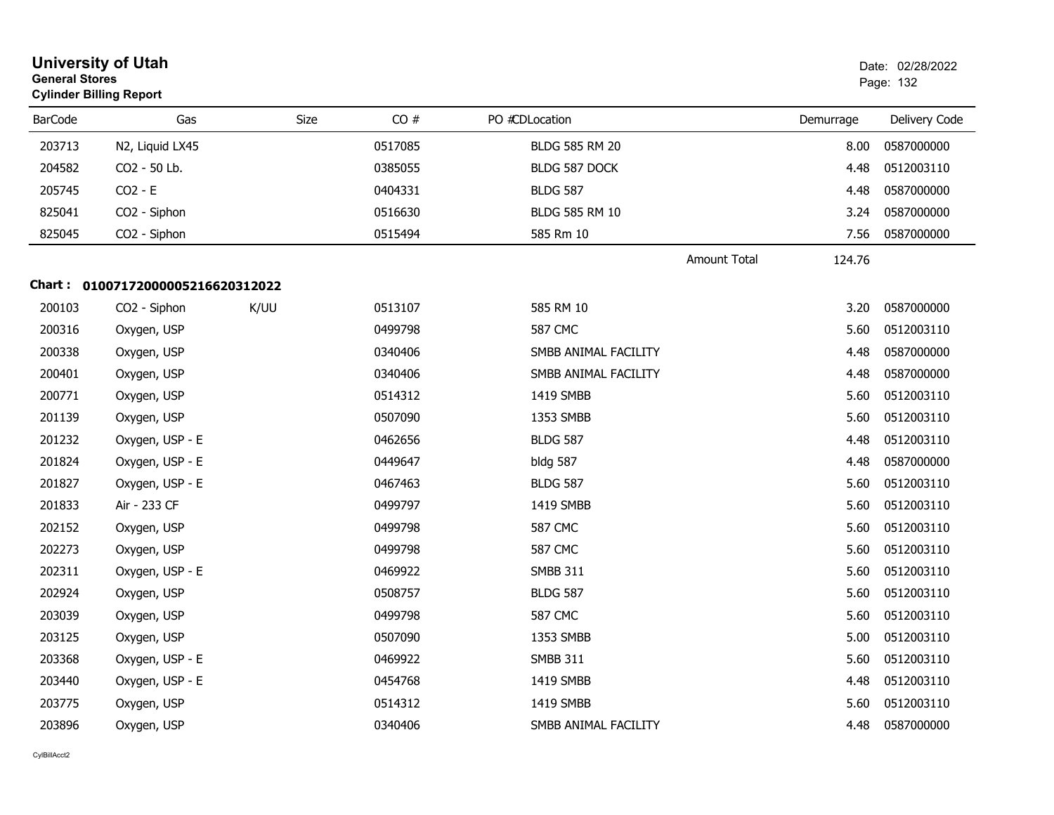# University of Utah
**General Stores**
**Cylinder Billing Report**

Date: 02/28/2022

| BarCode | Gas | Size | CO # | PO # | CDLocation | Demurrage | Delivery Code |
|---|---|---|---|---|---|---|---|
| 203713 | N2, Liquid LX45 | | 0517085 | | BLDG 585 RM 20 | 8.00 | 0587000000 |
| 204582 | CO2 - 50 Lb. | | 0385055 | | BLDG 587 DOCK | 4.48 | 0512003110 |
| 205745 | CO2 - E | | 0404331 | | BLDG 587 | 4.48 | 0587000000 |
| 825041 | CO2 - Siphon | | 0516630 | | BLDG 585 RM 10 | 3.24 | 0587000000 |
| 825045 | CO2 - Siphon | | 0515494 | | 585 Rm 10 | 7.56 | 0587000000 |
| | | | | | Amount Total | 124.76 | |

**Chart : 01007172000005216620312022**

| BarCode | Gas | Size | CO # | PO # | CDLocation | Demurrage | Delivery Code |
|---|---|---|---|---|---|---|---|
| 200103 | CO2 - Siphon | K/UU | 0513107 | | 585 RM 10 | 3.20 | 0587000000 |
| 200316 | Oxygen, USP | | 0499798 | | 587 CMC | 5.60 | 0512003110 |
| 200338 | Oxygen, USP | | 0340406 | | SMBB ANIMAL FACILITY | 4.48 | 0587000000 |
| 200401 | Oxygen, USP | | 0340406 | | SMBB ANIMAL FACILITY | 4.48 | 0587000000 |
| 200771 | Oxygen, USP | | 0514312 | | 1419 SMBB | 5.60 | 0512003110 |
| 201139 | Oxygen, USP | | 0507090 | | 1353 SMBB | 5.60 | 0512003110 |
| 201232 | Oxygen, USP - E | | 0462656 | | BLDG 587 | 4.48 | 0512003110 |
| 201824 | Oxygen, USP - E | | 0449647 | | bldg 587 | 4.48 | 0587000000 |
| 201827 | Oxygen, USP - E | | 0467463 | | BLDG 587 | 5.60 | 0512003110 |
| 201833 | Air - 233 CF | | 0499797 | | 1419 SMBB | 5.60 | 0512003110 |
| 202152 | Oxygen, USP | | 0499798 | | 587 CMC | 5.60 | 0512003110 |
| 202273 | Oxygen, USP | | 0499798 | | 587 CMC | 5.60 | 0512003110 |
| 202311 | Oxygen, USP - E | | 0469922 | | SMBB 311 | 5.60 | 0512003110 |
| 202924 | Oxygen, USP | | 0508757 | | BLDG 587 | 5.60 | 0512003110 |
| 203039 | Oxygen, USP | | 0499798 | | 587 CMC | 5.60 | 0512003110 |
| 203125 | Oxygen, USP | | 0507090 | | 1353 SMBB | 5.00 | 0512003110 |
| 203368 | Oxygen, USP - E | | 0469922 | | SMBB 311 | 5.60 | 0512003110 |
| 203440 | Oxygen, USP - E | | 0454768 | | 1419 SMBB | 4.48 | 0512003110 |
| 203775 | Oxygen, USP | | 0514312 | | 1419 SMBB | 5.60 | 0512003110 |
| 203896 | Oxygen, USP | | 0340406 | | SMBB ANIMAL FACILITY | 4.48 | 0587000000 |

CylBillAcct2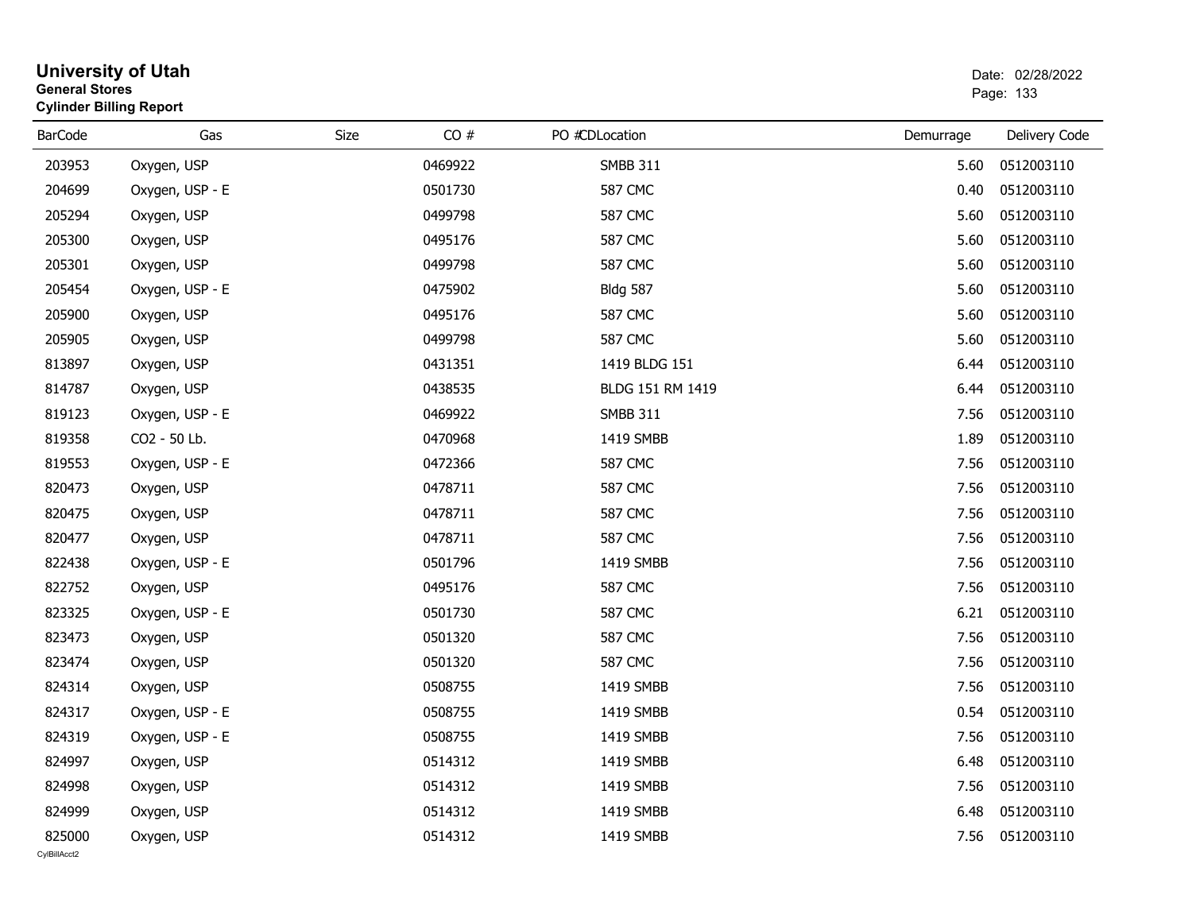# University of Utah

**General Stores**

**Cylinder Billing Report**

Date: 02/28/2022

| BarCode | Gas | Size | CO # | PO #CDLocation | Demurrage | Delivery Code |
|---|---|---|---|---|---|---|
| 203953 | Oxygen, USP | | 0469922 | SMBB 311 | 5.60 | 0512003110 |
| 204699 | Oxygen, USP - E | | 0501730 | 587 CMC | 0.40 | 0512003110 |
| 205294 | Oxygen, USP | | 0499798 | 587 CMC | 5.60 | 0512003110 |
| 205300 | Oxygen, USP | | 0495176 | 587 CMC | 5.60 | 0512003110 |
| 205301 | Oxygen, USP | | 0499798 | 587 CMC | 5.60 | 0512003110 |
| 205454 | Oxygen, USP - E | | 0475902 | Bldg 587 | 5.60 | 0512003110 |
| 205900 | Oxygen, USP | | 0495176 | 587 CMC | 5.60 | 0512003110 |
| 205905 | Oxygen, USP | | 0499798 | 587 CMC | 5.60 | 0512003110 |
| 813897 | Oxygen, USP | | 0431351 | 1419 BLDG 151 | 6.44 | 0512003110 |
| 814787 | Oxygen, USP | | 0438535 | BLDG 151 RM 1419 | 6.44 | 0512003110 |
| 819123 | Oxygen, USP - E | | 0469922 | SMBB 311 | 7.56 | 0512003110 |
| 819358 | CO2 - 50 Lb. | | 0470968 | 1419 SMBB | 1.89 | 0512003110 |
| 819553 | Oxygen, USP - E | | 0472366 | 587 CMC | 7.56 | 0512003110 |
| 820473 | Oxygen, USP | | 0478711 | 587 CMC | 7.56 | 0512003110 |
| 820475 | Oxygen, USP | | 0478711 | 587 CMC | 7.56 | 0512003110 |
| 820477 | Oxygen, USP | | 0478711 | 587 CMC | 7.56 | 0512003110 |
| 822438 | Oxygen, USP - E | | 0501796 | 1419 SMBB | 7.56 | 0512003110 |
| 822752 | Oxygen, USP | | 0495176 | 587 CMC | 7.56 | 0512003110 |
| 823325 | Oxygen, USP - E | | 0501730 | 587 CMC | 6.21 | 0512003110 |
| 823473 | Oxygen, USP | | 0501320 | 587 CMC | 7.56 | 0512003110 |
| 823474 | Oxygen, USP | | 0501320 | 587 CMC | 7.56 | 0512003110 |
| 824314 | Oxygen, USP | | 0508755 | 1419 SMBB | 7.56 | 0512003110 |
| 824317 | Oxygen, USP - E | | 0508755 | 1419 SMBB | 0.54 | 0512003110 |
| 824319 | Oxygen, USP - E | | 0508755 | 1419 SMBB | 7.56 | 0512003110 |
| 824997 | Oxygen, USP | | 0514312 | 1419 SMBB | 6.48 | 0512003110 |
| 824998 | Oxygen, USP | | 0514312 | 1419 SMBB | 7.56 | 0512003110 |
| 824999 | Oxygen, USP | | 0514312 | 1419 SMBB | 6.48 | 0512003110 |
| 825000 | Oxygen, USP | | 0514312 | 1419 SMBB | 7.56 | 0512003110 |

CylBillAcct2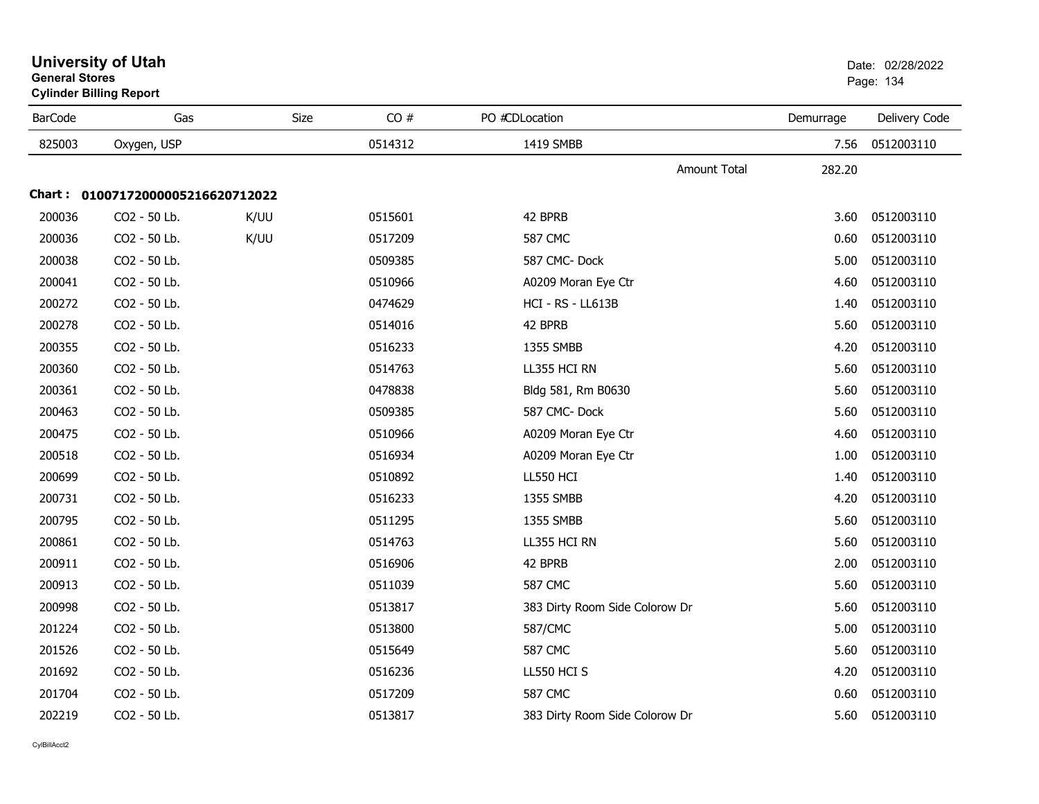# University of Utah
**General Stores**
**Cylinder Billing Report**

Date: 02/28/2022

| BarCode | Gas | Size | CO # | PO # | CD | Location | Demurrage | Delivery Code |
|---|---|---|---|---|---|---|---|---|
| 825003 | Oxygen, USP | | 0514312 | | | 1419 SMBB | 7.56 | 0512003110 |
| | | | | | | Amount Total | 282.20 | |

**Chart : 01007172000005216620712022**

| BarCode | Gas | Size | CO # | PO # | CD | Location | Demurrage | Delivery Code |
|---|---|---|---|---|---|---|---|---|
| 200036 | $CO_2$ - 50 Lb. | K/UU | 0515601 | | | 42 BPRB | 3.60 | 0512003110 |
| 200036 | $CO_2$ - 50 Lb. | K/UU | 0517209 | | | 587 CMC | 0.60 | 0512003110 |
| 200038 | $CO_2$ - 50 Lb. | | 0509385 | | | 587 CMC- Dock | 5.00 | 0512003110 |
| 200041 | $CO_2$ - 50 Lb. | | 0510966 | | | A0209 Moran Eye Ctr | 4.60 | 0512003110 |
| 200272 | $CO_2$ - 50 Lb. | | 0474629 | | | HCI - RS - LL613B | 1.40 | 0512003110 |
| 200278 | $CO_2$ - 50 Lb. | | 0514016 | | | 42 BPRB | 5.60 | 0512003110 |
| 200355 | $CO_2$ - 50 Lb. | | 0516233 | | | 1355 SMBB | 4.20 | 0512003110 |
| 200360 | $CO_2$ - 50 Lb. | | 0514763 | | | LL355 HCI RN | 5.60 | 0512003110 |
| 200361 | $CO_2$ - 50 Lb. | | 0478838 | | | Bldg 581, Rm B0630 | 5.60 | 0512003110 |
| 200463 | $CO_2$ - 50 Lb. | | 0509385 | | | 587 CMC- Dock | 5.60 | 0512003110 |
| 200475 | $CO_2$ - 50 Lb. | | 0510966 | | | A0209 Moran Eye Ctr | 4.60 | 0512003110 |
| 200518 | $CO_2$ - 50 Lb. | | 0516934 | | | A0209 Moran Eye Ctr | 1.00 | 0512003110 |
| 200699 | $CO_2$ - 50 Lb. | | 0510892 | | | LL550 HCI | 1.40 | 0512003110 |
| 200731 | $CO_2$ - 50 Lb. | | 0516233 | | | 1355 SMBB | 4.20 | 0512003110 |
| 200795 | $CO_2$ - 50 Lb. | | 0511295 | | | 1355 SMBB | 5.60 | 0512003110 |
| 200861 | $CO_2$ - 50 Lb. | | 0514763 | | | LL355 HCI RN | 5.60 | 0512003110 |
| 200911 | $CO_2$ - 50 Lb. | | 0516906 | | | 42 BPRB | 2.00 | 0512003110 |
| 200913 | $CO_2$ - 50 Lb. | | 0511039 | | | 587 CMC | 5.60 | 0512003110 |
| 200998 | $CO_2$ - 50 Lb. | | 0513817 | | | 383 Dirty Room Side Colorow Dr | 5.60 | 0512003110 |
| 201224 | $CO_2$ - 50 Lb. | | 0513800 | | | 587/CMC | 5.00 | 0512003110 |
| 201526 | $CO_2$ - 50 Lb. | | 0515649 | | | 587 CMC | 5.60 | 0512003110 |
| 201692 | $CO_2$ - 50 Lb. | | 0516236 | | | LL550 HCI S | 4.20 | 0512003110 |
| 201704 | $CO_2$ - 50 Lb. | | 0517209 | | | 587 CMC | 0.60 | 0512003110 |
| 202219 | $CO_2$ - 50 Lb. | | 0513817 | | | 383 Dirty Room Side Colorow Dr | 5.60 | 0512003110 |

CylBillAcct2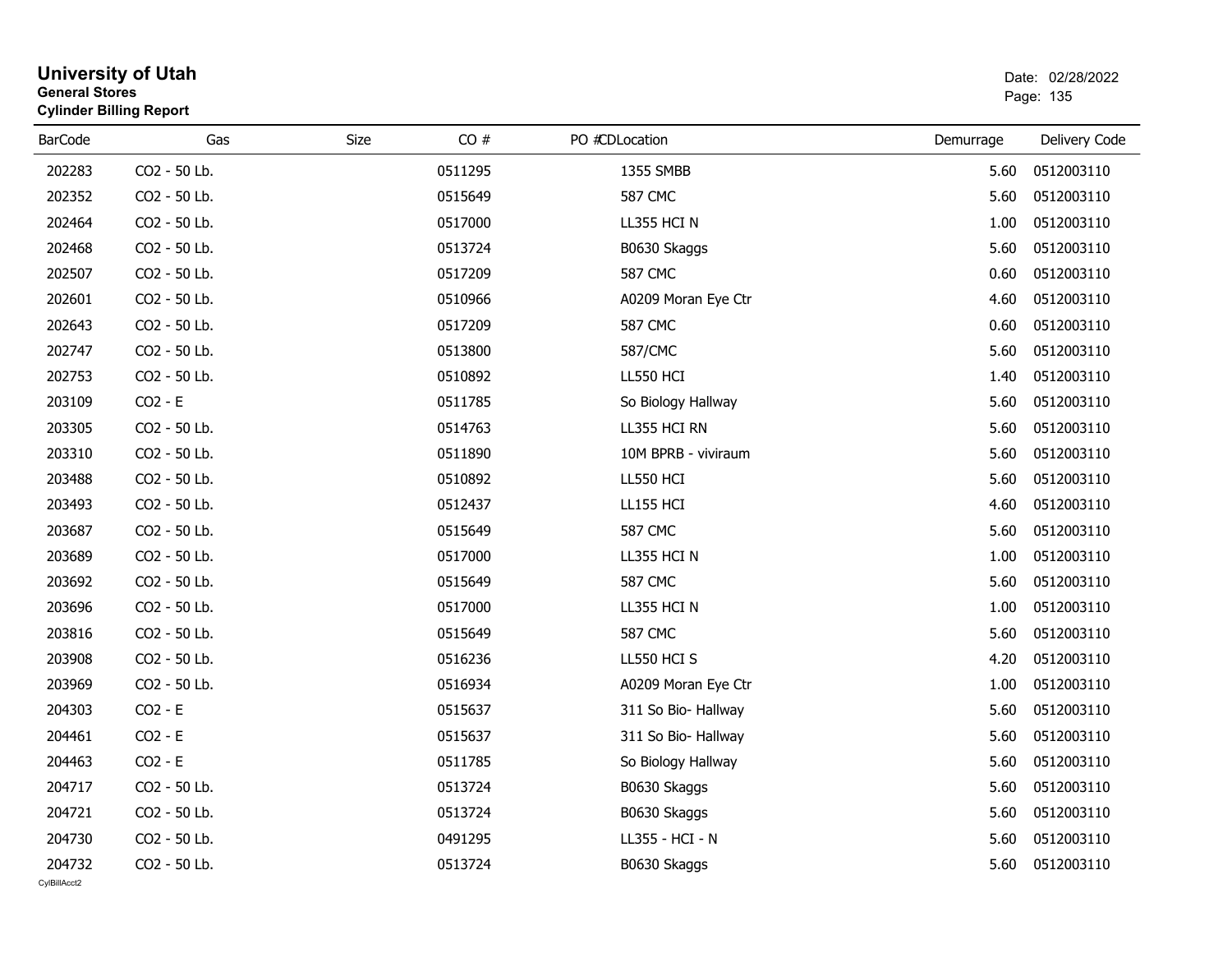# University of Utah
**General Stores**
**Cylinder Billing Report**

Date: 02/28/2022

| BarCode | Gas | Size | CO # | PO # | CD Location | Demurrage | Delivery Code |
|---|---|---|---|---|---|---|---|
| 202283 | $CO_2$ - 50 Lb. | | 0511295 | | 1355 SMBB | 5.60 | 0512003110 |
| 202352 | $CO_2$ - 50 Lb. | | 0515649 | | 587 CMC | 5.60 | 0512003110 |
| 202464 | $CO_2$ - 50 Lb. | | 0517000 | | LL355 HCI N | 1.00 | 0512003110 |
| 202468 | $CO_2$ - 50 Lb. | | 0513724 | | B0630 Skaggs | 5.60 | 0512003110 |
| 202507 | $CO_2$ - 50 Lb. | | 0517209 | | 587 CMC | 0.60 | 0512003110 |
| 202601 | $CO_2$ - 50 Lb. | | 0510966 | | A0209 Moran Eye Ctr | 4.60 | 0512003110 |
| 202643 | $CO_2$ - 50 Lb. | | 0517209 | | 587 CMC | 0.60 | 0512003110 |
| 202747 | $CO_2$ - 50 Lb. | | 0513800 | | 587/CMC | 5.60 | 0512003110 |
| 202753 | $CO_2$ - 50 Lb. | | 0510892 | | LL550 HCI | 1.40 | 0512003110 |
| 203109 | $CO_2$ - E | | 0511785 | | So Biology Hallway | 5.60 | 0512003110 |
| 203305 | $CO_2$ - 50 Lb. | | 0514763 | | LL355 HCI RN | 5.60 | 0512003110 |
| 203310 | $CO_2$ - 50 Lb. | | 0511890 | | 10M BPRB - viviraum | 5.60 | 0512003110 |
| 203488 | $CO_2$ - 50 Lb. | | 0510892 | | LL550 HCI | 5.60 | 0512003110 |
| 203493 | $CO_2$ - 50 Lb. | | 0512437 | | LL155 HCI | 4.60 | 0512003110 |
| 203687 | $CO_2$ - 50 Lb. | | 0515649 | | 587 CMC | 5.60 | 0512003110 |
| 203689 | $CO_2$ - 50 Lb. | | 0517000 | | LL355 HCI N | 1.00 | 0512003110 |
| 203692 | $CO_2$ - 50 Lb. | | 0515649 | | 587 CMC | 5.60 | 0512003110 |
| 203696 | $CO_2$ - 50 Lb. | | 0517000 | | LL355 HCI N | 1.00 | 0512003110 |
| 203816 | $CO_2$ - 50 Lb. | | 0515649 | | 587 CMC | 5.60 | 0512003110 |
| 203908 | $CO_2$ - 50 Lb. | | 0516236 | | LL550 HCI S | 4.20 | 0512003110 |
| 203969 | $CO_2$ - 50 Lb. | | 0516934 | | A0209 Moran Eye Ctr | 1.00 | 0512003110 |
| 204303 | $CO_2$ - E | | 0515637 | | 311 So Bio- Hallway | 5.60 | 0512003110 |
| 204461 | $CO_2$ - E | | 0515637 | | 311 So Bio- Hallway | 5.60 | 0512003110 |
| 204463 | $CO_2$ - E | | 0511785 | | So Biology Hallway | 5.60 | 0512003110 |
| 204717 | $CO_2$ - 50 Lb. | | 0513724 | | B0630 Skaggs | 5.60 | 0512003110 |
| 204721 | $CO_2$ - 50 Lb. | | 0513724 | | B0630 Skaggs | 5.60 | 0512003110 |
| 204730 | $CO_2$ - 50 Lb. | | 0491295 | | LL355 - HCI - N | 5.60 | 0512003110 |
| 204732 | $CO_2$ - 50 Lb. | | 0513724 | | B0630 Skaggs | 5.60 | 0512003110 |

CylBillAcct2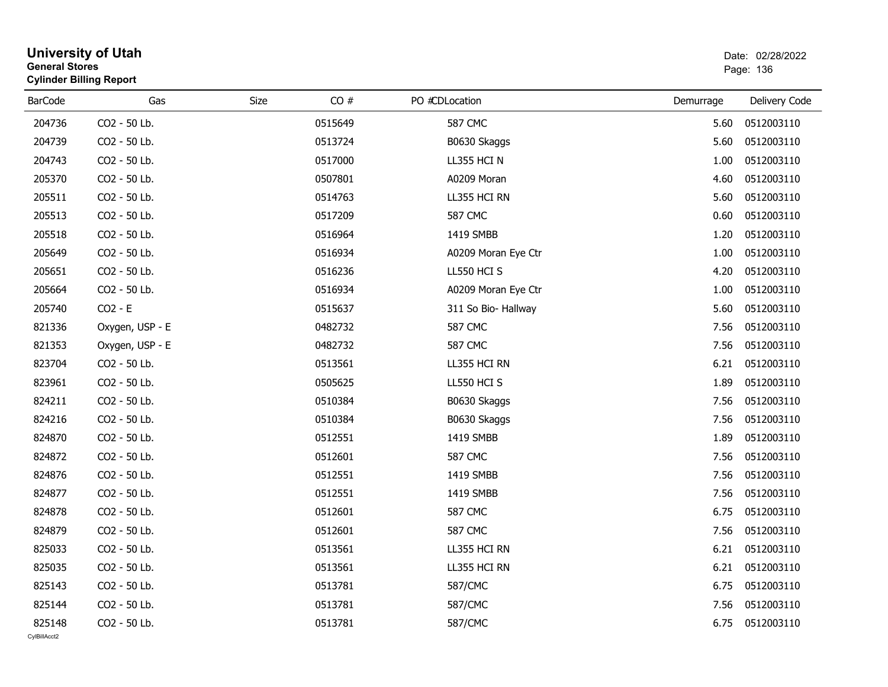# University of Utah
**General Stores**
**Cylinder Billing Report**

Date: 02/28/2022

| BarCode | Gas | Size | CO # | PO # | CDLocation | Demurrage | Delivery Code |
|---|---|---|---|---|---|---|---|
| 204736 | CO2 - 50 Lb. | | 0515649 | | 587 CMC | 5.60 | 0512003110 |
| 204739 | CO2 - 50 Lb. | | 0513724 | | B0630 Skaggs | 5.60 | 0512003110 |
| 204743 | CO2 - 50 Lb. | | 0517000 | | LL355 HCI N | 1.00 | 0512003110 |
| 205370 | CO2 - 50 Lb. | | 0507801 | | A0209 Moran | 4.60 | 0512003110 |
| 205511 | CO2 - 50 Lb. | | 0514763 | | LL355 HCI RN | 5.60 | 0512003110 |
| 205513 | CO2 - 50 Lb. | | 0517209 | | 587 CMC | 0.60 | 0512003110 |
| 205518 | CO2 - 50 Lb. | | 0516964 | | 1419 SMBB | 1.20 | 0512003110 |
| 205649 | CO2 - 50 Lb. | | 0516934 | | A0209 Moran Eye Ctr | 1.00 | 0512003110 |
| 205651 | CO2 - 50 Lb. | | 0516236 | | LL550 HCI S | 4.20 | 0512003110 |
| 205664 | CO2 - 50 Lb. | | 0516934 | | A0209 Moran Eye Ctr | 1.00 | 0512003110 |
| 205740 | CO2 - E | | 0515637 | | 311 So Bio- Hallway | 5.60 | 0512003110 |
| 821336 | Oxygen, USP - E | | 0482732 | | 587 CMC | 7.56 | 0512003110 |
| 821353 | Oxygen, USP - E | | 0482732 | | 587 CMC | 7.56 | 0512003110 |
| 823704 | CO2 - 50 Lb. | | 0513561 | | LL355 HCI RN | 6.21 | 0512003110 |
| 823961 | CO2 - 50 Lb. | | 0505625 | | LL550 HCI S | 1.89 | 0512003110 |
| 824211 | CO2 - 50 Lb. | | 0510384 | | B0630 Skaggs | 7.56 | 0512003110 |
| 824216 | CO2 - 50 Lb. | | 0510384 | | B0630 Skaggs | 7.56 | 0512003110 |
| 824870 | CO2 - 50 Lb. | | 0512551 | | 1419 SMBB | 1.89 | 0512003110 |
| 824872 | CO2 - 50 Lb. | | 0512601 | | 587 CMC | 7.56 | 0512003110 |
| 824876 | CO2 - 50 Lb. | | 0512551 | | 1419 SMBB | 7.56 | 0512003110 |
| 824877 | CO2 - 50 Lb. | | 0512551 | | 1419 SMBB | 7.56 | 0512003110 |
| 824878 | CO2 - 50 Lb. | | 0512601 | | 587 CMC | 6.75 | 0512003110 |
| 824879 | CO2 - 50 Lb. | | 0512601 | | 587 CMC | 7.56 | 0512003110 |
| 825033 | CO2 - 50 Lb. | | 0513561 | | LL355 HCI RN | 6.21 | 0512003110 |
| 825035 | CO2 - 50 Lb. | | 0513561 | | LL355 HCI RN | 6.21 | 0512003110 |
| 825143 | CO2 - 50 Lb. | | 0513781 | | 587/CMC | 6.75 | 0512003110 |
| 825144 | CO2 - 50 Lb. | | 0513781 | | 587/CMC | 7.56 | 0512003110 |
| 825148 | CO2 - 50 Lb. | | 0513781 | | 587/CMC | 6.75 | 0512003110 |

CylBillAcct2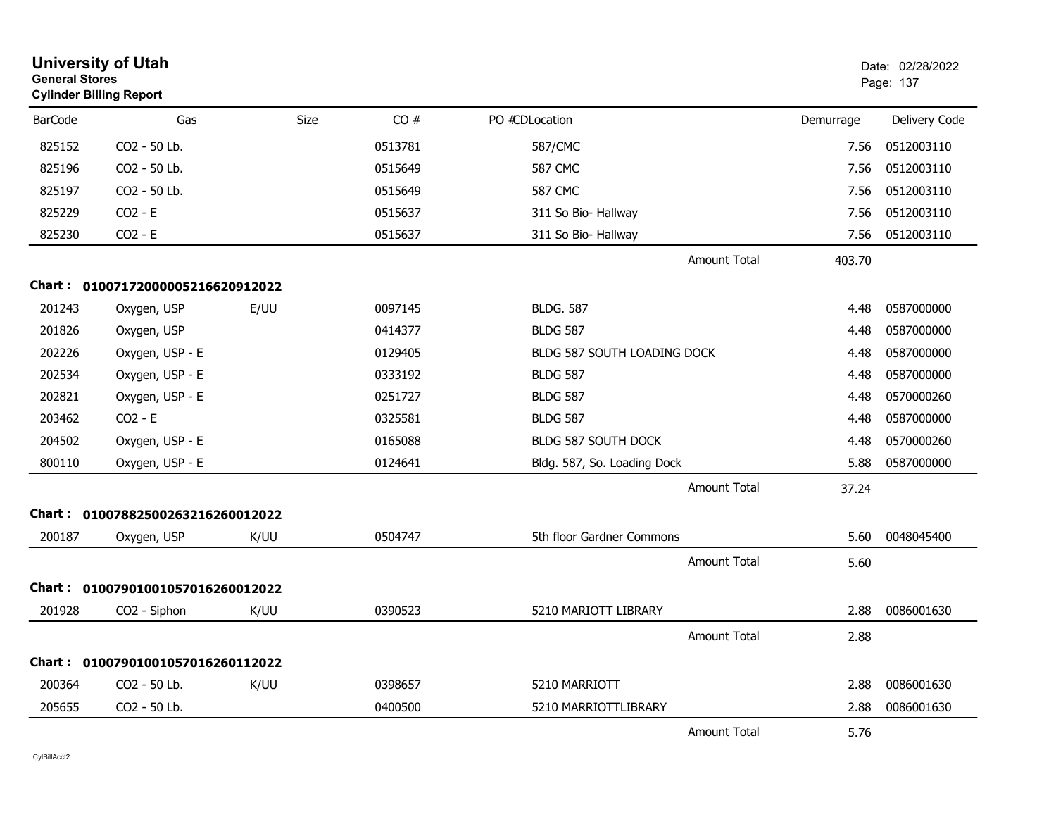**University of Utah**
**General Stores**
**Cylinder Billing Report**

Date: 02/28/2022

| BarCode | Gas | Size | CO # | PO #CDLocation | Demurrage | Delivery Code |
|---|---|---|---|---|---|---|
| 825152 | CO2 - 50 Lb. | | 0513781 | 587/CMC | 7.56 | 0512003110 |
| 825196 | CO2 - 50 Lb. | | 0515649 | 587 CMC | 7.56 | 0512003110 |
| 825197 | CO2 - 50 Lb. | | 0515649 | 587 CMC | 7.56 | 0512003110 |
| 825229 | CO2 - E | | 0515637 | 311 So Bio- Hallway | 7.56 | 0512003110 |
| 825230 | CO2 - E | | 0515637 | 311 So Bio- Hallway | 7.56 | 0512003110 |
| | | | | Amount Total | 403.70 | |

**Chart : 01007172000005216620912022**

| BarCode | Gas | Size | CO # | PO #CDLocation | Demurrage | Delivery Code |
|---|---|---|---|---|---|---|
| 201243 | Oxygen, USP | E/UU | 0097145 | BLDG. 587 | 4.48 | 0587000000 |
| 201826 | Oxygen, USP | | 0414377 | BLDG 587 | 4.48 | 0587000000 |
| 202226 | Oxygen, USP - E | | 0129405 | BLDG 587 SOUTH LOADING DOCK | 4.48 | 0587000000 |
| 202534 | Oxygen, USP - E | | 0333192 | BLDG 587 | 4.48 | 0587000000 |
| 202821 | Oxygen, USP - E | | 0251727 | BLDG 587 | 4.48 | 0570000260 |
| 203462 | CO2 - E | | 0325581 | BLDG 587 | 4.48 | 0587000000 |
| 204502 | Oxygen, USP - E | | 0165088 | BLDG 587 SOUTH DOCK | 4.48 | 0570000260 |
| 800110 | Oxygen, USP - E | | 0124641 | Bldg. 587, So. Loading Dock | 5.88 | 0587000000 |
| | | | | Amount Total | 37.24 | |

**Chart : 01007882500263216260012022**

| BarCode | Gas | Size | CO # | PO #CDLocation | Demurrage | Delivery Code |
|---|---|---|---|---|---|---|
| 200187 | Oxygen, USP | K/UU | 0504747 | 5th floor Gardner Commons | 5.60 | 0048045400 |
| | | | | Amount Total | 5.60 | |

**Chart : 01007901001057016260012022**

| BarCode | Gas | Size | CO # | PO #CDLocation | Demurrage | Delivery Code |
|---|---|---|---|---|---|---|
| 201928 | CO2 - Siphon | K/UU | 0390523 | 5210 MARIOTT LIBRARY | 2.88 | 0086001630 |
| | | | | Amount Total | 2.88 | |

**Chart : 01007901001057016260112022**

| BarCode | Gas | Size | CO # | PO #CDLocation | Demurrage | Delivery Code |
|---|---|---|---|---|---|---|
| 200364 | CO2 - 50 Lb. | K/UU | 0398657 | 5210 MARRIOTT | 2.88 | 0086001630 |
| 205655 | CO2 - 50 Lb. | | 0400500 | 5210 MARRIOTTLIBRARY | 2.88 | 0086001630 |
| | | | | Amount Total | 5.76 | |

CylBillAcct2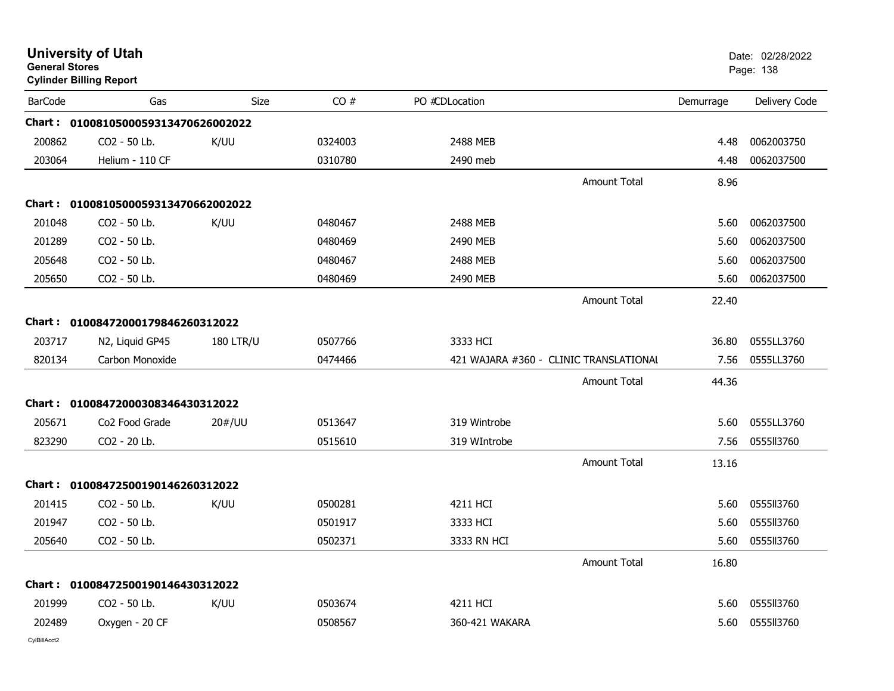# University of Utah
**General Stores**
**Cylinder Billing Report**

Date: 02/28/2022

| BarCode | Gas | Size | CO # | PO #CDLocation | Demurrage | Delivery Code |
|---|---|---|---|---|---|---|
| **Chart :** | **01008105000593134706260020​22** | | | | | |
| 200862 | CO2 - 50 Lb. | K/UU | 0324003 | 2488 MEB | 4.48 | 0062003750 |
| 203064 | Helium - 110 CF | | 0310780 | 2490 meb | 4.48 | 0062037500 |
| | | | | Amount Total | 8.96 | |
| **Chart :** | **0100810500059313470662002022** | | | | | |
| 201048 | CO2 - 50 Lb. | K/UU | 0480467 | 2488 MEB | 5.60 | 0062037500 |
| 201289 | CO2 - 50 Lb. | | 0480469 | 2490 MEB | 5.60 | 0062037500 |
| 205648 | CO2 - 50 Lb. | | 0480467 | 2488 MEB | 5.60 | 0062037500 |
| 205650 | CO2 - 50 Lb. | | 0480469 | 2490 MEB | 5.60 | 0062037500 |
| | | | | Amount Total | 22.40 | |
| **Chart :** | **0100847200017984626031​2022** | | | | | |
| 203717 | N2, Liquid GP45 | 180 LTR/U | 0507766 | 3333 HCI | 36.80 | 0555LL3760 |
| 820134 | Carbon Monoxide | | 0474466 | 421 WAJARA #360 - CLINIC TRANSLATIONAL | 7.56 | 0555LL3760 |
| | | | | Amount Total | 44.36 | |
| **Chart :** | **0100847200030834643031​2022** | | | | | |
| 205671 | Co2 Food Grade | 20#/UU | 0513647 | 319 Wintrobe | 5.60 | 0555LL3760 |
| 823290 | CO2 - 20 Lb. | | 0515610 | 319 WIntrobe | 7.56 | 0555ll3760 |
| | | | | Amount Total | 13.16 | |
| **Chart :** | **0100847250019014626031​2022** | | | | | |
| 201415 | CO2 - 50 Lb. | K/UU | 0500281 | 4211 HCI | 5.60 | 0555ll3760 |
| 201947 | CO2 - 50 Lb. | | 0501917 | 3333 HCI | 5.60 | 0555ll3760 |
| 205640 | CO2 - 50 Lb. | | 0502371 | 3333 RN HCI | 5.60 | 0555ll3760 |
| | | | | Amount Total | 16.80 | |
| **Chart :** | **0100847250019014643031​2022** | | | | | |
| 201999 | CO2 - 50 Lb. | K/UU | 0503674 | 4211 HCI | 5.60 | 0555ll3760 |
| 202489 | Oxygen - 20 CF | | 0508567 | 360-421 WAKARA | 5.60 | 0555ll3760 |

CylBillAcct2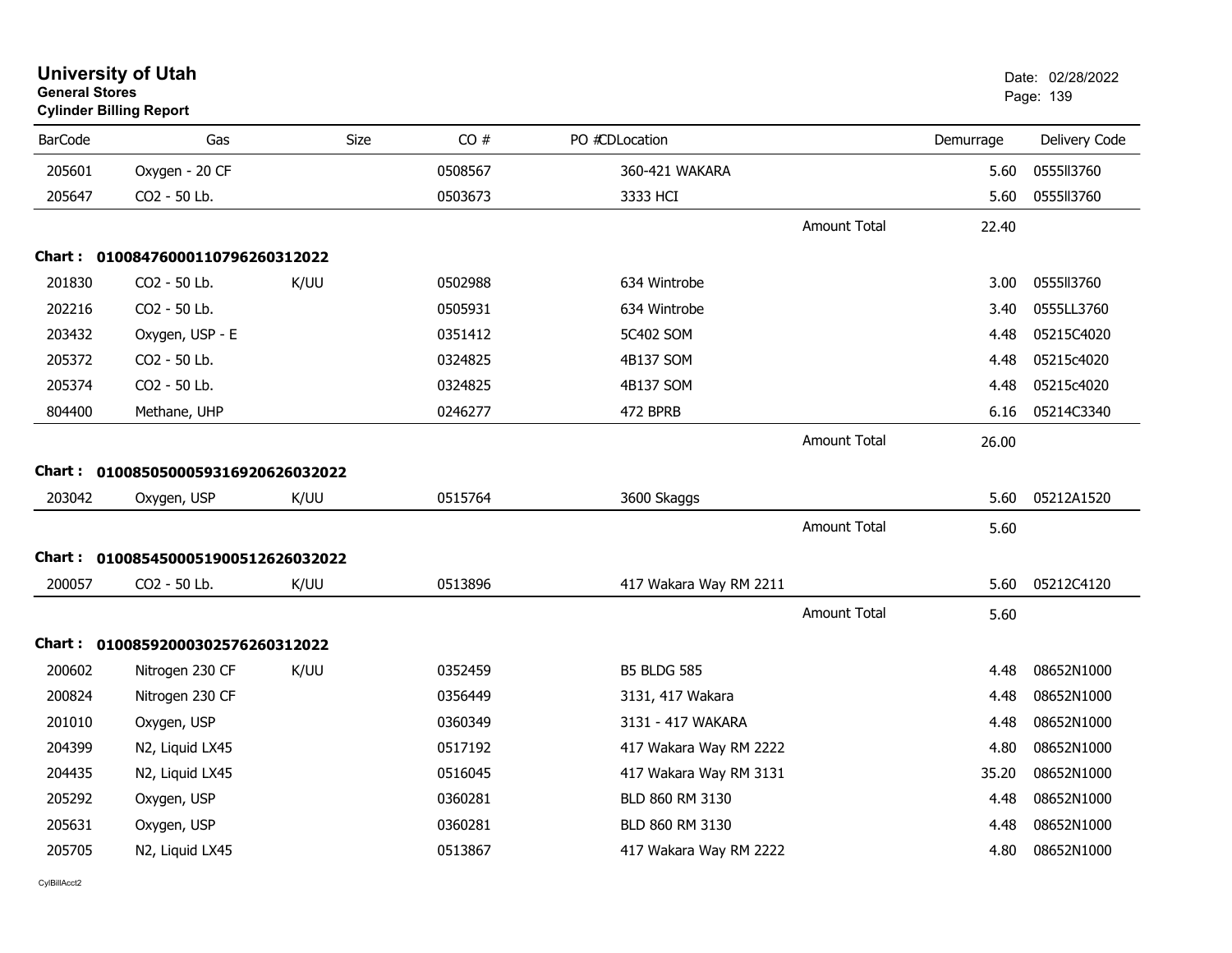# University of Utah

**General Stores**

**Cylinder Billing Report**

Date: 02/28/2022

| BarCode | Gas | Size | CO # | PO # | CD | Location | Demurrage | Delivery Code |
|---|---|---|---|---|---|---|---|---|
| 205601 | Oxygen - 20 CF | | 0508567 | | | 360-421 WAKARA | 5.60 | 0555ll3760 |
| 205647 | CO2 - 50 Lb. | | 0503673 | | | 3333 HCI | 5.60 | 0555ll3760 |
| | | | | | | Amount Total | 22.40 | |
| **Chart :** | **01008476000110796260312022** | | | | | | | |
| 201830 | CO2 - 50 Lb. | K/UU | 0502988 | | | 634 Wintrobe | 3.00 | 0555ll3760 |
| 202216 | CO2 - 50 Lb. | | 0505931 | | | 634 Wintrobe | 3.40 | 0555LL3760 |
| 203432 | Oxygen, USP - E | | 0351412 | | | 5C402 SOM | 4.48 | 05215C4020 |
| 205372 | CO2 - 50 Lb. | | 0324825 | | | 4B137 SOM | 4.48 | 05215c4020 |
| 205374 | CO2 - 50 Lb. | | 0324825 | | | 4B137 SOM | 4.48 | 05215c4020 |
| 804400 | Methane, UHP | | 0246277 | | | 472 BPRB | 6.16 | 05214C3340 |
| | | | | | | Amount Total | 26.00 | |
| **Chart :** | **01008505000593169206260320​22** | | | | | | | |
| 203042 | Oxygen, USP | K/UU | 0515764 | | | 3600 Skaggs | 5.60 | 05212A1520 |
| | | | | | | Amount Total | 5.60 | |
| **Chart :** | **01008545000519005126260320​22** | | | | | | | |
| 200057 | CO2 - 50 Lb. | K/UU | 0513896 | | | 417 Wakara Way RM 2211 | 5.60 | 05212C4120 |
| | | | | | | Amount Total | 5.60 | |
| **Chart :** | **01008592000302576260312022** | | | | | | | |
| 200602 | Nitrogen 230 CF | K/UU | 0352459 | | | B5 BLDG 585 | 4.48 | 08652N1000 |
| 200824 | Nitrogen 230 CF | | 0356449 | | | 3131, 417 Wakara | 4.48 | 08652N1000 |
| 201010 | Oxygen, USP | | 0360349 | | | 3131 - 417 WAKARA | 4.48 | 08652N1000 |
| 204399 | N2, Liquid LX45 | | 0517192 | | | 417 Wakara Way RM 2222 | 4.80 | 08652N1000 |
| 204435 | N2, Liquid LX45 | | 0516045 | | | 417 Wakara Way RM 3131 | 35.20 | 08652N1000 |
| 205292 | Oxygen, USP | | 0360281 | | | BLD 860 RM 3130 | 4.48 | 08652N1000 |
| 205631 | Oxygen, USP | | 0360281 | | | BLD 860 RM 3130 | 4.48 | 08652N1000 |
| 205705 | N2, Liquid LX45 | | 0513867 | | | 417 Wakara Way RM 2222 | 4.80 | 08652N1000 |

CylBillAcct2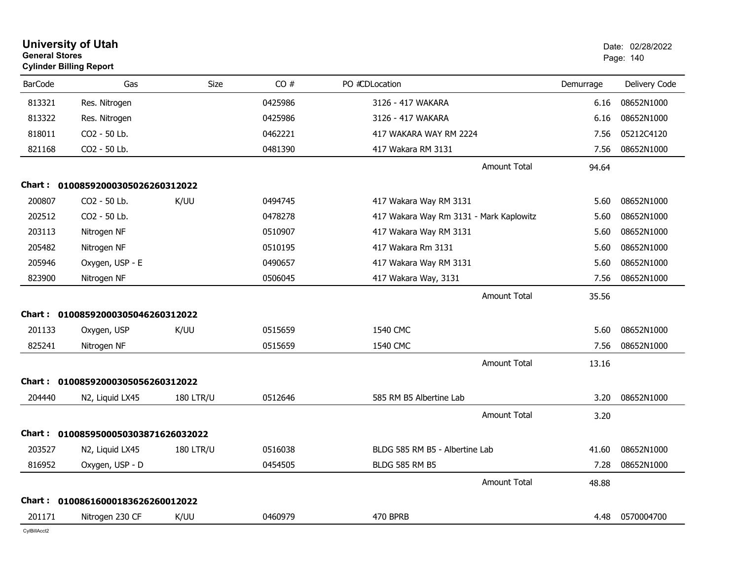# University of Utah

**General Stores**

**Cylinder Billing Report**

Date: 02/28/2022

| BarCode | Gas | Size | CO # | PO # | CDLocation | Demurrage | Delivery Code |
|---|---|---|---|---|---|---|---|
| 813321 | Res. Nitrogen | | 0425986 | | 3126 - 417 WAKARA | 6.16 | 08652N1000 |
| 813322 | Res. Nitrogen | | 0425986 | | 3126 - 417 WAKARA | 6.16 | 08652N1000 |
| 818011 | CO2 - 50 Lb. | | 0462221 | | 417 WAKARA WAY RM 2224 | 7.56 | 05212C4120 |
| 821168 | CO2 - 50 Lb. | | 0481390 | | 417 Wakara RM 3131 | 7.56 | 08652N1000 |
| | | | | | Amount Total | 94.64 | |

**Chart : 01008592000305026260312022**

| BarCode | Gas | Size | CO # | PO # | CDLocation | Demurrage | Delivery Code |
|---|---|---|---|---|---|---|---|
| 200807 | CO2 - 50 Lb. | K/UU | 0494745 | | 417 Wakara Way RM 3131 | 5.60 | 08652N1000 |
| 202512 | CO2 - 50 Lb. | | 0478278 | | 417 Wakara Way Rm 3131 - Mark Kaplowitz | 5.60 | 08652N1000 |
| 203113 | Nitrogen NF | | 0510907 | | 417 Wakara Way RM 3131 | 5.60 | 08652N1000 |
| 205482 | Nitrogen NF | | 0510195 | | 417 Wakara Rm 3131 | 5.60 | 08652N1000 |
| 205946 | Oxygen, USP - E | | 0490657 | | 417 Wakara Way RM 3131 | 5.60 | 08652N1000 |
| 823900 | Nitrogen NF | | 0506045 | | 417 Wakara Way, 3131 | 7.56 | 08652N1000 |
| | | | | | Amount Total | 35.56 | |

**Chart : 01008592000305046260312022**

| BarCode | Gas | Size | CO # | PO # | CDLocation | Demurrage | Delivery Code |
|---|---|---|---|---|---|---|---|
| 201133 | Oxygen, USP | K/UU | 0515659 | | 1540 CMC | 5.60 | 08652N1000 |
| 825241 | Nitrogen NF | | 0515659 | | 1540 CMC | 7.56 | 08652N1000 |
| | | | | | Amount Total | 13.16 | |

**Chart : 01008592000305056260312022**

| BarCode | Gas | Size | CO # | PO # | CDLocation | Demurrage | Delivery Code |
|---|---|---|---|---|---|---|---|
| 204440 | N2, Liquid LX45 | 180 LTR/U | 0512646 | | 585 RM B5 Albertine Lab | 3.20 | 08652N1000 |
| | | | | | Amount Total | 3.20 | |

**Chart : 01008595000503038716260322022**

| BarCode | Gas | Size | CO # | PO # | CDLocation | Demurrage | Delivery Code |
|---|---|---|---|---|---|---|---|
| 203527 | N2, Liquid LX45 | 180 LTR/U | 0516038 | | BLDG 585 RM B5 - Albertine Lab | 41.60 | 08652N1000 |
| 816952 | Oxygen, USP - D | | 0454505 | | BLDG 585 RM B5 | 7.28 | 08652N1000 |
| | | | | | Amount Total | 48.88 | |

**Chart : 01008616000183626260012022**

| BarCode | Gas | Size | CO # | PO # | CDLocation | Demurrage | Delivery Code |
|---|---|---|---|---|---|---|---|
| 201171 | Nitrogen 230 CF | K/UU | 0460979 | | 470 BPRB | 4.48 | 0570004700 |

CylBillAcct2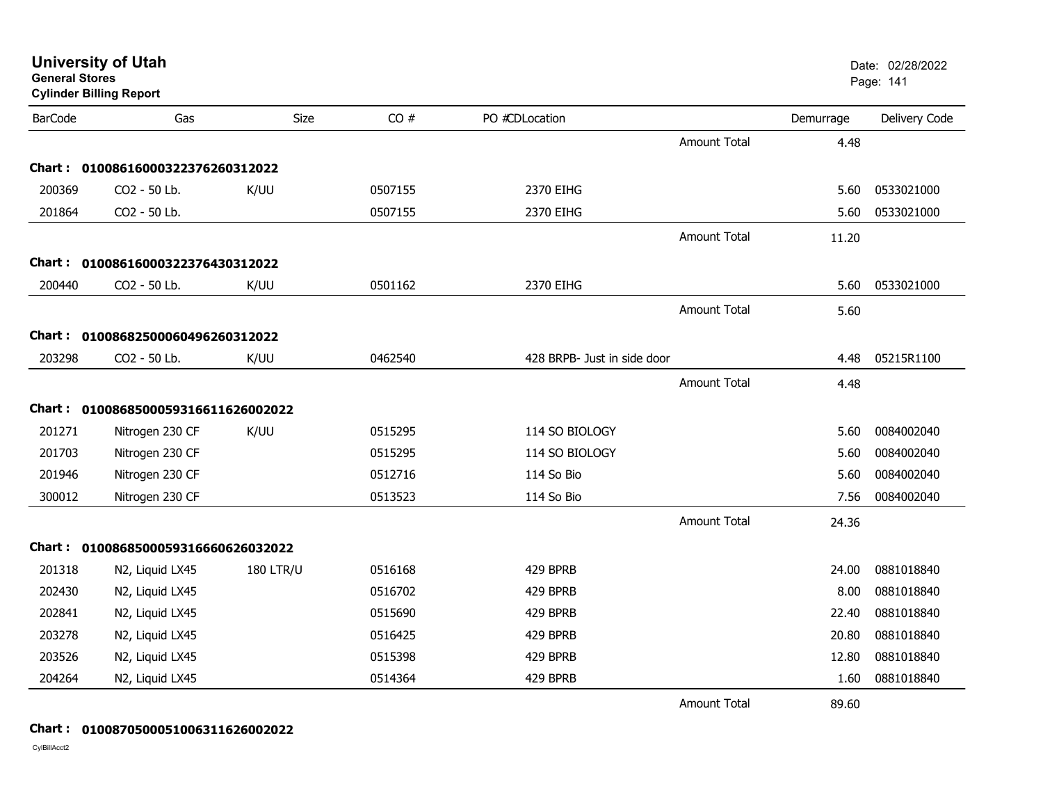# University of Utah

**General Stores**

**Cylinder Billing Report**

Date: 02/28/2022

| BarCode | Gas | Size | CO # | PO # | CDLocation | | Demurrage | Delivery Code |
|---|---|---|---|---|---|---|---|---|
| | | | | | | Amount Total | 4.48 | |
| **Chart :** | **01008616000322376260312022** | | | | | | | |
| 200369 | CO2 - 50 Lb. | K/UU | 0507155 | | 2370 EIHG | | 5.60 | 0533021000 |
| 201864 | CO2 - 50 Lb. | | 0507155 | | 2370 EIHG | | 5.60 | 0533021000 |
| | | | | | | Amount Total | 11.20 | |
| **Chart :** | **01008616000322376430312022** | | | | | | | |
| 200440 | CO2 - 50 Lb. | K/UU | 0501162 | | 2370 EIHG | | 5.60 | 0533021000 |
| | | | | | | Amount Total | 5.60 | |
| **Chart :** | **01008682500060496260312022** | | | | | | | |
| 203298 | CO2 - 50 Lb. | K/UU | 0462540 | | 428 BRPB- Just in side door | | 4.48 | 05215R1100 |
| | | | | | | Amount Total | 4.48 | |
| **Chart :** | **01008685000593166611626002022** | | | | | | | |
| 201271 | Nitrogen 230 CF | K/UU | 0515295 | | 114 SO BIOLOGY | | 5.60 | 0084002040 |
| 201703 | Nitrogen 230 CF | | 0515295 | | 114 SO BIOLOGY | | 5.60 | 0084002040 |
| 201946 | Nitrogen 230 CF | | 0512716 | | 114 So Bio | | 5.60 | 0084002040 |
| 300012 | Nitrogen 230 CF | | 0513523 | | 114 So Bio | | 7.56 | 0084002040 |
| | | | | | | Amount Total | 24.36 | |
| **Chart :** | **01008685000593166660626032022** | | | | | | | |
| 201318 | N2, Liquid LX45 | 180 LTR/U | 0516168 | | 429 BPRB | | 24.00 | 0881018840 |
| 202430 | N2, Liquid LX45 | | 0516702 | | 429 BPRB | | 8.00 | 0881018840 |
| 202841 | N2, Liquid LX45 | | 0515690 | | 429 BPRB | | 22.40 | 0881018840 |
| 203278 | N2, Liquid LX45 | | 0516425 | | 429 BPRB | | 20.80 | 0881018840 |
| 203526 | N2, Liquid LX45 | | 0515398 | | 429 BPRB | | 12.80 | 0881018840 |
| 204264 | N2, Liquid LX45 | | 0514364 | | 429 BPRB | | 1.60 | 0881018840 |
| | | | | | | Amount Total | 89.60 | |
| **Chart :** | **01008705000510063116260020222** | | | | | | | |

CylBillAcct2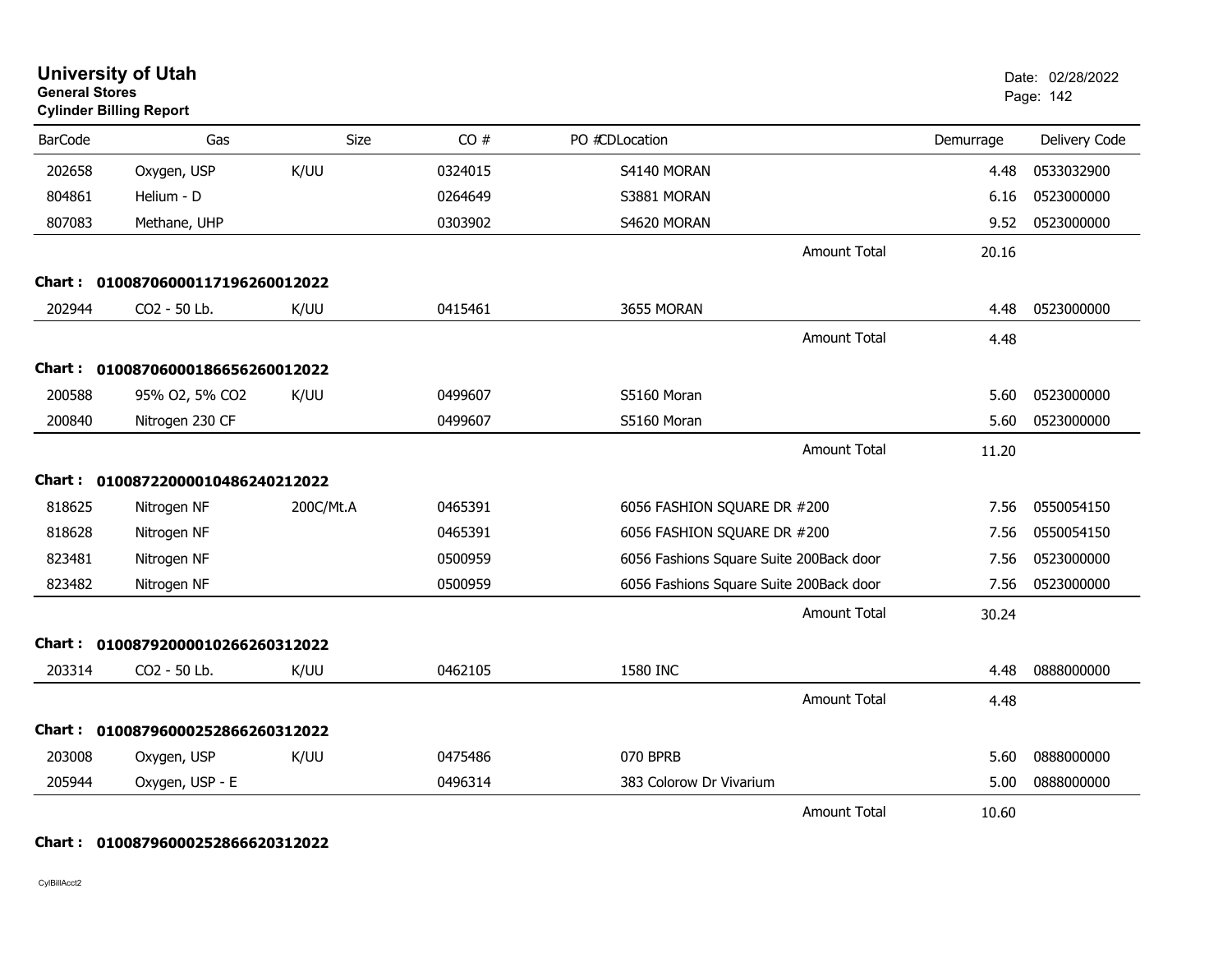# University of Utah

**General Stores**

**Cylinder Billing Report**

Date: 02/28/2022

| BarCode | Gas | Size | CO # | PO #CDLocation | | Demurrage | Delivery Code |
|---|---|---|---|---|---|---|---|
| 202658 | Oxygen, USP | K/UU | 0324015 | S4140 MORAN | | 4.48 | 0533032900 |
| 804861 | Helium - D | | 0264649 | S3881 MORAN | | 6.16 | 0523000000 |
| 807083 | Methane, UHP | | 0303902 | S4620 MORAN | | 9.52 | 0523000000 |
| | | | | | Amount Total | 20.16 | |
| **Chart :** | **01008706000117196260012022** | | | | | | |
| 202944 | CO2 - 50 Lb. | K/UU | 0415461 | 3655 MORAN | | 4.48 | 0523000000 |
| | | | | | Amount Total | 4.48 | |
| **Chart :** | **01008706000186656260012022** | | | | | | |
| 200588 | 95% O2, 5% CO2 | K/UU | 0499607 | S5160 Moran | | 5.60 | 0523000000 |
| 200840 | Nitrogen 230 CF | | 0499607 | S5160 Moran | | 5.60 | 0523000000 |
| | | | | | Amount Total | 11.20 | |
| **Chart :** | **01008722000010486240212022** | | | | | | |
| 818625 | Nitrogen NF | 200C/Mt.A | 0465391 | 6056 FASHION SQUARE DR #200 | | 7.56 | 0550054150 |
| 818628 | Nitrogen NF | | 0465391 | 6056 FASHION SQUARE DR #200 | | 7.56 | 0550054150 |
| 823481 | Nitrogen NF | | 0500959 | 6056 Fashions Square Suite 200Back door | | 7.56 | 0523000000 |
| 823482 | Nitrogen NF | | 0500959 | 6056 Fashions Square Suite 200Back door | | 7.56 | 0523000000 |
| | | | | | Amount Total | 30.24 | |
| **Chart :** | **01008792000010266260312022** | | | | | | |
| 203314 | CO2 - 50 Lb. | K/UU | 0462105 | 1580 INC | | 4.48 | 0888000000 |
| | | | | | Amount Total | 4.48 | |
| **Chart :** | **01008796000252866260312022** | | | | | | |
| 203008 | Oxygen, USP | K/UU | 0475486 | 070 BPRB | | 5.60 | 0888000000 |
| 205944 | Oxygen, USP - E | | 0496314 | 383 Colorow Dr Vivarium | | 5.00 | 0888000000 |
| | | | | | Amount Total | 10.60 | |
| **Chart :** | **01008796000252866620312022** | | | | | | |

CylBillAcct2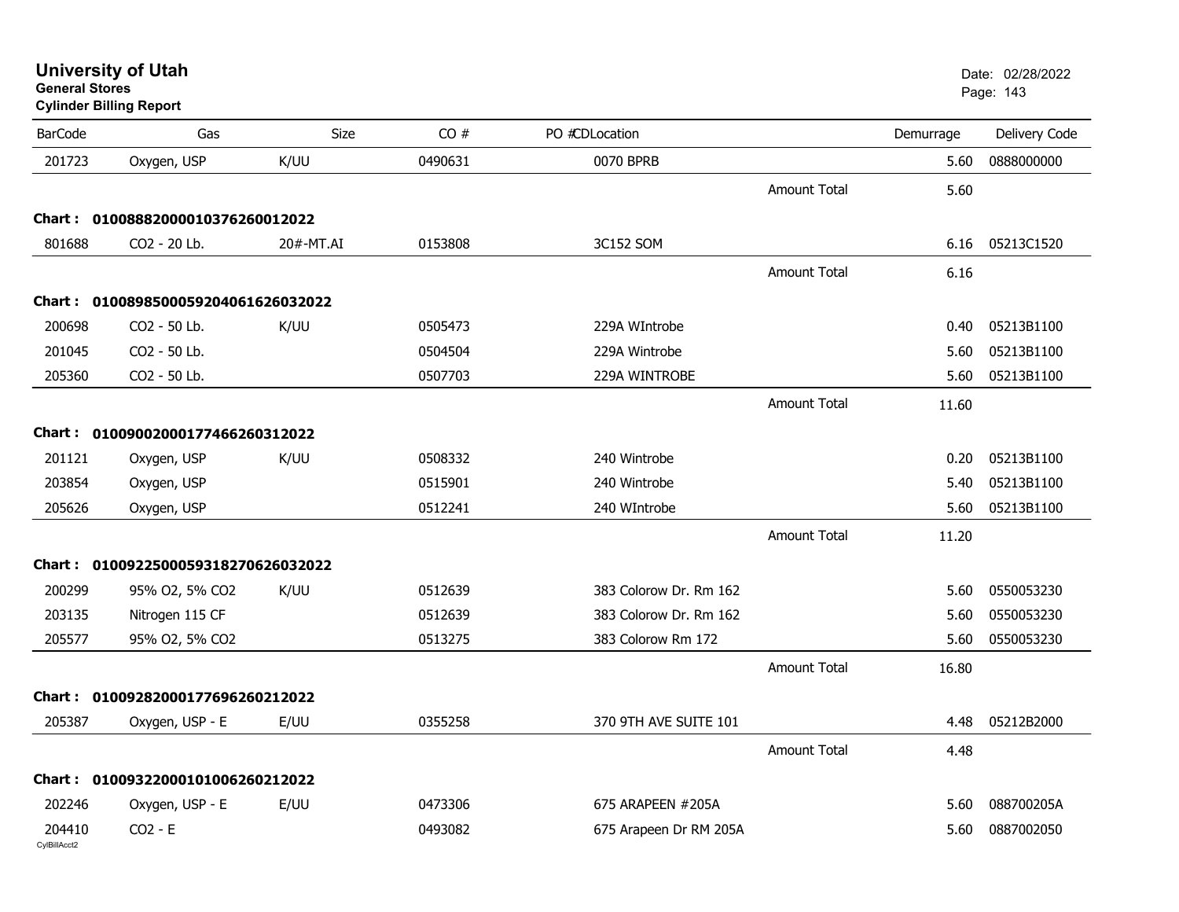# University of Utah

**General Stores**

**Cylinder Billing Report**

Date: 02/28/2022

| BarCode | Gas | Size | CO # | PO # | CDLocation | | Demurrage | Delivery Code |
|---|---|---|---|---|---|---|---|---|
| 201723 | Oxygen, USP | K/UU | 0490631 | | 0070 BPRB | | 5.60 | 0888000000 |
| | | | | | | Amount Total | 5.60 | |
| **Chart : 01008882000010376260012022** | | | | | | | | |
| 801688 | CO2 - 20 Lb. | 20#-MT.AI | 0153808 | | 3C152 SOM | | 6.16 | 05213C1520 |
| | | | | | | Amount Total | 6.16 | |
| **Chart : 01008985000592040616260320 22** | | | | | | | | |
| 200698 | CO2 - 50 Lb. | K/UU | 0505473 | | 229A WIntrobe | | 0.40 | 05213B1100 |
| 201045 | CO2 - 50 Lb. | | 0504504 | | 229A Wintrobe | | 5.60 | 05213B1100 |
| 205360 | CO2 - 50 Lb. | | 0507703 | | 229A WINTROBE | | 5.60 | 05213B1100 |
| | | | | | | Amount Total | 11.60 | |
| **Chart : 01009002000177466260312022** | | | | | | | | |
| 201121 | Oxygen, USP | K/UU | 0508332 | | 240 Wintrobe | | 0.20 | 05213B1100 |
| 203854 | Oxygen, USP | | 0515901 | | 240 Wintrobe | | 5.40 | 05213B1100 |
| 205626 | Oxygen, USP | | 0512241 | | 240 WIntrobe | | 5.60 | 05213B1100 |
| | | | | | | Amount Total | 11.20 | |
| **Chart : 01009225000593182706260320 22** | | | | | | | | |
| 200299 | 95% O2, 5% CO2 | K/UU | 0512639 | | 383 Colorow Dr. Rm 162 | | 5.60 | 0550053230 |
| 203135 | Nitrogen 115 CF | | 0512639 | | 383 Colorow Dr. Rm 162 | | 5.60 | 0550053230 |
| 205577 | 95% O2, 5% CO2 | | 0513275 | | 383 Colorow Rm 172 | | 5.60 | 0550053230 |
| | | | | | | Amount Total | 16.80 | |
| **Chart : 01009282000177696260212022** | | | | | | | | |
| 205387 | Oxygen, USP - E | E/UU | 0355258 | | 370 9TH AVE SUITE 101 | | 4.48 | 05212B2000 |
| | | | | | | Amount Total | 4.48 | |
| **Chart : 01009322000101006260212022** | | | | | | | | |
| 202246 | Oxygen, USP - E | E/UU | 0473306 | | 675 ARAPEEN #205A | | 5.60 | 088700205A |
| 204410 | CO2 - E | | 0493082 | | 675 Arapeen Dr RM 205A | | 5.60 | 0887002050 |

CylBillAcct2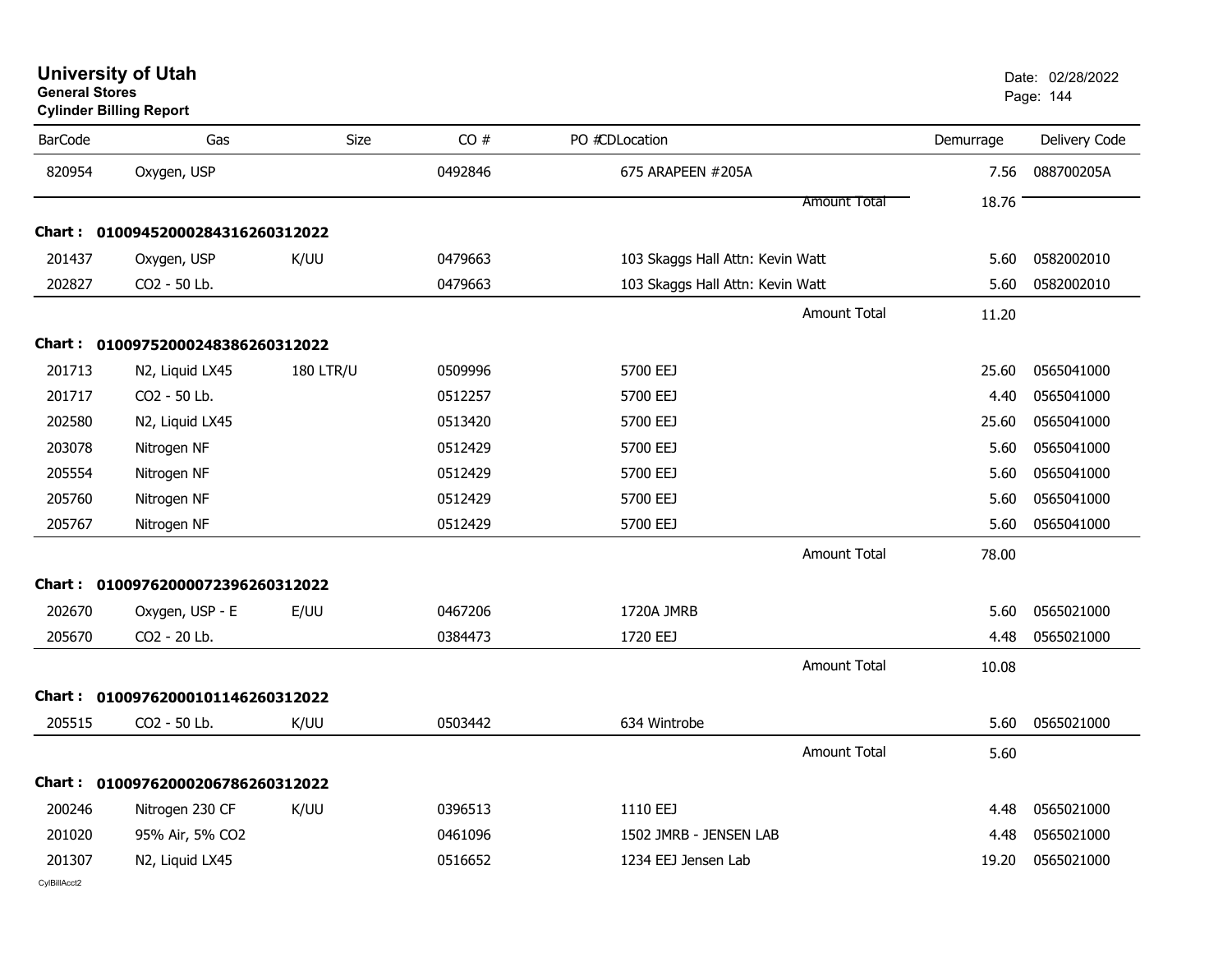**University of Utah**
**General Stores**
**Cylinder Billing Report**

Date: 02/28/2022

| BarCode | Gas | Size | CO # | PO # | CDLocation | Demurrage | Delivery Code |
|---|---|---|---|---|---|---|---|
| 820954 | Oxygen, USP | | 0492846 | | 675 ARAPEEN #205A | 7.56 | 088700205A |
| | | | | | Amount Total | 18.76 | |
| **Chart :** | **01009452000284316260312022** | | | | | | |
| 201437 | Oxygen, USP | K/UU | 0479663 | | 103 Skaggs Hall Attn: Kevin Watt | 5.60 | 0582002010 |
| 202827 | CO2 - 50 Lb. | | 0479663 | | 103 Skaggs Hall Attn: Kevin Watt | 5.60 | 0582002010 |
| | | | | | Amount Total | 11.20 | |
| **Chart :** | **01009752000248386260312022** | | | | | | |
| 201713 | N2, Liquid LX45 | 180 LTR/U | 0509996 | | 5700 EEJ | 25.60 | 0565041000 |
| 201717 | CO2 - 50 Lb. | | 0512257 | | 5700 EEJ | 4.40 | 0565041000 |
| 202580 | N2, Liquid LX45 | | 0513420 | | 5700 EEJ | 25.60 | 0565041000 |
| 203078 | Nitrogen NF | | 0512429 | | 5700 EEJ | 5.60 | 0565041000 |
| 205554 | Nitrogen NF | | 0512429 | | 5700 EEJ | 5.60 | 0565041000 |
| 205760 | Nitrogen NF | | 0512429 | | 5700 EEJ | 5.60 | 0565041000 |
| 205767 | Nitrogen NF | | 0512429 | | 5700 EEJ | 5.60 | 0565041000 |
| | | | | | Amount Total | 78.00 | |
| **Chart :** | **01009762000072396260312022** | | | | | | |
| 202670 | Oxygen, USP - E | E/UU | 0467206 | | 1720A JMRB | 5.60 | 0565021000 |
| 205670 | CO2 - 20 Lb. | | 0384473 | | 1720 EEJ | 4.48 | 0565021000 |
| | | | | | Amount Total | 10.08 | |
| **Chart :** | **01009762000101146260312022** | | | | | | |
| 205515 | CO2 - 50 Lb. | K/UU | 0503442 | | 634 Wintrobe | 5.60 | 0565021000 |
| | | | | | Amount Total | 5.60 | |
| **Chart :** | **01009762000206786260312022** | | | | | | |
| 200246 | Nitrogen 230 CF | K/UU | 0396513 | | 1110 EEJ | 4.48 | 0565021000 |
| 201020 | 95% Air, 5% CO2 | | 0461096 | | 1502 JMRB - JENSEN LAB | 4.48 | 0565021000 |
| 201307 | N2, Liquid LX45 | | 0516652 | | 1234 EEJ Jensen Lab | 19.20 | 0565021000 |

CylBillAcct2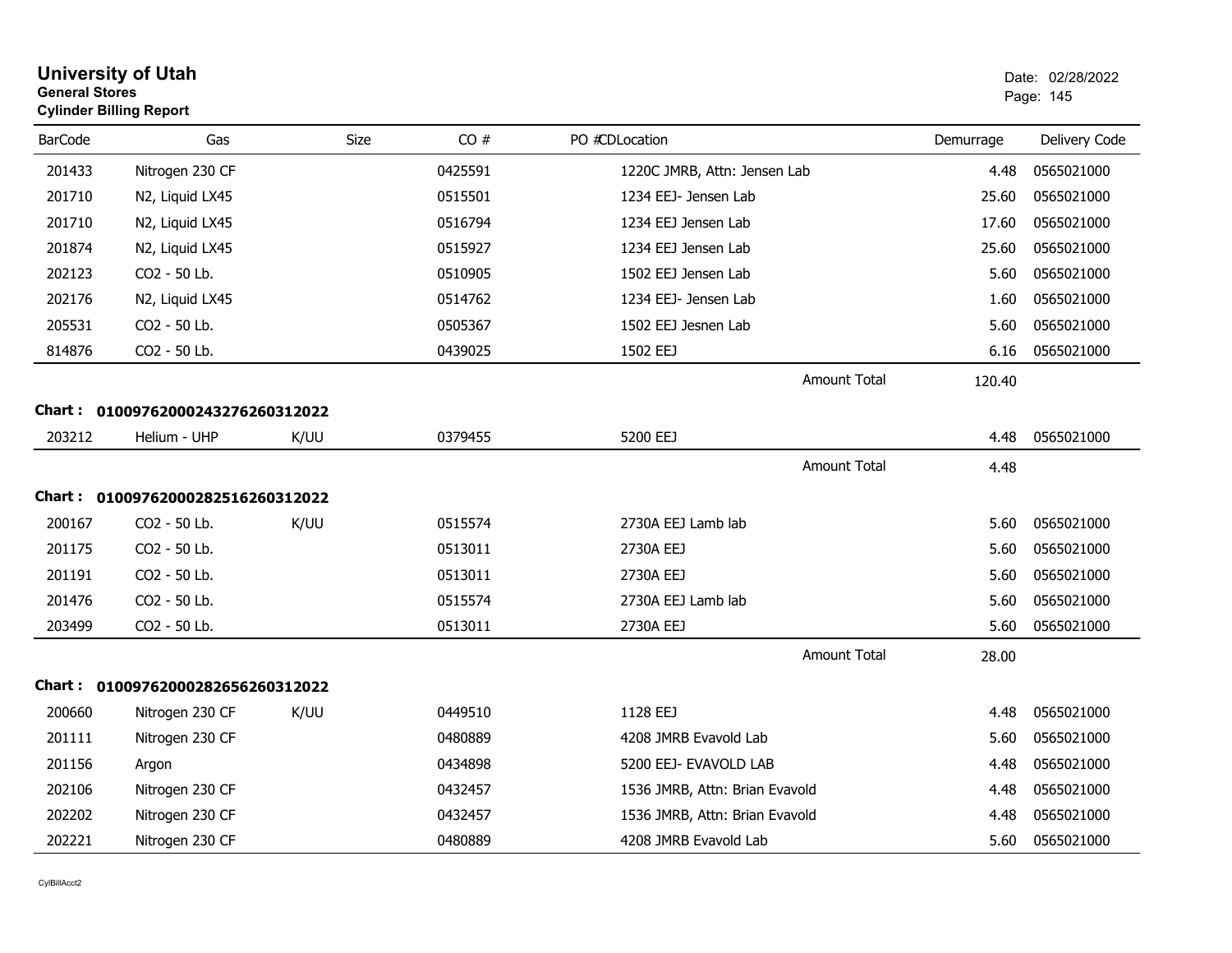# University of Utah

**General Stores**
**Cylinder Billing Report**

Date: 02/28/2022

| BarCode | Gas | Size | CO # | PO # | CDLocation | Demurrage | Delivery Code |
|---|---|---|---|---|---|---|---|
| 201433 | Nitrogen 230 CF | | 0425591 | | 1220C JMRB, Attn: Jensen Lab | 4.48 | 0565021000 |
| 201710 | N2, Liquid LX45 | | 0515501 | | 1234 EEJ- Jensen Lab | 25.60 | 0565021000 |
| 201710 | N2, Liquid LX45 | | 0516794 | | 1234 EEJ Jensen Lab | 17.60 | 0565021000 |
| 201874 | N2, Liquid LX45 | | 0515927 | | 1234 EEJ Jensen Lab | 25.60 | 0565021000 |
| 202123 | CO2 - 50 Lb. | | 0510905 | | 1502 EEJ Jensen Lab | 5.60 | 0565021000 |
| 202176 | N2, Liquid LX45 | | 0514762 | | 1234 EEJ- Jensen Lab | 1.60 | 0565021000 |
| 205531 | CO2 - 50 Lb. | | 0505367 | | 1502 EEJ Jesnen Lab | 5.60 | 0565021000 |
| 814876 | CO2 - 50 Lb. | | 0439025 | | 1502 EEJ | 6.16 | 0565021000 |
| | | | | | Amount Total | 120.40 | |

**Chart : 01009762000243276260312022**

| BarCode | Gas | Size | CO # | PO # | CDLocation | Demurrage | Delivery Code |
|---|---|---|---|---|---|---|---|
| 203212 | Helium - UHP | K/UU | 0379455 | | 5200 EEJ | 4.48 | 0565021000 |
| | | | | | Amount Total | 4.48 | |

**Chart : 01009762000282516260312022**

| BarCode | Gas | Size | CO # | PO # | CDLocation | Demurrage | Delivery Code |
|---|---|---|---|---|---|---|---|
| 200167 | CO2 - 50 Lb. | K/UU | 0515574 | | 2730A EEJ Lamb lab | 5.60 | 0565021000 |
| 201175 | CO2 - 50 Lb. | | 0513011 | | 2730A EEJ | 5.60 | 0565021000 |
| 201191 | CO2 - 50 Lb. | | 0513011 | | 2730A EEJ | 5.60 | 0565021000 |
| 201476 | CO2 - 50 Lb. | | 0515574 | | 2730A EEJ Lamb lab | 5.60 | 0565021000 |
| 203499 | CO2 - 50 Lb. | | 0513011 | | 2730A EEJ | 5.60 | 0565021000 |
| | | | | | Amount Total | 28.00 | |

**Chart : 01009762000282656260312022**

| BarCode | Gas | Size | CO # | PO # | CDLocation | Demurrage | Delivery Code |
|---|---|---|---|---|---|---|---|
| 200660 | Nitrogen 230 CF | K/UU | 0449510 | | 1128 EEJ | 4.48 | 0565021000 |
| 201111 | Nitrogen 230 CF | | 0480889 | | 4208 JMRB Evavold Lab | 5.60 | 0565021000 |
| 201156 | Argon | | 0434898 | | 5200 EEJ- EVAVOLD LAB | 4.48 | 0565021000 |
| 202106 | Nitrogen 230 CF | | 0432457 | | 1536 JMRB, Attn: Brian Evavold | 4.48 | 0565021000 |
| 202202 | Nitrogen 230 CF | | 0432457 | | 1536 JMRB, Attn: Brian Evavold | 4.48 | 0565021000 |
| 202221 | Nitrogen 230 CF | | 0480889 | | 4208 JMRB Evavold Lab | 5.60 | 0565021000 |

CylBillAcct2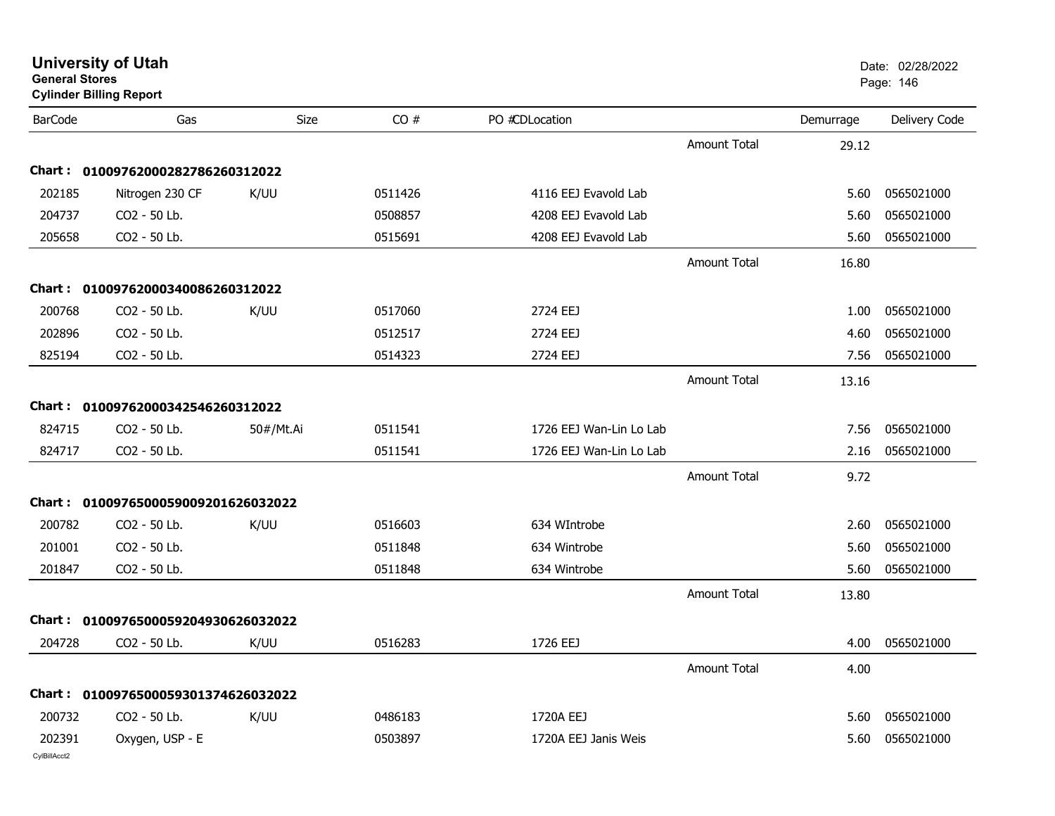# University of Utah
**General Stores**
**Cylinder Billing Report**

Date: 02/28/2022

| BarCode | Gas | Size | CO # | PO # | CDLocation | | Demurrage | Delivery Code |
|---|---|---|---|---|---|---|---|---|
| | | | | | | Amount Total | 29.12 | |
| **Chart :** | **01009762000282786260312022** | | | | | | | |
| 202185 | Nitrogen 230 CF | K/UU | 0511426 | | 4116 EEJ Evavold Lab | | 5.60 | 0565021000 |
| 204737 | CO2 - 50 Lb. | | 0508857 | | 4208 EEJ Evavold Lab | | 5.60 | 0565021000 |
| 205658 | CO2 - 50 Lb. | | 0515691 | | 4208 EEJ Evavold Lab | | 5.60 | 0565021000 |
| | | | | | | Amount Total | 16.80 | |
| **Chart :** | **01009762000340086260312022** | | | | | | | |
| 200768 | CO2 - 50 Lb. | K/UU | 0517060 | | 2724 EEJ | | 1.00 | 0565021000 |
| 202896 | CO2 - 50 Lb. | | 0512517 | | 2724 EEJ | | 4.60 | 0565021000 |
| 825194 | CO2 - 50 Lb. | | 0514323 | | 2724 EEJ | | 7.56 | 0565021000 |
| | | | | | | Amount Total | 13.16 | |
| **Chart :** | **01009762000342546260312022** | | | | | | | |
| 824715 | CO2 - 50 Lb. | 50#/Mt.Ai | 0511541 | | 1726 EEJ Wan-Lin Lo Lab | | 7.56 | 0565021000 |
| 824717 | CO2 - 50 Lb. | | 0511541 | | 1726 EEJ Wan-Lin Lo Lab | | 2.16 | 0565021000 |
| | | | | | | Amount Total | 9.72 | |
| **Chart :** | **01009765000590092016260320220** | | | | | | | |
| 200782 | CO2 - 50 Lb. | K/UU | 0516603 | | 634 WIntrobe | | 2.60 | 0565021000 |
| 201001 | CO2 - 50 Lb. | | 0511848 | | 634 Wintrobe | | 5.60 | 0565021000 |
| 201847 | CO2 - 50 Lb. | | 0511848 | | 634 Wintrobe | | 5.60 | 0565021000 |
| | | | | | | Amount Total | 13.80 | |
| **Chart :** | **01009765000592049306260320220** | | | | | | | |
| 204728 | CO2 - 50 Lb. | K/UU | 0516283 | | 1726 EEJ | | 4.00 | 0565021000 |
| | | | | | | Amount Total | 4.00 | |
| **Chart :** | **01009765000593013746260320220** | | | | | | | |
| 200732 | CO2 - 50 Lb. | K/UU | 0486183 | | 1720A EEJ | | 5.60 | 0565021000 |
| 202391 | Oxygen, USP - E | | 0503897 | | 1720A EEJ Janis Weis | | 5.60 | 0565021000 |

CylBillAcct2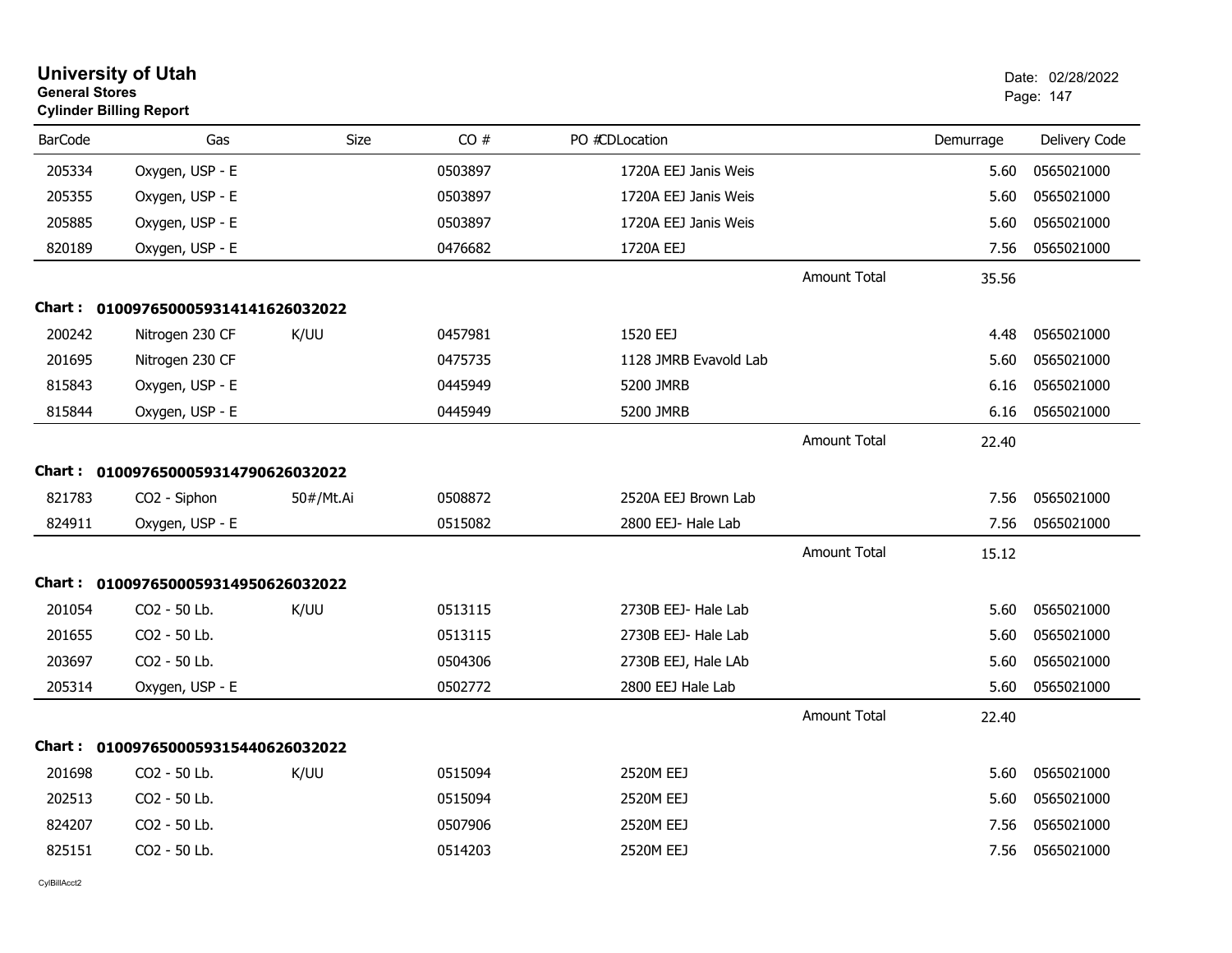# University of Utah
**General Stores**
**Cylinder Billing Report**

Date: 02/28/2022

| BarCode | Gas | Size | CO # | PO # | CDLocation | Demurrage | Delivery Code |
|---|---|---|---|---|---|---|---|
| 205334 | Oxygen, USP - E | | 0503897 | | 1720A EEJ Janis Weis | 5.60 | 0565021000 |
| 205355 | Oxygen, USP - E | | 0503897 | | 1720A EEJ Janis Weis | 5.60 | 0565021000 |
| 205885 | Oxygen, USP - E | | 0503897 | | 1720A EEJ Janis Weis | 5.60 | 0565021000 |
| 820189 | Oxygen, USP - E | | 0476682 | | 1720A EEJ | 7.56 | 0565021000 |
| | | | | | Amount Total | 35.56 | |

**Chart : 01009765000593141416260320 22**

| BarCode | Gas | Size | CO # | PO # | CDLocation | Demurrage | Delivery Code |
|---|---|---|---|---|---|---|---|
| 200242 | Nitrogen 230 CF | K/UU | 0457981 | | 1520 EEJ | 4.48 | 0565021000 |
| 201695 | Nitrogen 230 CF | | 0475735 | | 1128 JMRB Evavold Lab | 5.60 | 0565021000 |
| 815843 | Oxygen, USP - E | | 0445949 | | 5200 JMRB | 6.16 | 0565021000 |
| 815844 | Oxygen, USP - E | | 0445949 | | 5200 JMRB | 6.16 | 0565021000 |
| | | | | | Amount Total | 22.40 | |

**Chart : 0100976500059314790626032022**

| BarCode | Gas | Size | CO # | PO # | CDLocation | Demurrage | Delivery Code |
|---|---|---|---|---|---|---|---|
| 821783 | CO2 - Siphon | 50#/Mt.Ai | 0508872 | | 2520A EEJ Brown Lab | 7.56 | 0565021000 |
| 824911 | Oxygen, USP - E | | 0515082 | | 2800 EEJ- Hale Lab | 7.56 | 0565021000 |
| | | | | | Amount Total | 15.12 | |

**Chart : 0100976500059314950626032022**

| BarCode | Gas | Size | CO # | PO # | CDLocation | Demurrage | Delivery Code |
|---|---|---|---|---|---|---|---|
| 201054 | CO2 - 50 Lb. | K/UU | 0513115 | | 2730B EEJ- Hale Lab | 5.60 | 0565021000 |
| 201655 | CO2 - 50 Lb. | | 0513115 | | 2730B EEJ- Hale Lab | 5.60 | 0565021000 |
| 203697 | CO2 - 50 Lb. | | 0504306 | | 2730B EEJ, Hale LAb | 5.60 | 0565021000 |
| 205314 | Oxygen, USP - E | | 0502772 | | 2800 EEJ Hale Lab | 5.60 | 0565021000 |
| | | | | | Amount Total | 22.40 | |

**Chart : 0100976500059315440626032022**

| BarCode | Gas | Size | CO # | PO # | CDLocation | Demurrage | Delivery Code |
|---|---|---|---|---|---|---|---|
| 201698 | CO2 - 50 Lb. | K/UU | 0515094 | | 2520M EEJ | 5.60 | 0565021000 |
| 202513 | CO2 - 50 Lb. | | 0515094 | | 2520M EEJ | 5.60 | 0565021000 |
| 824207 | CO2 - 50 Lb. | | 0507906 | | 2520M EEJ | 7.56 | 0565021000 |
| 825151 | CO2 - 50 Lb. | | 0514203 | | 2520M EEJ | 7.56 | 0565021000 |

CylBillAcct2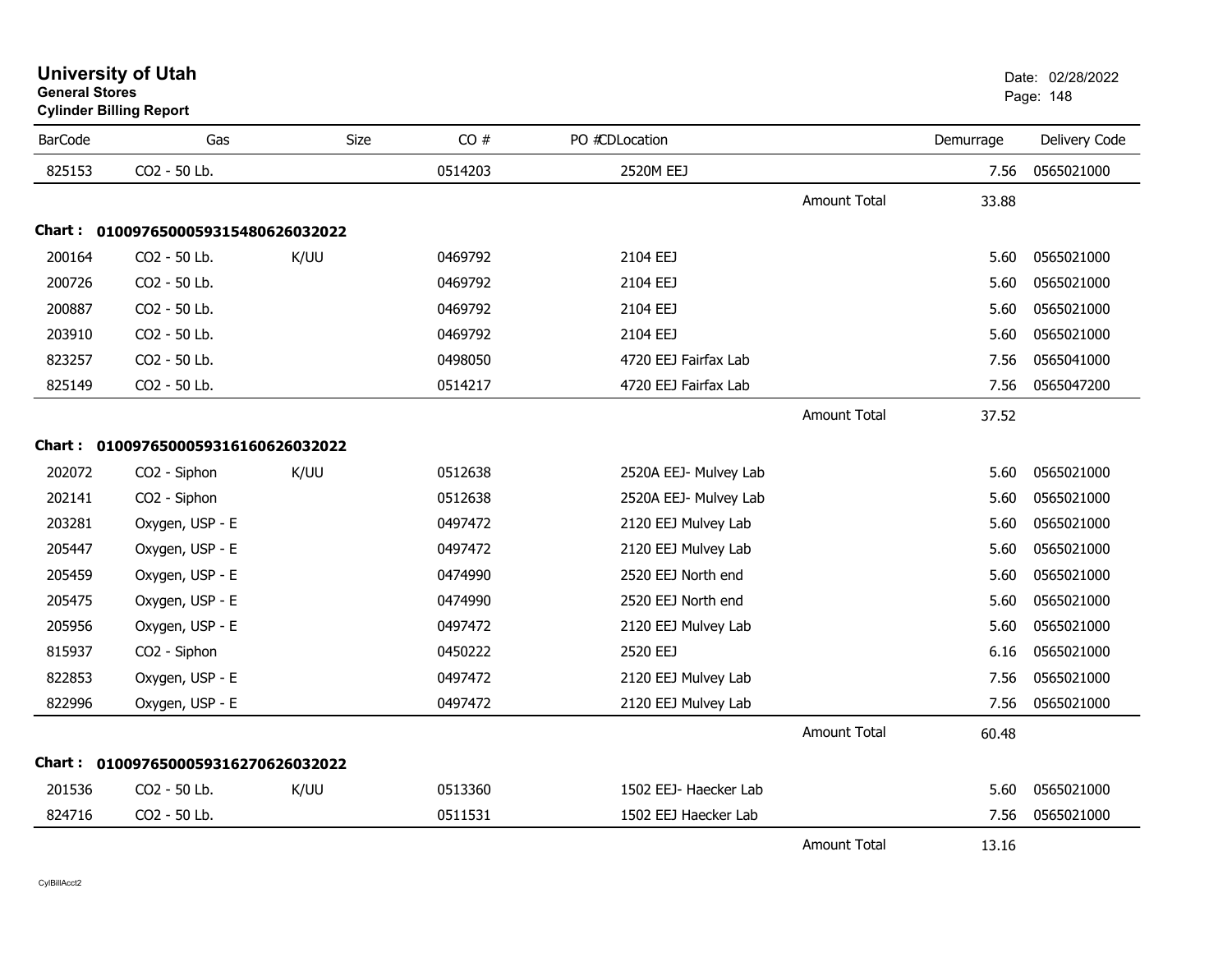# University of Utah

**General Stores**

**Cylinder Billing Report**

Date: 02/28/2022

| BarCode | Gas | Size | CO # | PO # | CDLocation | Demurrage | Delivery Code |
|---|---|---|---|---|---|---|---|
| 825153 | CO2 - 50 Lb. | | 0514203 | | 2520M EEJ | 7.56 | 0565021000 |
| | | | | | Amount Total | 33.88 | |

**Chart : 0100976500059315480626032022**

| BarCode | Gas | Size | CO # | PO # | CDLocation | Demurrage | Delivery Code |
|---|---|---|---|---|---|---|---|
| 200164 | CO2 - 50 Lb. | K/UU | 0469792 | | 2104 EEJ | 5.60 | 0565021000 |
| 200726 | CO2 - 50 Lb. | | 0469792 | | 2104 EEJ | 5.60 | 0565021000 |
| 200887 | CO2 - 50 Lb. | | 0469792 | | 2104 EEJ | 5.60 | 0565021000 |
| 203910 | CO2 - 50 Lb. | | 0469792 | | 2104 EEJ | 5.60 | 0565021000 |
| 823257 | CO2 - 50 Lb. | | 0498050 | | 4720 EEJ Fairfax Lab | 7.56 | 0565041000 |
| 825149 | CO2 - 50 Lb. | | 0514217 | | 4720 EEJ Fairfax Lab | 7.56 | 0565047200 |
| | | | | | Amount Total | 37.52 | |

**Chart : 0100976500059316160626032022**

| BarCode | Gas | Size | CO # | PO # | CDLocation | Demurrage | Delivery Code |
|---|---|---|---|---|---|---|---|
| 202072 | CO2 - Siphon | K/UU | 0512638 | | 2520A EEJ- Mulvey Lab | 5.60 | 0565021000 |
| 202141 | CO2 - Siphon | | 0512638 | | 2520A EEJ- Mulvey Lab | 5.60 | 0565021000 |
| 203281 | Oxygen, USP - E | | 0497472 | | 2120 EEJ Mulvey Lab | 5.60 | 0565021000 |
| 205447 | Oxygen, USP - E | | 0497472 | | 2120 EEJ Mulvey Lab | 5.60 | 0565021000 |
| 205459 | Oxygen, USP - E | | 0474990 | | 2520 EEJ North end | 5.60 | 0565021000 |
| 205475 | Oxygen, USP - E | | 0474990 | | 2520 EEJ North end | 5.60 | 0565021000 |
| 205956 | Oxygen, USP - E | | 0497472 | | 2120 EEJ Mulvey Lab | 5.60 | 0565021000 |
| 815937 | CO2 - Siphon | | 0450222 | | 2520 EEJ | 6.16 | 0565021000 |
| 822853 | Oxygen, USP - E | | 0497472 | | 2120 EEJ Mulvey Lab | 7.56 | 0565021000 |
| 822996 | Oxygen, USP - E | | 0497472 | | 2120 EEJ Mulvey Lab | 7.56 | 0565021000 |
| | | | | | Amount Total | 60.48 | |

**Chart : 0100976500059316270626032022**

| BarCode | Gas | Size | CO # | PO # | CDLocation | Demurrage | Delivery Code |
|---|---|---|---|---|---|---|---|
| 201536 | CO2 - 50 Lb. | K/UU | 0513360 | | 1502 EEJ- Haecker Lab | 5.60 | 0565021000 |
| 824716 | CO2 - 50 Lb. | | 0511531 | | 1502 EEJ Haecker Lab | 7.56 | 0565021000 |
| | | | | | Amount Total | 13.16 | |

CylBillAcct2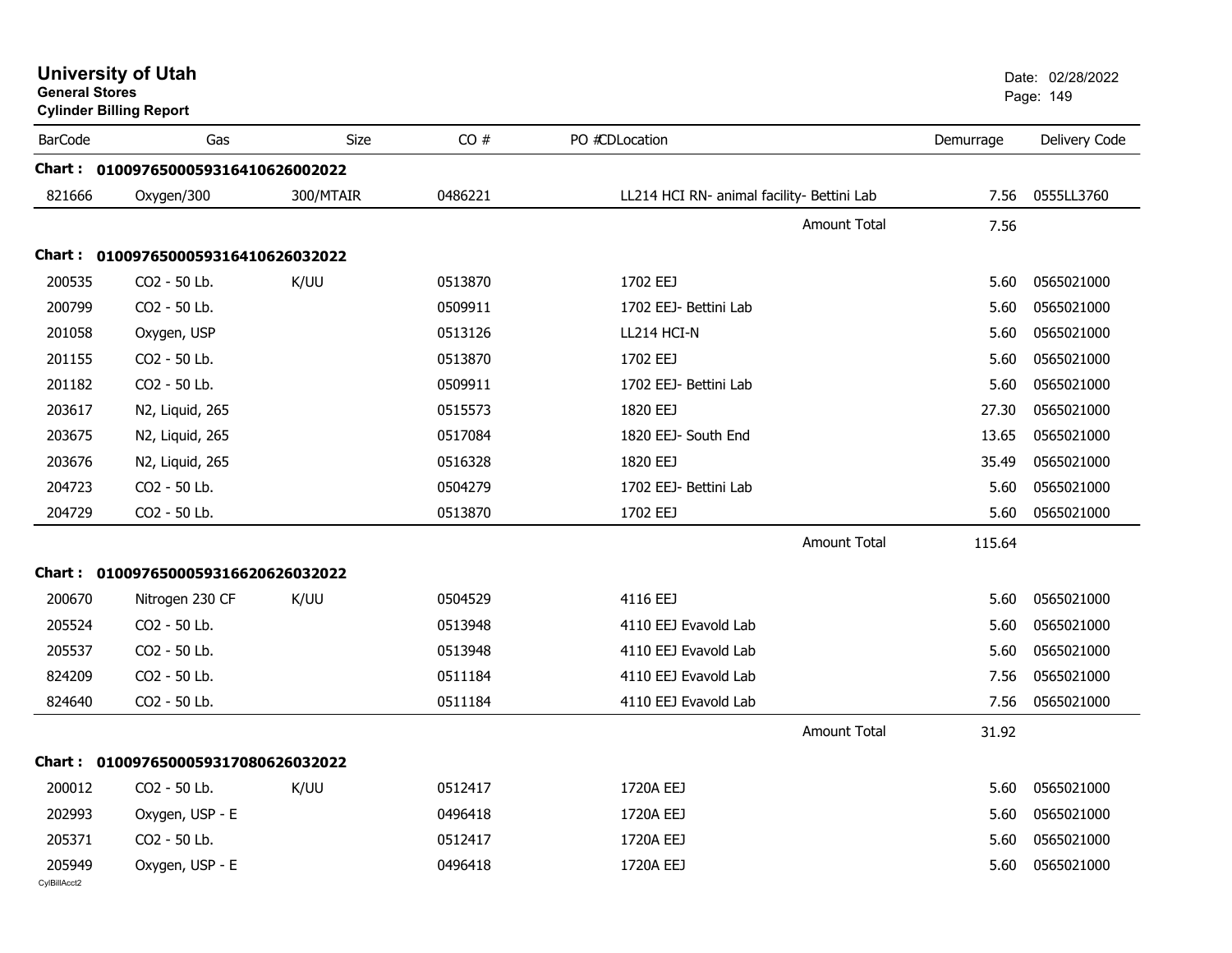# University of Utah

**General Stores**

**Cylinder Billing Report**

Date: 02/28/2022

| BarCode | Gas | Size | CO # | PO #CDLocation | Demurrage | Delivery Code |
|---|---|---|---|---|---|---|
| **Chart : 01009765000593164106260020​22** | | | | | | |
| 821666 | Oxygen/300 | 300/MTAIR | 0486221 | LL214 HCI RN- animal facility- Bettini Lab | 7.56 | 0555LL3760 |
| | | | | Amount Total | 7.56 | |
| **Chart : 01009765000593164106260320​22** | | | | | | |
| 200535 | CO2 - 50 Lb. | K/UU | 0513870 | 1702 EEJ | 5.60 | 0565021000 |
| 200799 | CO2 - 50 Lb. | | 0509911 | 1702 EEJ- Bettini Lab | 5.60 | 0565021000 |
| 201058 | Oxygen, USP | | 0513126 | LL214 HCI-N | 5.60 | 0565021000 |
| 201155 | CO2 - 50 Lb. | | 0513870 | 1702 EEJ | 5.60 | 0565021000 |
| 201182 | CO2 - 50 Lb. | | 0509911 | 1702 EEJ- Bettini Lab | 5.60 | 0565021000 |
| 203617 | N2, Liquid, 265 | | 0515573 | 1820 EEJ | 27.30 | 0565021000 |
| 203675 | N2, Liquid, 265 | | 0517084 | 1820 EEJ- South End | 13.65 | 0565021000 |
| 203676 | N2, Liquid, 265 | | 0516328 | 1820 EEJ | 35.49 | 0565021000 |
| 204723 | CO2 - 50 Lb. | | 0504279 | 1702 EEJ- Bettini Lab | 5.60 | 0565021000 |
| 204729 | CO2 - 50 Lb. | | 0513870 | 1702 EEJ | 5.60 | 0565021000 |
| | | | | Amount Total | 115.64 | |
| **Chart : 01009765000593166206260320​22** | | | | | | |
| 200670 | Nitrogen 230 CF | K/UU | 0504529 | 4116 EEJ | 5.60 | 0565021000 |
| 205524 | CO2 - 50 Lb. | | 0513948 | 4110 EEJ Evavold Lab | 5.60 | 0565021000 |
| 205537 | CO2 - 50 Lb. | | 0513948 | 4110 EEJ Evavold Lab | 5.60 | 0565021000 |
| 824209 | CO2 - 50 Lb. | | 0511184 | 4110 EEJ Evavold Lab | 7.56 | 0565021000 |
| 824640 | CO2 - 50 Lb. | | 0511184 | 4110 EEJ Evavold Lab | 7.56 | 0565021000 |
| | | | | Amount Total | 31.92 | |
| **Chart : 01009765000593170806260320​22** | | | | | | |
| 200012 | CO2 - 50 Lb. | K/UU | 0512417 | 1720A EEJ | 5.60 | 0565021000 |
| 202993 | Oxygen, USP - E | | 0496418 | 1720A EEJ | 5.60 | 0565021000 |
| 205371 | CO2 - 50 Lb. | | 0512417 | 1720A EEJ | 5.60 | 0565021000 |
| 205949 | Oxygen, USP - E | | 0496418 | 1720A EEJ | 5.60 | 0565021000 |

CylBillAcct2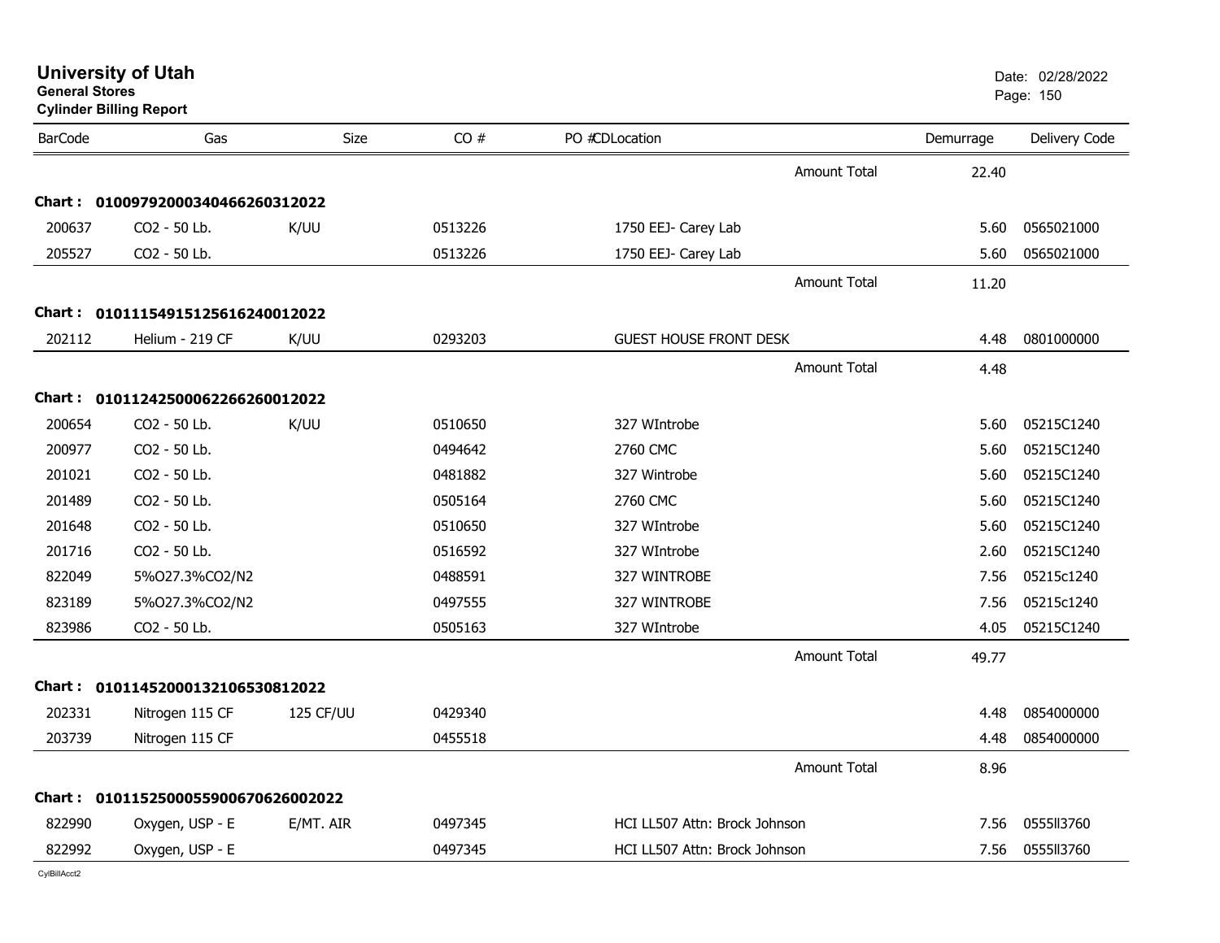**University of Utah**
**General Stores**
**Cylinder Billing Report**

Date: 02/28/2022

| BarCode | Gas | Size | CO # | PO #CDLocation | Demurrage | Delivery Code |
|---|---|---|---|---|---|---|
| | | | | Amount Total | 22.40 | |
| **Chart : 01009792000340466260312022** | | | | | | |
| 200637 | CO2 - 50 Lb. | K/UU | 0513226 | 1750 EEJ- Carey Lab | 5.60 | 0565021000 |
| 205527 | CO2 - 50 Lb. | | 0513226 | 1750 EEJ- Carey Lab | 5.60 | 0565021000 |
| | | | | Amount Total | 11.20 | |
| **Chart : 01011154915125616240012022** | | | | | | |
| 202112 | Helium - 219 CF | K/UU | 0293203 | GUEST HOUSE FRONT DESK | 4.48 | 0801000000 |
| | | | | Amount Total | 4.48 | |
| **Chart : 01011242500062266260012022** | | | | | | |
| 200654 | CO2 - 50 Lb. | K/UU | 0510650 | 327 WIntrobe | 5.60 | 05215C1240 |
| 200977 | CO2 - 50 Lb. | | 0494642 | 2760 CMC | 5.60 | 05215C1240 |
| 201021 | CO2 - 50 Lb. | | 0481882 | 327 Wintrobe | 5.60 | 05215C1240 |
| 201489 | CO2 - 50 Lb. | | 0505164 | 2760 CMC | 5.60 | 05215C1240 |
| 201648 | CO2 - 50 Lb. | | 0510650 | 327 WIntrobe | 5.60 | 05215C1240 |
| 201716 | CO2 - 50 Lb. | | 0516592 | 327 WIntrobe | 2.60 | 05215C1240 |
| 822049 | 5%O27.3%CO2/N2 | | 0488591 | 327 WINTROBE | 7.56 | 05215c1240 |
| 823189 | 5%O27.3%CO2/N2 | | 0497555 | 327 WINTROBE | 7.56 | 05215c1240 |
| 823986 | CO2 - 50 Lb. | | 0505163 | 327 WIntrobe | 4.05 | 05215C1240 |
| | | | | Amount Total | 49.77 | |
| **Chart : 01011452000132106530812022** | | | | | | |
| 202331 | Nitrogen 115 CF | 125 CF/UU | 0429340 | | 4.48 | 0854000000 |
| 203739 | Nitrogen 115 CF | | 0455518 | | 4.48 | 0854000000 |
| | | | | Amount Total | 8.96 | |
| **Chart : 01011525000559006706260020​22** | | | | | | |
| 822990 | Oxygen, USP - E | E/MT. AIR | 0497345 | HCI LL507 Attn: Brock Johnson | 7.56 | 0555ll3760 |
| 822992 | Oxygen, USP - E | | 0497345 | HCI LL507 Attn: Brock Johnson | 7.56 | 0555ll3760 |

CylBillAcct2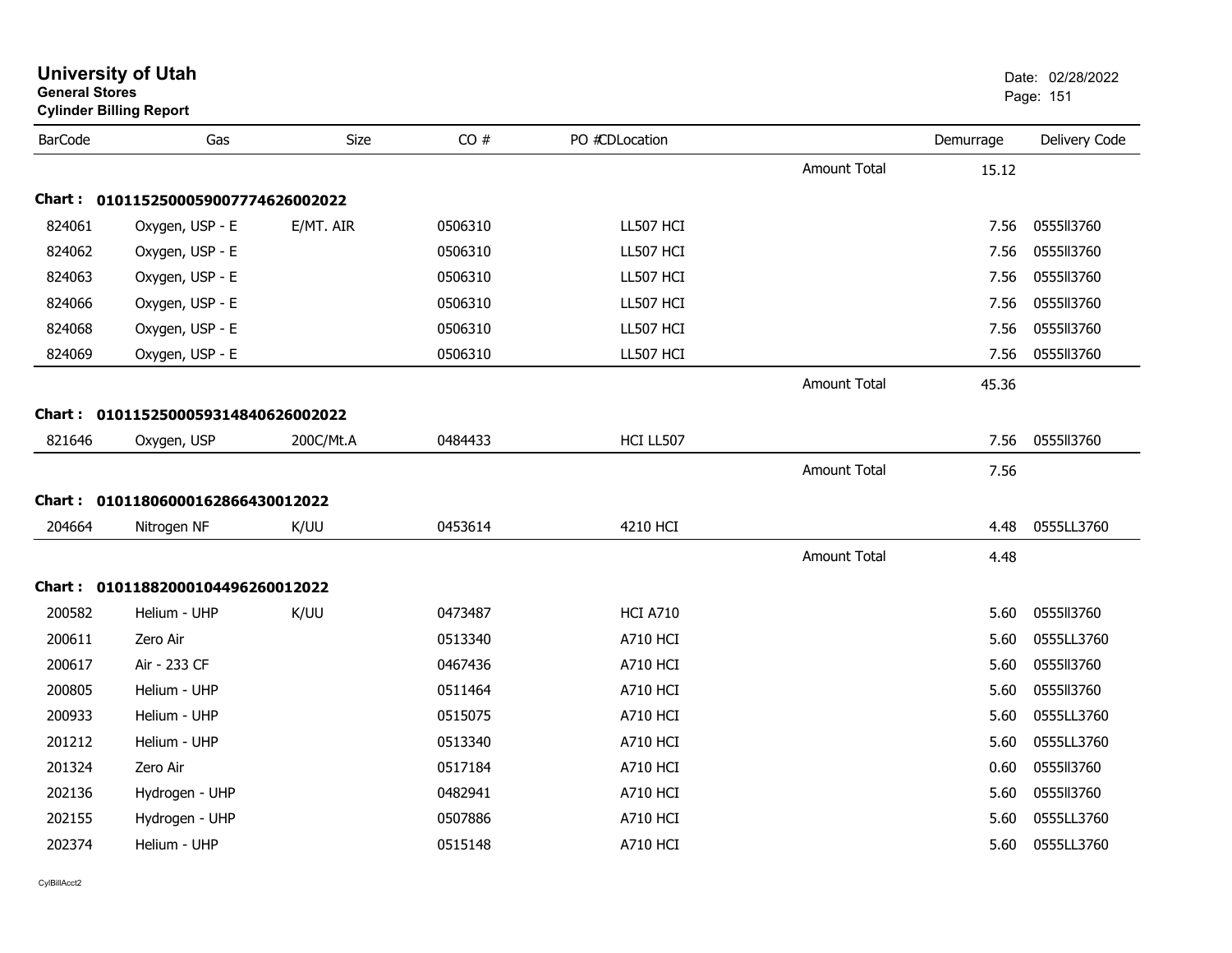# University of Utah
**General Stores**
**Cylinder Billing Report**

Date: 02/28/2022

| BarCode | Gas | Size | CO # | PO #CDLocation | | Demurrage | Delivery Code |
|---|---|---|---|---|---|---|---|
| | | | | | Amount Total | 15.12 | |
| **Chart : 01011525000590077746260020​22** | | | | | | | |
| 824061 | Oxygen, USP - E | E/MT. AIR | 0506310 | LL507 HCI | | 7.56 | 0555ll3760 |
| 824062 | Oxygen, USP - E | | 0506310 | LL507 HCI | | 7.56 | 0555ll3760 |
| 824063 | Oxygen, USP - E | | 0506310 | LL507 HCI | | 7.56 | 0555ll3760 |
| 824066 | Oxygen, USP - E | | 0506310 | LL507 HCI | | 7.56 | 0555ll3760 |
| 824068 | Oxygen, USP - E | | 0506310 | LL507 HCI | | 7.56 | 0555ll3760 |
| 824069 | Oxygen, USP - E | | 0506310 | LL507 HCI | | 7.56 | 0555ll3760 |
| | | | | | Amount Total | 45.36 | |
| **Chart : 01011525000593148406260020​22** | | | | | | | |
| 821646 | Oxygen, USP | 200C/Mt.A | 0484433 | HCI LL507 | | 7.56 | 0555ll3760 |
| | | | | | Amount Total | 7.56 | |
| **Chart : 01011806000162866430012022** | | | | | | | |
| 204664 | Nitrogen NF | K/UU | 0453614 | 4210 HCI | | 4.48 | 0555LL3760 |
| | | | | | Amount Total | 4.48 | |
| **Chart : 01011882000104496260012022** | | | | | | | |
| 200582 | Helium - UHP | K/UU | 0473487 | HCI A710 | | 5.60 | 0555ll3760 |
| 200611 | Zero Air | | 0513340 | A710 HCI | | 5.60 | 0555LL3760 |
| 200617 | Air - 233 CF | | 0467436 | A710 HCI | | 5.60 | 0555ll3760 |
| 200805 | Helium - UHP | | 0511464 | A710 HCI | | 5.60 | 0555ll3760 |
| 200933 | Helium - UHP | | 0515075 | A710 HCI | | 5.60 | 0555LL3760 |
| 201212 | Helium - UHP | | 0513340 | A710 HCI | | 5.60 | 0555LL3760 |
| 201324 | Zero Air | | 0517184 | A710 HCI | | 0.60 | 0555ll3760 |
| 202136 | Hydrogen - UHP | | 0482941 | A710 HCI | | 5.60 | 0555ll3760 |
| 202155 | Hydrogen - UHP | | 0507886 | A710 HCI | | 5.60 | 0555LL3760 |
| 202374 | Helium - UHP | | 0515148 | A710 HCI | | 5.60 | 0555LL3760 |

CylBillAcct2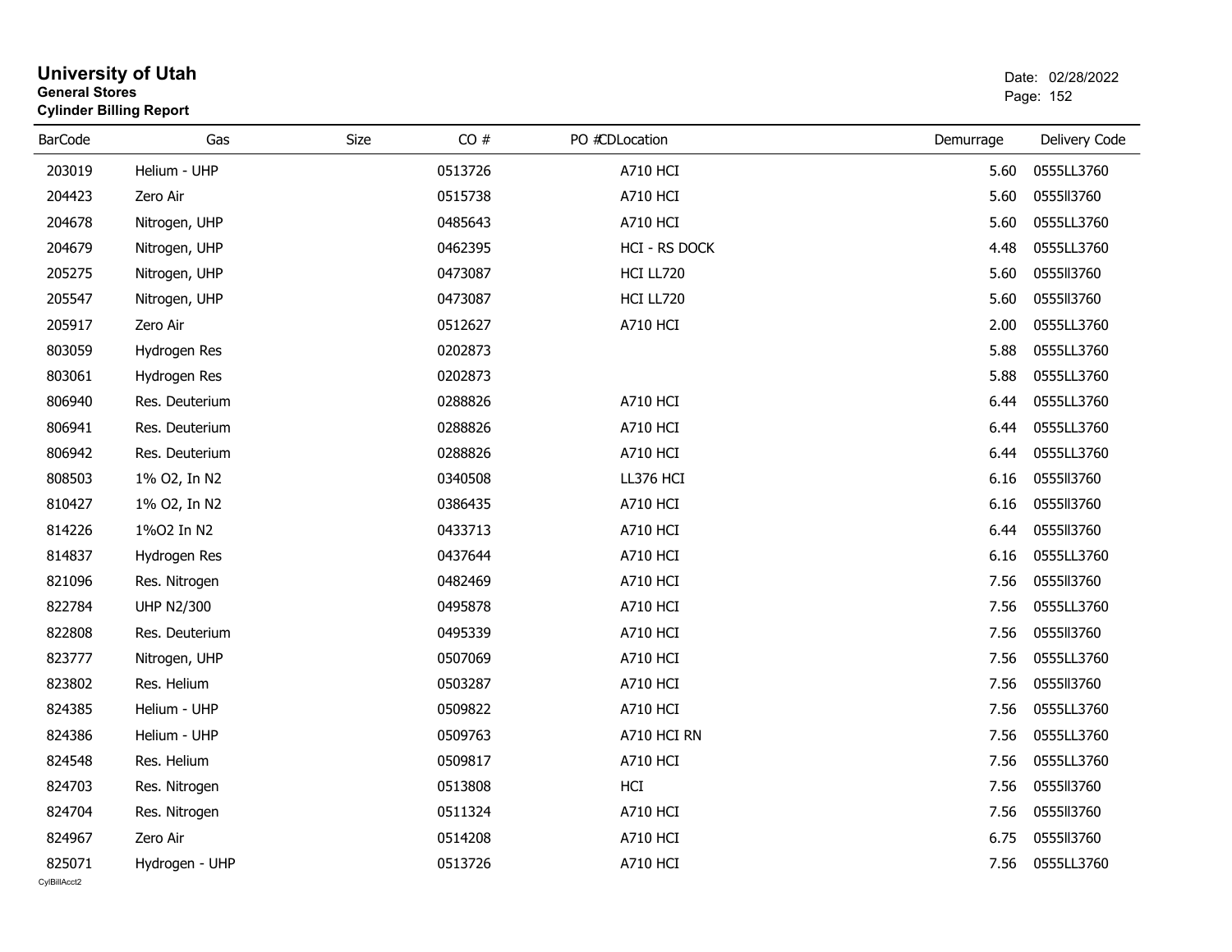# University of Utah
**General Stores**
**Cylinder Billing Report**

Date: 02/28/2022

| BarCode | Gas | Size | CO # | PO # | CDLocation | Demurrage | Delivery Code |
|---|---|---|---|---|---|---|---|
| 203019 | Helium - UHP | | 0513726 | | A710 HCI | 5.60 | 0555LL3760 |
| 204423 | Zero Air | | 0515738 | | A710 HCI | 5.60 | 0555ll3760 |
| 204678 | Nitrogen, UHP | | 0485643 | | A710 HCI | 5.60 | 0555LL3760 |
| 204679 | Nitrogen, UHP | | 0462395 | | HCI - RS DOCK | 4.48 | 0555LL3760 |
| 205275 | Nitrogen, UHP | | 0473087 | | HCI LL720 | 5.60 | 0555ll3760 |
| 205547 | Nitrogen, UHP | | 0473087 | | HCI LL720 | 5.60 | 0555ll3760 |
| 205917 | Zero Air | | 0512627 | | A710 HCI | 2.00 | 0555LL3760 |
| 803059 | Hydrogen Res | | 0202873 | | | 5.88 | 0555LL3760 |
| 803061 | Hydrogen Res | | 0202873 | | | 5.88 | 0555LL3760 |
| 806940 | Res. Deuterium | | 0288826 | | A710 HCI | 6.44 | 0555LL3760 |
| 806941 | Res. Deuterium | | 0288826 | | A710 HCI | 6.44 | 0555LL3760 |
| 806942 | Res. Deuterium | | 0288826 | | A710 HCI | 6.44 | 0555LL3760 |
| 808503 | 1% O2, In N2 | | 0340508 | | LL376 HCI | 6.16 | 0555ll3760 |
| 810427 | 1% O2, In N2 | | 0386435 | | A710 HCI | 6.16 | 0555ll3760 |
| 814226 | 1%O2 In N2 | | 0433713 | | A710 HCI | 6.44 | 0555ll3760 |
| 814837 | Hydrogen Res | | 0437644 | | A710 HCI | 6.16 | 0555LL3760 |
| 821096 | Res. Nitrogen | | 0482469 | | A710 HCI | 7.56 | 0555ll3760 |
| 822784 | UHP N2/300 | | 0495878 | | A710 HCI | 7.56 | 0555LL3760 |
| 822808 | Res. Deuterium | | 0495339 | | A710 HCI | 7.56 | 0555ll3760 |
| 823777 | Nitrogen, UHP | | 0507069 | | A710 HCI | 7.56 | 0555LL3760 |
| 823802 | Res. Helium | | 0503287 | | A710 HCI | 7.56 | 0555ll3760 |
| 824385 | Helium - UHP | | 0509822 | | A710 HCI | 7.56 | 0555LL3760 |
| 824386 | Helium - UHP | | 0509763 | | A710 HCI RN | 7.56 | 0555LL3760 |
| 824548 | Res. Helium | | 0509817 | | A710 HCI | 7.56 | 0555LL3760 |
| 824703 | Res. Nitrogen | | 0513808 | | HCI | 7.56 | 0555ll3760 |
| 824704 | Res. Nitrogen | | 0511324 | | A710 HCI | 7.56 | 0555ll3760 |
| 824967 | Zero Air | | 0514208 | | A710 HCI | 6.75 | 0555ll3760 |
| 825071 | Hydrogen - UHP | | 0513726 | | A710 HCI | 7.56 | 0555LL3760 |

CylBillAcct2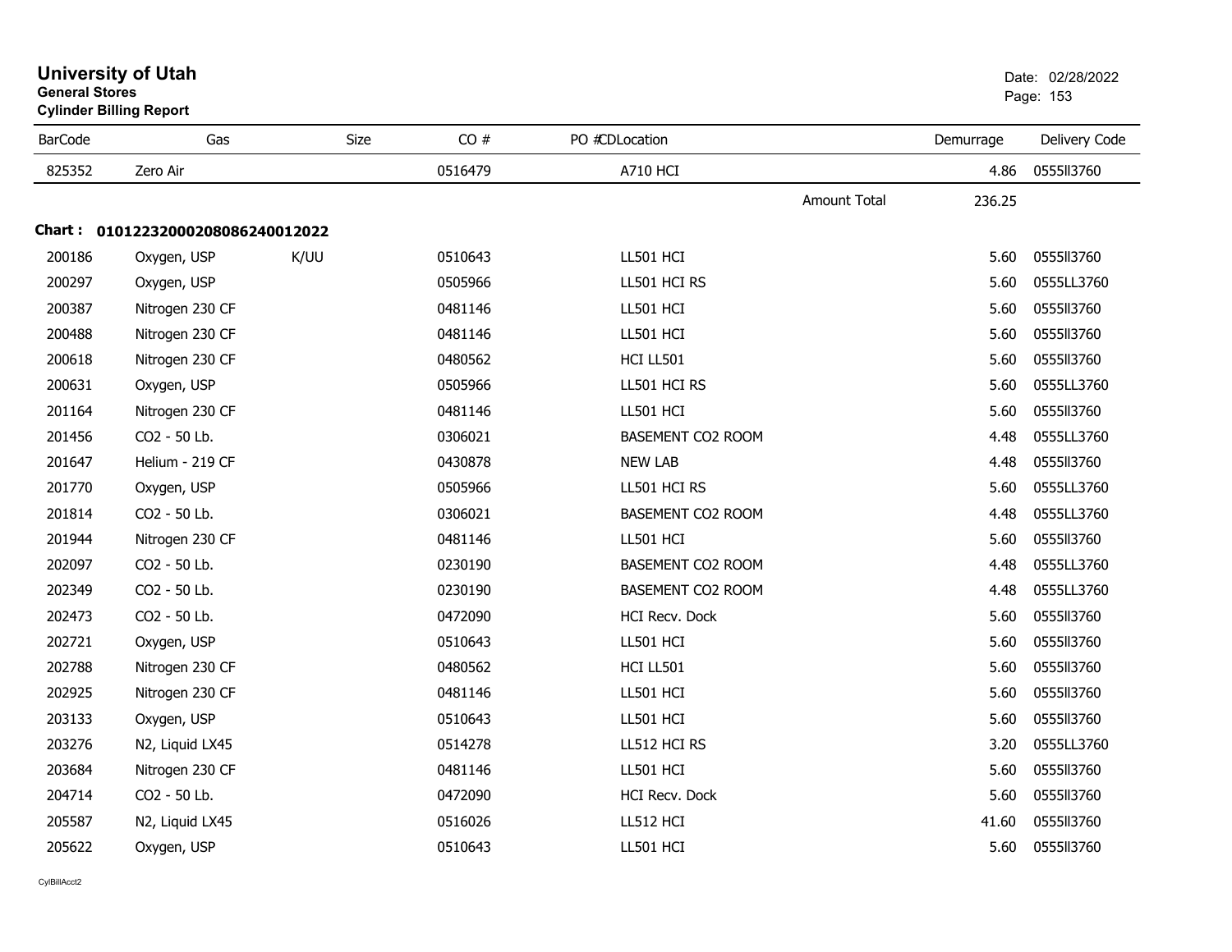# University of Utah
**General Stores**
**Cylinder Billing Report**

Date: 02/28/2022

| BarCode | Gas | Size | CO # | PO #CDLocation | Demurrage | Delivery Code |
|---|---|---|---|---|---|---|
| 825352 | Zero Air | | 0516479 | A710 HCI | 4.86 | 0555ll3760 |
| | | | | Amount Total | 236.25 | |

**Chart : 01012232000208086240012022**

| BarCode | Gas | Size | CO # | PO #CDLocation | Demurrage | Delivery Code |
|---|---|---|---|---|---|---|
| 200186 | Oxygen, USP | K/UU | 0510643 | LL501 HCI | 5.60 | 0555ll3760 |
| 200297 | Oxygen, USP | | 0505966 | LL501 HCI RS | 5.60 | 0555LL3760 |
| 200387 | Nitrogen 230 CF | | 0481146 | LL501 HCI | 5.60 | 0555ll3760 |
| 200488 | Nitrogen 230 CF | | 0481146 | LL501 HCI | 5.60 | 0555ll3760 |
| 200618 | Nitrogen 230 CF | | 0480562 | HCI LL501 | 5.60 | 0555ll3760 |
| 200631 | Oxygen, USP | | 0505966 | LL501 HCI RS | 5.60 | 0555LL3760 |
| 201164 | Nitrogen 230 CF | | 0481146 | LL501 HCI | 5.60 | 0555ll3760 |
| 201456 | CO2 - 50 Lb. | | 0306021 | BASEMENT CO2 ROOM | 4.48 | 0555LL3760 |
| 201647 | Helium - 219 CF | | 0430878 | NEW LAB | 4.48 | 0555ll3760 |
| 201770 | Oxygen, USP | | 0505966 | LL501 HCI RS | 5.60 | 0555LL3760 |
| 201814 | CO2 - 50 Lb. | | 0306021 | BASEMENT CO2 ROOM | 4.48 | 0555LL3760 |
| 201944 | Nitrogen 230 CF | | 0481146 | LL501 HCI | 5.60 | 0555ll3760 |
| 202097 | CO2 - 50 Lb. | | 0230190 | BASEMENT CO2 ROOM | 4.48 | 0555LL3760 |
| 202349 | CO2 - 50 Lb. | | 0230190 | BASEMENT CO2 ROOM | 4.48 | 0555LL3760 |
| 202473 | CO2 - 50 Lb. | | 0472090 | HCI Recv. Dock | 5.60 | 0555ll3760 |
| 202721 | Oxygen, USP | | 0510643 | LL501 HCI | 5.60 | 0555ll3760 |
| 202788 | Nitrogen 230 CF | | 0480562 | HCI LL501 | 5.60 | 0555ll3760 |
| 202925 | Nitrogen 230 CF | | 0481146 | LL501 HCI | 5.60 | 0555ll3760 |
| 203133 | Oxygen, USP | | 0510643 | LL501 HCI | 5.60 | 0555ll3760 |
| 203276 | N2, Liquid LX45 | | 0514278 | LL512 HCI RS | 3.20 | 0555LL3760 |
| 203684 | Nitrogen 230 CF | | 0481146 | LL501 HCI | 5.60 | 0555ll3760 |
| 204714 | CO2 - 50 Lb. | | 0472090 | HCI Recv. Dock | 5.60 | 0555ll3760 |
| 205587 | N2, Liquid LX45 | | 0516026 | LL512 HCI | 41.60 | 0555ll3760 |
| 205622 | Oxygen, USP | | 0510643 | LL501 HCI | 5.60 | 0555ll3760 |

CylBillAcct2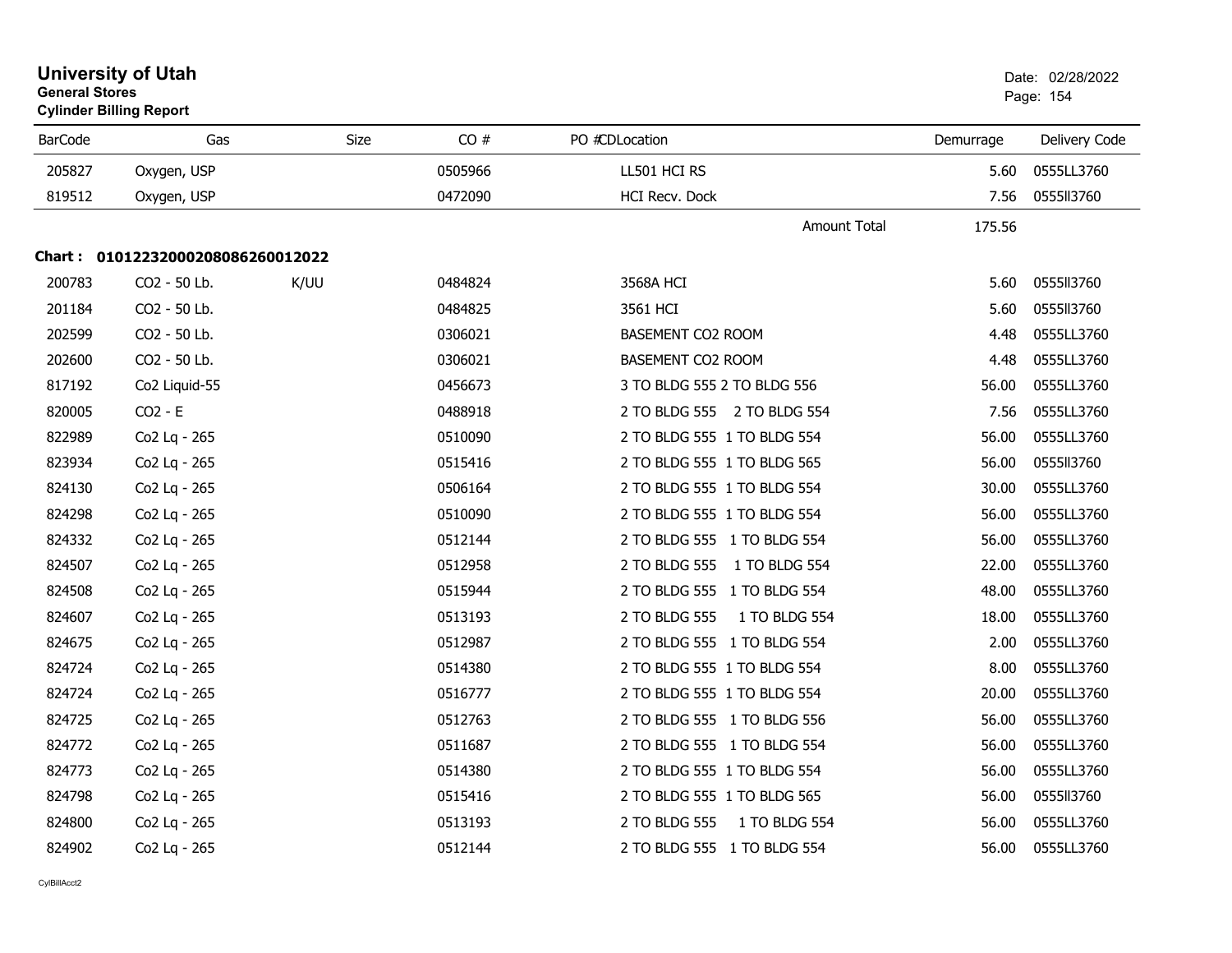# University of Utah
**General Stores**
**Cylinder Billing Report**

Date: 02/28/2022

| BarCode | Gas | Size | CO # | PO #CDLocation | Demurrage | Delivery Code |
|---|---|---|---|---|---|---|
| 205827 | Oxygen, USP | | 0505966 | LL501 HCI RS | 5.60 | 0555LL3760 |
| 819512 | Oxygen, USP | | 0472090 | HCI Recv. Dock | 7.56 | 0555ll3760 |
| | | | | Amount Total | 175.56 | |

**Chart : 01012232000208086260012022**

| BarCode | Gas | Size | CO # | PO #CDLocation | Demurrage | Delivery Code |
|---|---|---|---|---|---|---|
| 200783 | CO2 - 50 Lb. | K/UU | 0484824 | 3568A HCI | 5.60 | 0555ll3760 |
| 201184 | CO2 - 50 Lb. | | 0484825 | 3561 HCI | 5.60 | 0555ll3760 |
| 202599 | CO2 - 50 Lb. | | 0306021 | BASEMENT CO2 ROOM | 4.48 | 0555LL3760 |
| 202600 | CO2 - 50 Lb. | | 0306021 | BASEMENT CO2 ROOM | 4.48 | 0555LL3760 |
| 817192 | Co2 Liquid-55 | | 0456673 | 3 TO BLDG 555 2 TO BLDG 556 | 56.00 | 0555LL3760 |
| 820005 | CO2 - E | | 0488918 | 2 TO BLDG 555 2 TO BLDG 554 | 7.56 | 0555LL3760 |
| 822989 | Co2 Lq - 265 | | 0510090 | 2 TO BLDG 555 1 TO BLDG 554 | 56.00 | 0555LL3760 |
| 823934 | Co2 Lq - 265 | | 0515416 | 2 TO BLDG 555 1 TO BLDG 565 | 56.00 | 0555ll3760 |
| 824130 | Co2 Lq - 265 | | 0506164 | 2 TO BLDG 555 1 TO BLDG 554 | 30.00 | 0555LL3760 |
| 824298 | Co2 Lq - 265 | | 0510090 | 2 TO BLDG 555 1 TO BLDG 554 | 56.00 | 0555LL3760 |
| 824332 | Co2 Lq - 265 | | 0512144 | 2 TO BLDG 555 1 TO BLDG 554 | 56.00 | 0555LL3760 |
| 824507 | Co2 Lq - 265 | | 0512958 | 2 TO BLDG 555 1 TO BLDG 554 | 22.00 | 0555LL3760 |
| 824508 | Co2 Lq - 265 | | 0515944 | 2 TO BLDG 555 1 TO BLDG 554 | 48.00 | 0555LL3760 |
| 824607 | Co2 Lq - 265 | | 0513193 | 2 TO BLDG 555 1 TO BLDG 554 | 18.00 | 0555LL3760 |
| 824675 | Co2 Lq - 265 | | 0512987 | 2 TO BLDG 555 1 TO BLDG 554 | 2.00 | 0555LL3760 |
| 824724 | Co2 Lq - 265 | | 0514380 | 2 TO BLDG 555 1 TO BLDG 554 | 8.00 | 0555LL3760 |
| 824724 | Co2 Lq - 265 | | 0516777 | 2 TO BLDG 555 1 TO BLDG 554 | 20.00 | 0555LL3760 |
| 824725 | Co2 Lq - 265 | | 0512763 | 2 TO BLDG 555 1 TO BLDG 556 | 56.00 | 0555LL3760 |
| 824772 | Co2 Lq - 265 | | 0511687 | 2 TO BLDG 555 1 TO BLDG 554 | 56.00 | 0555LL3760 |
| 824773 | Co2 Lq - 265 | | 0514380 | 2 TO BLDG 555 1 TO BLDG 554 | 56.00 | 0555LL3760 |
| 824798 | Co2 Lq - 265 | | 0515416 | 2 TO BLDG 555 1 TO BLDG 565 | 56.00 | 0555ll3760 |
| 824800 | Co2 Lq - 265 | | 0513193 | 2 TO BLDG 555 1 TO BLDG 554 | 56.00 | 0555LL3760 |
| 824902 | Co2 Lq - 265 | | 0512144 | 2 TO BLDG 555 1 TO BLDG 554 | 56.00 | 0555LL3760 |

CylBillAcct2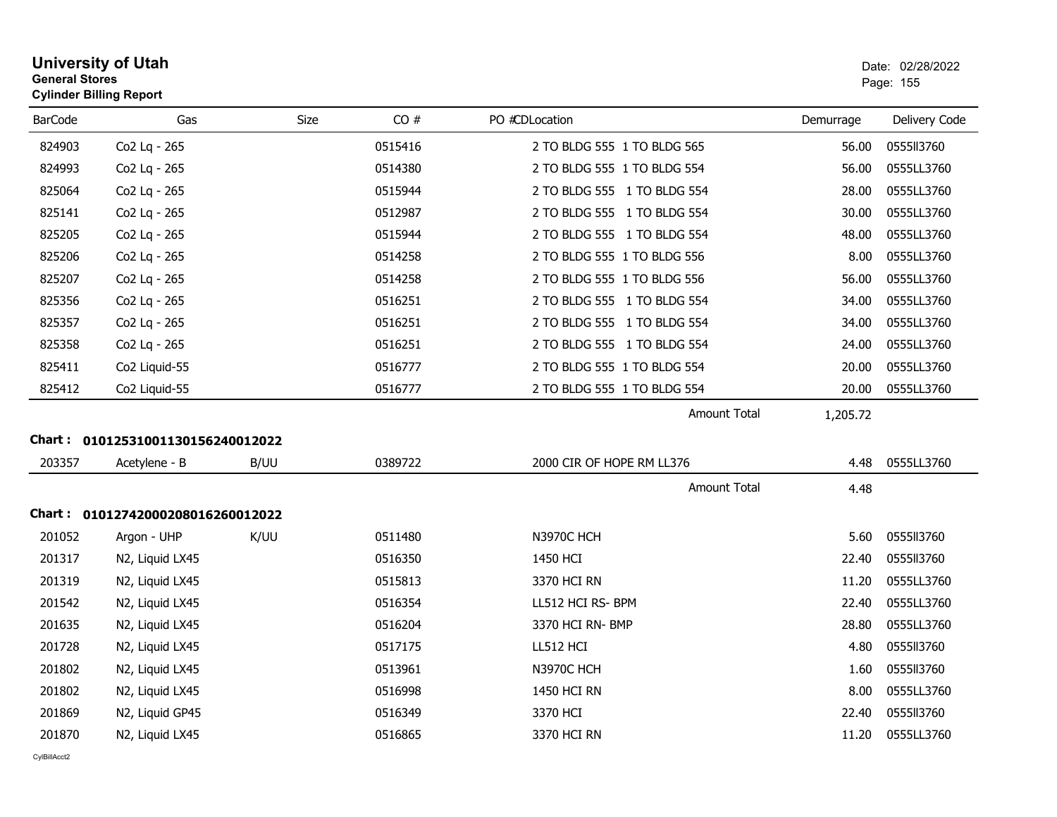# University of Utah

**General Stores**

**Cylinder Billing Report**

Date: 02/28/2022

| BarCode | Gas | Size | CO # | PO #CDLocation | Demurrage | Delivery Code |
|---|---|---|---|---|---|---|
| 824903 | Co2 Lq - 265 | | 0515416 | 2 TO BLDG 555 1 TO BLDG 565 | 56.00 | 0555ll3760 |
| 824993 | Co2 Lq - 265 | | 0514380 | 2 TO BLDG 555 1 TO BLDG 554 | 56.00 | 0555LL3760 |
| 825064 | Co2 Lq - 265 | | 0515944 | 2 TO BLDG 555 1 TO BLDG 554 | 28.00 | 0555LL3760 |
| 825141 | Co2 Lq - 265 | | 0512987 | 2 TO BLDG 555 1 TO BLDG 554 | 30.00 | 0555LL3760 |
| 825205 | Co2 Lq - 265 | | 0515944 | 2 TO BLDG 555 1 TO BLDG 554 | 48.00 | 0555LL3760 |
| 825206 | Co2 Lq - 265 | | 0514258 | 2 TO BLDG 555 1 TO BLDG 556 | 8.00 | 0555LL3760 |
| 825207 | Co2 Lq - 265 | | 0514258 | 2 TO BLDG 555 1 TO BLDG 556 | 56.00 | 0555LL3760 |
| 825356 | Co2 Lq - 265 | | 0516251 | 2 TO BLDG 555 1 TO BLDG 554 | 34.00 | 0555LL3760 |
| 825357 | Co2 Lq - 265 | | 0516251 | 2 TO BLDG 555 1 TO BLDG 554 | 34.00 | 0555LL3760 |
| 825358 | Co2 Lq - 265 | | 0516251 | 2 TO BLDG 555 1 TO BLDG 554 | 24.00 | 0555LL3760 |
| 825411 | Co2 Liquid-55 | | 0516777 | 2 TO BLDG 555 1 TO BLDG 554 | 20.00 | 0555LL3760 |
| 825412 | Co2 Liquid-55 | | 0516777 | 2 TO BLDG 555 1 TO BLDG 554 | 20.00 | 0555LL3760 |
| | | | | Amount Total | 1,205.72 | |

**Chart : 01012531001130156240012022**

| BarCode | Gas | Size | CO # | PO #CDLocation | Demurrage | Delivery Code |
|---|---|---|---|---|---|---|
| 203357 | Acetylene - B | B/UU | 0389722 | 2000 CIR OF HOPE RM LL376 | 4.48 | 0555LL3760 |
| | | | | Amount Total | 4.48 | |

**Chart : 01012742000208016260012022**

| BarCode | Gas | Size | CO # | PO #CDLocation | Demurrage | Delivery Code |
|---|---|---|---|---|---|---|
| 201052 | Argon - UHP | K/UU | 0511480 | N3970C HCH | 5.60 | 0555ll3760 |
| 201317 | N2, Liquid LX45 | | 0516350 | 1450 HCI | 22.40 | 0555ll3760 |
| 201319 | N2, Liquid LX45 | | 0515813 | 3370 HCI RN | 11.20 | 0555LL3760 |
| 201542 | N2, Liquid LX45 | | 0516354 | LL512 HCI RS- BPM | 22.40 | 0555LL3760 |
| 201635 | N2, Liquid LX45 | | 0516204 | 3370 HCI RN- BMP | 28.80 | 0555LL3760 |
| 201728 | N2, Liquid LX45 | | 0517175 | LL512 HCI | 4.80 | 0555ll3760 |
| 201802 | N2, Liquid LX45 | | 0513961 | N3970C HCH | 1.60 | 0555ll3760 |
| 201802 | N2, Liquid LX45 | | 0516998 | 1450 HCI RN | 8.00 | 0555LL3760 |
| 201869 | N2, Liquid GP45 | | 0516349 | 3370 HCI | 22.40 | 0555ll3760 |
| 201870 | N2, Liquid LX45 | | 0516865 | 3370 HCI RN | 11.20 | 0555LL3760 |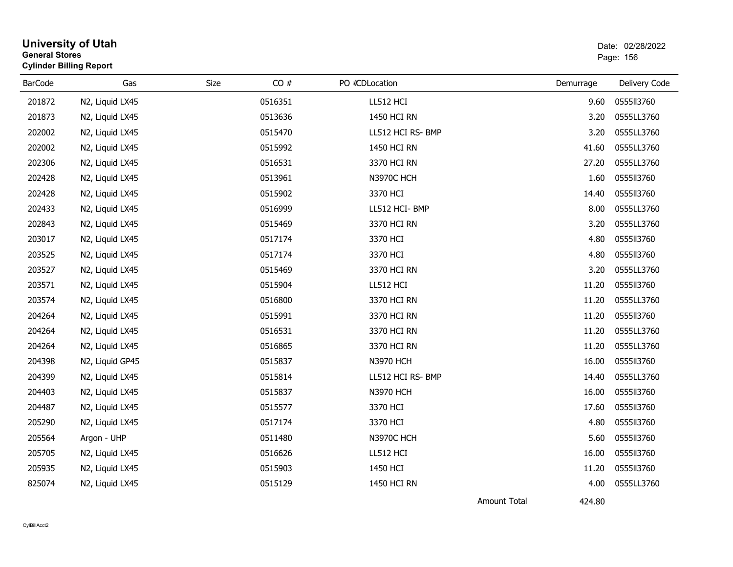# University of Utah

**General Stores**

**Cylinder Billing Report**

Date: 02/28/2022

| BarCode | Gas | Size | CO # | PO # | CDLocation | Demurrage | Delivery Code |
|---|---|---|---|---|---|---|---|
| 201872 | N2, Liquid LX45 | | 0516351 | | LL512 HCI | 9.60 | 0555ll3760 |
| 201873 | N2, Liquid LX45 | | 0513636 | | 1450 HCI RN | 3.20 | 0555LL3760 |
| 202002 | N2, Liquid LX45 | | 0515470 | | LL512 HCI RS- BMP | 3.20 | 0555LL3760 |
| 202002 | N2, Liquid LX45 | | 0515992 | | 1450 HCI RN | 41.60 | 0555LL3760 |
| 202306 | N2, Liquid LX45 | | 0516531 | | 3370 HCI RN | 27.20 | 0555LL3760 |
| 202428 | N2, Liquid LX45 | | 0513961 | | N3970C HCH | 1.60 | 0555ll3760 |
| 202428 | N2, Liquid LX45 | | 0515902 | | 3370 HCI | 14.40 | 0555ll3760 |
| 202433 | N2, Liquid LX45 | | 0516999 | | LL512 HCI- BMP | 8.00 | 0555LL3760 |
| 202843 | N2, Liquid LX45 | | 0515469 | | 3370 HCI RN | 3.20 | 0555LL3760 |
| 203017 | N2, Liquid LX45 | | 0517174 | | 3370 HCI | 4.80 | 0555ll3760 |
| 203525 | N2, Liquid LX45 | | 0517174 | | 3370 HCI | 4.80 | 0555ll3760 |
| 203527 | N2, Liquid LX45 | | 0515469 | | 3370 HCI RN | 3.20 | 0555LL3760 |
| 203571 | N2, Liquid LX45 | | 0515904 | | LL512 HCI | 11.20 | 0555ll3760 |
| 203574 | N2, Liquid LX45 | | 0516800 | | 3370 HCI RN | 11.20 | 0555LL3760 |
| 204264 | N2, Liquid LX45 | | 0515991 | | 3370 HCI RN | 11.20 | 0555ll3760 |
| 204264 | N2, Liquid LX45 | | 0516531 | | 3370 HCI RN | 11.20 | 0555LL3760 |
| 204264 | N2, Liquid LX45 | | 0516865 | | 3370 HCI RN | 11.20 | 0555LL3760 |
| 204398 | N2, Liquid GP45 | | 0515837 | | N3970 HCH | 16.00 | 0555ll3760 |
| 204399 | N2, Liquid LX45 | | 0515814 | | LL512 HCI RS- BMP | 14.40 | 0555LL3760 |
| 204403 | N2, Liquid LX45 | | 0515837 | | N3970 HCH | 16.00 | 0555ll3760 |
| 204487 | N2, Liquid LX45 | | 0515577 | | 3370 HCI | 17.60 | 0555ll3760 |
| 205290 | N2, Liquid LX45 | | 0517174 | | 3370 HCI | 4.80 | 0555ll3760 |
| 205564 | Argon - UHP | | 0511480 | | N3970C HCH | 5.60 | 0555ll3760 |
| 205705 | N2, Liquid LX45 | | 0516626 | | LL512 HCI | 16.00 | 0555ll3760 |
| 205935 | N2, Liquid LX45 | | 0515903 | | 1450 HCI | 11.20 | 0555ll3760 |
| 825074 | N2, Liquid LX45 | | 0515129 | | 1450 HCI RN | 4.00 | 0555LL3760 |
| | | | | | Amount Total | 424.80 | |

CylBillAcct2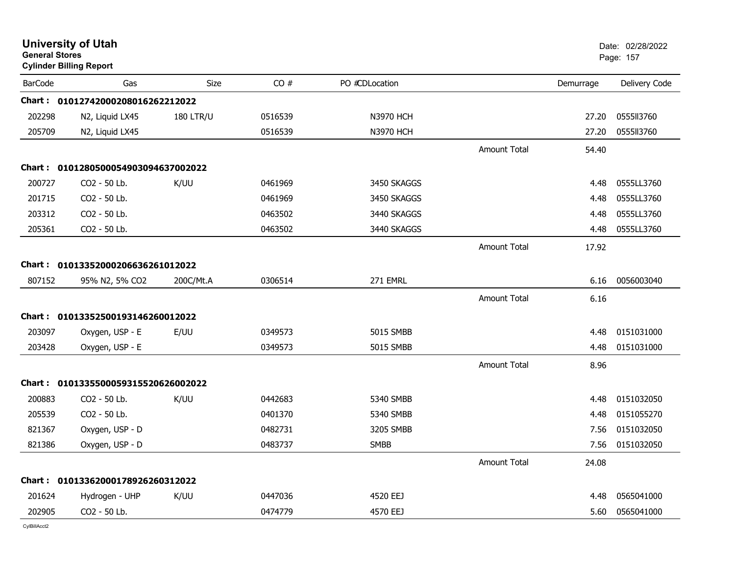# University of Utah
**General Stores**
**Cylinder Billing Report**

Date: 02/28/2022

| BarCode | Gas | Size | CO # | PO #CDLocation | | Demurrage | Delivery Code |
|---|---|---|---|---|---|---|---|
| **Chart :** | **01012742000208016262212022** | | | | | | |
| 202298 | N2, Liquid LX45 | 180 LTR/U | 0516539 | N3970 HCH | | 27.20 | 0555ll3760 |
| 205709 | N2, Liquid LX45 | | 0516539 | N3970 HCH | | 27.20 | 0555ll3760 |
| | | | | | Amount Total | 54.40 | |
| **Chart :** | **01012805000549030946370020222** | | | | | | |
| 200727 | CO2 - 50 Lb. | K/UU | 0461969 | 3450 SKAGGS | | 4.48 | 0555LL3760 |
| 201715 | CO2 - 50 Lb. | | 0461969 | 3450 SKAGGS | | 4.48 | 0555LL3760 |
| 203312 | CO2 - 50 Lb. | | 0463502 | 3440 SKAGGS | | 4.48 | 0555LL3760 |
| 205361 | CO2 - 50 Lb. | | 0463502 | 3440 SKAGGS | | 4.48 | 0555LL3760 |
| | | | | | Amount Total | 17.92 | |
| **Chart :** | **01013352000206636261012022** | | | | | | |
| 807152 | 95% N2, 5% CO2 | 200C/Mt.A | 0306514 | 271 EMRL | | 6.16 | 0056003040 |
| | | | | | Amount Total | 6.16 | |
| **Chart :** | **01013352500193146260012022** | | | | | | |
| 203097 | Oxygen, USP - E | E/UU | 0349573 | 5015 SMBB | | 4.48 | 0151031000 |
| 203428 | Oxygen, USP - E | | 0349573 | 5015 SMBB | | 4.48 | 0151031000 |
| | | | | | Amount Total | 8.96 | |
| **Chart :** | **01013355000593155206260020222** | | | | | | |
| 200883 | CO2 - 50 Lb. | K/UU | 0442683 | 5340 SMBB | | 4.48 | 0151032050 |
| 205539 | CO2 - 50 Lb. | | 0401370 | 5340 SMBB | | 4.48 | 0151055270 |
| 821367 | Oxygen, USP - D | | 0482731 | 3205 SMBB | | 7.56 | 0151032050 |
| 821386 | Oxygen, USP - D | | 0483737 | SMBB | | 7.56 | 0151032050 |
| | | | | | Amount Total | 24.08 | |
| **Chart :** | **01013362000178926260312022** | | | | | | |
| 201624 | Hydrogen - UHP | K/UU | 0447036 | 4520 EEJ | | 4.48 | 0565041000 |
| 202905 | CO2 - 50 Lb. | | 0474779 | 4570 EEJ | | 5.60 | 0565041000 |

CylBillAcct2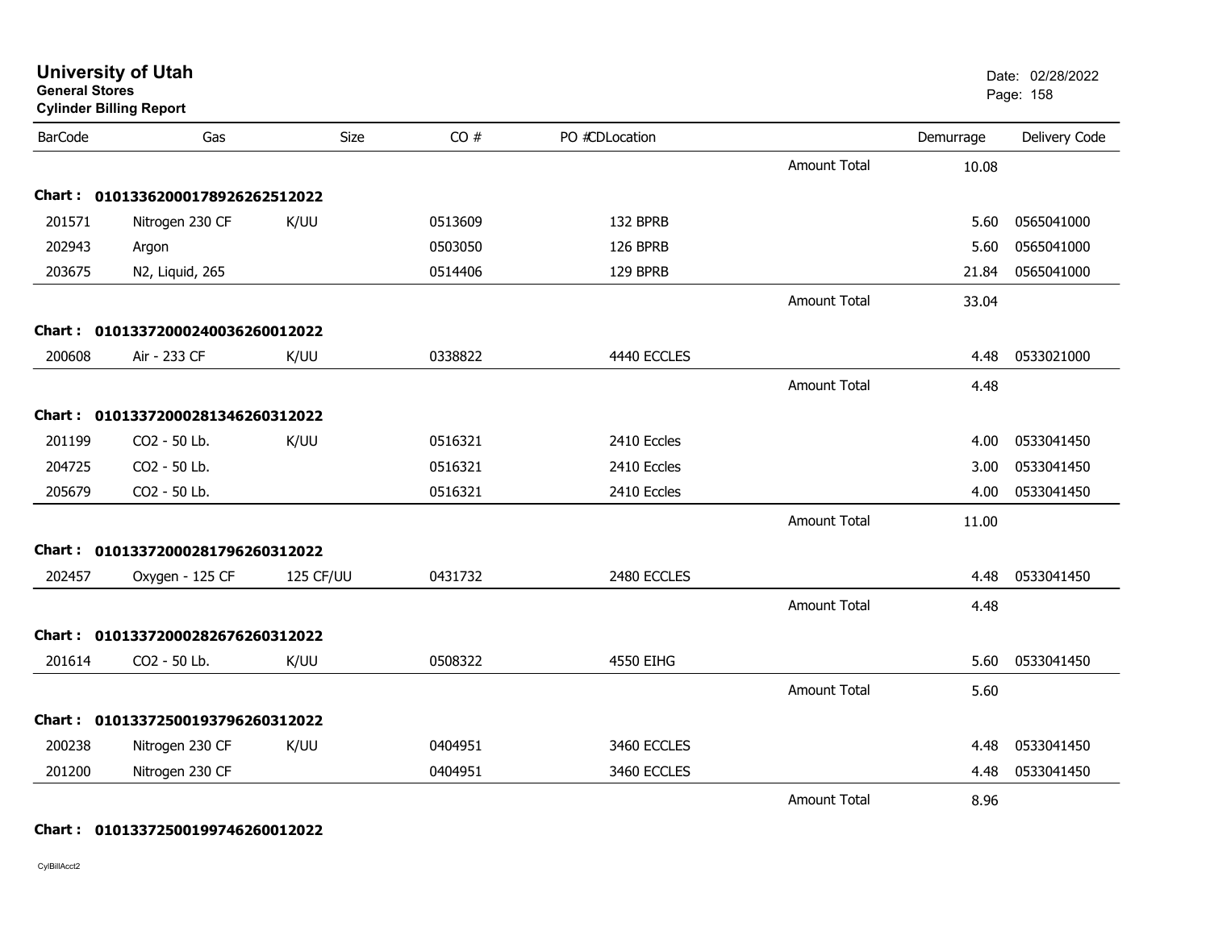# University of Utah

**General Stores**

**Cylinder Billing Report**

Date: 02/28/2022

| BarCode | Gas | Size | CO # | PO #CDLocation | | Demurrage | Delivery Code |
|---|---|---|---|---|---|---|---|
| | | | | | Amount Total | 10.08 | |
| **Chart : 01013362000178926262512022** | | | | | | | |
| 201571 | Nitrogen 230 CF | K/UU | 0513609 | 132 BPRB | | 5.60 | 0565041000 |
| 202943 | Argon | | 0503050 | 126 BPRB | | 5.60 | 0565041000 |
| 203675 | N2, Liquid, 265 | | 0514406 | 129 BPRB | | 21.84 | 0565041000 |
| | | | | | Amount Total | 33.04 | |
| **Chart : 01013372000240036260012022** | | | | | | | |
| 200608 | Air - 233 CF | K/UU | 0338822 | 4440 ECCLES | | 4.48 | 0533021000 |
| | | | | | Amount Total | 4.48 | |
| **Chart : 01013372000281346260312022** | | | | | | | |
| 201199 | CO2 - 50 Lb. | K/UU | 0516321 | 2410 Eccles | | 4.00 | 0533041450 |
| 204725 | CO2 - 50 Lb. | | 0516321 | 2410 Eccles | | 3.00 | 0533041450 |
| 205679 | CO2 - 50 Lb. | | 0516321 | 2410 Eccles | | 4.00 | 0533041450 |
| | | | | | Amount Total | 11.00 | |
| **Chart : 01013372000281796260312022** | | | | | | | |
| 202457 | Oxygen - 125 CF | 125 CF/UU | 0431732 | 2480 ECCLES | | 4.48 | 0533041450 |
| | | | | | Amount Total | 4.48 | |
| **Chart : 01013372000282676260312022** | | | | | | | |
| 201614 | CO2 - 50 Lb. | K/UU | 0508322 | 4550 EIHG | | 5.60 | 0533041450 |
| | | | | | Amount Total | 5.60 | |
| **Chart : 01013372500193796260312022** | | | | | | | |
| 200238 | Nitrogen 230 CF | K/UU | 0404951 | 3460 ECCLES | | 4.48 | 0533041450 |
| 201200 | Nitrogen 230 CF | | 0404951 | 3460 ECCLES | | 4.48 | 0533041450 |
| | | | | | Amount Total | 8.96 | |
| **Chart : 01013372500199746260012022** | | | | | | | |

CylBillAcct2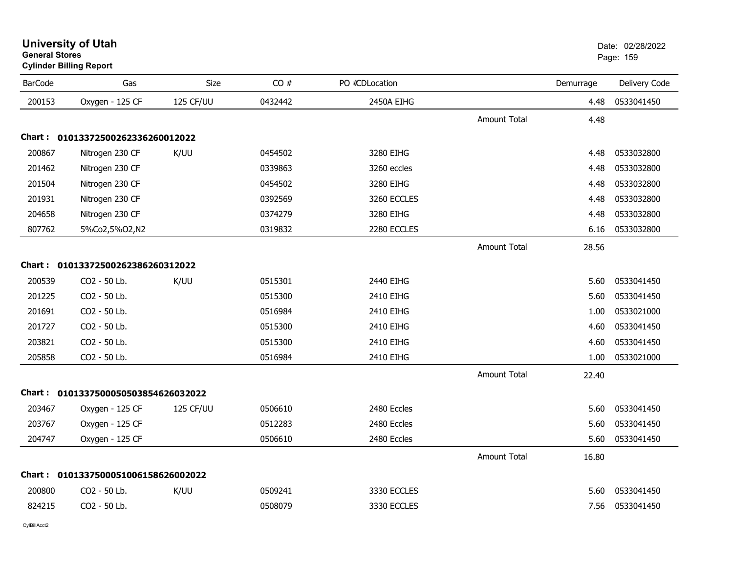**University of Utah**
**General Stores**
**Cylinder Billing Report**

Date: 02/28/2022

| BarCode | Gas | Size | CO # | PO #CDLocation | | Demurrage | Delivery Code |
|---|---|---|---|---|---|---|---|
| 200153 | Oxygen - 125 CF | 125 CF/UU | 0432442 | 2450A EIHG | | 4.48 | 0533041450 |
| | | | | | Amount Total | 4.48 | |
| **Chart :** | **01013372500262336260012022** | | | | | | |
| 200867 | Nitrogen 230 CF | K/UU | 0454502 | 3280 EIHG | | 4.48 | 0533032800 |
| 201462 | Nitrogen 230 CF | | 0339863 | 3260 eccles | | 4.48 | 0533032800 |
| 201504 | Nitrogen 230 CF | | 0454502 | 3280 EIHG | | 4.48 | 0533032800 |
| 201931 | Nitrogen 230 CF | | 0392569 | 3260 ECCLES | | 4.48 | 0533032800 |
| 204658 | Nitrogen 230 CF | | 0374279 | 3280 EIHG | | 4.48 | 0533032800 |
| 807762 | 5%Co2,5%O2,N2 | | 0319832 | 2280 ECCLES | | 6.16 | 0533032800 |
| | | | | | Amount Total | 28.56 | |
| **Chart :** | **01013372500262386260312022** | | | | | | |
| 200539 | CO2 - 50 Lb. | K/UU | 0515301 | 2440 EIHG | | 5.60 | 0533041450 |
| 201225 | CO2 - 50 Lb. | | 0515300 | 2410 EIHG | | 5.60 | 0533041450 |
| 201691 | CO2 - 50 Lb. | | 0516984 | 2410 EIHG | | 1.00 | 0533021000 |
| 201727 | CO2 - 50 Lb. | | 0515300 | 2410 EIHG | | 4.60 | 0533041450 |
| 203821 | CO2 - 50 Lb. | | 0515300 | 2410 EIHG | | 4.60 | 0533041450 |
| 205858 | CO2 - 50 Lb. | | 0516984 | 2410 EIHG | | 1.00 | 0533021000 |
| | | | | | Amount Total | 22.40 | |
| **Chart :** | **01013375000505038546260032022** | | | | | | |
| 203467 | Oxygen - 125 CF | 125 CF/UU | 0506610 | 2480 Eccles | | 5.60 | 0533041450 |
| 203767 | Oxygen - 125 CF | | 0512283 | 2480 Eccles | | 5.60 | 0533041450 |
| 204747 | Oxygen - 125 CF | | 0506610 | 2480 Eccles | | 5.60 | 0533041450 |
| | | | | | Amount Total | 16.80 | |
| **Chart :** | **01013375000510061586260022022** | | | | | | |
| 200800 | CO2 - 50 Lb. | K/UU | 0509241 | 3330 ECCLES | | 5.60 | 0533041450 |
| 824215 | CO2 - 50 Lb. | | 0508079 | 3330 ECCLES | | 7.56 | 0533041450 |

CylBillAcct2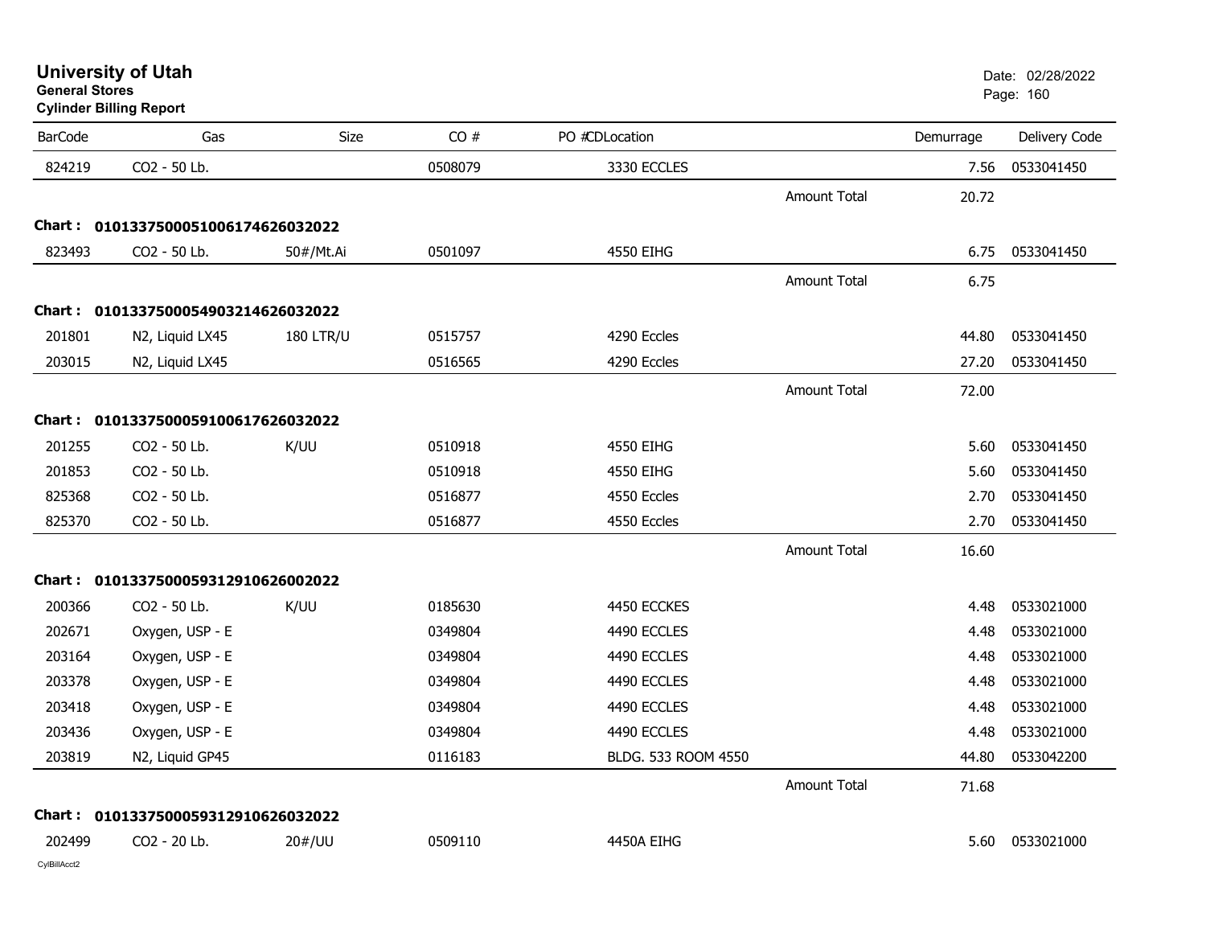# University of Utah

**General Stores**

**Cylinder Billing Report**

Date: 02/28/2022

| BarCode | Gas | Size | CO # | PO #CDLocation | | Demurrage | Delivery Code |
|---|---|---|---|---|---|---|---|
| 824219 | CO2 - 50 Lb. | | 0508079 | 3330 ECCLES | | 7.56 | 0533041450 |
| | | | | | Amount Total | 20.72 | |
| **Chart :** | **01013375000510061746260320​22** | | | | | | |
| 823493 | CO2 - 50 Lb. | 50#/Mt.Ai | 0501097 | 4550 EIHG | | 6.75 | 0533041450 |
| | | | | | Amount Total | 6.75 | |
| **Chart :** | **0101337500054903214626032022** | | | | | | |
| 201801 | N2, Liquid LX45 | 180 LTR/U | 0515757 | 4290 Eccles | | 44.80 | 0533041450 |
| 203015 | N2, Liquid LX45 | | 0516565 | 4290 Eccles | | 27.20 | 0533041450 |
| | | | | | Amount Total | 72.00 | |
| **Chart :** | **0101337500059100617626032022** | | | | | | |
| 201255 | CO2 - 50 Lb. | K/UU | 0510918 | 4550 EIHG | | 5.60 | 0533041450 |
| 201853 | CO2 - 50 Lb. | | 0510918 | 4550 EIHG | | 5.60 | 0533041450 |
| 825368 | CO2 - 50 Lb. | | 0516877 | 4550 Eccles | | 2.70 | 0533041450 |
| 825370 | CO2 - 50 Lb. | | 0516877 | 4550 Eccles | | 2.70 | 0533041450 |
| | | | | | Amount Total | 16.60 | |
| **Chart :** | **0101337500059312910626002022** | | | | | | |
| 200366 | CO2 - 50 Lb. | K/UU | 0185630 | 4450 ECCKES | | 4.48 | 0533021000 |
| 202671 | Oxygen, USP - E | | 0349804 | 4490 ECCLES | | 4.48 | 0533021000 |
| 203164 | Oxygen, USP - E | | 0349804 | 4490 ECCLES | | 4.48 | 0533021000 |
| 203378 | Oxygen, USP - E | | 0349804 | 4490 ECCLES | | 4.48 | 0533021000 |
| 203418 | Oxygen, USP - E | | 0349804 | 4490 ECCLES | | 4.48 | 0533021000 |
| 203436 | Oxygen, USP - E | | 0349804 | 4490 ECCLES | | 4.48 | 0533021000 |
| 203819 | N2, Liquid GP45 | | 0116183 | BLDG. 533 ROOM 4550 | | 44.80 | 0533042200 |
| | | | | | Amount Total | 71.68 | |
| **Chart :** | **0101337500059312910626032022** | | | | | | |
| 202499 | CO2 - 20 Lb. | 20#/UU | 0509110 | 4450A EIHG | | 5.60 | 0533021000 |

CylBillAcct2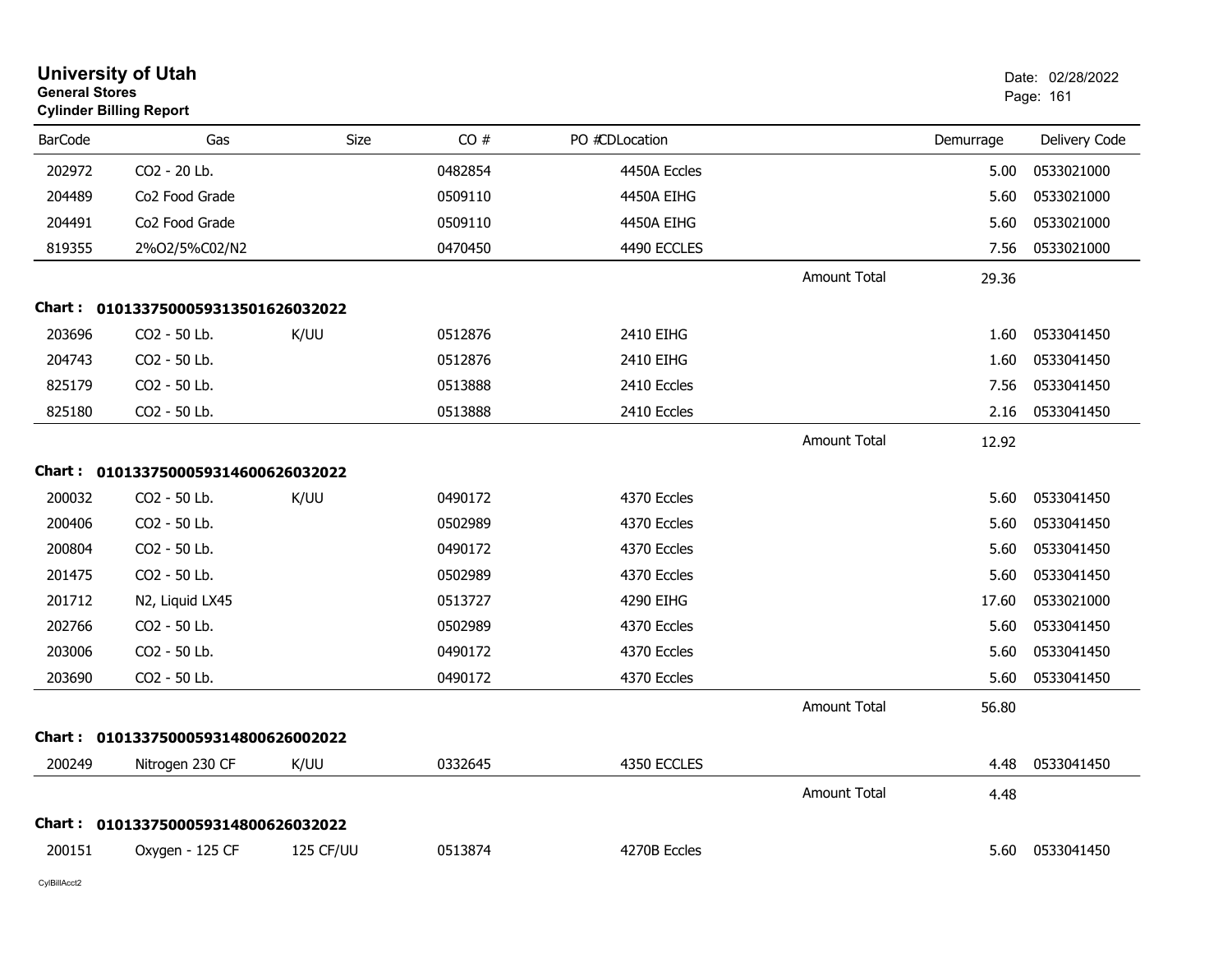**University of Utah**
**General Stores**
**Cylinder Billing Report**

Date: 02/28/2022

| BarCode | Gas | Size | CO # | PO # | CDLocation | | Demurrage | Delivery Code |
|---|---|---|---|---|---|---|---|---|
| 202972 | CO2 - 20 Lb. | | 0482854 | | 4450A Eccles | | 5.00 | 0533021000 |
| 204489 | Co2 Food Grade | | 0509110 | | 4450A EIHG | | 5.60 | 0533021000 |
| 204491 | Co2 Food Grade | | 0509110 | | 4450A EIHG | | 5.60 | 0533021000 |
| 819355 | 2%O2/5%C02/N2 | | 0470450 | | 4490 ECCLES | | 7.56 | 0533021000 |
| | | | | | | Amount Total | 29.36 | |

**Chart : 01013375000593135016260320 22**

| BarCode | Gas | Size | CO # | PO # | CDLocation | | Demurrage | Delivery Code |
|---|---|---|---|---|---|---|---|---|
| 203696 | CO2 - 50 Lb. | K/UU | 0512876 | | 2410 EIHG | | 1.60 | 0533041450 |
| 204743 | CO2 - 50 Lb. | | 0512876 | | 2410 EIHG | | 1.60 | 0533041450 |
| 825179 | CO2 - 50 Lb. | | 0513888 | | 2410 Eccles | | 7.56 | 0533041450 |
| 825180 | CO2 - 50 Lb. | | 0513888 | | 2410 Eccles | | 2.16 | 0533041450 |
| | | | | | | Amount Total | 12.92 | |

**Chart : 01013375000593146006260320 22**

| BarCode | Gas | Size | CO # | PO # | CDLocation | | Demurrage | Delivery Code |
|---|---|---|---|---|---|---|---|---|
| 200032 | CO2 - 50 Lb. | K/UU | 0490172 | | 4370 Eccles | | 5.60 | 0533041450 |
| 200406 | CO2 - 50 Lb. | | 0502989 | | 4370 Eccles | | 5.60 | 0533041450 |
| 200804 | CO2 - 50 Lb. | | 0490172 | | 4370 Eccles | | 5.60 | 0533041450 |
| 201475 | CO2 - 50 Lb. | | 0502989 | | 4370 Eccles | | 5.60 | 0533041450 |
| 201712 | N2, Liquid LX45 | | 0513727 | | 4290 EIHG | | 17.60 | 0533021000 |
| 202766 | CO2 - 50 Lb. | | 0502989 | | 4370 Eccles | | 5.60 | 0533041450 |
| 203006 | CO2 - 50 Lb. | | 0490172 | | 4370 Eccles | | 5.60 | 0533041450 |
| 203690 | CO2 - 50 Lb. | | 0490172 | | 4370 Eccles | | 5.60 | 0533041450 |
| | | | | | | Amount Total | 56.80 | |

**Chart : 01013375000593148006260020 22**

| BarCode | Gas | Size | CO # | PO # | CDLocation | | Demurrage | Delivery Code |
|---|---|---|---|---|---|---|---|---|
| 200249 | Nitrogen 230 CF | K/UU | 0332645 | | 4350 ECCLES | | 4.48 | 0533041450 |
| | | | | | | Amount Total | 4.48 | |

**Chart : 01013375000593148006260320 22**

| BarCode | Gas | Size | CO # | PO # | CDLocation | | Demurrage | Delivery Code |
|---|---|---|---|---|---|---|---|---|
| 200151 | Oxygen - 125 CF | 125 CF/UU | 0513874 | | 4270B Eccles | | 5.60 | 0533041450 |

CylBillAcct2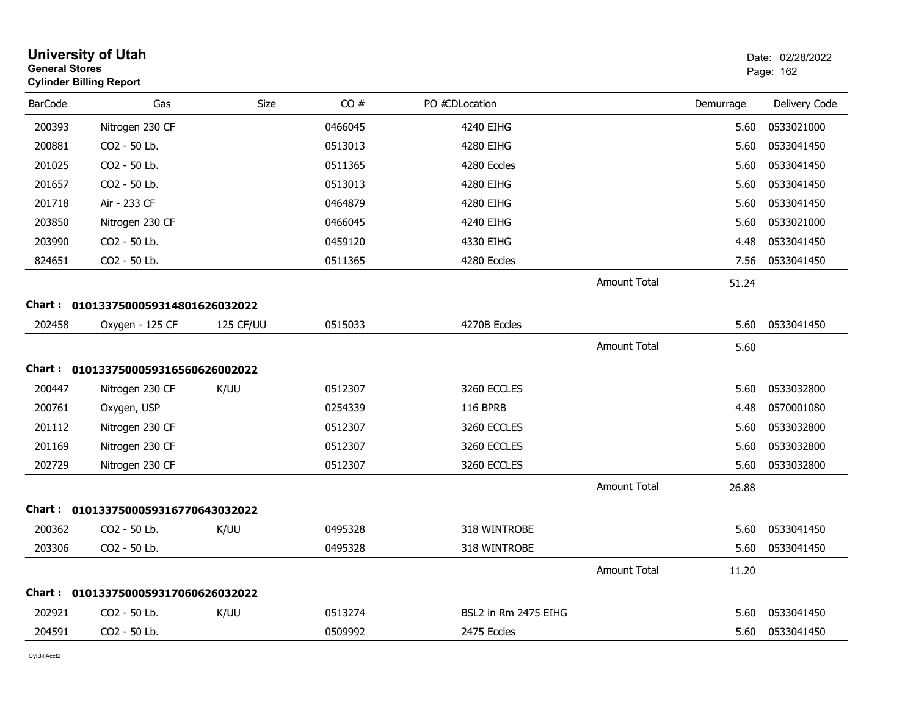# University of Utah
**General Stores**
**Cylinder Billing Report**

Date: 02/28/2022

| BarCode | Gas | Size | CO # | PO #CDLocation | | Demurrage | Delivery Code |
|---|---|---|---|---|---|---|---|
| 200393 | Nitrogen 230 CF | | 0466045 | 4240 EIHG | | 5.60 | 0533021000 |
| 200881 | CO2 - 50 Lb. | | 0513013 | 4280 EIHG | | 5.60 | 0533041450 |
| 201025 | CO2 - 50 Lb. | | 0511365 | 4280 Eccles | | 5.60 | 0533041450 |
| 201657 | CO2 - 50 Lb. | | 0513013 | 4280 EIHG | | 5.60 | 0533041450 |
| 201718 | Air - 233 CF | | 0464879 | 4280 EIHG | | 5.60 | 0533041450 |
| 203850 | Nitrogen 230 CF | | 0466045 | 4240 EIHG | | 5.60 | 0533021000 |
| 203990 | CO2 - 50 Lb. | | 0459120 | 4330 EIHG | | 4.48 | 0533041450 |
| 824651 | CO2 - 50 Lb. | | 0511365 | 4280 Eccles | | 7.56 | 0533041450 |
| | | | | | Amount Total | 51.24 | |

**Chart : 01013375000593148016260320​22**

| BarCode | Gas | Size | CO # | PO #CDLocation | | Demurrage | Delivery Code |
|---|---|---|---|---|---|---|---|
| 202458 | Oxygen - 125 CF | 125 CF/UU | 0515033 | 4270B Eccles | | 5.60 | 0533041450 |
| | | | | | Amount Total | 5.60 | |

**Chart : 01013375000593165606260020​22**

| BarCode | Gas | Size | CO # | PO #CDLocation | | Demurrage | Delivery Code |
|---|---|---|---|---|---|---|---|
| 200447 | Nitrogen 230 CF | K/UU | 0512307 | 3260 ECCLES | | 5.60 | 0533032800 |
| 200761 | Oxygen, USP | | 0254339 | 116 BPRB | | 4.48 | 0570001080 |
| 201112 | Nitrogen 230 CF | | 0512307 | 3260 ECCLES | | 5.60 | 0533032800 |
| 201169 | Nitrogen 230 CF | | 0512307 | 3260 ECCLES | | 5.60 | 0533032800 |
| 202729 | Nitrogen 230 CF | | 0512307 | 3260 ECCLES | | 5.60 | 0533032800 |
| | | | | | Amount Total | 26.88 | |

**Chart : 01013375000593167706430320​22**

| BarCode | Gas | Size | CO # | PO #CDLocation | | Demurrage | Delivery Code |
|---|---|---|---|---|---|---|---|
| 200362 | CO2 - 50 Lb. | K/UU | 0495328 | 318 WINTROBE | | 5.60 | 0533041450 |
| 203306 | CO2 - 50 Lb. | | 0495328 | 318 WINTROBE | | 5.60 | 0533041450 |
| | | | | | Amount Total | 11.20 | |

**Chart : 01013375000593170606260320​22**

| BarCode | Gas | Size | CO # | PO #CDLocation | | Demurrage | Delivery Code |
|---|---|---|---|---|---|---|---|
| 202921 | CO2 - 50 Lb. | K/UU | 0513274 | BSL2 in Rm 2475 EIHG | | 5.60 | 0533041450 |
| 204591 | CO2 - 50 Lb. | | 0509992 | 2475 Eccles | | 5.60 | 0533041450 |

CylBillAcct2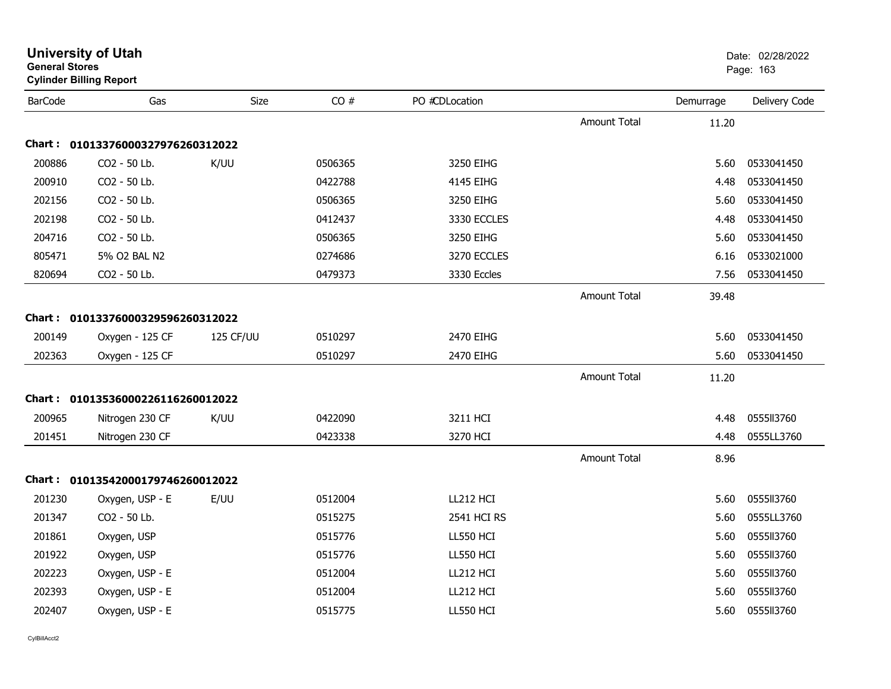# University of Utah
**General Stores**
**Cylinder Billing Report**

Date: 02/28/2022

| BarCode | Gas | Size | CO # | PO #CDLocation | | Demurrage | Delivery Code |
|---|---|---|---|---|---|---|---|
| | | | | | Amount Total | 11.20 | |
| **Chart :** | **01013376000327976260312022** | | | | | | |
| 200886 | CO2 - 50 Lb. | K/UU | 0506365 | 3250 EIHG | | 5.60 | 0533041450 |
| 200910 | CO2 - 50 Lb. | | 0422788 | 4145 EIHG | | 4.48 | 0533041450 |
| 202156 | CO2 - 50 Lb. | | 0506365 | 3250 EIHG | | 5.60 | 0533041450 |
| 202198 | CO2 - 50 Lb. | | 0412437 | 3330 ECCLES | | 4.48 | 0533041450 |
| 204716 | CO2 - 50 Lb. | | 0506365 | 3250 EIHG | | 5.60 | 0533041450 |
| 805471 | 5% O2 BAL N2 | | 0274686 | 3270 ECCLES | | 6.16 | 0533021000 |
| 820694 | CO2 - 50 Lb. | | 0479373 | 3330 Eccles | | 7.56 | 0533041450 |
| | | | | | Amount Total | 39.48 | |
| **Chart :** | **01013376000329596260312022** | | | | | | |
| 200149 | Oxygen - 125 CF | 125 CF/UU | 0510297 | 2470 EIHG | | 5.60 | 0533041450 |
| 202363 | Oxygen - 125 CF | | 0510297 | 2470 EIHG | | 5.60 | 0533041450 |
| | | | | | Amount Total | 11.20 | |
| **Chart :** | **01013536000226116260012022** | | | | | | |
| 200965 | Nitrogen 230 CF | K/UU | 0422090 | 3211 HCI | | 4.48 | 0555ll3760 |
| 201451 | Nitrogen 230 CF | | 0423338 | 3270 HCI | | 4.48 | 0555LL3760 |
| | | | | | Amount Total | 8.96 | |
| **Chart :** | **01013542000179746260012022** | | | | | | |
| 201230 | Oxygen, USP - E | E/UU | 0512004 | LL212 HCI | | 5.60 | 0555ll3760 |
| 201347 | CO2 - 50 Lb. | | 0515275 | 2541 HCI RS | | 5.60 | 0555LL3760 |
| 201861 | Oxygen, USP | | 0515776 | LL550 HCI | | 5.60 | 0555ll3760 |
| 201922 | Oxygen, USP | | 0515776 | LL550 HCI | | 5.60 | 0555ll3760 |
| 202223 | Oxygen, USP - E | | 0512004 | LL212 HCI | | 5.60 | 0555ll3760 |
| 202393 | Oxygen, USP - E | | 0512004 | LL212 HCI | | 5.60 | 0555ll3760 |
| 202407 | Oxygen, USP - E | | 0515775 | LL550 HCI | | 5.60 | 0555ll3760 |

CylBillAcct2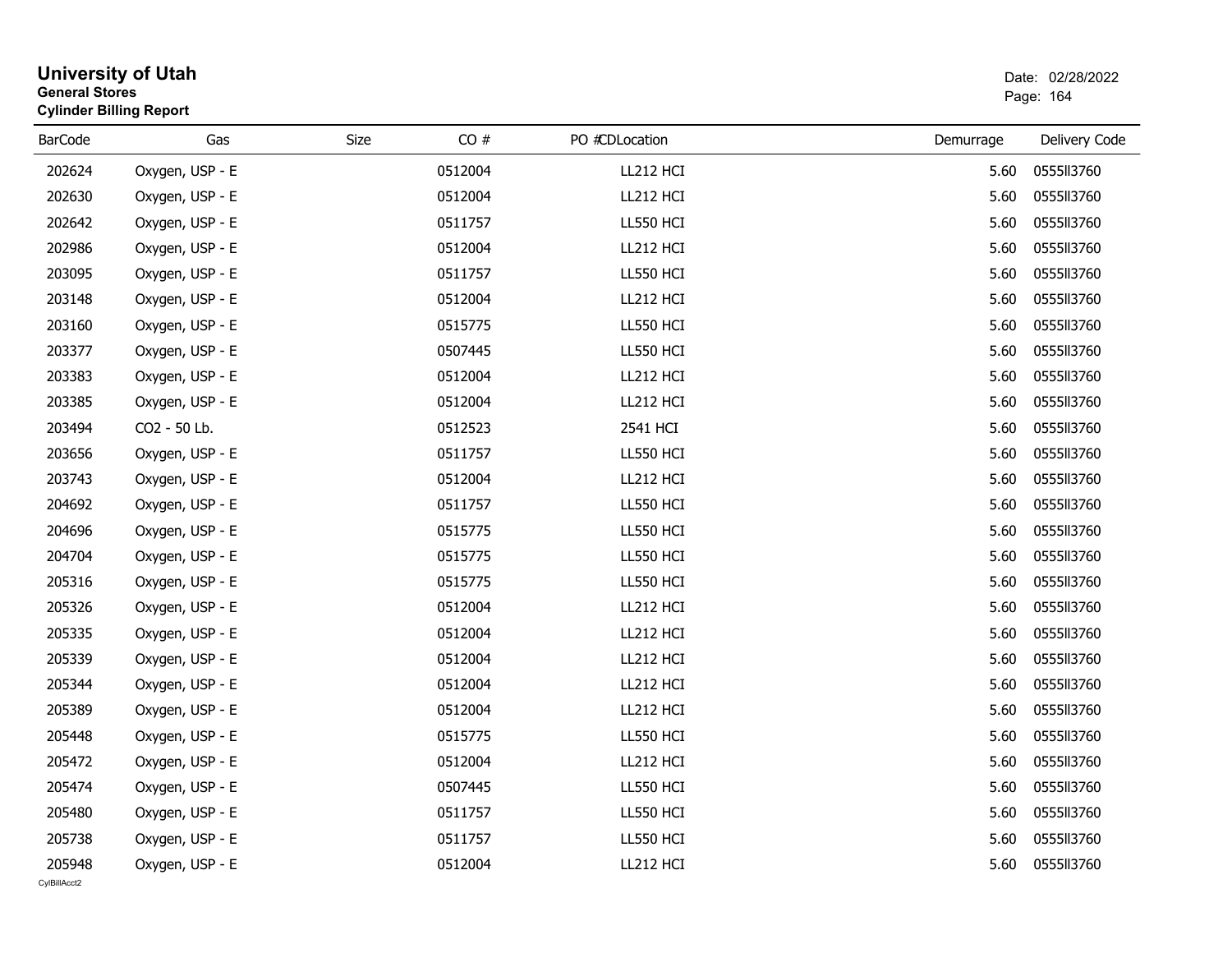# University of Utah
**General Stores**
**Cylinder Billing Report**

Date: 02/28/2022

| BarCode | Gas | Size | CO # | PO # | CDLocation | Demurrage | Delivery Code |
|---|---|---|---|---|---|---|---|
| 202624 | Oxygen, USP - E | | 0512004 | | LL212 HCI | 5.60 | 0555II3760 |
| 202630 | Oxygen, USP - E | | 0512004 | | LL212 HCI | 5.60 | 0555II3760 |
| 202642 | Oxygen, USP - E | | 0511757 | | LL550 HCI | 5.60 | 0555II3760 |
| 202986 | Oxygen, USP - E | | 0512004 | | LL212 HCI | 5.60 | 0555II3760 |
| 203095 | Oxygen, USP - E | | 0511757 | | LL550 HCI | 5.60 | 0555II3760 |
| 203148 | Oxygen, USP - E | | 0512004 | | LL212 HCI | 5.60 | 0555II3760 |
| 203160 | Oxygen, USP - E | | 0515775 | | LL550 HCI | 5.60 | 0555II3760 |
| 203377 | Oxygen, USP - E | | 0507445 | | LL550 HCI | 5.60 | 0555II3760 |
| 203383 | Oxygen, USP - E | | 0512004 | | LL212 HCI | 5.60 | 0555II3760 |
| 203385 | Oxygen, USP - E | | 0512004 | | LL212 HCI | 5.60 | 0555II3760 |
| 203494 | CO2 - 50 Lb. | | 0512523 | | 2541 HCI | 5.60 | 0555II3760 |
| 203656 | Oxygen, USP - E | | 0511757 | | LL550 HCI | 5.60 | 0555II3760 |
| 203743 | Oxygen, USP - E | | 0512004 | | LL212 HCI | 5.60 | 0555II3760 |
| 204692 | Oxygen, USP - E | | 0511757 | | LL550 HCI | 5.60 | 0555II3760 |
| 204696 | Oxygen, USP - E | | 0515775 | | LL550 HCI | 5.60 | 0555II3760 |
| 204704 | Oxygen, USP - E | | 0515775 | | LL550 HCI | 5.60 | 0555II3760 |
| 205316 | Oxygen, USP - E | | 0515775 | | LL550 HCI | 5.60 | 0555II3760 |
| 205326 | Oxygen, USP - E | | 0512004 | | LL212 HCI | 5.60 | 0555II3760 |
| 205335 | Oxygen, USP - E | | 0512004 | | LL212 HCI | 5.60 | 0555II3760 |
| 205339 | Oxygen, USP - E | | 0512004 | | LL212 HCI | 5.60 | 0555II3760 |
| 205344 | Oxygen, USP - E | | 0512004 | | LL212 HCI | 5.60 | 0555II3760 |
| 205389 | Oxygen, USP - E | | 0512004 | | LL212 HCI | 5.60 | 0555II3760 |
| 205448 | Oxygen, USP - E | | 0515775 | | LL550 HCI | 5.60 | 0555II3760 |
| 205472 | Oxygen, USP - E | | 0512004 | | LL212 HCI | 5.60 | 0555II3760 |
| 205474 | Oxygen, USP - E | | 0507445 | | LL550 HCI | 5.60 | 0555II3760 |
| 205480 | Oxygen, USP - E | | 0511757 | | LL550 HCI | 5.60 | 0555II3760 |
| 205738 | Oxygen, USP - E | | 0511757 | | LL550 HCI | 5.60 | 0555II3760 |
| 205948 | Oxygen, USP - E | | 0512004 | | LL212 HCI | 5.60 | 0555II3760 |

CylBillAcct2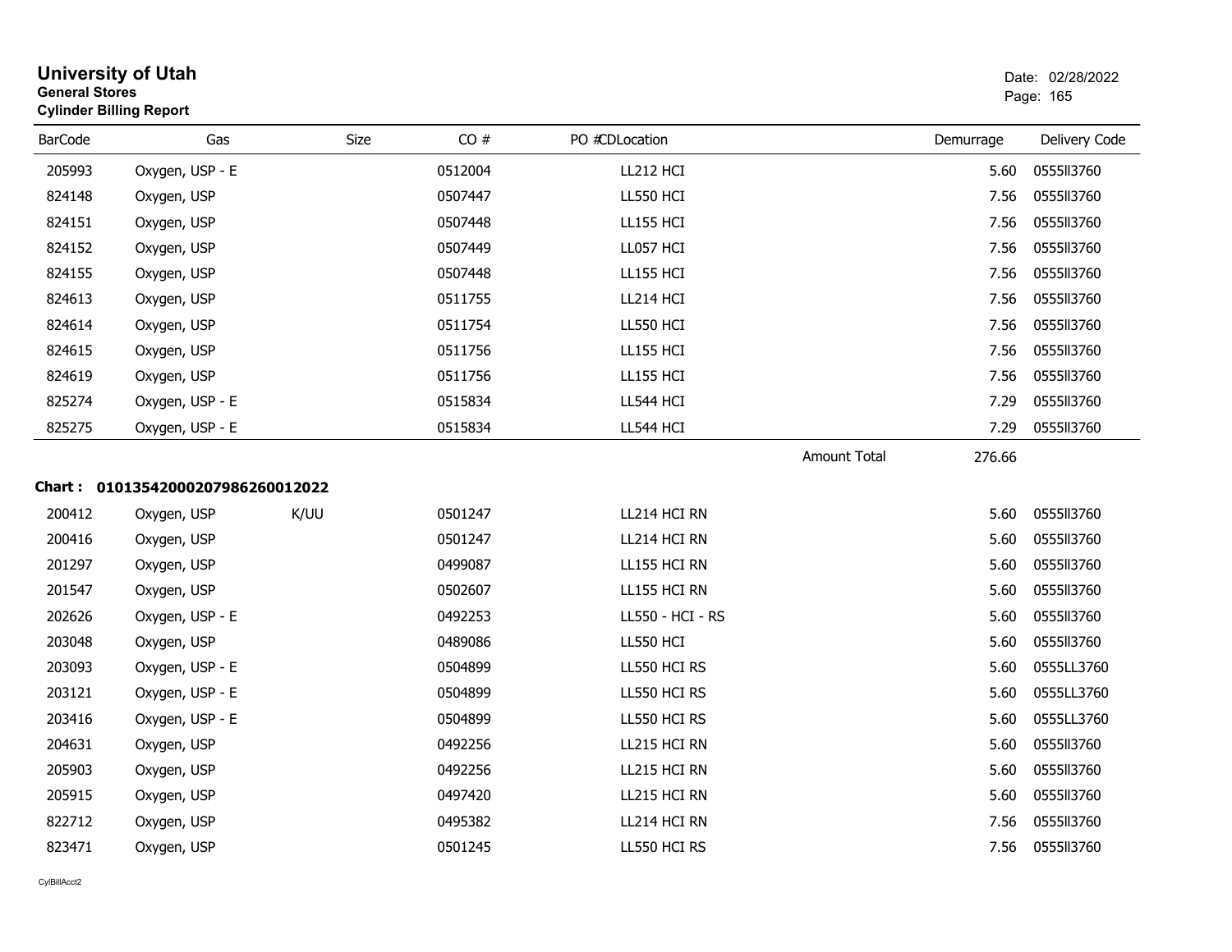# University of Utah

**General Stores**

**Cylinder Billing Report**

Date: 02/28/2022

| BarCode | Gas | Size | CO # | PO #CDLocation | Demurrage | Delivery Code |
|---|---|---|---|---|---|---|
| 205993 | Oxygen, USP - E | | 0512004 | LL212 HCI | 5.60 | 0555ll3760 |
| 824148 | Oxygen, USP | | 0507447 | LL550 HCI | 7.56 | 0555ll3760 |
| 824151 | Oxygen, USP | | 0507448 | LL155 HCI | 7.56 | 0555ll3760 |
| 824152 | Oxygen, USP | | 0507449 | LL057 HCI | 7.56 | 0555ll3760 |
| 824155 | Oxygen, USP | | 0507448 | LL155 HCI | 7.56 | 0555ll3760 |
| 824613 | Oxygen, USP | | 0511755 | LL214 HCI | 7.56 | 0555ll3760 |
| 824614 | Oxygen, USP | | 0511754 | LL550 HCI | 7.56 | 0555ll3760 |
| 824615 | Oxygen, USP | | 0511756 | LL155 HCI | 7.56 | 0555ll3760 |
| 824619 | Oxygen, USP | | 0511756 | LL155 HCI | 7.56 | 0555ll3760 |
| 825274 | Oxygen, USP - E | | 0515834 | LL544 HCI | 7.29 | 0555ll3760 |
| 825275 | Oxygen, USP - E | | 0515834 | LL544 HCI | 7.29 | 0555ll3760 |

Amount Total 276.66

**Chart : 01013542000207986260012022**

| BarCode | Gas | Size | CO # | PO #CDLocation | Demurrage | Delivery Code |
|---|---|---|---|---|---|---|
| 200412 | Oxygen, USP | K/UU | 0501247 | LL214 HCI RN | 5.60 | 0555ll3760 |
| 200416 | Oxygen, USP | | 0501247 | LL214 HCI RN | 5.60 | 0555ll3760 |
| 201297 | Oxygen, USP | | 0499087 | LL155 HCI RN | 5.60 | 0555ll3760 |
| 201547 | Oxygen, USP | | 0502607 | LL155 HCI RN | 5.60 | 0555ll3760 |
| 202626 | Oxygen, USP - E | | 0492253 | LL550 - HCI - RS | 5.60 | 0555ll3760 |
| 203048 | Oxygen, USP | | 0489086 | LL550 HCI | 5.60 | 0555ll3760 |
| 203093 | Oxygen, USP - E | | 0504899 | LL550 HCI RS | 5.60 | 0555LL3760 |
| 203121 | Oxygen, USP - E | | 0504899 | LL550 HCI RS | 5.60 | 0555LL3760 |
| 203416 | Oxygen, USP - E | | 0504899 | LL550 HCI RS | 5.60 | 0555LL3760 |
| 204631 | Oxygen, USP | | 0492256 | LL215 HCI RN | 5.60 | 0555ll3760 |
| 205903 | Oxygen, USP | | 0492256 | LL215 HCI RN | 5.60 | 0555ll3760 |
| 205915 | Oxygen, USP | | 0497420 | LL215 HCI RN | 5.60 | 0555ll3760 |
| 822712 | Oxygen, USP | | 0495382 | LL214 HCI RN | 7.56 | 0555ll3760 |
| 823471 | Oxygen, USP | | 0501245 | LL550 HCI RS | 7.56 | 0555ll3760 |

CylBillAcct2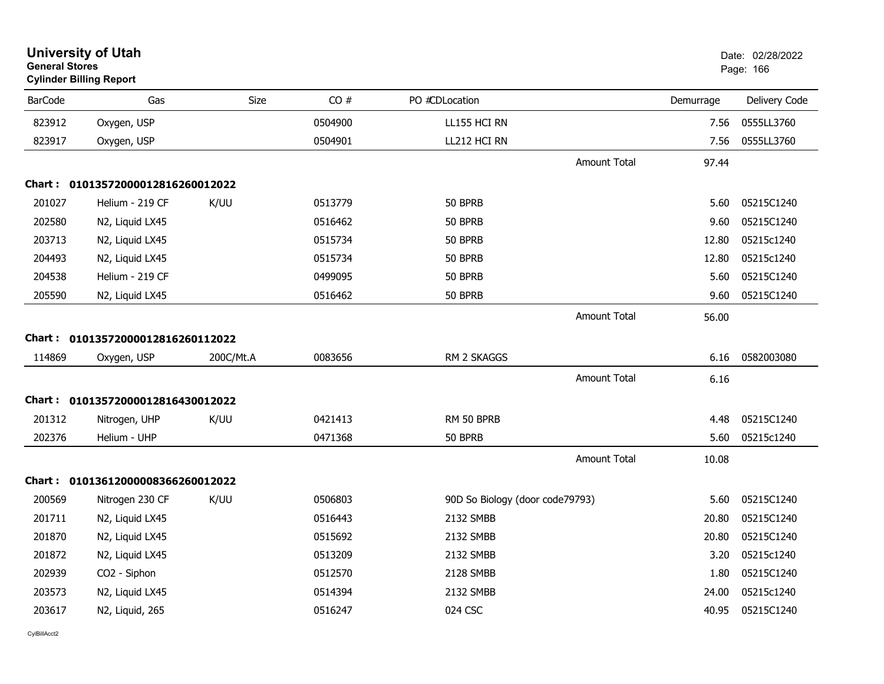# University of Utah
**General Stores**
**Cylinder Billing Report**

Date: 02/28/2022

| BarCode | Gas | Size | CO # | PO # | CDLocation | Demurrage | Delivery Code |
|---|---|---|---|---|---|---|---|
| 823912 | Oxygen, USP | | 0504900 | | LL155 HCI RN | 7.56 | 0555LL3760 |
| 823917 | Oxygen, USP | | 0504901 | | LL212 HCI RN | 7.56 | 0555LL3760 |
| | | | | | Amount Total | 97.44 | |
| **Chart :** | **01013572000012816260012022** | | | | | | |
| 201027 | Helium - 219 CF | K/UU | 0513779 | | 50 BPRB | 5.60 | 05215C1240 |
| 202580 | N2, Liquid LX45 | | 0516462 | | 50 BPRB | 9.60 | 05215C1240 |
| 203713 | N2, Liquid LX45 | | 0515734 | | 50 BPRB | 12.80 | 05215c1240 |
| 204493 | N2, Liquid LX45 | | 0515734 | | 50 BPRB | 12.80 | 05215c1240 |
| 204538 | Helium - 219 CF | | 0499095 | | 50 BPRB | 5.60 | 05215C1240 |
| 205590 | N2, Liquid LX45 | | 0516462 | | 50 BPRB | 9.60 | 05215C1240 |
| | | | | | Amount Total | 56.00 | |
| **Chart :** | **01013572000012816260112022** | | | | | | |
| 114869 | Oxygen, USP | 200C/Mt.A | 0083656 | | RM 2 SKAGGS | 6.16 | 0582003080 |
| | | | | | Amount Total | 6.16 | |
| **Chart :** | **01013572000012816430012022** | | | | | | |
| 201312 | Nitrogen, UHP | K/UU | 0421413 | | RM 50 BPRB | 4.48 | 05215C1240 |
| 202376 | Helium - UHP | | 0471368 | | 50 BPRB | 5.60 | 05215c1240 |
| | | | | | Amount Total | 10.08 | |
| **Chart :** | **01013612000008366260012022** | | | | | | |
| 200569 | Nitrogen 230 CF | K/UU | 0506803 | | 90D So Biology (door code79793) | 5.60 | 05215C1240 |
| 201711 | N2, Liquid LX45 | | 0516443 | | 2132 SMBB | 20.80 | 05215C1240 |
| 201870 | N2, Liquid LX45 | | 0515692 | | 2132 SMBB | 20.80 | 05215C1240 |
| 201872 | N2, Liquid LX45 | | 0513209 | | 2132 SMBB | 3.20 | 05215c1240 |
| 202939 | CO2 - Siphon | | 0512570 | | 2128 SMBB | 1.80 | 05215C1240 |
| 203573 | N2, Liquid LX45 | | 0514394 | | 2132 SMBB | 24.00 | 05215c1240 |
| 203617 | N2, Liquid, 265 | | 0516247 | | 024 CSC | 40.95 | 05215C1240 |

CylBillAcct2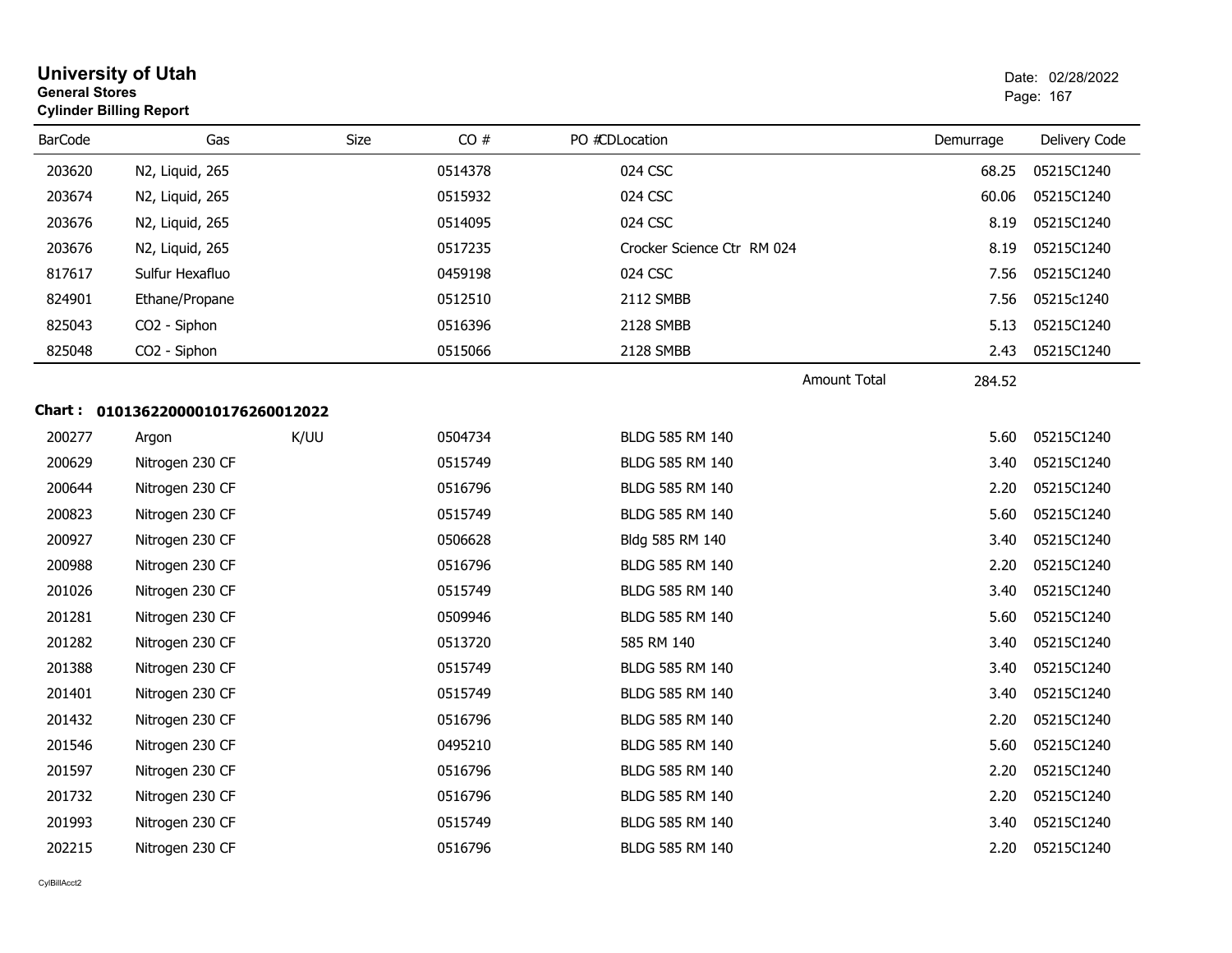# University of Utah

**General Stores**

**Cylinder Billing Report**

Date: 02/28/2022

| BarCode | Gas | Size | CO # | PO # | CDLocation | Demurrage | Delivery Code |
|---|---|---|---|---|---|---|---|
| 203620 | N2, Liquid, 265 | | 0514378 | | 024 CSC | 68.25 | 05215C1240 |
| 203674 | N2, Liquid, 265 | | 0515932 | | 024 CSC | 60.06 | 05215C1240 |
| 203676 | N2, Liquid, 265 | | 0514095 | | 024 CSC | 8.19 | 05215C1240 |
| 203676 | N2, Liquid, 265 | | 0517235 | | Crocker Science Ctr RM 024 | 8.19 | 05215C1240 |
| 817617 | Sulfur Hexafluo | | 0459198 | | 024 CSC | 7.56 | 05215C1240 |
| 824901 | Ethane/Propane | | 0512510 | | 2112 SMBB | 7.56 | 05215c1240 |
| 825043 | CO2 - Siphon | | 0516396 | | 2128 SMBB | 5.13 | 05215C1240 |
| 825048 | CO2 - Siphon | | 0515066 | | 2128 SMBB | 2.43 | 05215C1240 |
| | | | | | Amount Total | 284.52 | |

**Chart : 01013622000010176260012022**

| BarCode | Gas | Size | CO # | PO # | CDLocation | Demurrage | Delivery Code |
|---|---|---|---|---|---|---|---|
| 200277 | Argon | K/UU | 0504734 | | BLDG 585 RM 140 | 5.60 | 05215C1240 |
| 200629 | Nitrogen 230 CF | | 0515749 | | BLDG 585 RM 140 | 3.40 | 05215C1240 |
| 200644 | Nitrogen 230 CF | | 0516796 | | BLDG 585 RM 140 | 2.20 | 05215C1240 |
| 200823 | Nitrogen 230 CF | | 0515749 | | BLDG 585 RM 140 | 5.60 | 05215C1240 |
| 200927 | Nitrogen 230 CF | | 0506628 | | Bldg 585 RM 140 | 3.40 | 05215C1240 |
| 200988 | Nitrogen 230 CF | | 0516796 | | BLDG 585 RM 140 | 2.20 | 05215C1240 |
| 201026 | Nitrogen 230 CF | | 0515749 | | BLDG 585 RM 140 | 3.40 | 05215C1240 |
| 201281 | Nitrogen 230 CF | | 0509946 | | BLDG 585 RM 140 | 5.60 | 05215C1240 |
| 201282 | Nitrogen 230 CF | | 0513720 | | 585 RM 140 | 3.40 | 05215C1240 |
| 201388 | Nitrogen 230 CF | | 0515749 | | BLDG 585 RM 140 | 3.40 | 05215C1240 |
| 201401 | Nitrogen 230 CF | | 0515749 | | BLDG 585 RM 140 | 3.40 | 05215C1240 |
| 201432 | Nitrogen 230 CF | | 0516796 | | BLDG 585 RM 140 | 2.20 | 05215C1240 |
| 201546 | Nitrogen 230 CF | | 0495210 | | BLDG 585 RM 140 | 5.60 | 05215C1240 |
| 201597 | Nitrogen 230 CF | | 0516796 | | BLDG 585 RM 140 | 2.20 | 05215C1240 |
| 201732 | Nitrogen 230 CF | | 0516796 | | BLDG 585 RM 140 | 2.20 | 05215C1240 |
| 201993 | Nitrogen 230 CF | | 0515749 | | BLDG 585 RM 140 | 3.40 | 05215C1240 |
| 202215 | Nitrogen 230 CF | | 0516796 | | BLDG 585 RM 140 | 2.20 | 05215C1240 |

CylBillAcct2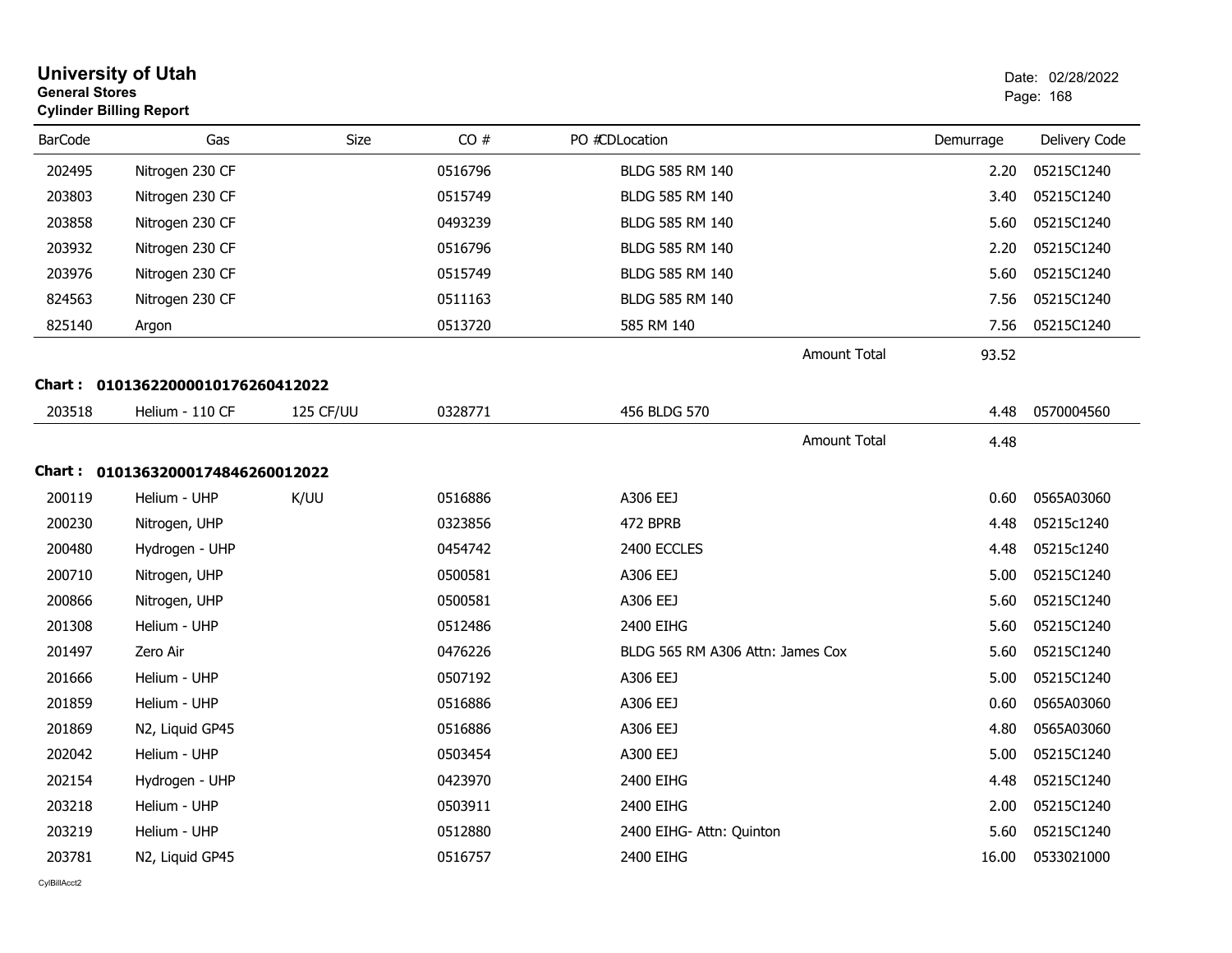# University of Utah
**General Stores**
**Cylinder Billing Report**

Date: 02/28/2022

| BarCode | Gas | Size | CO # | PO #CDLocation | Demurrage | Delivery Code |
|---|---|---|---|---|---|---|
| 202495 | Nitrogen 230 CF | | 0516796 | BLDG 585 RM 140 | 2.20 | 05215C1240 |
| 203803 | Nitrogen 230 CF | | 0515749 | BLDG 585 RM 140 | 3.40 | 05215C1240 |
| 203858 | Nitrogen 230 CF | | 0493239 | BLDG 585 RM 140 | 5.60 | 05215C1240 |
| 203932 | Nitrogen 230 CF | | 0516796 | BLDG 585 RM 140 | 2.20 | 05215C1240 |
| 203976 | Nitrogen 230 CF | | 0515749 | BLDG 585 RM 140 | 5.60 | 05215C1240 |
| 824563 | Nitrogen 230 CF | | 0511163 | BLDG 585 RM 140 | 7.56 | 05215C1240 |
| 825140 | Argon | | 0513720 | 585 RM 140 | 7.56 | 05215C1240 |
| | | | | Amount Total | 93.52 | |

**Chart : 01013622000010176260412022**

| BarCode | Gas | Size | CO # | PO #CDLocation | Demurrage | Delivery Code |
|---|---|---|---|---|---|---|
| 203518 | Helium - 110 CF | 125 CF/UU | 0328771 | 456 BLDG 570 | 4.48 | 0570004560 |
| | | | | Amount Total | 4.48 | |

**Chart : 01013632000174846260012022**

| BarCode | Gas | Size | CO # | PO #CDLocation | Demurrage | Delivery Code |
|---|---|---|---|---|---|---|
| 200119 | Helium - UHP | K/UU | 0516886 | A306 EEJ | 0.60 | 0565A03060 |
| 200230 | Nitrogen, UHP | | 0323856 | 472 BPRB | 4.48 | 05215c1240 |
| 200480 | Hydrogen - UHP | | 0454742 | 2400 ECCLES | 4.48 | 05215c1240 |
| 200710 | Nitrogen, UHP | | 0500581 | A306 EEJ | 5.00 | 05215C1240 |
| 200866 | Nitrogen, UHP | | 0500581 | A306 EEJ | 5.60 | 05215C1240 |
| 201308 | Helium - UHP | | 0512486 | 2400 EIHG | 5.60 | 05215C1240 |
| 201497 | Zero Air | | 0476226 | BLDG 565 RM A306 Attn: James Cox | 5.60 | 05215C1240 |
| 201666 | Helium - UHP | | 0507192 | A306 EEJ | 5.00 | 05215C1240 |
| 201859 | Helium - UHP | | 0516886 | A306 EEJ | 0.60 | 0565A03060 |
| 201869 | N2, Liquid GP45 | | 0516886 | A306 EEJ | 4.80 | 0565A03060 |
| 202042 | Helium - UHP | | 0503454 | A300 EEJ | 5.00 | 05215C1240 |
| 202154 | Hydrogen - UHP | | 0423970 | 2400 EIHG | 4.48 | 05215C1240 |
| 203218 | Helium - UHP | | 0503911 | 2400 EIHG | 2.00 | 05215C1240 |
| 203219 | Helium - UHP | | 0512880 | 2400 EIHG- Attn: Quinton | 5.60 | 05215C1240 |
| 203781 | N2, Liquid GP45 | | 0516757 | 2400 EIHG | 16.00 | 0533021000 |

CylBillAcct2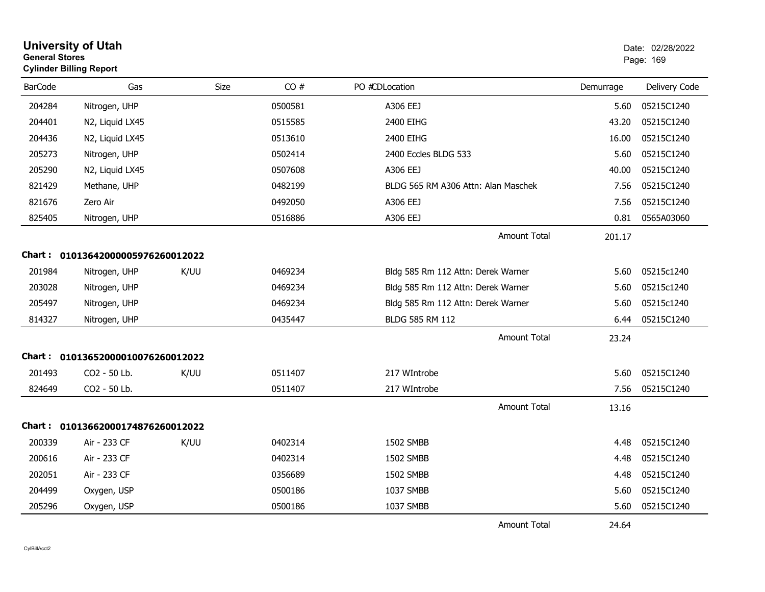# University of Utah

**General Stores**

**Cylinder Billing Report**

Date: 02/28/2022

| BarCode | Gas | Size | CO # | PO # | CDLocation | Demurrage | Delivery Code |
|---|---|---|---|---|---|---|---|
| 204284 | Nitrogen, UHP | | 0500581 | | A306 EEJ | 5.60 | 05215C1240 |
| 204401 | N2, Liquid LX45 | | 0515585 | | 2400 EIHG | 43.20 | 05215C1240 |
| 204436 | N2, Liquid LX45 | | 0513610 | | 2400 EIHG | 16.00 | 05215C1240 |
| 205273 | Nitrogen, UHP | | 0502414 | | 2400 Eccles BLDG 533 | 5.60 | 05215C1240 |
| 205290 | N2, Liquid LX45 | | 0507608 | | A306 EEJ | 40.00 | 05215C1240 |
| 821429 | Methane, UHP | | 0482199 | | BLDG 565 RM A306 Attn: Alan Maschek | 7.56 | 05215C1240 |
| 821676 | Zero Air | | 0492050 | | A306 EEJ | 7.56 | 05215C1240 |
| 825405 | Nitrogen, UHP | | 0516886 | | A306 EEJ | 0.81 | 0565A03060 |
| | | | | | Amount Total | 201.17 | |

**Chart : 01013642000005976260012022**

| BarCode | Gas | Size | CO # | PO # | CDLocation | Demurrage | Delivery Code |
|---|---|---|---|---|---|---|---|
| 201984 | Nitrogen, UHP | K/UU | 0469234 | | Bldg 585 Rm 112 Attn: Derek Warner | 5.60 | 05215c1240 |
| 203028 | Nitrogen, UHP | | 0469234 | | Bldg 585 Rm 112 Attn: Derek Warner | 5.60 | 05215c1240 |
| 205497 | Nitrogen, UHP | | 0469234 | | Bldg 585 Rm 112 Attn: Derek Warner | 5.60 | 05215c1240 |
| 814327 | Nitrogen, UHP | | 0435447 | | BLDG 585 RM 112 | 6.44 | 05215C1240 |
| | | | | | Amount Total | 23.24 | |

**Chart : 01013652000010076260012022**

| BarCode | Gas | Size | CO # | PO # | CDLocation | Demurrage | Delivery Code |
|---|---|---|---|---|---|---|---|
| 201493 | CO2 - 50 Lb. | K/UU | 0511407 | | 217 WIntrobe | 5.60 | 05215C1240 |
| 824649 | CO2 - 50 Lb. | | 0511407 | | 217 WIntrobe | 7.56 | 05215C1240 |
| | | | | | Amount Total | 13.16 | |

**Chart : 01013662000174876260012022**

| BarCode | Gas | Size | CO # | PO # | CDLocation | Demurrage | Delivery Code |
|---|---|---|---|---|---|---|---|
| 200339 | Air - 233 CF | K/UU | 0402314 | | 1502 SMBB | 4.48 | 05215C1240 |
| 200616 | Air - 233 CF | | 0402314 | | 1502 SMBB | 4.48 | 05215C1240 |
| 202051 | Air - 233 CF | | 0356689 | | 1502 SMBB | 4.48 | 05215C1240 |
| 204499 | Oxygen, USP | | 0500186 | | 1037 SMBB | 5.60 | 05215C1240 |
| 205296 | Oxygen, USP | | 0500186 | | 1037 SMBB | 5.60 | 05215C1240 |
| | | | | | Amount Total | 24.64 | |

CylBillAcct2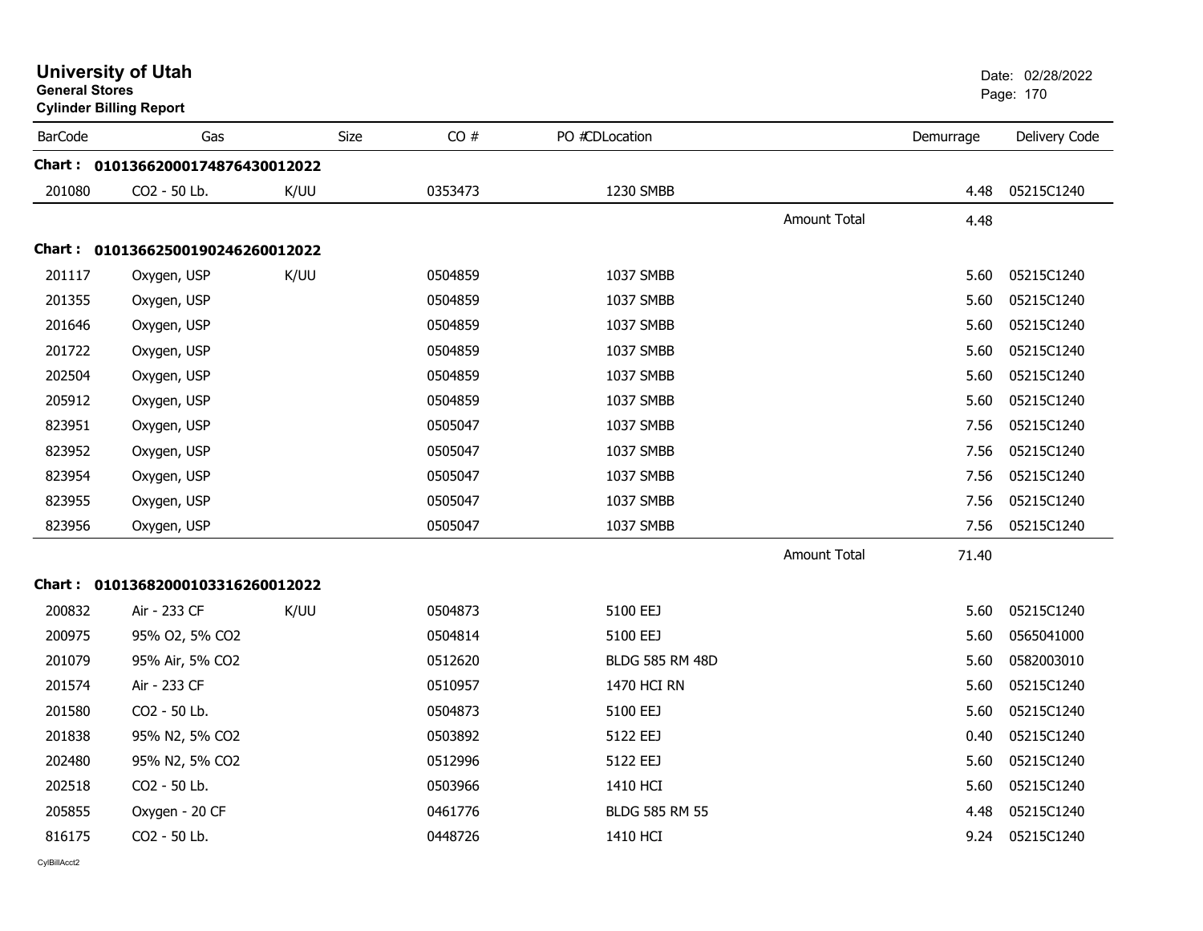**University of Utah**
**General Stores**
**Cylinder Billing Report**

Date: 02/28/2022

| BarCode | Gas | Size | CO # | PO #CDLocation | | Demurrage | Delivery Code |
|---|---|---|---|---|---|---|---|
| **Chart : 01013662000174876430012022** | | | | | | | |
| 201080 | CO2 - 50 Lb. | K/UU | 0353473 | 1230 SMBB | | 4.48 | 05215C1240 |
| | | | | | Amount Total | 4.48 | |
| **Chart : 01013662500190246260012022** | | | | | | | |
| 201117 | Oxygen, USP | K/UU | 0504859 | 1037 SMBB | | 5.60 | 05215C1240 |
| 201355 | Oxygen, USP | | 0504859 | 1037 SMBB | | 5.60 | 05215C1240 |
| 201646 | Oxygen, USP | | 0504859 | 1037 SMBB | | 5.60 | 05215C1240 |
| 201722 | Oxygen, USP | | 0504859 | 1037 SMBB | | 5.60 | 05215C1240 |
| 202504 | Oxygen, USP | | 0504859 | 1037 SMBB | | 5.60 | 05215C1240 |
| 205912 | Oxygen, USP | | 0504859 | 1037 SMBB | | 5.60 | 05215C1240 |
| 823951 | Oxygen, USP | | 0505047 | 1037 SMBB | | 7.56 | 05215C1240 |
| 823952 | Oxygen, USP | | 0505047 | 1037 SMBB | | 7.56 | 05215C1240 |
| 823954 | Oxygen, USP | | 0505047 | 1037 SMBB | | 7.56 | 05215C1240 |
| 823955 | Oxygen, USP | | 0505047 | 1037 SMBB | | 7.56 | 05215C1240 |
| 823956 | Oxygen, USP | | 0505047 | 1037 SMBB | | 7.56 | 05215C1240 |
| | | | | | Amount Total | 71.40 | |
| **Chart : 01013682000103316260012022** | | | | | | | |
| 200832 | Air - 233 CF | K/UU | 0504873 | 5100 EEJ | | 5.60 | 05215C1240 |
| 200975 | 95% O2, 5% CO2 | | 0504814 | 5100 EEJ | | 5.60 | 0565041000 |
| 201079 | 95% Air, 5% CO2 | | 0512620 | BLDG 585 RM 48D | | 5.60 | 0582003010 |
| 201574 | Air - 233 CF | | 0510957 | 1470 HCI RN | | 5.60 | 05215C1240 |
| 201580 | CO2 - 50 Lb. | | 0504873 | 5100 EEJ | | 5.60 | 05215C1240 |
| 201838 | 95% N2, 5% CO2 | | 0503892 | 5122 EEJ | | 0.40 | 05215C1240 |
| 202480 | 95% N2, 5% CO2 | | 0512996 | 5122 EEJ | | 5.60 | 05215C1240 |
| 202518 | CO2 - 50 Lb. | | 0503966 | 1410 HCI | | 5.60 | 05215C1240 |
| 205855 | Oxygen - 20 CF | | 0461776 | BLDG 585 RM 55 | | 4.48 | 05215C1240 |
| 816175 | CO2 - 50 Lb. | | 0448726 | 1410 HCI | | 9.24 | 05215C1240 |

CylBillAcct2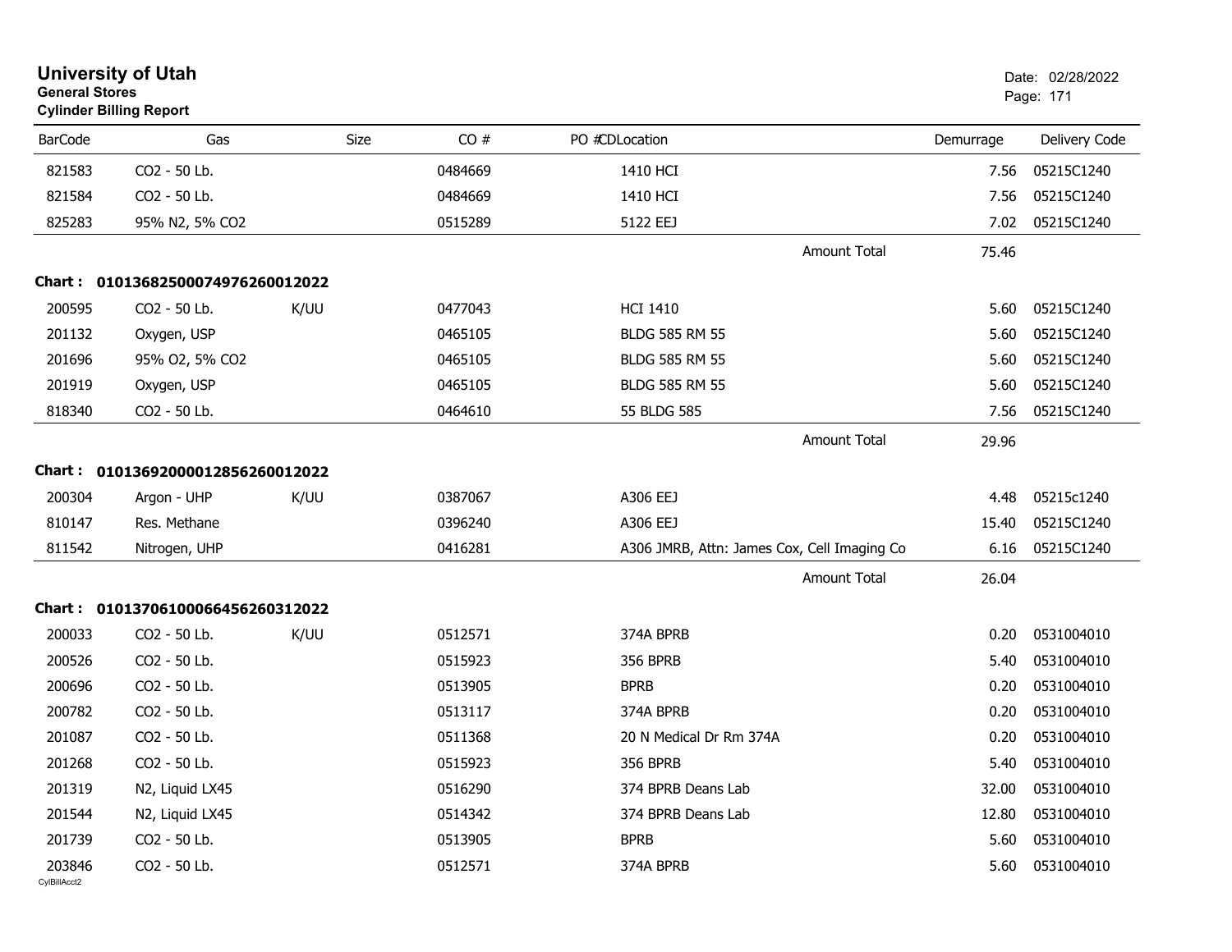# University of Utah
**General Stores**
**Cylinder Billing Report**

Date: 02/28/2022

| BarCode | Gas | Size | CO # | PO #CDLocation | Demurrage | Delivery Code |
|---|---|---|---|---|---|---|
| 821583 | CO2 - 50 Lb. | | 0484669 | 1410 HCI | 7.56 | 05215C1240 |
| 821584 | CO2 - 50 Lb. | | 0484669 | 1410 HCI | 7.56 | 05215C1240 |
| 825283 | 95% N2, 5% CO2 | | 0515289 | 5122 EEJ | 7.02 | 05215C1240 |
| | | | | Amount Total | 75.46 | |

**Chart : 01013682500074976260012022**

| BarCode | Gas | Size | CO # | PO #CDLocation | Demurrage | Delivery Code |
|---|---|---|---|---|---|---|
| 200595 | CO2 - 50 Lb. | K/UU | 0477043 | HCI 1410 | 5.60 | 05215C1240 |
| 201132 | Oxygen, USP | | 0465105 | BLDG 585 RM 55 | 5.60 | 05215C1240 |
| 201696 | 95% O2, 5% CO2 | | 0465105 | BLDG 585 RM 55 | 5.60 | 05215C1240 |
| 201919 | Oxygen, USP | | 0465105 | BLDG 585 RM 55 | 5.60 | 05215C1240 |
| 818340 | CO2 - 50 Lb. | | 0464610 | 55 BLDG 585 | 7.56 | 05215C1240 |
| | | | | Amount Total | 29.96 | |

**Chart : 01013692000012856260012022**

| BarCode | Gas | Size | CO # | PO #CDLocation | Demurrage | Delivery Code |
|---|---|---|---|---|---|---|
| 200304 | Argon - UHP | K/UU | 0387067 | A306 EEJ | 4.48 | 05215c1240 |
| 810147 | Res. Methane | | 0396240 | A306 EEJ | 15.40 | 05215C1240 |
| 811542 | Nitrogen, UHP | | 0416281 | A306 JMRB, Attn: James Cox, Cell Imaging Co | 6.16 | 05215C1240 |
| | | | | Amount Total | 26.04 | |

**Chart : 01013706100066456260312022**

| BarCode | Gas | Size | CO # | PO #CDLocation | Demurrage | Delivery Code |
|---|---|---|---|---|---|---|
| 200033 | CO2 - 50 Lb. | K/UU | 0512571 | 374A BPRB | 0.20 | 0531004010 |
| 200526 | CO2 - 50 Lb. | | 0515923 | 356 BPRB | 5.40 | 0531004010 |
| 200696 | CO2 - 50 Lb. | | 0513905 | BPRB | 0.20 | 0531004010 |
| 200782 | CO2 - 50 Lb. | | 0513117 | 374A BPRB | 0.20 | 0531004010 |
| 201087 | CO2 - 50 Lb. | | 0511368 | 20 N Medical Dr Rm 374A | 0.20 | 0531004010 |
| 201268 | CO2 - 50 Lb. | | 0515923 | 356 BPRB | 5.40 | 0531004010 |
| 201319 | N2, Liquid LX45 | | 0516290 | 374 BPRB Deans Lab | 32.00 | 0531004010 |
| 201544 | N2, Liquid LX45 | | 0514342 | 374 BPRB Deans Lab | 12.80 | 0531004010 |
| 201739 | CO2 - 50 Lb. | | 0513905 | BPRB | 5.60 | 0531004010 |
| 203846 | CO2 - 50 Lb. | | 0512571 | 374A BPRB | 5.60 | 0531004010 |

CylBillAcct2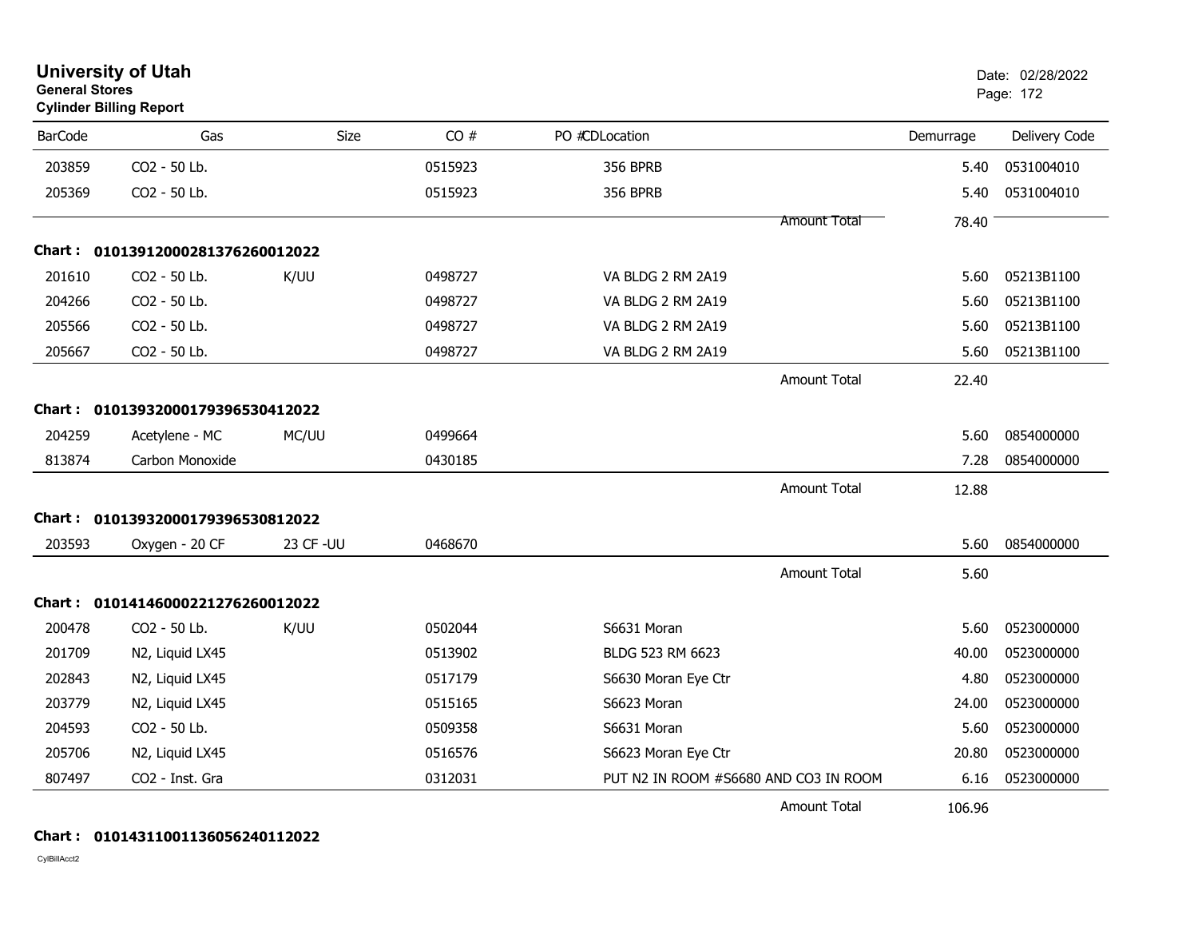# University of Utah
**General Stores**
**Cylinder Billing Report**

Date: 02/28/2022

| BarCode | Gas | Size | CO # | PO # | CDLocation | Demurrage | Delivery Code |
|---|---|---|---|---|---|---|---|
| 203859 | CO2 - 50 Lb. | | 0515923 | | 356 BPRB | 5.40 | 0531004010 |
| 205369 | CO2 - 50 Lb. | | 0515923 | | 356 BPRB | 5.40 | 0531004010 |
| | | | | | Amount Total | 78.40 | |

**Chart : 01013912000281376260012022**

| BarCode | Gas | Size | CO # | PO # | CDLocation | Demurrage | Delivery Code |
|---|---|---|---|---|---|---|---|
| 201610 | CO2 - 50 Lb. | K/UU | 0498727 | | VA BLDG 2 RM 2A19 | 5.60 | 05213B1100 |
| 204266 | CO2 - 50 Lb. | | 0498727 | | VA BLDG 2 RM 2A19 | 5.60 | 05213B1100 |
| 205566 | CO2 - 50 Lb. | | 0498727 | | VA BLDG 2 RM 2A19 | 5.60 | 05213B1100 |
| 205667 | CO2 - 50 Lb. | | 0498727 | | VA BLDG 2 RM 2A19 | 5.60 | 05213B1100 |
| | | | | | Amount Total | 22.40 | |

**Chart : 01013932000179396530412022**

| BarCode | Gas | Size | CO # | PO # | CDLocation | Demurrage | Delivery Code |
|---|---|---|---|---|---|---|---|
| 204259 | Acetylene - MC | MC/UU | 0499664 | | | 5.60 | 0854000000 |
| 813874 | Carbon Monoxide | | 0430185 | | | 7.28 | 0854000000 |
| | | | | | Amount Total | 12.88 | |

**Chart : 01013932000179396530812022**

| BarCode | Gas | Size | CO # | PO # | CDLocation | Demurrage | Delivery Code |
|---|---|---|---|---|---|---|---|
| 203593 | Oxygen - 20 CF | 23 CF -UU | 0468670 | | | 5.60 | 0854000000 |
| | | | | | Amount Total | 5.60 | |

**Chart : 01014146000221276260012022**

| BarCode | Gas | Size | CO # | PO # | CDLocation | Demurrage | Delivery Code |
|---|---|---|---|---|---|---|---|
| 200478 | CO2 - 50 Lb. | K/UU | 0502044 | | S6631 Moran | 5.60 | 0523000000 |
| 201709 | N2, Liquid LX45 | | 0513902 | | BLDG 523 RM 6623 | 40.00 | 0523000000 |
| 202843 | N2, Liquid LX45 | | 0517179 | | S6630 Moran Eye Ctr | 4.80 | 0523000000 |
| 203779 | N2, Liquid LX45 | | 0515165 | | S6623 Moran | 24.00 | 0523000000 |
| 204593 | CO2 - 50 Lb. | | 0509358 | | S6631 Moran | 5.60 | 0523000000 |
| 205706 | N2, Liquid LX45 | | 0516576 | | S6623 Moran Eye Ctr | 20.80 | 0523000000 |
| 807497 | CO2 - Inst. Gra | | 0312031 | | PUT N2 IN ROOM #S6680 AND CO3 IN ROOM | 6.16 | 0523000000 |
| | | | | | Amount Total | 106.96 | |

**Chart : 01014311001136056240112022**

CylBillAcct2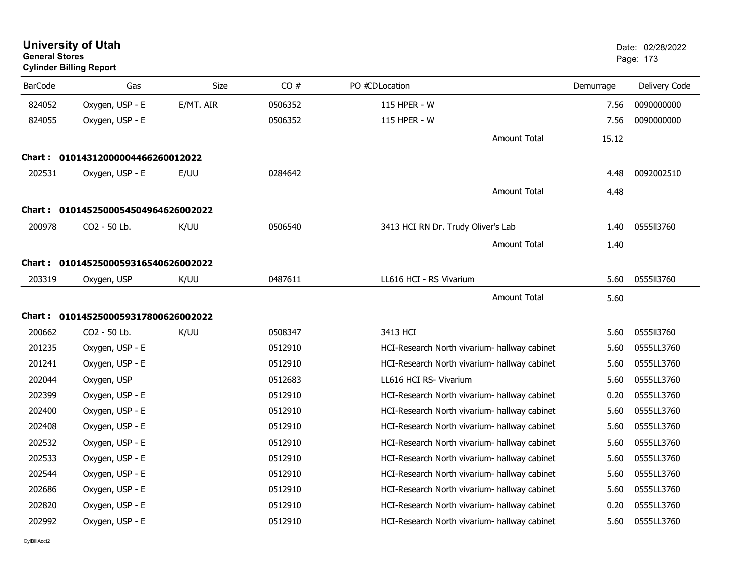# University of Utah
**General Stores**
**Cylinder Billing Report**

Date: 02/28/2022

| BarCode | Gas | Size | CO # | PO # | CDLocation | Demurrage | Delivery Code |
|---|---|---|---|---|---|---|---|
| 824052 | Oxygen, USP - E | E/MT. AIR | 0506352 | | 115 HPER - W | 7.56 | 0090000000 |
| 824055 | Oxygen, USP - E | | 0506352 | | 115 HPER - W | 7.56 | 0090000000 |
| | | | | | Amount Total | 15.12 | |
| **Chart :** | **01014312000004466260012022** | | | | | | |
| 202531 | Oxygen, USP - E | E/UU | 0284642 | | | 4.48 | 0092002510 |
| | | | | | Amount Total | 4.48 | |
| **Chart :** | **01014525000545049646260020​22** | | | | | | |
| 200978 | CO2 - 50 Lb. | K/UU | 0506540 | | 3413 HCI RN Dr. Trudy Oliver's Lab | 1.40 | 0555ll3760 |
| | | | | | Amount Total | 1.40 | |
| **Chart :** | **01014525000593165406260020​22** | | | | | | |
| 203319 | Oxygen, USP | K/UU | 0487611 | | LL616 HCI - RS Vivarium | 5.60 | 0555ll3760 |
| | | | | | Amount Total | 5.60 | |
| **Chart :** | **01014525000593178006260020​22** | | | | | | |
| 200662 | CO2 - 50 Lb. | K/UU | 0508347 | | 3413 HCI | 5.60 | 0555ll3760 |
| 201235 | Oxygen, USP - E | | 0512910 | | HCI-Research North vivarium- hallway cabinet | 5.60 | 0555LL3760 |
| 201241 | Oxygen, USP - E | | 0512910 | | HCI-Research North vivarium- hallway cabinet | 5.60 | 0555LL3760 |
| 202044 | Oxygen, USP | | 0512683 | | LL616 HCI RS- Vivarium | 5.60 | 0555LL3760 |
| 202399 | Oxygen, USP - E | | 0512910 | | HCI-Research North vivarium- hallway cabinet | 0.20 | 0555LL3760 |
| 202400 | Oxygen, USP - E | | 0512910 | | HCI-Research North vivarium- hallway cabinet | 5.60 | 0555LL3760 |
| 202408 | Oxygen, USP - E | | 0512910 | | HCI-Research North vivarium- hallway cabinet | 5.60 | 0555LL3760 |
| 202532 | Oxygen, USP - E | | 0512910 | | HCI-Research North vivarium- hallway cabinet | 5.60 | 0555LL3760 |
| 202533 | Oxygen, USP - E | | 0512910 | | HCI-Research North vivarium- hallway cabinet | 5.60 | 0555LL3760 |
| 202544 | Oxygen, USP - E | | 0512910 | | HCI-Research North vivarium- hallway cabinet | 5.60 | 0555LL3760 |
| 202686 | Oxygen, USP - E | | 0512910 | | HCI-Research North vivarium- hallway cabinet | 5.60 | 0555LL3760 |
| 202820 | Oxygen, USP - E | | 0512910 | | HCI-Research North vivarium- hallway cabinet | 0.20 | 0555LL3760 |
| 202992 | Oxygen, USP - E | | 0512910 | | HCI-Research North vivarium- hallway cabinet | 5.60 | 0555LL3760 |

CylBillAcct2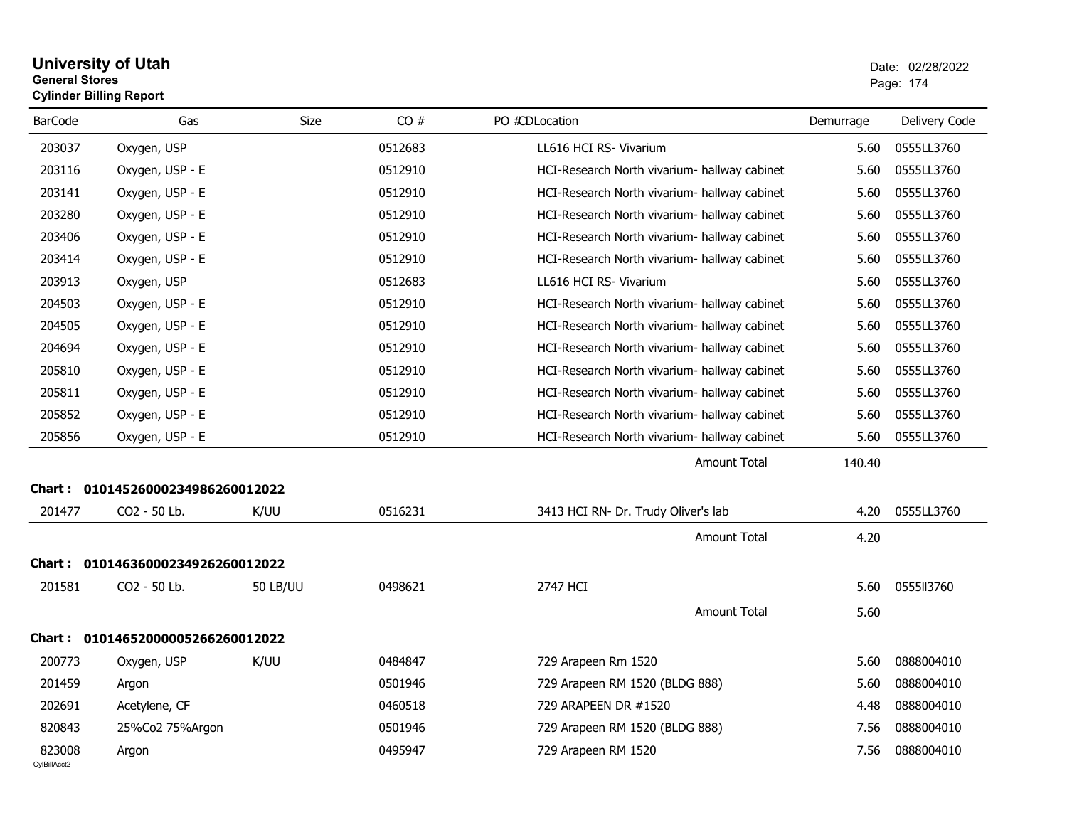# University of Utah
**General Stores**
**Cylinder Billing Report**

Date: 02/28/2022

| BarCode | Gas | Size | CO # | PO #CDLocation | Demurrage | Delivery Code |
|---|---|---|---|---|---|---|
| 203037 | Oxygen, USP | | 0512683 | LL616 HCI RS- Vivarium | 5.60 | 0555LL3760 |
| 203116 | Oxygen, USP - E | | 0512910 | HCI-Research North vivarium- hallway cabinet | 5.60 | 0555LL3760 |
| 203141 | Oxygen, USP - E | | 0512910 | HCI-Research North vivarium- hallway cabinet | 5.60 | 0555LL3760 |
| 203280 | Oxygen, USP - E | | 0512910 | HCI-Research North vivarium- hallway cabinet | 5.60 | 0555LL3760 |
| 203406 | Oxygen, USP - E | | 0512910 | HCI-Research North vivarium- hallway cabinet | 5.60 | 0555LL3760 |
| 203414 | Oxygen, USP - E | | 0512910 | HCI-Research North vivarium- hallway cabinet | 5.60 | 0555LL3760 |
| 203913 | Oxygen, USP | | 0512683 | LL616 HCI RS- Vivarium | 5.60 | 0555LL3760 |
| 204503 | Oxygen, USP - E | | 0512910 | HCI-Research North vivarium- hallway cabinet | 5.60 | 0555LL3760 |
| 204505 | Oxygen, USP - E | | 0512910 | HCI-Research North vivarium- hallway cabinet | 5.60 | 0555LL3760 |
| 204694 | Oxygen, USP - E | | 0512910 | HCI-Research North vivarium- hallway cabinet | 5.60 | 0555LL3760 |
| 205810 | Oxygen, USP - E | | 0512910 | HCI-Research North vivarium- hallway cabinet | 5.60 | 0555LL3760 |
| 205811 | Oxygen, USP - E | | 0512910 | HCI-Research North vivarium- hallway cabinet | 5.60 | 0555LL3760 |
| 205852 | Oxygen, USP - E | | 0512910 | HCI-Research North vivarium- hallway cabinet | 5.60 | 0555LL3760 |
| 205856 | Oxygen, USP - E | | 0512910 | HCI-Research North vivarium- hallway cabinet | 5.60 | 0555LL3760 |
| | | | | Amount Total | 140.40 | |

**Chart : 01014526000234986260012022**

| BarCode | Gas | Size | CO # | PO #CDLocation | Demurrage | Delivery Code |
|---|---|---|---|---|---|---|
| 201477 | CO2 - 50 Lb. | K/UU | 0516231 | 3413 HCI RN- Dr. Trudy Oliver's lab | 4.20 | 0555LL3760 |
| | | | | Amount Total | 4.20 | |

**Chart : 01014636000234926260012022**

| BarCode | Gas | Size | CO # | PO #CDLocation | Demurrage | Delivery Code |
|---|---|---|---|---|---|---|
| 201581 | CO2 - 50 Lb. | 50 LB/UU | 0498621 | 2747 HCI | 5.60 | 0555ll3760 |
| | | | | Amount Total | 5.60 | |

**Chart : 01014652000005266260012022**

| BarCode | Gas | Size | CO # | PO #CDLocation | Demurrage | Delivery Code |
|---|---|---|---|---|---|---|
| 200773 | Oxygen, USP | K/UU | 0484847 | 729 Arapeen Rm 1520 | 5.60 | 0888004010 |
| 201459 | Argon | | 0501946 | 729 Arapeen RM 1520 (BLDG 888) | 5.60 | 0888004010 |
| 202691 | Acetylene, CF | | 0460518 | 729 ARAPEEN DR #1520 | 4.48 | 0888004010 |
| 820843 | 25%Co2 75%Argon | | 0501946 | 729 Arapeen RM 1520 (BLDG 888) | 7.56 | 0888004010 |
| 823008 | Argon | | 0495947 | 729 Arapeen RM 1520 | 7.56 | 0888004010 |

CylBillAcct2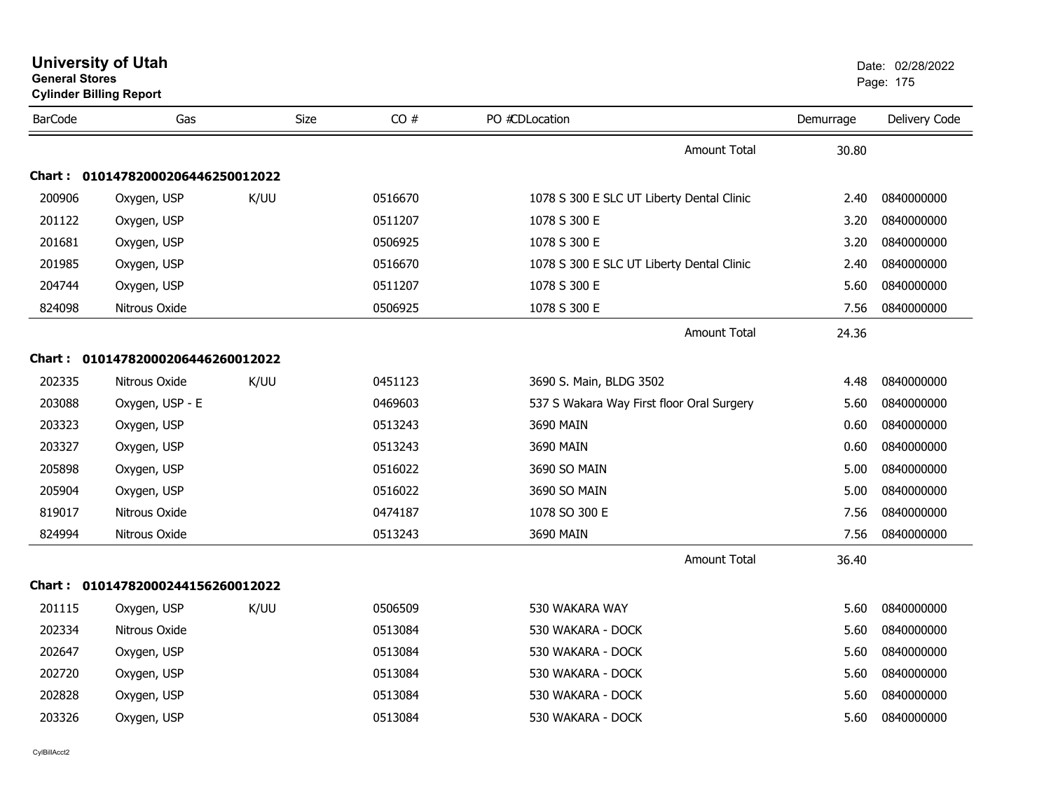# University of Utah

**General Stores**

**Cylinder Billing Report**

Date: 02/28/2022

| BarCode | Gas | Size | CO # | PO #CDLocation | Demurrage | Delivery Code |
|---|---|---|---|---|---|---|
| | | | | Amount Total | 30.80 | |
| **Chart : 01014782000206446250012022** | | | | | | |
| 200906 | Oxygen, USP | K/UU | 0516670 | 1078 S 300 E SLC UT Liberty Dental Clinic | 2.40 | 0840000000 |
| 201122 | Oxygen, USP | | 0511207 | 1078 S 300 E | 3.20 | 0840000000 |
| 201681 | Oxygen, USP | | 0506925 | 1078 S 300 E | 3.20 | 0840000000 |
| 201985 | Oxygen, USP | | 0516670 | 1078 S 300 E SLC UT Liberty Dental Clinic | 2.40 | 0840000000 |
| 204744 | Oxygen, USP | | 0511207 | 1078 S 300 E | 5.60 | 0840000000 |
| 824098 | Nitrous Oxide | | 0506925 | 1078 S 300 E | 7.56 | 0840000000 |
| | | | | Amount Total | 24.36 | |
| **Chart : 01014782000206446260012022** | | | | | | |
| 202335 | Nitrous Oxide | K/UU | 0451123 | 3690 S. Main, BLDG 3502 | 4.48 | 0840000000 |
| 203088 | Oxygen, USP - E | | 0469603 | 537 S Wakara Way First floor Oral Surgery | 5.60 | 0840000000 |
| 203323 | Oxygen, USP | | 0513243 | 3690 MAIN | 0.60 | 0840000000 |
| 203327 | Oxygen, USP | | 0513243 | 3690 MAIN | 0.60 | 0840000000 |
| 205898 | Oxygen, USP | | 0516022 | 3690 SO MAIN | 5.00 | 0840000000 |
| 205904 | Oxygen, USP | | 0516022 | 3690 SO MAIN | 5.00 | 0840000000 |
| 819017 | Nitrous Oxide | | 0474187 | 1078 SO 300 E | 7.56 | 0840000000 |
| 824994 | Nitrous Oxide | | 0513243 | 3690 MAIN | 7.56 | 0840000000 |
| | | | | Amount Total | 36.40 | |
| **Chart : 01014782000244156260012022** | | | | | | |
| 201115 | Oxygen, USP | K/UU | 0506509 | 530 WAKARA WAY | 5.60 | 0840000000 |
| 202334 | Nitrous Oxide | | 0513084 | 530 WAKARA - DOCK | 5.60 | 0840000000 |
| 202647 | Oxygen, USP | | 0513084 | 530 WAKARA - DOCK | 5.60 | 0840000000 |
| 202720 | Oxygen, USP | | 0513084 | 530 WAKARA - DOCK | 5.60 | 0840000000 |
| 202828 | Oxygen, USP | | 0513084 | 530 WAKARA - DOCK | 5.60 | 0840000000 |
| 203326 | Oxygen, USP | | 0513084 | 530 WAKARA - DOCK | 5.60 | 0840000000 |

CylBillAcct2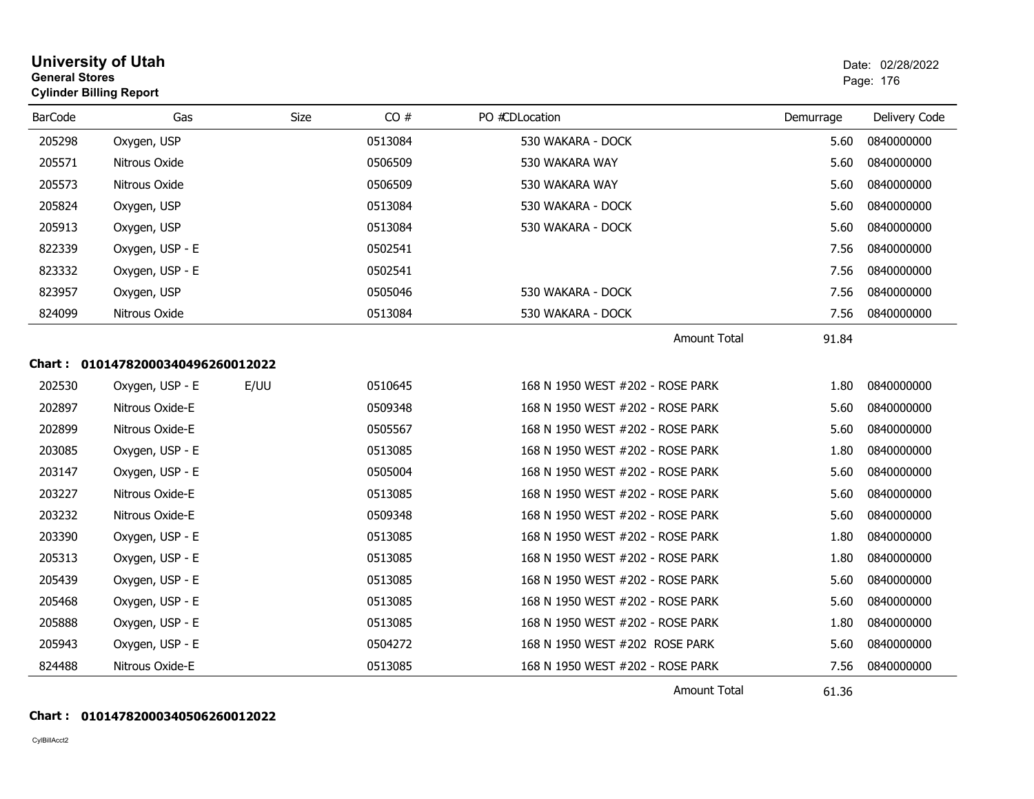# University of Utah
**General Stores**
**Cylinder Billing Report**

Date: 02/28/2022

| BarCode | Gas | Size | CO # | PO # | CD | Location | Demurrage | Delivery Code |
|---|---|---|---|---|---|---|---|---|
| 205298 | Oxygen, USP | | 0513084 | | | 530 WAKARA - DOCK | 5.60 | 0840000000 |
| 205571 | Nitrous Oxide | | 0506509 | | | 530 WAKARA WAY | 5.60 | 0840000000 |
| 205573 | Nitrous Oxide | | 0506509 | | | 530 WAKARA WAY | 5.60 | 0840000000 |
| 205824 | Oxygen, USP | | 0513084 | | | 530 WAKARA - DOCK | 5.60 | 0840000000 |
| 205913 | Oxygen, USP | | 0513084 | | | 530 WAKARA - DOCK | 5.60 | 0840000000 |
| 822339 | Oxygen, USP - E | | 0502541 | | | | 7.56 | 0840000000 |
| 823332 | Oxygen, USP - E | | 0502541 | | | | 7.56 | 0840000000 |
| 823957 | Oxygen, USP | | 0505046 | | | 530 WAKARA - DOCK | 7.56 | 0840000000 |
| 824099 | Nitrous Oxide | | 0513084 | | | 530 WAKARA - DOCK | 7.56 | 0840000000 |
| | | | | | | Amount Total | 91.84 | |

**Chart : 01014782000340496260012022**

| BarCode | Gas | Size | CO # | PO # | CD | Location | Demurrage | Delivery Code |
|---|---|---|---|---|---|---|---|---|
| 202530 | Oxygen, USP - E | E/UU | 0510645 | | | 168 N 1950 WEST #202 - ROSE PARK | 1.80 | 0840000000 |
| 202897 | Nitrous Oxide-E | | 0509348 | | | 168 N 1950 WEST #202 - ROSE PARK | 5.60 | 0840000000 |
| 202899 | Nitrous Oxide-E | | 0505567 | | | 168 N 1950 WEST #202 - ROSE PARK | 5.60 | 0840000000 |
| 203085 | Oxygen, USP - E | | 0513085 | | | 168 N 1950 WEST #202 - ROSE PARK | 1.80 | 0840000000 |
| 203147 | Oxygen, USP - E | | 0505004 | | | 168 N 1950 WEST #202 - ROSE PARK | 5.60 | 0840000000 |
| 203227 | Nitrous Oxide-E | | 0513085 | | | 168 N 1950 WEST #202 - ROSE PARK | 5.60 | 0840000000 |
| 203232 | Nitrous Oxide-E | | 0509348 | | | 168 N 1950 WEST #202 - ROSE PARK | 5.60 | 0840000000 |
| 203390 | Oxygen, USP - E | | 0513085 | | | 168 N 1950 WEST #202 - ROSE PARK | 1.80 | 0840000000 |
| 205313 | Oxygen, USP - E | | 0513085 | | | 168 N 1950 WEST #202 - ROSE PARK | 1.80 | 0840000000 |
| 205439 | Oxygen, USP - E | | 0513085 | | | 168 N 1950 WEST #202 - ROSE PARK | 5.60 | 0840000000 |
| 205468 | Oxygen, USP - E | | 0513085 | | | 168 N 1950 WEST #202 - ROSE PARK | 5.60 | 0840000000 |
| 205888 | Oxygen, USP - E | | 0513085 | | | 168 N 1950 WEST #202 - ROSE PARK | 1.80 | 0840000000 |
| 205943 | Oxygen, USP - E | | 0504272 | | | 168 N 1950 WEST #202  ROSE PARK | 5.60 | 0840000000 |
| 824488 | Nitrous Oxide-E | | 0513085 | | | 168 N 1950 WEST #202 - ROSE PARK | 7.56 | 0840000000 |
| | | | | | | Amount Total | 61.36 | |

**Chart : 01014782000340506260012022**

CylBillAcct2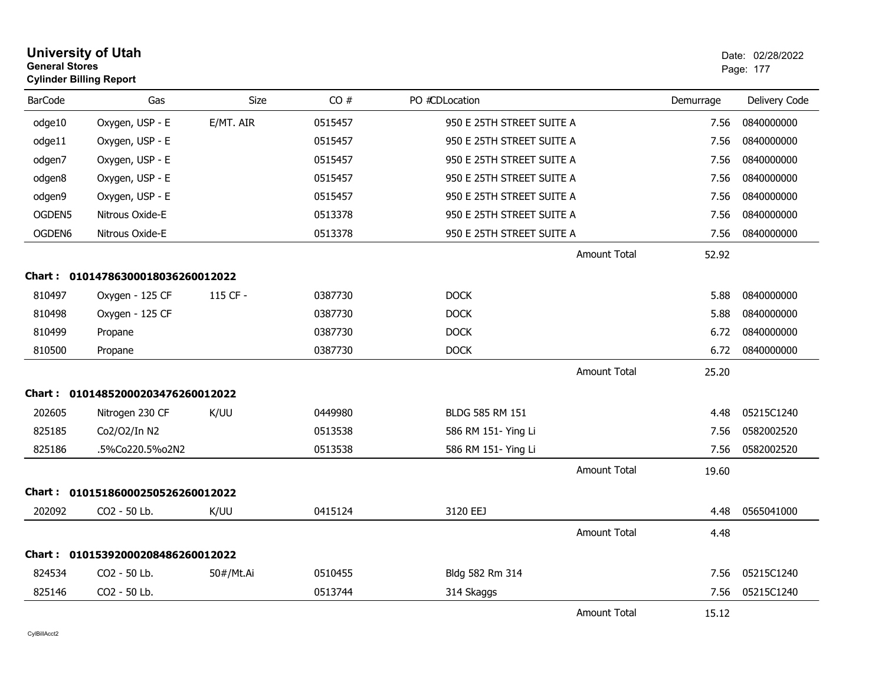# University of Utah
**General Stores**
**Cylinder Billing Report**

Date: 02/28/2022

| BarCode | Gas | Size | CO # | PO # | CDLocation | Demurrage | Delivery Code |
|---|---|---|---|---|---|---|---|
| odge10 | Oxygen, USP - E | E/MT. AIR | 0515457 | | 950 E 25TH STREET SUITE A | 7.56 | 0840000000 |
| odge11 | Oxygen, USP - E | | 0515457 | | 950 E 25TH STREET SUITE A | 7.56 | 0840000000 |
| odgen7 | Oxygen, USP - E | | 0515457 | | 950 E 25TH STREET SUITE A | 7.56 | 0840000000 |
| odgen8 | Oxygen, USP - E | | 0515457 | | 950 E 25TH STREET SUITE A | 7.56 | 0840000000 |
| odgen9 | Oxygen, USP - E | | 0515457 | | 950 E 25TH STREET SUITE A | 7.56 | 0840000000 |
| OGDEN5 | Nitrous Oxide-E | | 0513378 | | 950 E 25TH STREET SUITE A | 7.56 | 0840000000 |
| OGDEN6 | Nitrous Oxide-E | | 0513378 | | 950 E 25TH STREET SUITE A | 7.56 | 0840000000 |
| | | | | | Amount Total | 52.92 | |

**Chart : 0101478630001803626001 2022**

| BarCode | Gas | Size | CO # | PO # | CDLocation | Demurrage | Delivery Code |
|---|---|---|---|---|---|---|---|
| 810497 | Oxygen - 125 CF | 115 CF - | 0387730 | | DOCK | 5.88 | 0840000000 |
| 810498 | Oxygen - 125 CF | | 0387730 | | DOCK | 5.88 | 0840000000 |
| 810499 | Propane | | 0387730 | | DOCK | 6.72 | 0840000000 |
| 810500 | Propane | | 0387730 | | DOCK | 6.72 | 0840000000 |
| | | | | | Amount Total | 25.20 | |

**Chart : 01014852000203476260012022**

| BarCode | Gas | Size | CO # | PO # | CDLocation | Demurrage | Delivery Code |
|---|---|---|---|---|---|---|---|
| 202605 | Nitrogen 230 CF | K/UU | 0449980 | | BLDG 585 RM 151 | 4.48 | 05215C1240 |
| 825185 | Co2/O2/In N2 | | 0513538 | | 586 RM 151- Ying Li | 7.56 | 0582002520 |
| 825186 | .5%Co220.5%o2N2 | | 0513538 | | 586 RM 151- Ying Li | 7.56 | 0582002520 |
| | | | | | Amount Total | 19.60 | |

**Chart : 01015186000250526260012022**

| BarCode | Gas | Size | CO # | PO # | CDLocation | Demurrage | Delivery Code |
|---|---|---|---|---|---|---|---|
| 202092 | CO2 - 50 Lb. | K/UU | 0415124 | | 3120 EEJ | 4.48 | 0565041000 |
| | | | | | Amount Total | 4.48 | |

**Chart : 01015392000208486260012022**

| BarCode | Gas | Size | CO # | PO # | CDLocation | Demurrage | Delivery Code |
|---|---|---|---|---|---|---|---|
| 824534 | CO2 - 50 Lb. | 50#/Mt.Ai | 0510455 | | Bldg 582 Rm 314 | 7.56 | 05215C1240 |
| 825146 | CO2 - 50 Lb. | | 0513744 | | 314 Skaggs | 7.56 | 05215C1240 |
| | | | | | Amount Total | 15.12 | |

CylBillAcct2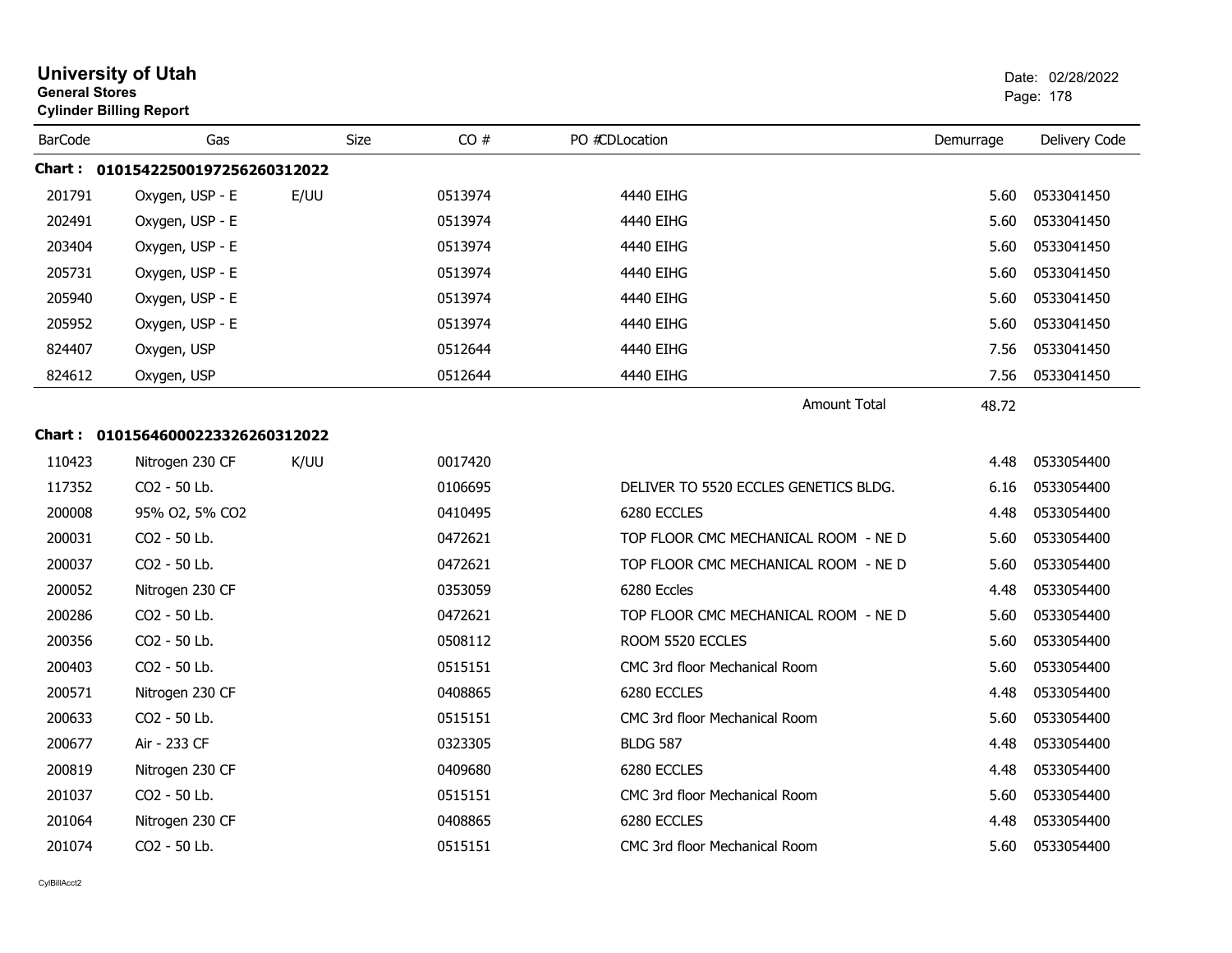# University of Utah

**General Stores**

**Cylinder Billing Report**

Date: 02/28/2022

| BarCode | Gas | Size | CO # | PO #CDLocation | Demurrage | Delivery Code |
|---|---|---|---|---|---|---|
| **Chart : 01015422500197256260312022** | | | | | | |
| 201791 | Oxygen, USP - E | E/UU | 0513974 | 4440 EIHG | 5.60 | 0533041450 |
| 202491 | Oxygen, USP - E | | 0513974 | 4440 EIHG | 5.60 | 0533041450 |
| 203404 | Oxygen, USP - E | | 0513974 | 4440 EIHG | 5.60 | 0533041450 |
| 205731 | Oxygen, USP - E | | 0513974 | 4440 EIHG | 5.60 | 0533041450 |
| 205940 | Oxygen, USP - E | | 0513974 | 4440 EIHG | 5.60 | 0533041450 |
| 205952 | Oxygen, USP - E | | 0513974 | 4440 EIHG | 5.60 | 0533041450 |
| 824407 | Oxygen, USP | | 0512644 | 4440 EIHG | 7.56 | 0533041450 |
| 824612 | Oxygen, USP | | 0512644 | 4440 EIHG | 7.56 | 0533041450 |
| | | | | Amount Total | 48.72 | |
| **Chart : 01015646000223326260312022** | | | | | | |
| 110423 | Nitrogen 230 CF | K/UU | 0017420 | | 4.48 | 0533054400 |
| 117352 | CO2 - 50 Lb. | | 0106695 | DELIVER TO 5520 ECCLES GENETICS BLDG. | 6.16 | 0533054400 |
| 200008 | 95% O2, 5% CO2 | | 0410495 | 6280 ECCLES | 4.48 | 0533054400 |
| 200031 | CO2 - 50 Lb. | | 0472621 | TOP FLOOR CMC MECHANICAL ROOM - NE D | 5.60 | 0533054400 |
| 200037 | CO2 - 50 Lb. | | 0472621 | TOP FLOOR CMC MECHANICAL ROOM - NE D | 5.60 | 0533054400 |
| 200052 | Nitrogen 230 CF | | 0353059 | 6280 Eccles | 4.48 | 0533054400 |
| 200286 | CO2 - 50 Lb. | | 0472621 | TOP FLOOR CMC MECHANICAL ROOM - NE D | 5.60 | 0533054400 |
| 200356 | CO2 - 50 Lb. | | 0508112 | ROOM 5520 ECCLES | 5.60 | 0533054400 |
| 200403 | CO2 - 50 Lb. | | 0515151 | CMC 3rd floor Mechanical Room | 5.60 | 0533054400 |
| 200571 | Nitrogen 230 CF | | 0408865 | 6280 ECCLES | 4.48 | 0533054400 |
| 200633 | CO2 - 50 Lb. | | 0515151 | CMC 3rd floor Mechanical Room | 5.60 | 0533054400 |
| 200677 | Air - 233 CF | | 0323305 | BLDG 587 | 4.48 | 0533054400 |
| 200819 | Nitrogen 230 CF | | 0409680 | 6280 ECCLES | 4.48 | 0533054400 |
| 201037 | CO2 - 50 Lb. | | 0515151 | CMC 3rd floor Mechanical Room | 5.60 | 0533054400 |
| 201064 | Nitrogen 230 CF | | 0408865 | 6280 ECCLES | 4.48 | 0533054400 |
| 201074 | CO2 - 50 Lb. | | 0515151 | CMC 3rd floor Mechanical Room | 5.60 | 0533054400 |

CylBillAcct2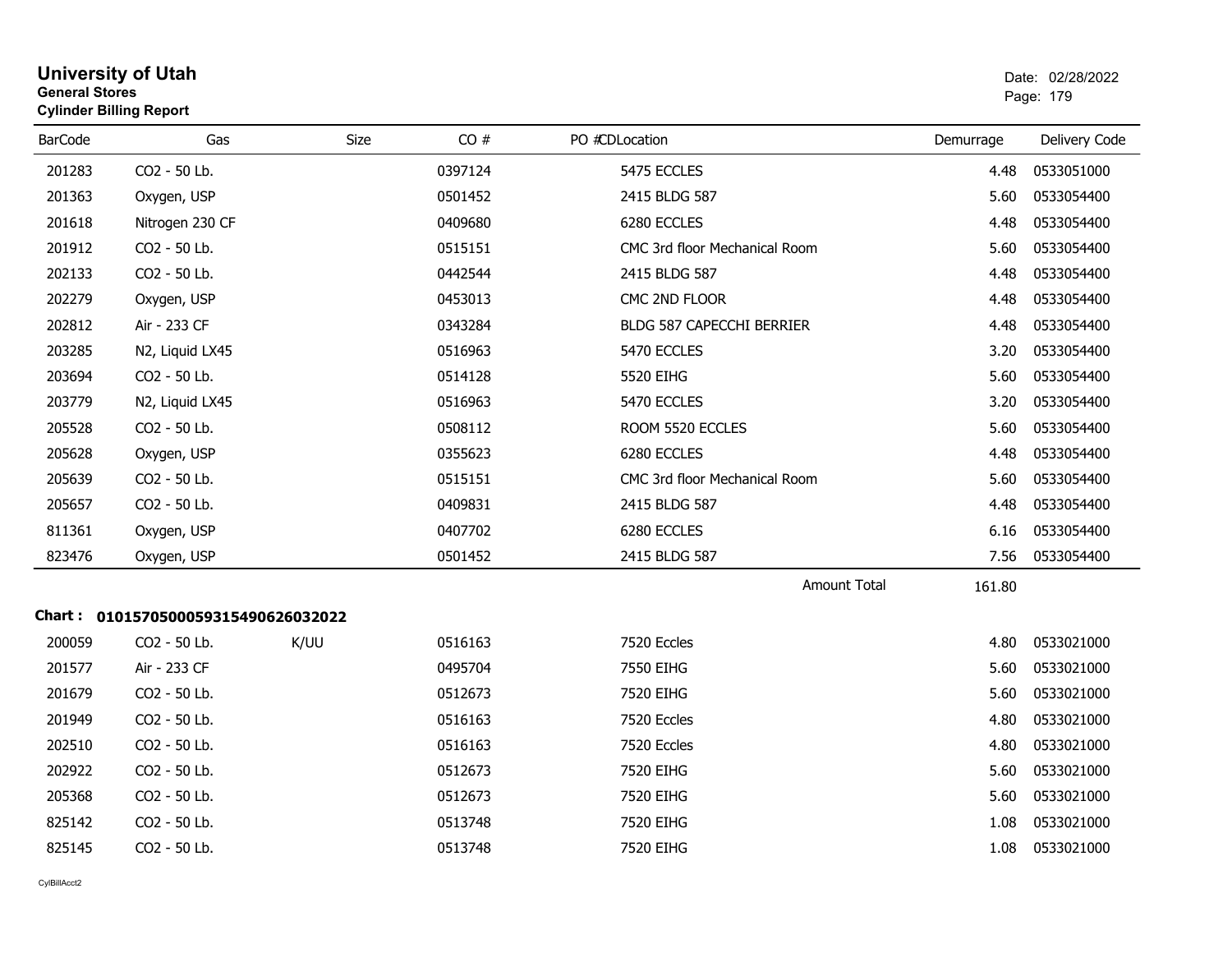# University of Utah
**General Stores**
**Cylinder Billing Report**

Date: 02/28/2022

| BarCode | Gas | Size | CO # | PO # | CDLocation | Demurrage | Delivery Code |
|---|---|---|---|---|---|---|---|
| 201283 | CO2 - 50 Lb. | | 0397124 | | 5475 ECCLES | 4.48 | 0533051000 |
| 201363 | Oxygen, USP | | 0501452 | | 2415 BLDG 587 | 5.60 | 0533054400 |
| 201618 | Nitrogen 230 CF | | 0409680 | | 6280 ECCLES | 4.48 | 0533054400 |
| 201912 | CO2 - 50 Lb. | | 0515151 | | CMC 3rd floor Mechanical Room | 5.60 | 0533054400 |
| 202133 | CO2 - 50 Lb. | | 0442544 | | 2415 BLDG 587 | 4.48 | 0533054400 |
| 202279 | Oxygen, USP | | 0453013 | | CMC 2ND FLOOR | 4.48 | 0533054400 |
| 202812 | Air - 233 CF | | 0343284 | | BLDG 587 CAPECCHI BERRIER | 4.48 | 0533054400 |
| 203285 | N2, Liquid LX45 | | 0516963 | | 5470 ECCLES | 3.20 | 0533054400 |
| 203694 | CO2 - 50 Lb. | | 0514128 | | 5520 EIHG | 5.60 | 0533054400 |
| 203779 | N2, Liquid LX45 | | 0516963 | | 5470 ECCLES | 3.20 | 0533054400 |
| 205528 | CO2 - 50 Lb. | | 0508112 | | ROOM 5520 ECCLES | 5.60 | 0533054400 |
| 205628 | Oxygen, USP | | 0355623 | | 6280 ECCLES | 4.48 | 0533054400 |
| 205639 | CO2 - 50 Lb. | | 0515151 | | CMC 3rd floor Mechanical Room | 5.60 | 0533054400 |
| 205657 | CO2 - 50 Lb. | | 0409831 | | 2415 BLDG 587 | 4.48 | 0533054400 |
| 811361 | Oxygen, USP | | 0407702 | | 6280 ECCLES | 6.16 | 0533054400 |
| 823476 | Oxygen, USP | | 0501452 | | 2415 BLDG 587 | 7.56 | 0533054400 |
| | | | | | Amount Total | 161.80 | |

**Chart : 01015705000593154906260320​22**

| BarCode | Gas | Size | CO # | PO # | CDLocation | Demurrage | Delivery Code |
|---|---|---|---|---|---|---|---|
| 200059 | CO2 - 50 Lb. | K/UU | 0516163 | | 7520 Eccles | 4.80 | 0533021000 |
| 201577 | Air - 233 CF | | 0495704 | | 7550 EIHG | 5.60 | 0533021000 |
| 201679 | CO2 - 50 Lb. | | 0512673 | | 7520 EIHG | 5.60 | 0533021000 |
| 201949 | CO2 - 50 Lb. | | 0516163 | | 7520 Eccles | 4.80 | 0533021000 |
| 202510 | CO2 - 50 Lb. | | 0516163 | | 7520 Eccles | 4.80 | 0533021000 |
| 202922 | CO2 - 50 Lb. | | 0512673 | | 7520 EIHG | 5.60 | 0533021000 |
| 205368 | CO2 - 50 Lb. | | 0512673 | | 7520 EIHG | 5.60 | 0533021000 |
| 825142 | CO2 - 50 Lb. | | 0513748 | | 7520 EIHG | 1.08 | 0533021000 |
| 825145 | CO2 - 50 Lb. | | 0513748 | | 7520 EIHG | 1.08 | 0533021000 |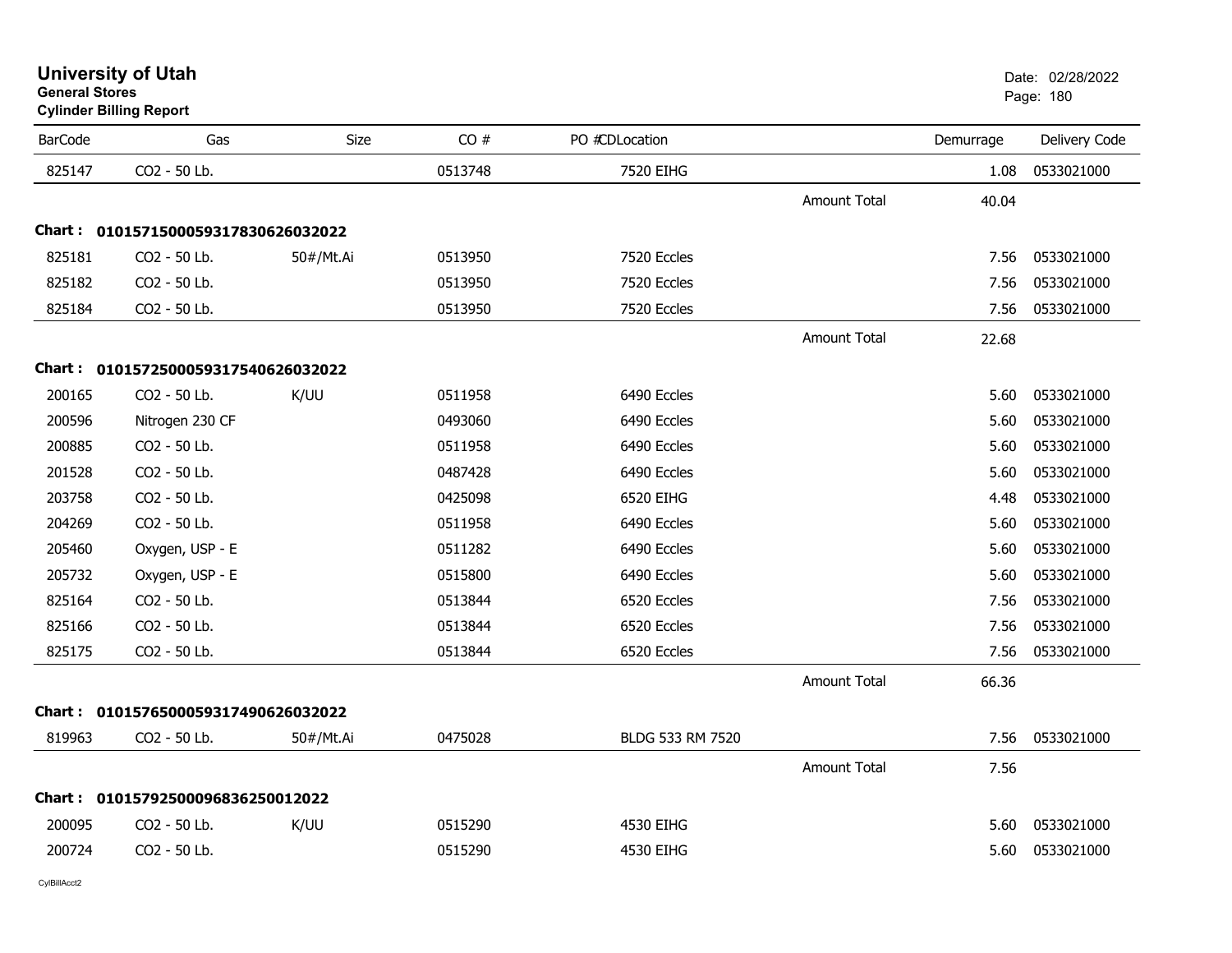# University of Utah
**General Stores**
**Cylinder Billing Report**

Date: 02/28/2022

| BarCode | Gas | Size | CO # | PO #CDLocation | | Demurrage | Delivery Code |
|---|---|---|---|---|---|---|---|
| 825147 | CO2 - 50 Lb. | | 0513748 | 7520 EIHG | | 1.08 | 0533021000 |
| | | | | | Amount Total | 40.04 | |

**Chart : 01015715000593178306260320 22**

| BarCode | Gas | Size | CO # | PO #CDLocation | | Demurrage | Delivery Code |
|---|---|---|---|---|---|---|---|
| 825181 | CO2 - 50 Lb. | 50#/Mt.Ai | 0513950 | 7520 Eccles | | 7.56 | 0533021000 |
| 825182 | CO2 - 50 Lb. | | 0513950 | 7520 Eccles | | 7.56 | 0533021000 |
| 825184 | CO2 - 50 Lb. | | 0513950 | 7520 Eccles | | 7.56 | 0533021000 |
| | | | | | Amount Total | 22.68 | |

**Chart : 0101572500059317540626032022**

| BarCode | Gas | Size | CO # | PO #CDLocation | | Demurrage | Delivery Code |
|---|---|---|---|---|---|---|---|
| 200165 | CO2 - 50 Lb. | K/UU | 0511958 | 6490 Eccles | | 5.60 | 0533021000 |
| 200596 | Nitrogen 230 CF | | 0493060 | 6490 Eccles | | 5.60 | 0533021000 |
| 200885 | CO2 - 50 Lb. | | 0511958 | 6490 Eccles | | 5.60 | 0533021000 |
| 201528 | CO2 - 50 Lb. | | 0487428 | 6490 Eccles | | 5.60 | 0533021000 |
| 203758 | CO2 - 50 Lb. | | 0425098 | 6520 EIHG | | 4.48 | 0533021000 |
| 204269 | CO2 - 50 Lb. | | 0511958 | 6490 Eccles | | 5.60 | 0533021000 |
| 205460 | Oxygen, USP - E | | 0511282 | 6490 Eccles | | 5.60 | 0533021000 |
| 205732 | Oxygen, USP - E | | 0515800 | 6490 Eccles | | 5.60 | 0533021000 |
| 825164 | CO2 - 50 Lb. | | 0513844 | 6520 Eccles | | 7.56 | 0533021000 |
| 825166 | CO2 - 50 Lb. | | 0513844 | 6520 Eccles | | 7.56 | 0533021000 |
| 825175 | CO2 - 50 Lb. | | 0513844 | 6520 Eccles | | 7.56 | 0533021000 |
| | | | | | Amount Total | 66.36 | |

**Chart : 0101576500059317490626032022**

| BarCode | Gas | Size | CO # | PO #CDLocation | | Demurrage | Delivery Code |
|---|---|---|---|---|---|---|---|
| 819963 | CO2 - 50 Lb. | 50#/Mt.Ai | 0475028 | BLDG 533 RM 7520 | | 7.56 | 0533021000 |
| | | | | | Amount Total | 7.56 | |

**Chart : 0101579250009683625001202 2**

| BarCode | Gas | Size | CO # | PO #CDLocation | | Demurrage | Delivery Code |
|---|---|---|---|---|---|---|---|
| 200095 | CO2 - 50 Lb. | K/UU | 0515290 | 4530 EIHG | | 5.60 | 0533021000 |
| 200724 | CO2 - 50 Lb. | | 0515290 | 4530 EIHG | | 5.60 | 0533021000 |

CylBillAcct2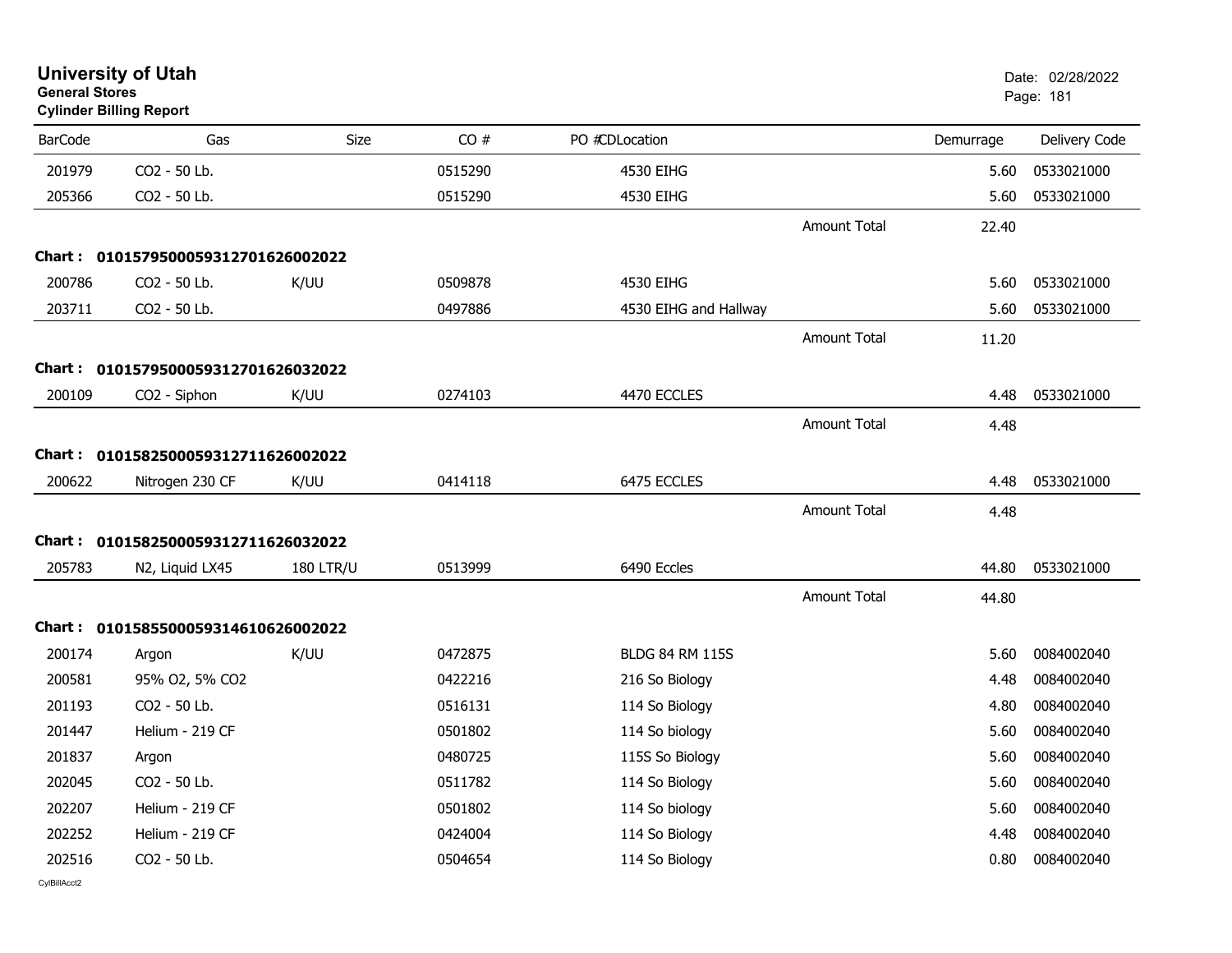# University of Utah
**General Stores**
**Cylinder Billing Report**

Date: 02/28/2022

| BarCode | Gas | Size | CO # | PO #CDLocation | | Demurrage | Delivery Code |
|---|---|---|---|---|---|---|---|
| 201979 | CO2 - 50 Lb. | | 0515290 | 4530 EIHG | | 5.60 | 0533021000 |
| 205366 | CO2 - 50 Lb. | | 0515290 | 4530 EIHG | | 5.60 | 0533021000 |
| | | | | | Amount Total | 22.40 | |
| **Chart :** | **01015795000593127016260022022** | | | | | | |
| 200786 | CO2 - 50 Lb. | K/UU | 0509878 | 4530 EIHG | | 5.60 | 0533021000 |
| 203711 | CO2 - 50 Lb. | | 0497886 | 4530 EIHG and Hallway | | 5.60 | 0533021000 |
| | | | | | Amount Total | 11.20 | |
| **Chart :** | **01015795000593127016260032022** | | | | | | |
| 200109 | CO2 - Siphon | K/UU | 0274103 | 4470 ECCLES | | 4.48 | 0533021000 |
| | | | | | Amount Total | 4.48 | |
| **Chart :** | **01015825000593127116260022022** | | | | | | |
| 200622 | Nitrogen 230 CF | K/UU | 0414118 | 6475 ECCLES | | 4.48 | 0533021000 |
| | | | | | Amount Total | 4.48 | |
| **Chart :** | **01015825000593127116260032022** | | | | | | |
| 205783 | N2, Liquid LX45 | 180 LTR/U | 0513999 | 6490 Eccles | | 44.80 | 0533021000 |
| | | | | | Amount Total | 44.80 | |
| **Chart :** | **01015855000593146106260022022** | | | | | | |
| 200174 | Argon | K/UU | 0472875 | BLDG 84 RM 115S | | 5.60 | 0084002040 |
| 200581 | 95% O2, 5% CO2 | | 0422216 | 216 So Biology | | 4.48 | 0084002040 |
| 201193 | CO2 - 50 Lb. | | 0516131 | 114 So Biology | | 4.80 | 0084002040 |
| 201447 | Helium - 219 CF | | 0501802 | 114 So biology | | 5.60 | 0084002040 |
| 201837 | Argon | | 0480725 | 115S So Biology | | 5.60 | 0084002040 |
| 202045 | CO2 - 50 Lb. | | 0511782 | 114 So Biology | | 5.60 | 0084002040 |
| 202207 | Helium - 219 CF | | 0501802 | 114 So biology | | 5.60 | 0084002040 |
| 202252 | Helium - 219 CF | | 0424004 | 114 So Biology | | 4.48 | 0084002040 |
| 202516 | CO2 - 50 Lb. | | 0504654 | 114 So Biology | | 0.80 | 0084002040 |

CylBillAcct2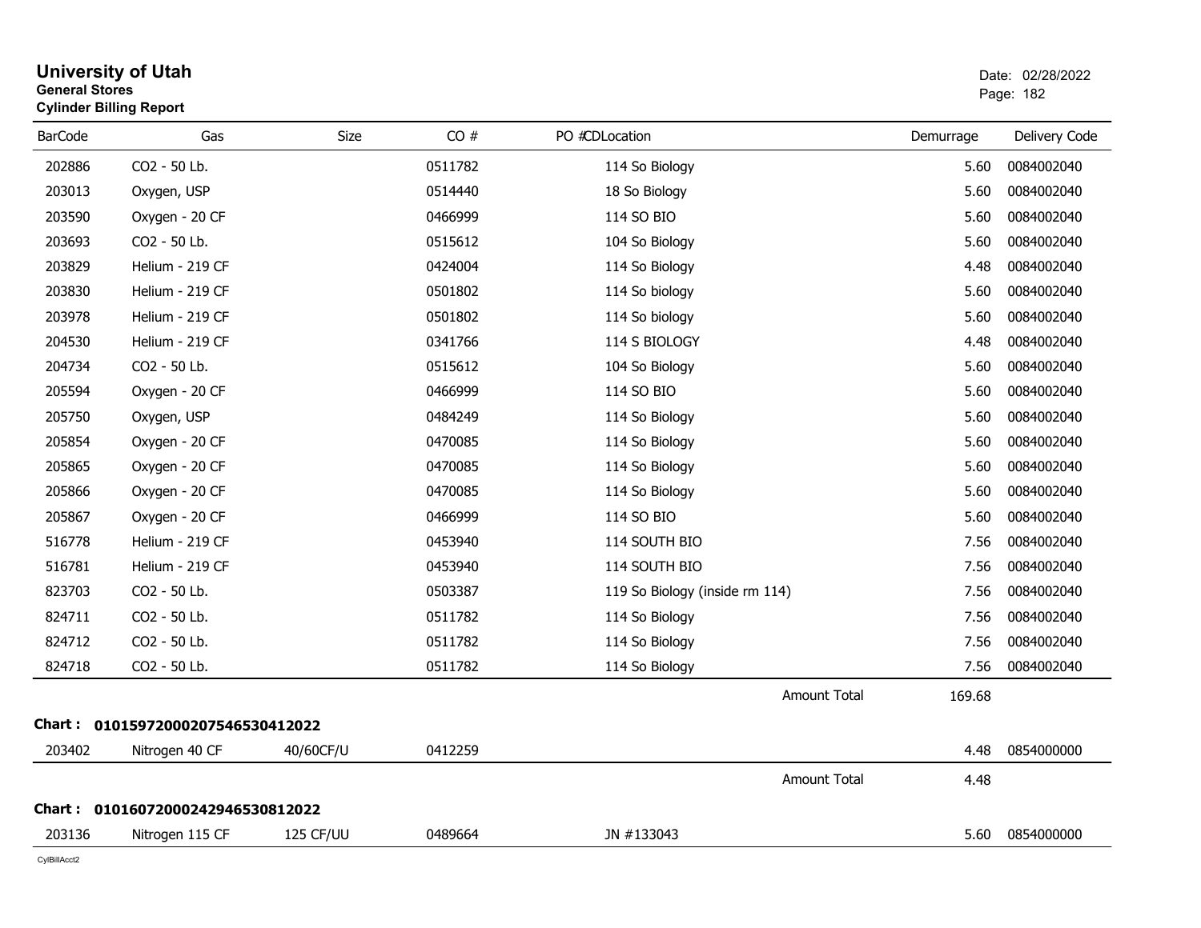# University of Utah
**General Stores**
**Cylinder Billing Report**

Date: 02/28/2022

| BarCode | Gas | Size | CO # | PO # | CDLocation | Demurrage | Delivery Code |
|---|---|---|---|---|---|---|---|
| 202886 | CO2 - 50 Lb. | | 0511782 | | 114 So Biology | 5.60 | 0084002040 |
| 203013 | Oxygen, USP | | 0514440 | | 18 So Biology | 5.60 | 0084002040 |
| 203590 | Oxygen - 20 CF | | 0466999 | | 114 SO BIO | 5.60 | 0084002040 |
| 203693 | CO2 - 50 Lb. | | 0515612 | | 104 So Biology | 5.60 | 0084002040 |
| 203829 | Helium - 219 CF | | 0424004 | | 114 So Biology | 4.48 | 0084002040 |
| 203830 | Helium - 219 CF | | 0501802 | | 114 So biology | 5.60 | 0084002040 |
| 203978 | Helium - 219 CF | | 0501802 | | 114 So biology | 5.60 | 0084002040 |
| 204530 | Helium - 219 CF | | 0341766 | | 114 S BIOLOGY | 4.48 | 0084002040 |
| 204734 | CO2 - 50 Lb. | | 0515612 | | 104 So Biology | 5.60 | 0084002040 |
| 205594 | Oxygen - 20 CF | | 0466999 | | 114 SO BIO | 5.60 | 0084002040 |
| 205750 | Oxygen, USP | | 0484249 | | 114 So Biology | 5.60 | 0084002040 |
| 205854 | Oxygen - 20 CF | | 0470085 | | 114 So Biology | 5.60 | 0084002040 |
| 205865 | Oxygen - 20 CF | | 0470085 | | 114 So Biology | 5.60 | 0084002040 |
| 205866 | Oxygen - 20 CF | | 0470085 | | 114 So Biology | 5.60 | 0084002040 |
| 205867 | Oxygen - 20 CF | | 0466999 | | 114 SO BIO | 5.60 | 0084002040 |
| 516778 | Helium - 219 CF | | 0453940 | | 114 SOUTH BIO | 7.56 | 0084002040 |
| 516781 | Helium - 219 CF | | 0453940 | | 114 SOUTH BIO | 7.56 | 0084002040 |
| 823703 | CO2 - 50 Lb. | | 0503387 | | 119 So Biology (inside rm 114) | 7.56 | 0084002040 |
| 824711 | CO2 - 50 Lb. | | 0511782 | | 114 So Biology | 7.56 | 0084002040 |
| 824712 | CO2 - 50 Lb. | | 0511782 | | 114 So Biology | 7.56 | 0084002040 |
| 824718 | CO2 - 50 Lb. | | 0511782 | | 114 So Biology | 7.56 | 0084002040 |
| | | | | | Amount Total | 169.68 | |

**Chart : 01015972000207546530412022**

| BarCode | Gas | Size | CO # | PO # | CDLocation | Demurrage | Delivery Code |
|---|---|---|---|---|---|---|---|
| 203402 | Nitrogen 40 CF | 40/60CF/U | 0412259 | | | 4.48 | 0854000000 |
| | | | | | Amount Total | 4.48 | |

**Chart : 01016072000242946530812022**

| BarCode | Gas | Size | CO # | PO # | CDLocation | Demurrage | Delivery Code |
|---|---|---|---|---|---|---|---|
| 203136 | Nitrogen 115 CF | 125 CF/UU | 0489664 | | JN #133043 | 5.60 | 0854000000 |

CylBillAcct2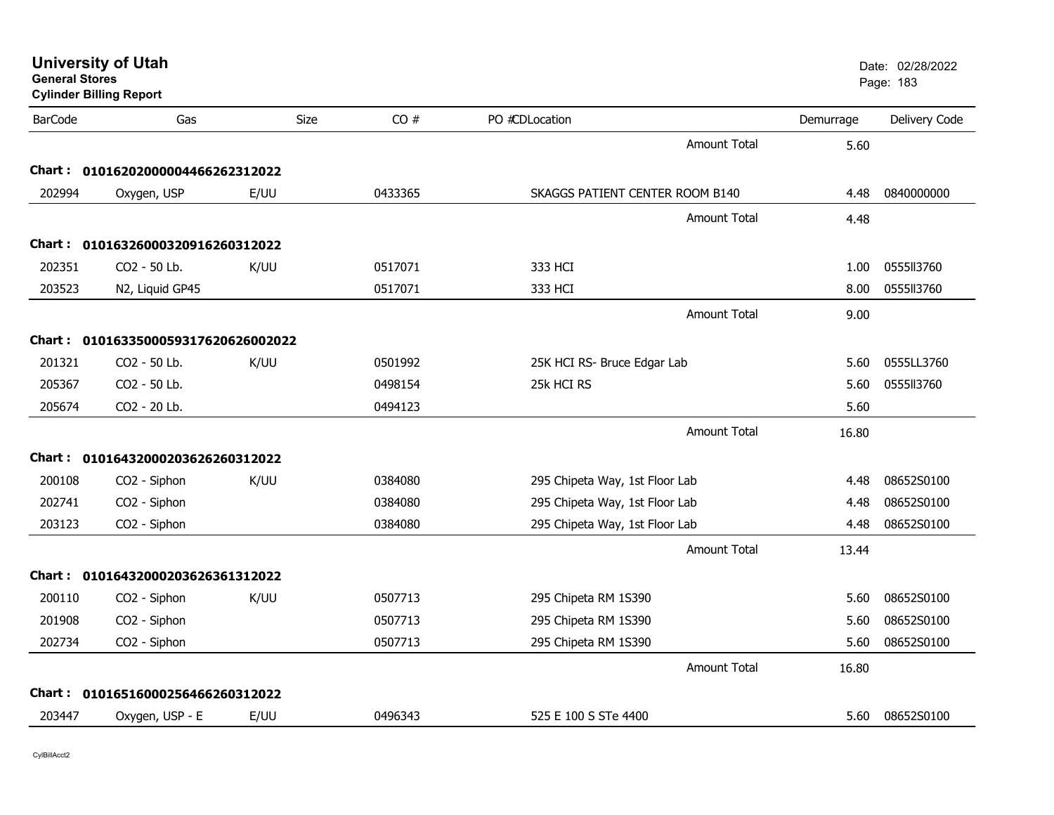# University of Utah

**General Stores**

**Cylinder Billing Report**

Date: 02/28/2022

| BarCode | Gas | Size | CO # | PO #CDLocation | Demurrage | Delivery Code |
|---|---|---|---|---|---|---|
| | | | | Amount Total | 5.60 | |
| **Chart :** | **01016202000004466262312022** | | | | | |
| 202994 | Oxygen, USP | E/UU | 0433365 | SKAGGS PATIENT CENTER ROOM B140 | 4.48 | 0840000000 |
| | | | | Amount Total | 4.48 | |
| **Chart :** | **01016326000320916260312022** | | | | | |
| 202351 | CO2 - 50 Lb. | K/UU | 0517071 | 333 HCI | 1.00 | 0555ll3760 |
| 203523 | N2, Liquid GP45 | | 0517071 | 333 HCI | 8.00 | 0555ll3760 |
| | | | | Amount Total | 9.00 | |
| **Chart :** | **010163350005931762062600 2022** | | | | | |
| 201321 | CO2 - 50 Lb. | K/UU | 0501992 | 25K HCI RS- Bruce Edgar Lab | 5.60 | 0555LL3760 |
| 205367 | CO2 - 50 Lb. | | 0498154 | 25k HCI RS | 5.60 | 0555ll3760 |
| 205674 | CO2 - 20 Lb. | | 0494123 | | 5.60 | |
| | | | | Amount Total | 16.80 | |
| **Chart :** | **01016432000203626260312022** | | | | | |
| 200108 | CO2 - Siphon | K/UU | 0384080 | 295 Chipeta Way, 1st Floor Lab | 4.48 | 08652S0100 |
| 202741 | CO2 - Siphon | | 0384080 | 295 Chipeta Way, 1st Floor Lab | 4.48 | 08652S0100 |
| 203123 | CO2 - Siphon | | 0384080 | 295 Chipeta Way, 1st Floor Lab | 4.48 | 08652S0100 |
| | | | | Amount Total | 13.44 | |
| **Chart :** | **01016432000203626361312022** | | | | | |
| 200110 | CO2 - Siphon | K/UU | 0507713 | 295 Chipeta RM 1S390 | 5.60 | 08652S0100 |
| 201908 | CO2 - Siphon | | 0507713 | 295 Chipeta RM 1S390 | 5.60 | 08652S0100 |
| 202734 | CO2 - Siphon | | 0507713 | 295 Chipeta RM 1S390 | 5.60 | 08652S0100 |
| | | | | Amount Total | 16.80 | |
| **Chart :** | **01016516000256466260312022** | | | | | |
| 203447 | Oxygen, USP - E | E/UU | 0496343 | 525 E 100 S STe 4400 | 5.60 | 08652S0100 |

CylBillAcct2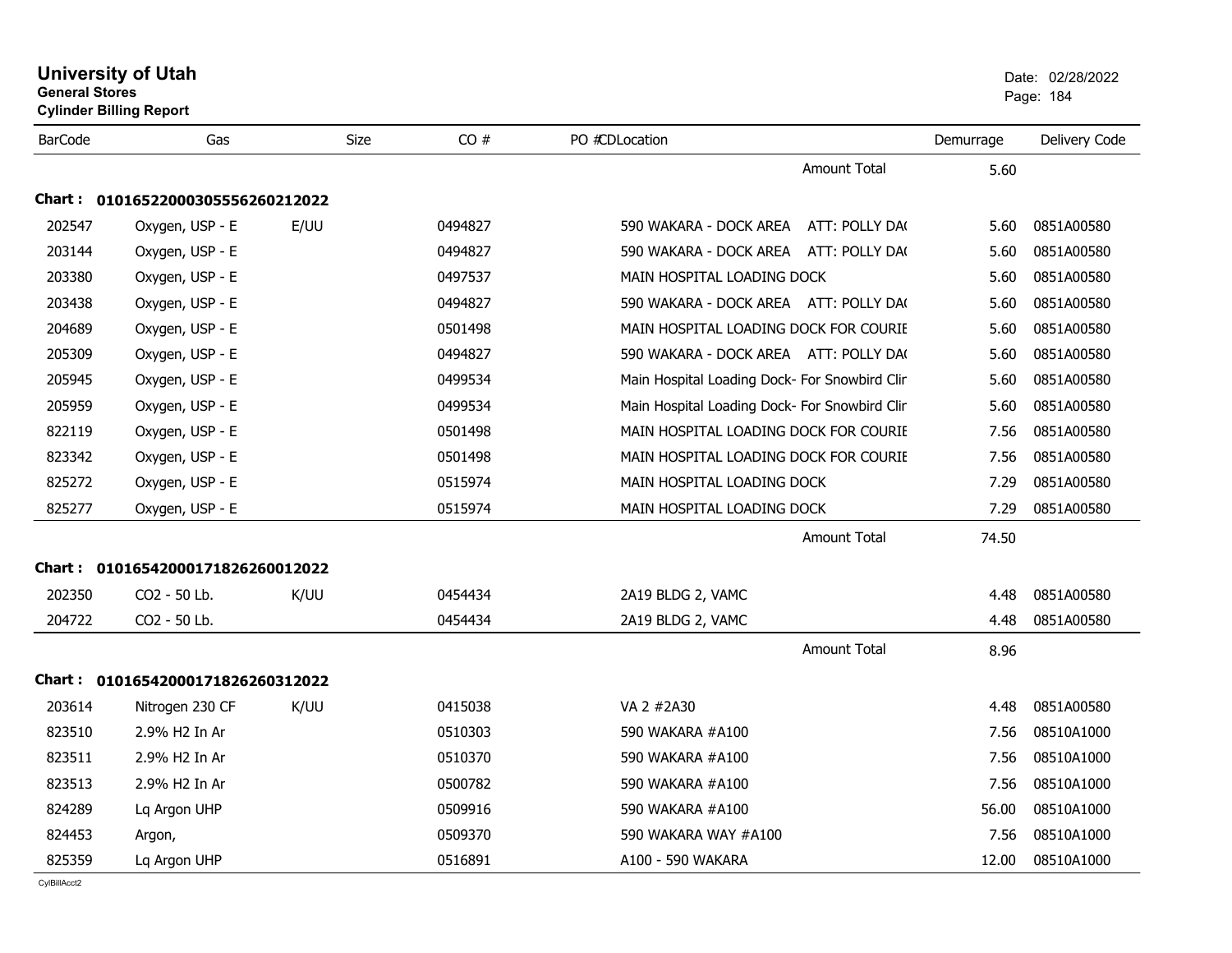# University of Utah

**General Stores**

**Cylinder Billing Report**

Date: 02/28/2022

| BarCode | Gas | Size | CO # | PO #CDLocation | Demurrage | Delivery Code |
|---|---|---|---|---|---|---|
| | | | | Amount Total | 5.60 | |
| **Chart : 01016522000305556260212022** | | | | | | |
| 202547 | Oxygen, USP - E | E/UU | 0494827 | 590 WAKARA - DOCK AREA ATT: POLLY DA( | 5.60 | 0851A00580 |
| 203144 | Oxygen, USP - E | | 0494827 | 590 WAKARA - DOCK AREA ATT: POLLY DA( | 5.60 | 0851A00580 |
| 203380 | Oxygen, USP - E | | 0497537 | MAIN HOSPITAL LOADING DOCK | 5.60 | 0851A00580 |
| 203438 | Oxygen, USP - E | | 0494827 | 590 WAKARA - DOCK AREA ATT: POLLY DA( | 5.60 | 0851A00580 |
| 204689 | Oxygen, USP - E | | 0501498 | MAIN HOSPITAL LOADING DOCK FOR COURIE | 5.60 | 0851A00580 |
| 205309 | Oxygen, USP - E | | 0494827 | 590 WAKARA - DOCK AREA ATT: POLLY DA( | 5.60 | 0851A00580 |
| 205945 | Oxygen, USP - E | | 0499534 | Main Hospital Loading Dock- For Snowbird Clir | 5.60 | 0851A00580 |
| 205959 | Oxygen, USP - E | | 0499534 | Main Hospital Loading Dock- For Snowbird Clir | 5.60 | 0851A00580 |
| 822119 | Oxygen, USP - E | | 0501498 | MAIN HOSPITAL LOADING DOCK FOR COURIE | 7.56 | 0851A00580 |
| 823342 | Oxygen, USP - E | | 0501498 | MAIN HOSPITAL LOADING DOCK FOR COURIE | 7.56 | 0851A00580 |
| 825272 | Oxygen, USP - E | | 0515974 | MAIN HOSPITAL LOADING DOCK | 7.29 | 0851A00580 |
| 825277 | Oxygen, USP - E | | 0515974 | MAIN HOSPITAL LOADING DOCK | 7.29 | 0851A00580 |
| | | | | Amount Total | 74.50 | |
| **Chart : 01016542000171826260012022** | | | | | | |
| 202350 | CO2 - 50 Lb. | K/UU | 0454434 | 2A19 BLDG 2, VAMC | 4.48 | 0851A00580 |
| 204722 | CO2 - 50 Lb. | | 0454434 | 2A19 BLDG 2, VAMC | 4.48 | 0851A00580 |
| | | | | Amount Total | 8.96 | |
| **Chart : 01016542000171826260312022** | | | | | | |
| 203614 | Nitrogen 230 CF | K/UU | 0415038 | VA 2 #2A30 | 4.48 | 0851A00580 |
| 823510 | 2.9% H2 In Ar | | 0510303 | 590 WAKARA #A100 | 7.56 | 08510A1000 |
| 823511 | 2.9% H2 In Ar | | 0510370 | 590 WAKARA #A100 | 7.56 | 08510A1000 |
| 823513 | 2.9% H2 In Ar | | 0500782 | 590 WAKARA #A100 | 7.56 | 08510A1000 |
| 824289 | Lq Argon UHP | | 0509916 | 590 WAKARA #A100 | 56.00 | 08510A1000 |
| 824453 | Argon, | | 0509370 | 590 WAKARA WAY #A100 | 7.56 | 08510A1000 |
| 825359 | Lq Argon UHP | | 0516891 | A100 - 590 WAKARA | 12.00 | 08510A1000 |

CylBillAcct2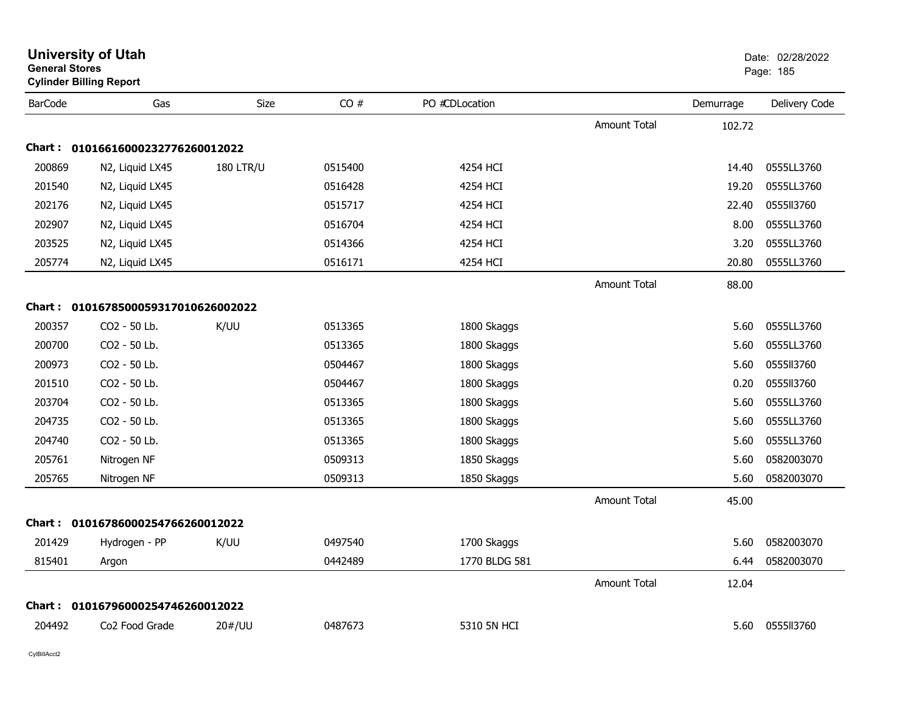# University of Utah

**General Stores**

**Cylinder Billing Report**

Date: 02/28/2022

| BarCode | Gas | Size | CO # | PO # | CDLocation | | Demurrage | Delivery Code |
|---|---|---|---|---|---|---|---|---|
| | | | | | | Amount Total | 102.72 | |
| **Chart : 01016616000232776260012022** | | | | | | | | |
| 200869 | N2, Liquid LX45 | 180 LTR/U | 0515400 | | 4254 HCI | | 14.40 | 0555LL3760 |
| 201540 | N2, Liquid LX45 | | 0516428 | | 4254 HCI | | 19.20 | 0555LL3760 |
| 202176 | N2, Liquid LX45 | | 0515717 | | 4254 HCI | | 22.40 | 0555ll3760 |
| 202907 | N2, Liquid LX45 | | 0516704 | | 4254 HCI | | 8.00 | 0555LL3760 |
| 203525 | N2, Liquid LX45 | | 0514366 | | 4254 HCI | | 3.20 | 0555LL3760 |
| 205774 | N2, Liquid LX45 | | 0516171 | | 4254 HCI | | 20.80 | 0555LL3760 |
| | | | | | | Amount Total | 88.00 | |
| **Chart : 01016785000593170106260002022** | | | | | | | | |
| 200357 | CO2 - 50 Lb. | K/UU | 0513365 | | 1800 Skaggs | | 5.60 | 0555LL3760 |
| 200700 | CO2 - 50 Lb. | | 0513365 | | 1800 Skaggs | | 5.60 | 0555LL3760 |
| 200973 | CO2 - 50 Lb. | | 0504467 | | 1800 Skaggs | | 5.60 | 0555ll3760 |
| 201510 | CO2 - 50 Lb. | | 0504467 | | 1800 Skaggs | | 0.20 | 0555ll3760 |
| 203704 | CO2 - 50 Lb. | | 0513365 | | 1800 Skaggs | | 5.60 | 0555LL3760 |
| 204735 | CO2 - 50 Lb. | | 0513365 | | 1800 Skaggs | | 5.60 | 0555LL3760 |
| 204740 | CO2 - 50 Lb. | | 0513365 | | 1800 Skaggs | | 5.60 | 0555LL3760 |
| 205761 | Nitrogen NF | | 0509313 | | 1850 Skaggs | | 5.60 | 0582003070 |
| 205765 | Nitrogen NF | | 0509313 | | 1850 Skaggs | | 5.60 | 0582003070 |
| | | | | | | Amount Total | 45.00 | |
| **Chart : 01016786000254766260012022** | | | | | | | | |
| 201429 | Hydrogen - PP | K/UU | 0497540 | | 1700 Skaggs | | 5.60 | 0582003070 |
| 815401 | Argon | | 0442489 | | 1770 BLDG 581 | | 6.44 | 0582003070 |
| | | | | | | Amount Total | 12.04 | |
| **Chart : 01016796000254746260012022** | | | | | | | | |
| 204492 | Co2 Food Grade | 20#/UU | 0487673 | | 5310 5N HCI | | 5.60 | 0555ll3760 |

CylBillAcct2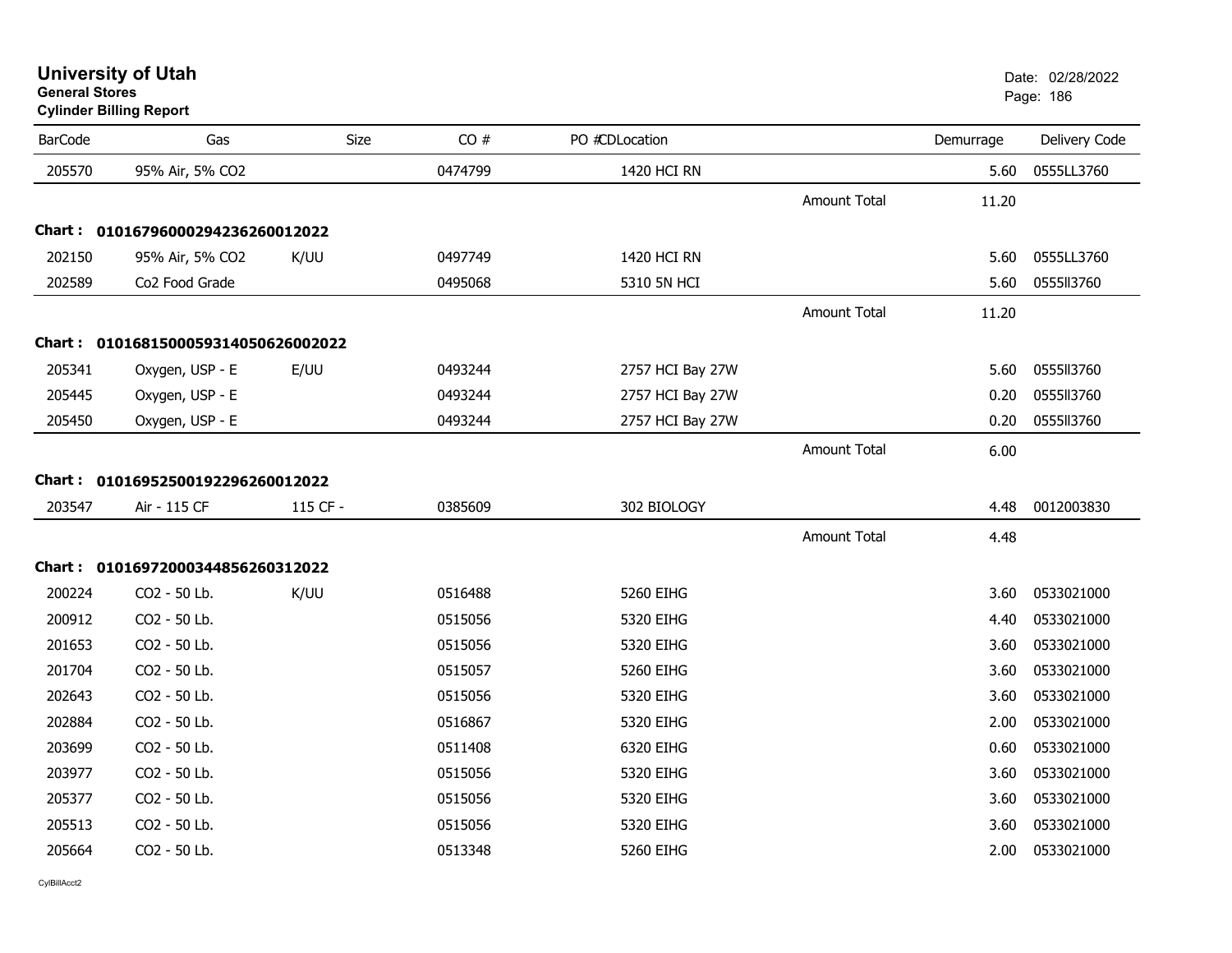# University of Utah

**General Stores**

**Cylinder Billing Report**

Date: 02/28/2022

| BarCode | Gas | Size | CO # | PO #CDLocation | | Demurrage | Delivery Code |
|---|---|---|---|---|---|---|---|
| 205570 | 95% Air, 5% CO2 | | 0474799 | 1420 HCI RN | | 5.60 | 0555LL3760 |
| | | | | | Amount Total | 11.20 | |
| **Chart : 01016796000294236260012022** | | | | | | | |
| 202150 | 95% Air, 5% CO2 | K/UU | 0497749 | 1420 HCI RN | | 5.60 | 0555LL3760 |
| 202589 | Co2 Food Grade | | 0495068 | 5310 5N HCI | | 5.60 | 0555ll3760 |
| | | | | | Amount Total | 11.20 | |
| **Chart : 01016815000593140506260022022** | | | | | | | |
| 205341 | Oxygen, USP - E | E/UU | 0493244 | 2757 HCI Bay 27W | | 5.60 | 0555ll3760 |
| 205445 | Oxygen, USP - E | | 0493244 | 2757 HCI Bay 27W | | 0.20 | 0555ll3760 |
| 205450 | Oxygen, USP - E | | 0493244 | 2757 HCI Bay 27W | | 0.20 | 0555ll3760 |
| | | | | | Amount Total | 6.00 | |
| **Chart : 01016952500192296260012022** | | | | | | | |
| 203547 | Air - 115 CF | 115 CF - | 0385609 | 302 BIOLOGY | | 4.48 | 0012003830 |
| | | | | | Amount Total | 4.48 | |
| **Chart : 01016972000344856260312022** | | | | | | | |
| 200224 | CO2 - 50 Lb. | K/UU | 0516488 | 5260 EIHG | | 3.60 | 0533021000 |
| 200912 | CO2 - 50 Lb. | | 0515056 | 5320 EIHG | | 4.40 | 0533021000 |
| 201653 | CO2 - 50 Lb. | | 0515056 | 5320 EIHG | | 3.60 | 0533021000 |
| 201704 | CO2 - 50 Lb. | | 0515057 | 5260 EIHG | | 3.60 | 0533021000 |
| 202643 | CO2 - 50 Lb. | | 0515056 | 5320 EIHG | | 3.60 | 0533021000 |
| 202884 | CO2 - 50 Lb. | | 0516867 | 5320 EIHG | | 2.00 | 0533021000 |
| 203699 | CO2 - 50 Lb. | | 0511408 | 6320 EIHG | | 0.60 | 0533021000 |
| 203977 | CO2 - 50 Lb. | | 0515056 | 5320 EIHG | | 3.60 | 0533021000 |
| 205377 | CO2 - 50 Lb. | | 0515056 | 5320 EIHG | | 3.60 | 0533021000 |
| 205513 | CO2 - 50 Lb. | | 0515056 | 5320 EIHG | | 3.60 | 0533021000 |
| 205664 | CO2 - 50 Lb. | | 0513348 | 5260 EIHG | | 2.00 | 0533021000 |

CylBillAcct2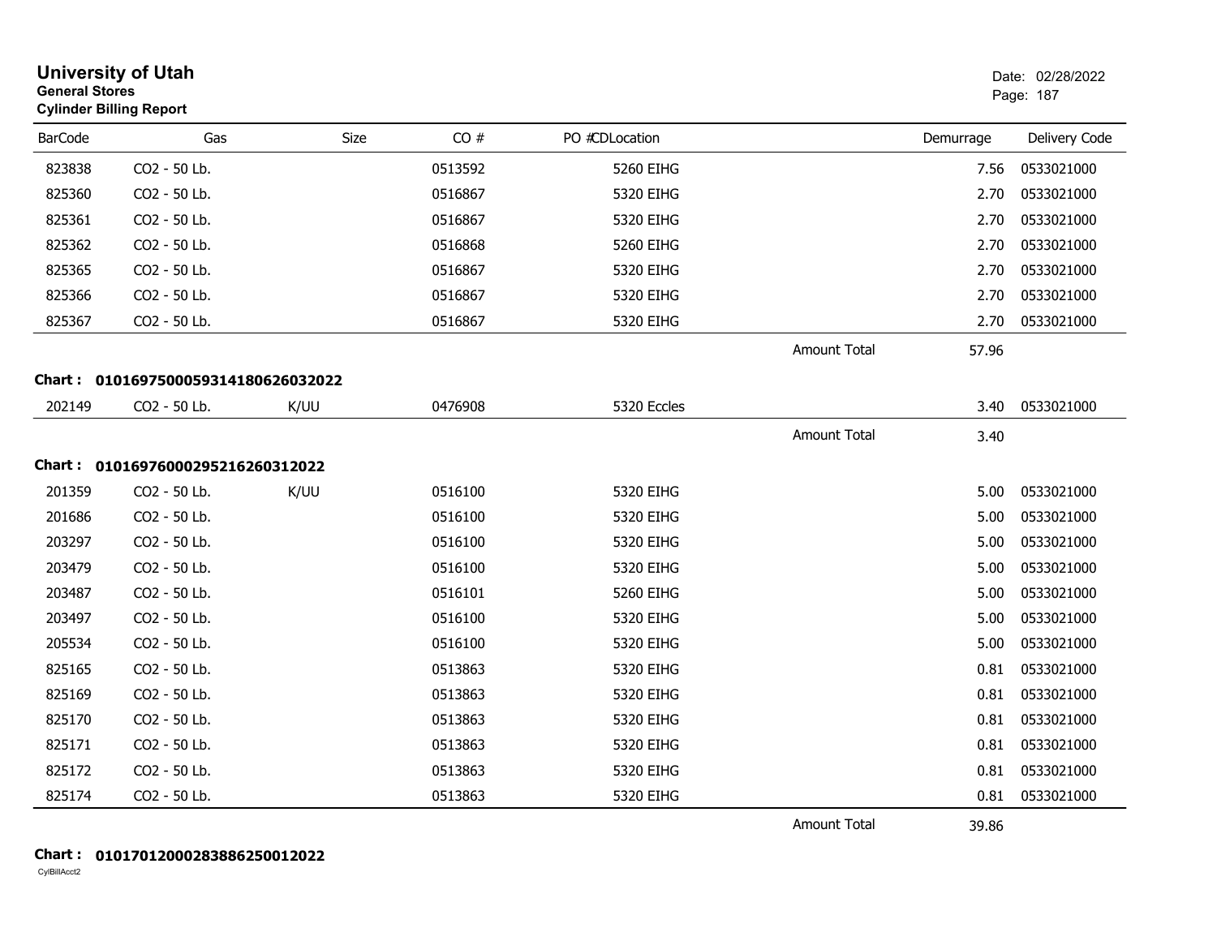# University of Utah
**General Stores**
**Cylinder Billing Report**

Date: 02/28/2022

| BarCode | Gas | Size | CO # | PO # | CDLocation | | Demurrage | Delivery Code |
|---|---|---|---|---|---|---|---|---|
| 823838 | CO2 - 50 Lb. | | 0513592 | | 5260 EIHG | | 7.56 | 0533021000 |
| 825360 | CO2 - 50 Lb. | | 0516867 | | 5320 EIHG | | 2.70 | 0533021000 |
| 825361 | CO2 - 50 Lb. | | 0516867 | | 5320 EIHG | | 2.70 | 0533021000 |
| 825362 | CO2 - 50 Lb. | | 0516868 | | 5260 EIHG | | 2.70 | 0533021000 |
| 825365 | CO2 - 50 Lb. | | 0516867 | | 5320 EIHG | | 2.70 | 0533021000 |
| 825366 | CO2 - 50 Lb. | | 0516867 | | 5320 EIHG | | 2.70 | 0533021000 |
| 825367 | CO2 - 50 Lb. | | 0516867 | | 5320 EIHG | | 2.70 | 0533021000 |
| | | | | | | Amount Total | 57.96 | |

**Chart : 01016975000593141806260320 22**

| BarCode | Gas | Size | CO # | PO # | CDLocation | | Demurrage | Delivery Code |
|---|---|---|---|---|---|---|---|---|
| 202149 | CO2 - 50 Lb. | K/UU | 0476908 | | 5320 Eccles | | 3.40 | 0533021000 |
| | | | | | | Amount Total | 3.40 | |

**Chart : 01016976000295216260312022**

| BarCode | Gas | Size | CO # | PO # | CDLocation | | Demurrage | Delivery Code |
|---|---|---|---|---|---|---|---|---|
| 201359 | CO2 - 50 Lb. | K/UU | 0516100 | | 5320 EIHG | | 5.00 | 0533021000 |
| 201686 | CO2 - 50 Lb. | | 0516100 | | 5320 EIHG | | 5.00 | 0533021000 |
| 203297 | CO2 - 50 Lb. | | 0516100 | | 5320 EIHG | | 5.00 | 0533021000 |
| 203479 | CO2 - 50 Lb. | | 0516100 | | 5320 EIHG | | 5.00 | 0533021000 |
| 203487 | CO2 - 50 Lb. | | 0516101 | | 5260 EIHG | | 5.00 | 0533021000 |
| 203497 | CO2 - 50 Lb. | | 0516100 | | 5320 EIHG | | 5.00 | 0533021000 |
| 205534 | CO2 - 50 Lb. | | 0516100 | | 5320 EIHG | | 5.00 | 0533021000 |
| 825165 | CO2 - 50 Lb. | | 0513863 | | 5320 EIHG | | 0.81 | 0533021000 |
| 825169 | CO2 - 50 Lb. | | 0513863 | | 5320 EIHG | | 0.81 | 0533021000 |
| 825170 | CO2 - 50 Lb. | | 0513863 | | 5320 EIHG | | 0.81 | 0533021000 |
| 825171 | CO2 - 50 Lb. | | 0513863 | | 5320 EIHG | | 0.81 | 0533021000 |
| 825172 | CO2 - 50 Lb. | | 0513863 | | 5320 EIHG | | 0.81 | 0533021000 |
| 825174 | CO2 - 50 Lb. | | 0513863 | | 5320 EIHG | | 0.81 | 0533021000 |
| | | | | | | Amount Total | 39.86 | |

**Chart : 01017012000283886250012022**

CylBillAcct2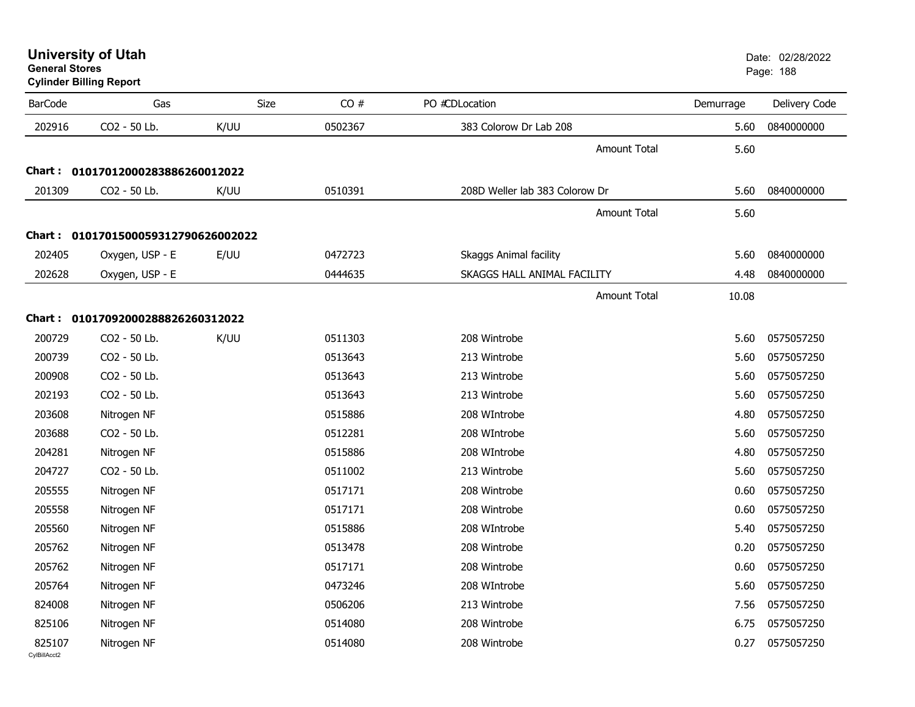# University of Utah
**General Stores**
**Cylinder Billing Report**

Date: 02/28/2022

| BarCode | Gas | Size | CO # | PO # | CDLocation | Demurrage | Delivery Code |
|---|---|---|---|---|---|---|---|
| 202916 | CO2 - 50 Lb. | K/UU | 0502367 | | 383 Colorow Dr Lab 208 | 5.60 | 0840000000 |
| | | | | | Amount Total | 5.60 | |
| **Chart : 01017012000283886260012022** | | | | | | | |
| 201309 | CO2 - 50 Lb. | K/UU | 0510391 | | 208D Weller lab 383 Colorow Dr | 5.60 | 0840000000 |
| | | | | | Amount Total | 5.60 | |
| **Chart : 01017015000593127906260020​22** | | | | | | | |
| 202405 | Oxygen, USP - E | E/UU | 0472723 | | Skaggs Animal facility | 5.60 | 0840000000 |
| 202628 | Oxygen, USP - E | | 0444635 | | SKAGGS HALL ANIMAL FACILITY | 4.48 | 0840000000 |
| | | | | | Amount Total | 10.08 | |
| **Chart : 01017092000288826260312022** | | | | | | | |
| 200729 | CO2 - 50 Lb. | K/UU | 0511303 | | 208 Wintrobe | 5.60 | 0575057250 |
| 200739 | CO2 - 50 Lb. | | 0513643 | | 213 Wintrobe | 5.60 | 0575057250 |
| 200908 | CO2 - 50 Lb. | | 0513643 | | 213 Wintrobe | 5.60 | 0575057250 |
| 202193 | CO2 - 50 Lb. | | 0513643 | | 213 Wintrobe | 5.60 | 0575057250 |
| 203608 | Nitrogen NF | | 0515886 | | 208 WIntrobe | 4.80 | 0575057250 |
| 203688 | CO2 - 50 Lb. | | 0512281 | | 208 WIntrobe | 5.60 | 0575057250 |
| 204281 | Nitrogen NF | | 0515886 | | 208 WIntrobe | 4.80 | 0575057250 |
| 204727 | CO2 - 50 Lb. | | 0511002 | | 213 Wintrobe | 5.60 | 0575057250 |
| 205555 | Nitrogen NF | | 0517171 | | 208 Wintrobe | 0.60 | 0575057250 |
| 205558 | Nitrogen NF | | 0517171 | | 208 Wintrobe | 0.60 | 0575057250 |
| 205560 | Nitrogen NF | | 0515886 | | 208 WIntrobe | 5.40 | 0575057250 |
| 205762 | Nitrogen NF | | 0513478 | | 208 Wintrobe | 0.20 | 0575057250 |
| 205762 | Nitrogen NF | | 0517171 | | 208 Wintrobe | 0.60 | 0575057250 |
| 205764 | Nitrogen NF | | 0473246 | | 208 WIntrobe | 5.60 | 0575057250 |
| 824008 | Nitrogen NF | | 0506206 | | 213 Wintrobe | 7.56 | 0575057250 |
| 825106 | Nitrogen NF | | 0514080 | | 208 Wintrobe | 6.75 | 0575057250 |
| 825107 | Nitrogen NF | | 0514080 | | 208 Wintrobe | 0.27 | 0575057250 |

CylBillAcct2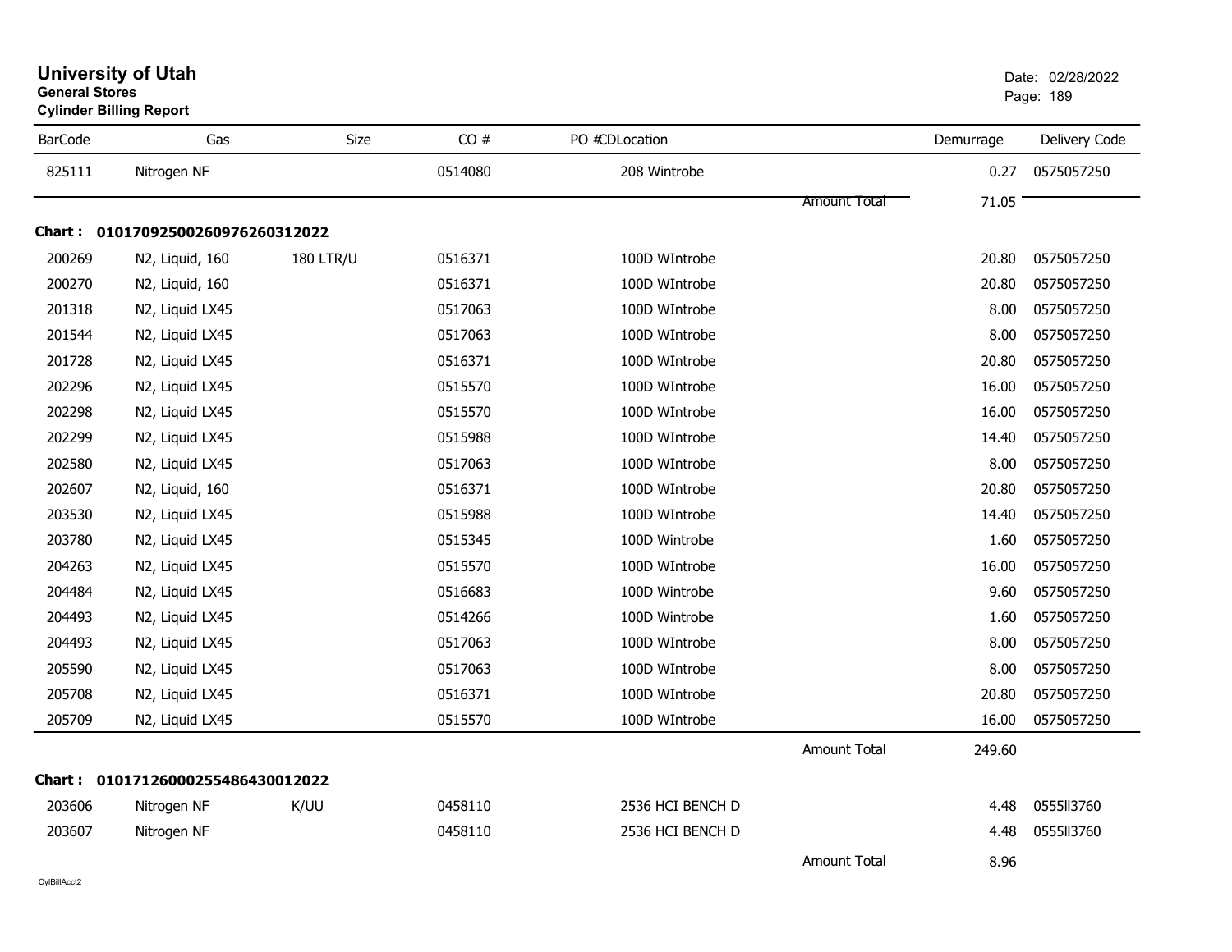# University of Utah

**General Stores**

**Cylinder Billing Report**

Date: 02/28/2022

| BarCode | Gas | Size | CO # | PO #CDLocation | | Demurrage | Delivery Code |
|---|---|---|---|---|---|---|---|
| 825111 | Nitrogen NF | | 0514080 | 208 Wintrobe | | 0.27 | 0575057250 |
| | | | | | Amount Total | 71.05 | |

**Chart : 01017092500260976260312022**

| BarCode | Gas | Size | CO # | PO #CDLocation | | Demurrage | Delivery Code |
|---|---|---|---|---|---|---|---|
| 200269 | N2, Liquid, 160 | 180 LTR/U | 0516371 | 100D WIntrobe | | 20.80 | 0575057250 |
| 200270 | N2, Liquid, 160 | | 0516371 | 100D WIntrobe | | 20.80 | 0575057250 |
| 201318 | N2, Liquid LX45 | | 0517063 | 100D WIntrobe | | 8.00 | 0575057250 |
| 201544 | N2, Liquid LX45 | | 0517063 | 100D WIntrobe | | 8.00 | 0575057250 |
| 201728 | N2, Liquid LX45 | | 0516371 | 100D WIntrobe | | 20.80 | 0575057250 |
| 202296 | N2, Liquid LX45 | | 0515570 | 100D WIntrobe | | 16.00 | 0575057250 |
| 202298 | N2, Liquid LX45 | | 0515570 | 100D WIntrobe | | 16.00 | 0575057250 |
| 202299 | N2, Liquid LX45 | | 0515988 | 100D WIntrobe | | 14.40 | 0575057250 |
| 202580 | N2, Liquid LX45 | | 0517063 | 100D WIntrobe | | 8.00 | 0575057250 |
| 202607 | N2, Liquid, 160 | | 0516371 | 100D WIntrobe | | 20.80 | 0575057250 |
| 203530 | N2, Liquid LX45 | | 0515988 | 100D WIntrobe | | 14.40 | 0575057250 |
| 203780 | N2, Liquid LX45 | | 0515345 | 100D Wintrobe | | 1.60 | 0575057250 |
| 204263 | N2, Liquid LX45 | | 0515570 | 100D WIntrobe | | 16.00 | 0575057250 |
| 204484 | N2, Liquid LX45 | | 0516683 | 100D Wintrobe | | 9.60 | 0575057250 |
| 204493 | N2, Liquid LX45 | | 0514266 | 100D Wintrobe | | 1.60 | 0575057250 |
| 204493 | N2, Liquid LX45 | | 0517063 | 100D WIntrobe | | 8.00 | 0575057250 |
| 205590 | N2, Liquid LX45 | | 0517063 | 100D WIntrobe | | 8.00 | 0575057250 |
| 205708 | N2, Liquid LX45 | | 0516371 | 100D WIntrobe | | 20.80 | 0575057250 |
| 205709 | N2, Liquid LX45 | | 0515570 | 100D WIntrobe | | 16.00 | 0575057250 |
| | | | | | Amount Total | 249.60 | |

**Chart : 01017126000255486430012022**

| BarCode | Gas | Size | CO # | PO #CDLocation | | Demurrage | Delivery Code |
|---|---|---|---|---|---|---|---|
| 203606 | Nitrogen NF | K/UU | 0458110 | 2536 HCI BENCH D | | 4.48 | 0555ll3760 |
| 203607 | Nitrogen NF | | 0458110 | 2536 HCI BENCH D | | 4.48 | 0555ll3760 |
| | | | | | Amount Total | 8.96 | |

CylBillAcct2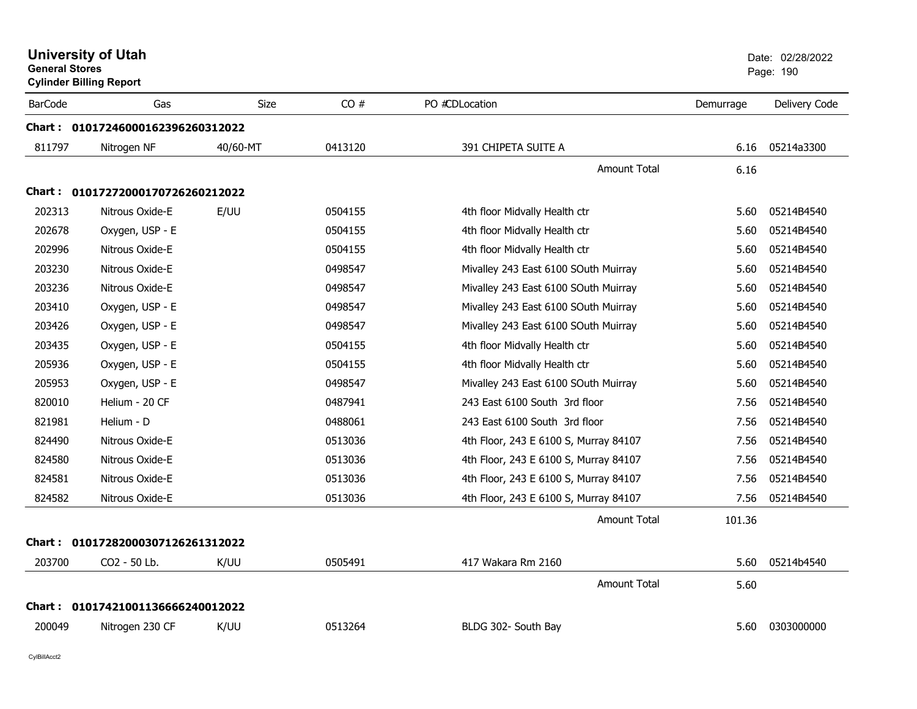# University of Utah

**General Stores**

**Cylinder Billing Report**

Date: 02/28/2022

| BarCode | Gas | Size | CO # | PO #CDLocation | Demurrage | Delivery Code |
|---|---|---|---|---|---|---|
| **Chart : 01017246000162396260312022** | | | | | | |
| 811797 | Nitrogen NF | 40/60-MT | 0413120 | 391 CHIPETA SUITE A | 6.16 | 05214a3300 |
| | | | | Amount Total | 6.16 | |
| **Chart : 01017272000170726260212022** | | | | | | |
| 202313 | Nitrous Oxide-E | E/UU | 0504155 | 4th floor Midvally Health ctr | 5.60 | 05214B4540 |
| 202678 | Oxygen, USP - E | | 0504155 | 4th floor Midvally Health ctr | 5.60 | 05214B4540 |
| 202996 | Nitrous Oxide-E | | 0504155 | 4th floor Midvally Health ctr | 5.60 | 05214B4540 |
| 203230 | Nitrous Oxide-E | | 0498547 | Mivalley 243 East 6100 SOuth Muirray | 5.60 | 05214B4540 |
| 203236 | Nitrous Oxide-E | | 0498547 | Mivalley 243 East 6100 SOuth Muirray | 5.60 | 05214B4540 |
| 203410 | Oxygen, USP - E | | 0498547 | Mivalley 243 East 6100 SOuth Muirray | 5.60 | 05214B4540 |
| 203426 | Oxygen, USP - E | | 0498547 | Mivalley 243 East 6100 SOuth Muirray | 5.60 | 05214B4540 |
| 203435 | Oxygen, USP - E | | 0504155 | 4th floor Midvally Health ctr | 5.60 | 05214B4540 |
| 205936 | Oxygen, USP - E | | 0504155 | 4th floor Midvally Health ctr | 5.60 | 05214B4540 |
| 205953 | Oxygen, USP - E | | 0498547 | Mivalley 243 East 6100 SOuth Muirray | 5.60 | 05214B4540 |
| 820010 | Helium - 20 CF | | 0487941 | 243 East 6100 South 3rd floor | 7.56 | 05214B4540 |
| 821981 | Helium - D | | 0488061 | 243 East 6100 South 3rd floor | 7.56 | 05214B4540 |
| 824490 | Nitrous Oxide-E | | 0513036 | 4th Floor, 243 E 6100 S, Murray 84107 | 7.56 | 05214B4540 |
| 824580 | Nitrous Oxide-E | | 0513036 | 4th Floor, 243 E 6100 S, Murray 84107 | 7.56 | 05214B4540 |
| 824581 | Nitrous Oxide-E | | 0513036 | 4th Floor, 243 E 6100 S, Murray 84107 | 7.56 | 05214B4540 |
| 824582 | Nitrous Oxide-E | | 0513036 | 4th Floor, 243 E 6100 S, Murray 84107 | 7.56 | 05214B4540 |
| | | | | Amount Total | 101.36 | |
| **Chart : 01017282000307126261312022** | | | | | | |
| 203700 | CO2 - 50 Lb. | K/UU | 0505491 | 417 Wakara Rm 2160 | 5.60 | 05214b4540 |
| | | | | Amount Total | 5.60 | |
| **Chart : 01017421001136666240012022** | | | | | | |
| 200049 | Nitrogen 230 CF | K/UU | 0513264 | BLDG 302- South Bay | 5.60 | 0303000000 |

CylBillAcct2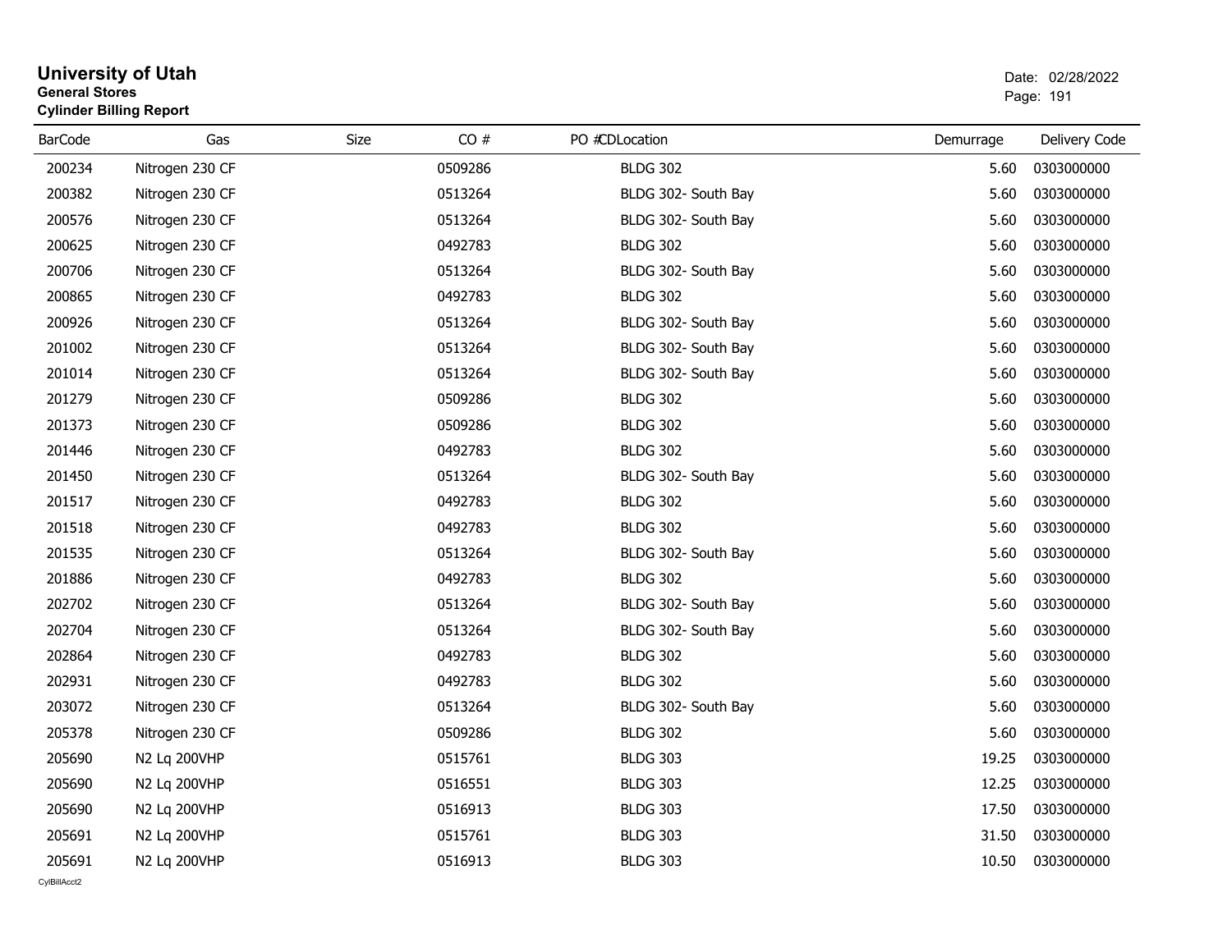# University of Utah
**General Stores**
**Cylinder Billing Report**

Date: 02/28/2022

| BarCode | Gas | Size | CO # | PO #CDLocation | Demurrage | Delivery Code |
|---|---|---|---|---|---|---|
| 200234 | Nitrogen 230 CF | | 0509286 | BLDG 302 | 5.60 | 0303000000 |
| 200382 | Nitrogen 230 CF | | 0513264 | BLDG 302- South Bay | 5.60 | 0303000000 |
| 200576 | Nitrogen 230 CF | | 0513264 | BLDG 302- South Bay | 5.60 | 0303000000 |
| 200625 | Nitrogen 230 CF | | 0492783 | BLDG 302 | 5.60 | 0303000000 |
| 200706 | Nitrogen 230 CF | | 0513264 | BLDG 302- South Bay | 5.60 | 0303000000 |
| 200865 | Nitrogen 230 CF | | 0492783 | BLDG 302 | 5.60 | 0303000000 |
| 200926 | Nitrogen 230 CF | | 0513264 | BLDG 302- South Bay | 5.60 | 0303000000 |
| 201002 | Nitrogen 230 CF | | 0513264 | BLDG 302- South Bay | 5.60 | 0303000000 |
| 201014 | Nitrogen 230 CF | | 0513264 | BLDG 302- South Bay | 5.60 | 0303000000 |
| 201279 | Nitrogen 230 CF | | 0509286 | BLDG 302 | 5.60 | 0303000000 |
| 201373 | Nitrogen 230 CF | | 0509286 | BLDG 302 | 5.60 | 0303000000 |
| 201446 | Nitrogen 230 CF | | 0492783 | BLDG 302 | 5.60 | 0303000000 |
| 201450 | Nitrogen 230 CF | | 0513264 | BLDG 302- South Bay | 5.60 | 0303000000 |
| 201517 | Nitrogen 230 CF | | 0492783 | BLDG 302 | 5.60 | 0303000000 |
| 201518 | Nitrogen 230 CF | | 0492783 | BLDG 302 | 5.60 | 0303000000 |
| 201535 | Nitrogen 230 CF | | 0513264 | BLDG 302- South Bay | 5.60 | 0303000000 |
| 201886 | Nitrogen 230 CF | | 0492783 | BLDG 302 | 5.60 | 0303000000 |
| 202702 | Nitrogen 230 CF | | 0513264 | BLDG 302- South Bay | 5.60 | 0303000000 |
| 202704 | Nitrogen 230 CF | | 0513264 | BLDG 302- South Bay | 5.60 | 0303000000 |
| 202864 | Nitrogen 230 CF | | 0492783 | BLDG 302 | 5.60 | 0303000000 |
| 202931 | Nitrogen 230 CF | | 0492783 | BLDG 302 | 5.60 | 0303000000 |
| 203072 | Nitrogen 230 CF | | 0513264 | BLDG 302- South Bay | 5.60 | 0303000000 |
| 205378 | Nitrogen 230 CF | | 0509286 | BLDG 302 | 5.60 | 0303000000 |
| 205690 | N2 Lq 200VHP | | 0515761 | BLDG 303 | 19.25 | 0303000000 |
| 205690 | N2 Lq 200VHP | | 0516551 | BLDG 303 | 12.25 | 0303000000 |
| 205690 | N2 Lq 200VHP | | 0516913 | BLDG 303 | 17.50 | 0303000000 |
| 205691 | N2 Lq 200VHP | | 0515761 | BLDG 303 | 31.50 | 0303000000 |
| 205691 | N2 Lq 200VHP | | 0516913 | BLDG 303 | 10.50 | 0303000000 |

CylBillAcct2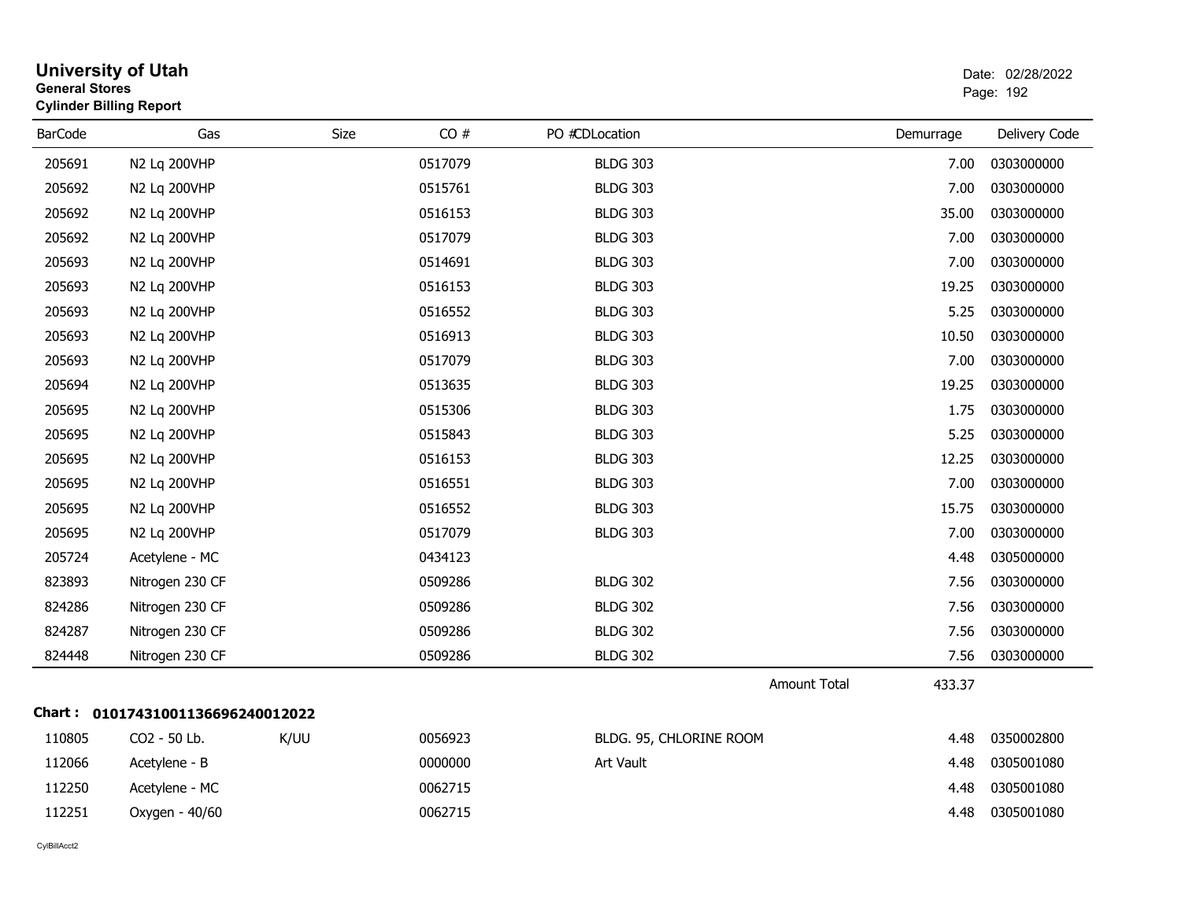# University of Utah

**General Stores**
**Cylinder Billing Report**

Date: 02/28/2022

| BarCode | Gas | Size | CO # | PO #CDLocation | Demurrage | Delivery Code |
|---|---|---|---|---|---|---|
| 205691 | N2 Lq 200VHP | | 0517079 | BLDG 303 | 7.00 | 0303000000 |
| 205692 | N2 Lq 200VHP | | 0515761 | BLDG 303 | 7.00 | 0303000000 |
| 205692 | N2 Lq 200VHP | | 0516153 | BLDG 303 | 35.00 | 0303000000 |
| 205692 | N2 Lq 200VHP | | 0517079 | BLDG 303 | 7.00 | 0303000000 |
| 205693 | N2 Lq 200VHP | | 0514691 | BLDG 303 | 7.00 | 0303000000 |
| 205693 | N2 Lq 200VHP | | 0516153 | BLDG 303 | 19.25 | 0303000000 |
| 205693 | N2 Lq 200VHP | | 0516552 | BLDG 303 | 5.25 | 0303000000 |
| 205693 | N2 Lq 200VHP | | 0516913 | BLDG 303 | 10.50 | 0303000000 |
| 205693 | N2 Lq 200VHP | | 0517079 | BLDG 303 | 7.00 | 0303000000 |
| 205694 | N2 Lq 200VHP | | 0513635 | BLDG 303 | 19.25 | 0303000000 |
| 205695 | N2 Lq 200VHP | | 0515306 | BLDG 303 | 1.75 | 0303000000 |
| 205695 | N2 Lq 200VHP | | 0515843 | BLDG 303 | 5.25 | 0303000000 |
| 205695 | N2 Lq 200VHP | | 0516153 | BLDG 303 | 12.25 | 0303000000 |
| 205695 | N2 Lq 200VHP | | 0516551 | BLDG 303 | 7.00 | 0303000000 |
| 205695 | N2 Lq 200VHP | | 0516552 | BLDG 303 | 15.75 | 0303000000 |
| 205695 | N2 Lq 200VHP | | 0517079 | BLDG 303 | 7.00 | 0303000000 |
| 205724 | Acetylene - MC | | 0434123 | | 4.48 | 0305000000 |
| 823893 | Nitrogen 230 CF | | 0509286 | BLDG 302 | 7.56 | 0303000000 |
| 824286 | Nitrogen 230 CF | | 0509286 | BLDG 302 | 7.56 | 0303000000 |
| 824287 | Nitrogen 230 CF | | 0509286 | BLDG 302 | 7.56 | 0303000000 |
| 824448 | Nitrogen 230 CF | | 0509286 | BLDG 302 | 7.56 | 0303000000 |
| | | | | Amount Total | 433.37 | |

**Chart : 01017431001136696240012022**

| BarCode | Gas | Size | CO # | PO #CDLocation | Demurrage | Delivery Code |
|---|---|---|---|---|---|---|
| 110805 | CO2 - 50 Lb. | K/UU | 0056923 | BLDG. 95, CHLORINE ROOM | 4.48 | 0350002800 |
| 112066 | Acetylene - B | | 0000000 | Art Vault | 4.48 | 0305001080 |
| 112250 | Acetylene - MC | | 0062715 | | 4.48 | 0305001080 |
| 112251 | Oxygen - 40/60 | | 0062715 | | 4.48 | 0305001080 |

CylBillAcct2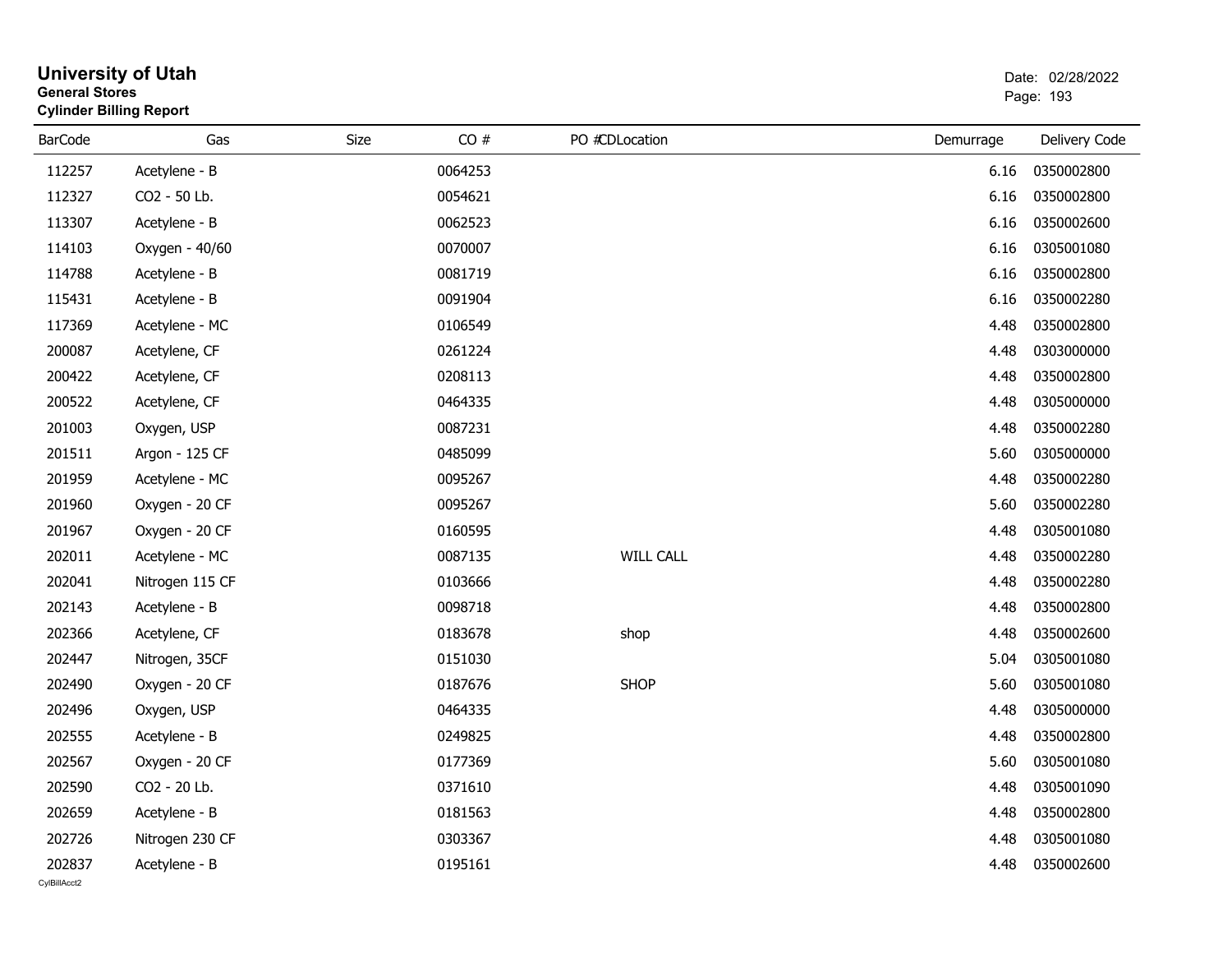# University of Utah

**General Stores**

**Cylinder Billing Report**

Date: 02/28/2022

| BarCode | Gas | Size | CO # | PO # | CDLocation | Demurrage | Delivery Code |
|---|---|---|---|---|---|---|---|
| 112257 | Acetylene - B | | 0064253 | | | 6.16 | 0350002800 |
| 112327 | CO2 - 50 Lb. | | 0054621 | | | 6.16 | 0350002800 |
| 113307 | Acetylene - B | | 0062523 | | | 6.16 | 0350002600 |
| 114103 | Oxygen - 40/60 | | 0070007 | | | 6.16 | 0305001080 |
| 114788 | Acetylene - B | | 0081719 | | | 6.16 | 0350002800 |
| 115431 | Acetylene - B | | 0091904 | | | 6.16 | 0350002280 |
| 117369 | Acetylene - MC | | 0106549 | | | 4.48 | 0350002800 |
| 200087 | Acetylene, CF | | 0261224 | | | 4.48 | 0303000000 |
| 200422 | Acetylene, CF | | 0208113 | | | 4.48 | 0350002800 |
| 200522 | Acetylene, CF | | 0464335 | | | 4.48 | 0305000000 |
| 201003 | Oxygen, USP | | 0087231 | | | 4.48 | 0350002280 |
| 201511 | Argon - 125 CF | | 0485099 | | | 5.60 | 0305000000 |
| 201959 | Acetylene - MC | | 0095267 | | | 4.48 | 0350002280 |
| 201960 | Oxygen - 20 CF | | 0095267 | | | 5.60 | 0350002280 |
| 201967 | Oxygen - 20 CF | | 0160595 | | | 4.48 | 0305001080 |
| 202011 | Acetylene - MC | | 0087135 | | WILL CALL | 4.48 | 0350002280 |
| 202041 | Nitrogen 115 CF | | 0103666 | | | 4.48 | 0350002280 |
| 202143 | Acetylene - B | | 0098718 | | | 4.48 | 0350002800 |
| 202366 | Acetylene, CF | | 0183678 | | shop | 4.48 | 0350002600 |
| 202447 | Nitrogen, 35CF | | 0151030 | | | 5.04 | 0305001080 |
| 202490 | Oxygen - 20 CF | | 0187676 | | SHOP | 5.60 | 0305001080 |
| 202496 | Oxygen, USP | | 0464335 | | | 4.48 | 0305000000 |
| 202555 | Acetylene - B | | 0249825 | | | 4.48 | 0350002800 |
| 202567 | Oxygen - 20 CF | | 0177369 | | | 5.60 | 0305001080 |
| 202590 | CO2 - 20 Lb. | | 0371610 | | | 4.48 | 0305001090 |
| 202659 | Acetylene - B | | 0181563 | | | 4.48 | 0350002800 |
| 202726 | Nitrogen 230 CF | | 0303367 | | | 4.48 | 0305001080 |
| 202837 | Acetylene - B | | 0195161 | | | 4.48 | 0350002600 |

CylBillAcct2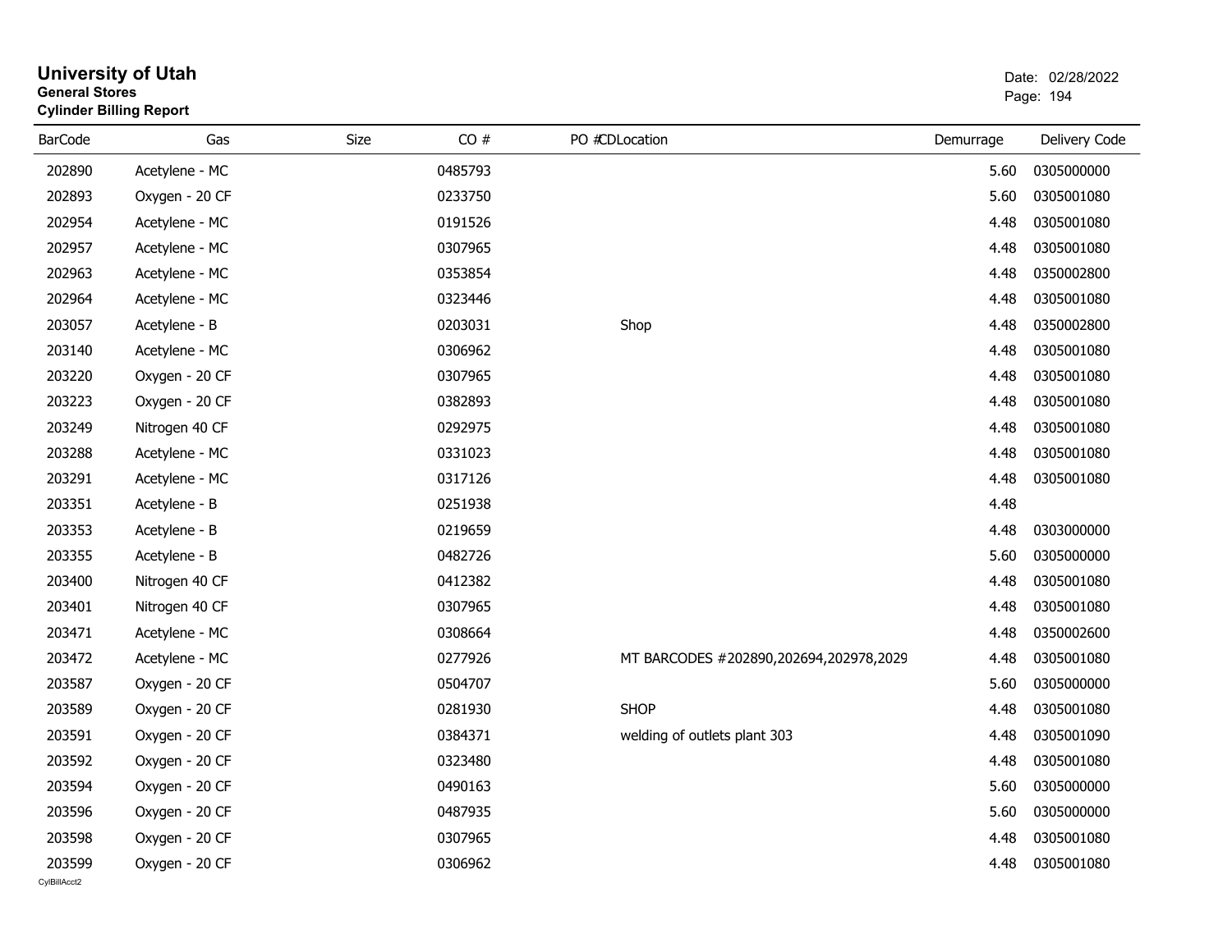# University of Utah
**General Stores**
**Cylinder Billing Report**

Date: 02/28/2022

| BarCode | Gas | Size | CO # | PO # | CDLocation | Demurrage | Delivery Code |
|---|---|---|---|---|---|---|---|
| 202890 | Acetylene - MC | | 0485793 | | | 5.60 | 0305000000 |
| 202893 | Oxygen - 20 CF | | 0233750 | | | 5.60 | 0305001080 |
| 202954 | Acetylene - MC | | 0191526 | | | 4.48 | 0305001080 |
| 202957 | Acetylene - MC | | 0307965 | | | 4.48 | 0305001080 |
| 202963 | Acetylene - MC | | 0353854 | | | 4.48 | 0350002800 |
| 202964 | Acetylene - MC | | 0323446 | | | 4.48 | 0305001080 |
| 203057 | Acetylene - B | | 0203031 | | Shop | 4.48 | 0350002800 |
| 203140 | Acetylene - MC | | 0306962 | | | 4.48 | 0305001080 |
| 203220 | Oxygen - 20 CF | | 0307965 | | | 4.48 | 0305001080 |
| 203223 | Oxygen - 20 CF | | 0382893 | | | 4.48 | 0305001080 |
| 203249 | Nitrogen 40 CF | | 0292975 | | | 4.48 | 0305001080 |
| 203288 | Acetylene - MC | | 0331023 | | | 4.48 | 0305001080 |
| 203291 | Acetylene - MC | | 0317126 | | | 4.48 | 0305001080 |
| 203351 | Acetylene - B | | 0251938 | | | 4.48 | |
| 203353 | Acetylene - B | | 0219659 | | | 4.48 | 0303000000 |
| 203355 | Acetylene - B | | 0482726 | | | 5.60 | 0305000000 |
| 203400 | Nitrogen 40 CF | | 0412382 | | | 4.48 | 0305001080 |
| 203401 | Nitrogen 40 CF | | 0307965 | | | 4.48 | 0305001080 |
| 203471 | Acetylene - MC | | 0308664 | | | 4.48 | 0350002600 |
| 203472 | Acetylene - MC | | 0277926 | | MT BARCODES #202890,202694,202978,2029 | 4.48 | 0305001080 |
| 203587 | Oxygen - 20 CF | | 0504707 | | | 5.60 | 0305000000 |
| 203589 | Oxygen - 20 CF | | 0281930 | | SHOP | 4.48 | 0305001080 |
| 203591 | Oxygen - 20 CF | | 0384371 | | welding of outlets plant 303 | 4.48 | 0305001090 |
| 203592 | Oxygen - 20 CF | | 0323480 | | | 4.48 | 0305001080 |
| 203594 | Oxygen - 20 CF | | 0490163 | | | 5.60 | 0305000000 |
| 203596 | Oxygen - 20 CF | | 0487935 | | | 5.60 | 0305000000 |
| 203598 | Oxygen - 20 CF | | 0307965 | | | 4.48 | 0305001080 |
| 203599 | Oxygen - 20 CF | | 0306962 | | | 4.48 | 0305001080 |

CylBillAcct2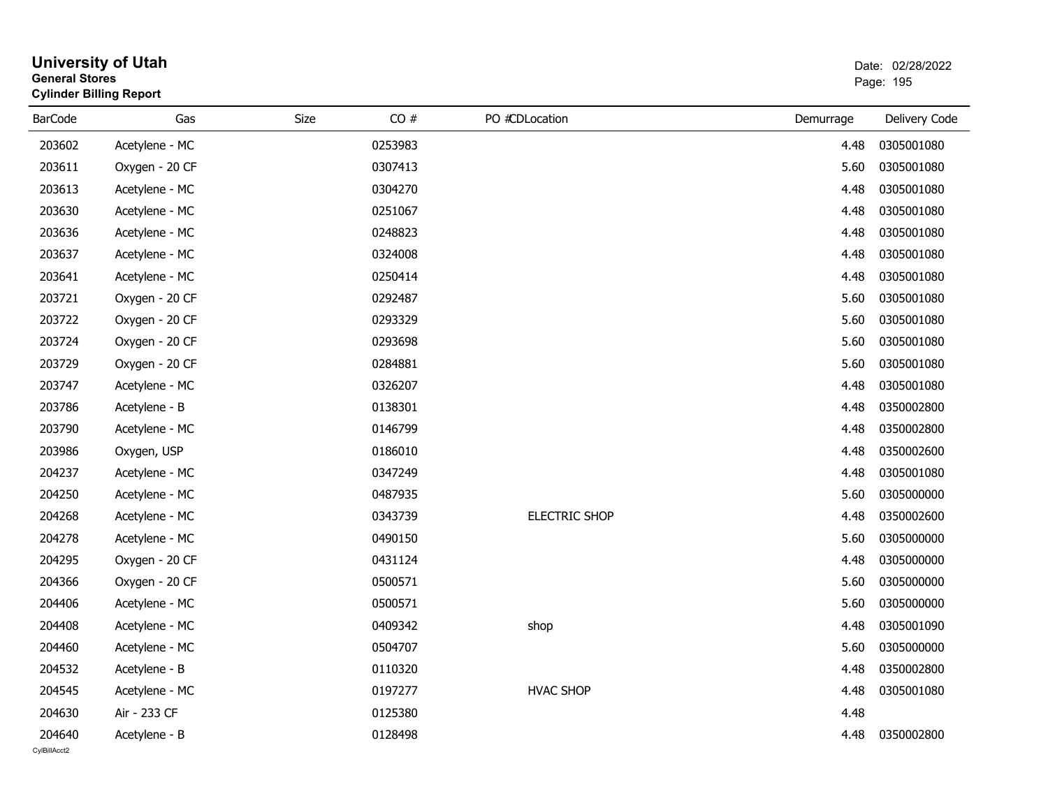# University of Utah

**General Stores**

**Cylinder Billing Report**

Date: 02/28/2022

| BarCode | Gas | Size | CO # | PO # | CD | Location | Demurrage | Delivery Code |
|---|---|---|---|---|---|---|---|---|
| 203602 | Acetylene - MC | | 0253983 | | | | 4.48 | 0305001080 |
| 203611 | Oxygen - 20 CF | | 0307413 | | | | 5.60 | 0305001080 |
| 203613 | Acetylene - MC | | 0304270 | | | | 4.48 | 0305001080 |
| 203630 | Acetylene - MC | | 0251067 | | | | 4.48 | 0305001080 |
| 203636 | Acetylene - MC | | 0248823 | | | | 4.48 | 0305001080 |
| 203637 | Acetylene - MC | | 0324008 | | | | 4.48 | 0305001080 |
| 203641 | Acetylene - MC | | 0250414 | | | | 4.48 | 0305001080 |
| 203721 | Oxygen - 20 CF | | 0292487 | | | | 5.60 | 0305001080 |
| 203722 | Oxygen - 20 CF | | 0293329 | | | | 5.60 | 0305001080 |
| 203724 | Oxygen - 20 CF | | 0293698 | | | | 5.60 | 0305001080 |
| 203729 | Oxygen - 20 CF | | 0284881 | | | | 5.60 | 0305001080 |
| 203747 | Acetylene - MC | | 0326207 | | | | 4.48 | 0305001080 |
| 203786 | Acetylene - B | | 0138301 | | | | 4.48 | 0350002800 |
| 203790 | Acetylene - MC | | 0146799 | | | | 4.48 | 0350002800 |
| 203986 | Oxygen, USP | | 0186010 | | | | 4.48 | 0350002600 |
| 204237 | Acetylene - MC | | 0347249 | | | | 4.48 | 0305001080 |
| 204250 | Acetylene - MC | | 0487935 | | | | 5.60 | 0305000000 |
| 204268 | Acetylene - MC | | 0343739 | | | ELECTRIC SHOP | 4.48 | 0350002600 |
| 204278 | Acetylene - MC | | 0490150 | | | | 5.60 | 0305000000 |
| 204295 | Oxygen - 20 CF | | 0431124 | | | | 4.48 | 0305000000 |
| 204366 | Oxygen - 20 CF | | 0500571 | | | | 5.60 | 0305000000 |
| 204406 | Acetylene - MC | | 0500571 | | | | 5.60 | 0305000000 |
| 204408 | Acetylene - MC | | 0409342 | | | shop | 4.48 | 0305001090 |
| 204460 | Acetylene - MC | | 0504707 | | | | 5.60 | 0305000000 |
| 204532 | Acetylene - B | | 0110320 | | | | 4.48 | 0350002800 |
| 204545 | Acetylene - MC | | 0197277 | | | HVAC SHOP | 4.48 | 0305001080 |
| 204630 | Air - 233 CF | | 0125380 | | | | 4.48 | |
| 204640 | Acetylene - B | | 0128498 | | | | 4.48 | 0350002800 |

CylBillAcct2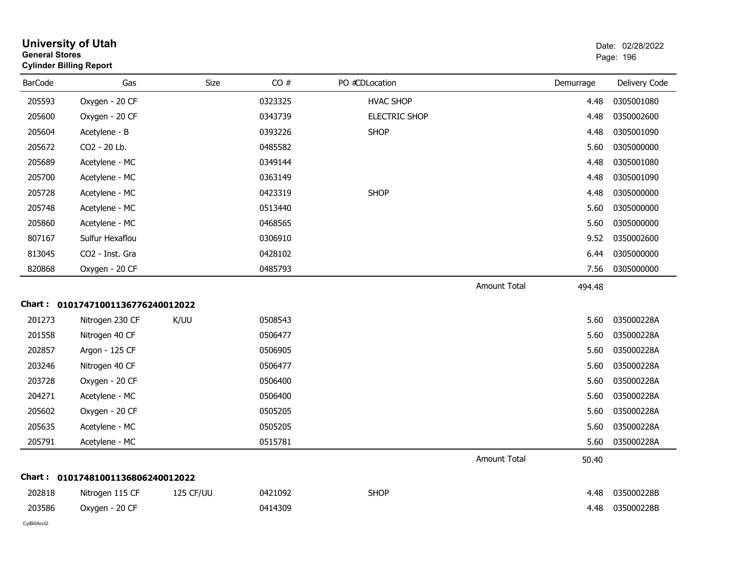**University of Utah**
**General Stores**
**Cylinder Billing Report**

Date: 02/28/2022

| BarCode | Gas | Size | CO # | PO # | CDLocation | Demurrage | Delivery Code |
|---|---|---|---|---|---|---|---|
| 205593 | Oxygen - 20 CF | | 0323325 | | HVAC SHOP | 4.48 | 0305001080 |
| 205600 | Oxygen - 20 CF | | 0343739 | | ELECTRIC SHOP | 4.48 | 0350002600 |
| 205604 | Acetylene - B | | 0393226 | | SHOP | 4.48 | 0305001090 |
| 205672 | CO2 - 20 Lb. | | 0485582 | | | 5.60 | 0305000000 |
| 205689 | Acetylene - MC | | 0349144 | | | 4.48 | 0305001080 |
| 205700 | Acetylene - MC | | 0363149 | | | 4.48 | 0305001090 |
| 205728 | Acetylene - MC | | 0423319 | | SHOP | 4.48 | 0305000000 |
| 205748 | Acetylene - MC | | 0513440 | | | 5.60 | 0305000000 |
| 205860 | Acetylene - MC | | 0468565 | | | 5.60 | 0305000000 |
| 807167 | Sulfur Hexaflou | | 0306910 | | | 9.52 | 0350002600 |
| 813045 | CO2 - Inst. Gra | | 0428102 | | | 6.44 | 0305000000 |
| 820868 | Oxygen - 20 CF | | 0485793 | | | 7.56 | 0305000000 |
| | | | | | Amount Total | 494.48 | |

**Chart : 01017471001136776240012022**

| BarCode | Gas | Size | CO # | PO # | CDLocation | Demurrage | Delivery Code |
|---|---|---|---|---|---|---|---|
| 201273 | Nitrogen 230 CF | K/UU | 0508543 | | | 5.60 | 035000228A |
| 201558 | Nitrogen 40 CF | | 0506477 | | | 5.60 | 035000228A |
| 202857 | Argon - 125 CF | | 0506905 | | | 5.60 | 035000228A |
| 203246 | Nitrogen 40 CF | | 0506477 | | | 5.60 | 035000228A |
| 203728 | Oxygen - 20 CF | | 0506400 | | | 5.60 | 035000228A |
| 204271 | Acetylene - MC | | 0506400 | | | 5.60 | 035000228A |
| 205602 | Oxygen - 20 CF | | 0505205 | | | 5.60 | 035000228A |
| 205635 | Acetylene - MC | | 0505205 | | | 5.60 | 035000228A |
| 205791 | Acetylene - MC | | 0515781 | | | 5.60 | 035000228A |
| | | | | | Amount Total | 50.40 | |

**Chart : 01017481001136806240012022**

| BarCode | Gas | Size | CO # | PO # | CDLocation | Demurrage | Delivery Code |
|---|---|---|---|---|---|---|---|
| 202818 | Nitrogen 115 CF | 125 CF/UU | 0421092 | | SHOP | 4.48 | 035000228B |
| 203586 | Oxygen - 20 CF | | 0414309 | | | 4.48 | 035000228B |

CylBillAcct2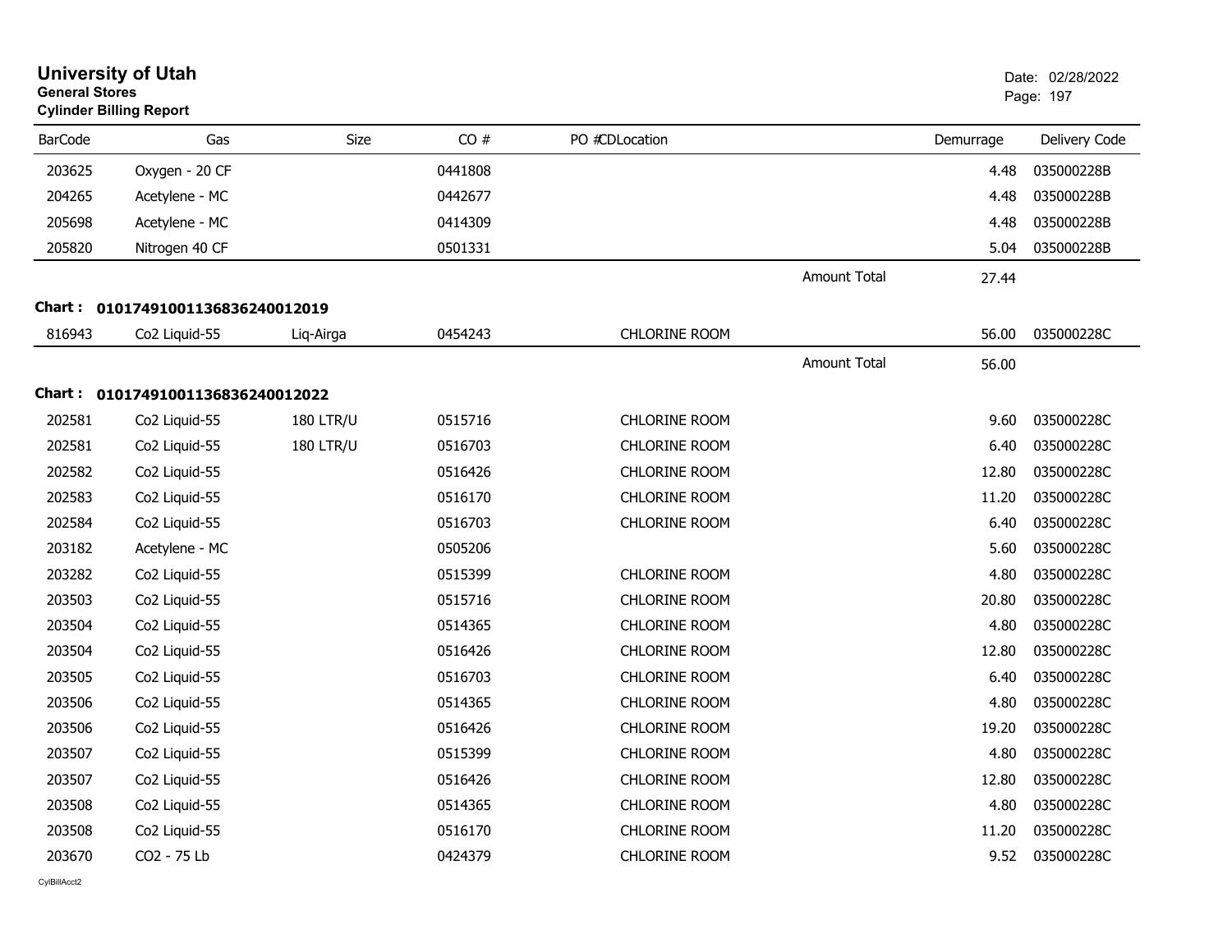# University of Utah
**General Stores**
**Cylinder Billing Report**

Date: 02/28/2022

| BarCode | Gas | Size | CO # | PO # | CDLocation | | Demurrage | Delivery Code |
|---|---|---|---|---|---|---|---|---|
| 203625 | Oxygen - 20 CF | | 0441808 | | | | 4.48 | 035000228B |
| 204265 | Acetylene - MC | | 0442677 | | | | 4.48 | 035000228B |
| 205698 | Acetylene - MC | | 0414309 | | | | 4.48 | 035000228B |
| 205820 | Nitrogen 40 CF | | 0501331 | | | | 5.04 | 035000228B |
| | | | | | | Amount Total | 27.44 | |

**Chart : 01017491001136836240012019**

| BarCode | Gas | Size | CO # | PO # | CDLocation | | Demurrage | Delivery Code |
|---|---|---|---|---|---|---|---|---|
| 816943 | Co2 Liquid-55 | Liq-Airga | 0454243 | | CHLORINE ROOM | | 56.00 | 035000228C |
| | | | | | | Amount Total | 56.00 | |

**Chart : 01017491001136836240012022**

| BarCode | Gas | Size | CO # | PO # | CDLocation | | Demurrage | Delivery Code |
|---|---|---|---|---|---|---|---|---|
| 202581 | Co2 Liquid-55 | 180 LTR/U | 0515716 | | CHLORINE ROOM | | 9.60 | 035000228C |
| 202581 | Co2 Liquid-55 | 180 LTR/U | 0516703 | | CHLORINE ROOM | | 6.40 | 035000228C |
| 202582 | Co2 Liquid-55 | | 0516426 | | CHLORINE ROOM | | 12.80 | 035000228C |
| 202583 | Co2 Liquid-55 | | 0516170 | | CHLORINE ROOM | | 11.20 | 035000228C |
| 202584 | Co2 Liquid-55 | | 0516703 | | CHLORINE ROOM | | 6.40 | 035000228C |
| 203182 | Acetylene - MC | | 0505206 | | | | 5.60 | 035000228C |
| 203282 | Co2 Liquid-55 | | 0515399 | | CHLORINE ROOM | | 4.80 | 035000228C |
| 203503 | Co2 Liquid-55 | | 0515716 | | CHLORINE ROOM | | 20.80 | 035000228C |
| 203504 | Co2 Liquid-55 | | 0514365 | | CHLORINE ROOM | | 4.80 | 035000228C |
| 203504 | Co2 Liquid-55 | | 0516426 | | CHLORINE ROOM | | 12.80 | 035000228C |
| 203505 | Co2 Liquid-55 | | 0516703 | | CHLORINE ROOM | | 6.40 | 035000228C |
| 203506 | Co2 Liquid-55 | | 0514365 | | CHLORINE ROOM | | 4.80 | 035000228C |
| 203506 | Co2 Liquid-55 | | 0516426 | | CHLORINE ROOM | | 19.20 | 035000228C |
| 203507 | Co2 Liquid-55 | | 0515399 | | CHLORINE ROOM | | 4.80 | 035000228C |
| 203507 | Co2 Liquid-55 | | 0516426 | | CHLORINE ROOM | | 12.80 | 035000228C |
| 203508 | Co2 Liquid-55 | | 0514365 | | CHLORINE ROOM | | 4.80 | 035000228C |
| 203508 | Co2 Liquid-55 | | 0516170 | | CHLORINE ROOM | | 11.20 | 035000228C |
| 203670 | CO2 - 75 Lb | | 0424379 | | CHLORINE ROOM | | 9.52 | 035000228C |

CylBillAcct2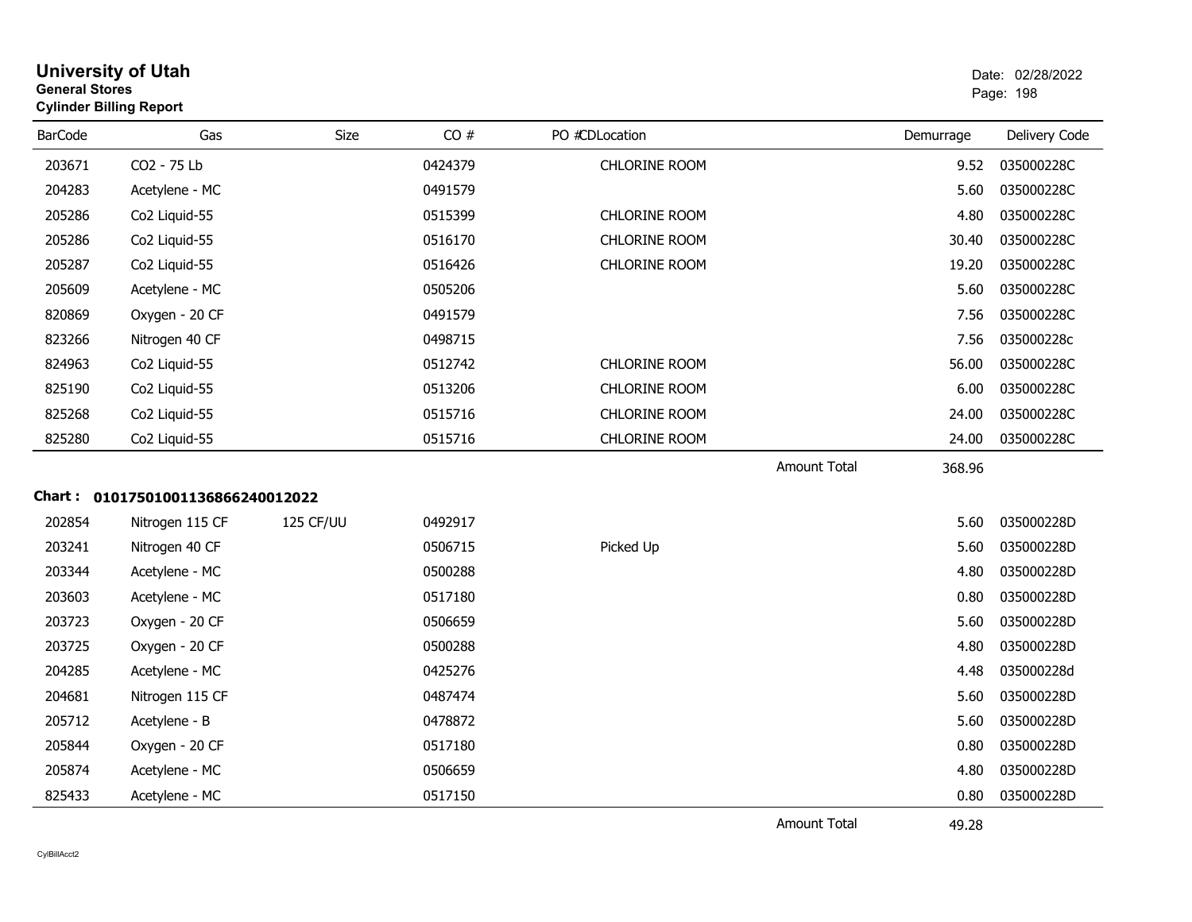# University of Utah
**General Stores**
**Cylinder Billing Report**

Date: 02/28/2022

| BarCode | Gas | Size | CO # | PO # | CDLocation | | Demurrage | Delivery Code |
|---|---|---|---|---|---|---|---|---|
| 203671 | CO2 - 75 Lb | | 0424379 | | CHLORINE ROOM | | 9.52 | 035000228C |
| 204283 | Acetylene - MC | | 0491579 | | | | 5.60 | 035000228C |
| 205286 | Co2 Liquid-55 | | 0515399 | | CHLORINE ROOM | | 4.80 | 035000228C |
| 205286 | Co2 Liquid-55 | | 0516170 | | CHLORINE ROOM | | 30.40 | 035000228C |
| 205287 | Co2 Liquid-55 | | 0516426 | | CHLORINE ROOM | | 19.20 | 035000228C |
| 205609 | Acetylene - MC | | 0505206 | | | | 5.60 | 035000228C |
| 820869 | Oxygen - 20 CF | | 0491579 | | | | 7.56 | 035000228C |
| 823266 | Nitrogen 40 CF | | 0498715 | | | | 7.56 | 035000228c |
| 824963 | Co2 Liquid-55 | | 0512742 | | CHLORINE ROOM | | 56.00 | 035000228C |
| 825190 | Co2 Liquid-55 | | 0513206 | | CHLORINE ROOM | | 6.00 | 035000228C |
| 825268 | Co2 Liquid-55 | | 0515716 | | CHLORINE ROOM | | 24.00 | 035000228C |
| 825280 | Co2 Liquid-55 | | 0515716 | | CHLORINE ROOM | | 24.00 | 035000228C |
| | | | | | | Amount Total | 368.96 | |

**Chart : 01017501001136866240012022**

| BarCode | Gas | Size | CO # | PO # | CDLocation | | Demurrage | Delivery Code |
|---|---|---|---|---|---|---|---|---|
| 202854 | Nitrogen 115 CF | 125 CF/UU | 0492917 | | | | 5.60 | 035000228D |
| 203241 | Nitrogen 40 CF | | 0506715 | | Picked Up | | 5.60 | 035000228D |
| 203344 | Acetylene - MC | | 0500288 | | | | 4.80 | 035000228D |
| 203603 | Acetylene - MC | | 0517180 | | | | 0.80 | 035000228D |
| 203723 | Oxygen - 20 CF | | 0506659 | | | | 5.60 | 035000228D |
| 203725 | Oxygen - 20 CF | | 0500288 | | | | 4.80 | 035000228D |
| 204285 | Acetylene - MC | | 0425276 | | | | 4.48 | 035000228d |
| 204681 | Nitrogen 115 CF | | 0487474 | | | | 5.60 | 035000228D |
| 205712 | Acetylene - B | | 0478872 | | | | 5.60 | 035000228D |
| 205844 | Oxygen - 20 CF | | 0517180 | | | | 0.80 | 035000228D |
| 205874 | Acetylene - MC | | 0506659 | | | | 4.80 | 035000228D |
| 825433 | Acetylene - MC | | 0517150 | | | | 0.80 | 035000228D |
| | | | | | | Amount Total | 49.28 | |

CylBillAcct2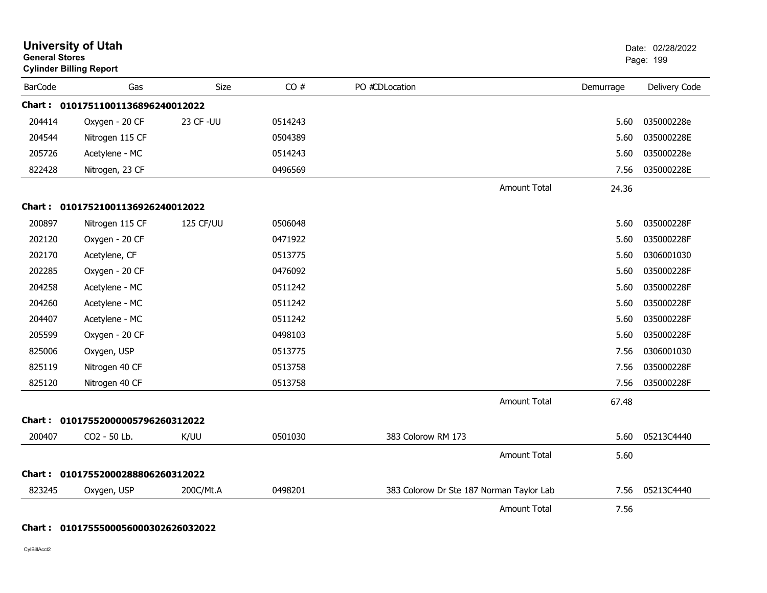# University of Utah

**General Stores**

**Cylinder Billing Report**

Date: 02/28/2022

| BarCode | Gas | Size | CO # | PO # | CDLocation | Demurrage | Delivery Code |
|---|---|---|---|---|---|---|---|
| **Chart : 01017511001136896240012022** | | | | | | | |
| 204414 | Oxygen - 20 CF | 23 CF -UU | 0514243 | | | 5.60 | 035000228e |
| 204544 | Nitrogen 115 CF | | 0504389 | | | 5.60 | 035000228E |
| 205726 | Acetylene - MC | | 0514243 | | | 5.60 | 035000228e |
| 822428 | Nitrogen, 23 CF | | 0496569 | | | 7.56 | 035000228E |
| | | | | | Amount Total | 24.36 | |
| **Chart : 01017521001136926240012022** | | | | | | | |
| 200897 | Nitrogen 115 CF | 125 CF/UU | 0506048 | | | 5.60 | 035000228F |
| 202120 | Oxygen - 20 CF | | 0471922 | | | 5.60 | 035000228F |
| 202170 | Acetylene, CF | | 0513775 | | | 5.60 | 0306001030 |
| 202285 | Oxygen - 20 CF | | 0476092 | | | 5.60 | 035000228F |
| 204258 | Acetylene - MC | | 0511242 | | | 5.60 | 035000228F |
| 204260 | Acetylene - MC | | 0511242 | | | 5.60 | 035000228F |
| 204407 | Acetylene - MC | | 0511242 | | | 5.60 | 035000228F |
| 205599 | Oxygen - 20 CF | | 0498103 | | | 5.60 | 035000228F |
| 825006 | Oxygen, USP | | 0513775 | | | 7.56 | 0306001030 |
| 825119 | Nitrogen 40 CF | | 0513758 | | | 7.56 | 035000228F |
| 825120 | Nitrogen 40 CF | | 0513758 | | | 7.56 | 035000228F |
| | | | | | Amount Total | 67.48 | |
| **Chart : 01017552000005796260312022** | | | | | | | |
| 200407 | CO2 - 50 Lb. | K/UU | 0501030 | | 383 Colorow RM 173 | 5.60 | 05213C4440 |
| | | | | | Amount Total | 5.60 | |
| **Chart : 01017552000288806260312022** | | | | | | | |
| 823245 | Oxygen, USP | 200C/Mt.A | 0498201 | | 383 Colorow Dr Ste 187 Norman Taylor Lab | 7.56 | 05213C4440 |
| | | | | | Amount Total | 7.56 | |
| **Chart : 01017555000560003026260320222** | | | | | | | |

CylBillAcct2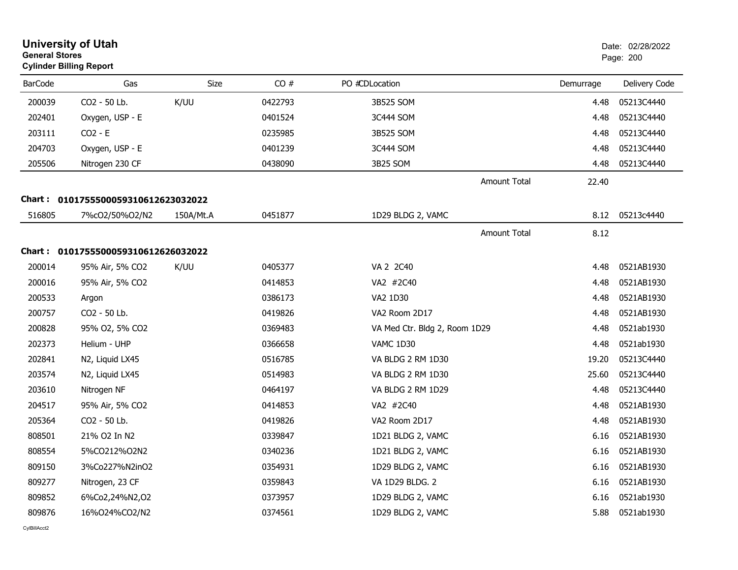# University of Utah

**General Stores**
**Cylinder Billing Report**

Date: 02/28/2022

| BarCode | Gas | Size | CO # | PO # | CDLocation | Demurrage | Delivery Code |
|---|---|---|---|---|---|---|---|
| 200039 | CO2 - 50 Lb. | K/UU | 0422793 | | 3B525 SOM | 4.48 | 05213C4440 |
| 202401 | Oxygen, USP - E | | 0401524 | | 3C444 SOM | 4.48 | 05213C4440 |
| 203111 | CO2 - E | | 0235985 | | 3B525 SOM | 4.48 | 05213C4440 |
| 204703 | Oxygen, USP - E | | 0401239 | | 3C444 SOM | 4.48 | 05213C4440 |
| 205506 | Nitrogen 230 CF | | 0438090 | | 3B25 SOM | 4.48 | 05213C4440 |
| | | | | | Amount Total | 22.40 | |

**Chart : 01017555000593106126230320​22**

| BarCode | Gas | Size | CO # | PO # | CDLocation | Demurrage | Delivery Code |
|---|---|---|---|---|---|---|---|
| 516805 | 7%cO2/50%O2/N2 | 150A/Mt.A | 0451877 | | 1D29 BLDG 2, VAMC | 8.12 | 05213c4440 |
| | | | | | Amount Total | 8.12 | |

**Chart : 0101755500059310612626032022**

| BarCode | Gas | Size | CO # | PO # | CDLocation | Demurrage | Delivery Code |
|---|---|---|---|---|---|---|---|
| 200014 | 95% Air, 5% CO2 | K/UU | 0405377 | | VA 2 2C40 | 4.48 | 0521AB1930 |
| 200016 | 95% Air, 5% CO2 | | 0414853 | | VA2 #2C40 | 4.48 | 0521AB1930 |
| 200533 | Argon | | 0386173 | | VA2 1D30 | 4.48 | 0521AB1930 |
| 200757 | CO2 - 50 Lb. | | 0419826 | | VA2 Room 2D17 | 4.48 | 0521AB1930 |
| 200828 | 95% O2, 5% CO2 | | 0369483 | | VA Med Ctr. Bldg 2, Room 1D29 | 4.48 | 0521ab1930 |
| 202373 | Helium - UHP | | 0366658 | | VAMC 1D30 | 4.48 | 0521ab1930 |
| 202841 | N2, Liquid LX45 | | 0516785 | | VA BLDG 2 RM 1D30 | 19.20 | 05213C4440 |
| 203574 | N2, Liquid LX45 | | 0514983 | | VA BLDG 2 RM 1D30 | 25.60 | 05213C4440 |
| 203610 | Nitrogen NF | | 0464197 | | VA BLDG 2 RM 1D29 | 4.48 | 05213C4440 |
| 204517 | 95% Air, 5% CO2 | | 0414853 | | VA2 #2C40 | 4.48 | 0521AB1930 |
| 205364 | CO2 - 50 Lb. | | 0419826 | | VA2 Room 2D17 | 4.48 | 0521AB1930 |
| 808501 | 21% O2 In N2 | | 0339847 | | 1D21 BLDG 2, VAMC | 6.16 | 0521AB1930 |
| 808554 | 5%CO212%O2N2 | | 0340236 | | 1D21 BLDG 2, VAMC | 6.16 | 0521AB1930 |
| 809150 | 3%Co227%N2inO2 | | 0354931 | | 1D29 BLDG 2, VAMC | 6.16 | 0521AB1930 |
| 809277 | Nitrogen, 23 CF | | 0359843 | | VA 1D29 BLDG. 2 | 6.16 | 0521AB1930 |
| 809852 | 6%Co2,24%N2,O2 | | 0373957 | | 1D29 BLDG 2, VAMC | 6.16 | 0521ab1930 |
| 809876 | 16%O24%CO2/N2 | | 0374561 | | 1D29 BLDG 2, VAMC | 5.88 | 0521ab1930 |

CylBillAcct2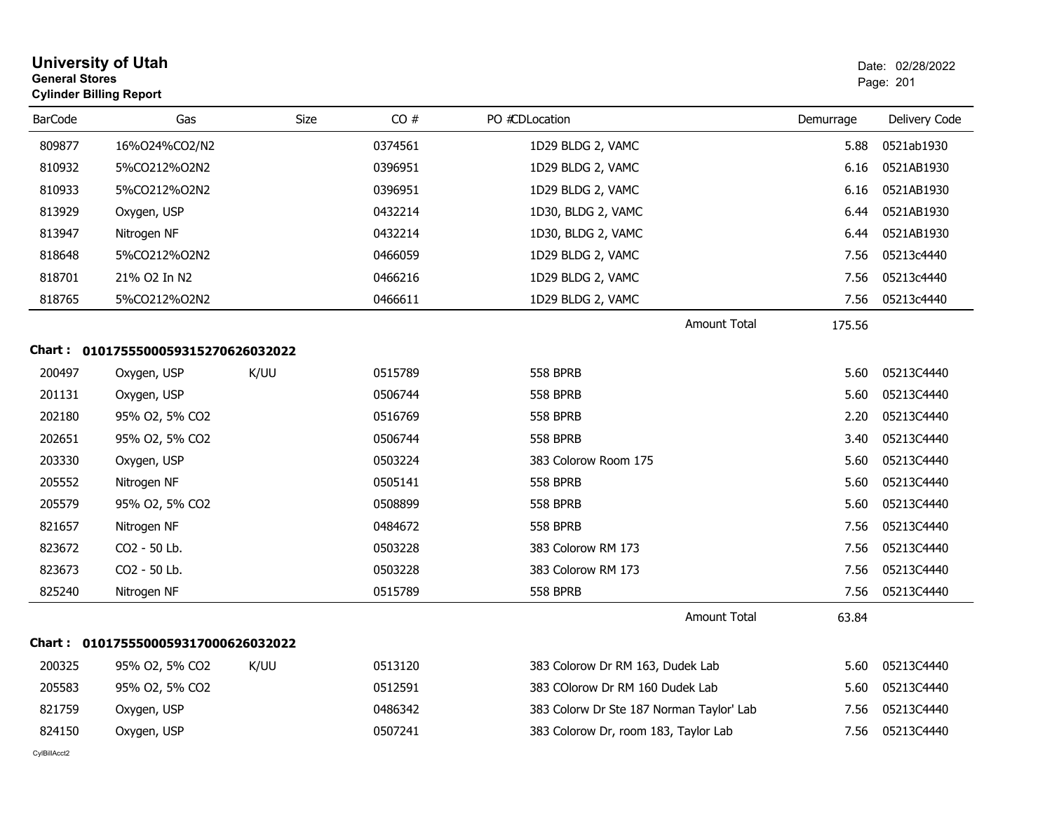**University of Utah**
**General Stores**
**Cylinder Billing Report**

Date: 02/28/2022

| BarCode | Gas | Size | CO # | PO #CDLocation | Demurrage | Delivery Code |
|---|---|---|---|---|---|---|
| 809877 | 16%O24%CO2/N2 | | 0374561 | 1D29 BLDG 2, VAMC | 5.88 | 0521ab1930 |
| 810932 | 5%CO212%O2N2 | | 0396951 | 1D29 BLDG 2, VAMC | 6.16 | 0521AB1930 |
| 810933 | 5%CO212%O2N2 | | 0396951 | 1D29 BLDG 2, VAMC | 6.16 | 0521AB1930 |
| 813929 | Oxygen, USP | | 0432214 | 1D30, BLDG 2, VAMC | 6.44 | 0521AB1930 |
| 813947 | Nitrogen NF | | 0432214 | 1D30, BLDG 2, VAMC | 6.44 | 0521AB1930 |
| 818648 | 5%CO212%O2N2 | | 0466059 | 1D29 BLDG 2, VAMC | 7.56 | 05213c4440 |
| 818701 | 21% O2 In N2 | | 0466216 | 1D29 BLDG 2, VAMC | 7.56 | 05213c4440 |
| 818765 | 5%CO212%O2N2 | | 0466611 | 1D29 BLDG 2, VAMC | 7.56 | 05213c4440 |
| | | | | Amount Total | 175.56 | |

**Chart : 01017555000593152706260320​22**

| BarCode | Gas | Size | CO # | PO #CDLocation | Demurrage | Delivery Code |
|---|---|---|---|---|---|---|
| 200497 | Oxygen, USP | K/UU | 0515789 | 558 BPRB | 5.60 | 05213C4440 |
| 201131 | Oxygen, USP | | 0506744 | 558 BPRB | 5.60 | 05213C4440 |
| 202180 | 95% O2, 5% CO2 | | 0516769 | 558 BPRB | 2.20 | 05213C4440 |
| 202651 | 95% O2, 5% CO2 | | 0506744 | 558 BPRB | 3.40 | 05213C4440 |
| 203330 | Oxygen, USP | | 0503224 | 383 Colorow Room 175 | 5.60 | 05213C4440 |
| 205552 | Nitrogen NF | | 0505141 | 558 BPRB | 5.60 | 05213C4440 |
| 205579 | 95% O2, 5% CO2 | | 0508899 | 558 BPRB | 5.60 | 05213C4440 |
| 821657 | Nitrogen NF | | 0484672 | 558 BPRB | 7.56 | 05213C4440 |
| 823672 | CO2 - 50 Lb. | | 0503228 | 383 Colorow RM 173 | 7.56 | 05213C4440 |
| 823673 | CO2 - 50 Lb. | | 0503228 | 383 Colorow RM 173 | 7.56 | 05213C4440 |
| 825240 | Nitrogen NF | | 0515789 | 558 BPRB | 7.56 | 05213C4440 |
| | | | | Amount Total | 63.84 | |

**Chart : 01017555000593170006260320​22**

| BarCode | Gas | Size | CO # | PO #CDLocation | Demurrage | Delivery Code |
|---|---|---|---|---|---|---|
| 200325 | 95% O2, 5% CO2 | K/UU | 0513120 | 383 Colorow Dr RM 163, Dudek Lab | 5.60 | 05213C4440 |
| 205583 | 95% O2, 5% CO2 | | 0512591 | 383 COlorow Dr RM 160 Dudek Lab | 5.60 | 05213C4440 |
| 821759 | Oxygen, USP | | 0486342 | 383 Colorw Dr Ste 187 Norman Taylor' Lab | 7.56 | 05213C4440 |
| 824150 | Oxygen, USP | | 0507241 | 383 Colorow Dr, room 183, Taylor Lab | 7.56 | 05213C4440 |

CylBillAcct2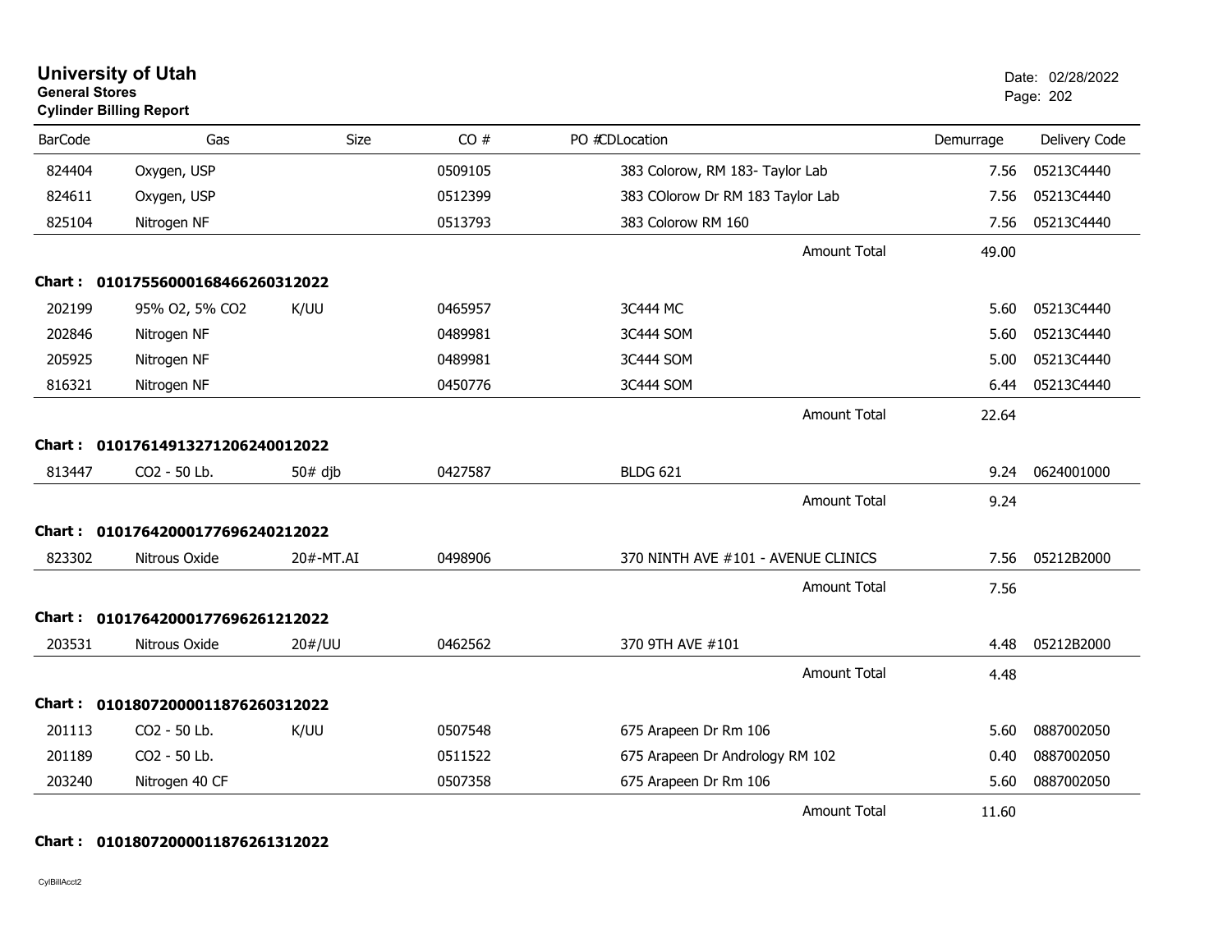# University of Utah
**General Stores**
**Cylinder Billing Report**

Date: 02/28/2022

| BarCode | Gas | Size | CO # | PO #CDLocation | Demurrage | Delivery Code |
|---|---|---|---|---|---|---|
| 824404 | Oxygen, USP | | 0509105 | 383 Colorow, RM 183- Taylor Lab | 7.56 | 05213C4440 |
| 824611 | Oxygen, USP | | 0512399 | 383 COlorow Dr RM 183 Taylor Lab | 7.56 | 05213C4440 |
| 825104 | Nitrogen NF | | 0513793 | 383 Colorow RM 160 | 7.56 | 05213C4440 |
| | | | | Amount Total | 49.00 | |

**Chart : 01017556000168466260312022**

| BarCode | Gas | Size | CO # | PO #CDLocation | Demurrage | Delivery Code |
|---|---|---|---|---|---|---|
| 202199 | 95% O2, 5% CO2 | K/UU | 0465957 | 3C444 MC | 5.60 | 05213C4440 |
| 202846 | Nitrogen NF | | 0489981 | 3C444 SOM | 5.60 | 05213C4440 |
| 205925 | Nitrogen NF | | 0489981 | 3C444 SOM | 5.00 | 05213C4440 |
| 816321 | Nitrogen NF | | 0450776 | 3C444 SOM | 6.44 | 05213C4440 |
| | | | | Amount Total | 22.64 | |

**Chart : 01017614913271206240012022**

| BarCode | Gas | Size | CO # | PO #CDLocation | Demurrage | Delivery Code |
|---|---|---|---|---|---|---|
| 813447 | CO2 - 50 Lb. | 50# djb | 0427587 | BLDG 621 | 9.24 | 0624001000 |
| | | | | Amount Total | 9.24 | |

**Chart : 01017642000177696240212022**

| BarCode | Gas | Size | CO # | PO #CDLocation | Demurrage | Delivery Code |
|---|---|---|---|---|---|---|
| 823302 | Nitrous Oxide | 20#-MT.AI | 0498906 | 370 NINTH AVE #101 - AVENUE CLINICS | 7.56 | 05212B2000 |
| | | | | Amount Total | 7.56 | |

**Chart : 01017642000177696261212022**

| BarCode | Gas | Size | CO # | PO #CDLocation | Demurrage | Delivery Code |
|---|---|---|---|---|---|---|
| 203531 | Nitrous Oxide | 20#/UU | 0462562 | 370 9TH AVE #101 | 4.48 | 05212B2000 |
| | | | | Amount Total | 4.48 | |

**Chart : 01018072000011876260312022**

| BarCode | Gas | Size | CO # | PO #CDLocation | Demurrage | Delivery Code |
|---|---|---|---|---|---|---|
| 201113 | CO2 - 50 Lb. | K/UU | 0507548 | 675 Arapeen Dr Rm 106 | 5.60 | 0887002050 |
| 201189 | CO2 - 50 Lb. | | 0511522 | 675 Arapeen Dr Andrology RM 102 | 0.40 | 0887002050 |
| 203240 | Nitrogen 40 CF | | 0507358 | 675 Arapeen Dr Rm 106 | 5.60 | 0887002050 |
| | | | | Amount Total | 11.60 | |

**Chart : 01018072000011876261312022**

CylBillAcct2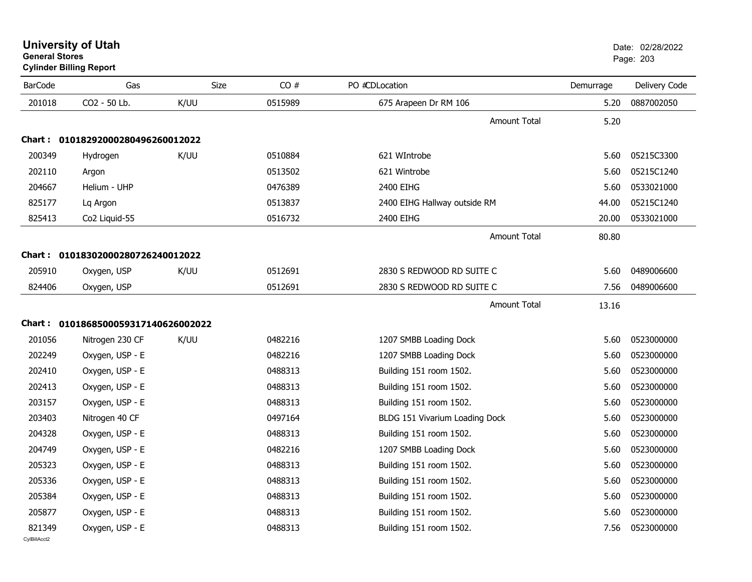# University of Utah
**General Stores**
**Cylinder Billing Report**

Date: 02/28/2022

| BarCode | Gas | Size | CO # | PO # | CD | Location | Demurrage | Delivery Code |
|---|---|---|---|---|---|---|---|---|
| 201018 | CO2 - 50 Lb. | K/UU | 0515989 | | | 675 Arapeen Dr RM 106 | 5.20 | 0887002050 |
| | | | | | | Amount Total | 5.20 | |
| **Chart : 0101829200028049626 0012022** | | | | | | | | |
| 200349 | Hydrogen | K/UU | 0510884 | | | 621 WIntrobe | 5.60 | 05215C3300 |
| 202110 | Argon | | 0513502 | | | 621 Wintrobe | 5.60 | 05215C1240 |
| 204667 | Helium - UHP | | 0476389 | | | 2400 EIHG | 5.60 | 0533021000 |
| 825177 | Lq Argon | | 0513837 | | | 2400 EIHG Hallway outside RM | 44.00 | 05215C1240 |
| 825413 | Co2 Liquid-55 | | 0516732 | | | 2400 EIHG | 20.00 | 0533021000 |
| | | | | | | Amount Total | 80.80 | |
| **Chart : 01018302000280726240012022** | | | | | | | | |
| 205910 | Oxygen, USP | K/UU | 0512691 | | | 2830 S REDWOOD RD SUITE C | 5.60 | 0489006600 |
| 824406 | Oxygen, USP | | 0512691 | | | 2830 S REDWOOD RD SUITE C | 7.56 | 0489006600 |
| | | | | | | Amount Total | 13.16 | |
| **Chart : 01018685000593171406260020​22** | | | | | | | | |
| 201056 | Nitrogen 230 CF | K/UU | 0482216 | | | 1207 SMBB Loading Dock | 5.60 | 0523000000 |
| 202249 | Oxygen, USP - E | | 0482216 | | | 1207 SMBB Loading Dock | 5.60 | 0523000000 |
| 202410 | Oxygen, USP - E | | 0488313 | | | Building 151 room 1502. | 5.60 | 0523000000 |
| 202413 | Oxygen, USP - E | | 0488313 | | | Building 151 room 1502. | 5.60 | 0523000000 |
| 203157 | Oxygen, USP - E | | 0488313 | | | Building 151 room 1502. | 5.60 | 0523000000 |
| 203403 | Nitrogen 40 CF | | 0497164 | | | BLDG 151 Vivarium Loading Dock | 5.60 | 0523000000 |
| 204328 | Oxygen, USP - E | | 0488313 | | | Building 151 room 1502. | 5.60 | 0523000000 |
| 204749 | Oxygen, USP - E | | 0482216 | | | 1207 SMBB Loading Dock | 5.60 | 0523000000 |
| 205323 | Oxygen, USP - E | | 0488313 | | | Building 151 room 1502. | 5.60 | 0523000000 |
| 205336 | Oxygen, USP - E | | 0488313 | | | Building 151 room 1502. | 5.60 | 0523000000 |
| 205384 | Oxygen, USP - E | | 0488313 | | | Building 151 room 1502. | 5.60 | 0523000000 |
| 205877 | Oxygen, USP - E | | 0488313 | | | Building 151 room 1502. | 5.60 | 0523000000 |
| 821349 | Oxygen, USP - E | | 0488313 | | | Building 151 room 1502. | 7.56 | 0523000000 |

CylBillAcct2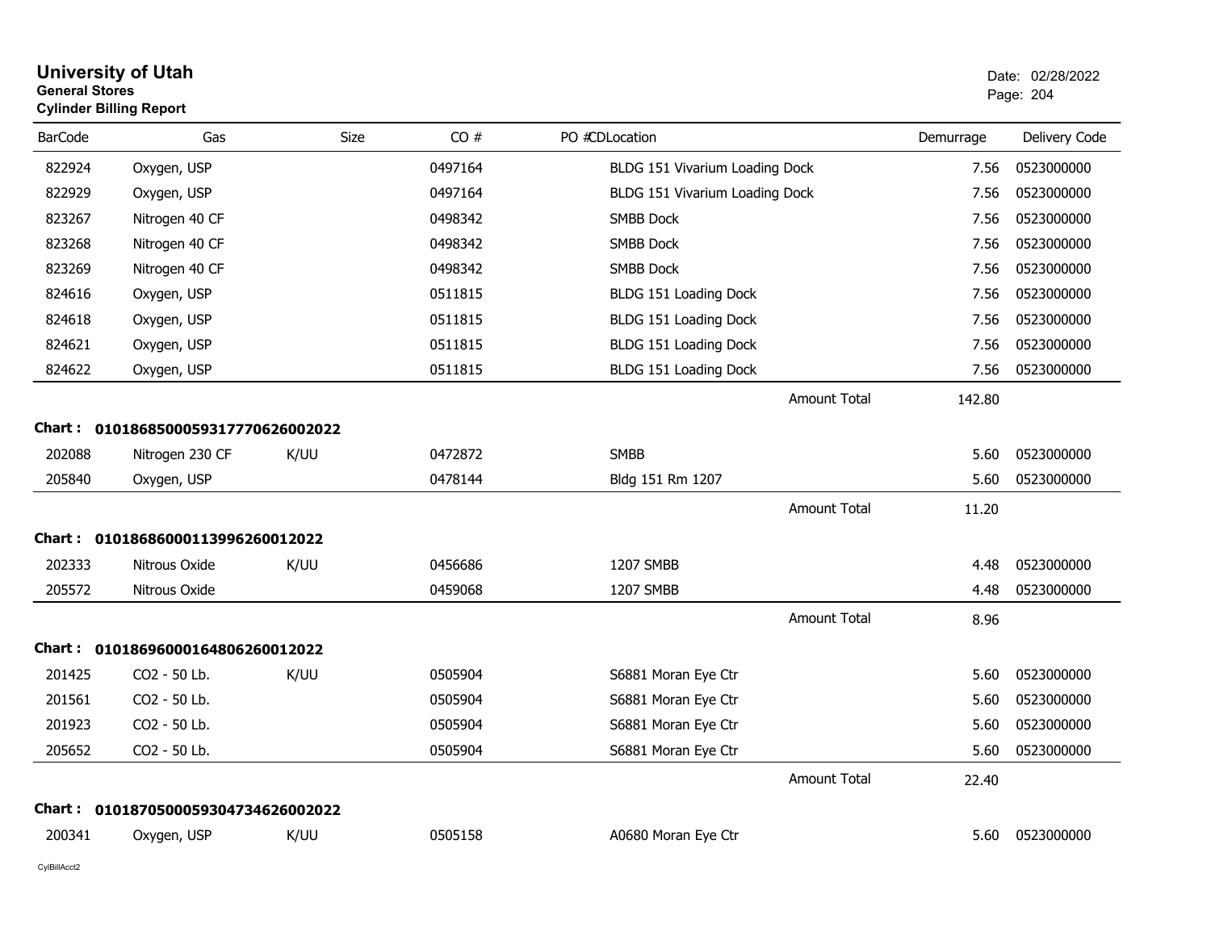# University of Utah
**General Stores**
**Cylinder Billing Report**

Date: 02/28/2022

| BarCode | Gas | Size | CO # | PO # | CD | Location | Demurrage | Delivery Code |
|---|---|---|---|---|---|---|---|---|
| 822924 | Oxygen, USP | | 0497164 | | | BLDG 151 Vivarium Loading Dock | 7.56 | 0523000000 |
| 822929 | Oxygen, USP | | 0497164 | | | BLDG 151 Vivarium Loading Dock | 7.56 | 0523000000 |
| 823267 | Nitrogen 40 CF | | 0498342 | | | SMBB Dock | 7.56 | 0523000000 |
| 823268 | Nitrogen 40 CF | | 0498342 | | | SMBB Dock | 7.56 | 0523000000 |
| 823269 | Nitrogen 40 CF | | 0498342 | | | SMBB Dock | 7.56 | 0523000000 |
| 824616 | Oxygen, USP | | 0511815 | | | BLDG 151 Loading Dock | 7.56 | 0523000000 |
| 824618 | Oxygen, USP | | 0511815 | | | BLDG 151 Loading Dock | 7.56 | 0523000000 |
| 824621 | Oxygen, USP | | 0511815 | | | BLDG 151 Loading Dock | 7.56 | 0523000000 |
| 824622 | Oxygen, USP | | 0511815 | | | BLDG 151 Loading Dock | 7.56 | 0523000000 |
| | | | | | | Amount Total | 142.80 | |

**Chart : 01018685000593177706260020​22**

| BarCode | Gas | Size | CO # | PO # | CD | Location | Demurrage | Delivery Code |
|---|---|---|---|---|---|---|---|---|
| 202088 | Nitrogen 230 CF | K/UU | 0472872 | | | SMBB | 5.60 | 0523000000 |
| 205840 | Oxygen, USP | | 0478144 | | | Bldg 151 Rm 1207 | 5.60 | 0523000000 |
| | | | | | | Amount Total | 11.20 | |

**Chart : 01018686000113996260012022**

| BarCode | Gas | Size | CO # | PO # | CD | Location | Demurrage | Delivery Code |
|---|---|---|---|---|---|---|---|---|
| 202333 | Nitrous Oxide | K/UU | 0456686 | | | 1207 SMBB | 4.48 | 0523000000 |
| 205572 | Nitrous Oxide | | 0459068 | | | 1207 SMBB | 4.48 | 0523000000 |
| | | | | | | Amount Total | 8.96 | |

**Chart : 01018696000164806260012022**

| BarCode | Gas | Size | CO # | PO # | CD | Location | Demurrage | Delivery Code |
|---|---|---|---|---|---|---|---|---|
| 201425 | CO2 - 50 Lb. | K/UU | 0505904 | | | S6881 Moran Eye Ctr | 5.60 | 0523000000 |
| 201561 | CO2 - 50 Lb. | | 0505904 | | | S6881 Moran Eye Ctr | 5.60 | 0523000000 |
| 201923 | CO2 - 50 Lb. | | 0505904 | | | S6881 Moran Eye Ctr | 5.60 | 0523000000 |
| 205652 | CO2 - 50 Lb. | | 0505904 | | | S6881 Moran Eye Ctr | 5.60 | 0523000000 |
| | | | | | | Amount Total | 22.40 | |

**Chart : 01018705000593047346260020​22**

| BarCode | Gas | Size | CO # | PO # | CD | Location | Demurrage | Delivery Code |
|---|---|---|---|---|---|---|---|---|
| 200341 | Oxygen, USP | K/UU | 0505158 | | | A0680 Moran Eye Ctr | 5.60 | 0523000000 |

CylBillAcct2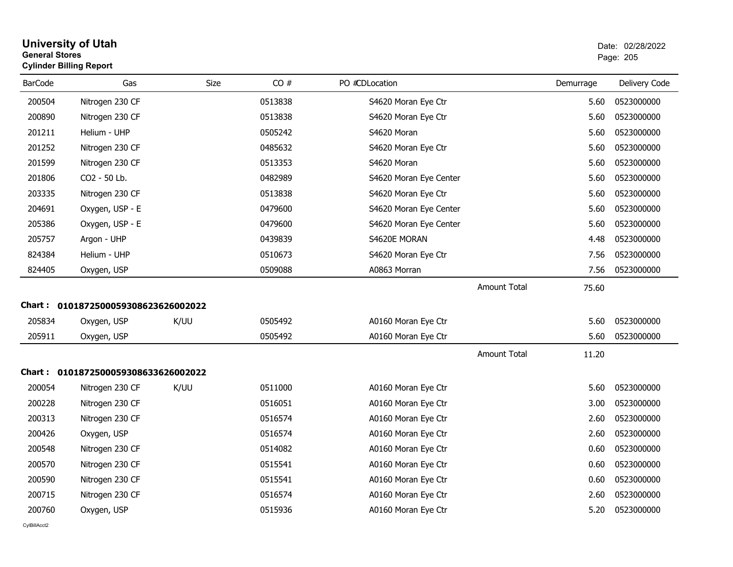# University of Utah
**General Stores**
**Cylinder Billing Report**

Date: 02/28/2022

| BarCode | Gas | Size | CO # | PO # | CDLocation | Demurrage | Delivery Code |
|---|---|---|---|---|---|---|---|
| 200504 | Nitrogen 230 CF | | 0513838 | | S4620 Moran Eye Ctr | 5.60 | 0523000000 |
| 200890 | Nitrogen 230 CF | | 0513838 | | S4620 Moran Eye Ctr | 5.60 | 0523000000 |
| 201211 | Helium - UHP | | 0505242 | | S4620 Moran | 5.60 | 0523000000 |
| 201252 | Nitrogen 230 CF | | 0485632 | | S4620 Moran Eye Ctr | 5.60 | 0523000000 |
| 201599 | Nitrogen 230 CF | | 0513353 | | S4620 Moran | 5.60 | 0523000000 |
| 201806 | CO2 - 50 Lb. | | 0482989 | | S4620 Moran Eye Center | 5.60 | 0523000000 |
| 203335 | Nitrogen 230 CF | | 0513838 | | S4620 Moran Eye Ctr | 5.60 | 0523000000 |
| 204691 | Oxygen, USP - E | | 0479600 | | S4620 Moran Eye Center | 5.60 | 0523000000 |
| 205386 | Oxygen, USP - E | | 0479600 | | S4620 Moran Eye Center | 5.60 | 0523000000 |
| 205757 | Argon - UHP | | 0439839 | | S4620E MORAN | 4.48 | 0523000000 |
| 824384 | Helium - UHP | | 0510673 | | S4620 Moran Eye Ctr | 7.56 | 0523000000 |
| 824405 | Oxygen, USP | | 0509088 | | A0863 Morran | 7.56 | 0523000000 |
| | | | | | Amount Total | 75.60 | |

**Chart : 01018725000593086236260020 22**

| BarCode | Gas | Size | CO # | PO # | CDLocation | Demurrage | Delivery Code |
|---|---|---|---|---|---|---|---|
| 205834 | Oxygen, USP | K/UU | 0505492 | | A0160 Moran Eye Ctr | 5.60 | 0523000000 |
| 205911 | Oxygen, USP | | 0505492 | | A0160 Moran Eye Ctr | 5.60 | 0523000000 |
| | | | | | Amount Total | 11.20 | |

**Chart : 0101872500059308633626002022**

| BarCode | Gas | Size | CO # | PO # | CDLocation | Demurrage | Delivery Code |
|---|---|---|---|---|---|---|---|
| 200054 | Nitrogen 230 CF | K/UU | 0511000 | | A0160 Moran Eye Ctr | 5.60 | 0523000000 |
| 200228 | Nitrogen 230 CF | | 0516051 | | A0160 Moran Eye Ctr | 3.00 | 0523000000 |
| 200313 | Nitrogen 230 CF | | 0516574 | | A0160 Moran Eye Ctr | 2.60 | 0523000000 |
| 200426 | Oxygen, USP | | 0516574 | | A0160 Moran Eye Ctr | 2.60 | 0523000000 |
| 200548 | Nitrogen 230 CF | | 0514082 | | A0160 Moran Eye Ctr | 0.60 | 0523000000 |
| 200570 | Nitrogen 230 CF | | 0515541 | | A0160 Moran Eye Ctr | 0.60 | 0523000000 |
| 200590 | Nitrogen 230 CF | | 0515541 | | A0160 Moran Eye Ctr | 0.60 | 0523000000 |
| 200715 | Nitrogen 230 CF | | 0516574 | | A0160 Moran Eye Ctr | 2.60 | 0523000000 |
| 200760 | Oxygen, USP | | 0515936 | | A0160 Moran Eye Ctr | 5.20 | 0523000000 |

CylBillAcct2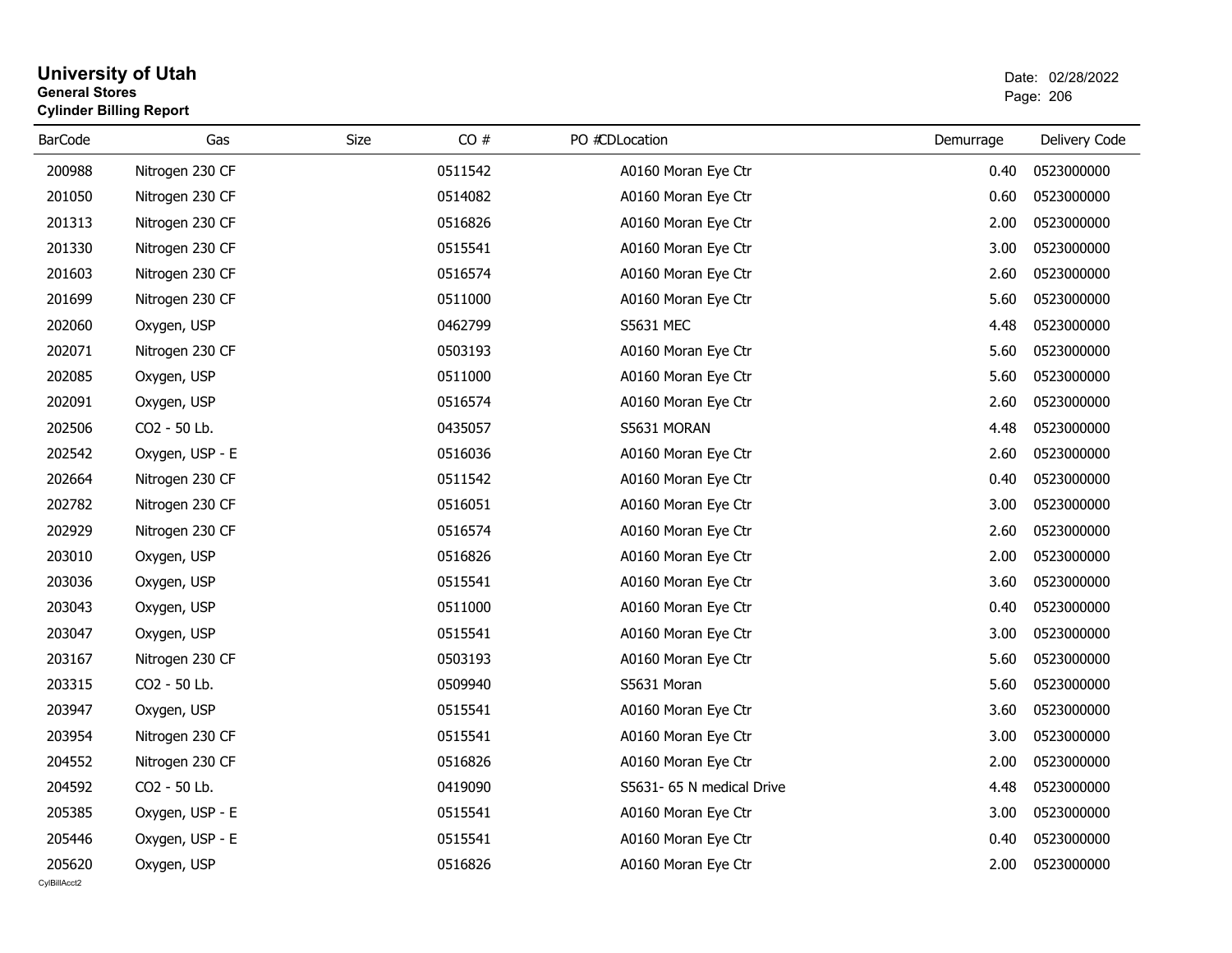# University of Utah
**General Stores**
**Cylinder Billing Report**

Date: 02/28/2022

| BarCode | Gas | Size | CO # | PO # | CDLocation | Demurrage | Delivery Code |
|---|---|---|---|---|---|---|---|
| 200988 | Nitrogen 230 CF | | 0511542 | | A0160 Moran Eye Ctr | 0.40 | 0523000000 |
| 201050 | Nitrogen 230 CF | | 0514082 | | A0160 Moran Eye Ctr | 0.60 | 0523000000 |
| 201313 | Nitrogen 230 CF | | 0516826 | | A0160 Moran Eye Ctr | 2.00 | 0523000000 |
| 201330 | Nitrogen 230 CF | | 0515541 | | A0160 Moran Eye Ctr | 3.00 | 0523000000 |
| 201603 | Nitrogen 230 CF | | 0516574 | | A0160 Moran Eye Ctr | 2.60 | 0523000000 |
| 201699 | Nitrogen 230 CF | | 0511000 | | A0160 Moran Eye Ctr | 5.60 | 0523000000 |
| 202060 | Oxygen, USP | | 0462799 | | S5631 MEC | 4.48 | 0523000000 |
| 202071 | Nitrogen 230 CF | | 0503193 | | A0160 Moran Eye Ctr | 5.60 | 0523000000 |
| 202085 | Oxygen, USP | | 0511000 | | A0160 Moran Eye Ctr | 5.60 | 0523000000 |
| 202091 | Oxygen, USP | | 0516574 | | A0160 Moran Eye Ctr | 2.60 | 0523000000 |
| 202506 | CO2 - 50 Lb. | | 0435057 | | S5631 MORAN | 4.48 | 0523000000 |
| 202542 | Oxygen, USP - E | | 0516036 | | A0160 Moran Eye Ctr | 2.60 | 0523000000 |
| 202664 | Nitrogen 230 CF | | 0511542 | | A0160 Moran Eye Ctr | 0.40 | 0523000000 |
| 202782 | Nitrogen 230 CF | | 0516051 | | A0160 Moran Eye Ctr | 3.00 | 0523000000 |
| 202929 | Nitrogen 230 CF | | 0516574 | | A0160 Moran Eye Ctr | 2.60 | 0523000000 |
| 203010 | Oxygen, USP | | 0516826 | | A0160 Moran Eye Ctr | 2.00 | 0523000000 |
| 203036 | Oxygen, USP | | 0515541 | | A0160 Moran Eye Ctr | 3.60 | 0523000000 |
| 203043 | Oxygen, USP | | 0511000 | | A0160 Moran Eye Ctr | 0.40 | 0523000000 |
| 203047 | Oxygen, USP | | 0515541 | | A0160 Moran Eye Ctr | 3.00 | 0523000000 |
| 203167 | Nitrogen 230 CF | | 0503193 | | A0160 Moran Eye Ctr | 5.60 | 0523000000 |
| 203315 | CO2 - 50 Lb. | | 0509940 | | S5631 Moran | 5.60 | 0523000000 |
| 203947 | Oxygen, USP | | 0515541 | | A0160 Moran Eye Ctr | 3.60 | 0523000000 |
| 203954 | Nitrogen 230 CF | | 0515541 | | A0160 Moran Eye Ctr | 3.00 | 0523000000 |
| 204552 | Nitrogen 230 CF | | 0516826 | | A0160 Moran Eye Ctr | 2.00 | 0523000000 |
| 204592 | CO2 - 50 Lb. | | 0419090 | | S5631- 65 N medical Drive | 4.48 | 0523000000 |
| 205385 | Oxygen, USP - E | | 0515541 | | A0160 Moran Eye Ctr | 3.00 | 0523000000 |
| 205446 | Oxygen, USP - E | | 0515541 | | A0160 Moran Eye Ctr | 0.40 | 0523000000 |
| 205620 | Oxygen, USP | | 0516826 | | A0160 Moran Eye Ctr | 2.00 | 0523000000 |

CylBillAcct2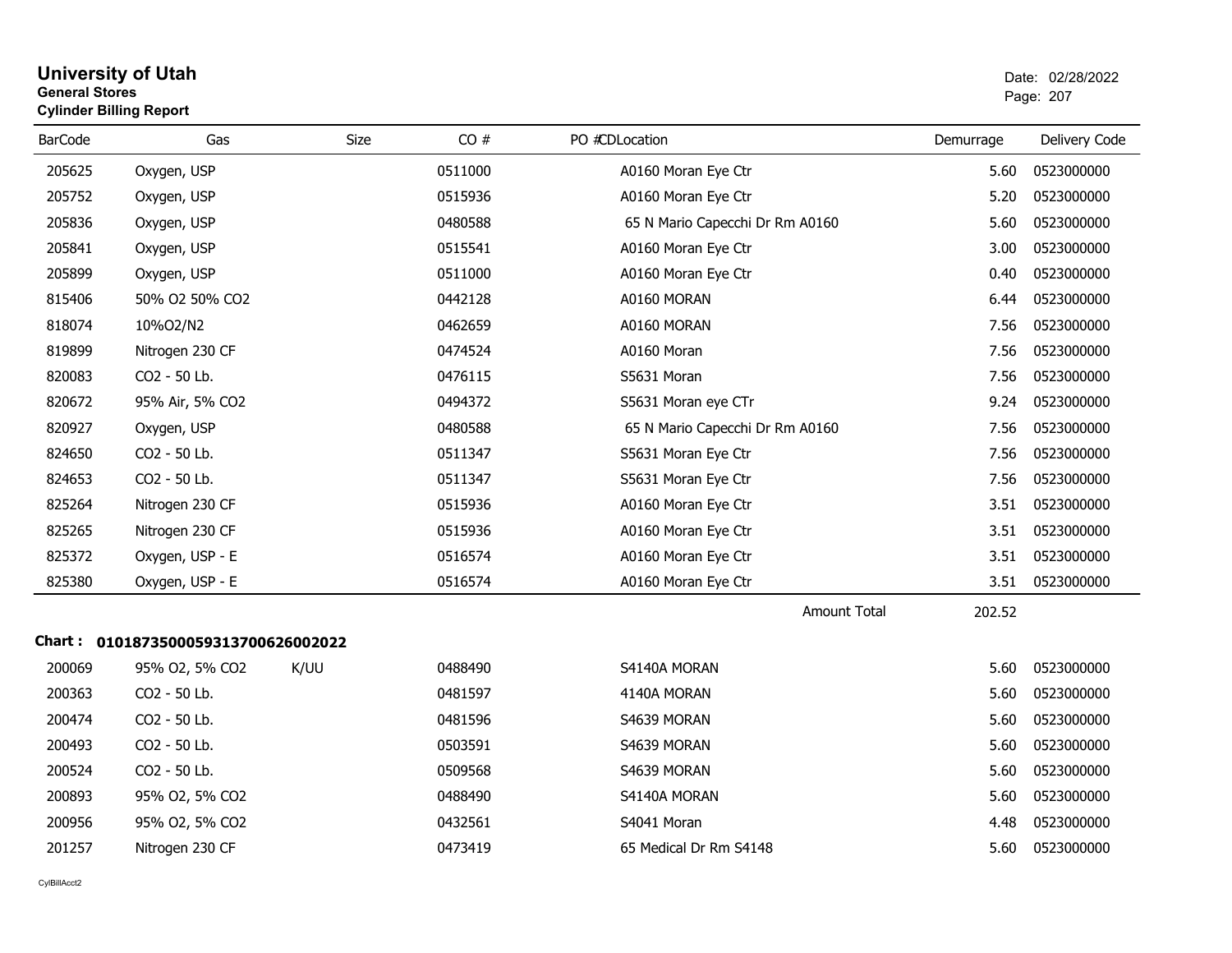# University of Utah
**General Stores**
**Cylinder Billing Report**

Date: 02/28/2022

| BarCode | Gas | Size | CO # | PO # | CDLocation | Demurrage | Delivery Code |
|---|---|---|---|---|---|---|---|
| 205625 | Oxygen, USP | | 0511000 | | A0160 Moran Eye Ctr | 5.60 | 0523000000 |
| 205752 | Oxygen, USP | | 0515936 | | A0160 Moran Eye Ctr | 5.20 | 0523000000 |
| 205836 | Oxygen, USP | | 0480588 | | 65 N Mario Capecchi Dr Rm A0160 | 5.60 | 0523000000 |
| 205841 | Oxygen, USP | | 0515541 | | A0160 Moran Eye Ctr | 3.00 | 0523000000 |
| 205899 | Oxygen, USP | | 0511000 | | A0160 Moran Eye Ctr | 0.40 | 0523000000 |
| 815406 | 50% O2 50% CO2 | | 0442128 | | A0160 MORAN | 6.44 | 0523000000 |
| 818074 | 10%O2/N2 | | 0462659 | | A0160 MORAN | 7.56 | 0523000000 |
| 819899 | Nitrogen 230 CF | | 0474524 | | A0160 Moran | 7.56 | 0523000000 |
| 820083 | CO2 - 50 Lb. | | 0476115 | | S5631 Moran | 7.56 | 0523000000 |
| 820672 | 95% Air, 5% CO2 | | 0494372 | | S5631 Moran eye CTr | 9.24 | 0523000000 |
| 820927 | Oxygen, USP | | 0480588 | | 65 N Mario Capecchi Dr Rm A0160 | 7.56 | 0523000000 |
| 824650 | CO2 - 50 Lb. | | 0511347 | | S5631 Moran Eye Ctr | 7.56 | 0523000000 |
| 824653 | CO2 - 50 Lb. | | 0511347 | | S5631 Moran Eye Ctr | 7.56 | 0523000000 |
| 825264 | Nitrogen 230 CF | | 0515936 | | A0160 Moran Eye Ctr | 3.51 | 0523000000 |
| 825265 | Nitrogen 230 CF | | 0515936 | | A0160 Moran Eye Ctr | 3.51 | 0523000000 |
| 825372 | Oxygen, USP - E | | 0516574 | | A0160 Moran Eye Ctr | 3.51 | 0523000000 |
| 825380 | Oxygen, USP - E | | 0516574 | | A0160 Moran Eye Ctr | 3.51 | 0523000000 |
| | | | | | Amount Total | 202.52 | |

**Chart : 01018735000593137006260020​22**

| BarCode | Gas | Size | CO # | PO # | CDLocation | Demurrage | Delivery Code |
|---|---|---|---|---|---|---|---|
| 200069 | 95% O2, 5% CO2 | K/UU | 0488490 | | S4140A MORAN | 5.60 | 0523000000 |
| 200363 | CO2 - 50 Lb. | | 0481597 | | 4140A MORAN | 5.60 | 0523000000 |
| 200474 | CO2 - 50 Lb. | | 0481596 | | S4639 MORAN | 5.60 | 0523000000 |
| 200493 | CO2 - 50 Lb. | | 0503591 | | S4639 MORAN | 5.60 | 0523000000 |
| 200524 | CO2 - 50 Lb. | | 0509568 | | S4639 MORAN | 5.60 | 0523000000 |
| 200893 | 95% O2, 5% CO2 | | 0488490 | | S4140A MORAN | 5.60 | 0523000000 |
| 200956 | 95% O2, 5% CO2 | | 0432561 | | S4041 Moran | 4.48 | 0523000000 |
| 201257 | Nitrogen 230 CF | | 0473419 | | 65 Medical Dr Rm S4148 | 5.60 | 0523000000 |

CylBillAcct2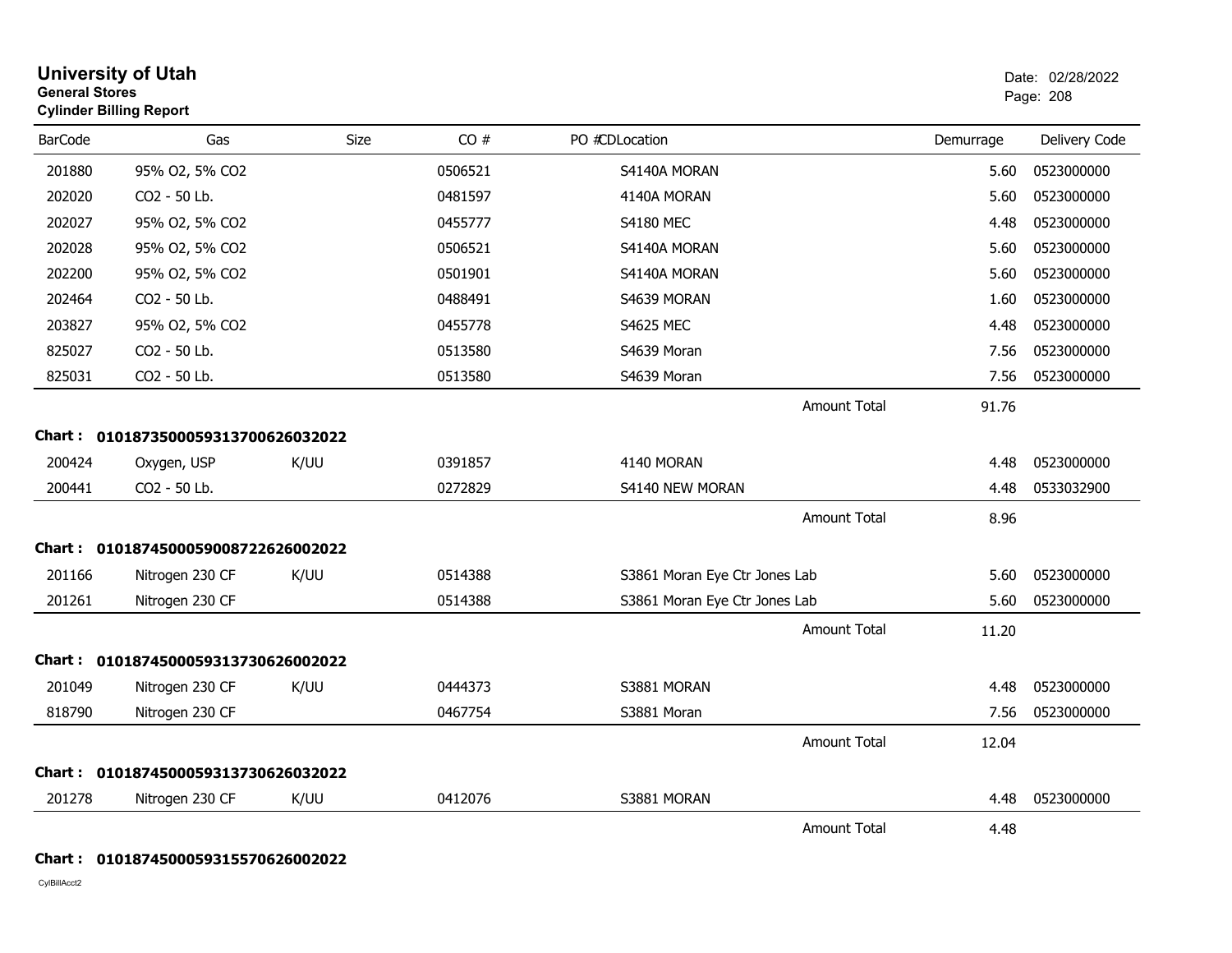# University of Utah

**General Stores**

**Cylinder Billing Report**

Date: 02/28/2022

| BarCode | Gas | Size | CO # | PO # | CDLocation | Demurrage | Delivery Code |
|---|---|---|---|---|---|---|---|
| 201880 | 95% O2, 5% CO2 | | 0506521 | | S4140A MORAN | 5.60 | 0523000000 |
| 202020 | CO2 - 50 Lb. | | 0481597 | | 4140A MORAN | 5.60 | 0523000000 |
| 202027 | 95% O2, 5% CO2 | | 0455777 | | S4180 MEC | 4.48 | 0523000000 |
| 202028 | 95% O2, 5% CO2 | | 0506521 | | S4140A MORAN | 5.60 | 0523000000 |
| 202200 | 95% O2, 5% CO2 | | 0501901 | | S4140A MORAN | 5.60 | 0523000000 |
| 202464 | CO2 - 50 Lb. | | 0488491 | | S4639 MORAN | 1.60 | 0523000000 |
| 203827 | 95% O2, 5% CO2 | | 0455778 | | S4625 MEC | 4.48 | 0523000000 |
| 825027 | CO2 - 50 Lb. | | 0513580 | | S4639 Moran | 7.56 | 0523000000 |
| 825031 | CO2 - 50 Lb. | | 0513580 | | S4639 Moran | 7.56 | 0523000000 |
| | | | | | Amount Total | 91.76 | |

**Chart : 01018735000593137006260320022**

| BarCode | Gas | Size | CO # | PO # | CDLocation | Demurrage | Delivery Code |
|---|---|---|---|---|---|---|---|
| 200424 | Oxygen, USP | K/UU | 0391857 | | 4140 MORAN | 4.48 | 0523000000 |
| 200441 | CO2 - 50 Lb. | | 0272829 | | S4140 NEW MORAN | 4.48 | 0533032900 |
| | | | | | Amount Total | 8.96 | |

**Chart : 01018745000590087226260020022**

| BarCode | Gas | Size | CO # | PO # | CDLocation | Demurrage | Delivery Code |
|---|---|---|---|---|---|---|---|
| 201166 | Nitrogen 230 CF | K/UU | 0514388 | | S3861 Moran Eye Ctr Jones Lab | 5.60 | 0523000000 |
| 201261 | Nitrogen 230 CF | | 0514388 | | S3861 Moran Eye Ctr Jones Lab | 5.60 | 0523000000 |
| | | | | | Amount Total | 11.20 | |

**Chart : 01018745000593137306260020022**

| BarCode | Gas | Size | CO # | PO # | CDLocation | Demurrage | Delivery Code |
|---|---|---|---|---|---|---|---|
| 201049 | Nitrogen 230 CF | K/UU | 0444373 | | S3881 MORAN | 4.48 | 0523000000 |
| 818790 | Nitrogen 230 CF | | 0467754 | | S3881 Moran | 7.56 | 0523000000 |
| | | | | | Amount Total | 12.04 | |

**Chart : 01018745000593137306260320022**

| BarCode | Gas | Size | CO # | PO # | CDLocation | Demurrage | Delivery Code |
|---|---|---|---|---|---|---|---|
| 201278 | Nitrogen 230 CF | K/UU | 0412076 | | S3881 MORAN | 4.48 | 0523000000 |
| | | | | | Amount Total | 4.48 | |

**Chart : 01018745000593155706260020022**

CylBillAcct2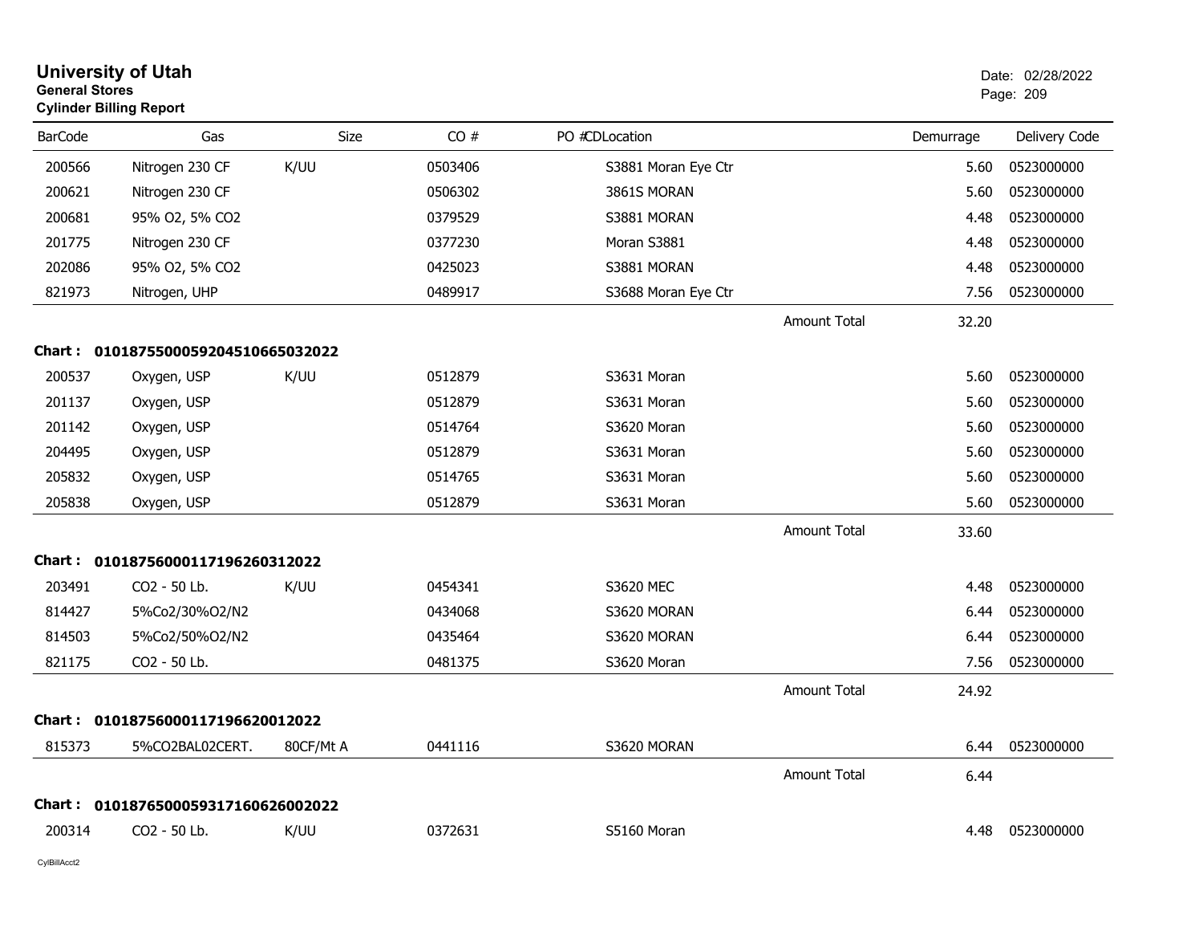# University of Utah
**General Stores**
**Cylinder Billing Report**

Date: 02/28/2022

| BarCode | Gas | Size | CO # | PO # | CDLocation | Demurrage | Delivery Code |
|---|---|---|---|---|---|---|---|
| 200566 | Nitrogen 230 CF | K/UU | 0503406 | | S3881 Moran Eye Ctr | 5.60 | 0523000000 |
| 200621 | Nitrogen 230 CF | | 0506302 | | 3861S MORAN | 5.60 | 0523000000 |
| 200681 | 95% O2, 5% CO2 | | 0379529 | | S3881 MORAN | 4.48 | 0523000000 |
| 201775 | Nitrogen 230 CF | | 0377230 | | Moran S3881 | 4.48 | 0523000000 |
| 202086 | 95% O2, 5% CO2 | | 0425023 | | S3881 MORAN | 4.48 | 0523000000 |
| 821973 | Nitrogen, UHP | | 0489917 | | S3688 Moran Eye Ctr | 7.56 | 0523000000 |
| | | | | | Amount Total | 32.20 | |

**Chart : 01018755000592045106650320222**

| BarCode | Gas | Size | CO # | PO # | CDLocation | Demurrage | Delivery Code |
|---|---|---|---|---|---|---|---|
| 200537 | Oxygen, USP | K/UU | 0512879 | | S3631 Moran | 5.60 | 0523000000 |
| 201137 | Oxygen, USP | | 0512879 | | S3631 Moran | 5.60 | 0523000000 |
| 201142 | Oxygen, USP | | 0514764 | | S3620 Moran | 5.60 | 0523000000 |
| 204495 | Oxygen, USP | | 0512879 | | S3631 Moran | 5.60 | 0523000000 |
| 205832 | Oxygen, USP | | 0514765 | | S3631 Moran | 5.60 | 0523000000 |
| 205838 | Oxygen, USP | | 0512879 | | S3631 Moran | 5.60 | 0523000000 |
| | | | | | Amount Total | 33.60 | |

**Chart : 0101875600011719626031202 2**

| BarCode | Gas | Size | CO # | PO # | CDLocation | Demurrage | Delivery Code |
|---|---|---|---|---|---|---|---|
| 203491 | CO2 - 50 Lb. | K/UU | 0454341 | | S3620 MEC | 4.48 | 0523000000 |
| 814427 | 5%Co2/30%O2/N2 | | 0434068 | | S3620 MORAN | 6.44 | 0523000000 |
| 814503 | 5%Co2/50%O2/N2 | | 0435464 | | S3620 MORAN | 6.44 | 0523000000 |
| 821175 | CO2 - 50 Lb. | | 0481375 | | S3620 Moran | 7.56 | 0523000000 |
| | | | | | Amount Total | 24.92 | |

**Chart : 01018756000117196620012022**

| BarCode | Gas | Size | CO # | PO # | CDLocation | Demurrage | Delivery Code |
|---|---|---|---|---|---|---|---|
| 815373 | 5%CO2BAL02CERT. | 80CF/Mt A | 0441116 | | S3620 MORAN | 6.44 | 0523000000 |
| | | | | | Amount Total | 6.44 | |

**Chart : 01018765000593171606260020 22**

| BarCode | Gas | Size | CO # | PO # | CDLocation | Demurrage | Delivery Code |
|---|---|---|---|---|---|---|---|
| 200314 | CO2 - 50 Lb. | K/UU | 0372631 | | S5160 Moran | 4.48 | 0523000000 |

CylBillAcct2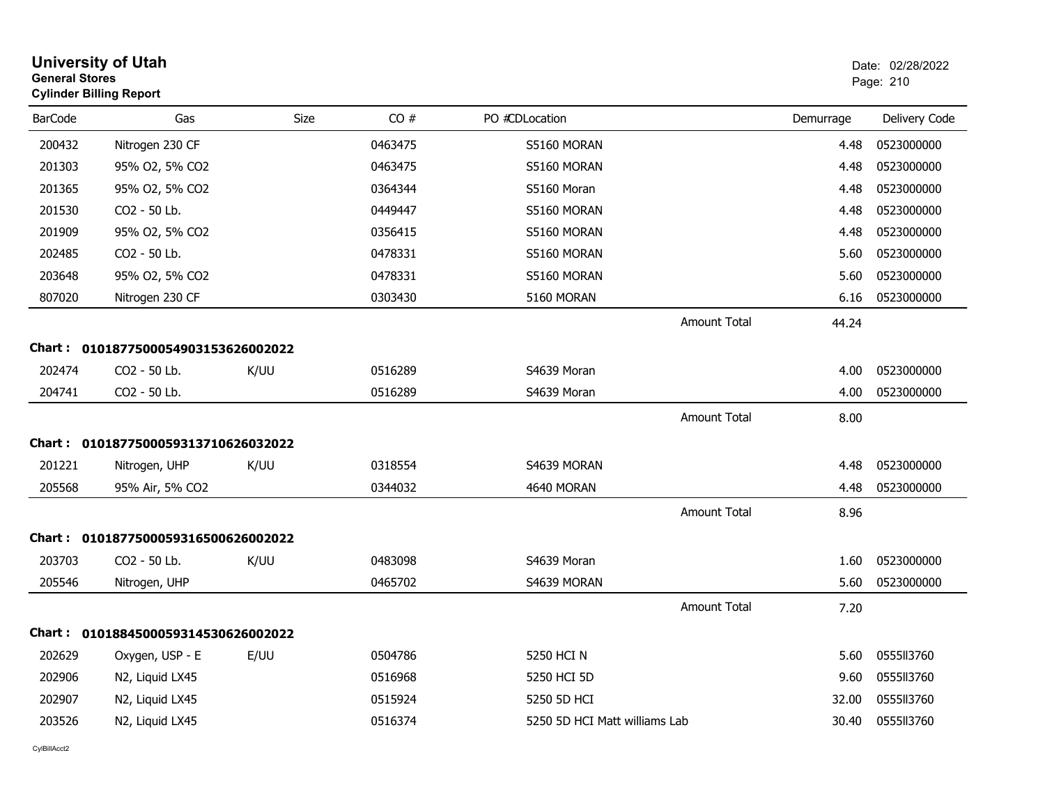# University of Utah
**General Stores**
**Cylinder Billing Report**

Date: 02/28/2022

| BarCode | Gas | Size | CO # | PO #CDLocation | Demurrage | Delivery Code |
|---|---|---|---|---|---|---|
| 200432 | Nitrogen 230 CF | | 0463475 | S5160 MORAN | 4.48 | 0523000000 |
| 201303 | 95% O2, 5% CO2 | | 0463475 | S5160 MORAN | 4.48 | 0523000000 |
| 201365 | 95% O2, 5% CO2 | | 0364344 | S5160 Moran | 4.48 | 0523000000 |
| 201530 | CO2 - 50 Lb. | | 0449447 | S5160 MORAN | 4.48 | 0523000000 |
| 201909 | 95% O2, 5% CO2 | | 0356415 | S5160 MORAN | 4.48 | 0523000000 |
| 202485 | CO2 - 50 Lb. | | 0478331 | S5160 MORAN | 5.60 | 0523000000 |
| 203648 | 95% O2, 5% CO2 | | 0478331 | S5160 MORAN | 5.60 | 0523000000 |
| 807020 | Nitrogen 230 CF | | 0303430 | 5160 MORAN | 6.16 | 0523000000 |
| | | | | Amount Total | 44.24 | |

**Chart : 01018775000549031536260020​22**

| BarCode | Gas | Size | CO # | PO #CDLocation | Demurrage | Delivery Code |
|---|---|---|---|---|---|---|
| 202474 | CO2 - 50 Lb. | K/UU | 0516289 | S4639 Moran | 4.00 | 0523000000 |
| 204741 | CO2 - 50 Lb. | | 0516289 | S4639 Moran | 4.00 | 0523000000 |
| | | | | Amount Total | 8.00 | |

**Chart : 01018775000593137106260320​22**

| BarCode | Gas | Size | CO # | PO #CDLocation | Demurrage | Delivery Code |
|---|---|---|---|---|---|---|
| 201221 | Nitrogen, UHP | K/UU | 0318554 | S4639 MORAN | 4.48 | 0523000000 |
| 205568 | 95% Air, 5% CO2 | | 0344032 | 4640 MORAN | 4.48 | 0523000000 |
| | | | | Amount Total | 8.96 | |

**Chart : 01018775000593165006260020​22**

| BarCode | Gas | Size | CO # | PO #CDLocation | Demurrage | Delivery Code |
|---|---|---|---|---|---|---|
| 203703 | CO2 - 50 Lb. | K/UU | 0483098 | S4639 Moran | 1.60 | 0523000000 |
| 205546 | Nitrogen, UHP | | 0465702 | S4639 MORAN | 5.60 | 0523000000 |
| | | | | Amount Total | 7.20 | |

**Chart : 01018845000593145306260020​22**

| BarCode | Gas | Size | CO # | PO #CDLocation | Demurrage | Delivery Code |
|---|---|---|---|---|---|---|
| 202629 | Oxygen, USP - E | E/UU | 0504786 | 5250 HCI N | 5.60 | 0555II3760 |
| 202906 | N2, Liquid LX45 | | 0516968 | 5250 HCI 5D | 9.60 | 0555II3760 |
| 202907 | N2, Liquid LX45 | | 0515924 | 5250 5D HCI | 32.00 | 0555II3760 |
| 203526 | N2, Liquid LX45 | | 0516374 | 5250 5D HCI Matt williams Lab | 30.40 | 0555II3760 |

CylBillAcct2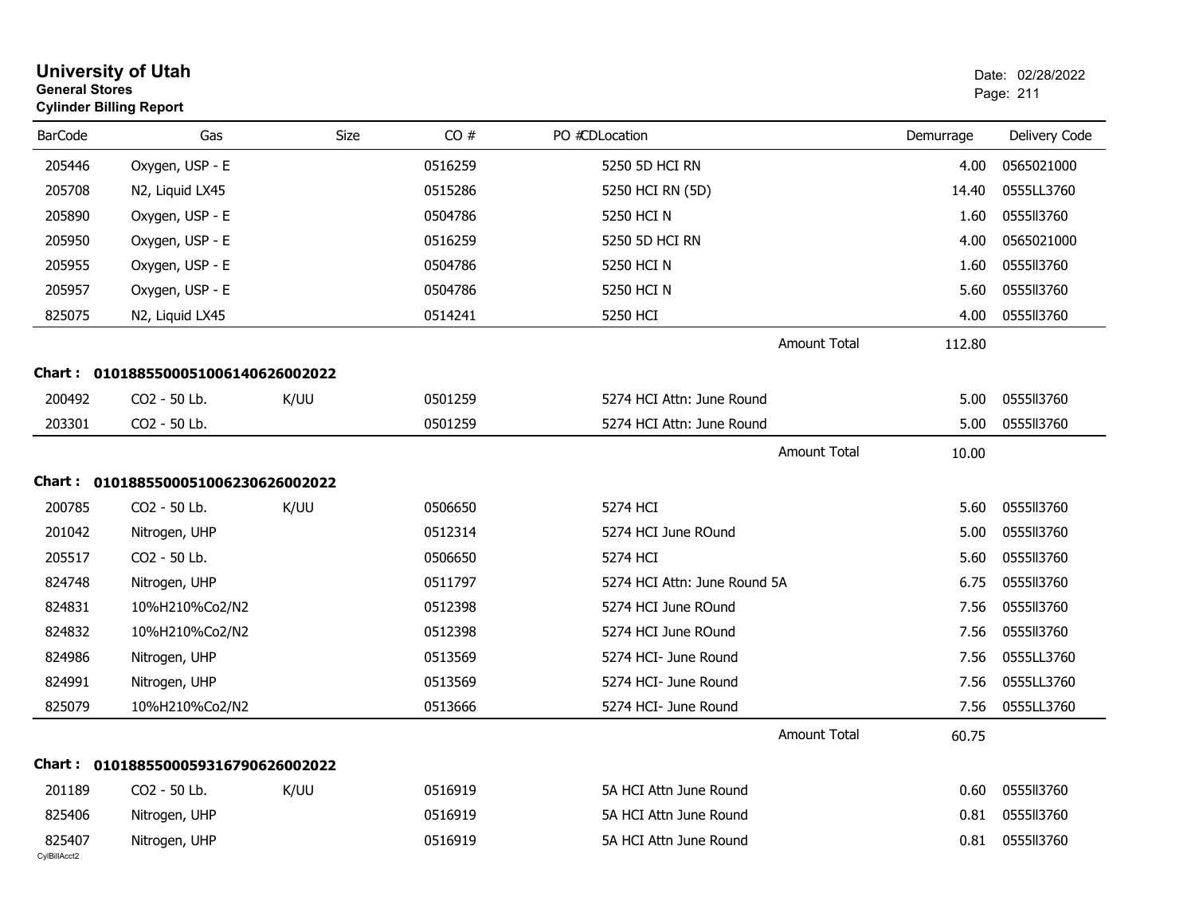# University of Utah
**General Stores**
**Cylinder Billing Report**

Date: 02/28/2022

| BarCode | Gas | Size | CO # | PO #CDLocation | Demurrage | Delivery Code |
|---|---|---|---|---|---|---|
| 205446 | Oxygen, USP - E | | 0516259 | 5250 5D HCI RN | 4.00 | 0565021000 |
| 205708 | N2, Liquid LX45 | | 0515286 | 5250 HCI RN (5D) | 14.40 | 0555LL3760 |
| 205890 | Oxygen, USP - E | | 0504786 | 5250 HCI N | 1.60 | 0555ll3760 |
| 205950 | Oxygen, USP - E | | 0516259 | 5250 5D HCI RN | 4.00 | 0565021000 |
| 205955 | Oxygen, USP - E | | 0504786 | 5250 HCI N | 1.60 | 0555ll3760 |
| 205957 | Oxygen, USP - E | | 0504786 | 5250 HCI N | 5.60 | 0555ll3760 |
| 825075 | N2, Liquid LX45 | | 0514241 | 5250 HCI | 4.00 | 0555ll3760 |
| | | | | Amount Total | 112.80 | |

**Chart : 01018855000510061406260022022**

| BarCode | Gas | Size | CO # | PO #CDLocation | Demurrage | Delivery Code |
|---|---|---|---|---|---|---|
| 200492 | CO2 - 50 Lb. | K/UU | 0501259 | 5274 HCI Attn: June Round | 5.00 | 0555ll3760 |
| 203301 | CO2 - 50 Lb. | | 0501259 | 5274 HCI Attn: June Round | 5.00 | 0555ll3760 |
| | | | | Amount Total | 10.00 | |

**Chart : 01018855000510062306260022022**

| BarCode | Gas | Size | CO # | PO #CDLocation | Demurrage | Delivery Code |
|---|---|---|---|---|---|---|
| 200785 | CO2 - 50 Lb. | K/UU | 0506650 | 5274 HCI | 5.60 | 0555ll3760 |
| 201042 | Nitrogen, UHP | | 0512314 | 5274 HCI June ROund | 5.00 | 0555ll3760 |
| 205517 | CO2 - 50 Lb. | | 0506650 | 5274 HCI | 5.60 | 0555ll3760 |
| 824748 | Nitrogen, UHP | | 0511797 | 5274 HCI Attn: June Round 5A | 6.75 | 0555ll3760 |
| 824831 | 10%H210%Co2/N2 | | 0512398 | 5274 HCI June ROund | 7.56 | 0555ll3760 |
| 824832 | 10%H210%Co2/N2 | | 0512398 | 5274 HCI June ROund | 7.56 | 0555ll3760 |
| 824986 | Nitrogen, UHP | | 0513569 | 5274 HCI- June Round | 7.56 | 0555LL3760 |
| 824991 | Nitrogen, UHP | | 0513569 | 5274 HCI- June Round | 7.56 | 0555LL3760 |
| 825079 | 10%H210%Co2/N2 | | 0513666 | 5274 HCI- June Round | 7.56 | 0555LL3760 |
| | | | | Amount Total | 60.75 | |

**Chart : 01018855000593167906260022022**

| BarCode | Gas | Size | CO # | PO #CDLocation | Demurrage | Delivery Code |
|---|---|---|---|---|---|---|
| 201189 | CO2 - 50 Lb. | K/UU | 0516919 | 5A HCI Attn June Round | 0.60 | 0555ll3760 |
| 825406 | Nitrogen, UHP | | 0516919 | 5A HCI Attn June Round | 0.81 | 0555ll3760 |
| 825407 | Nitrogen, UHP | | 0516919 | 5A HCI Attn June Round | 0.81 | 0555ll3760 |

CylBillAcct2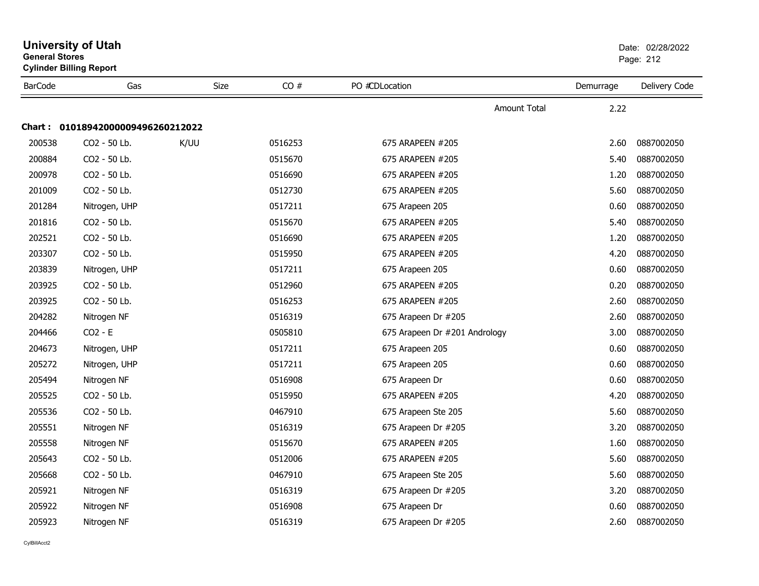# University of Utah

**General Stores**

**Cylinder Billing Report**

Date: 02/28/2022

| BarCode | Gas | Size | CO # | PO # | CDLocation | Demurrage | Delivery Code |
|---|---|---|---|---|---|---|---|
| | | | | | Amount Total | 2.22 | |

**Chart : 01018942000009496260212022**

| BarCode | Gas | Size | CO # | PO # | CDLocation | Demurrage | Delivery Code |
|---|---|---|---|---|---|---|---|
| 200538 | CO2 - 50 Lb. | K/UU | 0516253 | | 675 ARAPEEN #205 | 2.60 | 0887002050 |
| 200884 | CO2 - 50 Lb. | | 0515670 | | 675 ARAPEEN #205 | 5.40 | 0887002050 |
| 200978 | CO2 - 50 Lb. | | 0516690 | | 675 ARAPEEN #205 | 1.20 | 0887002050 |
| 201009 | CO2 - 50 Lb. | | 0512730 | | 675 ARAPEEN #205 | 5.60 | 0887002050 |
| 201284 | Nitrogen, UHP | | 0517211 | | 675 Arapeen 205 | 0.60 | 0887002050 |
| 201816 | CO2 - 50 Lb. | | 0515670 | | 675 ARAPEEN #205 | 5.40 | 0887002050 |
| 202521 | CO2 - 50 Lb. | | 0516690 | | 675 ARAPEEN #205 | 1.20 | 0887002050 |
| 203307 | CO2 - 50 Lb. | | 0515950 | | 675 ARAPEEN #205 | 4.20 | 0887002050 |
| 203839 | Nitrogen, UHP | | 0517211 | | 675 Arapeen 205 | 0.60 | 0887002050 |
| 203925 | CO2 - 50 Lb. | | 0512960 | | 675 ARAPEEN #205 | 0.20 | 0887002050 |
| 203925 | CO2 - 50 Lb. | | 0516253 | | 675 ARAPEEN #205 | 2.60 | 0887002050 |
| 204282 | Nitrogen NF | | 0516319 | | 675 Arapeen Dr #205 | 2.60 | 0887002050 |
| 204466 | CO2 - E | | 0505810 | | 675 Arapeen Dr #201 Andrology | 3.00 | 0887002050 |
| 204673 | Nitrogen, UHP | | 0517211 | | 675 Arapeen 205 | 0.60 | 0887002050 |
| 205272 | Nitrogen, UHP | | 0517211 | | 675 Arapeen 205 | 0.60 | 0887002050 |
| 205494 | Nitrogen NF | | 0516908 | | 675 Arapeen Dr | 0.60 | 0887002050 |
| 205525 | CO2 - 50 Lb. | | 0515950 | | 675 ARAPEEN #205 | 4.20 | 0887002050 |
| 205536 | CO2 - 50 Lb. | | 0467910 | | 675 Arapeen Ste 205 | 5.60 | 0887002050 |
| 205551 | Nitrogen NF | | 0516319 | | 675 Arapeen Dr #205 | 3.20 | 0887002050 |
| 205558 | Nitrogen NF | | 0515670 | | 675 ARAPEEN #205 | 1.60 | 0887002050 |
| 205643 | CO2 - 50 Lb. | | 0512006 | | 675 ARAPEEN #205 | 5.60 | 0887002050 |
| 205668 | CO2 - 50 Lb. | | 0467910 | | 675 Arapeen Ste 205 | 5.60 | 0887002050 |
| 205921 | Nitrogen NF | | 0516319 | | 675 Arapeen Dr #205 | 3.20 | 0887002050 |
| 205922 | Nitrogen NF | | 0516908 | | 675 Arapeen Dr | 0.60 | 0887002050 |
| 205923 | Nitrogen NF | | 0516319 | | 675 Arapeen Dr #205 | 2.60 | 0887002050 |

CylBillAcct2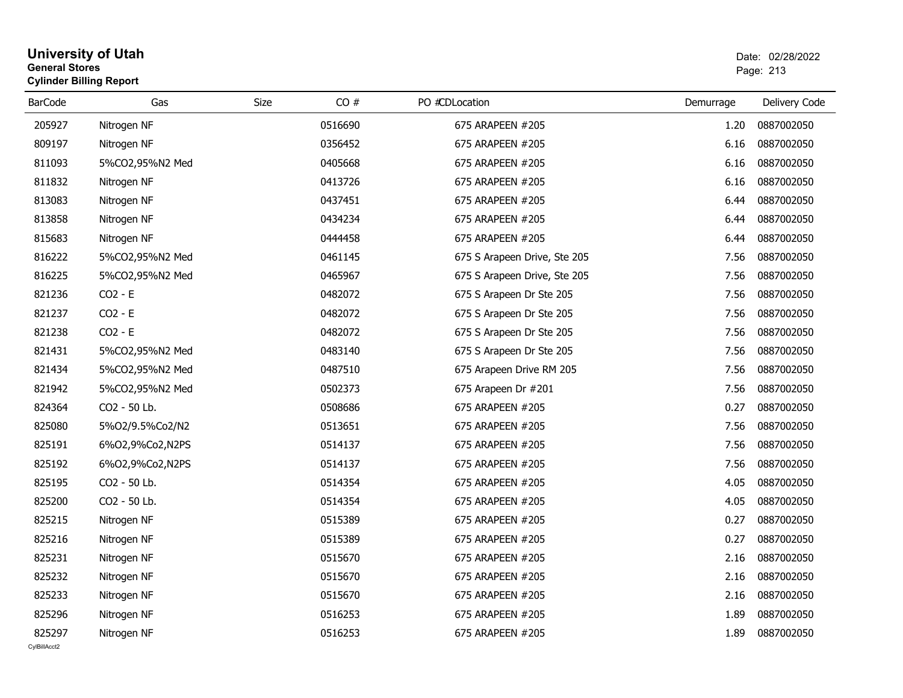# University of Utah
**General Stores**
**Cylinder Billing Report**

Date: 02/28/2022

| BarCode | Gas | Size | CO # | PO # | CDLocation | Demurrage | Delivery Code |
|---|---|---|---|---|---|---|---|
| 205927 | Nitrogen NF | | 0516690 | | 675 ARAPEEN #205 | 1.20 | 0887002050 |
| 809197 | Nitrogen NF | | 0356452 | | 675 ARAPEEN #205 | 6.16 | 0887002050 |
| 811093 | 5%CO2,95%N2 Med | | 0405668 | | 675 ARAPEEN #205 | 6.16 | 0887002050 |
| 811832 | Nitrogen NF | | 0413726 | | 675 ARAPEEN #205 | 6.16 | 0887002050 |
| 813083 | Nitrogen NF | | 0437451 | | 675 ARAPEEN #205 | 6.44 | 0887002050 |
| 813858 | Nitrogen NF | | 0434234 | | 675 ARAPEEN #205 | 6.44 | 0887002050 |
| 815683 | Nitrogen NF | | 0444458 | | 675 ARAPEEN #205 | 6.44 | 0887002050 |
| 816222 | 5%CO2,95%N2 Med | | 0461145 | | 675 S Arapeen Drive, Ste 205 | 7.56 | 0887002050 |
| 816225 | 5%CO2,95%N2 Med | | 0465967 | | 675 S Arapeen Drive, Ste 205 | 7.56 | 0887002050 |
| 821236 | CO2 - E | | 0482072 | | 675 S Arapeen Dr Ste 205 | 7.56 | 0887002050 |
| 821237 | CO2 - E | | 0482072 | | 675 S Arapeen Dr Ste 205 | 7.56 | 0887002050 |
| 821238 | CO2 - E | | 0482072 | | 675 S Arapeen Dr Ste 205 | 7.56 | 0887002050 |
| 821431 | 5%CO2,95%N2 Med | | 0483140 | | 675 S Arapeen Dr Ste 205 | 7.56 | 0887002050 |
| 821434 | 5%CO2,95%N2 Med | | 0487510 | | 675 Arapeen Drive RM 205 | 7.56 | 0887002050 |
| 821942 | 5%CO2,95%N2 Med | | 0502373 | | 675 Arapeen Dr #201 | 7.56 | 0887002050 |
| 824364 | CO2 - 50 Lb. | | 0508686 | | 675 ARAPEEN #205 | 0.27 | 0887002050 |
| 825080 | 5%O2/9.5%Co2/N2 | | 0513651 | | 675 ARAPEEN #205 | 7.56 | 0887002050 |
| 825191 | 6%O2,9%Co2,N2PS | | 0514137 | | 675 ARAPEEN #205 | 7.56 | 0887002050 |
| 825192 | 6%O2,9%Co2,N2PS | | 0514137 | | 675 ARAPEEN #205 | 7.56 | 0887002050 |
| 825195 | CO2 - 50 Lb. | | 0514354 | | 675 ARAPEEN #205 | 4.05 | 0887002050 |
| 825200 | CO2 - 50 Lb. | | 0514354 | | 675 ARAPEEN #205 | 4.05 | 0887002050 |
| 825215 | Nitrogen NF | | 0515389 | | 675 ARAPEEN #205 | 0.27 | 0887002050 |
| 825216 | Nitrogen NF | | 0515389 | | 675 ARAPEEN #205 | 0.27 | 0887002050 |
| 825231 | Nitrogen NF | | 0515670 | | 675 ARAPEEN #205 | 2.16 | 0887002050 |
| 825232 | Nitrogen NF | | 0515670 | | 675 ARAPEEN #205 | 2.16 | 0887002050 |
| 825233 | Nitrogen NF | | 0515670 | | 675 ARAPEEN #205 | 2.16 | 0887002050 |
| 825296 | Nitrogen NF | | 0516253 | | 675 ARAPEEN #205 | 1.89 | 0887002050 |
| 825297 | Nitrogen NF | | 0516253 | | 675 ARAPEEN #205 | 1.89 | 0887002050 |

CylBillAcct2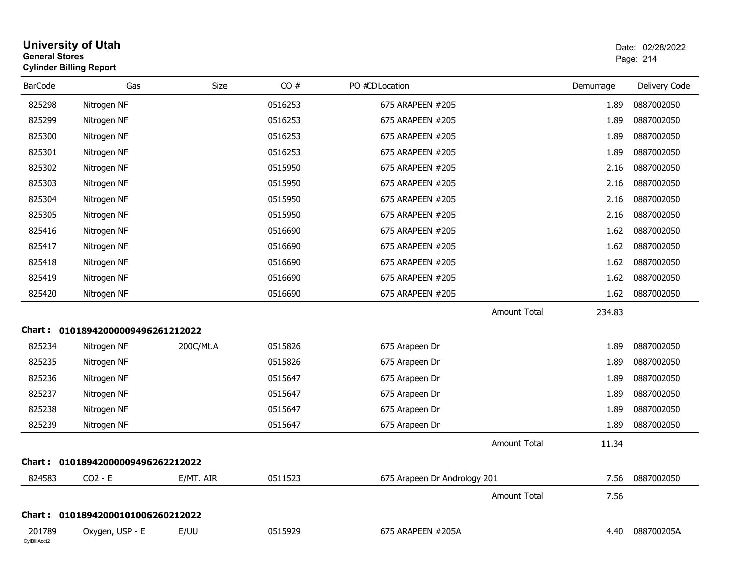# University of Utah
**General Stores**
**Cylinder Billing Report**

Date: 02/28/2022

| BarCode | Gas | Size | CO # | PO #CDLocation | Demurrage | Delivery Code |
|---|---|---|---|---|---|---|
| 825298 | Nitrogen NF | | 0516253 | 675 ARAPEEN #205 | 1.89 | 0887002050 |
| 825299 | Nitrogen NF | | 0516253 | 675 ARAPEEN #205 | 1.89 | 0887002050 |
| 825300 | Nitrogen NF | | 0516253 | 675 ARAPEEN #205 | 1.89 | 0887002050 |
| 825301 | Nitrogen NF | | 0516253 | 675 ARAPEEN #205 | 1.89 | 0887002050 |
| 825302 | Nitrogen NF | | 0515950 | 675 ARAPEEN #205 | 2.16 | 0887002050 |
| 825303 | Nitrogen NF | | 0515950 | 675 ARAPEEN #205 | 2.16 | 0887002050 |
| 825304 | Nitrogen NF | | 0515950 | 675 ARAPEEN #205 | 2.16 | 0887002050 |
| 825305 | Nitrogen NF | | 0515950 | 675 ARAPEEN #205 | 2.16 | 0887002050 |
| 825416 | Nitrogen NF | | 0516690 | 675 ARAPEEN #205 | 1.62 | 0887002050 |
| 825417 | Nitrogen NF | | 0516690 | 675 ARAPEEN #205 | 1.62 | 0887002050 |
| 825418 | Nitrogen NF | | 0516690 | 675 ARAPEEN #205 | 1.62 | 0887002050 |
| 825419 | Nitrogen NF | | 0516690 | 675 ARAPEEN #205 | 1.62 | 0887002050 |
| 825420 | Nitrogen NF | | 0516690 | 675 ARAPEEN #205 | 1.62 | 0887002050 |
| | | | | Amount Total | 234.83 | |

**Chart : 01018942000009496261212022**

| BarCode | Gas | Size | CO # | PO #CDLocation | Demurrage | Delivery Code |
|---|---|---|---|---|---|---|
| 825234 | Nitrogen NF | 200C/Mt.A | 0515826 | 675 Arapeen Dr | 1.89 | 0887002050 |
| 825235 | Nitrogen NF | | 0515826 | 675 Arapeen Dr | 1.89 | 0887002050 |
| 825236 | Nitrogen NF | | 0515647 | 675 Arapeen Dr | 1.89 | 0887002050 |
| 825237 | Nitrogen NF | | 0515647 | 675 Arapeen Dr | 1.89 | 0887002050 |
| 825238 | Nitrogen NF | | 0515647 | 675 Arapeen Dr | 1.89 | 0887002050 |
| 825239 | Nitrogen NF | | 0515647 | 675 Arapeen Dr | 1.89 | 0887002050 |
| | | | | Amount Total | 11.34 | |

**Chart : 01018942000009496262212022**

| BarCode | Gas | Size | CO # | PO #CDLocation | Demurrage | Delivery Code |
|---|---|---|---|---|---|---|
| 824583 | CO2 - E | E/MT. AIR | 0511523 | 675 Arapeen Dr Andrology 201 | 7.56 | 0887002050 |
| | | | | Amount Total | 7.56 | |

**Chart : 01018942000101006260212022**

| BarCode | Gas | Size | CO # | PO #CDLocation | Demurrage | Delivery Code |
|---|---|---|---|---|---|---|
| 201789 | Oxygen, USP - E | E/UU | 0515929 | 675 ARAPEEN #205A | 4.40 | 088700205A |

CylBillAcct2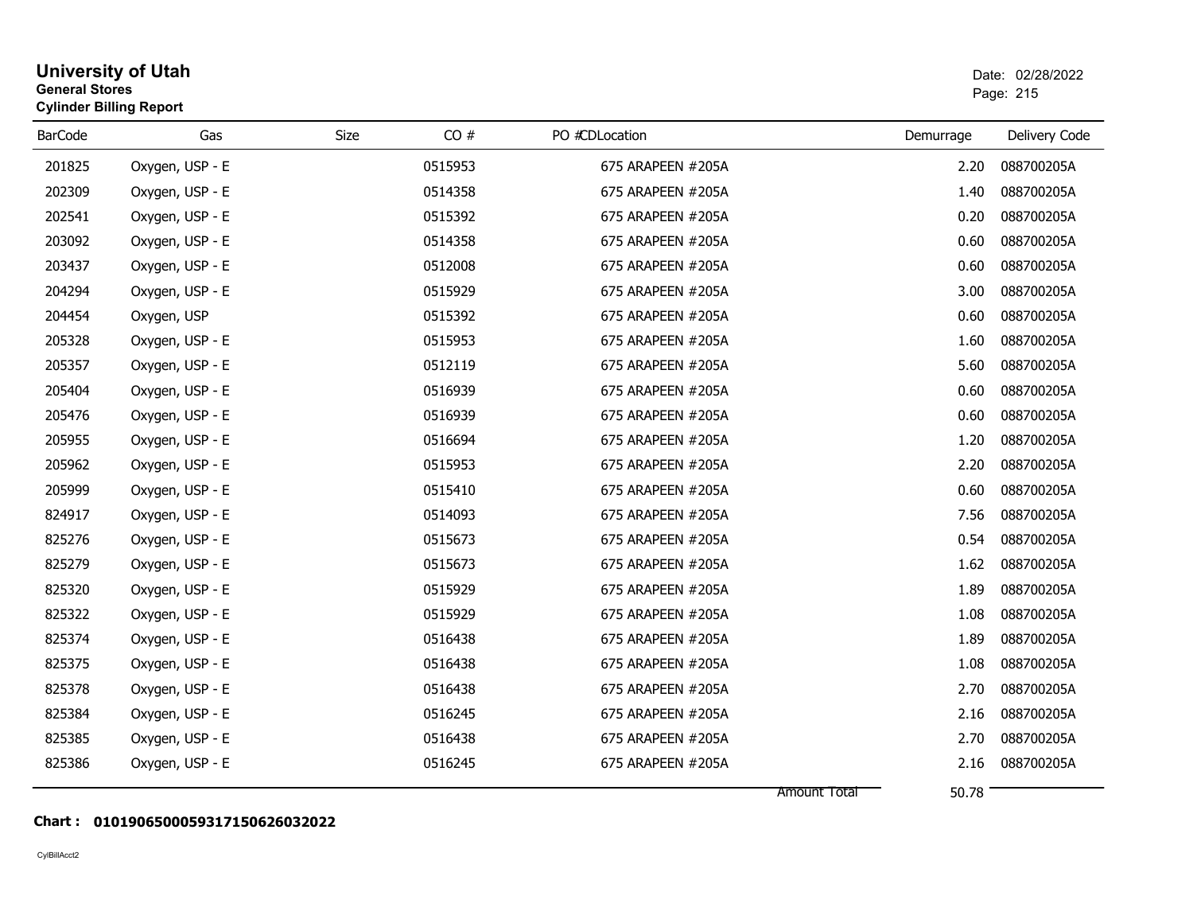# University of Utah
**General Stores**
**Cylinder Billing Report**

Date: 02/28/2022

| BarCode | Gas | Size | CO # | PO # | CDLocation | Demurrage | Delivery Code |
|---|---|---|---|---|---|---|---|
| 201825 | Oxygen, USP - E | | 0515953 | | 675 ARAPEEN #205A | 2.20 | 088700205A |
| 202309 | Oxygen, USP - E | | 0514358 | | 675 ARAPEEN #205A | 1.40 | 088700205A |
| 202541 | Oxygen, USP - E | | 0515392 | | 675 ARAPEEN #205A | 0.20 | 088700205A |
| 203092 | Oxygen, USP - E | | 0514358 | | 675 ARAPEEN #205A | 0.60 | 088700205A |
| 203437 | Oxygen, USP - E | | 0512008 | | 675 ARAPEEN #205A | 0.60 | 088700205A |
| 204294 | Oxygen, USP - E | | 0515929 | | 675 ARAPEEN #205A | 3.00 | 088700205A |
| 204454 | Oxygen, USP | | 0515392 | | 675 ARAPEEN #205A | 0.60 | 088700205A |
| 205328 | Oxygen, USP - E | | 0515953 | | 675 ARAPEEN #205A | 1.60 | 088700205A |
| 205357 | Oxygen, USP - E | | 0512119 | | 675 ARAPEEN #205A | 5.60 | 088700205A |
| 205404 | Oxygen, USP - E | | 0516939 | | 675 ARAPEEN #205A | 0.60 | 088700205A |
| 205476 | Oxygen, USP - E | | 0516939 | | 675 ARAPEEN #205A | 0.60 | 088700205A |
| 205955 | Oxygen, USP - E | | 0516694 | | 675 ARAPEEN #205A | 1.20 | 088700205A |
| 205962 | Oxygen, USP - E | | 0515953 | | 675 ARAPEEN #205A | 2.20 | 088700205A |
| 205999 | Oxygen, USP - E | | 0515410 | | 675 ARAPEEN #205A | 0.60 | 088700205A |
| 824917 | Oxygen, USP - E | | 0514093 | | 675 ARAPEEN #205A | 7.56 | 088700205A |
| 825276 | Oxygen, USP - E | | 0515673 | | 675 ARAPEEN #205A | 0.54 | 088700205A |
| 825279 | Oxygen, USP - E | | 0515673 | | 675 ARAPEEN #205A | 1.62 | 088700205A |
| 825320 | Oxygen, USP - E | | 0515929 | | 675 ARAPEEN #205A | 1.89 | 088700205A |
| 825322 | Oxygen, USP - E | | 0515929 | | 675 ARAPEEN #205A | 1.08 | 088700205A |
| 825374 | Oxygen, USP - E | | 0516438 | | 675 ARAPEEN #205A | 1.89 | 088700205A |
| 825375 | Oxygen, USP - E | | 0516438 | | 675 ARAPEEN #205A | 1.08 | 088700205A |
| 825378 | Oxygen, USP - E | | 0516438 | | 675 ARAPEEN #205A | 2.70 | 088700205A |
| 825384 | Oxygen, USP - E | | 0516245 | | 675 ARAPEEN #205A | 2.16 | 088700205A |
| 825385 | Oxygen, USP - E | | 0516438 | | 675 ARAPEEN #205A | 2.70 | 088700205A |
| 825386 | Oxygen, USP - E | | 0516245 | | 675 ARAPEEN #205A | 2.16 | 088700205A |
| | | | | | Amount Total | 50.78 | |

**Chart : 01019065000593171506260320​22**

CylBillAcct2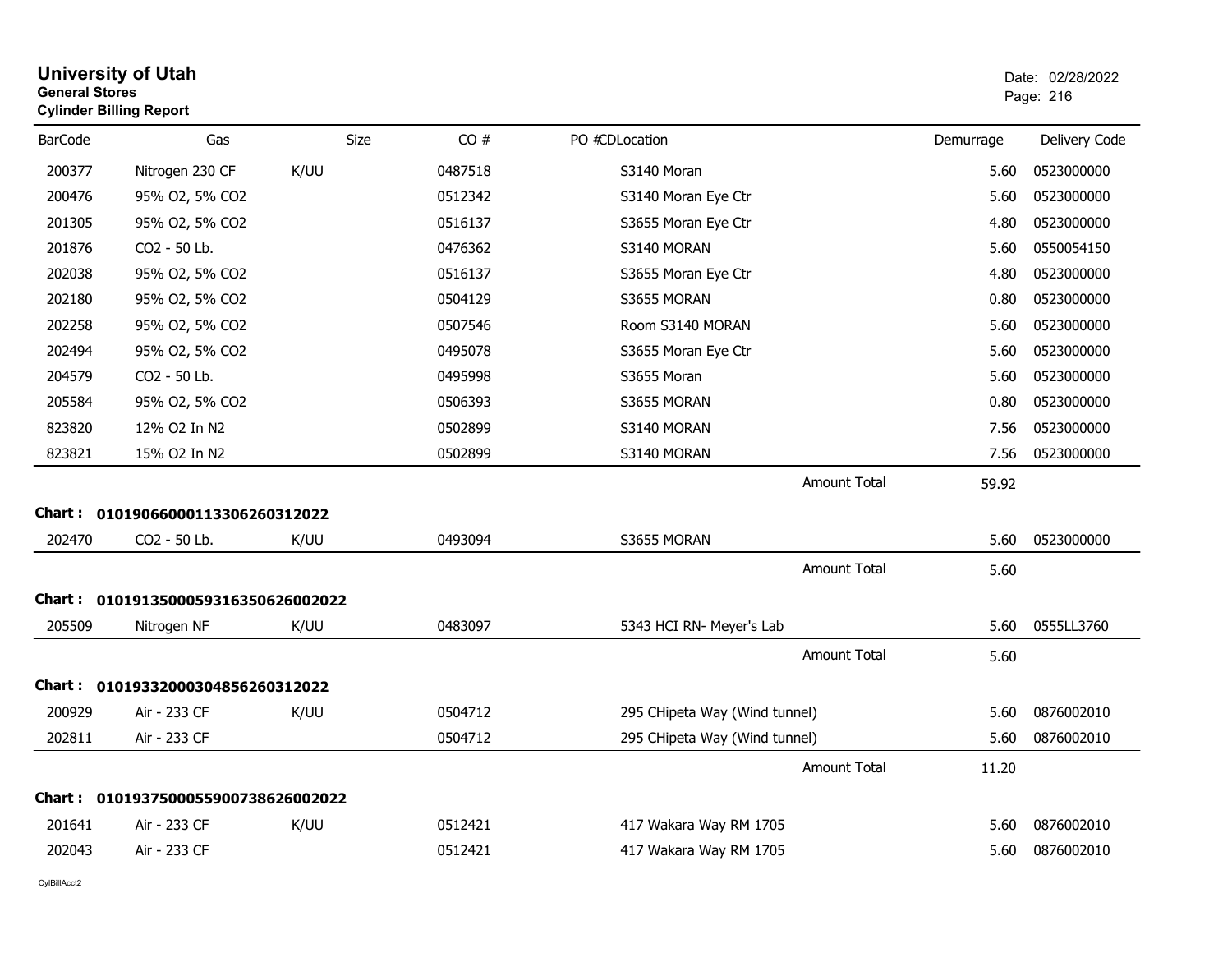# University of Utah

**General Stores**

**Cylinder Billing Report**

Date: 02/28/2022

| BarCode | Gas | Size | CO # | PO # | CDLocation | Demurrage | Delivery Code |
|---|---|---|---|---|---|---|---|
| 200377 | Nitrogen 230 CF | K/UU | 0487518 | | S3140 Moran | 5.60 | 0523000000 |
| 200476 | 95% O2, 5% CO2 | | 0512342 | | S3140 Moran Eye Ctr | 5.60 | 0523000000 |
| 201305 | 95% O2, 5% CO2 | | 0516137 | | S3655 Moran Eye Ctr | 4.80 | 0523000000 |
| 201876 | CO2 - 50 Lb. | | 0476362 | | S3140 MORAN | 5.60 | 0550054150 |
| 202038 | 95% O2, 5% CO2 | | 0516137 | | S3655 Moran Eye Ctr | 4.80 | 0523000000 |
| 202180 | 95% O2, 5% CO2 | | 0504129 | | S3655 MORAN | 0.80 | 0523000000 |
| 202258 | 95% O2, 5% CO2 | | 0507546 | | Room S3140 MORAN | 5.60 | 0523000000 |
| 202494 | 95% O2, 5% CO2 | | 0495078 | | S3655 Moran Eye Ctr | 5.60 | 0523000000 |
| 204579 | CO2 - 50 Lb. | | 0495998 | | S3655 Moran | 5.60 | 0523000000 |
| 205584 | 95% O2, 5% CO2 | | 0506393 | | S3655 MORAN | 0.80 | 0523000000 |
| 823820 | 12% O2 In N2 | | 0502899 | | S3140 MORAN | 7.56 | 0523000000 |
| 823821 | 15% O2 In N2 | | 0502899 | | S3140 MORAN | 7.56 | 0523000000 |
| | | | | | Amount Total | 59.92 | |

**Chart : 01019066000113306260312022**

| BarCode | Gas | Size | CO # | PO # | CDLocation | Demurrage | Delivery Code |
|---|---|---|---|---|---|---|---|
| 202470 | CO2 - 50 Lb. | K/UU | 0493094 | | S3655 MORAN | 5.60 | 0523000000 |
| | | | | | Amount Total | 5.60 | |

**Chart : 01019135000593163506260020222**

| BarCode | Gas | Size | CO # | PO # | CDLocation | Demurrage | Delivery Code |
|---|---|---|---|---|---|---|---|
| 205509 | Nitrogen NF | K/UU | 0483097 | | 5343 HCI RN- Meyer's Lab | 5.60 | 0555LL3760 |
| | | | | | Amount Total | 5.60 | |

**Chart : 01019332000304856260312022**

| BarCode | Gas | Size | CO # | PO # | CDLocation | Demurrage | Delivery Code |
|---|---|---|---|---|---|---|---|
| 200929 | Air - 233 CF | K/UU | 0504712 | | 295 CHipeta Way (Wind tunnel) | 5.60 | 0876002010 |
| 202811 | Air - 233 CF | | 0504712 | | 295 CHipeta Way (Wind tunnel) | 5.60 | 0876002010 |
| | | | | | Amount Total | 11.20 | |

**Chart : 01019375000559007386260020222**

| BarCode | Gas | Size | CO # | PO # | CDLocation | Demurrage | Delivery Code |
|---|---|---|---|---|---|---|---|
| 201641 | Air - 233 CF | K/UU | 0512421 | | 417 Wakara Way RM 1705 | 5.60 | 0876002010 |
| 202043 | Air - 233 CF | | 0512421 | | 417 Wakara Way RM 1705 | 5.60 | 0876002010 |

CylBillAcct2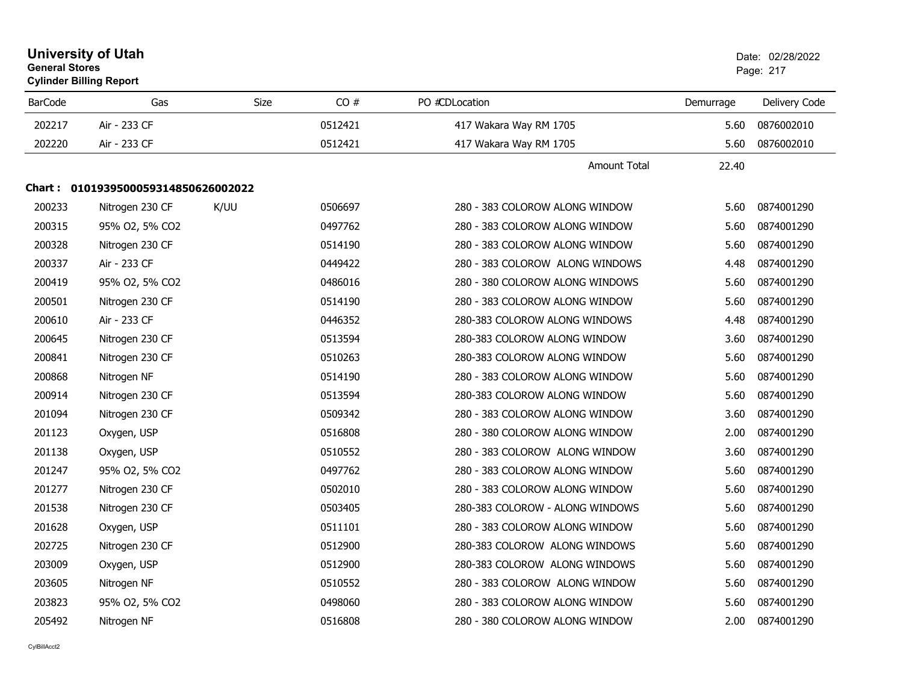# University of Utah
**General Stores**
**Cylinder Billing Report**

Date: 02/28/2022

| BarCode | Gas | Size | CO # | PO # | CDLocation | Demurrage | Delivery Code |
|---|---|---|---|---|---|---|---|
| 202217 | Air - 233 CF | | 0512421 | | 417 Wakara Way RM 1705 | 5.60 | 0876002010 |
| 202220 | Air - 233 CF | | 0512421 | | 417 Wakara Way RM 1705 | 5.60 | 0876002010 |
| | | | | | Amount Total | 22.40 | |

**Chart : 01019395000593148506260020220**

| BarCode | Gas | Size | CO # | PO # | CDLocation | Demurrage | Delivery Code |
|---|---|---|---|---|---|---|---|
| 200233 | Nitrogen 230 CF | K/UU | 0506697 | | 280 - 383 COLOROW ALONG WINDOW | 5.60 | 0874001290 |
| 200315 | 95% O2, 5% CO2 | | 0497762 | | 280 - 383 COLOROW ALONG WINDOW | 5.60 | 0874001290 |
| 200328 | Nitrogen 230 CF | | 0514190 | | 280 - 383 COLOROW ALONG WINDOW | 5.60 | 0874001290 |
| 200337 | Air - 233 CF | | 0449422 | | 280 - 383 COLOROW ALONG WINDOWS | 4.48 | 0874001290 |
| 200419 | 95% O2, 5% CO2 | | 0486016 | | 280 - 380 COLOROW ALONG WINDOWS | 5.60 | 0874001290 |
| 200501 | Nitrogen 230 CF | | 0514190 | | 280 - 383 COLOROW ALONG WINDOW | 5.60 | 0874001290 |
| 200610 | Air - 233 CF | | 0446352 | | 280-383 COLOROW ALONG WINDOWS | 4.48 | 0874001290 |
| 200645 | Nitrogen 230 CF | | 0513594 | | 280-383 COLOROW ALONG WINDOW | 3.60 | 0874001290 |
| 200841 | Nitrogen 230 CF | | 0510263 | | 280-383 COLOROW ALONG WINDOW | 5.60 | 0874001290 |
| 200868 | Nitrogen NF | | 0514190 | | 280 - 383 COLOROW ALONG WINDOW | 5.60 | 0874001290 |
| 200914 | Nitrogen 230 CF | | 0513594 | | 280-383 COLOROW ALONG WINDOW | 5.60 | 0874001290 |
| 201094 | Nitrogen 230 CF | | 0509342 | | 280 - 383 COLOROW ALONG WINDOW | 3.60 | 0874001290 |
| 201123 | Oxygen, USP | | 0516808 | | 280 - 380 COLOROW ALONG WINDOW | 2.00 | 0874001290 |
| 201138 | Oxygen, USP | | 0510552 | | 280 - 383 COLOROW ALONG WINDOW | 3.60 | 0874001290 |
| 201247 | 95% O2, 5% CO2 | | 0497762 | | 280 - 383 COLOROW ALONG WINDOW | 5.60 | 0874001290 |
| 201277 | Nitrogen 230 CF | | 0502010 | | 280 - 383 COLOROW ALONG WINDOW | 5.60 | 0874001290 |
| 201538 | Nitrogen 230 CF | | 0503405 | | 280-383 COLOROW - ALONG WINDOWS | 5.60 | 0874001290 |
| 201628 | Oxygen, USP | | 0511101 | | 280 - 383 COLOROW ALONG WINDOW | 5.60 | 0874001290 |
| 202725 | Nitrogen 230 CF | | 0512900 | | 280-383 COLOROW ALONG WINDOWS | 5.60 | 0874001290 |
| 203009 | Oxygen, USP | | 0512900 | | 280-383 COLOROW ALONG WINDOWS | 5.60 | 0874001290 |
| 203605 | Nitrogen NF | | 0510552 | | 280 - 383 COLOROW ALONG WINDOW | 5.60 | 0874001290 |
| 203823 | 95% O2, 5% CO2 | | 0498060 | | 280 - 383 COLOROW ALONG WINDOW | 5.60 | 0874001290 |
| 205492 | Nitrogen NF | | 0516808 | | 280 - 380 COLOROW ALONG WINDOW | 2.00 | 0874001290 |

CylBillAcct2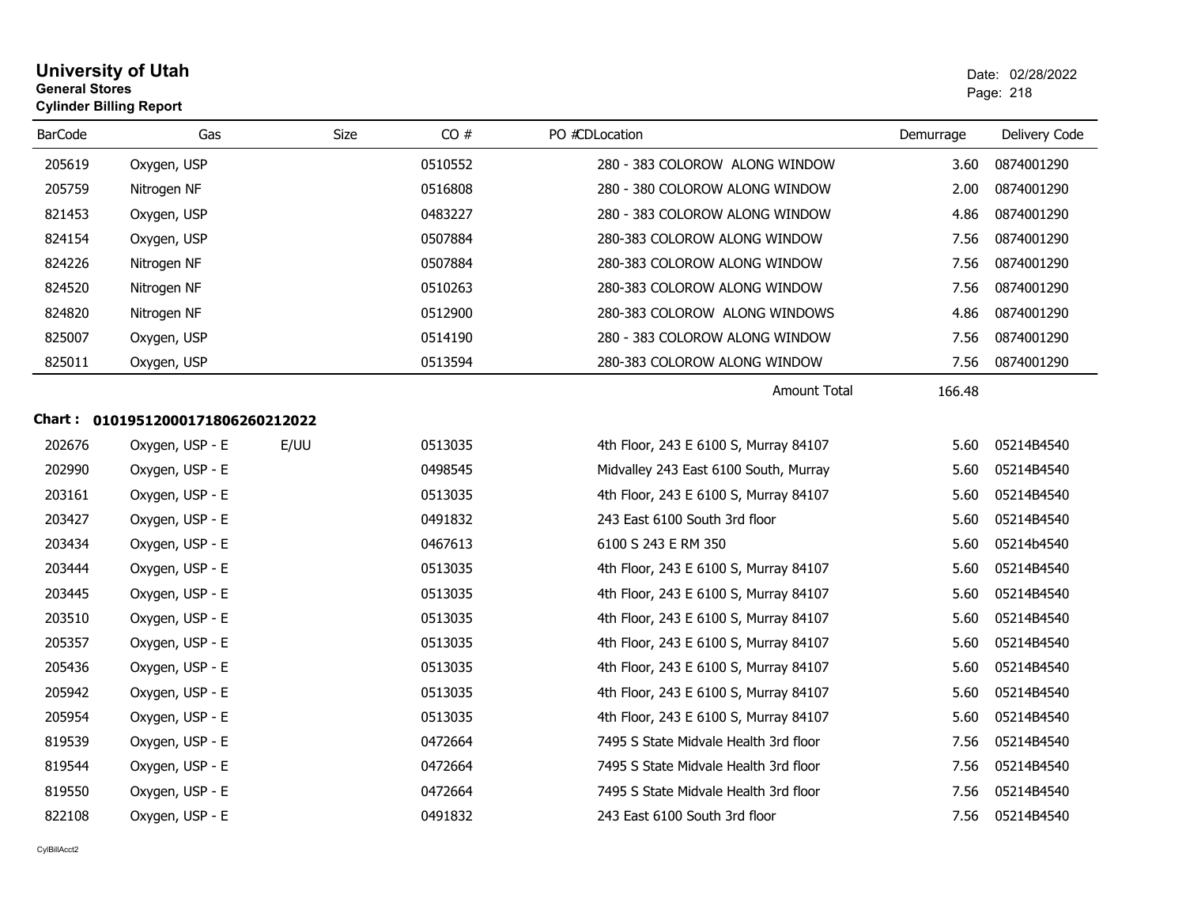# University of Utah

**General Stores**

**Cylinder Billing Report**

Date: 02/28/2022

| BarCode | Gas | Size | CO # | PO # | CDLocation | Demurrage | Delivery Code |
|---|---|---|---|---|---|---|---|
| 205619 | Oxygen, USP | | 0510552 | | 280 - 383 COLOROW ALONG WINDOW | 3.60 | 0874001290 |
| 205759 | Nitrogen NF | | 0516808 | | 280 - 380 COLOROW ALONG WINDOW | 2.00 | 0874001290 |
| 821453 | Oxygen, USP | | 0483227 | | 280 - 383 COLOROW ALONG WINDOW | 4.86 | 0874001290 |
| 824154 | Oxygen, USP | | 0507884 | | 280-383 COLOROW ALONG WINDOW | 7.56 | 0874001290 |
| 824226 | Nitrogen NF | | 0507884 | | 280-383 COLOROW ALONG WINDOW | 7.56 | 0874001290 |
| 824520 | Nitrogen NF | | 0510263 | | 280-383 COLOROW ALONG WINDOW | 7.56 | 0874001290 |
| 824820 | Nitrogen NF | | 0512900 | | 280-383 COLOROW ALONG WINDOWS | 4.86 | 0874001290 |
| 825007 | Oxygen, USP | | 0514190 | | 280 - 383 COLOROW ALONG WINDOW | 7.56 | 0874001290 |
| 825011 | Oxygen, USP | | 0513594 | | 280-383 COLOROW ALONG WINDOW | 7.56 | 0874001290 |
| | | | | | Amount Total | 166.48 | |

**Chart : 01019512000171806260212022**

| BarCode | Gas | Size | CO # | PO # | CDLocation | Demurrage | Delivery Code |
|---|---|---|---|---|---|---|---|
| 202676 | Oxygen, USP - E | E/UU | 0513035 | | 4th Floor, 243 E 6100 S, Murray 84107 | 5.60 | 05214B4540 |
| 202990 | Oxygen, USP - E | | 0498545 | | Midvalley 243 East 6100 South, Murray | 5.60 | 05214B4540 |
| 203161 | Oxygen, USP - E | | 0513035 | | 4th Floor, 243 E 6100 S, Murray 84107 | 5.60 | 05214B4540 |
| 203427 | Oxygen, USP - E | | 0491832 | | 243 East 6100 South 3rd floor | 5.60 | 05214B4540 |
| 203434 | Oxygen, USP - E | | 0467613 | | 6100 S 243 E RM 350 | 5.60 | 05214b4540 |
| 203444 | Oxygen, USP - E | | 0513035 | | 4th Floor, 243 E 6100 S, Murray 84107 | 5.60 | 05214B4540 |
| 203445 | Oxygen, USP - E | | 0513035 | | 4th Floor, 243 E 6100 S, Murray 84107 | 5.60 | 05214B4540 |
| 203510 | Oxygen, USP - E | | 0513035 | | 4th Floor, 243 E 6100 S, Murray 84107 | 5.60 | 05214B4540 |
| 205357 | Oxygen, USP - E | | 0513035 | | 4th Floor, 243 E 6100 S, Murray 84107 | 5.60 | 05214B4540 |
| 205436 | Oxygen, USP - E | | 0513035 | | 4th Floor, 243 E 6100 S, Murray 84107 | 5.60 | 05214B4540 |
| 205942 | Oxygen, USP - E | | 0513035 | | 4th Floor, 243 E 6100 S, Murray 84107 | 5.60 | 05214B4540 |
| 205954 | Oxygen, USP - E | | 0513035 | | 4th Floor, 243 E 6100 S, Murray 84107 | 5.60 | 05214B4540 |
| 819539 | Oxygen, USP - E | | 0472664 | | 7495 S State Midvale Health 3rd floor | 7.56 | 05214B4540 |
| 819544 | Oxygen, USP - E | | 0472664 | | 7495 S State Midvale Health 3rd floor | 7.56 | 05214B4540 |
| 819550 | Oxygen, USP - E | | 0472664 | | 7495 S State Midvale Health 3rd floor | 7.56 | 05214B4540 |
| 822108 | Oxygen, USP - E | | 0491832 | | 243 East 6100 South 3rd floor | 7.56 | 05214B4540 |

CylBillAcct2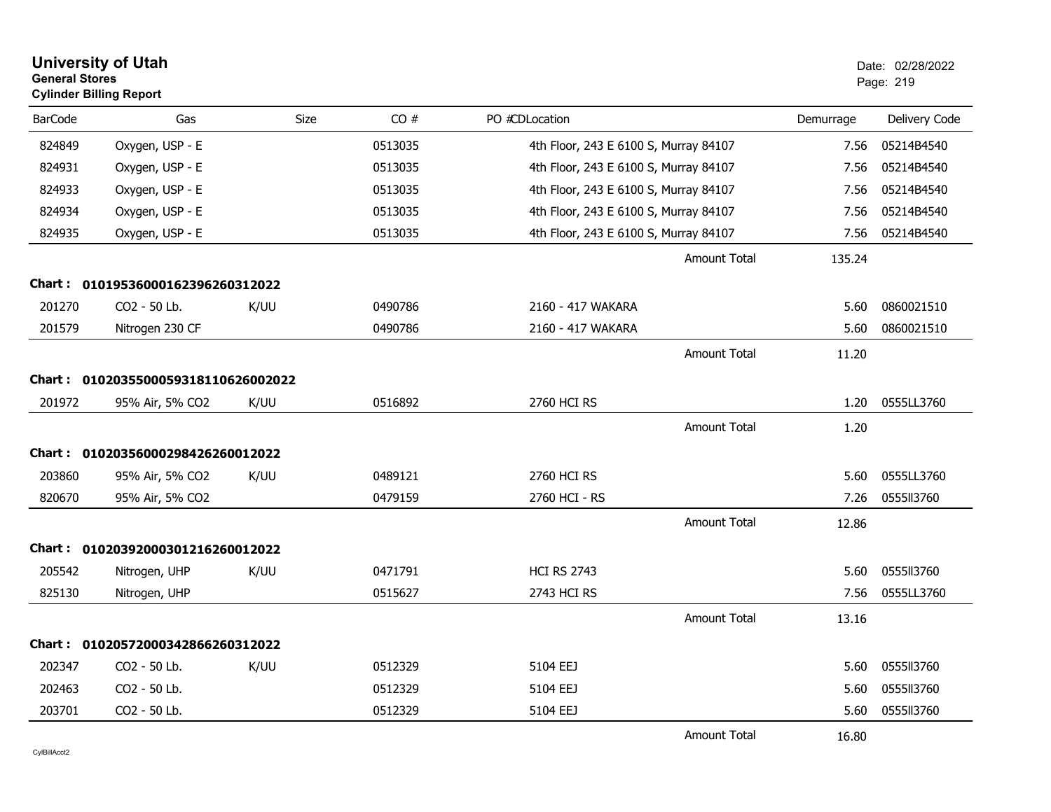# University of Utah

**General Stores**

**Cylinder Billing Report**

Date: 02/28/2022

| BarCode | Gas | Size | CO # | PO # | CDLocation | Demurrage | Delivery Code |
|---|---|---|---|---|---|---|---|
| 824849 | Oxygen, USP - E | | 0513035 | | 4th Floor, 243 E 6100 S, Murray 84107 | 7.56 | 05214B4540 |
| 824931 | Oxygen, USP - E | | 0513035 | | 4th Floor, 243 E 6100 S, Murray 84107 | 7.56 | 05214B4540 |
| 824933 | Oxygen, USP - E | | 0513035 | | 4th Floor, 243 E 6100 S, Murray 84107 | 7.56 | 05214B4540 |
| 824934 | Oxygen, USP - E | | 0513035 | | 4th Floor, 243 E 6100 S, Murray 84107 | 7.56 | 05214B4540 |
| 824935 | Oxygen, USP - E | | 0513035 | | 4th Floor, 243 E 6100 S, Murray 84107 | 7.56 | 05214B4540 |
| | | | | | Amount Total | 135.24 | |

**Chart : 01019536000162396260312022**

| BarCode | Gas | Size | CO # | PO # | CDLocation | Demurrage | Delivery Code |
|---|---|---|---|---|---|---|---|
| 201270 | CO2 - 50 Lb. | K/UU | 0490786 | | 2160 - 417 WAKARA | 5.60 | 0860021510 |
| 201579 | Nitrogen 230 CF | | 0490786 | | 2160 - 417 WAKARA | 5.60 | 0860021510 |
| | | | | | Amount Total | 11.20 | |

**Chart : 01020355000593181106260020222**

| BarCode | Gas | Size | CO # | PO # | CDLocation | Demurrage | Delivery Code |
|---|---|---|---|---|---|---|---|
| 201972 | 95% Air, 5% CO2 | K/UU | 0516892 | | 2760 HCI RS | 1.20 | 0555LL3760 |
| | | | | | Amount Total | 1.20 | |

**Chart : 01020356000298426260012022**

| BarCode | Gas | Size | CO # | PO # | CDLocation | Demurrage | Delivery Code |
|---|---|---|---|---|---|---|---|
| 203860 | 95% Air, 5% CO2 | K/UU | 0489121 | | 2760 HCI RS | 5.60 | 0555LL3760 |
| 820670 | 95% Air, 5% CO2 | | 0479159 | | 2760 HCI - RS | 7.26 | 0555ll3760 |
| | | | | | Amount Total | 12.86 | |

**Chart : 01020392000301216260012022**

| BarCode | Gas | Size | CO # | PO # | CDLocation | Demurrage | Delivery Code |
|---|---|---|---|---|---|---|---|
| 205542 | Nitrogen, UHP | K/UU | 0471791 | | HCI RS 2743 | 5.60 | 0555ll3760 |
| 825130 | Nitrogen, UHP | | 0515627 | | 2743 HCI RS | 7.56 | 0555LL3760 |
| | | | | | Amount Total | 13.16 | |

**Chart : 01020572000342866260312022**

| BarCode | Gas | Size | CO # | PO # | CDLocation | Demurrage | Delivery Code |
|---|---|---|---|---|---|---|---|
| 202347 | CO2 - 50 Lb. | K/UU | 0512329 | | 5104 EEJ | 5.60 | 0555ll3760 |
| 202463 | CO2 - 50 Lb. | | 0512329 | | 5104 EEJ | 5.60 | 0555ll3760 |
| 203701 | CO2 - 50 Lb. | | 0512329 | | 5104 EEJ | 5.60 | 0555ll3760 |
| | | | | | Amount Total | 16.80 | |

CylBillAcct2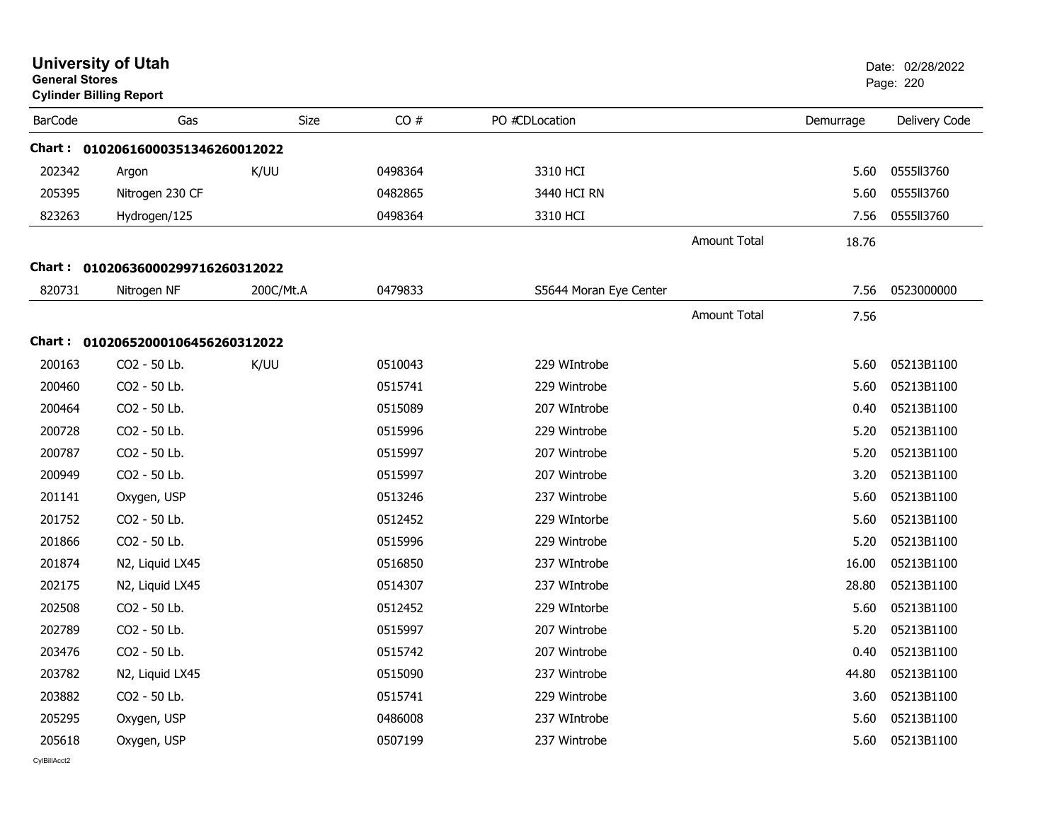# University of Utah
**General Stores**
**Cylinder Billing Report**

Date: 02/28/2022

| BarCode | Gas | Size | CO # | PO #CDLocation | | Demurrage | Delivery Code |
|---|---|---|---|---|---|---|---|
| **Chart : 01020616000351346260012022** | | | | | | | |
| 202342 | Argon | K/UU | 0498364 | 3310 HCI | | 5.60 | 0555II3760 |
| 205395 | Nitrogen 230 CF | | 0482865 | 3440 HCI RN | | 5.60 | 0555II3760 |
| 823263 | Hydrogen/125 | | 0498364 | 3310 HCI | | 7.56 | 0555II3760 |
| | | | | | Amount Total | 18.76 | |
| **Chart : 01020636000299716260312022** | | | | | | | |
| 820731 | Nitrogen NF | 200C/Mt.A | 0479833 | S5644 Moran Eye Center | | 7.56 | 0523000000 |
| | | | | | Amount Total | 7.56 | |
| **Chart : 01020652000106456260312022** | | | | | | | |
| 200163 | CO2 - 50 Lb. | K/UU | 0510043 | 229 WIntrobe | | 5.60 | 05213B1100 |
| 200460 | CO2 - 50 Lb. | | 0515741 | 229 Wintrobe | | 5.60 | 05213B1100 |
| 200464 | CO2 - 50 Lb. | | 0515089 | 207 WIntrobe | | 0.40 | 05213B1100 |
| 200728 | CO2 - 50 Lb. | | 0515996 | 229 Wintrobe | | 5.20 | 05213B1100 |
| 200787 | CO2 - 50 Lb. | | 0515997 | 207 Wintrobe | | 5.20 | 05213B1100 |
| 200949 | CO2 - 50 Lb. | | 0515997 | 207 Wintrobe | | 3.20 | 05213B1100 |
| 201141 | Oxygen, USP | | 0513246 | 237 Wintrobe | | 5.60 | 05213B1100 |
| 201752 | CO2 - 50 Lb. | | 0512452 | 229 WIntorbe | | 5.60 | 05213B1100 |
| 201866 | CO2 - 50 Lb. | | 0515996 | 229 Wintrobe | | 5.20 | 05213B1100 |
| 201874 | N2, Liquid LX45 | | 0516850 | 237 WIntrobe | | 16.00 | 05213B1100 |
| 202175 | N2, Liquid LX45 | | 0514307 | 237 WIntrobe | | 28.80 | 05213B1100 |
| 202508 | CO2 - 50 Lb. | | 0512452 | 229 WIntorbe | | 5.60 | 05213B1100 |
| 202789 | CO2 - 50 Lb. | | 0515997 | 207 Wintrobe | | 5.20 | 05213B1100 |
| 203476 | CO2 - 50 Lb. | | 0515742 | 207 Wintrobe | | 0.40 | 05213B1100 |
| 203782 | N2, Liquid LX45 | | 0515090 | 237 Wintrobe | | 44.80 | 05213B1100 |
| 203882 | CO2 - 50 Lb. | | 0515741 | 229 Wintrobe | | 3.60 | 05213B1100 |
| 205295 | Oxygen, USP | | 0486008 | 237 WIntrobe | | 5.60 | 05213B1100 |
| 205618 | Oxygen, USP | | 0507199 | 237 Wintrobe | | 5.60 | 05213B1100 |

CylBillAcct2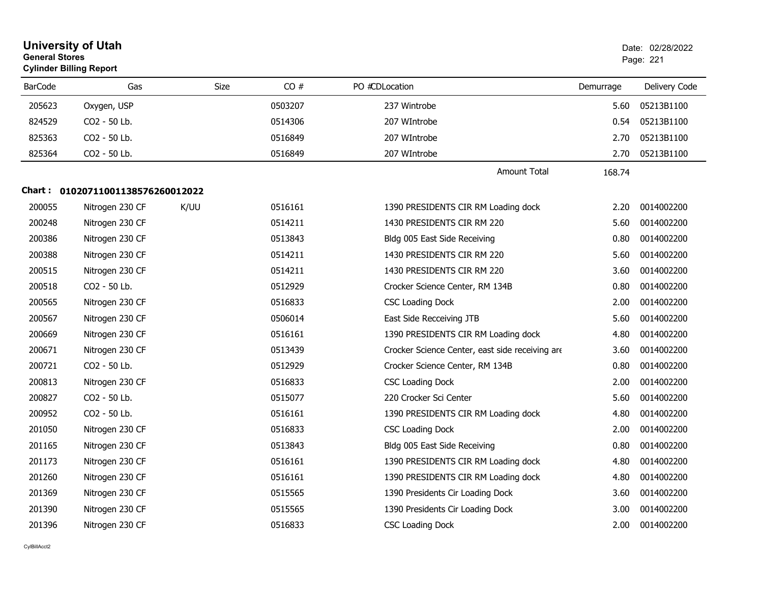# University of Utah
**General Stores**
**Cylinder Billing Report**

Date: 02/28/2022

| BarCode | Gas | Size | CO # | PO # | CDLocation | Demurrage | Delivery Code |
|---|---|---|---|---|---|---|---|
| 205623 | Oxygen, USP | | 0503207 | | 237 Wintrobe | 5.60 | 05213B1100 |
| 824529 | CO2 - 50 Lb. | | 0514306 | | 207 WIntrobe | 0.54 | 05213B1100 |
| 825363 | CO2 - 50 Lb. | | 0516849 | | 207 WIntrobe | 2.70 | 05213B1100 |
| 825364 | CO2 - 50 Lb. | | 0516849 | | 207 WIntrobe | 2.70 | 05213B1100 |
| | | | | | Amount Total | 168.74 | |

**Chart : 01020711001138576260012022**

| BarCode | Gas | Size | CO # | PO # | CDLocation | Demurrage | Delivery Code |
|---|---|---|---|---|---|---|---|
| 200055 | Nitrogen 230 CF | K/UU | 0516161 | | 1390 PRESIDENTS CIR RM Loading dock | 2.20 | 0014002200 |
| 200248 | Nitrogen 230 CF | | 0514211 | | 1430 PRESIDENTS CIR RM 220 | 5.60 | 0014002200 |
| 200386 | Nitrogen 230 CF | | 0513843 | | Bldg 005 East Side Receiving | 0.80 | 0014002200 |
| 200388 | Nitrogen 230 CF | | 0514211 | | 1430 PRESIDENTS CIR RM 220 | 5.60 | 0014002200 |
| 200515 | Nitrogen 230 CF | | 0514211 | | 1430 PRESIDENTS CIR RM 220 | 3.60 | 0014002200 |
| 200518 | CO2 - 50 Lb. | | 0512929 | | Crocker Science Center, RM 134B | 0.80 | 0014002200 |
| 200565 | Nitrogen 230 CF | | 0516833 | | CSC Loading Dock | 2.00 | 0014002200 |
| 200567 | Nitrogen 230 CF | | 0506014 | | East Side Recceiving JTB | 5.60 | 0014002200 |
| 200669 | Nitrogen 230 CF | | 0516161 | | 1390 PRESIDENTS CIR RM Loading dock | 4.80 | 0014002200 |
| 200671 | Nitrogen 230 CF | | 0513439 | | Crocker Science Center, east side receiving are | 3.60 | 0014002200 |
| 200721 | CO2 - 50 Lb. | | 0512929 | | Crocker Science Center, RM 134B | 0.80 | 0014002200 |
| 200813 | Nitrogen 230 CF | | 0516833 | | CSC Loading Dock | 2.00 | 0014002200 |
| 200827 | CO2 - 50 Lb. | | 0515077 | | 220 Crocker Sci Center | 5.60 | 0014002200 |
| 200952 | CO2 - 50 Lb. | | 0516161 | | 1390 PRESIDENTS CIR RM Loading dock | 4.80 | 0014002200 |
| 201050 | Nitrogen 230 CF | | 0516833 | | CSC Loading Dock | 2.00 | 0014002200 |
| 201165 | Nitrogen 230 CF | | 0513843 | | Bldg 005 East Side Receiving | 0.80 | 0014002200 |
| 201173 | Nitrogen 230 CF | | 0516161 | | 1390 PRESIDENTS CIR RM Loading dock | 4.80 | 0014002200 |
| 201260 | Nitrogen 230 CF | | 0516161 | | 1390 PRESIDENTS CIR RM Loading dock | 4.80 | 0014002200 |
| 201369 | Nitrogen 230 CF | | 0515565 | | 1390 Presidents Cir Loading Dock | 3.60 | 0014002200 |
| 201390 | Nitrogen 230 CF | | 0515565 | | 1390 Presidents Cir Loading Dock | 3.00 | 0014002200 |
| 201396 | Nitrogen 230 CF | | 0516833 | | CSC Loading Dock | 2.00 | 0014002200 |

CylBillAcct2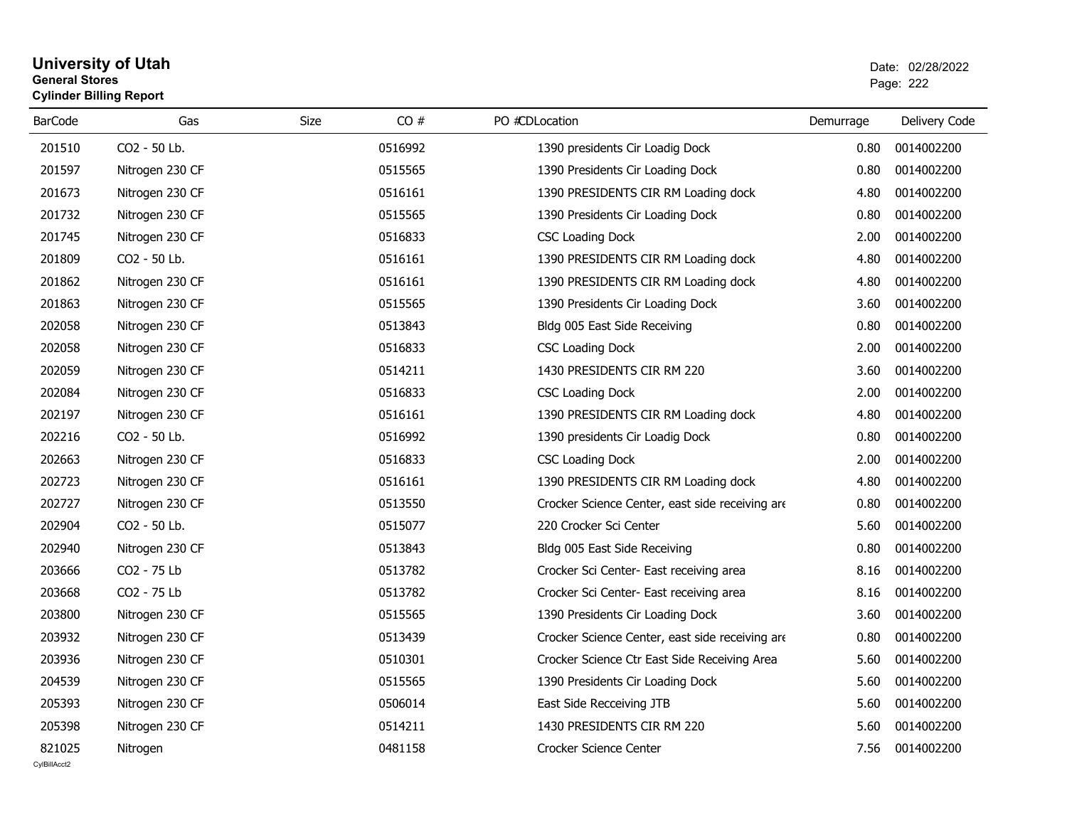# University of Utah
**General Stores**
**Cylinder Billing Report**

Date: 02/28/2022

| BarCode | Gas | Size | CO # | PO # | CD | Location | Demurrage | Delivery Code |
|---|---|---|---|---|---|---|---|---|
| 201510 | CO2 - 50 Lb. | | 0516992 | | | 1390 presidents Cir Loadig Dock | 0.80 | 0014002200 |
| 201597 | Nitrogen 230 CF | | 0515565 | | | 1390 Presidents Cir Loading Dock | 0.80 | 0014002200 |
| 201673 | Nitrogen 230 CF | | 0516161 | | | 1390 PRESIDENTS CIR RM Loading dock | 4.80 | 0014002200 |
| 201732 | Nitrogen 230 CF | | 0515565 | | | 1390 Presidents Cir Loading Dock | 0.80 | 0014002200 |
| 201745 | Nitrogen 230 CF | | 0516833 | | | CSC Loading Dock | 2.00 | 0014002200 |
| 201809 | CO2 - 50 Lb. | | 0516161 | | | 1390 PRESIDENTS CIR RM Loading dock | 4.80 | 0014002200 |
| 201862 | Nitrogen 230 CF | | 0516161 | | | 1390 PRESIDENTS CIR RM Loading dock | 4.80 | 0014002200 |
| 201863 | Nitrogen 230 CF | | 0515565 | | | 1390 Presidents Cir Loading Dock | 3.60 | 0014002200 |
| 202058 | Nitrogen 230 CF | | 0513843 | | | Bldg 005 East Side Receiving | 0.80 | 0014002200 |
| 202058 | Nitrogen 230 CF | | 0516833 | | | CSC Loading Dock | 2.00 | 0014002200 |
| 202059 | Nitrogen 230 CF | | 0514211 | | | 1430 PRESIDENTS CIR RM 220 | 3.60 | 0014002200 |
| 202084 | Nitrogen 230 CF | | 0516833 | | | CSC Loading Dock | 2.00 | 0014002200 |
| 202197 | Nitrogen 230 CF | | 0516161 | | | 1390 PRESIDENTS CIR RM Loading dock | 4.80 | 0014002200 |
| 202216 | CO2 - 50 Lb. | | 0516992 | | | 1390 presidents Cir Loadig Dock | 0.80 | 0014002200 |
| 202663 | Nitrogen 230 CF | | 0516833 | | | CSC Loading Dock | 2.00 | 0014002200 |
| 202723 | Nitrogen 230 CF | | 0516161 | | | 1390 PRESIDENTS CIR RM Loading dock | 4.80 | 0014002200 |
| 202727 | Nitrogen 230 CF | | 0513550 | | | Crocker Science Center, east side receiving are | 0.80 | 0014002200 |
| 202904 | CO2 - 50 Lb. | | 0515077 | | | 220 Crocker Sci Center | 5.60 | 0014002200 |
| 202940 | Nitrogen 230 CF | | 0513843 | | | Bldg 005 East Side Receiving | 0.80 | 0014002200 |
| 203666 | CO2 - 75 Lb | | 0513782 | | | Crocker Sci Center- East receiving area | 8.16 | 0014002200 |
| 203668 | CO2 - 75 Lb | | 0513782 | | | Crocker Sci Center- East receiving area | 8.16 | 0014002200 |
| 203800 | Nitrogen 230 CF | | 0515565 | | | 1390 Presidents Cir Loading Dock | 3.60 | 0014002200 |
| 203932 | Nitrogen 230 CF | | 0513439 | | | Crocker Science Center, east side receiving are | 0.80 | 0014002200 |
| 203936 | Nitrogen 230 CF | | 0510301 | | | Crocker Science Ctr East Side Receiving Area | 5.60 | 0014002200 |
| 204539 | Nitrogen 230 CF | | 0515565 | | | 1390 Presidents Cir Loading Dock | 5.60 | 0014002200 |
| 205393 | Nitrogen 230 CF | | 0506014 | | | East Side Recceiving JTB | 5.60 | 0014002200 |
| 205398 | Nitrogen 230 CF | | 0514211 | | | 1430 PRESIDENTS CIR RM 220 | 5.60 | 0014002200 |
| 821025 | Nitrogen | | 0481158 | | | Crocker Science Center | 7.56 | 0014002200 |

CylBillAcct2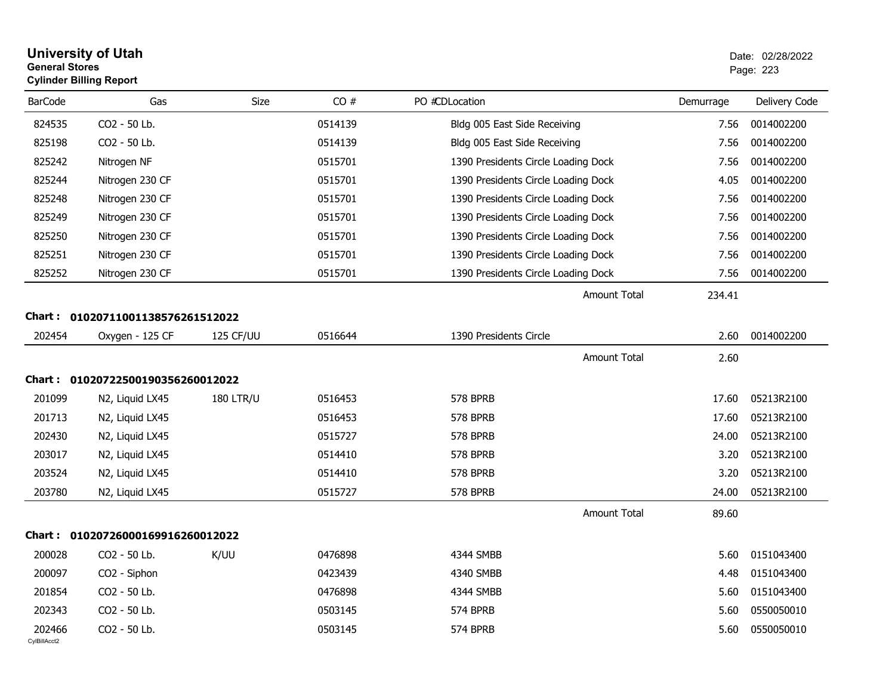# University of Utah
**General Stores**
**Cylinder Billing Report**

Date: 02/28/2022

| BarCode | Gas | Size | CO # | PO #CDLocation | Demurrage | Delivery Code |
|---|---|---|---|---|---|---|
| 824535 | CO2 - 50 Lb. | | 0514139 | Bldg 005 East Side Receiving | 7.56 | 0014002200 |
| 825198 | CO2 - 50 Lb. | | 0514139 | Bldg 005 East Side Receiving | 7.56 | 0014002200 |
| 825242 | Nitrogen NF | | 0515701 | 1390 Presidents Circle Loading Dock | 7.56 | 0014002200 |
| 825244 | Nitrogen 230 CF | | 0515701 | 1390 Presidents Circle Loading Dock | 4.05 | 0014002200 |
| 825248 | Nitrogen 230 CF | | 0515701 | 1390 Presidents Circle Loading Dock | 7.56 | 0014002200 |
| 825249 | Nitrogen 230 CF | | 0515701 | 1390 Presidents Circle Loading Dock | 7.56 | 0014002200 |
| 825250 | Nitrogen 230 CF | | 0515701 | 1390 Presidents Circle Loading Dock | 7.56 | 0014002200 |
| 825251 | Nitrogen 230 CF | | 0515701 | 1390 Presidents Circle Loading Dock | 7.56 | 0014002200 |
| 825252 | Nitrogen 230 CF | | 0515701 | 1390 Presidents Circle Loading Dock | 7.56 | 0014002200 |
| | | | | Amount Total | 234.41 | |

**Chart : 01020711001138576261512022**

| BarCode | Gas | Size | CO # | PO #CDLocation | Demurrage | Delivery Code |
|---|---|---|---|---|---|---|
| 202454 | Oxygen - 125 CF | 125 CF/UU | 0516644 | 1390 Presidents Circle | 2.60 | 0014002200 |
| | | | | Amount Total | 2.60 | |

**Chart : 01020722500190356260012022**

| BarCode | Gas | Size | CO # | PO #CDLocation | Demurrage | Delivery Code |
|---|---|---|---|---|---|---|
| 201099 | N2, Liquid LX45 | 180 LTR/U | 0516453 | 578 BPRB | 17.60 | 05213R2100 |
| 201713 | N2, Liquid LX45 | | 0516453 | 578 BPRB | 17.60 | 05213R2100 |
| 202430 | N2, Liquid LX45 | | 0515727 | 578 BPRB | 24.00 | 05213R2100 |
| 203017 | N2, Liquid LX45 | | 0514410 | 578 BPRB | 3.20 | 05213R2100 |
| 203524 | N2, Liquid LX45 | | 0514410 | 578 BPRB | 3.20 | 05213R2100 |
| 203780 | N2, Liquid LX45 | | 0515727 | 578 BPRB | 24.00 | 05213R2100 |
| | | | | Amount Total | 89.60 | |

**Chart : 01020726000169916260012022**

| BarCode | Gas | Size | CO # | PO #CDLocation | Demurrage | Delivery Code |
|---|---|---|---|---|---|---|
| 200028 | CO2 - 50 Lb. | K/UU | 0476898 | 4344 SMBB | 5.60 | 0151043400 |
| 200097 | CO2 - Siphon | | 0423439 | 4340 SMBB | 4.48 | 0151043400 |
| 201854 | CO2 - 50 Lb. | | 0476898 | 4344 SMBB | 5.60 | 0151043400 |
| 202343 | CO2 - 50 Lb. | | 0503145 | 574 BPRB | 5.60 | 0550050010 |
| 202466 | CO2 - 50 Lb. | | 0503145 | 574 BPRB | 5.60 | 0550050010 |

CylBillAcct2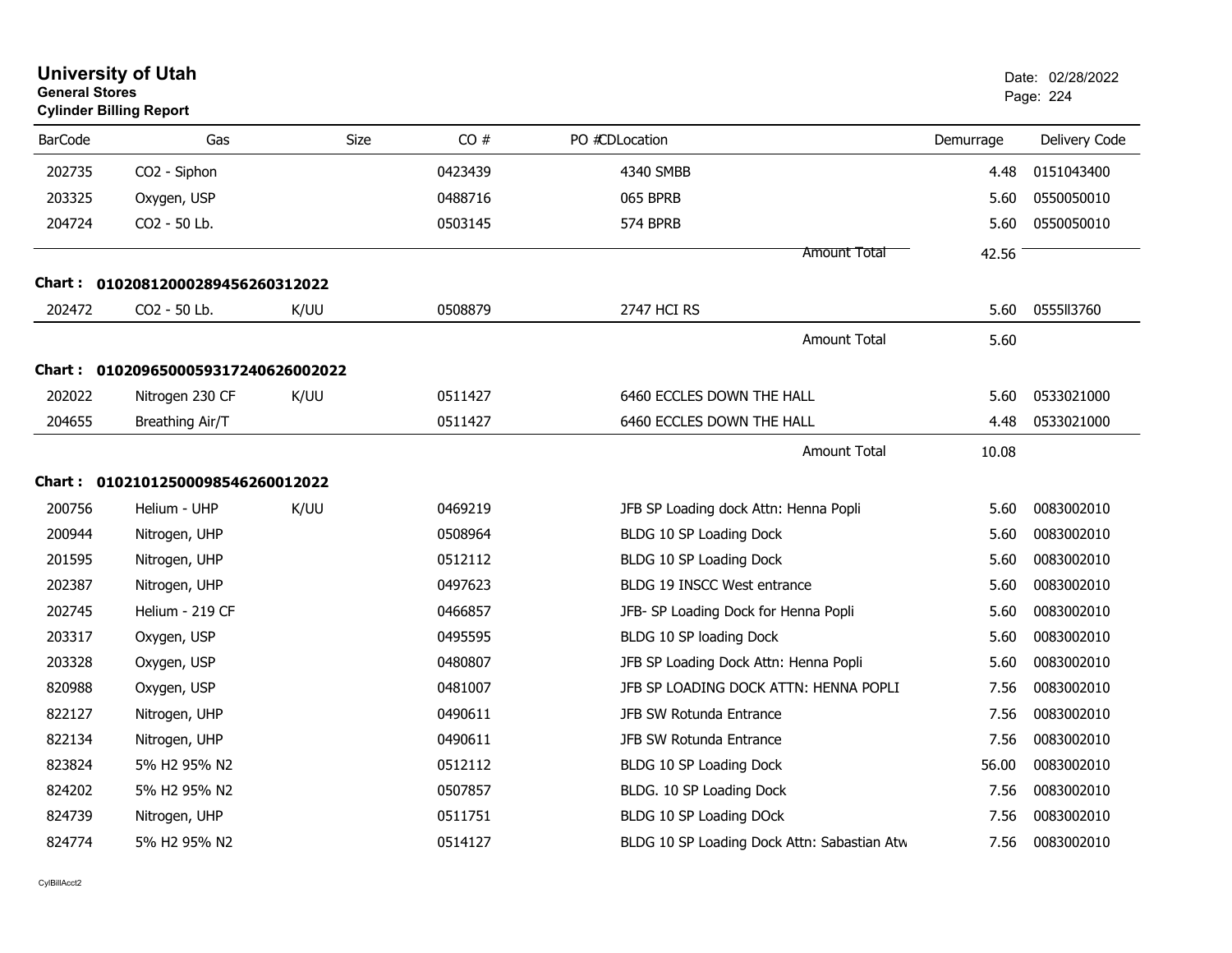# University of Utah

**General Stores**

**Cylinder Billing Report**

Date: 02/28/2022

| BarCode | Gas | Size | CO # | PO # | CDLocation | Demurrage | Delivery Code |
|---|---|---|---|---|---|---|---|
| 202735 | CO2 - Siphon | | 0423439 | | 4340 SMBB | 4.48 | 0151043400 |
| 203325 | Oxygen, USP | | 0488716 | | 065 BPRB | 5.60 | 0550050010 |
| 204724 | CO2 - 50 Lb. | | 0503145 | | 574 BPRB | 5.60 | 0550050010 |
| | | | | | Amount Total | 42.56 | |

**Chart : 01020812000289456260312022**

| BarCode | Gas | Size | CO # | PO # | CDLocation | Demurrage | Delivery Code |
|---|---|---|---|---|---|---|---|
| 202472 | CO2 - 50 Lb. | K/UU | 0508879 | | 2747 HCI RS | 5.60 | 0555II3760 |
| | | | | | Amount Total | 5.60 | |

**Chart : 01020965000593172406260020 22**

| BarCode | Gas | Size | CO # | PO # | CDLocation | Demurrage | Delivery Code |
|---|---|---|---|---|---|---|---|
| 202022 | Nitrogen 230 CF | K/UU | 0511427 | | 6460 ECCLES DOWN THE HALL | 5.60 | 0533021000 |
| 204655 | Breathing Air/T | | 0511427 | | 6460 ECCLES DOWN THE HALL | 4.48 | 0533021000 |
| | | | | | Amount Total | 10.08 | |

**Chart : 01021012500098546260012022**

| BarCode | Gas | Size | CO # | PO # | CDLocation | Demurrage | Delivery Code |
|---|---|---|---|---|---|---|---|
| 200756 | Helium - UHP | K/UU | 0469219 | | JFB SP Loading dock Attn: Henna Popli | 5.60 | 0083002010 |
| 200944 | Nitrogen, UHP | | 0508964 | | BLDG 10 SP Loading Dock | 5.60 | 0083002010 |
| 201595 | Nitrogen, UHP | | 0512112 | | BLDG 10 SP Loading Dock | 5.60 | 0083002010 |
| 202387 | Nitrogen, UHP | | 0497623 | | BLDG 19 INSCC West entrance | 5.60 | 0083002010 |
| 202745 | Helium - 219 CF | | 0466857 | | JFB- SP Loading Dock for Henna Popli | 5.60 | 0083002010 |
| 203317 | Oxygen, USP | | 0495595 | | BLDG 10 SP loading Dock | 5.60 | 0083002010 |
| 203328 | Oxygen, USP | | 0480807 | | JFB SP Loading Dock Attn: Henna Popli | 5.60 | 0083002010 |
| 820988 | Oxygen, USP | | 0481007 | | JFB SP LOADING DOCK ATTN: HENNA POPLI | 7.56 | 0083002010 |
| 822127 | Nitrogen, UHP | | 0490611 | | JFB SW Rotunda Entrance | 7.56 | 0083002010 |
| 822134 | Nitrogen, UHP | | 0490611 | | JFB SW Rotunda Entrance | 7.56 | 0083002010 |
| 823824 | 5% H2 95% N2 | | 0512112 | | BLDG 10 SP Loading Dock | 56.00 | 0083002010 |
| 824202 | 5% H2 95% N2 | | 0507857 | | BLDG. 10 SP Loading Dock | 7.56 | 0083002010 |
| 824739 | Nitrogen, UHP | | 0511751 | | BLDG 10 SP Loading DOck | 7.56 | 0083002010 |
| 824774 | 5% H2 95% N2 | | 0514127 | | BLDG 10 SP Loading Dock Attn: Sabastian Atw | 7.56 | 0083002010 |

CylBillAcct2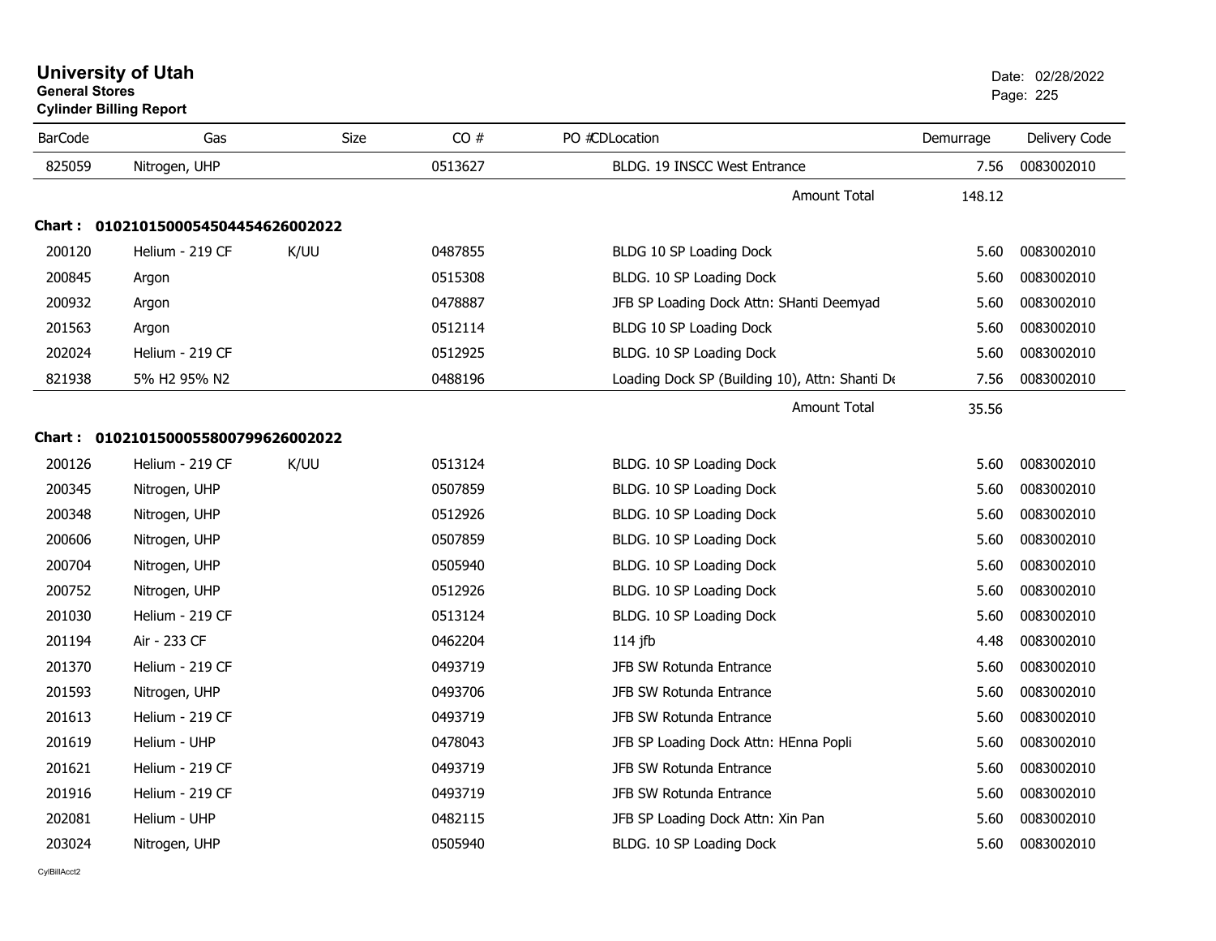# University of Utah
**General Stores**
**Cylinder Billing Report**

Date: 02/28/2022

| BarCode | Gas | Size | CO # | PO # | CD | Location | Demurrage | Delivery Code |
|---|---|---|---|---|---|---|---|---|
| 825059 | Nitrogen, UHP | | 0513627 | | | BLDG. 19 INSCC West Entrance | 7.56 | 0083002010 |
| | | | | | | Amount Total | 148.12 | |

**Chart : 01021015000545044546260020 22**

| BarCode | Gas | Size | CO # | PO # | CD | Location | Demurrage | Delivery Code |
|---|---|---|---|---|---|---|---|---|
| 200120 | Helium - 219 CF | K/UU | 0487855 | | | BLDG 10 SP Loading Dock | 5.60 | 0083002010 |
| 200845 | Argon | | 0515308 | | | BLDG. 10 SP Loading Dock | 5.60 | 0083002010 |
| 200932 | Argon | | 0478887 | | | JFB SP Loading Dock Attn: SHanti Deemyad | 5.60 | 0083002010 |
| 201563 | Argon | | 0512114 | | | BLDG 10 SP Loading Dock | 5.60 | 0083002010 |
| 202024 | Helium - 219 CF | | 0512925 | | | BLDG. 10 SP Loading Dock | 5.60 | 0083002010 |
| 821938 | 5% H2 95% N2 | | 0488196 | | | Loading Dock SP (Building 10), Attn: Shanti De | 7.56 | 0083002010 |
| | | | | | | Amount Total | 35.56 | |

**Chart : 01021015000558007996260020 22**

| BarCode | Gas | Size | CO # | PO # | CD | Location | Demurrage | Delivery Code |
|---|---|---|---|---|---|---|---|---|
| 200126 | Helium - 219 CF | K/UU | 0513124 | | | BLDG. 10 SP Loading Dock | 5.60 | 0083002010 |
| 200345 | Nitrogen, UHP | | 0507859 | | | BLDG. 10 SP Loading Dock | 5.60 | 0083002010 |
| 200348 | Nitrogen, UHP | | 0512926 | | | BLDG. 10 SP Loading Dock | 5.60 | 0083002010 |
| 200606 | Nitrogen, UHP | | 0507859 | | | BLDG. 10 SP Loading Dock | 5.60 | 0083002010 |
| 200704 | Nitrogen, UHP | | 0505940 | | | BLDG. 10 SP Loading Dock | 5.60 | 0083002010 |
| 200752 | Nitrogen, UHP | | 0512926 | | | BLDG. 10 SP Loading Dock | 5.60 | 0083002010 |
| 201030 | Helium - 219 CF | | 0513124 | | | BLDG. 10 SP Loading Dock | 5.60 | 0083002010 |
| 201194 | Air - 233 CF | | 0462204 | | | 114 jfb | 4.48 | 0083002010 |
| 201370 | Helium - 219 CF | | 0493719 | | | JFB SW Rotunda Entrance | 5.60 | 0083002010 |
| 201593 | Nitrogen, UHP | | 0493706 | | | JFB SW Rotunda Entrance | 5.60 | 0083002010 |
| 201613 | Helium - 219 CF | | 0493719 | | | JFB SW Rotunda Entrance | 5.60 | 0083002010 |
| 201619 | Helium - UHP | | 0478043 | | | JFB SP Loading Dock Attn: HEnna Popli | 5.60 | 0083002010 |
| 201621 | Helium - 219 CF | | 0493719 | | | JFB SW Rotunda Entrance | 5.60 | 0083002010 |
| 201916 | Helium - 219 CF | | 0493719 | | | JFB SW Rotunda Entrance | 5.60 | 0083002010 |
| 202081 | Helium - UHP | | 0482115 | | | JFB SP Loading Dock Attn: Xin Pan | 5.60 | 0083002010 |
| 203024 | Nitrogen, UHP | | 0505940 | | | BLDG. 10 SP Loading Dock | 5.60 | 0083002010 |

CylBillAcct2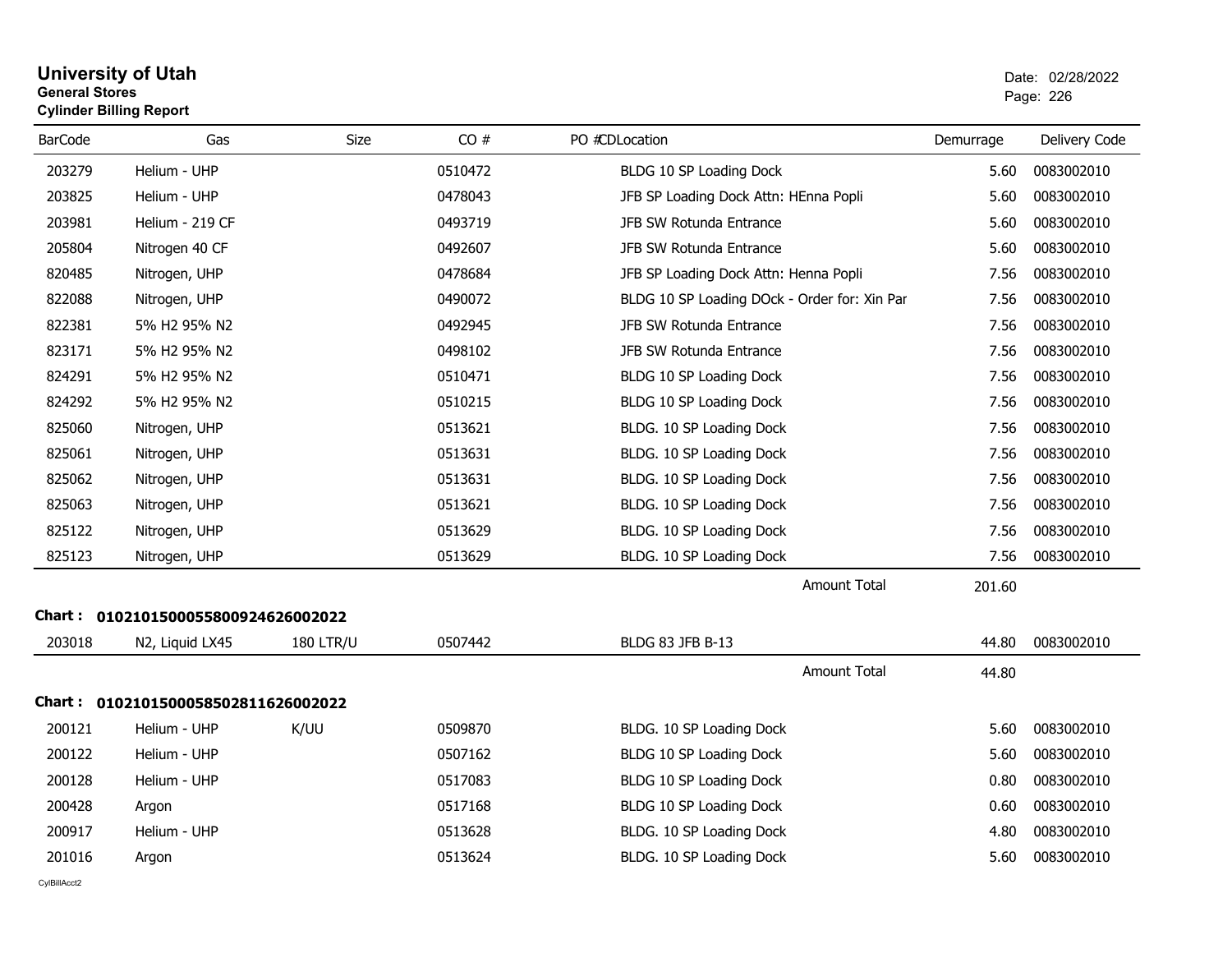# University of Utah
**General Stores**
**Cylinder Billing Report**

Date: 02/28/2022

| BarCode | Gas | Size | CO # | PO #CDLocation | Demurrage | Delivery Code |
|---|---|---|---|---|---|---|
| 203279 | Helium - UHP | | 0510472 | BLDG 10 SP Loading Dock | 5.60 | 0083002010 |
| 203825 | Helium - UHP | | 0478043 | JFB SP Loading Dock Attn: HEnna Popli | 5.60 | 0083002010 |
| 203981 | Helium - 219 CF | | 0493719 | JFB SW Rotunda Entrance | 5.60 | 0083002010 |
| 205804 | Nitrogen 40 CF | | 0492607 | JFB SW Rotunda Entrance | 5.60 | 0083002010 |
| 820485 | Nitrogen, UHP | | 0478684 | JFB SP Loading Dock Attn: Henna Popli | 7.56 | 0083002010 |
| 822088 | Nitrogen, UHP | | 0490072 | BLDG 10 SP Loading DOck - Order for: Xin Par | 7.56 | 0083002010 |
| 822381 | 5% H2 95% N2 | | 0492945 | JFB SW Rotunda Entrance | 7.56 | 0083002010 |
| 823171 | 5% H2 95% N2 | | 0498102 | JFB SW Rotunda Entrance | 7.56 | 0083002010 |
| 824291 | 5% H2 95% N2 | | 0510471 | BLDG 10 SP Loading Dock | 7.56 | 0083002010 |
| 824292 | 5% H2 95% N2 | | 0510215 | BLDG 10 SP Loading Dock | 7.56 | 0083002010 |
| 825060 | Nitrogen, UHP | | 0513621 | BLDG. 10 SP Loading Dock | 7.56 | 0083002010 |
| 825061 | Nitrogen, UHP | | 0513631 | BLDG. 10 SP Loading Dock | 7.56 | 0083002010 |
| 825062 | Nitrogen, UHP | | 0513631 | BLDG. 10 SP Loading Dock | 7.56 | 0083002010 |
| 825063 | Nitrogen, UHP | | 0513621 | BLDG. 10 SP Loading Dock | 7.56 | 0083002010 |
| 825122 | Nitrogen, UHP | | 0513629 | BLDG. 10 SP Loading Dock | 7.56 | 0083002010 |
| 825123 | Nitrogen, UHP | | 0513629 | BLDG. 10 SP Loading Dock | 7.56 | 0083002010 |
| | | | | Amount Total | 201.60 | |

**Chart : 01021015000558009246260020 22**

| BarCode | Gas | Size | CO # | PO #CDLocation | Demurrage | Delivery Code |
|---|---|---|---|---|---|---|
| 203018 | N2, Liquid LX45 | 180 LTR/U | 0507442 | BLDG 83 JFB B-13 | 44.80 | 0083002010 |
| | | | | Amount Total | 44.80 | |

**Chart : 0102101500058502811626002022**

| BarCode | Gas | Size | CO # | PO #CDLocation | Demurrage | Delivery Code |
|---|---|---|---|---|---|---|
| 200121 | Helium - UHP | K/UU | 0509870 | BLDG. 10 SP Loading Dock | 5.60 | 0083002010 |
| 200122 | Helium - UHP | | 0507162 | BLDG 10 SP Loading Dock | 5.60 | 0083002010 |
| 200128 | Helium - UHP | | 0517083 | BLDG 10 SP Loading Dock | 0.80 | 0083002010 |
| 200428 | Argon | | 0517168 | BLDG 10 SP Loading Dock | 0.60 | 0083002010 |
| 200917 | Helium - UHP | | 0513628 | BLDG. 10 SP Loading Dock | 4.80 | 0083002010 |
| 201016 | Argon | | 0513624 | BLDG. 10 SP Loading Dock | 5.60 | 0083002010 |

CylBillAcct2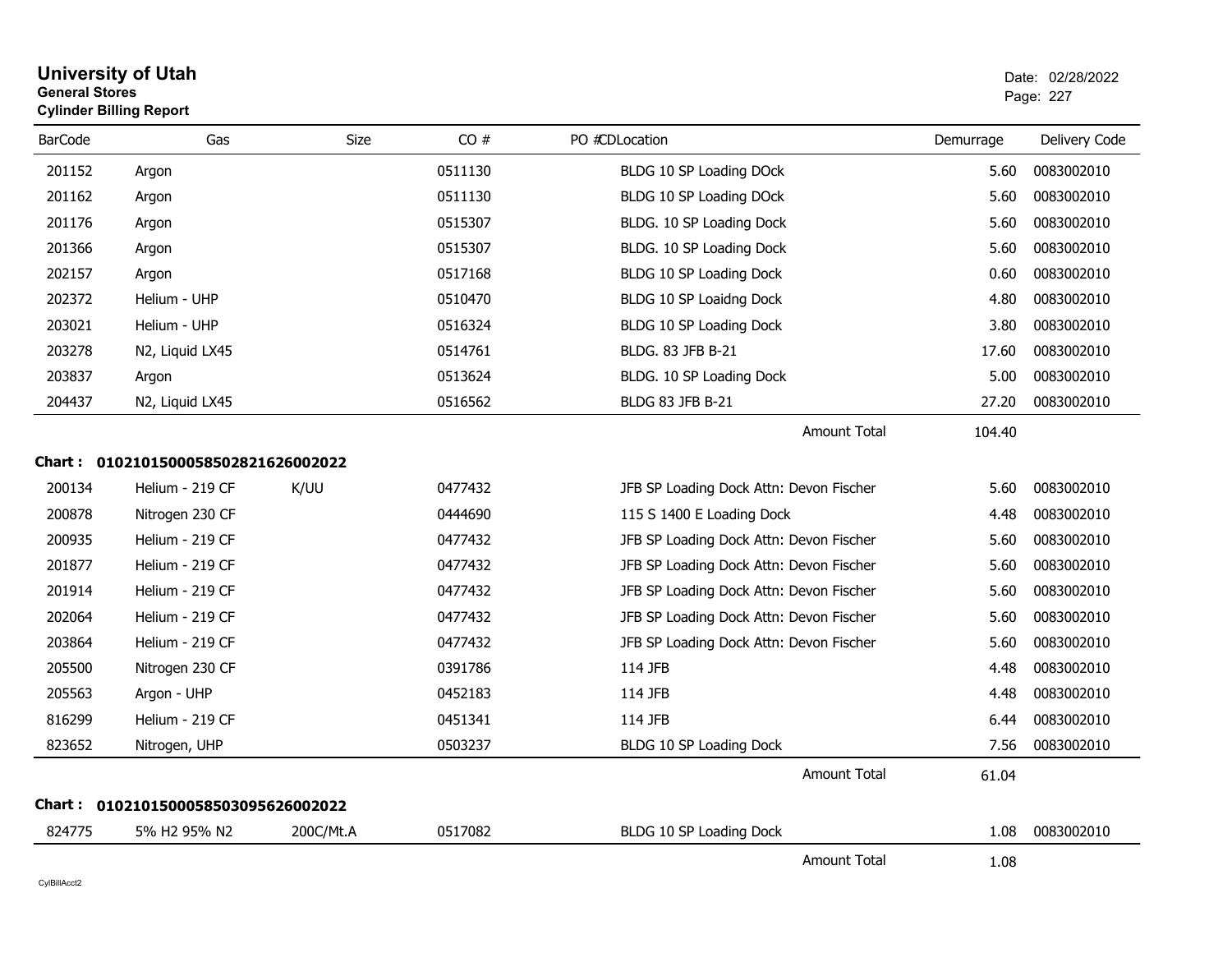# University of Utah
**General Stores**
**Cylinder Billing Report**

Date: 02/28/2022

| BarCode | Gas | Size | CO # | PO # | CD | Location | Demurrage | Delivery Code |
|---|---|---|---|---|---|---|---|---|
| 201152 | Argon | | 0511130 | | | BLDG 10 SP Loading DOck | 5.60 | 0083002010 |
| 201162 | Argon | | 0511130 | | | BLDG 10 SP Loading DOck | 5.60 | 0083002010 |
| 201176 | Argon | | 0515307 | | | BLDG. 10 SP Loading Dock | 5.60 | 0083002010 |
| 201366 | Argon | | 0515307 | | | BLDG. 10 SP Loading Dock | 5.60 | 0083002010 |
| 202157 | Argon | | 0517168 | | | BLDG 10 SP Loading Dock | 0.60 | 0083002010 |
| 202372 | Helium - UHP | | 0510470 | | | BLDG 10 SP Loaidng Dock | 4.80 | 0083002010 |
| 203021 | Helium - UHP | | 0516324 | | | BLDG 10 SP Loading Dock | 3.80 | 0083002010 |
| 203278 | N2, Liquid LX45 | | 0514761 | | | BLDG. 83 JFB B-21 | 17.60 | 0083002010 |
| 203837 | Argon | | 0513624 | | | BLDG. 10 SP Loading Dock | 5.00 | 0083002010 |
| 204437 | N2, Liquid LX45 | | 0516562 | | | BLDG 83 JFB B-21 | 27.20 | 0083002010 |
| | | | | | | Amount Total | 104.40 | |

**Chart : 0102101500058502821626002022**

| BarCode | Gas | Size | CO # | PO # | CD | Location | Demurrage | Delivery Code |
|---|---|---|---|---|---|---|---|---|
| 200134 | Helium - 219 CF | K/UU | 0477432 | | | JFB SP Loading Dock Attn: Devon Fischer | 5.60 | 0083002010 |
| 200878 | Nitrogen 230 CF | | 0444690 | | | 115 S 1400 E Loading Dock | 4.48 | 0083002010 |
| 200935 | Helium - 219 CF | | 0477432 | | | JFB SP Loading Dock Attn: Devon Fischer | 5.60 | 0083002010 |
| 201877 | Helium - 219 CF | | 0477432 | | | JFB SP Loading Dock Attn: Devon Fischer | 5.60 | 0083002010 |
| 201914 | Helium - 219 CF | | 0477432 | | | JFB SP Loading Dock Attn: Devon Fischer | 5.60 | 0083002010 |
| 202064 | Helium - 219 CF | | 0477432 | | | JFB SP Loading Dock Attn: Devon Fischer | 5.60 | 0083002010 |
| 203864 | Helium - 219 CF | | 0477432 | | | JFB SP Loading Dock Attn: Devon Fischer | 5.60 | 0083002010 |
| 205500 | Nitrogen 230 CF | | 0391786 | | | 114 JFB | 4.48 | 0083002010 |
| 205563 | Argon - UHP | | 0452183 | | | 114 JFB | 4.48 | 0083002010 |
| 816299 | Helium - 219 CF | | 0451341 | | | 114 JFB | 6.44 | 0083002010 |
| 823652 | Nitrogen, UHP | | 0503237 | | | BLDG 10 SP Loading Dock | 7.56 | 0083002010 |
| | | | | | | Amount Total | 61.04 | |

**Chart : 0102101500058503095626002022**

| BarCode | Gas | Size | CO # | PO # | CD | Location | Demurrage | Delivery Code |
|---|---|---|---|---|---|---|---|---|
| 824775 | 5% H2 95% N2 | 200C/Mt.A | 0517082 | | | BLDG 10 SP Loading Dock | 1.08 | 0083002010 |
| | | | | | | Amount Total | 1.08 | |

CylBillAcct2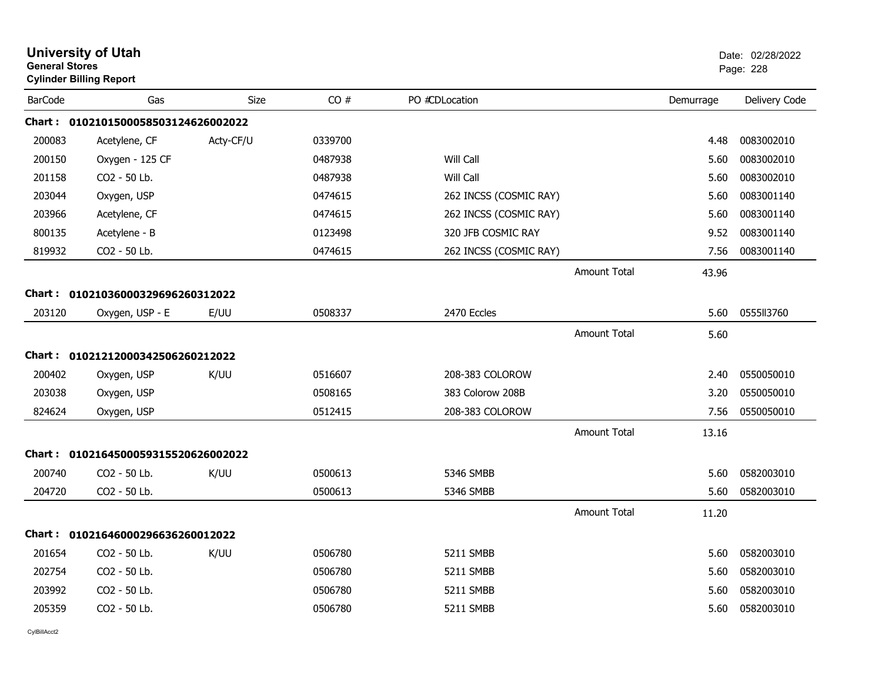# University of Utah
**General Stores**
**Cylinder Billing Report**

Date: 02/28/2022

| BarCode | Gas | Size | CO # | PO # CD Location | | Demurrage | Delivery Code |
|---|---|---|---|---|---|---|---|
| **Chart : 01021015000585031246260020​22** | | | | | | | |
| 200083 | Acetylene, CF | Acty-CF/U | 0339700 | | | 4.48 | 0083002010 |
| 200150 | Oxygen - 125 CF | | 0487938 | Will Call | | 5.60 | 0083002010 |
| 201158 | CO2 - 50 Lb. | | 0487938 | Will Call | | 5.60 | 0083002010 |
| 203044 | Oxygen, USP | | 0474615 | 262 INCSS (COSMIC RAY) | | 5.60 | 0083001140 |
| 203966 | Acetylene, CF | | 0474615 | 262 INCSS (COSMIC RAY) | | 5.60 | 0083001140 |
| 800135 | Acetylene - B | | 0123498 | 320 JFB COSMIC RAY | | 9.52 | 0083001140 |
| 819932 | CO2 - 50 Lb. | | 0474615 | 262 INCSS (COSMIC RAY) | | 7.56 | 0083001140 |
| | | | | | Amount Total | 43.96 | |
| **Chart : 01021036000329696260312022** | | | | | | | |
| 203120 | Oxygen, USP - E | E/UU | 0508337 | 2470 Eccles | | 5.60 | 0555II3760 |
| | | | | | Amount Total | 5.60 | |
| **Chart : 01021212000342506260212022** | | | | | | | |
| 200402 | Oxygen, USP | K/UU | 0516607 | 208-383 COLOROW | | 2.40 | 0550050010 |
| 203038 | Oxygen, USP | | 0508165 | 383 Colorow 208B | | 3.20 | 0550050010 |
| 824624 | Oxygen, USP | | 0512415 | 208-383 COLOROW | | 7.56 | 0550050010 |
| | | | | | Amount Total | 13.16 | |
| **Chart : 01021645000593155206260020​22** | | | | | | | |
| 200740 | CO2 - 50 Lb. | K/UU | 0500613 | 5346 SMBB | | 5.60 | 0582003010 |
| 204720 | CO2 - 50 Lb. | | 0500613 | 5346 SMBB | | 5.60 | 0582003010 |
| | | | | | Amount Total | 11.20 | |
| **Chart : 01021646000296636260012022** | | | | | | | |
| 201654 | CO2 - 50 Lb. | K/UU | 0506780 | 5211 SMBB | | 5.60 | 0582003010 |
| 202754 | CO2 - 50 Lb. | | 0506780 | 5211 SMBB | | 5.60 | 0582003010 |
| 203992 | CO2 - 50 Lb. | | 0506780 | 5211 SMBB | | 5.60 | 0582003010 |
| 205359 | CO2 - 50 Lb. | | 0506780 | 5211 SMBB | | 5.60 | 0582003010 |

CylBillAcct2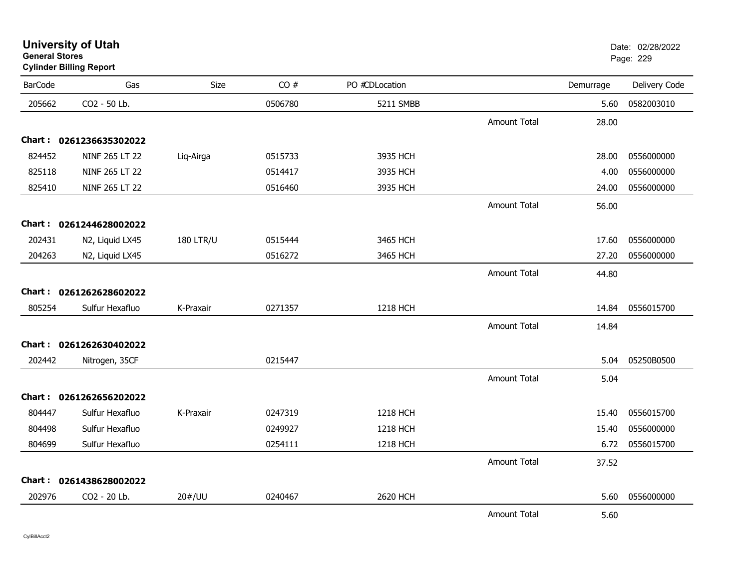# University of Utah

**General Stores**

**Cylinder Billing Report**

Date: 02/28/2022

| BarCode | Gas | Size | CO # | PO #CDLocation | | Demurrage | Delivery Code |
|---|---|---|---|---|---|---|---|
| 205662 | CO2 - 50 Lb. | | 0506780 | 5211 SMBB | | 5.60 | 0582003010 |
| | | | | | Amount Total | 28.00 | |
| **Chart : 0261236635302022** | | | | | | | |
| 824452 | NINF 265 LT 22 | Liq-Airga | 0515733 | 3935 HCH | | 28.00 | 0556000000 |
| 825118 | NINF 265 LT 22 | | 0514417 | 3935 HCH | | 4.00 | 0556000000 |
| 825410 | NINF 265 LT 22 | | 0516460 | 3935 HCH | | 24.00 | 0556000000 |
| | | | | | Amount Total | 56.00 | |
| **Chart : 0261244628002022** | | | | | | | |
| 202431 | N2, Liquid LX45 | 180 LTR/U | 0515444 | 3465 HCH | | 17.60 | 0556000000 |
| 204263 | N2, Liquid LX45 | | 0516272 | 3465 HCH | | 27.20 | 0556000000 |
| | | | | | Amount Total | 44.80 | |
| **Chart : 0261262628602022** | | | | | | | |
| 805254 | Sulfur Hexafluo | K-Praxair | 0271357 | 1218 HCH | | 14.84 | 0556015700 |
| | | | | | Amount Total | 14.84 | |
| **Chart : 0261262630402022** | | | | | | | |
| 202442 | Nitrogen, 35CF | | 0215447 | | | 5.04 | 05250B0500 |
| | | | | | Amount Total | 5.04 | |
| **Chart : 0261262656202022** | | | | | | | |
| 804447 | Sulfur Hexafluo | K-Praxair | 0247319 | 1218 HCH | | 15.40 | 0556015700 |
| 804498 | Sulfur Hexafluo | | 0249927 | 1218 HCH | | 15.40 | 0556000000 |
| 804699 | Sulfur Hexafluo | | 0254111 | 1218 HCH | | 6.72 | 0556015700 |
| | | | | | Amount Total | 37.52 | |
| **Chart : 0261438628002022** | | | | | | | |
| 202976 | CO2 - 20 Lb. | 20#/UU | 0240467 | 2620 HCH | | 5.60 | 0556000000 |
| | | | | | Amount Total | 5.60 | |

CylBillAcct2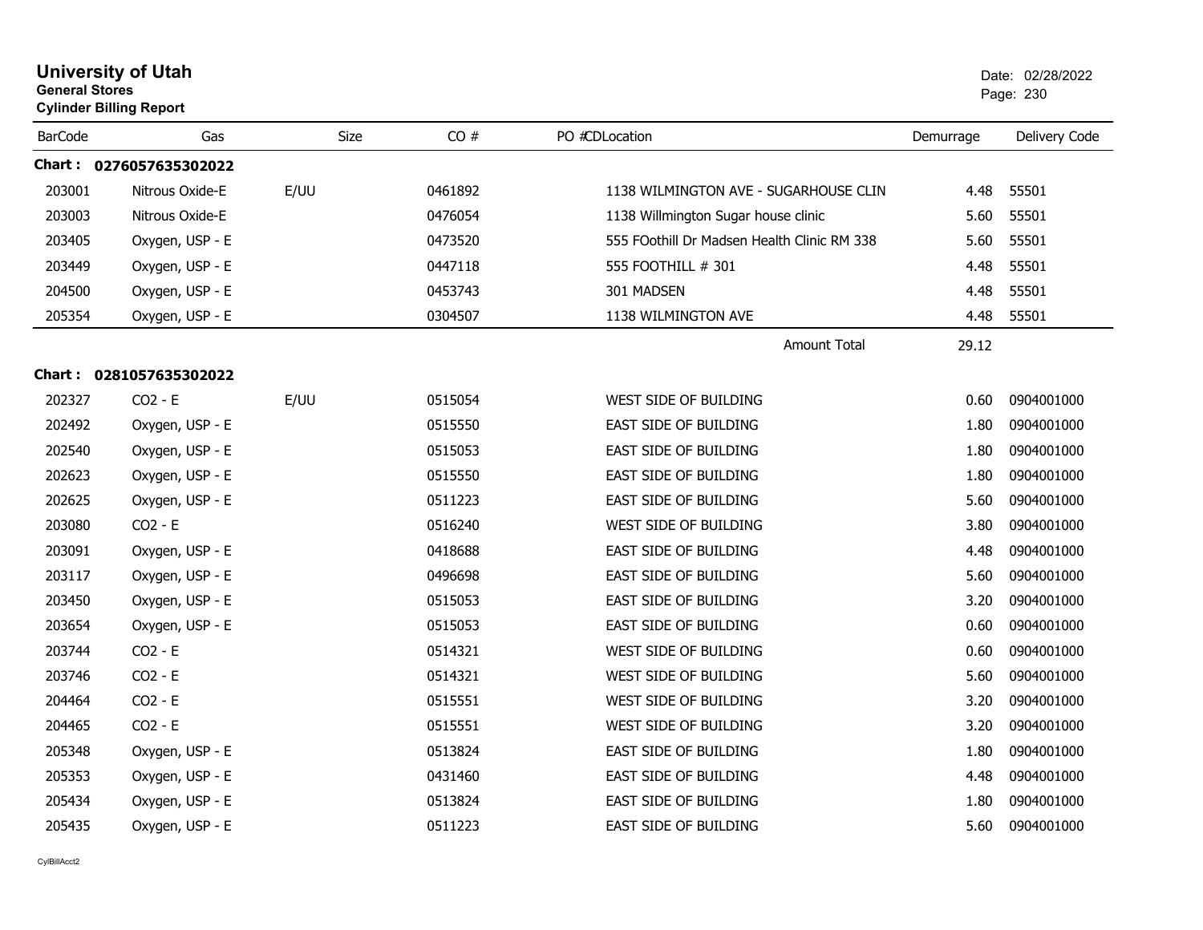# University of Utah

**General Stores**

**Cylinder Billing Report**

Date: 02/28/2022

| BarCode | Gas | Size | CO # | PO # | CD | Location | Demurrage | Delivery Code |
|---|---|---|---|---|---|---|---|---|
| **Chart : 0276057635302022** | | | | | | | | |
| 203001 | Nitrous Oxide-E | E/UU | 0461892 | | | 1138 WILMINGTON AVE - SUGARHOUSE CLIN | 4.48 | 55501 |
| 203003 | Nitrous Oxide-E | | 0476054 | | | 1138 Willmington Sugar house clinic | 5.60 | 55501 |
| 203405 | Oxygen, USP - E | | 0473520 | | | 555 FOothill Dr Madsen Health Clinic RM 338 | 5.60 | 55501 |
| 203449 | Oxygen, USP - E | | 0447118 | | | 555 FOOTHILL # 301 | 4.48 | 55501 |
| 204500 | Oxygen, USP - E | | 0453743 | | | 301 MADSEN | 4.48 | 55501 |
| 205354 | Oxygen, USP - E | | 0304507 | | | 1138 WILMINGTON AVE | 4.48 | 55501 |
| | | | | | | Amount Total | 29.12 | |
| **Chart : 0281057635302022** | | | | | | | | |
| 202327 | CO2 - E | E/UU | 0515054 | | | WEST SIDE OF BUILDING | 0.60 | 0904001000 |
| 202492 | Oxygen, USP - E | | 0515550 | | | EAST SIDE OF BUILDING | 1.80 | 0904001000 |
| 202540 | Oxygen, USP - E | | 0515053 | | | EAST SIDE OF BUILDING | 1.80 | 0904001000 |
| 202623 | Oxygen, USP - E | | 0515550 | | | EAST SIDE OF BUILDING | 1.80 | 0904001000 |
| 202625 | Oxygen, USP - E | | 0511223 | | | EAST SIDE OF BUILDING | 5.60 | 0904001000 |
| 203080 | CO2 - E | | 0516240 | | | WEST SIDE OF BUILDING | 3.80 | 0904001000 |
| 203091 | Oxygen, USP - E | | 0418688 | | | EAST SIDE OF BUILDING | 4.48 | 0904001000 |
| 203117 | Oxygen, USP - E | | 0496698 | | | EAST SIDE OF BUILDING | 5.60 | 0904001000 |
| 203450 | Oxygen, USP - E | | 0515053 | | | EAST SIDE OF BUILDING | 3.20 | 0904001000 |
| 203654 | Oxygen, USP - E | | 0515053 | | | EAST SIDE OF BUILDING | 0.60 | 0904001000 |
| 203744 | CO2 - E | | 0514321 | | | WEST SIDE OF BUILDING | 0.60 | 0904001000 |
| 203746 | CO2 - E | | 0514321 | | | WEST SIDE OF BUILDING | 5.60 | 0904001000 |
| 204464 | CO2 - E | | 0515551 | | | WEST SIDE OF BUILDING | 3.20 | 0904001000 |
| 204465 | CO2 - E | | 0515551 | | | WEST SIDE OF BUILDING | 3.20 | 0904001000 |
| 205348 | Oxygen, USP - E | | 0513824 | | | EAST SIDE OF BUILDING | 1.80 | 0904001000 |
| 205353 | Oxygen, USP - E | | 0431460 | | | EAST SIDE OF BUILDING | 4.48 | 0904001000 |
| 205434 | Oxygen, USP - E | | 0513824 | | | EAST SIDE OF BUILDING | 1.80 | 0904001000 |
| 205435 | Oxygen, USP - E | | 0511223 | | | EAST SIDE OF BUILDING | 5.60 | 0904001000 |

CylBillAcct2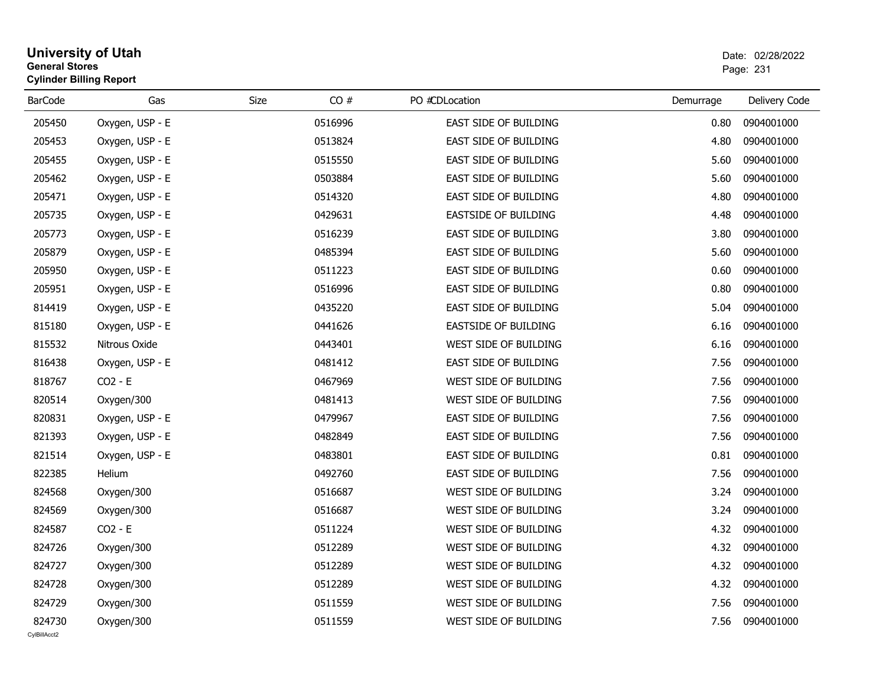# University of Utah
**General Stores**
**Cylinder Billing Report**

Date: 02/28/2022

| BarCode | Gas | Size | CO # | PO # | CDLocation | Demurrage | Delivery Code |
|---|---|---|---|---|---|---|---|
| 205450 | Oxygen, USP - E | | 0516996 | | EAST SIDE OF BUILDING | 0.80 | 0904001000 |
| 205453 | Oxygen, USP - E | | 0513824 | | EAST SIDE OF BUILDING | 4.80 | 0904001000 |
| 205455 | Oxygen, USP - E | | 0515550 | | EAST SIDE OF BUILDING | 5.60 | 0904001000 |
| 205462 | Oxygen, USP - E | | 0503884 | | EAST SIDE OF BUILDING | 5.60 | 0904001000 |
| 205471 | Oxygen, USP - E | | 0514320 | | EAST SIDE OF BUILDING | 4.80 | 0904001000 |
| 205735 | Oxygen, USP - E | | 0429631 | | EASTSIDE OF BUILDING | 4.48 | 0904001000 |
| 205773 | Oxygen, USP - E | | 0516239 | | EAST SIDE OF BUILDING | 3.80 | 0904001000 |
| 205879 | Oxygen, USP - E | | 0485394 | | EAST SIDE OF BUILDING | 5.60 | 0904001000 |
| 205950 | Oxygen, USP - E | | 0511223 | | EAST SIDE OF BUILDING | 0.60 | 0904001000 |
| 205951 | Oxygen, USP - E | | 0516996 | | EAST SIDE OF BUILDING | 0.80 | 0904001000 |
| 814419 | Oxygen, USP - E | | 0435220 | | EAST SIDE OF BUILDING | 5.04 | 0904001000 |
| 815180 | Oxygen, USP - E | | 0441626 | | EASTSIDE OF BUILDING | 6.16 | 0904001000 |
| 815532 | Nitrous Oxide | | 0443401 | | WEST SIDE OF BUILDING | 6.16 | 0904001000 |
| 816438 | Oxygen, USP - E | | 0481412 | | EAST SIDE OF BUILDING | 7.56 | 0904001000 |
| 818767 | CO2 - E | | 0467969 | | WEST SIDE OF BUILDING | 7.56 | 0904001000 |
| 820514 | Oxygen/300 | | 0481413 | | WEST SIDE OF BUILDING | 7.56 | 0904001000 |
| 820831 | Oxygen, USP - E | | 0479967 | | EAST SIDE OF BUILDING | 7.56 | 0904001000 |
| 821393 | Oxygen, USP - E | | 0482849 | | EAST SIDE OF BUILDING | 7.56 | 0904001000 |
| 821514 | Oxygen, USP - E | | 0483801 | | EAST SIDE OF BUILDING | 0.81 | 0904001000 |
| 822385 | Helium | | 0492760 | | EAST SIDE OF BUILDING | 7.56 | 0904001000 |
| 824568 | Oxygen/300 | | 0516687 | | WEST SIDE OF BUILDING | 3.24 | 0904001000 |
| 824569 | Oxygen/300 | | 0516687 | | WEST SIDE OF BUILDING | 3.24 | 0904001000 |
| 824587 | CO2 - E | | 0511224 | | WEST SIDE OF BUILDING | 4.32 | 0904001000 |
| 824726 | Oxygen/300 | | 0512289 | | WEST SIDE OF BUILDING | 4.32 | 0904001000 |
| 824727 | Oxygen/300 | | 0512289 | | WEST SIDE OF BUILDING | 4.32 | 0904001000 |
| 824728 | Oxygen/300 | | 0512289 | | WEST SIDE OF BUILDING | 4.32 | 0904001000 |
| 824729 | Oxygen/300 | | 0511559 | | WEST SIDE OF BUILDING | 7.56 | 0904001000 |
| 824730 | Oxygen/300 | | 0511559 | | WEST SIDE OF BUILDING | 7.56 | 0904001000 |

CylBillAcct2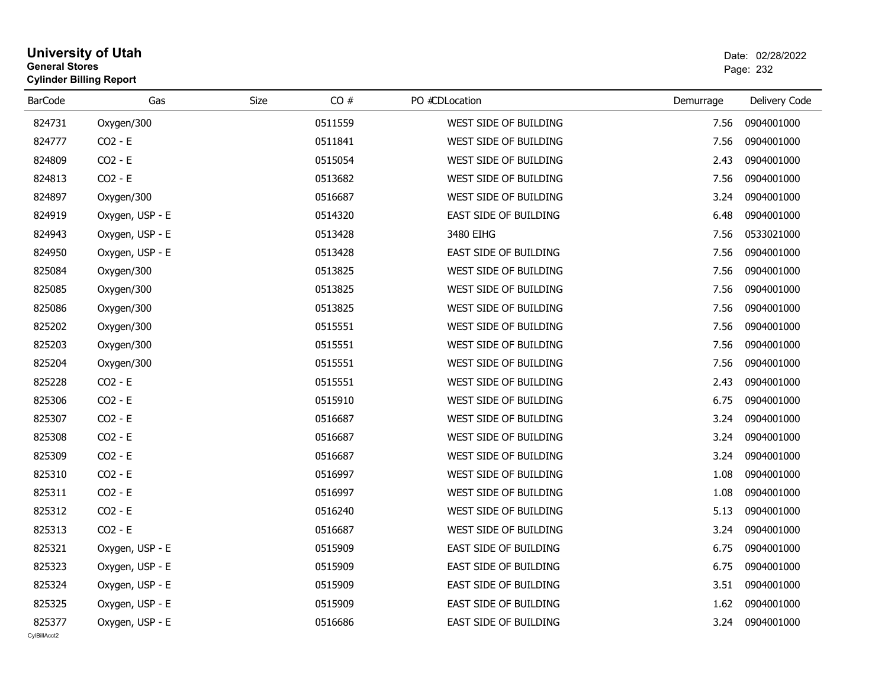# University of Utah
**General Stores**
**Cylinder Billing Report**

Date: 02/28/2022

| BarCode | Gas | Size | CO # | PO # | CDLocation | Demurrage | Delivery Code |
|---|---|---|---|---|---|---|---|
| 824731 | Oxygen/300 | | 0511559 | | WEST SIDE OF BUILDING | 7.56 | 0904001000 |
| 824777 | CO2 - E | | 0511841 | | WEST SIDE OF BUILDING | 7.56 | 0904001000 |
| 824809 | CO2 - E | | 0515054 | | WEST SIDE OF BUILDING | 2.43 | 0904001000 |
| 824813 | CO2 - E | | 0513682 | | WEST SIDE OF BUILDING | 7.56 | 0904001000 |
| 824897 | Oxygen/300 | | 0516687 | | WEST SIDE OF BUILDING | 3.24 | 0904001000 |
| 824919 | Oxygen, USP - E | | 0514320 | | EAST SIDE OF BUILDING | 6.48 | 0904001000 |
| 824943 | Oxygen, USP - E | | 0513428 | | 3480 EIHG | 7.56 | 0533021000 |
| 824950 | Oxygen, USP - E | | 0513428 | | EAST SIDE OF BUILDING | 7.56 | 0904001000 |
| 825084 | Oxygen/300 | | 0513825 | | WEST SIDE OF BUILDING | 7.56 | 0904001000 |
| 825085 | Oxygen/300 | | 0513825 | | WEST SIDE OF BUILDING | 7.56 | 0904001000 |
| 825086 | Oxygen/300 | | 0513825 | | WEST SIDE OF BUILDING | 7.56 | 0904001000 |
| 825202 | Oxygen/300 | | 0515551 | | WEST SIDE OF BUILDING | 7.56 | 0904001000 |
| 825203 | Oxygen/300 | | 0515551 | | WEST SIDE OF BUILDING | 7.56 | 0904001000 |
| 825204 | Oxygen/300 | | 0515551 | | WEST SIDE OF BUILDING | 7.56 | 0904001000 |
| 825228 | CO2 - E | | 0515551 | | WEST SIDE OF BUILDING | 2.43 | 0904001000 |
| 825306 | CO2 - E | | 0515910 | | WEST SIDE OF BUILDING | 6.75 | 0904001000 |
| 825307 | CO2 - E | | 0516687 | | WEST SIDE OF BUILDING | 3.24 | 0904001000 |
| 825308 | CO2 - E | | 0516687 | | WEST SIDE OF BUILDING | 3.24 | 0904001000 |
| 825309 | CO2 - E | | 0516687 | | WEST SIDE OF BUILDING | 3.24 | 0904001000 |
| 825310 | CO2 - E | | 0516997 | | WEST SIDE OF BUILDING | 1.08 | 0904001000 |
| 825311 | CO2 - E | | 0516997 | | WEST SIDE OF BUILDING | 1.08 | 0904001000 |
| 825312 | CO2 - E | | 0516240 | | WEST SIDE OF BUILDING | 5.13 | 0904001000 |
| 825313 | CO2 - E | | 0516687 | | WEST SIDE OF BUILDING | 3.24 | 0904001000 |
| 825321 | Oxygen, USP - E | | 0515909 | | EAST SIDE OF BUILDING | 6.75 | 0904001000 |
| 825323 | Oxygen, USP - E | | 0515909 | | EAST SIDE OF BUILDING | 6.75 | 0904001000 |
| 825324 | Oxygen, USP - E | | 0515909 | | EAST SIDE OF BUILDING | 3.51 | 0904001000 |
| 825325 | Oxygen, USP - E | | 0515909 | | EAST SIDE OF BUILDING | 1.62 | 0904001000 |
| 825377 | Oxygen, USP - E | | 0516686 | | EAST SIDE OF BUILDING | 3.24 | 0904001000 |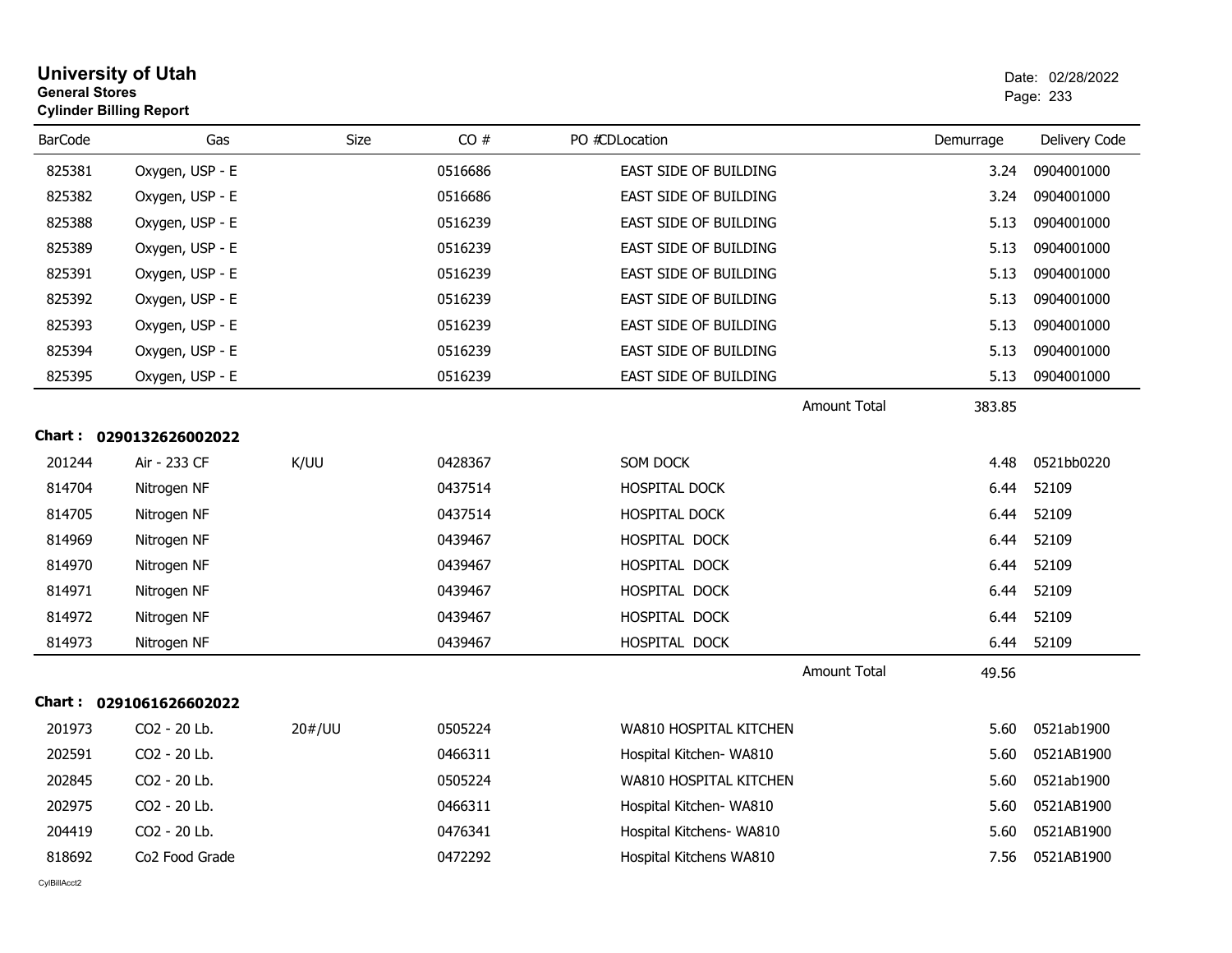# University of Utah
**General Stores**
**Cylinder Billing Report**

Date: 02/28/2022

| BarCode | Gas | Size | CO # | PO #CDLocation | Demurrage | Delivery Code |
|---|---|---|---|---|---|---|
| 825381 | Oxygen, USP - E | | 0516686 | EAST SIDE OF BUILDING | 3.24 | 0904001000 |
| 825382 | Oxygen, USP - E | | 0516686 | EAST SIDE OF BUILDING | 3.24 | 0904001000 |
| 825388 | Oxygen, USP - E | | 0516239 | EAST SIDE OF BUILDING | 5.13 | 0904001000 |
| 825389 | Oxygen, USP - E | | 0516239 | EAST SIDE OF BUILDING | 5.13 | 0904001000 |
| 825391 | Oxygen, USP - E | | 0516239 | EAST SIDE OF BUILDING | 5.13 | 0904001000 |
| 825392 | Oxygen, USP - E | | 0516239 | EAST SIDE OF BUILDING | 5.13 | 0904001000 |
| 825393 | Oxygen, USP - E | | 0516239 | EAST SIDE OF BUILDING | 5.13 | 0904001000 |
| 825394 | Oxygen, USP - E | | 0516239 | EAST SIDE OF BUILDING | 5.13 | 0904001000 |
| 825395 | Oxygen, USP - E | | 0516239 | EAST SIDE OF BUILDING | 5.13 | 0904001000 |
| | | | | Amount Total | 383.85 | |

**Chart : 0290132626002022**

| BarCode | Gas | Size | CO # | PO #CDLocation | Demurrage | Delivery Code |
|---|---|---|---|---|---|---|
| 201244 | Air - 233 CF | K/UU | 0428367 | SOM DOCK | 4.48 | 0521bb0220 |
| 814704 | Nitrogen NF | | 0437514 | HOSPITAL DOCK | 6.44 | 52109 |
| 814705 | Nitrogen NF | | 0437514 | HOSPITAL DOCK | 6.44 | 52109 |
| 814969 | Nitrogen NF | | 0439467 | HOSPITAL DOCK | 6.44 | 52109 |
| 814970 | Nitrogen NF | | 0439467 | HOSPITAL DOCK | 6.44 | 52109 |
| 814971 | Nitrogen NF | | 0439467 | HOSPITAL DOCK | 6.44 | 52109 |
| 814972 | Nitrogen NF | | 0439467 | HOSPITAL DOCK | 6.44 | 52109 |
| 814973 | Nitrogen NF | | 0439467 | HOSPITAL DOCK | 6.44 | 52109 |
| | | | | Amount Total | 49.56 | |

**Chart : 0291061626602022**

| BarCode | Gas | Size | CO # | PO #CDLocation | Demurrage | Delivery Code |
|---|---|---|---|---|---|---|
| 201973 | CO2 - 20 Lb. | 20#/UU | 0505224 | WA810 HOSPITAL KITCHEN | 5.60 | 0521ab1900 |
| 202591 | CO2 - 20 Lb. | | 0466311 | Hospital Kitchen- WA810 | 5.60 | 0521AB1900 |
| 202845 | CO2 - 20 Lb. | | 0505224 | WA810 HOSPITAL KITCHEN | 5.60 | 0521ab1900 |
| 202975 | CO2 - 20 Lb. | | 0466311 | Hospital Kitchen- WA810 | 5.60 | 0521AB1900 |
| 204419 | CO2 - 20 Lb. | | 0476341 | Hospital Kitchens- WA810 | 5.60 | 0521AB1900 |
| 818692 | Co2 Food Grade | | 0472292 | Hospital Kitchens WA810 | 7.56 | 0521AB1900 |

CylBillAcct2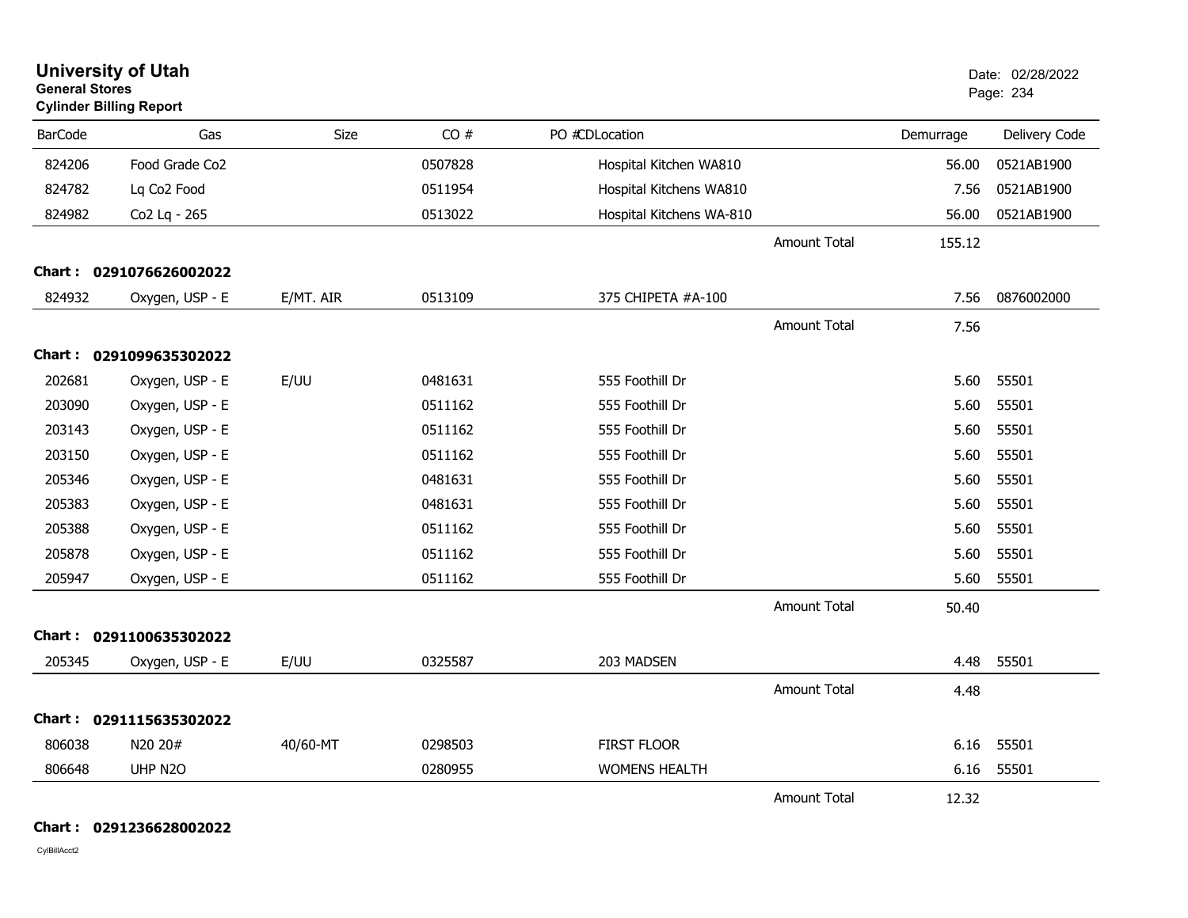# University of Utah
**General Stores**
**Cylinder Billing Report**

Date: 02/28/2022

| BarCode | Gas | Size | CO # | PO #CDLocation | Demurrage | Delivery Code |
|---|---|---|---|---|---|---|
| 824206 | Food Grade Co2 | | 0507828 | Hospital Kitchen WA810 | 56.00 | 0521AB1900 |
| 824782 | Lq Co2 Food | | 0511954 | Hospital Kitchens WA810 | 7.56 | 0521AB1900 |
| 824982 | Co2 Lq - 265 | | 0513022 | Hospital Kitchens WA-810 | 56.00 | 0521AB1900 |
| | | | | Amount Total | 155.12 | |
| **Chart : 0291076626002022** | | | | | | |
| 824932 | Oxygen, USP - E | E/MT. AIR | 0513109 | 375 CHIPETA #A-100 | 7.56 | 0876002000 |
| | | | | Amount Total | 7.56 | |
| **Chart : 0291099635302022** | | | | | | |
| 202681 | Oxygen, USP - E | E/UU | 0481631 | 555 Foothill Dr | 5.60 | 55501 |
| 203090 | Oxygen, USP - E | | 0511162 | 555 Foothill Dr | 5.60 | 55501 |
| 203143 | Oxygen, USP - E | | 0511162 | 555 Foothill Dr | 5.60 | 55501 |
| 203150 | Oxygen, USP - E | | 0511162 | 555 Foothill Dr | 5.60 | 55501 |
| 205346 | Oxygen, USP - E | | 0481631 | 555 Foothill Dr | 5.60 | 55501 |
| 205383 | Oxygen, USP - E | | 0481631 | 555 Foothill Dr | 5.60 | 55501 |
| 205388 | Oxygen, USP - E | | 0511162 | 555 Foothill Dr | 5.60 | 55501 |
| 205878 | Oxygen, USP - E | | 0511162 | 555 Foothill Dr | 5.60 | 55501 |
| 205947 | Oxygen, USP - E | | 0511162 | 555 Foothill Dr | 5.60 | 55501 |
| | | | | Amount Total | 50.40 | |
| **Chart : 0291100635302022** | | | | | | |
| 205345 | Oxygen, USP - E | E/UU | 0325587 | 203 MADSEN | 4.48 | 55501 |
| | | | | Amount Total | 4.48 | |
| **Chart : 0291115635302022** | | | | | | |
| 806038 | N20 20# | 40/60-MT | 0298503 | FIRST FLOOR | 6.16 | 55501 |
| 806648 | UHP N2O | | 0280955 | WOMENS HEALTH | 6.16 | 55501 |
| | | | | Amount Total | 12.32 | |

**Chart : 0291236628002022**

CylBillAcct2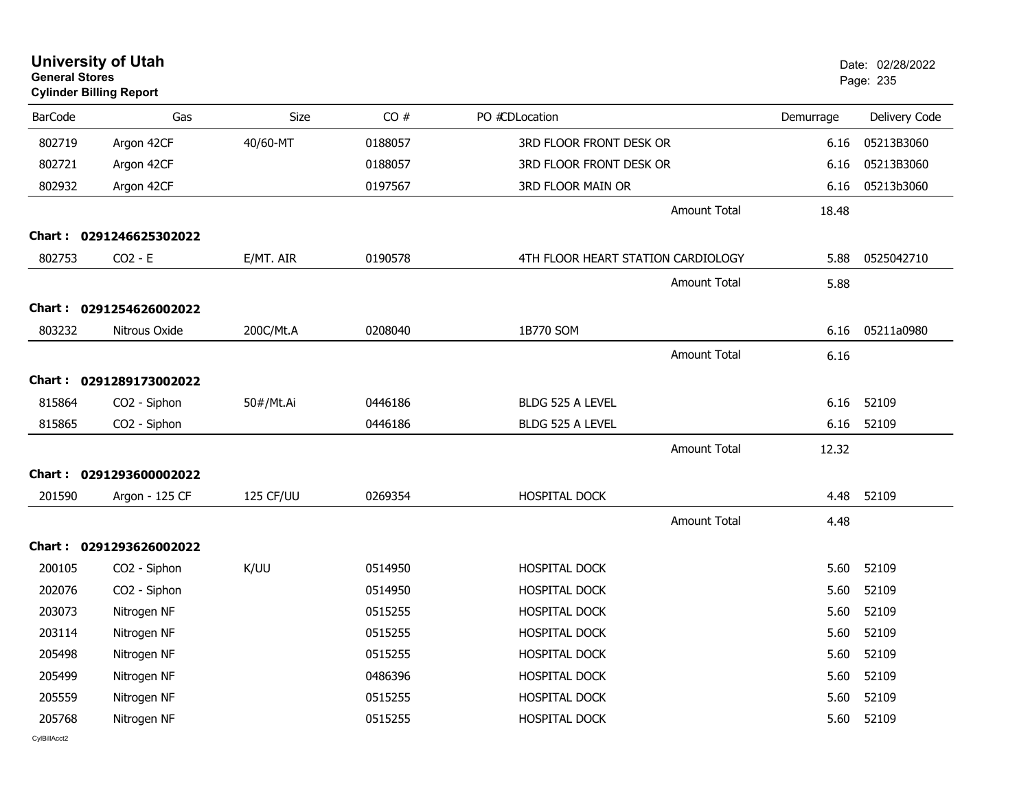# University of Utah

**General Stores**

**Cylinder Billing Report**

Date: 02/28/2022

| BarCode | Gas | Size | CO # | PO # | CDLocation | Demurrage | Delivery Code |
|---|---|---|---|---|---|---|---|
| 802719 | Argon 42CF | 40/60-MT | 0188057 | | 3RD FLOOR FRONT DESK OR | 6.16 | 05213B3060 |
| 802721 | Argon 42CF | | 0188057 | | 3RD FLOOR FRONT DESK OR | 6.16 | 05213B3060 |
| 802932 | Argon 42CF | | 0197567 | | 3RD FLOOR MAIN OR | 6.16 | 05213b3060 |
| | | | | | Amount Total | 18.48 | |
| **Chart :** | **0291246625302022** | | | | | | |
| 802753 | CO2 - E | E/MT. AIR | 0190578 | | 4TH FLOOR HEART STATION CARDIOLOGY | 5.88 | 0525042710 |
| | | | | | Amount Total | 5.88 | |
| **Chart :** | **0291254626002022** | | | | | | |
| 803232 | Nitrous Oxide | 200C/Mt.A | 0208040 | | 1B770 SOM | 6.16 | 05211a0980 |
| | | | | | Amount Total | 6.16 | |
| **Chart :** | **0291289173002022** | | | | | | |
| 815864 | CO2 - Siphon | 50#/Mt.Ai | 0446186 | | BLDG 525 A LEVEL | 6.16 | 52109 |
| 815865 | CO2 - Siphon | | 0446186 | | BLDG 525 A LEVEL | 6.16 | 52109 |
| | | | | | Amount Total | 12.32 | |
| **Chart :** | **0291293600002022** | | | | | | |
| 201590 | Argon - 125 CF | 125 CF/UU | 0269354 | | HOSPITAL DOCK | 4.48 | 52109 |
| | | | | | Amount Total | 4.48 | |
| **Chart :** | **0291293626002022** | | | | | | |
| 200105 | CO2 - Siphon | K/UU | 0514950 | | HOSPITAL DOCK | 5.60 | 52109 |
| 202076 | CO2 - Siphon | | 0514950 | | HOSPITAL DOCK | 5.60 | 52109 |
| 203073 | Nitrogen NF | | 0515255 | | HOSPITAL DOCK | 5.60 | 52109 |
| 203114 | Nitrogen NF | | 0515255 | | HOSPITAL DOCK | 5.60 | 52109 |
| 205498 | Nitrogen NF | | 0515255 | | HOSPITAL DOCK | 5.60 | 52109 |
| 205499 | Nitrogen NF | | 0486396 | | HOSPITAL DOCK | 5.60 | 52109 |
| 205559 | Nitrogen NF | | 0515255 | | HOSPITAL DOCK | 5.60 | 52109 |
| 205768 | Nitrogen NF | | 0515255 | | HOSPITAL DOCK | 5.60 | 52109 |

CylBillAcct2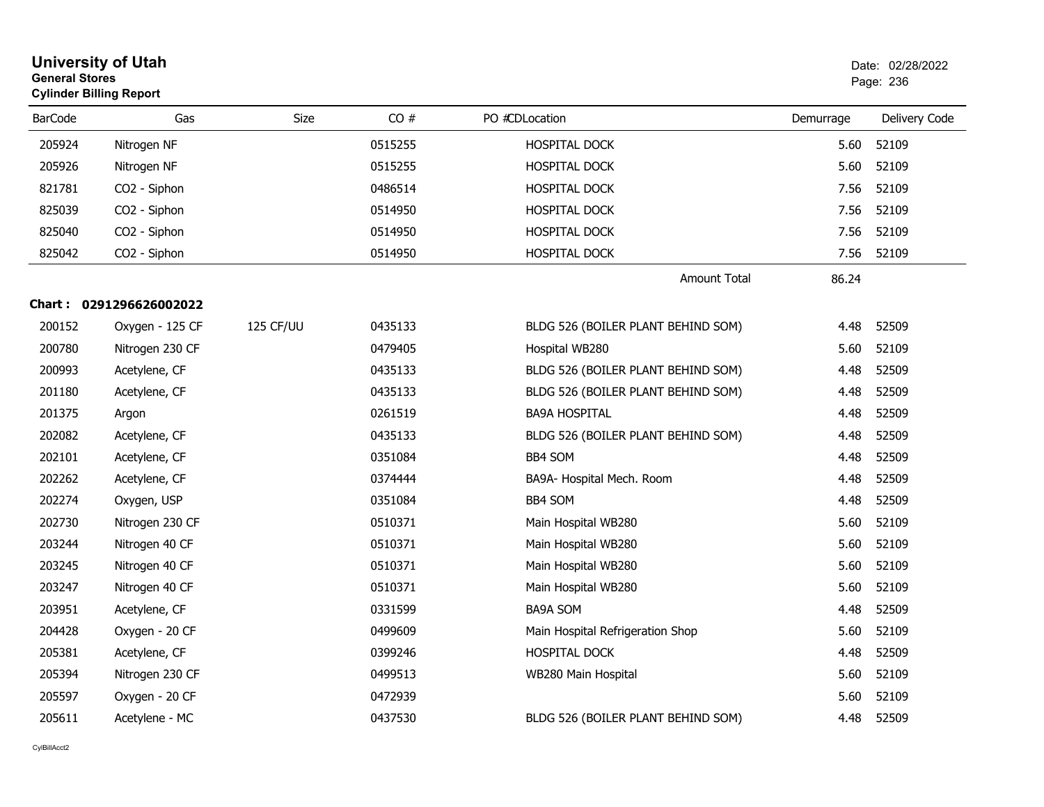# University of Utah

**General Stores**

**Cylinder Billing Report**

Date: 02/28/2022

| BarCode | Gas | Size | CO # | PO # | CD | Location | Demurrage | Delivery Code |
|---|---|---|---|---|---|---|---|---|
| 205924 | Nitrogen NF | | 0515255 | | | HOSPITAL DOCK | 5.60 | 52109 |
| 205926 | Nitrogen NF | | 0515255 | | | HOSPITAL DOCK | 5.60 | 52109 |
| 821781 | CO2 - Siphon | | 0486514 | | | HOSPITAL DOCK | 7.56 | 52109 |
| 825039 | CO2 - Siphon | | 0514950 | | | HOSPITAL DOCK | 7.56 | 52109 |
| 825040 | CO2 - Siphon | | 0514950 | | | HOSPITAL DOCK | 7.56 | 52109 |
| 825042 | CO2 - Siphon | | 0514950 | | | HOSPITAL DOCK | 7.56 | 52109 |
| | | | | | | Amount Total | 86.24 | |

**Chart : 0291296626002022**

| BarCode | Gas | Size | CO # | PO # | CD | Location | Demurrage | Delivery Code |
|---|---|---|---|---|---|---|---|---|
| 200152 | Oxygen - 125 CF | 125 CF/UU | 0435133 | | | BLDG 526 (BOILER PLANT BEHIND SOM) | 4.48 | 52509 |
| 200780 | Nitrogen 230 CF | | 0479405 | | | Hospital WB280 | 5.60 | 52109 |
| 200993 | Acetylene, CF | | 0435133 | | | BLDG 526 (BOILER PLANT BEHIND SOM) | 4.48 | 52509 |
| 201180 | Acetylene, CF | | 0435133 | | | BLDG 526 (BOILER PLANT BEHIND SOM) | 4.48 | 52509 |
| 201375 | Argon | | 0261519 | | | BA9A HOSPITAL | 4.48 | 52509 |
| 202082 | Acetylene, CF | | 0435133 | | | BLDG 526 (BOILER PLANT BEHIND SOM) | 4.48 | 52509 |
| 202101 | Acetylene, CF | | 0351084 | | | BB4 SOM | 4.48 | 52509 |
| 202262 | Acetylene, CF | | 0374444 | | | BA9A- Hospital Mech. Room | 4.48 | 52509 |
| 202274 | Oxygen, USP | | 0351084 | | | BB4 SOM | 4.48 | 52509 |
| 202730 | Nitrogen 230 CF | | 0510371 | | | Main Hospital WB280 | 5.60 | 52109 |
| 203244 | Nitrogen 40 CF | | 0510371 | | | Main Hospital WB280 | 5.60 | 52109 |
| 203245 | Nitrogen 40 CF | | 0510371 | | | Main Hospital WB280 | 5.60 | 52109 |
| 203247 | Nitrogen 40 CF | | 0510371 | | | Main Hospital WB280 | 5.60 | 52109 |
| 203951 | Acetylene, CF | | 0331599 | | | BA9A SOM | 4.48 | 52509 |
| 204428 | Oxygen - 20 CF | | 0499609 | | | Main Hospital Refrigeration Shop | 5.60 | 52109 |
| 205381 | Acetylene, CF | | 0399246 | | | HOSPITAL DOCK | 4.48 | 52509 |
| 205394 | Nitrogen 230 CF | | 0499513 | | | WB280 Main Hospital | 5.60 | 52109 |
| 205597 | Oxygen - 20 CF | | 0472939 | | | | 5.60 | 52109 |
| 205611 | Acetylene - MC | | 0437530 | | | BLDG 526 (BOILER PLANT BEHIND SOM) | 4.48 | 52509 |

CylBillAcct2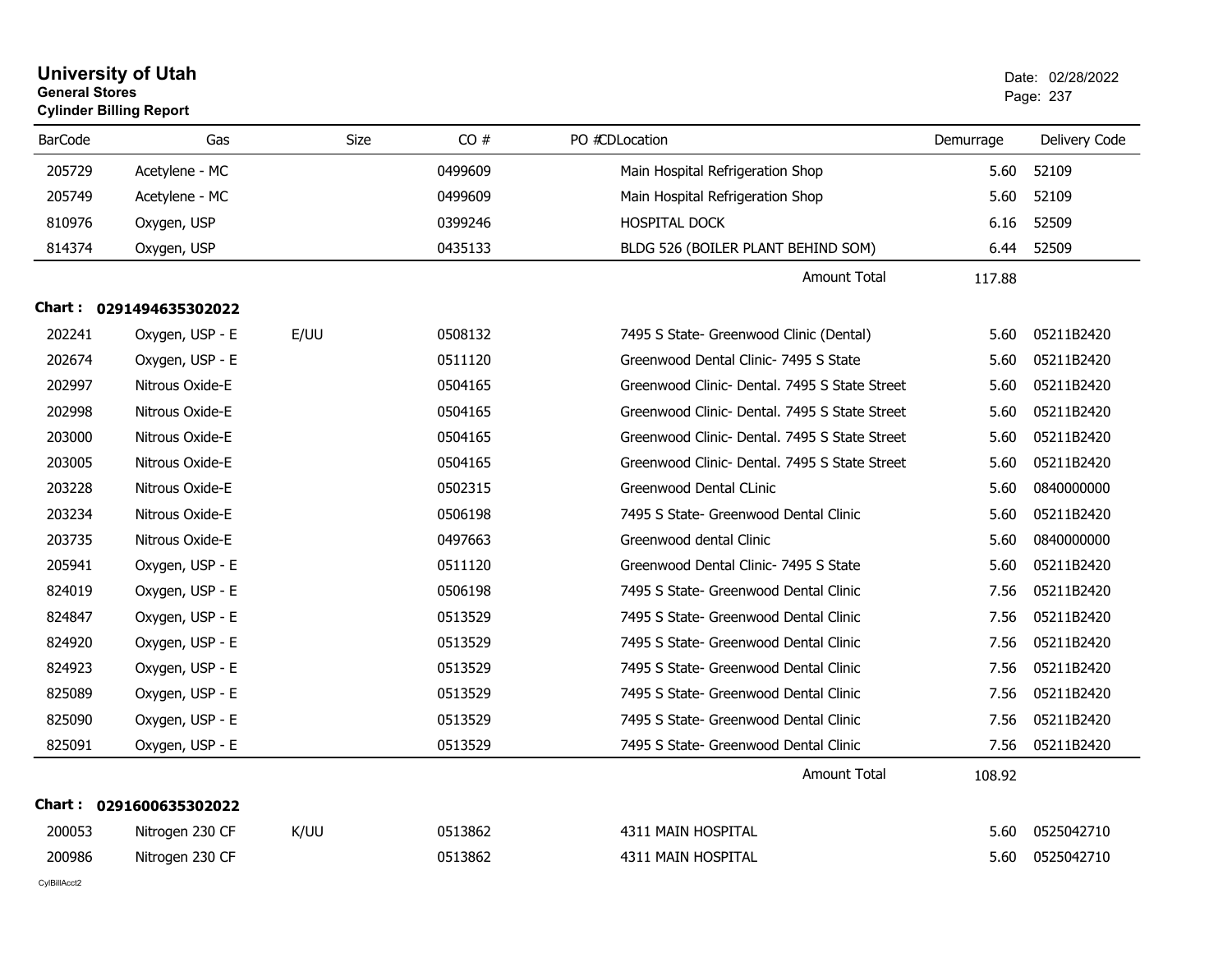# University of Utah
**General Stores**
**Cylinder Billing Report**

Date: 02/28/2022

| BarCode | Gas | Size | CO # | PO #CDLocation | Demurrage | Delivery Code |
|---|---|---|---|---|---|---|
| 205729 | Acetylene - MC | | 0499609 | Main Hospital Refrigeration Shop | 5.60 | 52109 |
| 205749 | Acetylene - MC | | 0499609 | Main Hospital Refrigeration Shop | 5.60 | 52109 |
| 810976 | Oxygen, USP | | 0399246 | HOSPITAL DOCK | 6.16 | 52509 |
| 814374 | Oxygen, USP | | 0435133 | BLDG 526 (BOILER PLANT BEHIND SOM) | 6.44 | 52509 |
| | | | | Amount Total | 117.88 | |

**Chart : 0291494635302022**

| BarCode | Gas | Size | CO # | PO #CDLocation | Demurrage | Delivery Code |
|---|---|---|---|---|---|---|
| 202241 | Oxygen, USP - E | E/UU | 0508132 | 7495 S State- Greenwood Clinic (Dental) | 5.60 | 05211B2420 |
| 202674 | Oxygen, USP - E | | 0511120 | Greenwood Dental Clinic- 7495 S State | 5.60 | 05211B2420 |
| 202997 | Nitrous Oxide-E | | 0504165 | Greenwood Clinic- Dental. 7495 S State Street | 5.60 | 05211B2420 |
| 202998 | Nitrous Oxide-E | | 0504165 | Greenwood Clinic- Dental. 7495 S State Street | 5.60 | 05211B2420 |
| 203000 | Nitrous Oxide-E | | 0504165 | Greenwood Clinic- Dental. 7495 S State Street | 5.60 | 05211B2420 |
| 203005 | Nitrous Oxide-E | | 0504165 | Greenwood Clinic- Dental. 7495 S State Street | 5.60 | 05211B2420 |
| 203228 | Nitrous Oxide-E | | 0502315 | Greenwood Dental CLinic | 5.60 | 0840000000 |
| 203234 | Nitrous Oxide-E | | 0506198 | 7495 S State- Greenwood Dental Clinic | 5.60 | 05211B2420 |
| 203735 | Nitrous Oxide-E | | 0497663 | Greenwood dental Clinic | 5.60 | 0840000000 |
| 205941 | Oxygen, USP - E | | 0511120 | Greenwood Dental Clinic- 7495 S State | 5.60 | 05211B2420 |
| 824019 | Oxygen, USP - E | | 0506198 | 7495 S State- Greenwood Dental Clinic | 7.56 | 05211B2420 |
| 824847 | Oxygen, USP - E | | 0513529 | 7495 S State- Greenwood Dental Clinic | 7.56 | 05211B2420 |
| 824920 | Oxygen, USP - E | | 0513529 | 7495 S State- Greenwood Dental Clinic | 7.56 | 05211B2420 |
| 824923 | Oxygen, USP - E | | 0513529 | 7495 S State- Greenwood Dental Clinic | 7.56 | 05211B2420 |
| 825089 | Oxygen, USP - E | | 0513529 | 7495 S State- Greenwood Dental Clinic | 7.56 | 05211B2420 |
| 825090 | Oxygen, USP - E | | 0513529 | 7495 S State- Greenwood Dental Clinic | 7.56 | 05211B2420 |
| 825091 | Oxygen, USP - E | | 0513529 | 7495 S State- Greenwood Dental Clinic | 7.56 | 05211B2420 |
| | | | | Amount Total | 108.92 | |

**Chart : 0291600635302022**

| BarCode | Gas | Size | CO # | PO #CDLocation | Demurrage | Delivery Code |
|---|---|---|---|---|---|---|
| 200053 | Nitrogen 230 CF | K/UU | 0513862 | 4311 MAIN HOSPITAL | 5.60 | 0525042710 |
| 200986 | Nitrogen 230 CF | | 0513862 | 4311 MAIN HOSPITAL | 5.60 | 0525042710 |

CylBillAcct2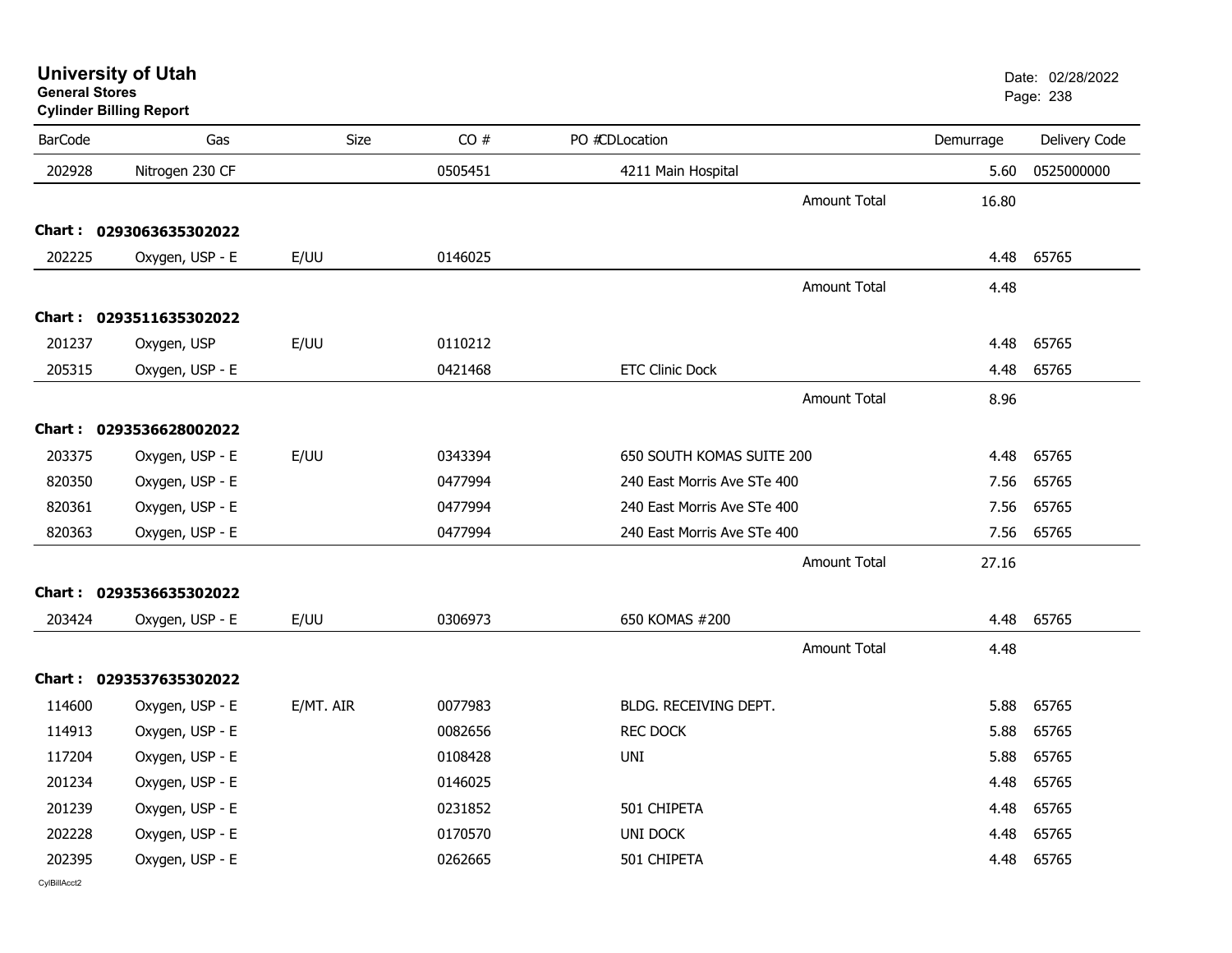# University of Utah
**General Stores**
**Cylinder Billing Report**

Date: 02/28/2022

| BarCode | Gas | Size | CO # | PO #CDLocation | Demurrage | Delivery Code |
|---|---|---|---|---|---|---|
| 202928 | Nitrogen 230 CF | | 0505451 | 4211 Main Hospital | 5.60 | 0525000000 |
| | | | | Amount Total | 16.80 | |
| **Chart : 0293063635302022** | | | | | | |
| 202225 | Oxygen, USP - E | E/UU | 0146025 | | 4.48 | 65765 |
| | | | | Amount Total | 4.48 | |
| **Chart : 0293511635302022** | | | | | | |
| 201237 | Oxygen, USP | E/UU | 0110212 | | 4.48 | 65765 |
| 205315 | Oxygen, USP - E | | 0421468 | ETC Clinic Dock | 4.48 | 65765 |
| | | | | Amount Total | 8.96 | |
| **Chart : 0293536628002022** | | | | | | |
| 203375 | Oxygen, USP - E | E/UU | 0343394 | 650 SOUTH KOMAS SUITE 200 | 4.48 | 65765 |
| 820350 | Oxygen, USP - E | | 0477994 | 240 East Morris Ave STe 400 | 7.56 | 65765 |
| 820361 | Oxygen, USP - E | | 0477994 | 240 East Morris Ave STe 400 | 7.56 | 65765 |
| 820363 | Oxygen, USP - E | | 0477994 | 240 East Morris Ave STe 400 | 7.56 | 65765 |
| | | | | Amount Total | 27.16 | |
| **Chart : 0293536635302022** | | | | | | |
| 203424 | Oxygen, USP - E | E/UU | 0306973 | 650 KOMAS #200 | 4.48 | 65765 |
| | | | | Amount Total | 4.48 | |
| **Chart : 0293537635302022** | | | | | | |
| 114600 | Oxygen, USP - E | E/MT. AIR | 0077983 | BLDG. RECEIVING DEPT. | 5.88 | 65765 |
| 114913 | Oxygen, USP - E | | 0082656 | REC DOCK | 5.88 | 65765 |
| 117204 | Oxygen, USP - E | | 0108428 | UNI | 5.88 | 65765 |
| 201234 | Oxygen, USP - E | | 0146025 | | 4.48 | 65765 |
| 201239 | Oxygen, USP - E | | 0231852 | 501 CHIPETA | 4.48 | 65765 |
| 202228 | Oxygen, USP - E | | 0170570 | UNI DOCK | 4.48 | 65765 |
| 202395 | Oxygen, USP - E | | 0262665 | 501 CHIPETA | 4.48 | 65765 |

CylBillAcct2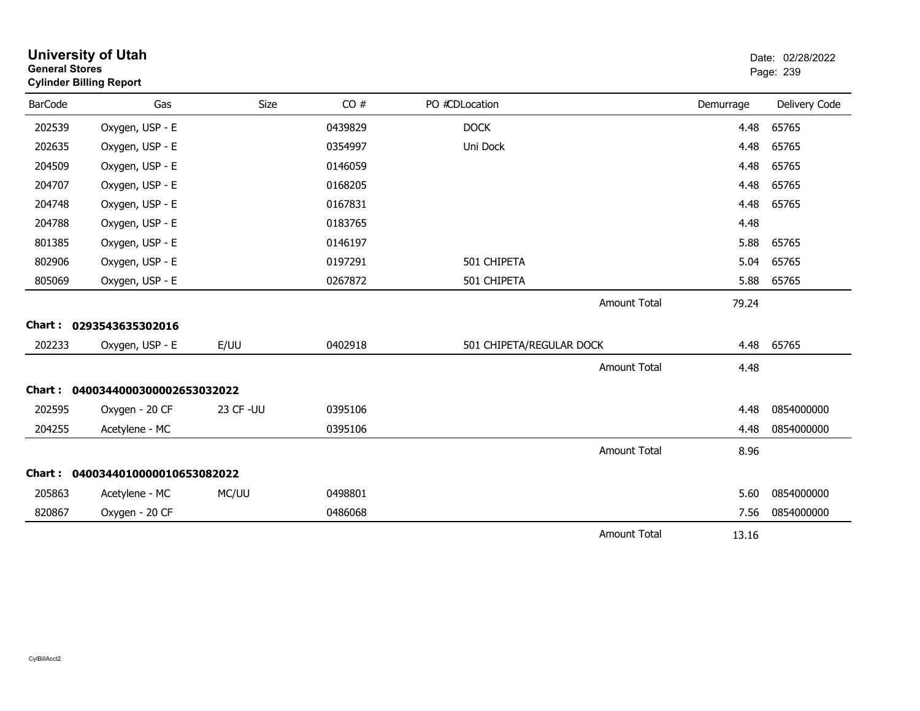# University of Utah

**General Stores**

**Cylinder Billing Report**

Date: 02/28/2022

| BarCode | Gas | Size | CO # | PO # | CDLocation | Demurrage | Delivery Code |
|---|---|---|---|---|---|---|---|
| 202539 | Oxygen, USP - E | | 0439829 | | DOCK | 4.48 | 65765 |
| 202635 | Oxygen, USP - E | | 0354997 | | Uni Dock | 4.48 | 65765 |
| 204509 | Oxygen, USP - E | | 0146059 | | | 4.48 | 65765 |
| 204707 | Oxygen, USP - E | | 0168205 | | | 4.48 | 65765 |
| 204748 | Oxygen, USP - E | | 0167831 | | | 4.48 | 65765 |
| 204788 | Oxygen, USP - E | | 0183765 | | | 4.48 | |
| 801385 | Oxygen, USP - E | | 0146197 | | | 5.88 | 65765 |
| 802906 | Oxygen, USP - E | | 0197291 | | 501 CHIPETA | 5.04 | 65765 |
| 805069 | Oxygen, USP - E | | 0267872 | | 501 CHIPETA | 5.88 | 65765 |
| | | | | | Amount Total | 79.24 | |

**Chart : 0293543635302016**

| BarCode | Gas | Size | CO # | PO # | CDLocation | Demurrage | Delivery Code |
|---|---|---|---|---|---|---|---|
| 202233 | Oxygen, USP - E | E/UU | 0402918 | | 501 CHIPETA/REGULAR DOCK | 4.48 | 65765 |
| | | | | | Amount Total | 4.48 | |

**Chart : 04003440003000026530320022**

| BarCode | Gas | Size | CO # | PO # | CDLocation | Demurrage | Delivery Code |
|---|---|---|---|---|---|---|---|
| 202595 | Oxygen - 20 CF | 23 CF -UU | 0395106 | | | 4.48 | 0854000000 |
| 204255 | Acetylene - MC | | 0395106 | | | 4.48 | 0854000000 |
| | | | | | Amount Total | 8.96 | |

**Chart : 04003440100000106530820022**

| BarCode | Gas | Size | CO # | PO # | CDLocation | Demurrage | Delivery Code |
|---|---|---|---|---|---|---|---|
| 205863 | Acetylene - MC | MC/UU | 0498801 | | | 5.60 | 0854000000 |
| 820867 | Oxygen - 20 CF | | 0486068 | | | 7.56 | 0854000000 |
| | | | | | Amount Total | 13.16 | |

CylBillAcct2